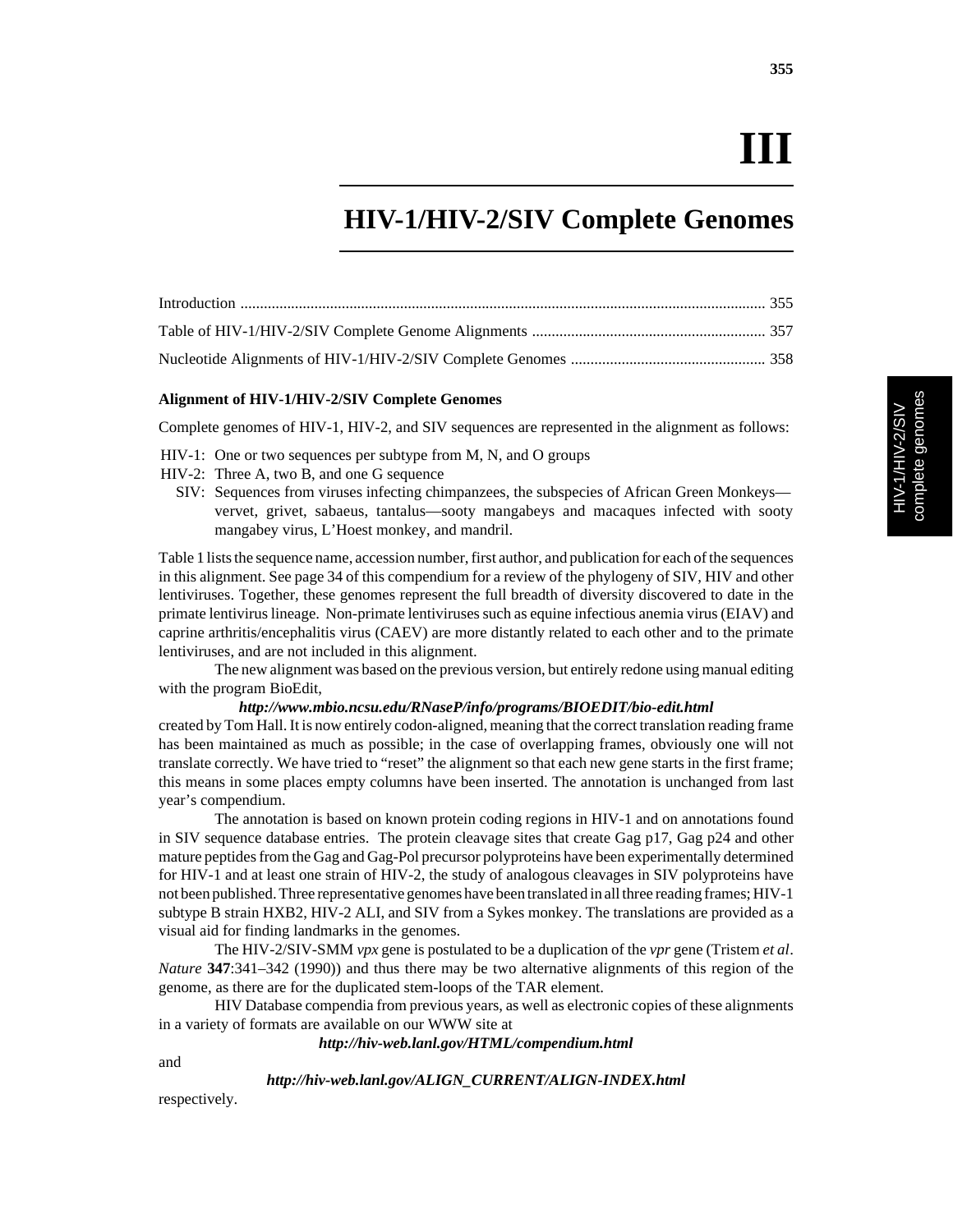# III

# HIV-1/HIV-2/SIV Complete Genomes

Introduction ........................................................................................................................................ 355

Table of HIV-1/HIV-2/SIV Complete Genome Alignments ............................................................ 357

Nucleotide Alignments of HIV-1/HIV-2/SIV Complete Genomes .................................................. 358

**Alignment of HIV-1/HIV-2/SIV Complete Genomes**

Complete genomes of HIV-1, HIV-2, and SIV sequences are represented in the alignment as follows:

HIV-1: One or two sequences per subtype from M, N, and O groups
HIV-2: Three A, two B, and one G sequence
SIV: Sequences from viruses infecting chimpanzees, the subspecies of African Green Monkeys—vervet, grivet, sabaeus, tantalus—sooty mangabeys and macaques infected with sooty mangabey virus, L'Hoest monkey, and mandril.

Table 1 lists the sequence name, accession number, first author, and publication for each of the sequences in this alignment. See page 34 of this compendium for a review of the phylogeny of SIV, HIV and other lentiviruses. Together, these genomes represent the full breadth of diversity discovered to date in the primate lentivirus lineage. Non-primate lentiviruses such as equine infectious anemia virus (EIAV) and caprine arthritis/encephalitis virus (CAEV) are more distantly related to each other and to the primate lentiviruses, and are not included in this alignment.

The new alignment was based on the previous version, but entirely redone using manual editing with the program BioEdit,

***http://www.mbio.ncsu.edu/RNaseP/info/programs/BIOEDIT/bio-edit.html***

created by Tom Hall. It is now entirely codon-aligned, meaning that the correct translation reading frame has been maintained as much as possible; in the case of overlapping frames, obviously one will not translate correctly. We have tried to "reset" the alignment so that each new gene starts in the first frame; this means in some places empty columns have been inserted. The annotation is unchanged from last year's compendium.

The annotation is based on known protein coding regions in HIV-1 and on annotations found in SIV sequence database entries. The protein cleavage sites that create Gag p17, Gag p24 and other mature peptides from the Gag and Gag-Pol precursor polyproteins have been experimentally determined for HIV-1 and at least one strain of HIV-2, the study of analogous cleavages in SIV polyproteins have not been published. Three representative genomes have been translated in all three reading frames; HIV-1 subtype B strain HXB2, HIV-2 ALI, and SIV from a Sykes monkey. The translations are provided as a visual aid for finding landmarks in the genomes.

The HIV-2/SIV-SMM *vpx* gene is postulated to be a duplication of the *vpr* gene (Tristem *et al*. *Nature* **347**:341–342 (1990)) and thus there may be two alternative alignments of this region of the genome, as there are for the duplicated stem-loops of the TAR element.

HIV Database compendia from previous years, as well as electronic copies of these alignments in a variety of formats are available on our WWW site at

***http://hiv-web.lanl.gov/HTML/compendium.html***

and

***http://hiv-web.lanl.gov/ALIGN_CURRENT/ALIGN-INDEX.html***

respectively.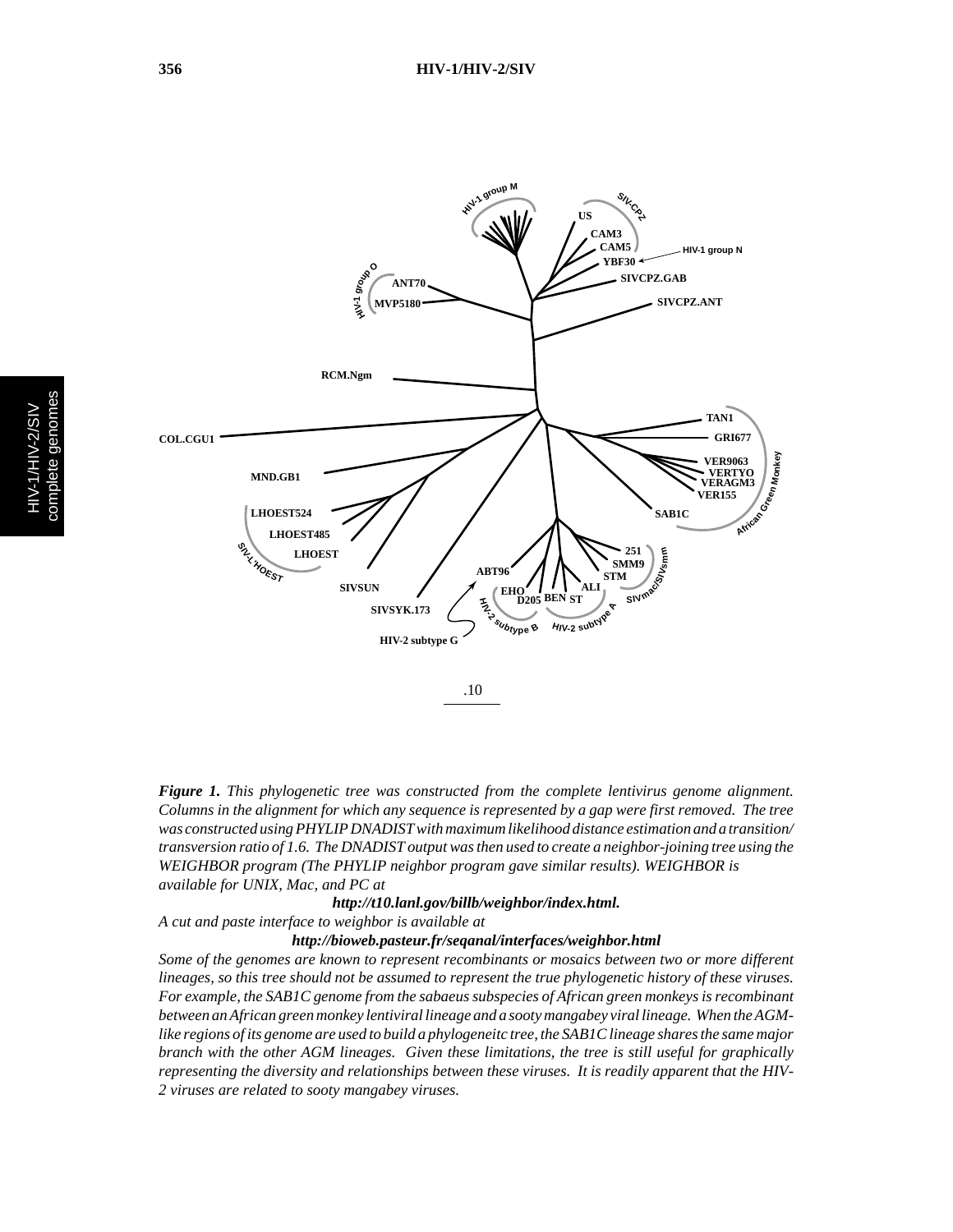*__Figure 1.__ This phylogenetic tree was constructed from the complete lentivirus genome alignment. Columns in the alignment for which any sequence is represented by a gap were first removed. The tree was constructed using PHYLIP DNADIST with maximum likelihood distance estimation and a transition/transversion ratio of 1.6. The DNADIST output was then used to create a neighbor-joining tree using the WEIGHBOR program (The PHYLIP neighbor program gave similar results). WEIGHBOR is available for UNIX, Mac, and PC at*

***http://t10.lanl.gov/billb/weighbor/index.html.***

*A cut and paste interface to weighbor is available at*

***http://bioweb.pasteur.fr/seqanal/interfaces/weighbor.html***

*Some of the genomes are known to represent recombinants or mosaics between two or more different lineages, so this tree should not be assumed to represent the true phylogenetic history of these viruses. For example, the SAB1C genome from the sabaeus subspecies of African green monkeys is recombinant between an African green monkey lentiviral lineage and a sooty mangabey viral lineage. When the AGM-like regions of its genome are used to build a phylogeneitc tree, the SAB1C lineage shares the same major branch with the other AGM lineages. Given these limitations, the tree is still useful for graphically representing the diversity and relationships between these viruses. It is readily apparent that the HIV-2 viruses are related to sooty mangabey viruses.*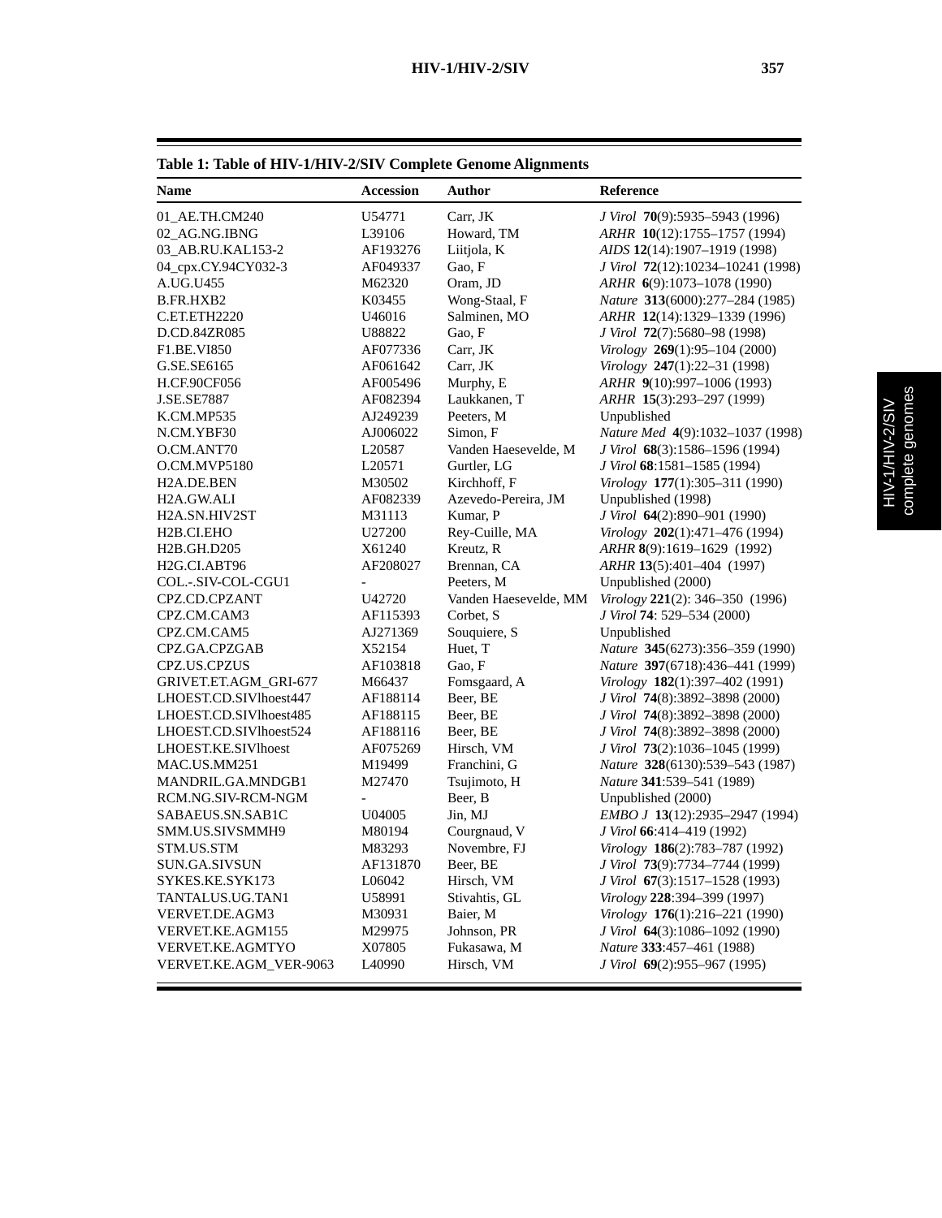**Table 1: Table of HIV-1/HIV-2/SIV Complete Genome Alignments**

| Name | Accession | Author | Reference |
|---|---|---|---|
| 01_AE.TH.CM240 | U54771 | Carr, JK | *J Virol* **70**(9):5935–5943 (1996) |
| 02_AG.NG.IBNG | L39106 | Howard, TM | *ARHR* **10**(12):1755–1757 (1994) |
| 03_AB.RU.KAL153-2 | AF193276 | Liitjola, K | *AIDS* **12**(14):1907–1919 (1998) |
| 04_cpx.CY.94CY032-3 | AF049337 | Gao, F | *J Virol* **72**(12):10234–10241 (1998) |
| A.UG.U455 | M62320 | Oram, JD | *ARHR* **6**(9):1073–1078 (1990) |
| B.FR.HXB2 | K03455 | Wong-Staal, F | *Nature* **313**(6000):277–284 (1985) |
| C.ET.ETH2220 | U46016 | Salminen, MO | *ARHR* **12**(14):1329–1339 (1996) |
| D.CD.84ZR085 | U88822 | Gao, F | *J Virol* **72**(7):5680–98 (1998) |
| F1.BE.VI850 | AF077336 | Carr, JK | *Virology* **269**(1):95–104 (2000) |
| G.SE.SE6165 | AF061642 | Carr, JK | *Virology* **247**(1):22–31 (1998) |
| H.CF.90CF056 | AF005496 | Murphy, E | *ARHR* **9**(10):997–1006 (1993) |
| J.SE.SE7887 | AF082394 | Laukkanen, T | *ARHR* **15**(3):293–297 (1999) |
| K.CM.MP535 | AJ249239 | Peeters, M | Unpublished |
| N.CM.YBF30 | AJ006022 | Simon, F | *Nature Med* **4**(9):1032–1037 (1998) |
| O.CM.ANT70 | L20587 | Vanden Haesevelde, M | *J Virol* **68**(3):1586–1596 (1994) |
| O.CM.MVP5180 | L20571 | Gurtler, LG | *J Virol* **68**:1581–1585 (1994) |
| H2A.DE.BEN | M30502 | Kirchhoff, F | *Virology* **177**(1):305–311 (1990) |
| H2A.GW.ALI | AF082339 | Azevedo-Pereira, JM | Unpublished (1998) |
| H2A.SN.HIV2ST | M31113 | Kumar, P | *J Virol* **64**(2):890–901 (1990) |
| H2B.CI.EHO | U27200 | Rey-Cuille, MA | *Virology* **202**(1):471–476 (1994) |
| H2B.GH.D205 | X61240 | Kreutz, R | *ARHR* **8**(9):1619–1629 (1992) |
| H2G.CI.ABT96 | AF208027 | Brennan, CA | *ARHR* **13**(5):401–404 (1997) |
| COL.-.SIV-COL-CGU1 | - | Peeters, M | Unpublished (2000) |
| CPZ.CD.CPZANT | U42720 | Vanden Haesevelde, MM | *Virology* **221**(2): 346–350 (1996) |
| CPZ.CM.CAM3 | AF115393 | Corbet, S | *J Virol* **74**: 529–534 (2000) |
| CPZ.CM.CAM5 | AJ271369 | Souquiere, S | Unpublished |
| CPZ.GA.CPZGAB | X52154 | Huet, T | *Nature* **345**(6273):356–359 (1990) |
| CPZ.US.CPZUS | AF103818 | Gao, F | *Nature* **397**(6718):436–441 (1999) |
| GRIVET.ET.AGM_GRI-677 | M66437 | Fomsgaard, A | *Virology* **182**(1):397–402 (1991) |
| LHOEST.CD.SIVlhoest447 | AF188114 | Beer, BE | *J Virol* **74**(8):3892–3898 (2000) |
| LHOEST.CD.SIVlhoest485 | AF188115 | Beer, BE | *J Virol* **74**(8):3892–3898 (2000) |
| LHOEST.CD.SIVlhoest524 | AF188116 | Beer, BE | *J Virol* **74**(8):3892–3898 (2000) |
| LHOEST.KE.SIVlhoest | AF075269 | Hirsch, VM | *J Virol* **73**(2):1036–1045 (1999) |
| MAC.US.MM251 | M19499 | Franchini, G | *Nature* **328**(6130):539–543 (1987) |
| MANDRIL.GA.MNDGB1 | M27470 | Tsujimoto, H | *Nature* **341**:539–541 (1989) |
| RCM.NG.SIV-RCM-NGM | - | Beer, B | Unpublished (2000) |
| SABAEUS.SN.SAB1C | U04005 | Jin, MJ | *EMBO J* **13**(12):2935–2947 (1994) |
| SMM.US.SIVSMMH9 | M80194 | Courgnaud, V | *J Virol* **66**:414–419 (1992) |
| STM.US.STM | M83293 | Novembre, FJ | *Virology* **186**(2):783–787 (1992) |
| SUN.GA.SIVSUN | AF131870 | Beer, BE | *J Virol* **73**(9):7734–7744 (1999) |
| SYKES.KE.SYK173 | L06042 | Hirsch, VM | *J Virol* **67**(3):1517–1528 (1993) |
| TANTALUS.UG.TAN1 | U58991 | Stivahtis, GL | *Virology* **228**:394–399 (1997) |
| VERVET.DE.AGM3 | M30931 | Baier, M | *Virology* **176**(1):216–221 (1990) |
| VERVET.KE.AGM155 | M29975 | Johnson, PR | *J Virol* **64**(3):1086–1092 (1990) |
| VERVET.KE.AGMTYO | X07805 | Fukasawa, M | *Nature* **333**:457–461 (1988) |
| VERVET.KE.AGM_VER-9063 | L40990 | Hirsch, VM | *J Virol* **69**(2):955–967 (1995) |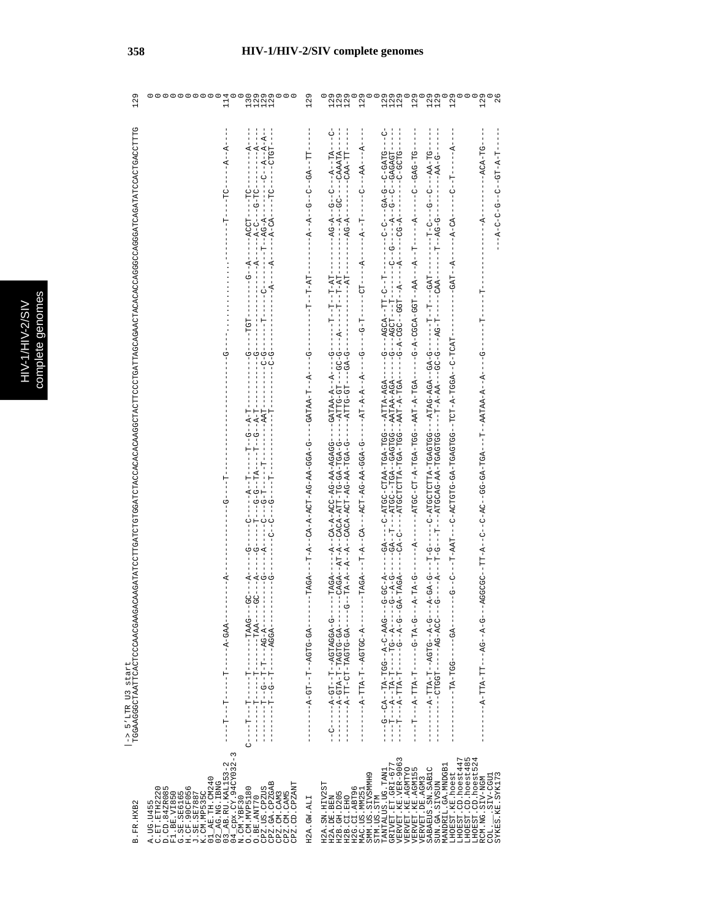# HIV-1/HIV-2/SIV complete genomes

```
                      |-> 5'LTR U3 start
B.FR.HXB2             TGGAAGGGCTAATTCACTCCCAACGAAGACAAGATATCCTTGATCTGTGGATCTACCACACACAAGGCTACTTCCCTGATTAGCAGAACTACACACCAGGGCCAGGGATCAGATATCCACTGACCTTTG  129

A.UG.U455                                                                                                                                       0
C.ET.ETH2220                                                                                                                                    0
D.CD.84ZR085                                                                                                                                    0
F1.BE.VI850                                                                                                                                     0
G.SE.SE6165                                                                                                                                     0
H.CF.90CF056                                                                                                                                    0
J.SE.SE7887                                                                                                                                     0
K.CM.MP535C                                                                                                                                     0
01_AE.TH.CM240                                                                                                                                  0
02_AG.NG.IBNG                                                                                                                                   0
03_AB.RU.KAL153-2     ---T---T-----T----A-GAA---------A------------G---T-------------------------G---.............------T----TC-----A--A---  114
04_cpx.CY.94CY032-3                                                                                                                             0
N.CM.YBF30            C----T---T-----T-------TAAG---GC---A-----G-----C-----A-T------T--G--A-T--------G----TGT-------G--A----ACCT---TC--------A---  130
O.BE.ANT70            -------T---T-----T-------TAA----GC---A-----G-----T----G-G--TA----T--G--A-T--------G---------------A-----A-C---G-TC--------A---  129
CPZ.US.CPZUS          -------T--G--T-T---AG-A--------G-----A-----C---G-T----T-------T-------AAT--------C-G-------T-----C-------T--AG-A----TC----C--A--A-A-  129
CPZ.GA.CPZGAB         -------T--G--T----AGGA--------G---------C-C---G-----T-------T-------T--------C-G---------------A-----A----A-CA----TC-----CTGT---  129
CPZ.CM.CAM3                                                                                                                                     0
CPZ.CM.CAM5                                                                                                                                     0
CPZ.CD.CPZANT                                                                                                                                   0

H2A.GW.ALI            -------A-GT--T--AGTG-GA-------TAGA--T-A--CA-A-ACT-AG-AA-GGA-G----GATAA-T--A---G-------T--T-AT---------A--A--G--C--GA--TT---  129

H2A.SN.HIV2ST                                                                                                                                   0
H2A.DE.BEN            --C-----A-GT--T--AGTAGGA-G-----TAGA----A--CA-A-ACC-AG-AA-AGAGG----GATAA-A--A---G-----T--T--T-AT-------AG-A--G--C----A--TA---C-  129
H2B.GH.D205           -------A-GTA-T-TAGTG-GA-------CAGA-AT-A--CACA-ATT-TG-GA-TGA-G----ATTG-GT----GC-G----A----T--T-AT-------A---GC-----CAAATA---  129
H2B.CI.EHO            -------A-TT-CT-TAGTG-GA----G--TA-A--A--A--CACA-ACT-AG-AA-TGA-G----ATTG-GT----GA-G-----------AT---------AG-A-------CAA-TT---  129
H2G.CI.ABT96                                                                                                                                    0
MAC.US.MM251          -------A-TTA-T--AGTGC-A-------TAGA--T-A--CA---ACT-AG-AA-GGA-G----AT-A-A--A---G----G-T-----CT----A-----A--T-----C---AA---A---  129
SMM.US.SIVSMMH9                                                                                                                                 0
STM.US.STM                                                                                                                                      0
TANTALUS.UG.TAN1      ---G--CA--TA-TGG--A-C-AAG---G-GC-A-----GA-----C-ATGC-CTAA-TGA-TGG---ATTA-AGA----G---AGCA--TT-C--T-------C-C---GA-G--C-GATG---C-  129
GRIVET.ET.GRI-677     ---T--A--TA-T----TG--A----G--A-G-----GA--T----ATGC--TGA--GAGTGG---AATAA-AGA----G---AGCT--T-------C--G----A--G--C--GAGAGT---  129
VERVET.KE.VER-9063    ---T--A--TTA-T-----G--A-G--GA-TAGA----CA-C-----ATGCTCTTA-TGA-TGG--AAT-A-TGA----G-A-CGC--GGT--A----A----CG-A-------C-GCTG---  129
VERVET.KE.AGMTYO                                                                                                                                0
VERVET.KE.AGM155      ---T---A-TTA-T-----G-TA-G---A-TA-G-----A------ATGC-CT-A-TGA-TGG--AAT-A-TGA-----G-A-CGCA-GGT--AA--A--T----A-----C--GAG-TG---  129
VERVET.DE.AGM3                                                                                                                                  0
SABAEUS.SN.SAB1C      -------A-TTA-T--AGTG--A-G---A-GA-G---T-G---C-ATGCTCTTA-TGAGTGG---ATAG-AGA--GA-G-----T--T---GAT-------T-C---G--C---AA-TG---  129
SUN.GA.SIVSUN         -------CTGGT----AG-ACC---G---A----T-G---T--ATGCAG-AA-TGAGTGG---T-A-AA---GC-G---AG-T-----CAA------T--AG-G-------AA-G----  129
MANDRIL.GA.MNDGB1                                                                                                                               0
LHOEST.KE.hoest       ---------TA-TGG----GA------G--C---T-AAT---C-ACTGTG-GA-TGAGTGG--TCT-A-TGGA--C-TCAT-------GAT--A-----A-CA-----C--T-----A---  129
LHOEST.CD.hoest447                                                                                                                              0
LHOEST.CD.hoest485                                                                                                                              0
LHOEST.CD.hoest524                                                                                                                              0
RCM.NG.SIV-NGM        -------A-TTA-TT--AG--A-G--AGGCGC--TT-A--C--C-AC--GG-GA-TGA--T--AATAA-A--A---G-----T-----T----------A--------ACA-TG---  129
COL.__.SIV-CGU1                                                                                                                                 0
SYKES.KE.SYK173                                                                                                      --A-C-C-G--C--GT-A-T----  26
```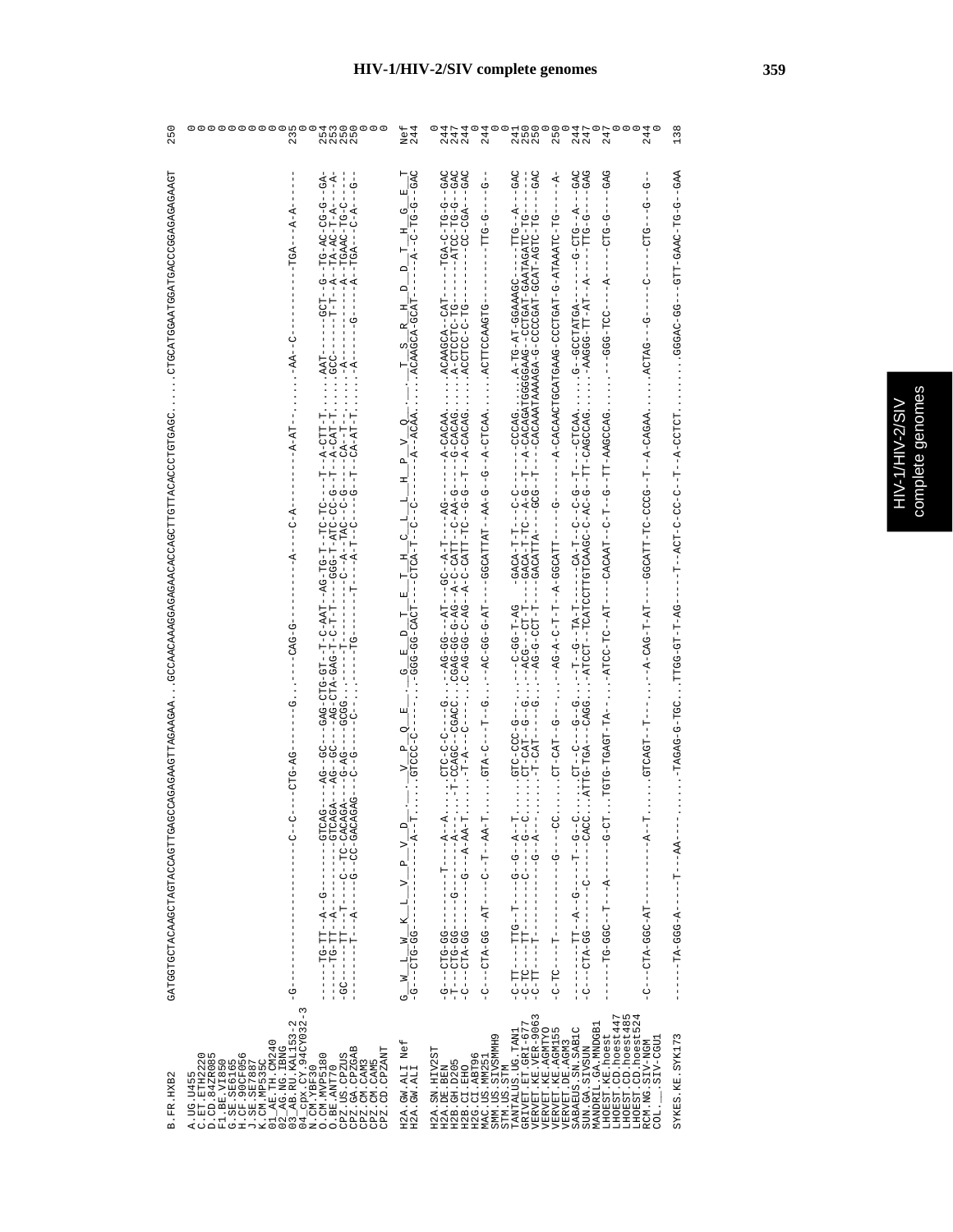```
B.FR.HXB2            GATGGTGCTACAAGCTAGTACCAGTTGAGCCAGAGAAGTTAGAAGAA...GCCAACAAAGGAGAGAACACCAGCTTGTTACACCCTGTGAGC.....CTGCATGGAATGGATGACCCGGAGAGAGAAGT   250

A.UG.U455                                                                                                                                             0
C.ET.ETH2220                                                                                                                                          0
D.CD.84ZR085                                                                                                                                          0
F1.BE.VI850                                                                                                                                           0
G.SE.SE6165                                                                                                                                           0
H.CF.90CF056                                                                                                                                          0
J.SE.SE7887                                                                                                                                           0
K.CM.MP535C                                                                                                                                           0
01_AE.TH.CM240                                                                                                                                        0
02_AG.NG.IBNG                                                                                                                                         0
03_AB.RU.KAL153-2    -G-------------------C--C----CTG-AG-------G.....CAG-G---------A----C-A---------A-AT-.....-AA-C---------TGA---A-A-----   235
04_cpx.CY.94CY032-3                                                                                                                                   0
N.CM.YBF30                                                                                                                                            0
O.CM.MVP5180         ------TG-TT--A--G---------GTCAG----AG--GC---GAG-CTG-GT--T-C-AAT--AG-TG-T--TC-TC----T--A-CTT-T.....AAT-------GCT--G--TG-AC-CG-G--GA-   254
O.BE.ANT70           ------TG-TT--A-----------GTCAGA----AG--GC---AG-CTA-GAG-T-C-T-T---GGG-T-ATC-CC-G--T--A-CAT-T.....GCC--------T-T---A--TA-AC-T-A----A-   253
CPZ.US.CPZUS         -GC-----TT--T----C--TC-CACAGA----G-AG---GCGG.....-T--------C--A-TAC--C-G----CA--T-.....-A----------A--TGAAC-TG-C-----   250
CPZ.GA.CPZGAB        --------T--A-----G--CC-GACAGAG---C--G---C--.....-TG--------T----A-T--C---G--T--CA-AT-T.....-A------G----A--TGA---C-A---G--   250
CPZ.CM.CAM3                                                                                                                                           0
CPZ.CM.CAM5                                                                                                                                           0
CPZ.CD.CPZANT                                                                                                                                         0

H2A.GW.ALI Nef       G__W__L__W__K__L__V__P__V__D__-__-__V__P__Q__E__._G__E__D__T__E__T__H__C__L__L__H__P__V__Q__-__-__T__S__R__H__D__D__T__H__G__E__T   Nef
H2A.GW.ALI           -G--CTG-GG--------------A--T.....GTCCC-C------.....GGG-GG-CACT---CTCA-T--C--C-------A--ACAA.....ACAAGCA-GCAT-----A--C-TG-G--GAC   244

H2A.SN.HIV2ST                                                                                                                                         0
H2A.DE.BEN           -G---CTG-GG-------T----A--A.....CTC-C-C---G.....-AG-GG---AT---GC--A-T----AG-------A-CACAA.....ACAAGCA--CAT-----TGA-C-TG-G--GAC   244
H2B.GH.D205          -T---CTG-GG-----G-----A----.....T-CCAGC--CGACC.....CGAG-GG-G-AG--A-C-CATT--C-AA-G----G-CACAG.....A-CTCCTC-TG-------ATCC-TG-G--GAC   247
H2B.CI.EHO           -C---CTA-GG-------G---A-AA-T.....-T-A---C-----.....C-AG-GG-C-AG--A-C-CATT-TC--G-G--T--A-CACAG.....ACCTCC-C-TG---------CC-CGA---GAC   244
H2G.CI.ABT96                                                                                                                                          0
MAC.US.MM251         -C---CTA-GG--AT---C--T--AA-T.....GTA-C---T--G.....-AC-GG-G-AT---GGCATTAT--AA-G--G--A-CTCAA.....ACTTCCAAGTG---------TTG-G----G--   244
SMM.US.SIVSMMH9                                                                                                                                       0
STM.US.STM                                                                                                                                            0
TANTALUS.UG.TAN1     -C-TT----TTG--T----G--G--A--T.....GTC-CCC-G----.....-C-GG-T-AG   -GACA-T-T---C-C-------CCCAG.....A-TG-AT-GGAAAGC-----TTG--A---GAC   241
GRIVET.ET.GRI-677    -C-TC----TT-------C-----G--C-.....CT-CAT--G--G.....-ACG---CT-T---GACA-T-TC--A-G--T--A-CACAGATGGGGAAG--CCTGAT-GAATAGATC-TG------   250
VERVET.KE.VER-9063   -C-TT----T-----------G--A----.....-T-CAT---G--G.....-AG-G-CCT-T---GACATTA---GCG--T---CACAAATAAAAGA-G-CCCCGAT-GCAT-AGTC-TG----GAC   250
VERVET.KE.AGMTYO                                                                                                                                      0
VERVET.KE.AGM155     -C-TC----T----------G---CC.....CT-CAT--G---.....-AG-A-C-T-T--A-GGCATT-----G-------A-CACAACTGCATGAAG-CCCTGAT-G-ATAAATC-TG------A-   250
VERVET.DE.AGM3                                                                                                                                        0
SABAEUS.SN.SAB1C     ---------TT--A--G-----T--G--C.....CT--C---G--G.....-T--G---TA-T-------CA-T--C--G--T---CTCAA.....G--GCCTATGA--------G-CTG--A---GAC   244
SUN.GA.SIVSUN        -C---CTA-GG-------C-----CACC...ATTG-TGA---CAGG...ATCCT--TCATCCTTGTCAAGC-C-AC-G--TT-CAGCCAG.....-AAGGG-TT-AT--A-----TTG-G----GAG   247
MANDRIL.GA.MNDGB1                                                                                                                                     0
LHOEST.KE.hoest      ------TG-GGC--T---A-----G-CT...TGTG-TGAGT-TA--.....-ATCC-TC--AT---CACAAT--C-T--G--TT-AAGCCAG.....---GGG-TCC-----A------CTG-G----GAG   247
LHOEST.CD.hoest447                                                                                                                                    0
LHOEST.CD.hoest485                                                                                                                                    0
LHOEST.CD.hoest524                                                                                                                                    0
RCM.NG.SIV-NGM       -C---CTA-GGC-AT---------A--T.....GTCAGT--T----.....-A-CAG-T-AT---GGCATT-TC-CCCG--T--A-CAGAA.....ACTAG--G-----C-----CTG---G--G--   244
COL.__.SIV-CGU1                                                                                                                                       0

SYKES.KE.SYK173      ------TA-GGG-A----T---AA-----.....-TAGAG-G-TGC...TTGG-GT-T-AG-----T--ACT-C-CC-C--T--A-CCTCT.....GGGAC-GG--GTT-GAAC-TG-G--GAA   138
```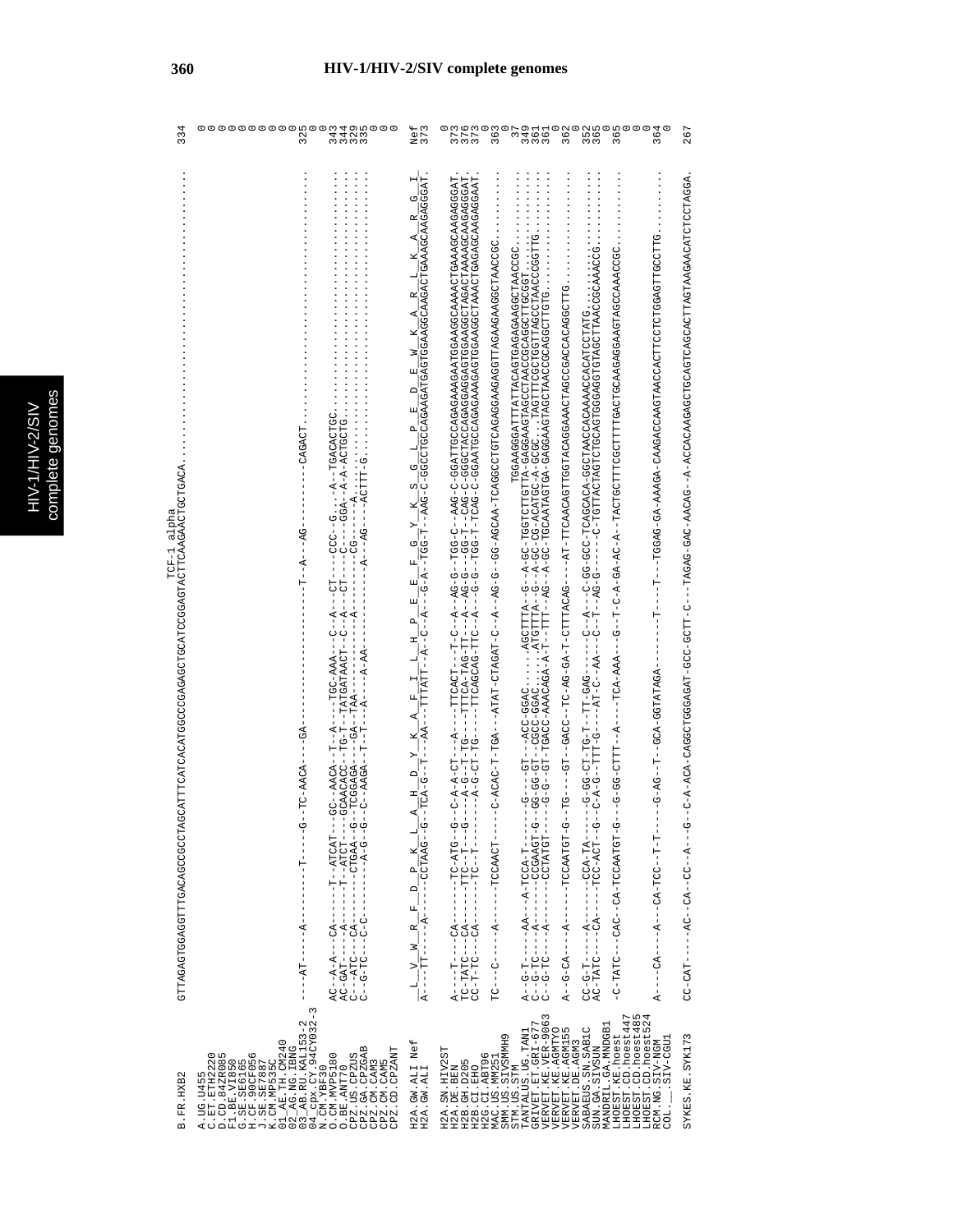## HIV-1/HIV-2/SIV complete genomes

```
                                                                        TCF-1 alpha
B.FR.HXB2         GTTAGAGTGGAGGTTTGACAGCCGCCTAGCATTTCATCACATGGCCCGAGAGCTGCATCCGGAGTACTTCAAGAACTGCTGACA.......................................  334

A.UG.U455                                                                                                                                      0
C.ET.ETH2220                                                                                                                                   0
D.CD.84ZR085                                                                                                                                   0
F1.BE.VI850                                                                                                                                    0
G.SE.SE6165                                                                                                                                    0
H.CF.90CF056                                                                                                                                   0
J.SE.SE7887                                                                                                                                    0
K.CM.MP535C                                                                                                                                    0
01_AE.TH.CM240                                                                                                                                 0
02_AG.NG.IBNG                                                                                                                                  0
03_AB.RU.KAL153-2 ----AT------A-------T-----G--TC-AACA---GA-----------------T--A--AG---------CAGACT.........................................  325
04_cpx.CY.94CY032-3                                                                                                                            0
N.CM.YBF30        AC--A-A---CA------T--ATCAT---GC-AACA--T--A----TGC-AAA---C--A---CT----CCC--G...--A--TGACACTGC................................  343
O.BE.ANT70        AC-GAT----A-------T--ATCT----GCAACACC--TG-T--TATGATAACT--C--A---CT----C----GGA--A-A-ACTGCTG.................................  344
CPZ.US.CPZUS      C---ATC---CA---------CTGAA--G--TCGGAGA---GA--TAA------------A---------CG-----A..........................................  329
CPZ.GA.CPZGAB     C--G-TC---C-C--------A-G--G--C--AAGA--T-T---A----A-AA-----------------A---AG----ACTTT-G.....................................  335
CPZ.CM.CAM3                                                                                                                                    0
CPZ.CM.CAM5                                                                                                                                    0
CPZ.CD.CPZANT                                                                                                                                  0

H2A.GW.ALI Nef     L  V  W  R  F  D  P  K  L  A  H  D  Y  K  A  F  I  L  H  P  E  E  F  G  Y  K  S  G  L  P  E  E  D  E  W  K  A  R  L  K  A  R  G  I   Nef
H2A.GW.ALI        A---TT----A-----CCTAAG--G--TCA-G--T---AA--TTTATT--A--C--A---G-A--TGG-T--AAG-C-GGCCTGCCAGAAGATGAGTGGAAGGCAAGACTGAAAGCAAGAGGGAT.  373

H2A.SN.HIV2ST                                                                                                                                  0
H2A.DE.BEN        A---T---CA------TC-ATG--G--C-A-CT--A---TTCACT--T-C--A--AG-G--TGG-C--AAG-C-GGATTGCCAGAGAAGAATGGAAGGCAAAACTGAAAGCAAGAGGAT.  373
H2B.GH.D205       TC-TATC---CA------TTC--T---G----A-G--T-TG---TTTCA-TAG-TT---A--AG-G---GG-T--CAG-C-GGGCTACCAGAGGAGGAGTGGAAGGCTAGACTAAAAGCAAGAGGAT.  376
H2B.CI.EHO        CC-T-TC---CA------TC--T---------A-G--CT-TG---TTCAGCAG-TTC--A---G-G--TGG-T--TCAG-C-GGAATGCCAGAGAAAGAGTGGAAGGCTAAACTGAGAGCAAGAGGAAT.  373
H2G.CI.ABT96                                                                                                                                   0
MAC.US.MM251      TC---C----A-----TCCAACT----C--ACAC-T-TGA---ATAT-CTAGAT-C--A--AG-G--GG-AGCAA-TCAGGCCTGTCAGAGGAAGAGGTTAGAAGAAGGCTAACCGC.............  363
SMM.US.SIVSMMH9                                                                                                                                0
STM.US.STM                                                                                          TGGAAGGGATTTATTACAGTGAGAGAAGGCTAACCGC..........   37
TANTALUS.UG.TAN1  A--G-T----AA--A-TCCA-T------G-----GT---ACC-GGAC......AGCTTTA--G--A-GC-TGGTCTTGTTA-GAGGAAGTAGCCTAACCGCAGGCTTGCGGT.........  349
GRIVET.ET.GRI-677 C--G-TC---A-----CCGAAGT-G--GG-GG-GT--CGCC-GGAC.....ATGTTTA--G--A-GC-CG-ACATGC-A-GCGC...TAGTTTCGCTGGTTAGCCTAACCCGGTTG.........  361
VERVET.KE.VER-9063 C--G-TC---A-----CCTATGT----G-G---GT-TGACC-AAACAGA-A-T--TTT--AG--A-GC-TGCAATAGTGA-GAGGAAGTAGCTAACCGCAGGCTTGTG...................  361
VERVET.KE.AGMTYO                                                                                                                               0
VERVET.KE.AGM155  A--G-CA---A-----TCCAATGT-G--TG---GT--GACC--TC-AG-GA-T-CTTTACAG---AT-TTCAACAGTTGGTACAGGAAACTAGCCGACCACAGGCTTG.......................  362
VERVET.DE.AGM3                                                                                                                                 0
SABAEUS.SN.SAB1C  CC-G-T----A------CCA-TA----G-GG-CT-TG-T--TT-GAG------C--A---C-GG-GCC-TCAGCACA-GGCTAACCACAAAACCACATCCTATG.........................  352
SUN.GA.SIVSUN     AC-TATC---CA----TCC-ACT--G--C-A-G--TTT-G---AT-C--AA---C--T---AG-G------C-TGTTACTAGTCTGCAGTGGGAGGTGTAGCTTAACCGCAAACCG...........  365
MANDRIL.GA.MNDGB1                                                                                                                              0
LHOEST.KE.hoest   -C-TATC--CAC--CA-TCCAATGT-G---G-GG-CTTT--A----TCA-AAA---G--T-C-A-GA-AC-A--TACTGCTTTCGCTTTTGACTGCAAGAGGAAGTAGCCAAACCGC..........  365
LHOEST.CD.hoest447                                                                                                                             0
LHOEST.CD.hoest485                                                                                                                             0
LHOEST.CD.hoest524                                                                                                                             0
RCM.NG.SIV-NGM    A----CA---A---CA-TCC--T-T------G-AG--T--GCA-GGTATAGA---------T-----T---TGGAG-GA-AAAGA-CAAGACCAAGTAACCACTTCCTCTGGAGTTGCCTTG.........  364
COL.__.SIV-CGU1                                                                                                                                0

SYKES.KE.SYK173   CC-CAT----AC--CA--CC--A---G--C-A-ACA-CAGGCTGGGAGAT-GCC-GCTT-C---TAGAG-GAC-AACAG--A-ACCACAAGAGCTGCAGTCAGCACTTAGTAAGAACATCTCCTAGGA.  267
```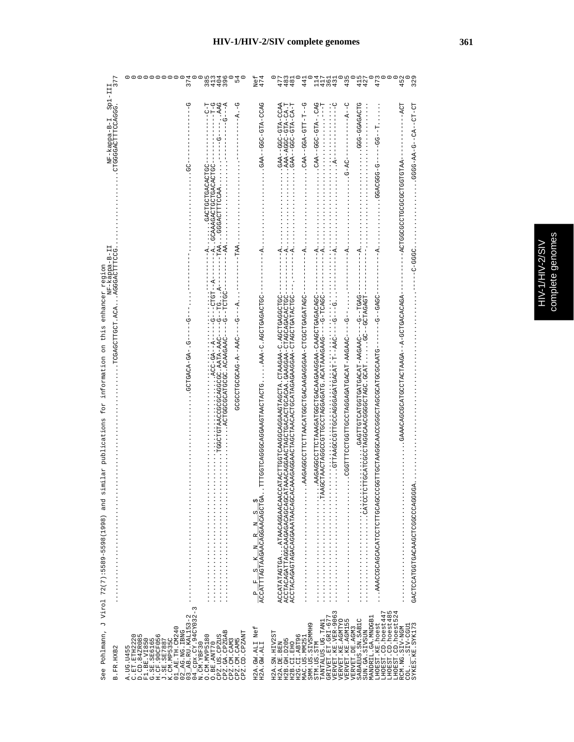See Pohlmann, J Virol 72(7):5589-5598(1998) and similar publications for information on this enhancer region

```
                                                                                                                         NF-kappa-B-II          NF-kappa-B-I  Sp1-III
B.FR.HXB2          ...............................................................TCGAGCTTGCT.ACA...AGGGACTTTCCG.........CTGGGGACTTTCCAGGG.   377

A.UG.U455                                                                                                                                          0
C.ET.ETH2220                                                                                                                                       0
D.CD.84ZR085                                                                                                                                       0
F1.BE.VI850                                                                                                                                        0
G.SE.SE6165                                                                                                                                        0
H.CF.90CF056                                                                                                                                       0
J.SE.SE7887                                                                                                                                        0
K.CM.MP535C                                                                                                                                        0
01_AE.TH.CM240                                                                                                                                     0
02_AG.NG.IBNG                                                                                                                                      0
03_AB.RU.KAL153-2  ...........................................GCTGACA-GA-.G--------G-------------........GC--------------G   374
04_cpx.CY.94CY032-3                                                                                                                                0
N.CM.YBF30                                                                                                                                         0
O.CM.MVP5180       ....................................ACC-GA--A-----G---CTGT--A-------A.......GACTGCTGACACTGC-----------C-T   385
O.BE.ANT70         ....................................TGGCTGTAACCGCGCAGGCGC.AATA-AAC----G-TG...A-------A..GCAAAGACTGCTGACACTGC-----------T-G   413
CPZ.US.CPZUS       ....................................ACTGGCGCATGCGC.ACAAGAAC-----G--TCTGC--------TAA...GGGACTTTCCAA...........-G----.AAG   404
CPZ.GA.CPZGAB      ...............................................................................................-AA..............................G---A   396
CPZ.CM.CAM3                                                                                                                                        0
CPZ.CM.CAM5                                         GCGCCTGCGCAG-A--AAC---G---A.--------TAA.......................-------A.-G   54
CPZ.CD.CPZANT                                                                                                                                      0

                    P  F  S  K  N  R  N  S  $
H2A.GW.ALI Nef     ACCATTTAGTAAGAACAGGAACAGCTGA..TTTGGTCAGGGCAGGAAGTAACTACTG.....AAA-C.AGCTGAGACTGC-------A.......................GAA--GGC-GTA-CCAG   Nef
H2A.GW.ALI                                                                                                                                         474

H2A.SN.HIV2ST                                                                                                                                      0
H2A.DE.BEN         ACCATATAGTGA...ATAACAGGAACAACCATACTTGGTCAAGGCAGGAAGTAGCTA.CTAAGAA-C.AGCTGAGGCTGC-------A.......................GAA--GGC-GTA-CCAA   477
H2B.GH.D205        ACCTACAGATTAGGCAAGAGACAGCAGCATAAACAGGAACTAGCTGACACTGCACAA.GAAGGAA-CTAGCAGACACTGC-------A.......................AAA-AGGC-GTA-CA.T   483
H2B.CI.EHO         ACCTACAGAGTAGACAGGAAATAACAGCACAAAGAGGAACTAGCTAACACTGCATAGAGAAGGAA-CTAGCTGATACTGC-------A.......................GAA--GGC-GTA-CA-T   481
H2G.CI.ABT96                                                                                                                                       0
MAC.US.MM251       ...............................AAGAGGCCTTCTTAACATGGCTGACAAGAGGGAA-CTCGCTGAGATAGC-------A.......................CAA--GGA-GTT-T--G   441
SMM.US.SIVSMMH9                                                                                                                                    0
STM.US.STM         ...............................AAGAGGCCTTCTAAAGATGGCTGACAAGAAGGAA-CAAGCTGAGACAGC-------A.......................CAA--GGC-GTA-.CAG   114
TANTALUS.UG.TAN1   ...............................TAAGCTAACTAGGCCGTTGCCTAGGAGATG.ACATAAAGAAG---G-TCAGC-------A.......................................T   417
GRIVET.ET.GRI-677  ...............................GTTAAGCCGTTGCCAGGGAGATGACAT-T--AAC---G---G.----------A..........................................   361
VERVET.KE.VER-9063 ...........................................................................................A.........................................C   431
VERVET.KE.AGMTYO                                                                                                                                   0
VERVET.DE.AGM155   ...........................CGGTTTCCTGGTTGCCTAGGAGATGACAT-AAGAAC----G--------A........................G-AC------------A--C   435
VERVET.DE.AGM3                                                                                                                                     0
SABAEUS.SN.SAB1C   ...........................GAGTTGTCATGGTGATGACAT-AAGAAC---G--TGAG---------A......................GGG-GGAGACTG   415
SUN.GA.SIVSUN      ...........................CATCCTCTTGCATCGCCTAGGCAACGGGCTAGC.GCAT.......GC--GCTAGAGT---.......................................   427
MANDRIL.GA.MNDGB1                                                                                                                                  0
LHOEST.KE.hoest    ...AAACCGCAGCACATCCTCTTGCAGCCCGGTTGCTAAGGCAACCGGGCTAGCGCATGCGCAATG-------G--GAGC--------A..............GGACGGG-G-----GG--T.....   473
LHOEST.CD.hoest447                                                                                                                                 0
LHOEST.CD.hoest485                                                                                                                                 0
LHOEST.CD.hoest524                                                                                                                                 0
RCM.NG.SIV-NGM     ...........................GAAACAGCGCATGCCTACTAAGA--A-GCTGACACAGA--------ACTGGCGCCTGCGGCTGGTGTAA-----------ACT   452
COL.__.SIV-CGU1                                                                                                                                    0
SYKES.KE.SYK173    GACTCCATGGTGACAAGCTCGGCCCAGGGGA.........................................C-GGGC.............GGGG-AA-G--CA--CT-CT   329
```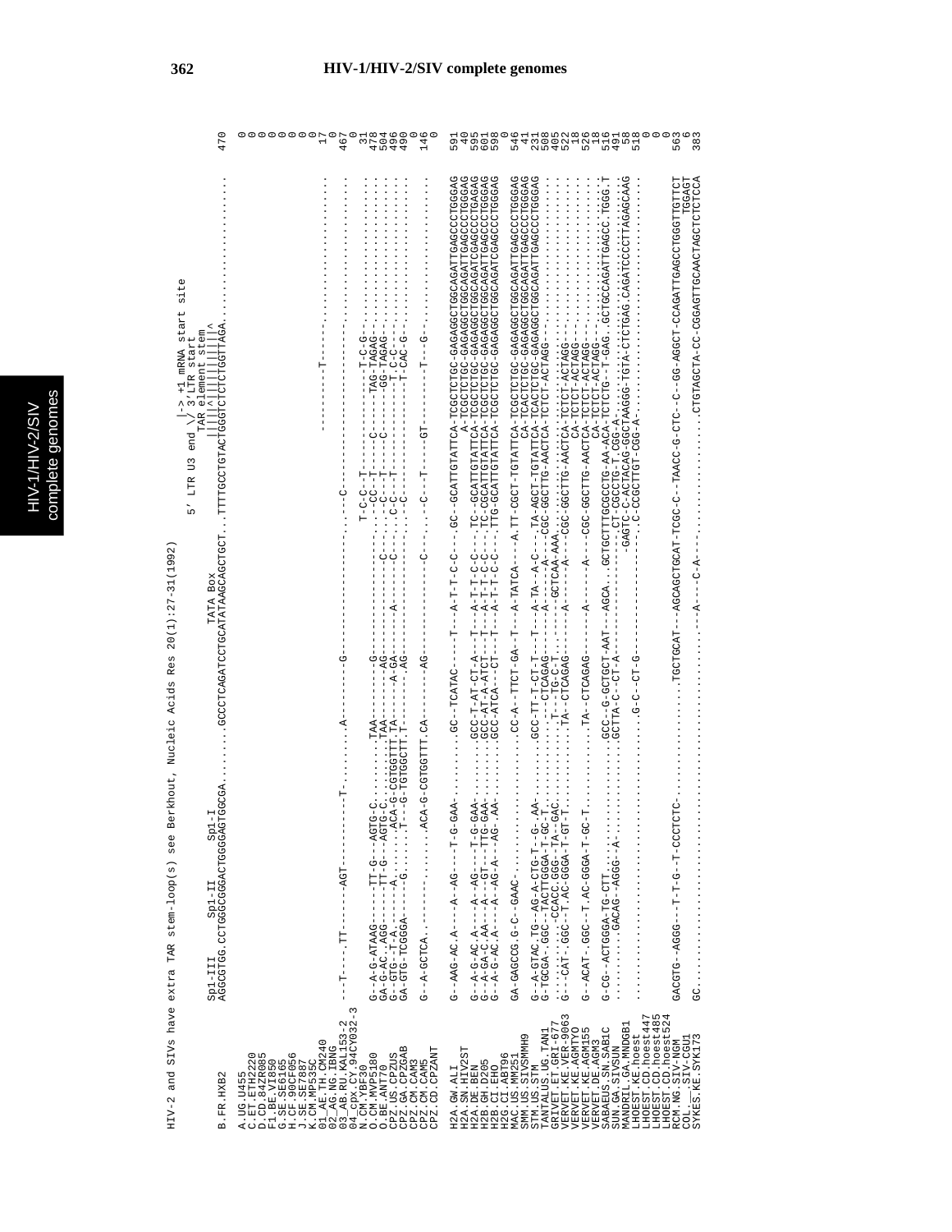HIV-2 and SIVs have extra TAR stem-loop(s) see Berkhout, Nucleic Acids Res 20(1):27-31(1992)

```
                                                                                       |-> +1 mRNA start site
                                                                   5' LTR U3 end \/ 3'LTR start
                                                                              TAR element stem
            Sp1-III      Sp1-II       Sp1-I                TATA Box           ||||^||||||||^
B.FR.HXB2   AGGCGTGG.CCTGGGCGGGACTGGGGAGTGGCGA........GCCCTCAGATCCTGCATATAAGCAGCTGCT...TTTTGCCTGTACTGGGTCTCTCTGGTTAGA..........................  470

A.UG.U455                                                                                                                                       0
C.ET.ETH2220                                                                                                                                    0
D.CD.84ZR085                                                                                                                                    0
F1.BE.VI850                                                                                                                                     0
G.SE.SE6165                                                                                                                                     0
H.CF.90CF056                                                                                                                                    0
J.SE.SE7887                                                                                                                                     0
K.CM.MP535C                                                                                                                                     0
01_AE.TH.CM240                                                                                        ---------T---------------------------    17
02_AG.NG.IBNG                                                                                                                                   0
03_AB.RU.KAL153-2  ---T----.TT---------AGT-----------T--........A--------G--------------------------.....C----------------------------------- 467
04_cpx.CY.94CY032-3                                                                                                                             0
N.CM.YBF30       G--A-G-ATAAG------TT-G---AGTG-C........TAA--------G------------------.T-C-C--T---------------T-C-G----------------------------  31
O.CM.MVP5180     GA-G-AC..AGG------TT-G---AGTG-C........TAA--------AG-----------------.----CC--T-------C------TAG-TAGAG-----------------------  478
O.BE.ANT70       G--GTG--T-A.------A.........ACA-G-CGTGGTTT.TA-----A-GA-----C----------.--C-C--T-------C-------GG-TAGAG----------------------  504
CPZ.US.CPZUS     GA-GTG-TCGGGA-----G.........T---G-TGTGGCTT.T--------AG------C---------.C-C-C--T--------------------T-C-C--------------------  496
CPZ.GA.CPZGAB                                                                                        -----------------T-CAC-G---------------------  490
CPZ.CM.CAM3                                                                                                                                     0
CPZ.CM.CAM5      G--A-GCTCA..---------........ACA-G-CGTGGTTT.CA--------AG---------C--.----C--T-----GT---------T---G----------------------------  146
CPZ.CD.CPZANT                                                                                                                                   0

H2A.GW.ALI       G--AAG-AC.A----A--AG----T-G-GAA-........GC--TCATAC----T---A-T-T-C-C---.GC--GCATTGTATTCA-TCGCTCTGC-GAGAGGCTGGCAGATTGAGCCCTGGGAG  591
H2A.SN.HIV2ST                                                                                                   A--TCGCTCTGC-GAGAGGCTGGCAGATTGAGCCCTGGGAG   40
H2A.DE.BEN       G--A-G-AC.A----A--AG----T-G-GAA-........GCC-T-AT-CT-A---T---A-T-T-C-C---.TC--GCATTGTATTCA-TCGCTCTGC-GAGAGGCTGGCAGATTGAGCCCTGAGAG  595
H2B.GH.D205      G--A-GA-C.AA---A---GT---TTG-GAA-........GCC-AT-A-ATCT---T---A-T-T-C-C---.TC-CGCATTGTATTCA-TCGCTCTGC-GAGAGGCTGGCAGATTGAGCCCTGGGAG  601
H2B.CI.EHO       G--A-G-AC.A----A--AG-A---AG-.AA-........GCC-ATCA---CT---T---A-T-T-C-C---.TTG-GCATTGTATTCA-TCGCTCTGC-GAGAGGCTGGCAGATTGAGCCCTGGGAG  598
H2G.CI.ABT96                                                                                                                                    0
MAC.US.MM251     GA-GAGCCG.G-C--GAAC-.........................CC-A--TTCT-GA--T---A-TATCA---A.TT-CGCT-TGTATTCA-TCGCTCTGC-GAGAGGCTGGCAGATTGAGCCCTGGGAG  546
SMM.US.SIVSMMH9                                                                                                 CA-TCACTCTGC-GAGAGGCTGGCAGATTGAGCCCTGGGAG   41
STM.US.STM       G--A-GTAC.TG--AG-A-CTG-T-G-.AA-........GCC-TT-T-CT-T---T---A-TA--A-C---.TA-AGCT-TGTATTCA-TCACTCTGC-GAGAGGCTGGCAGATTGAGCCCTGGGAG  231
TANTALUS.UG.TAN1 G-TGCGA-.GGC--TACTTGGGA-T-GC-T...............------CTCAGAG--------A-----A----CGC-GGCTTG-AACTCA-TCTCT-ACTAGG----------------------------  508
GRIVET.ET.GRI-677 ........----CCACC.GGG--TA--GAC...............T---TG-C-T..-------GCTCAA-AAA.........................................................  405
VERVET.KE.VER-9063 G---CAT.GGC--T.AC-GGGA-T-GT-T...............TA--CTCAGAG--------A-----A----CGC-GGCTTG-AACTCA-TCTCT-ACTAGG----------------------------  522
VERVET.KE.AGM155                                                                                        CA-TCTCT-ACTAGG----------------------------   18
VERVET.DE.AGM3   G--ACAT.GGC--T.AC-GGGA-T-GC-T...............TA--CTCAGAG--------A-----A----CGC-GGCTTG-AACTCA-TCTCT-ACTAGG----------------------------  526
SABAEUS.SN.SAB1C                                                                                        CA-TCTCT-ACTAGG----------------------------   18
SUN.GA.SIVSUN    G-CG--ACTGGGA-TG-CTT........................GCC--G-GCTGCT-AAT---AGCA...GCTGCTTTGCGCCTG-AA-ACA-TCTCTG--T-GAG..GCTGCCAGATTGAGCC.TGGG.T  516
MANDRIL.GA.MNDGB1 ..........GACAG--AGGG--A-...................GCTTA-C--CT-A------------------.CT-CGCCTG-T.CGG-A......................................  491
LHOEST.KE.hoest                                                                                -GAGTC-C-ACTACAG-GGCTAAGGG-TGTA-CTCTGAG.CAGATCCCCTTAGAGCAAG   58
LHOEST.CD.hoest447 .........................................G-C--CT-G-----------------.C-CCGCTTGT-CGG-A......................................  518
LHOEST.CD.hoest485                                                                                                                              0
LHOEST.CD.hoest524                                                                                                                              0
RCM.NG.SIV-NGM   GACGTG--AGGG--T-T-G--T-CCCTCTC-.............TGCTGCAT---AGCAGCTGCAT-TCGC-C--TAACC-G-CTC--C--GG-AGGCT-CCAGATTGAGCCTGGGTTGTTCT  563
COL.__.SIV-CGU1                                                                                                                  TGGAGT    6
SYKES.KE.SYK173  GC..........................................--------A----C-A---...........................CTGTAGCTA-CC-CGGAGTTGCAACTAGCTCTCTCCA  383
```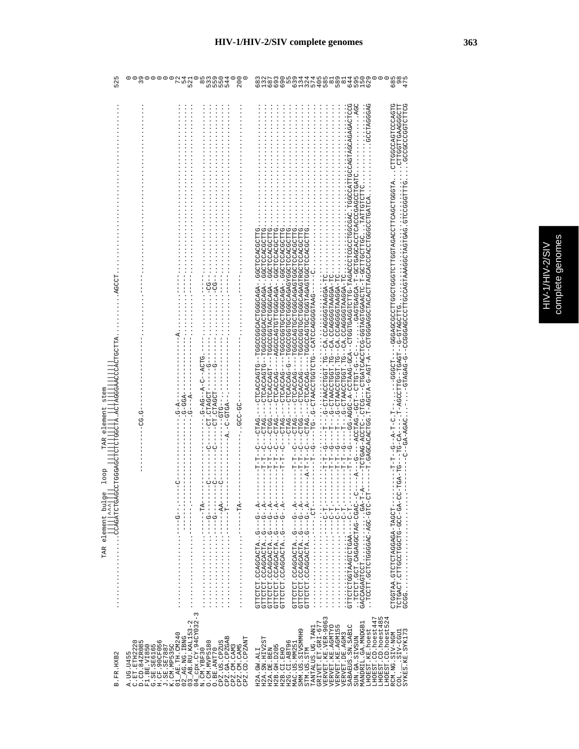```
                              TAR element bulge  loop      TAR element stem
                                   |||||^^^|||         ||||||||||||| ||||||||||||||
B.FR.HXB2             ..........................CCAGATCTGAGCCTGGGAGCTCTCTGGCTA.ACTAGGGAACCCACTGCTTA..........AGCCT..........   525

A.UG.U455                                                                                                                     0
C.ET.ETH2220                                                                                                                  0
D.CD.84ZR085                               ----------CG.G--------------------------------                                    39
F1.BE.VI850                                                                                                                   0
G.SE.SE6165                                                                                                                   0
H.CF.90CF056                                                                                                                  0
J.SE.SE7887                                                                                                                   0
K.CM.MP535C                                                                                                                   0
01_AE.TH.CM240        ..................-G-----C-----------------G-A---------------------A-----------.................   72
02_AG.NG.IBNG         ..................--------------------------G-GGA--------------------------------.................   54
03_AB.RU.KAL153-2     ..................--------------------------G---A--------------------------------.................  521
04_cpx.CY.94CY032-3                                                                                                            0
N.CM.YBF30            ..................------TA--------------------G-AG--A-C--ACTG---------------------.................   85
O.CM.MVP5180          ..................--G-------C-------C-------CT.CTAGCT------G------------------CG-.................  533
O.BE.ANT70            ..................--G-------C-------C-------CT.CTAGCT------G------------------CG-.................  559
CPZ.US.CPZUS          ..................------AA--C--------------GTG-----------------------------------.................  550
CPZ.GA.CPZGAB         ..................------T---C----------A.-C-GTGA-.--------------------------.................  544
CPZ.CM.CAM3                                                                                                                    0
CPZ.CM.CAM5           ..................------TA------------------.GCC-GC------------------------------.................  200
CPZ.CD.CPZANT                                                                                                                  0

H2A.GW.ALI            GTTCTCT.CCAGCACTA..G---G-.A------T-T--C---CTAG.---CTCACCAGTG--TGGCCGGCACTGGGCAGA-.GGCTCCACGCTTG.........   683
H2A.SN.HIV2ST         GTTCTCT.CCAGCACTA..G---G-.A------T-T--C---CTAG.---CTCACCAGTG--TGGCCGGCACTGGGCAGA-.GGCTCCACGCTTG.........   132
H2A.DE.BEN            GTTCTCT.CCAGCACTA..G---G-.A------T-T--C---CTGG.---CTCACCAGT---TGGCCGGTACTGGGCAGA-.GGCTCCACGCTTG.........   687
H2B.GH.D205           GTTCTCT.CCAGCACTA..G---G-.A------T-T--C---CTAG.---CTCACCAG----AGGCCAGTGTTGGGCAGA-.GGCTCCACGCTTG.........   693
H2B.CI.EHO            GTTCTCT.CCAGCACTA..G---G-.A------T-T--C---CTAG.---CTCACCAG----TGGCCGGTGCTGGGCAGA.GGCTCCACGCTTG.........   690
H2G.CI.ABT96          ..........................................CTAG.---CTCACCAG-G--TGGCCGGTGCTGGGCAGAGYGGCTCCACGCTTG.........    55
MAC.US.MM251          GTTCTCT.CCAGCACTA..G---G-.A------T-T--C---CTAG.---CTCACCAG----TGGCCAGTGCTGGGCAGAGTGGCTCCACGCTTG.........   639
SMM.US.SIVSMMH9       GTTCTCT.CCAGCACTA..G---G-.A------T-T--C---CTGG.---CTCACCAG----TGGCCGGTGCTGGGCAGAGTRGCTCCACGCTTG.........   134
STM.US.STM            GTTCTCT.CCAGCACTA..G---G-.A------A--T--C---CTAG.---CTCACCAG----TGGCCAGTGCTGGGTAGAGTGGCTCCACGCTTG.........   324
TANTALUS.UG.TAN1      ..................---CT---------T--G---TG-.G-CTAACCTGGTCTG--CATCCAGGGGTAAG----C...........................   574
GRIVET.ET.GRI-677     ..................--C-T--------T-T--G----T--.G-CTAACCTGGT.TG--CA.CCAGGGGTAAGGA-TC............................   405
VERVET.KE.VER-9063    ..................--C-T--------T-T--G----T--.G-CTAACCTGGT.TG--CA.CCAGGGGTAAGGA-TC............................   585
VERVET.KE.AGMTYO      ..................--C-T--------T-T--G----T--.G-CTAACCTGGT.TG--CA.CCAGGGGTAAGGA-TC............................    81
VERVET.KE.AGM155      ..................--C-T--------T-T--G----T--.G-CTAACCTGGT.TG--CA.CCAGGGGTAAGGA-TC............................   589
VERVET.DE.AGM3        ..................--C-T--------T-T--G----T--.G-CTAACCTGGT.TG--CA.CCAGGGGTAAGGA-TC............................    81
SABAEUS.SN.SAB1C      GTTCTCTGGTAAGTCTGAA---C-T--------T-T--G---TG-AGGC-A-CCTAAG-GCA--CTGGTAGGTCTTG-TAGACCCTGCCTGGCGAC.TGGCCATTGCCAGTAGCAGCAGAGACTCCG   644
SUN.GA.SIVSUN         .TCTCT.GCT.CAGAGGCTAG-CGAC--C----A---G---ACCTAG.-GCT--CTTGT--G-C-......GAGTGAGCA-T-GCTGAGCACCTCACCGAGCCTGATC...........AGC   595
MANDRIL.GA.MNDGB1     GACCAGAGTCCT.........GA-T-A----TCTGAG-ACCTC--CTCG---CTGATCACCTCG-GGTAGTGGAACTC-T-GCTTGCTTGC...TATTGTCTTC..................   150
LHOEST.KE.hoest       ..TCCTT.GCTCTGGGGAC-AGC-GTC-CT----T.GAGCACACTGG.T-AGCTA-G-AGT-A--CCTGGAGGCTACACTTAGCACCCACCTGGGCCTGATCA..........GCCTAGGGAG   629
LHOEST.CD.hoest447                                                                                                             0
LHOEST.CD.hoest485                                                                                                             0
LHOEST.CD.hoest524                                                                                                             0
RCM.NG.SIV-NGM        CTGGTAA.GTCTCTAGGAGA-TAGCT--------T-T--G--A-T-C.T-.......-GGGCT----GGGAGCGCCTTGGCTGGGTCTTGGTAGACCTTCAGCTGGGTA...CTTGGCCAGTCCCAGTG   685
COL.__.SIV-CGU1       TCTGACT.CTTGCCTGGCTG-GCC-GA-CC-TGA-TG--TG-CA--.-T-AGCCTTG--TGAGT--G-GTAGCTTG...........................CTTGGTTGAAGGGCTT    98
SYKES.KE.SYK173       GCGG......................--------------C--GA-AGAC..-.....-GTAGAG-G--CCGGGAGCCCTTGCCAGTAAAGGCTAGTGAG.GTCGGGGTTTG.....GCCGCCCGGTCTTCG   475
```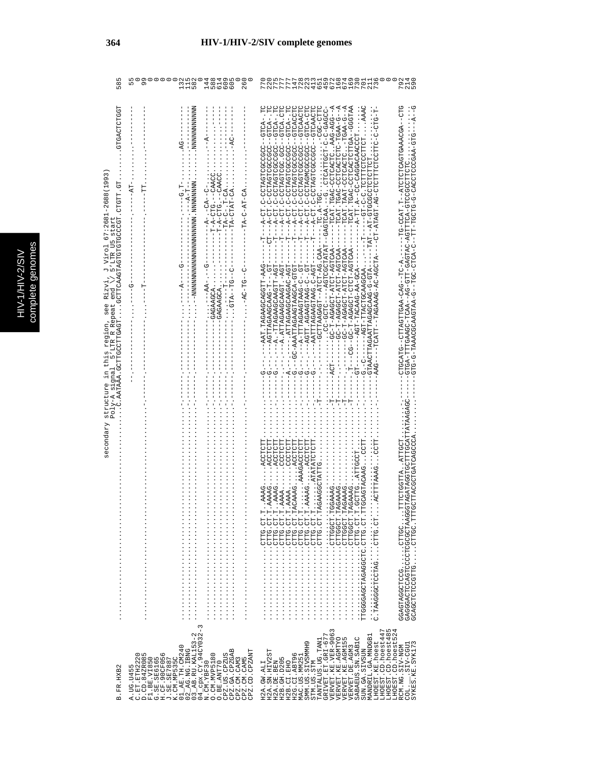```
                              secondary structure in this region, see Rizvi, J Virol 67:2681-2688(1993)
                              Poly-A signal  5'LTR R Repeat end \/ 5'LTR U5 start
B.FR.HXB2             ...........................C.AATAAA.GCTTGCCTTGAGT....GCTTCAAGTAGTGTGTGCCCGT.CTGTT.GT.......GTGACTCTGGT   585

A.UG.U455             .....................................--.---------G-----------------.-----AT-.........---------   55
C.ET.ETH2220          ...............................................................................................    0
D.CD.84ZR085          .....................................--.---------T-----------------.-----TT-.........---------   99
F1.BE.VI850           ...............................................................................................    0
G.SE.SE6165           ...............................................................................................    0
H.CF.90CF056          ...............................................................................................    0
J.SE.SE7887           ...............................................................................................    0
K.CM.MP535C           ...............................................................................................    0
01_AE.TH.CM240        ............................--.---------A---G----------------.----G.T-.........AG---------   132
02_AG.NG.IBNG         ............................--.-----------------------------.-----A-T-.........---------   115
03_AB.RU.KAL153-2     ............................--.-NNNNNNNNNNNNNNNNNNNNNNNNNNNN.NNNNNNNNN.........NNNNNNNNNNN   582
04_cpx.CY.94CY032-3   ...............................................................................................    0
N.CM.YBF30            ............................--.---------AA-.-G---------A--CA--C-.........A---------   144
O.CM.MVP5180          ............................--.GAGAAGCA.........T-A-CTG.--CAACC.........---------   588
O.BE.ANT70            ............................--.GAGAAGCA.........T-A-CTG.--CAACC.........---------   614
CPZ.US.CPZUS          ............................--.-------T---------TA-C.-T-CA.........---------   609
CPZ.GA.CPZGAB         ............................--.GTA--TG--C--------TA-CTAT-CA.........-AC------   605
CPZ.CM.CAM3           ...............................................................................................    0
CPZ.CM.CAM5           ............................--.AC-TG--C--------TA-C-AT-CA.........---------   260
CPZ.CD.CPZANT         ...............................................................................................    0

H2A.GW.ALI            ..........CTTG.CT.T.AAAG......ACCTCTT...........G--.--AAT.TAGAAGCAGGTT-AAG------T---A-CT.C-CCTAGTGCGCCGCC--GTCA-.TC   770
H2A.SN.HIV2ST         ..........CTTG.CT.T.AAAAG.....ACCTCTT...........G--.--AGTTAGAAGCAAG-T--GT------CT---A-CT.C-CCTAGTGCGCCGCC--GTCA-.TC   220
H2A.DE.BEN            ..........CTTG.CT.T.AAAG......ACCTCTT...........G--.--A-.TTAGAAGCAAGTT-AGT------T---A-CT.C-CCTAGTGCGCCGCC--GTCA-.TC   775
H2B.GH.D205           ..........CTTG.CT.T.AAAA......CCCTCTT...........-.-.--A.ATTAGAAGCAAGT.-AGT------T---A-CT.C-CCTAGTGCGC.GCC--GTCA.CTC   777
H2B.CI.EHO            ..........CTTG.CT.T.AAAA......CCCTCTT...........A-.-.---.ATTAGAAGCAAGAC-AGT------T---A-CT.C-CCTAGTGCGCCGCC--GTCA-.TC   777
H2G.CI.ABT96          ..........CTTG.CT.TACAAAG.....ACCTCTT...........G--GC-AAATTAGAAGTAAGCA-GTGT------T---A-CT.C-CCTAGTGCGCCGCC--GTCACCTC   147
MAC.US.MM251          ..........CTTG.CT.T.......AAAGACCTCTT...........G--.--A-TTTAGAAGTAAG-C-.GT------T---A-CT.C-CCTAGTCGCCGCC--GTCAACTC   728
SMM.US.SIVSMMH9       ..........CTTG.CT.T.AAAAG.....ACCTCTT...........G--.--AGTT.AGAAGTAAG.C-AGT------T---A-CT.C-CCTAGTGCGCCGCC--GTCAACTC   223
STM.US.STM            ..........CTTG.CT.T.......ATATATCTCTT...........G--.--AATTTAGAAGTAAG.C-AGT------T---A-CT.C-CCTAGTGCGCCGCC--GTCAACTC   413
TANTALUS.UG.TAN1      ..........CTTG.CT.TAGAAGGCTATTG.........-T-----.----GCTTAAGAGT--ATCT-AG.CAA-----.TC.A-TGC..................CGC-CTTC   651
GRIVET.ET.GRI-677     ..........................................................CC-GCTC---AGTCGCTATAT-GAGTCAA--G..CTCATTGCT-C-C-GAGCC-   459
VERVET.KE.VER-9063    ..........CTTGGCT.TGGAAAG.....................T--ACT----GC-T-AGAGCT-ATCT-AGTCAA-----TCAT.TGAC-CCTCACTC..AAG-AGG--A   672
VERVET.KE.AGMTYO      ..........CTTGGCT.TAGAAAG.....................T-----.---GC-T-AGAGCT-ATCT-AGTCAA-----TCAT.TGAC-CCTCACTCTC-TGAA-G--A   168
VERVET.KE.AGM155      ..........CTTGGCT.TAGAAAG.....................T------.--GC-T-AGAGCT-ATCT-AGTCAA-----TCAT.TAAT-CCTCACTC..-TGAA-G--A   674
VERVET.DE.AGM3        ..........CTTGGCT.TAGAAAG.....................T---CG--GC-T-AGAGCT-CTCT-AGTCAA-----TCAT.TGAC-CCTCACTCTTGA-GGGTAA   169
SABAEUS.SN.SAB1C      TTGGGGAGCTAGAGGCTC.CTTG.CT.T.GCTTG..ATTGCCT.........-GT--.-----AGT-TACAAG-AA-GCA---------A-TT.A-CC-CAGGACAACCCT.....--   730
SUN.GA.SIVSUN         .........CTTG.CT.TTGCAGTACAAG...CCT.......G..C------AGT-TTACTGCAAGGCAA.----T---A-T---T-C-C-TCTTTCTCTTCTT......AAAC   701
MANDRIL.GA.MNDGB1     ..........CTTG.CT..........................-GTAACTTAGAATTAGAGCAAG-G-GTA------TAT---AT-GTGCGCCTCTCTTCT..........   211
LHOEST.KE.hoest       C.TAAGGGCTCCTAG....CTTG.CT.....ACTTTAAAG...CCTT..........AAG--TCATT-TAGAAAG-AC-AGCTA---CT-ATAGT.AG-CTCTTCTCCTTC-C-CTG-T-   736
LHOEST.CD.hoest447    ...............................................................................................    0
LHOEST.CD.hoest485    ...............................................................................................    0
LHOEST.CD.hoest524    ...............................................................................................    0
RCM.NG.SIV-NGM        GGAGTAGGCTCCG......CTTGC......TTTCTGGTTA..ATTGCT.........-CTGCATG--CTTAGTTGAA-CAG--TC-A.-----TG-CCAT.T--ATCTCTCAGTGAAACGA--CTG   792
COL.__.SIV-CGU1       GAGGGACTCCAGTCCCCTCGCGCTAAGGGTAGATAGGTGCTTTGCATTATAAGAGC------GTGA-TTTGAAGC-TCAA--AG-GTT-GAGTAC-AGTTTCA-GTCCGCCTTCTC............   214
SYKES.KE.SYK173       GCAGCTCTCCGTTG.....CTTGC.TTTGCTTACGCTGATCAGCCCA..........-GTG-G-TAAACGCAAGTAAG---G--TGC-CTCA-C--TT-TGCTG-G-CACCTCCCGAA-GTG---A--G   590
```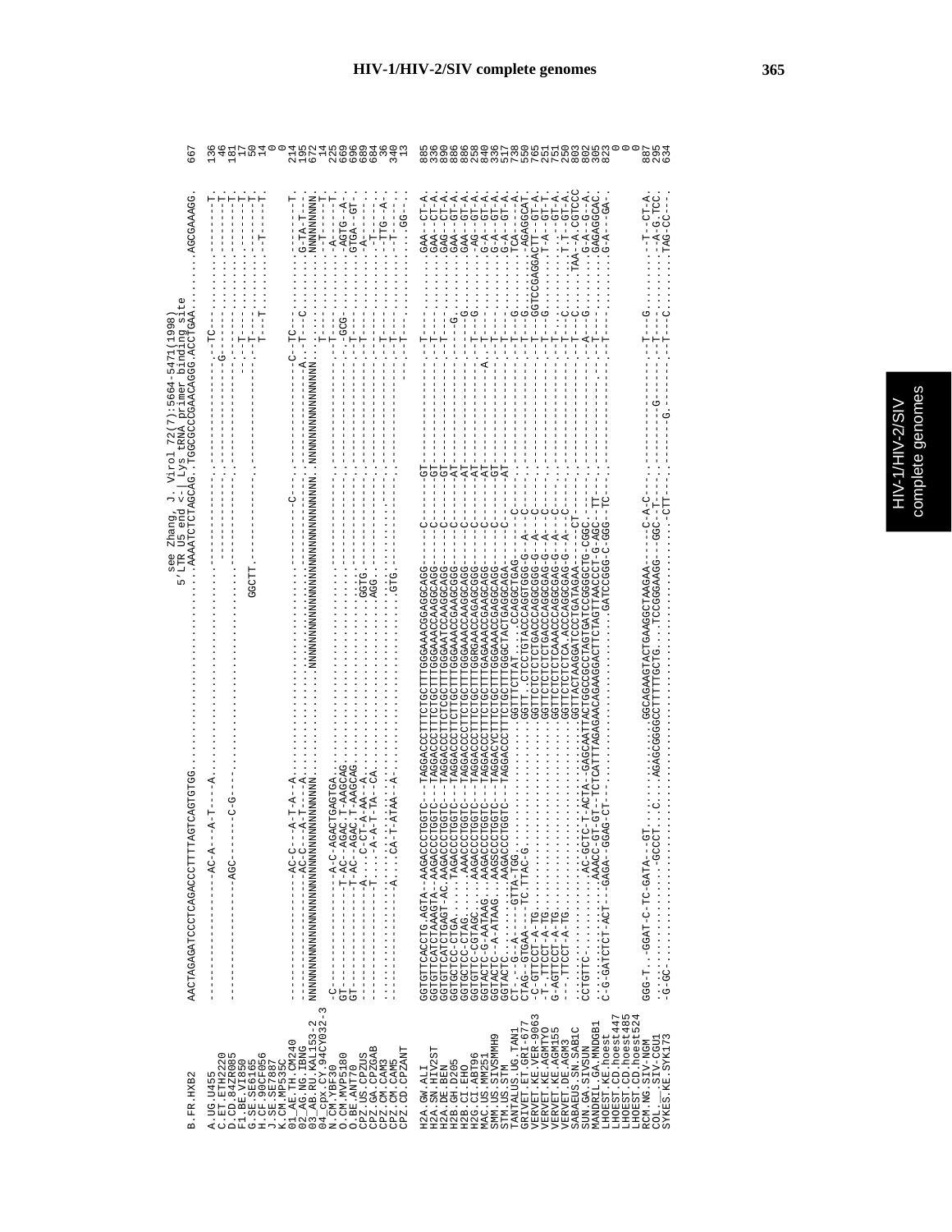# HIV-1/HIV-2/SIV complete genomes

see Zhang, J. Virol 72(7):5664-5471(1998)
5'LTR U5 end <-| Lys tRNA primer binding site

```
B.FR.HXB2             AACTAGAGATCCCTCAGACCCTTTTAGTCAGTGTGG.....................AAAATCTCTAGCAG.TGGCGCCCGAACAGGG.ACCTGAA......AGCGAAAGG.   667

A.UG.U455             -----------------AC-A---A-T----A.......................................................TC-.......................T.   136
C.ET.ETH2220          ------------------------------------.....................................................................................T.    46
D.CD.84ZR085          ------------------AGC-------C-G--.......................................G-............................................T.   181
F1.BE.VI850           -----------------------------------....................................................-T-.............................T.    17
G.SE.SE6165           -----------------------------------....................................................-T-.............................T.    50
H.CF.90CF056          ----------------------------------.............GGCTT.-................................T--T...............-T----T.    14
J.SE.SE7887           
K.CM.MP535C                                                                                                                                        0
01_AE.TH.CM240        -----------------AC-C---A-T-A-A.............................C-....................C-TC-........................T.   214
02_AG.NG.IBNG         -----------------AC-C---A-T----A.............................................A.-T--C..........G-TA-T---.   195
03_AB.RU.KAL153-2     NNNNNNNNNNNNNNNNNNNNNNNNNNNNNNNNN......NNNNNNNNNNNNNNNNNNNNNNNNNNNNN.NNNNNNNNNNNNNNN......NNNNNNNNN.   672
04_cpx.CY.94CY032-3   -C------------------A-C-AGACTGAGTGA...................................T-------...............-T-----T.    14
N.CM.YBF30            GT-----------------T-AC--AGAC.T-AAGCAG....................................-----...............-A-------T.   229
O.CM.MVP5180          GT-----------------T-AC--AGAC.T-AAGCAG....................................GCG-...............AGTG--A-.   669
O.BE.ANT70            -------------------A.....C-CT-A-AA-A..............................GGTG.....T-............GTGA--GT-.   696
CPZ.US.CPZUS          -------------------T.....-A-A-T-TA--CA......................AGG...........T-..............-A-----.   689
CPZ.GA.CPZGAB         .....................................................................................-T-.............   684
CPZ.CM.CAM3           .....................................................................................T-.........-TTG--A-.    36
CPZ.CM.CAM5           ...................A....CA-T-ATAA--A-.........................GTG.........-T--........-T----.   340
CPZ.CD.CPZANT         .........................................................................................--T-..........GG-.    13

H2A.GW.ALI            GGTGTTCACCTG.AGTA--AAGACCCTGGTC---TAGGACCCTTTCTGCTTTGGGAAACCGGAGGCAGG---C-----GT-.......T-.......GAA--CT-A.   885
H2A.SN.HIV2ST         GGTGTTCATCTAAAGTA--AAGACCCTGGTC---TAGGACCCTTTCTGCTTTGGGAAACCAAGGCAGG---C-----GT-.......T-.......GAA---CT-A.   336
H2A.DE.BEN            GGTGTTCATCTGAGT-AC.AAGACCCTGGTC---TAGGACCCTTCTGCTTTGGGAATCCAAGGCAGG---C-----GT-.......T-.......GAG---CT-A.   890
H2B.GH.D205           GGTGCTCC-CTGA......TAGACCCTGGTC---TAGGACCCTTTCTGCTTTGGGAAACCGAAGCGGG---C-----AT-......--G.......GAA---GT-A.   886
H2B.CI.EHO            GGTGCTCC-CTAG......AAACCCTGGTC---TAGGACCCCTTCTGCTTTGGGAAACCAAGGCAGG---C-----AT-.......-G.......GAA---GT-A.   886
H2G.CI.ABT96          GGTGTTC-CGTAGC.....AAGACCCTGGTC---TAGGACCCTTTCTGCTTTGGRGAAACCAGAGCGGG---C-----AT-.......T--G.......-AG---GT-A.   258
MAC.US.MM251          GGTACTC-G-AATAAG...AAGACCCTGGTC---TAGGACCCTTTCTGCTTTGAGAAACCGAAGCAGG---C-----AT-.....A.-T-........G-A---GT-A.   840
SMM.US.SIVSMMH9       GGTACTC--A-ATAAG...AAGGCCCTGGTC---TAGGACYCTTTCTGCTTTGGGAAACCGAGGCAGG---C-----GT-.......T-........G-A---GT-A.   336
STM.US.STM            GGTACTC--A-ATAAG...AAGACCCTGGTC---TAGGACCCTTTCTGCTTTGGCTACTGAGGCAGA---C-----AT-.......T-........G-A---GT-A.   517
TANTALUS.UG.TAN1      CT--G--A-----GTTA-TGG.....................GGTTTCTTAT.....CCAGGCTGAG----C-------.......T-.....G...........TCA-----A.   738
GRIVET.ET.GRI-677     CTAG--GTGAA---TC.TTAC-G.................GGTT..CTCCTGTACCCAGGTGGG-G---A---C-------.....T-.....G.....-AGAGGCAT.   550
VERVET.KE.VER-9063    -C-GTTCCT-A-TG..........................GGTTCTCTCTCTGACCCAGGCGGG-G---A---C-------.....T-.....GGTCCGAGGACTT--GT-A.   765
VERVET.KE.AGMTYO      -T--TTCCT-A-TG..........................GGTTCTCTCTGACCCAGGCGAG-G---A---C-------.....T-.....G..........T-A---GT-T.   251
VERVET.KE.AGM155      G-AGTTCCT-A-TG..........................GGTTCTCTCTCAAACCCAGGCGAG-G---A---C-------.....T-.....-...........-----GT-A.   751
VERVET.DE.AGM3        ---TTCCT-A-TG...........................GGTTCTCTCTCA.ACCCAGGCGAG-G---A---C-------.....T-...C..........T-T---GT-A.   250
SABAEUS.SN.SAB1C      CCTGTTC..........AC-GCTC-T-ACTA--GAGCAATTAGCTGGCCCGACTAGTGATCCTGATAGAA--CT---.....T-...G....TAA--A.CGTCCC   803
SUN.GA.SIVSUN         .................AAACC-GT-GT--TCTCATTTAGAGAACAGAAGGACTTTCTAGTTAACCCT-G-AGC--TT---.....-A-..........G-A---G--A.   802
MANDRIL.GA.MNDGB1     C-G-GATCTCT-ACT--GAGA--GGAG-CT-.................................GATCCGGG-C-GGG--TC---......T-........GAGAGGCAC.   305
LHOEST.KE.hoest       ..................................................................................................G-A----GA-.   823
LHOEST.CD.hoest447                                                                                                                          0
LHOEST.CD.hoest485                                                                                                                          0
LHOEST.CD.hoest524                                                                                                                          0
RCM.NG.SIV-NGM        GGG-T..-GGAT-C-TC-GATA--GT...........GGCAGAAGTACTGAAGGCTAAGAA---C-A-C-.......-T--G..........-T--CT-A.   887
COL.__.SIV-CGU1       .......................-GCCCT...C....AGAGCGGGGCCTTTTTGCTG....TCCGGAAGG--GGC--T-........-G-..-T-.........-A-G.TCC.   295
SYKES.KE.SYK173       -G-GC-.........................................................-CTT-......G.........-T--C.........TAG-CC---.   634
```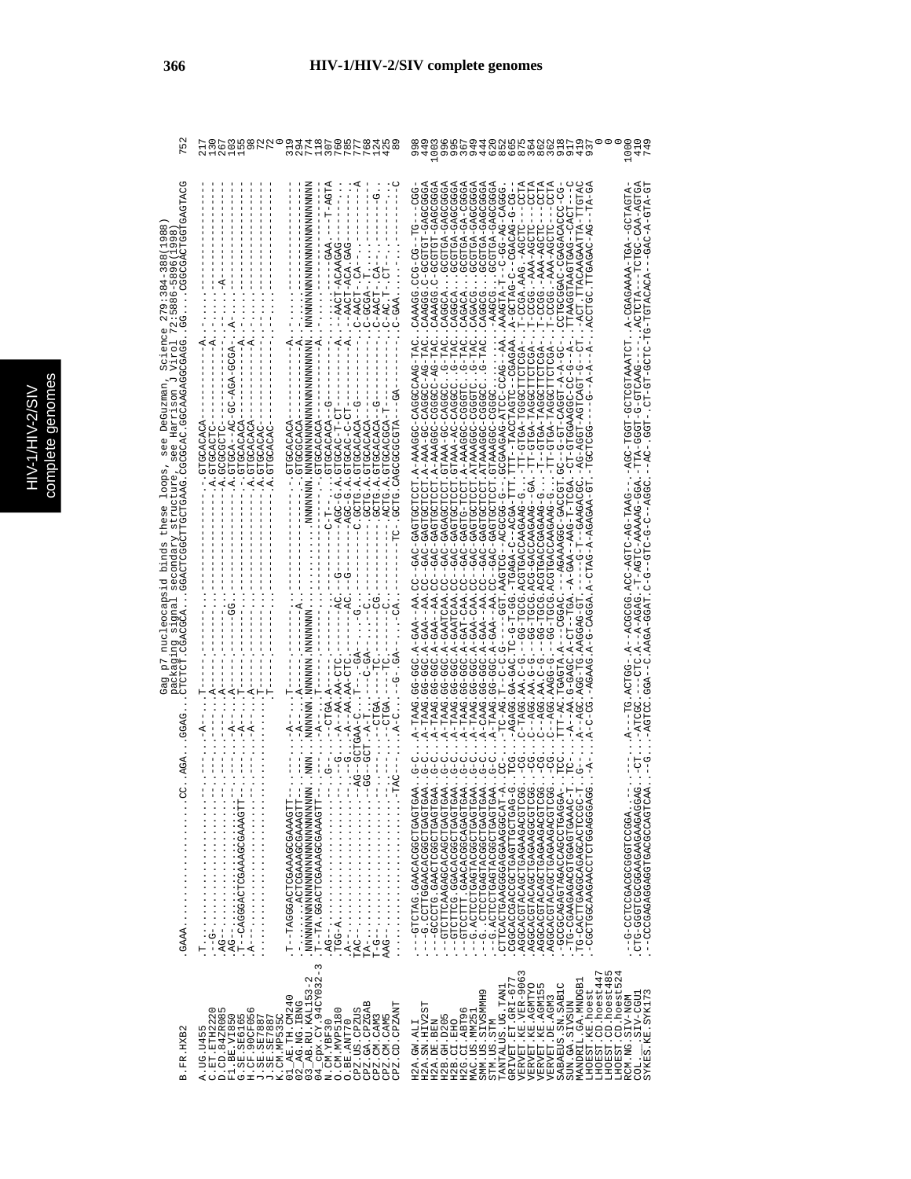Gag p7 nucleocapsid binds these loops, see DeGuzman, Science 279:384-388(1998)
packaging signal secondary structure, see Harrison, J Virol 72:5886-5896(1998)

```
B.FR.HXB2            .GAAA.........CC..AGA..GGAG...CTCTCT.CGACGCA...GGACTCGGCTTGCTGAAG.CGCGCAC.GGCAAGAGGCGAGG.GG....CGGCGACTGGTGAGTACG   752

A.UG.U455                                                                                                                         217
C.ET.ETH2220                                                                                                                      130
D.CD.84ZR085                                                                                                                      267
F1.BE.VI850                                                                                                                       103
G.SE.SE6165                                                                                                                       155
H.CF.90CF056                                                                                                                       98
J.SE.SE7887                                                                                                                        72
J.SE.SE7887                                                                                                                        72
K.CM.MP535C                                                                                                                         0
01_AE.TH.CM240                                                                                                                    319
02_AG.NG.IBNG                                                                                                                     294
03_AB.RU.KAL153-2                                                                                                                 774
04_cpx.CY.94CY032-3                                                                                                               118
N.CM.YBF30                                                                                                                        307
O.CM.MVP5180                                                                                                                      760
O.BE.ANT70                                                                                                                        785
CPZ.US.CPZUS                                                                                                                      777
CPZ.GA.CPZGAB                                                                                                                     768
CPZ.CM.CAM3                                                                                                                       124
CPZ.CM.CAM5                                                                                                                       425
CPZ.CD.CPZANT                                                                                                                      89

H2A.GW.ALI                                                                                                                        998
H2A.SN.HIV2ST                                                                                                                     449
H2A.DE.BEN                                                                                                                       1003
H2B.GH.D205                                                                                                                       996
H2B.CI.EHO                                                                                                                        995
H2G.CI.ABT96                                                                                                                      367
MAC.US.MM251                                                                                                                      949
SMM.US.SIVSMMH9                                                                                                                   444
STM.US.STM                                                                                                                        620
TANTALUS.UG.TAN1                                                                                                                  852
GRIVET.ET.GRI-677                                                                                                                 665
VERVET.KE.VER-9063                                                                                                                875
VERVET.KE.AGMTYO                                                                                                                  364
VERVET.KE.AGM155                                                                                                                  862
VERVET.DE.AGM3                                                                                                                    362
SABAEUS.SN.SAB1C                                                                                                                  918
SUN.GA.SIVSUN                                                                                                                     917
MANDRIL.GA.MNDGB1                                                                                                                 419
LHOEST.KE.hoest                                                                                                                   937
LHOEST.CD.hoest447                                                                                                                  0
LHOEST.CD.hoest485                                                                                                                  0
LHOEST.CD.hoest524                                                                                                                  0
RCM.NG.SIV-NGM                                                                                                                   1000
COL.-.SIV-CGU1                                                                                                                    410
SYKES.KE.SYK173                                                                                                                   749
```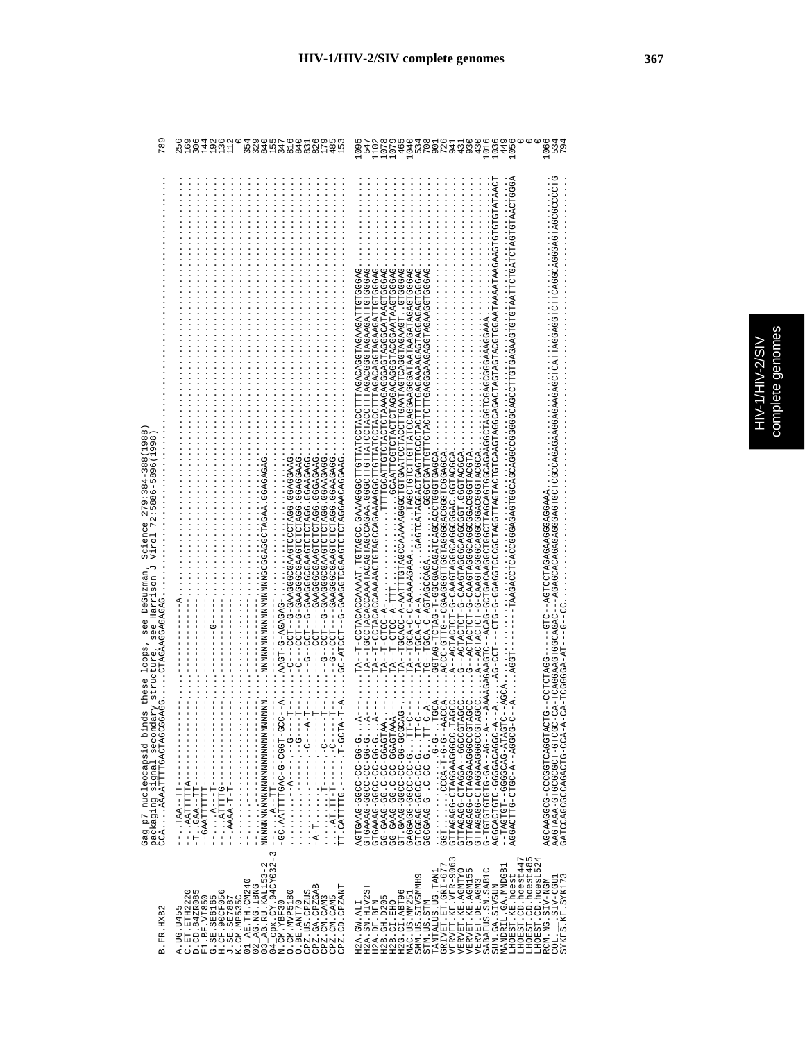```
                     Gag p7 nucleocapsid binds these loops, see DeGuzman, Science 279:384-388(1988)
                     packaging signal secondary structure, see Harrison J Virol 72:5886-5896(1998)
B.FR.HXB2            CCA....AAAATTTTGACTAGCGGAGG.....CTAGAAGGAGAGAG..............................................................................  789

A.UG.U455            ---TAA-TT-----------------------------------A-.............................................................................  256
C.ET.ETH2220         ---AATTTTTA-----------------------------------............................................................................  169
D.CD.84ZR085         -T..GAA--TT----------------------------------.............................................................................  306
F1.BE.VI850          --GAATTTTTT----------------------------------.............................................................................  144
G.SE.SE6165          ----A---T-----------------------G-----------.............................................................................  192
H.CF.90CF056         ----ATTTTG-----------------------------------.............................................................................  136
J.SE.SE7887          ---AAAA-T-T----------------------------------.............................................................................  112
K.CM.MP535C          .............................................................................................................................    0
01_AE.TH.CM240       .............................................................................................................................  354
02_AG.NG.IBNG        .............................................................................................................................  329
03_AB.RU.KAL153-2    NNNNNNNNNNNNNNNNNNNNNNNNNNNN..NNNNNNNNNNNNNNNNNNNNNNGCGGAGGCTAGAA.GGAGAGAG....................................................  840
04_cpx.CY.94CY032-3  ---A--TT-......................................................................................................  155
N.CM.YBF30           -GC.AATTTTAC-G-CGGT-GCC--A.....AAGT-G-AGAGAG-..............................................................................  347
O.CM.MVP5180         ..........-A-----G----T---.......C---CCT--G-GAAGGGCGAAGTCCCTAGG.GGAGGAAG...................................................  816
O.BE.ANT70           ..........--------G---T---.......-C---CCT--G-GAAGGGCGAAGTCTCTAGG.GGAGGAAG..................................................  840
CPZ.US.CPZUS         ..........--------C----A-T-.......-G--CCT--G-GAAGGGCGAAGTCTCTAGG.GGAAGAGG..................................................  831
CPZ.GA.CPZGAB        -A-T...........----T-.......---------CCT-----GAAGGGCGAAGTCTCTAGG.GGGAGAAG..................................................  826
CPZ.CM.CAM3          ..........---T---------C--....---G--CCT--G-GAAGGGCGAAGTCTCTAGG.GGAAGAGG....................................................  179
CPZ.CM.CAM5          ....AT..TT--T---C----T-.......--G--CCT--G-GAAGGGCGAAGTCTCTAGG.GGAAGAGG....................................................  485
CPZ.CD.CPZANT        TT.CATTTTG.-----T-GCTA-T-A....GC-ATCCT--G-GAAGGTCGAAGTCTCTAGGAACAGGAAG.....................................................  153

H2A.GW.ALI           AGTGAAG-GGCC-CC-GG-G...A----......TA--T-CCTACACCAAAAT.TGTAGCC.GAAAGGGCTTGTTATCCTACCTTTAGACAGGTAGAAGATTTGTGGGAG.............  1095
H2A.SN.HIV2ST        GTGAAAG-GGCC-CC-GG-G...A----......TA--TGCCTACACCAAATACAGTAGCCAGAA.GGGCTTGTTATCCTACCTTTAGACGGGTAGAAGATTTGTGGGAG............  547
H2A.DE.BEN           GTGAAAG-GGCC-CC-GG-G...A----......TA--T-CCTACACCAAAAACTGTAGCCAGAAAAGGCTTGTTATCCTACCTTTAGACAGGTAGAAGATTTGTGGGAG............ 1102
H2B.GH.D205          GG-GAAG-GG.C-CC-GGAGTAA.-----.....TA--T-CTCC-A-........................TTTTGCATTGTCTACTCTAAAGAGGGAGTAGGGCATAAGTGGGAG......... 1078
H2B.CI.EHO           GG-GAAG-GG.C-CC-GGAGTAAA-----.....TA--T-CTCC-A-TTT..................GCAATTCGTCTACTCTAGGACAGGGTACGGAATAAGTGGGAG............. 1079
H2G.CI.ABT96         GT.GAAG-GGCC-CC-GG-GCGCAG-----....TA--TGCACC-A-AATTTGTAGCCAAAAAGGGCTGTGAATCCTACCTTGAATAGTCAGGTAGAAGT..GTGGGAG.............  465
MAC.US.MM251         GAGGAGG-GGCC-CC-G....TT-C----.....TA--TGCA-C-C-AAAAAGAAA.....TAGCTGTCTTGTTATCCAGGAAGGGATAATAAGATAGAGTGGGAG.............. 1040
SMM.US.SIVSMMH9      GTCGGAG-GGCC-CC-G....TT-C----.....TA--TGCA-C-A-A........GAGTCATAGGACTGAGTTCCTACTTTTGAGAAAAGAGTAGGAGATGGGAG.............  534
STM.US.STM           GGCGAAG-G-C-CC-G....TT-C-A-.......TG--TGCA-C-AGTAGCCAGA.......GGGCTGATTGTCTACTCTTGAGGGAAGAGGTAGAAGGTGGGAG................  708
TANTALUS.UG.TAN1     ............G-G-..TGCA.............GGTAG-TCTAG-T-GGCGACAGATCAGCACCTGGGTGAGCA..................................................  901
GRIVET.ET.GRI-677    GGT.........CCCA-T-G-G--AACCA......ACCC-GTTG--CGAAGGGTTGGTAGGGGACGGTCGGAGCA.............................................  726
VERVET.KE.VER-9063   GTTAGAGG-CTAGGAAGGCC.TAGCC........A--ACTACTCT-G-CAAGTAGGCAGGCGGAC.GGTACGCA...............................................  941
VERVET.KE.AGM155     GTTAGAGG-CTAGGA--GGCCGTAGCC......G--ACTACTCT-G-CAAGTAGGCAGGCGGT.GGTACGCA................................................  431
VERVET.KE.AGMTYO     GTTAGAGG-CTAGGAAGGCCGTAGCC.......G--ACTACTCT-G-CAAGTAGGCAGGCGGACGGTACGTA.................................................  930
VERVET.DE.AGM3       GTTAGAGG-CTAGGAAGGCCGTAGCC.......A--ACTACTCT-G-CAAGTAGGCAGGCGGACGGTACGTA..................................................  430
SABAEUS.SN.SAB1C     G-TCTGTGTG-GA--AG--A--AAAAGAGAAGTC--ACAG-GCTGACAAGCTTAGCAGTGGCAGAAGGCTAGGTCGAGCGGGAAAGGAAA...................................  1016
SUN.GA.SIVSUN        AGGCACTGTC-GGGGACAGG-A--A......AG-CCT--CTG-G-GGAGGTCCGCTAGGTTAGTACTGTCAAGTAGGCAGCACTAGTAGTACGTGGAATAAAATAAGAAGTGTGTGTATAACT 1036
MANDRIL.GA.MNDGB1    -TAGTGT--GGGGCAG-ATAGTC--AGCA......AGGT-------TAAGACCTCACCGGGAGAGTGGCAGCAGCCGGGGCAGCCTTGTGAGAAGTGTGTAATTCTGATCTAGTGTAACTGGGA  449
LHOEST.KE.hoest      AGGACTTG-CTGC-A--AGGCG-C--A...........................................................................................  1056
LHOEST.CD.hoest447   .............................................................................................................................    0
LHOEST.CD.hoest485   .............................................................................................................................    0
LHOEST.CD.hoest524   .............................................................................................................................    0
RCM.NG.SIV-NGM       AGCAAGGCG-CCCGGTCAGGTACTG--CCTCTAGG----GTC--AGTCCTAGAGAAGGAGGAAA.........................................................  1066
COL.__.SIV-CGU1      AAGTAAA-GTGCGCGCT-GTCGC-CA-TCAGGAAGTGGCAGAC--AGAGCACAGAGAGGAGTGTCTCGCCAGAGAAGGAGAGAAGAGCTCATTAGGAGGTCTTCAGGCAGGGAGTAGCGCCCCTG  534
SYKES.KE.SYK173      GATCCAGCGCCAGACTG-CCA-A-CA-TCGGGGA-AT--G--CC.............................................................................  794
```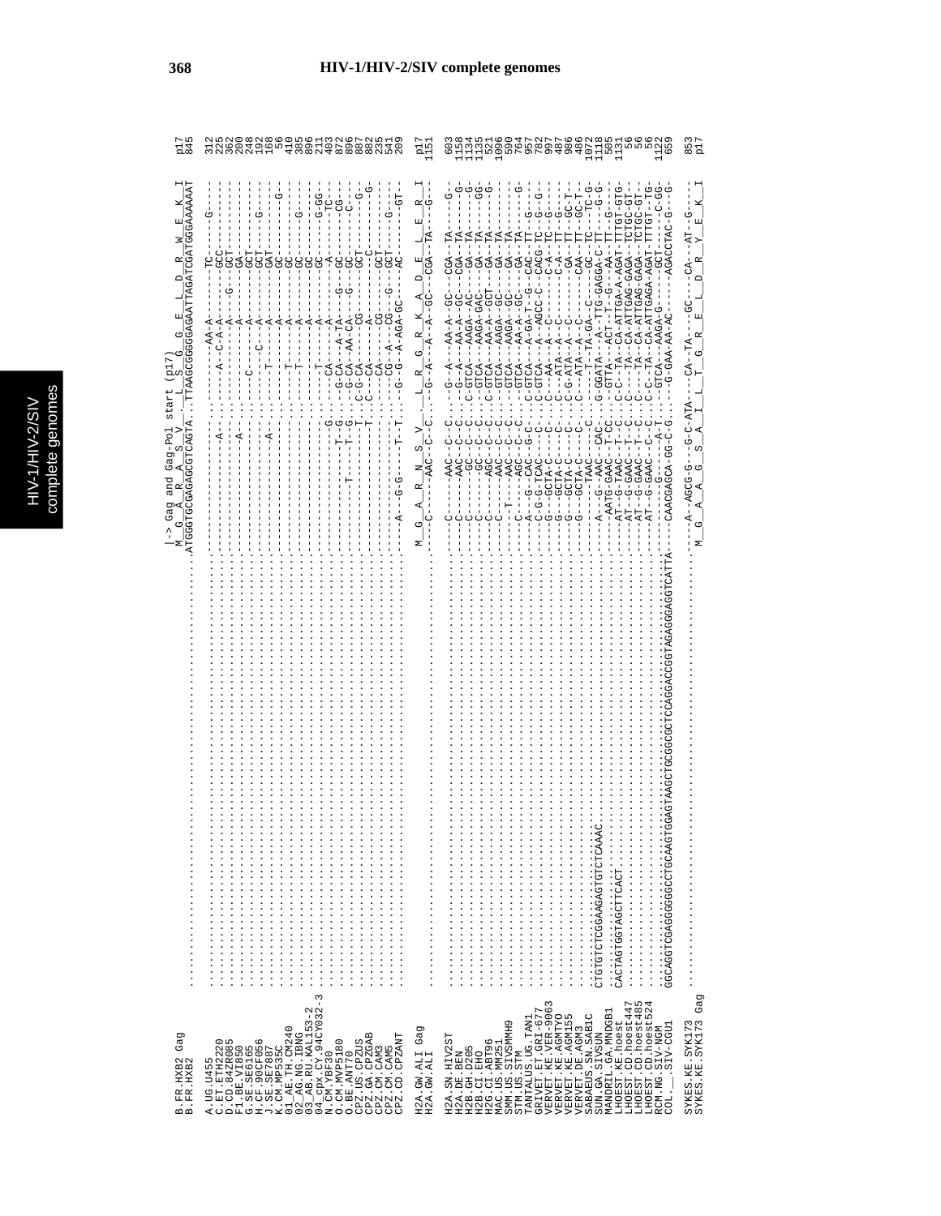# HIV-1/HIV-2/SIV complete genomes

```
                          |-> Gag and Gag-Pol start (p17)
                          M  G  A  R  A  S  V    L  S  G  G  E  L  D  R  W  E  K  I
B.FR.HXB2 Gag                                                                            p17
B.FR.HXB2           ......ATGGGTGCGAGAGCGTCAGTA..TTAAGCGGGGGAGAATTAGATCGATGGGAAAAAAT     845

A.UG.U455           ......---------------------..---------AA-A--------TC-----G----     312
C.ET.ETH2220        ......---------------------..----------A--------GCC------------     225
D.CD.84ZR085        ......--------------A------..-A--C-A-A------G---GCT-----G------     362
F1.BE.VI850         ......---------------------..---------A-----------GCT------------     200
G.SE.SE6165         ......--------------A------..---------A-----------GA-------------     248
H.CF.90CF056        ......---------------------..-C------A-----------GCT------G------     192
J.SE.SE7887         ......---------------------..---C---C--A---------GCT------------     168
K.CM.MP535C         ......--------------A------..--T-----A-----------GAT------------     56
01_AE.TH.CM240      ......---------------------..---------A-----------GC--------G---     410
02_AG.NG.IBNG       ......---------------------..--T------A-----------GC-------------     385
03_AB.RU.KAL153-2   ......---------------------..--T------A-----------GC------G------     896
04_cpx.CY.94CY032-3 ......---------------------..---------A-----------GC-------------     211
N.CM.YBF30          ......-------------------G.. --T------A-----------GC-----G-GG---     403
O.CM.MVP5180        ......-------------------T-G..G-CA----A-TA---G----GC-------TC-     872
O.BE.ANT70          ......------T-----------T-G..G-CA---AA-CA---G----GC-------CG-     896
CPZ.US.CPZUS        ......-------------------T..C-G-CA-----CG--------GCT------C----     887
CPZ.GA.CPZGAB       ......--------------------..C---CA------A---------------G-----     882
CPZ.CM.CAM3         ......--------------------..----CA------CG--------C-----------G     235
CPZ.CM.CAM5         ......--------------------..----CG--A---CG---G----GCT------G---     541
CPZ.CD.CPZANT       ......--A---G-G-------T-T..G-G--A-AGA-GC----------AC------GT--     209

                          M  G  A  R  N  S  V    L  R  G  R  K  A  D  E  L  E  R  I
H2A.GW.ALI Gag                                                                           p17
H2A.GW.ALI          ......-------AAC--G--C..-G--A---A--A--GC---CGA--TA----G---     1151

H2A.SN.HIV2ST       ......C-------AAC--C--C..-G--A---AA-A--GC---CGA--TA----G--     603
H2A.DE.BEN          ......C-------AAC--C--C..-G--A---AA-A--GC---CGA--TA-----G-     1158
H2B.GH.D205         ......C-------GC---C--C..C-GTCA--AAGA-AC----GA---TA-----G-     1134
H2B.CI.EHO          ......C-------GC---C--C..-GTCA--AAGA-GAC----GA---TA----GG-     1135
H2G.CI.ABT96        ......C------AGC---C--C..C-GTCA--AA-A-GCT---GA---TA-----G-     521
MAC.US.MM251        ......C-------AAG--C--C..-GTCA--AAGA-GC-----GA---TA-------     1096
SMM.US.SIVSMMH9     ......--T-----AAC--C--C..-GTCA--AAGA-GC-----GA---TA-------     590
STM.US.STM          ......C-------AGC--C--C..-GTCA--AA-A--GC----GA---TA-------     764
TANTALUS.UG.TAN1    ......A---G---CAC--G--C..C-GTCA--A-GA-T--G--CAC--TT--G---G     957
GRIVET.ET.GRI-677   ......C-G-G-TCAC---C-----C-GTCA--A--AGCC-C--CACG-TC--G--G-     782
VERVET.KE.VER-9063  ......G--GCTA-C----C-----C---AA--A--C--------C-A--TC--G----     997
VERVET.KE.AGMTYO    ......G--GCTA-C----C-----C---ATA--A--C-------C-A--TT--G----     487
VERVET.DE.AGM155    ......G--GCTA-C----C-----C-G-ATA--A--C-------GA---TT--GC-T-     986
VERVET.DE.AGM3      ......G--GCTA-C----C-----C---ATA--A--C-------CAA--TT--GC-T-     486
SABAEUS.SN.SAB1C    CTGTGTCTCGGAAGAGTGTCTCAAAC......----TAAC---C-------T--TA-GA--C-------GC---TC----TC-G     1072
SUN.GA.SIVSUN       ......A--G--AAC--CAC-..G-GGATA--A-TTG-GAGGA-C-TT---G-G     1118
MANDRIL.GA.MNDGB1   CACTAGTGGTAGCTTCACT......-AATG-GAAC--T-CC..-GTTA--ACT-T--G---AA--TT--G---     505
LHOEST.KE.hoest     ......-AT-G-TAAC--T-C..C-C--TA--CA-ATTGA-A-AGAT-TTTGT-GTG-     1131
LHOEST.CD.hoest447  ......-AT-G-GAAC--T-C..C----TA--CA-ATTGAG-GAGA--TCTGC-GT-     56
LHOEST.CD.hoest485  ......-AT-G-GAAC--T-C..C----TA--CA-ATTGAG-GAGA--TCTGC-GT-     56
LHOEST.CD.hoest524  ......-AT-G-GAAC--T-C..C-C--TA--CA-ATTGAGA-AGAT-TTTGT--TG-     51
RCM.NG.SIV-NGM      ......------G------A--T..GTCA--AAGA-G------GCT-----C-GG     1122
COL.__.SIV-CGU1     GGCAGGTCGAGGGGGGCCTGCAAGTGGAGTAAGCTGCGGCGGCTCCAGGACCGGTAGAGGAGGTCATTA-CAACGAGCA-GG-C-G..-G-GAA-AA-AC------AGACCTAC-G--G     659

SYKES.KE.SYK173     ......A--AGCG-G---G-C-ATA..-CA--TA----GC----CA---AT--G----     853
SYKES.KE.SYK173 Gag       M  G  A  A  G  S  A    L  L  T  G  R  E  L  D  R  Y  E  K  I   p17
```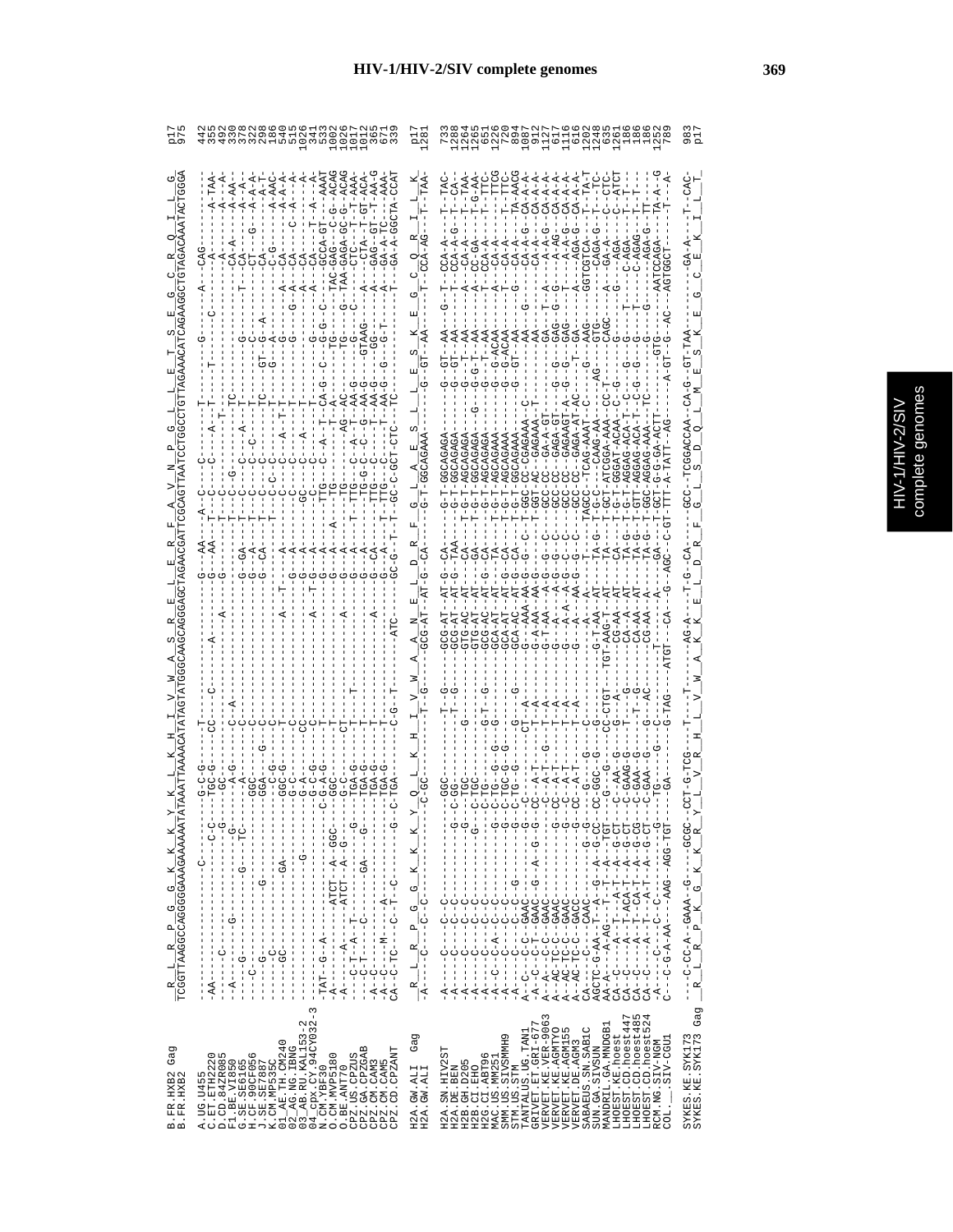B.FR.HXB2 Gag  R__L__R__P__G__G__K__K__K__Y__K__L__K__H__I__V__W__A__S__R__E__L__E__R__F__A__V__N__P__G__L__L__E__T__S__E__G__C__R__Q__I__L__G  p17
B.FR.HXB2  TCGGTTAAGGCCAGGGGGAAAGAAAAAATATAAATTAAAACATATAGTATGGGCAAGCAGGGAGCTAGAACGATTCGCAGTTAATCCTGGCCTGTTAGAAACATCAGAAGGCTGTAGACAAATACTGGGA  975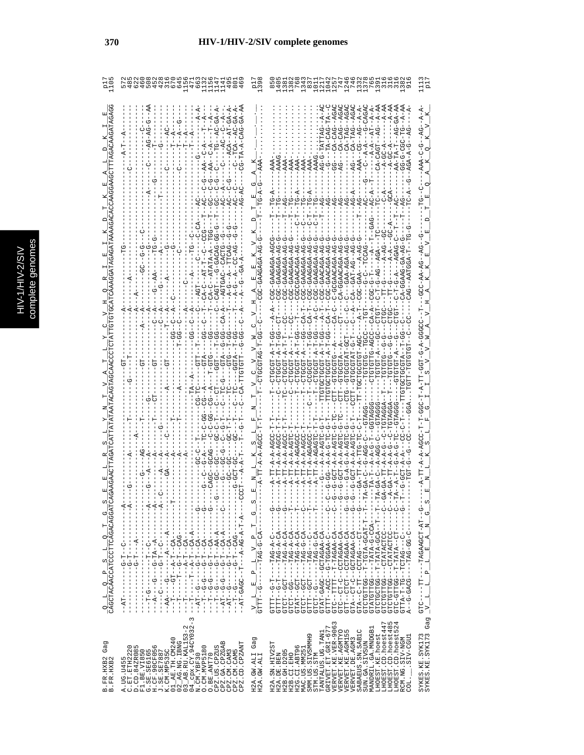# HIV-1/HIV-2/SIV complete genomes

```
                      Q__L__Q__P__S__L__Q__T__G__S__E__E__L__R__S__L__Y__N__T__V__A__T__L__Y__C__V__H__Q__R__I__E__I__K__D__T__K__E__A__L__D__K__I__E_
B.FR.HXB2 Gag                                                                                                                                                                  p17
B.FR.HXB2             CAGCTACAACCATCCCTTCAGACAGGATCAGAAGAACTTAGATCATTATATAATACAGTAGCAACCCTCTATTGTGTGCATCAAAGGATAGAGATAAAAGACACCAAGGAAGCTTTAGACAAGATAGAGG 1105

A.UG.U455                                                                                                                                                                  572
C.ET.ETH2220                                                                                                                                                               485
D.CD.84ZR085                                                                                                                                                               622
F1.BE.VI850                                                                                                                                                                460
G.SE.SE6165                                                                                                                                                                508
H.CF.90CF056                                                                                                                                                               452
J.SE.SE7887                                                                                                                                                                428
K.CM.MP535C                                                                                                                                                                316
01_AE.TH.CM240                                                                                                                                                             670
02_AG.NG.IBNG                                                                                                                                                              645
03_AB.RU.KAL153-2                                                                                                                                                          1156
04_cpx.CY.94CY032-3                                                                                                                                                        471
N.CM.YBF30                                                                                                                                                                 663
O.CM.MVP5180                                                                                                                                                               1132
O.BE.ANT70                                                                                                                                                                 1156
CPZ.US.CPZUS                                                                                                                                                               1147
CPZ.GA.CPZGAB                                                                                                                                                              1141
CPZ.CM.CAM3                                                                                                                                                                495
CPZ.CM.CAM5                                                                                                                                                                801
CPZ.CD.CPZANT                                                                                                                                                              469

                      V__L__E__P__L__V__P__T__G__S__E__N__L__K__S__L__F__N__T__V__C__V__W__C__V__H__A__E__E__K__V__K__D__T__E__G__A__K_
H2A.GW.ALI Gag                                                                                                                                                             p17
H2A.GW.ALI            GTTT--G----TAG-G-CA-------A-TT-A-A-AGCC-T-T-----T--CTGCGTAG-T-GG--C----CGC-GAAGAGA-AG-G----T--TG-A-G---AAA-                                          1398

H2A.SN.HIV2ST                                                                                                                                                              850
H2A.DE.BEN                                                                                                                                                                 1405
H2B.GH.D205                                                                                                                                                                1381
H2B.CI.EHO                                                                                                                                                                 1382
H2G.CI.ABT96                                                                                                                                                               768
MAC.US.MM251                                                                                                                                                               1343
SMM.US.SIVSMMH9                                                                                                                                                            837
STM.US.STM                                                                                                                                                                 1011
TANTALUS.UG.TAN1                                                                                                                                                           1217
GRIVET.ET.GRI-677                                                                                                                                                          1042
VERVET.KE.VER-9063                                                                                                                                                         1257
VERVET.KE.AGMTYO                                                                                                                                                           747
VERVET.KE.AGM155                                                                                                                                                           1246
VERVET.DE.AGM3                                                                                                                                                             746
SABAEUS.SN.SAB1C                                                                                                                                                           1332
SUN.GA.SIVSUN                                                                                                                                                              1378
MANDRIL.GA.MNDGB1                                                                                                                                                          765
LHOEST.KE.hoest                                                                                                                                                            1391
LHOEST.CD.hoest447                                                                                                                                                         316
LHOEST.CD.hoest485                                                                                                                                                         316
LHOEST.CD.hoest524                                                                                                                                                         316
RCM.NG.SIV-NGM                                                                                                                                                             1382
COL.__.SIV-CGU1                                                                                                                                                            916

SYKES.KE.SYK173       GTC----TT---TAGAAGCT-AT--G----A-TT-A-A-AGCC-T-T-GGC-T-A-TT-GGT-G-A-GGGCC--T---GCC-AA-AG--AG--G-----TG--C----AAA-C-G--AG--A-A-                        1113
SYKES.KE.SYK173 Gag   _V__L__L__P__L__E__A__N__G__S__E__N__L__K__S__L__F__G__I__I__S__V__W__A__V__H__A__K__K__E__V__E__D__T__E__Q__A__K__Q__K__V__K_                     p17
```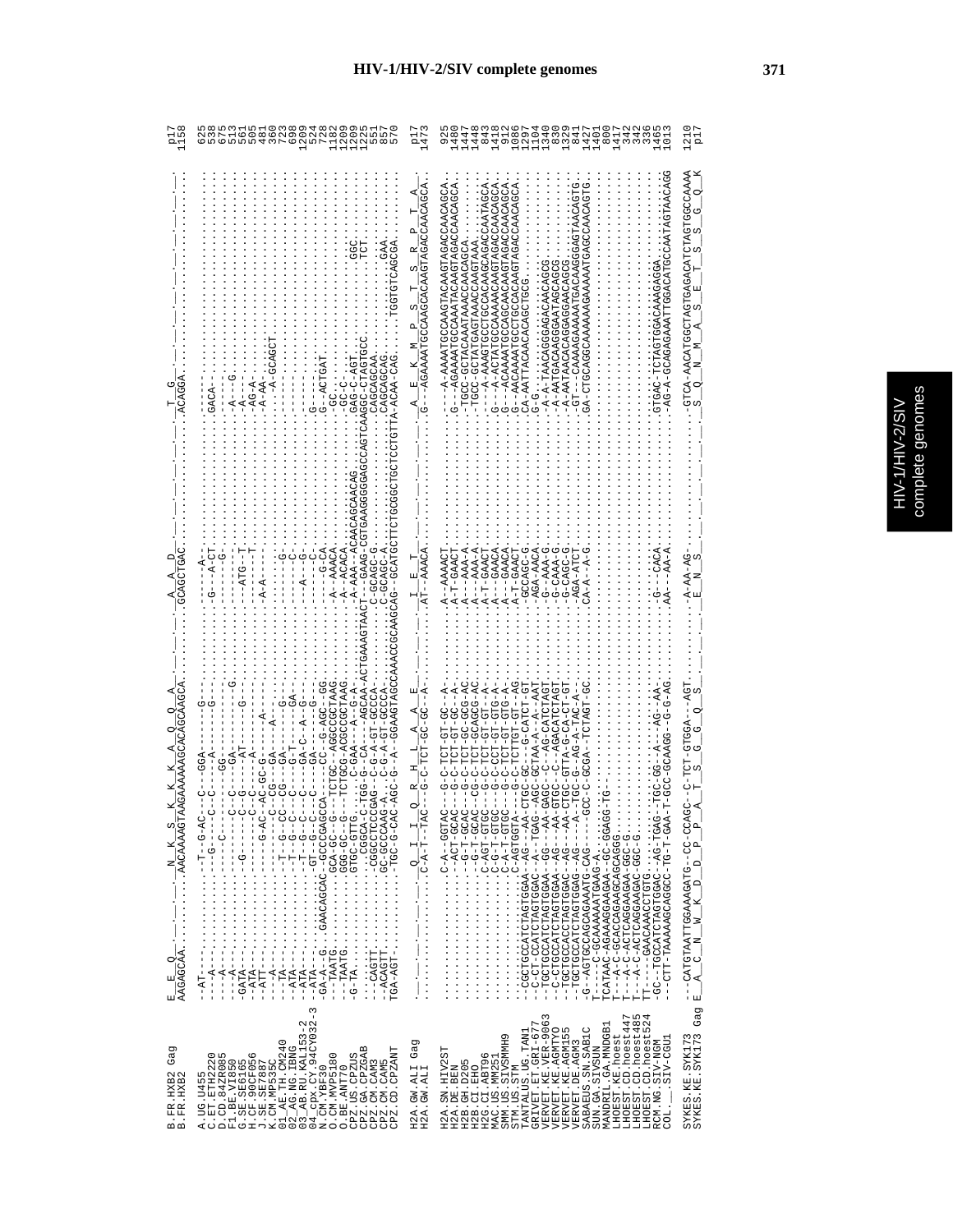# HIV-1/HIV-2/SIV complete genomes

```
B.FR.HXB2 Gag     E__E__Q______________N__K__S__K__K__A__Q__Q__A_________________________A__A__D_______________________T__G____     p17
B.FR.HXB2         AAGAGCAA..........AACAAAAGTAAGAAAAAAGCACAGCAAGCA...................GCAGCTGAC.......................ACAGGA....     1158

A.UG.U455         --AT---........--T--G-AC---C---GGA------G----...................---A-.....................................     625
C.ET.ETH2220      ----A--........----G----C--C-----A------G----...................-G---A-CT..............GACA-................     538
D.CD.84ZR085      ----A--........--------------GG-------------...................------G..................................     675
F1.BE.VI850       ----A--........--------C--C----GA------G-.......................-----...............A---G.................     513
G.SE.SE6165       -GATA--........----G-----C--------AT------G--..................---ATG--T...............-A----..............     561
H.CF.90CF056      -ATA---........------------C-----A----------...................-------T...............-AG-A-...............     505
J.SE.SE7887       -ATT---........----G-AC--AC-GC-G----A-----...................-A-A----................-A-AA-................     481
K.CM.MP535C       ----A--........---------C--CG---GA----A----...................---------..............-----A-GCAGCT.........     360
01_AE.TH.CM240    ---TA--........--T--G--CC--CG---GA-----G---...................--------G..................................     723
02_AG.NG.IBNG     -ATA---........--T--G--C----C---G-T------GA-...................--------C..................................     698
03_AB.RU.KAL153-2 -ATA---........--T--G--C---C----GA-C--A--G--...................--A---G-..................................     1209
04_cpx.CY.94CY032-3 -ATA---........--GT--G--C---C----GA-----G-...................------C-.................G----ACTGAT......     524
N.CM.YBF30        -GA-A-G...GAACAGCAC-GCCGAGCCA-----------GCC-GG........-----G-CA..................-GC-..................     728
O.BE.ANT70        ---TAATG..........GGA-GCC-AA--G---TCTGC--AGGCCGCTAAG........-A---AAACA.................GC-C-.................     1182
CPZ.US.CPZUS      ---TAATG..........GGG-GC--G----TCTGCG-ACGCCGCTAAG.........-A---ACACA.................G---C-AGT.....GGC.......     1209
CPZ.GA.CPZGAB     -G-TA.............GTGC-GTTG-------C-GAA---A--G-A-.........-A-AAA--ACAACAGCAACAG..GAG-C-AGT.....TCT.......     1209
CPZ.CM.CAM3       ...................CGGCA-C-TGG-G--CA----AGCAA-ACTGAAAGTAACT--GAAG-CGTGAAGGGGGAGCCAGTCAAGGC-CTAGTGCC.......     1225
CPZ.CM.CAM5       ---CAGTT..........-CGGCCTCCCGAG--C-G-A-GT-GCCCA-..............C-GCAGC-G...............CAGCAGCAA..........GAA     551
CPZ.CD.CPZANT     --ACAGTT..........GC-GCCCAAG-A...C-G-A-GT-GCCCA-..............C-GCAGC-A...............CAGCAGCAG..........     857
                  TGA-AGT-..........-TGC-G-CAC-AGC-G--A--GGAAGTAGCCAAACCGCAAGCAG--GCATGCTTCTGCGGCTGCTCCTGTTA-ACAA-CAG.....TGGTGTCAGCGA.     570

H2A.GW.ALI Gag    _______________________Q__I__I__Q__R__H__L__A__A__E___________I__E__T____________________A__E__K__M__P__S__T__S__R__P__T__A_     p17
H2A.GW.ALI        .......................C-A-T--TAC---G-C-TCT-GC-GC--A-.........AT---AAACA...........G---AGAAAATGCCAAGCACAAGTAGACCAACAGCA.     1473

H2A.SN.HIV2ST     .......................C-A---GGTAC---G-C-TCT-GT-GC--A-.........A---AAAACT.........---A-AAAATGCCAAGTACAAGTAGACCAACAGCA.     925
H2A.DE.BEN        .......................--ACT-GCAC---G-C-TCT-GT-GC--A-.........A-T-GAACT..........G---AGAAAATGCCAAATACAAGTAGACCAACAGCA.     1480
H2B.GH.D205       .......................--G-T-GCAC---G-C-TCT-GC-GCG-AC.........A---AAA-A..........-TGCC-GCTACAAATAAACCAACAGCA.........     1447
H2B.CI.EHO        .......................--G-T-GCAC---CG-C-TCT-GCAGCG-AC.........A---AAA-A..........-TGCC-GCTATGAGTAAACCAAGTAAA.......     1448
H2G.CI.ABT96      .......................C-AGT-GTGC---G-C-TCT-GT-GT--A-.........A-T-GAACT..........---A-AAAGTGCCTGCCACAAGCAGACCAATAGCA.     843
MAC.US.SIVMM251   .......................C-G-T-GTGC---G-C-TCT-GT-GT--A-.........A---GAACA..........G---A-ACTATGCCAAAAACAAGTAGACCAACAGCA.     1418
SMM.US.SIVSMMH9   .......................C-A-T-GTGC---G-C-TCT-GT-GTG-A-.........A---GAACA..........G---ACAAAATGCCAGCAACAAGTAGACCAACAGCA.     912
STM.US.STM        .......................C-AGTGGTA----G-C-TCTTGT-GT--AG.........A-T-GAACT..........G---AACAAAATGCCTGCCACAAGTAGACCAACAGCA.     1086
TANTALUS.UG.TAN1  --CGCTGCCATCTAGTGGAA--AG---AA-CTGC-GC---G-CATCT-GT..........-GCCAGC-G..........CA-AATTACAACACAGCTGCG.............     1297
GRIVET.ET.GRI-677 --C-CT-CCATCTAGTGGAC--A--TGAG--AGC-GCTAA-A--A--AAT..........-AGA-AACA..........G-G...............................     1104
VERVET.KE.VER-9063 --TGCTGCCATCTAGTGGAA--GG---AA-GAGC---C--AG-CATCTAGT..........-G--AAA-G..........-A-A-TAACAGGGAGACAACAGCG..........     1340
VERVET.KE.AGMTYO  --C-CTGCCATCTAGTGGAA--AG---AA-GTGC---C--AGACATCTAGT..........G-CAAA-G..........-A-AATGACAAGGAATAGCAGCG..........     830
VERVET.KE.AGM155  --TGCTGCCATCTAGTGGAC--AG---AA-CTGC-GTTA-G-CA-CT-GT..........-G-CAGC-G..........-A-AATAACACAGGAGGAACAGCG.........     1329
VERVET.DE.AGM3    --TGCTGCCATCTAGTGGAG--AG---A--TGC-G---AG-A-TAC-A-..........-AGA-ATCT..........-GT--CAAAAGAAAAATGACAAGGGAGTAACAGTG.     841
SABAEUS.SN.SAB1C  -G--AGTGCCAGCAGAAATG-CAG---GCC-C-GCGA--TCTAGT-GC..........CA-A---A-G..........GA-CTGCAGGCAAAAAAGAAAAATGAGCCAACAGTG.     1427
SUN.GA.SIVSUN     T----C-GCAAAAAATGAAG-A.............................................................................................     1401
MANDRIL.GA.MNDGB1 TCATAAC-AGAAAGGAAGAA--GC-GGAGG-TG-.................................................................................     800
LHOEST.KE.hoest   T---A-C-GCACCAGAAGCAGCAGGG.........................................................................................     1417
LHOEST.CD.hoest447 T---A-C-ACTCAGGAAGAA-GGC-G.........................................................................................     342
LHOEST.CD.hoest485 T---A-C-ACTCAGGAAGAC-GGC-G.........................................................................................     342
LHOEST.CD.hoest524 TT----GAACAAACCTGTG.................................................................................................     336
RCM.NG.SIV-NGM    -GC--TGCCATCTAGTGGAC--AG-TGAG--TGC-GG--A---AG--AA-..........G---CACA..........GTGAC-TCTAGTGGACAAAGAGGA.........     1465
COL.__.SIV-CGU1   --CTT-TAAAAAGCAGGCC-TG-T-GAA-T-GCC-GCAAGG--G-G-AG..........AA---AA-A..........-AG-A-GCAGAGAAATTGGACATGCCAATAGTAACAGG     1013

SYKES.KE.SYK173   --CATGTAATTGGAAAGATG--CC-CCAGC--C-TCT-GTGGA---AGT........-A-AA-AG-..........--GTCA-AACATGGCTAGTGAGACATCTAGTGGCCAAAA     1210
SYKES.KE.SYK173 Gag E__A__C__N__W__K__D__P__P__A__T__S__G__G__Q__S___________E__N__S___________S__Q__N__M__A__S__E__T__S__S__G__Q__K     p17
```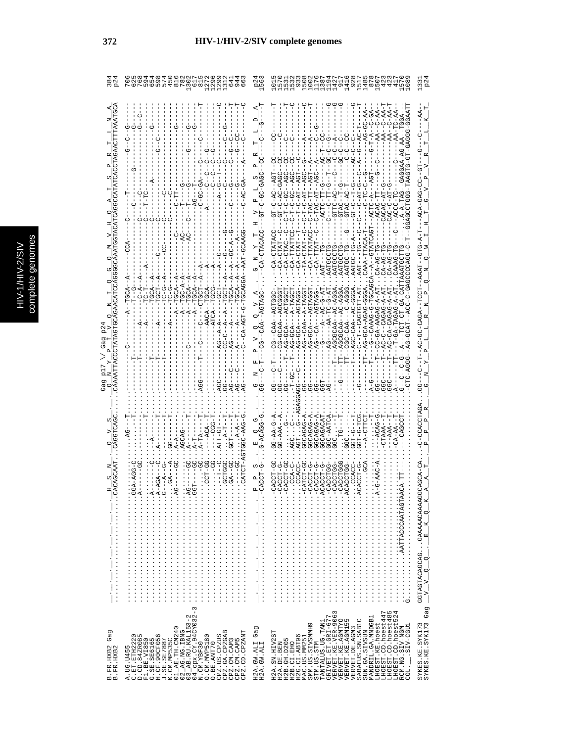# HIV-1/HIV-2/SIV complete genomes

Gag p17 \/ Gag p24

```
B.FR.HXB2 Gag          ...H__S__N____Q__V__S____Q__N__Y__P__I__V__Q__N__I__Q__G__Q__M__V__H__Q__A__I__S__P__R__T__L__N__A_   384
B.FR.HXB2              .CACAGCAAT...CAGGTCAGC....CAAAATTACCCTATAGTGCAGAACATCCAGGGGCAAATGGTACATCAGGCCATATCACCTAGAACTTTAAATGCA   p24
```

SYKES.KE.SYK173  GGTAGTACAGCAG...GAAAAACAAAAGGCAGCA-CA...-C-CCACCTAGA..GG--C--T--AC-GC-CAGA--TCCT--AAAT--GTG-A-T---ACA-GAG-CC--GT---G---C----AA-  1331
SYKES.KE.SYK173 Gag  _V__V__Q__Q__E__K__Q__K__A__A__T__P__P__P__R_G__N__Y__P__L__L__R__N__P__Q__N__Q__W__I__H__T__G__V__P__V__R__T__L__K__T_  p24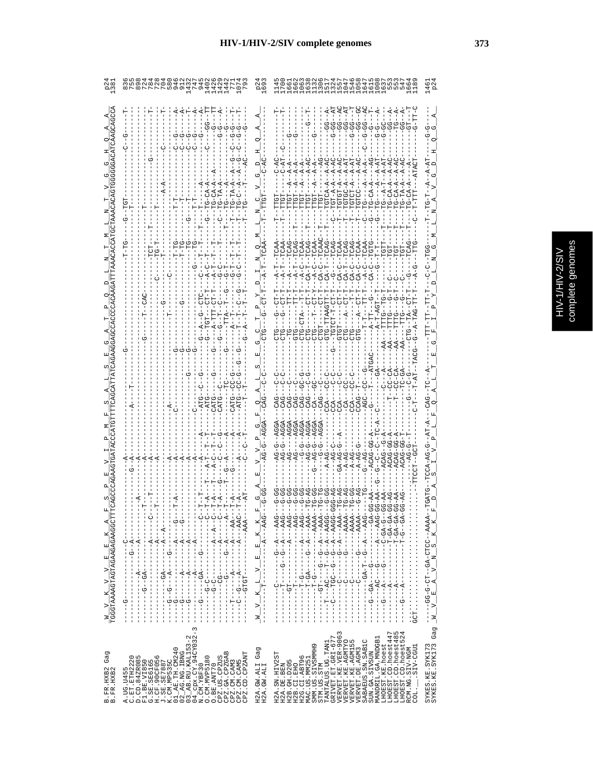```
B.FR.HXB2 Gag             W  V  K  V  V  E  E  K  A  F  S  P  E  V  I  P  M  F  S  A  L  S  E  G  A  T  P  Q  D  L  N  T  M  L  N  T  V  G  G  H  Q  A  A      p24
B.FR.HXB2                 TGGGTAAAAGTAGTAGAAGAGAAGGCTTTCAGCCCAGAAGTGATACCCATGTTTTCAGCATTATCAGAAGGAGCCACCCCACAAGATTTAAACACCATGCTAAACACAGTGGGGGGACATCAAGCAGCCA   1381

A.UG.U455                 ---G-----------C-----------------A-------------------------------------G----------------------T-TG-------G--TGT------C--G-------T-    836
C.ET.ETH2220              -------------G--A-----------------G--A------------A--T--------------------------------------------------T--------------------------    755
D.CD.84ZR085              ---------A-----------A--------------A-----------------------------------------------------------------------------------------------    898
F1.BE.VI850               ------G--GA--------A------------T----A------------------------------------------------------T------------------------------------T-    724
G.SE.SE6165               -------------------A-------C----T---A--------------------------------------T--CAC---------TCT----T--------G------------------------    784
H.CF.90CF056              ----------GA-------A--A---------------A-------------------------------G----------C-------TG-T----T--------------------------C-----T-    728
J.SE.SE7887               ------G--G---A------A--A------------------------------------------------------------------T-----T-------A-A-------------------------    704
K.CM.MP535C               ---G-------------G--------------------------C----------------T------------C---------------------------------------------------------    580
01_AE.TH.CM240            ---G----------------------------------A--------A------------------------------------------------------------------------------------    946
02_AG.NG.IBNG             ---G------A------A------G--T-A--------A--------C-------------------------------------T-TG------T-T---------C--G---------A------------    912
03_AB.RU.KAL153-2         ---G------A------A------------------A-------------------G--------------G-------------T-TG------T--------------C--G---------A----------   1432
04_cpx.CY.94CY032-3       ---G------A------A------------------A------------------------G-----------------------TG----G--T-------------C--G------------T-------    747
N.CM.YBF30                --------A-------A------------------A-------C-----------G---------------G------------TG------T-T-----------C--G----------A-----------    945
O.BE.ANT70                -G----GA---G------C--T--T---A--T--A--ATG--C--G---G--A-G--CTC---C--T--T--G--TG-CA-A-----C-----A--------A-T-----------------------GG-A   1402
CPZ.US.CPZUS              ----G-C------A---A--C--T-A--T--A-C-T--T-CATG-----G---G-A-TTT-CT-T-A-T--T--T--TG-CA-A--A-------G--------------------------------------TT   1426
CPZ.GA.CPZGAB             ----G-C------A---A--C--T-A--G--C--C--G-CATG-C----G-G-G-T-C-G-C--T-C--TG-TA-A---------G-G-----A-------------------------------------TT   1429
CPZ.CM.CAM3               ------CG-----A---A------T-A--T-G--A----TC----G----G-TTA-T--G-G-T--T--TG-----------G--------------------------------------------------A   1442
CPZ.CM.CAM5               -------G---G----A--A---T-----G-----CATG-CC-G--G---A-T--G-T-T--T-TG-TA-A--A-G--C---G-G--------------------------------------------T-   771
CPZ.CD.CPZANT             --T---A-----AA--T-A---G----------ATG-CC-G--G---A-T--C-G-G-C-T--T--TG-C--A--A-G---G-G-------------------------------------------T-   1074
                          -C-G--A------AAC-T-A-----A-----T-C--C-T--T--C---G-A--T-T-G-G-C--T-T--TG--T---AC-----G------------------------------------------------    793
                          -GTGT------AAA----AT---C-C-T--------------------------------------------------------------------------------------------------------

H2A.GW.ALI Gag            W  V  K  L  V  E  E  K  K  F  G  A  E  V  V  P  G  F  Q  A  L  S  E  G  C  T  P  Y  D  I  N  Q  M  L  N  C  V  G  D  H  Q  A  A      p24
H2A.GW.ALI                ----------T------A--AAG--G-GG----AG-G--AGGA--CAG--C-C---------CTG--G--CT-T--A-T--TCAA-----T--TTGT---C-AC--------------------A-   1693

H2A.SN.HIV2ST             ------C------G--A----AAG--G-GG----AG-G--AGGA--CAG--C-C---------CTG--G--CT-T--A-T--TCAA-----T--TTGT---C-AC-----------------T-   1145
H2A.DE.BEN                ------T----G--G--A----AAG--G-GG----AG-G--AGGA--CAG--C-C---------CTG--G--CT-T--A-T--TCAA-----T--TTGT---C-AT--C--------------T-   1700
H2B.GH.D205               ------GT---------A----AAG--G-GG----AG----AGGA--CAG--C-----------TG------TT-T--A-----TCAG-----T--TTGT--A--A-A---G-------------   1661
H2B.CI.EHO                ------T----------A----AAG--G-GG----AG----AGGA--CAG--C-----------GTG-----TT-T--A-T--TCAG---T--TTGT--A--A-A-------------------   1662
H2G.CI.ABT96              ------T-G------A--A---AAG--G-GG----G-G--AGGA--CAG--GC-G---------CTG-CTA--T-T--A-C--TCAA---T--TTGT--A--A-AC------------------   1063
MAC.US.MM251              ------T-GA-----G--A---AAA--TG-AG---AG-G--AGGA--CAG--C-G---------CTG------CT-Y--A-C--TCAG---T--TTGT--A--A-AC------G--T-------   1638
SMM.US.SIVSMMH9           ------T-G-------G--A---AAAA-TG-TG---G-G--AGGA--CA---GC-C---------CTGT-----CT-T--A-C--TCAA---T--TTGT--A--A-A------------------   1132
STM.US.STM                -----GT--G--G---A---AAA--TG-GG---G-G----------CAG--C------------CTG---T--CT-T--A-C--TCAAC--T--TTGT-----AG----G-------------   1306
TANTALUS.UG.TAN1          -----T--AC---T-G--A---AAGG--G-GG---A-AG---------CCA--CC-C---------GTG-TTAAGTT-T--CA-T--TCAG---T--TGTCA-A--A-AC--------GG--A   1517
GRIVET.ET.GRI-677         ---C---TGC--G--G--A---AAGG-GGG-AG--AG-C---------CCA--C-C---G-----TGTCT-T-CT-T--G----TCAG---C--TGT-A-A--A-AC-------G-GG--AT   1324
VERVET.KE.VER-9063        -------C-------G--A---AAA--TG-AG---GA-AG-G--A---CCA--C-C---------GTGT-----CT-T--CA-C--TCAA---T--TGTGT-A--A-AC---------GG--AC   1557
VERVET.KE.AGMTYO          -------C-------------AAAA-TG-AG---A-AG----------CA---CC-----------CTG---A-CT-T--CA-T--TCAG---T--TGTGC-A--A-AT---------GG--AT   1047
VERVET.KE.AGM155          -------C-------G------AAAA-TG-GG---A-AG----------CCA--CC----------CTG---A-CT-T--CA-C--TCAG---T--TGTGC-A--A-AT--------G-GG--   1546
VERVET.DE.AGM3            -------C------G-------AAAA--G-AG---A-AG-G--------CCAG-T-----------GTG----CT-T--CA-C--TCAA---T--TGTCC---A-AC----------GG--GC   1058
SABAEUS.SN.SAB1C          --------GA-T--G---A---AAG---TG-----G-AG----------AGC--CC-G--------T-TT---TT-T--CA-C--TCAA---C--TG-CA-A--AG----C--G-GG--AC   1647
SUN.GA.SIVSUN             ---G--GA---G------GA-GG-AA-----ACAG-GG-A---------G---T--ATGAC-----A-TTT--G---CA-C--TGTG---G--TG-CA-A--A-AT-----------G--T-   1615
MANDRIL.GA.MNDGB1         -------AC---G------AAG-GG-AA--G---G--C--C-TC-A-----C------GA-------A-T-AGT-T--------T-TT---G--T---A--A-AT----------G-G--A   1008
LHOEST.KE.hoest           ---G---A---G--------C-GA-G--GG-AA---ACAG-G--A--------C---A------AA--TTTG-TG-T------TGTT---T--TG-A-T-A-AT----------G-GC---   1637
LHOEST.CD.hoest447        -------A---------------T-GA-GG-AG---ACAG-GG-A------T-CC-CA------AA--TTTG--G-T--C-----TGT----T--TG-CA-A--A-AC-----------GG--A   553
LHOEST.CD.hoest485        -------A---------------T-GA-GA-AA---ACAG-GG-A------T-CC-CA------AA--TTTG--G-T--CC-CA--TGT----T--TG-CA-A--A-AC-----------TG--A   553
LHOEST.CD.hoest524        ---G---A---------------T-G-GA-GG-AG---ACAG-GG-T--------TC-GA------AA--TTTG--G--C-----TGT----T--TG-TA-A--A-AC-----------GG--A-   547
RCM.NG.SIV-NGM            --------------------------------AG-G-----------G----C-G------CTG--TA--CT-T--A-G--TCAG---T--TG-CA-A---A-----------GT--T   1664
COL.__.SIV-CGU1           GCT-----------------------------TTCCT--GCT-----C-T--T-AT--TACG--G-A-TAG-TT-T--A-G---TTG---C--T-TTT--ATACT-----------G-TT-C   1189

SYKES.KE.SYK173           ---GG-G-CT--GA-CTCC--AAAA-TGATG-TCCA-AG-G--AT-A--CAG--TC-A-------TTT-TT--TT-T---C-C--TGG----T--TG-T--A-AT---------G-G---   1461
SYKES.KE.SYK173 Gag       W  V  E  A  V  N  S  K  K  F  D  A  S  I  V  P  L  F  Q  A  L  T  E  G  F  I  P  Y  D  L  N  G  M  L  N  A  V  G  D  H  Q  G  A      p24
```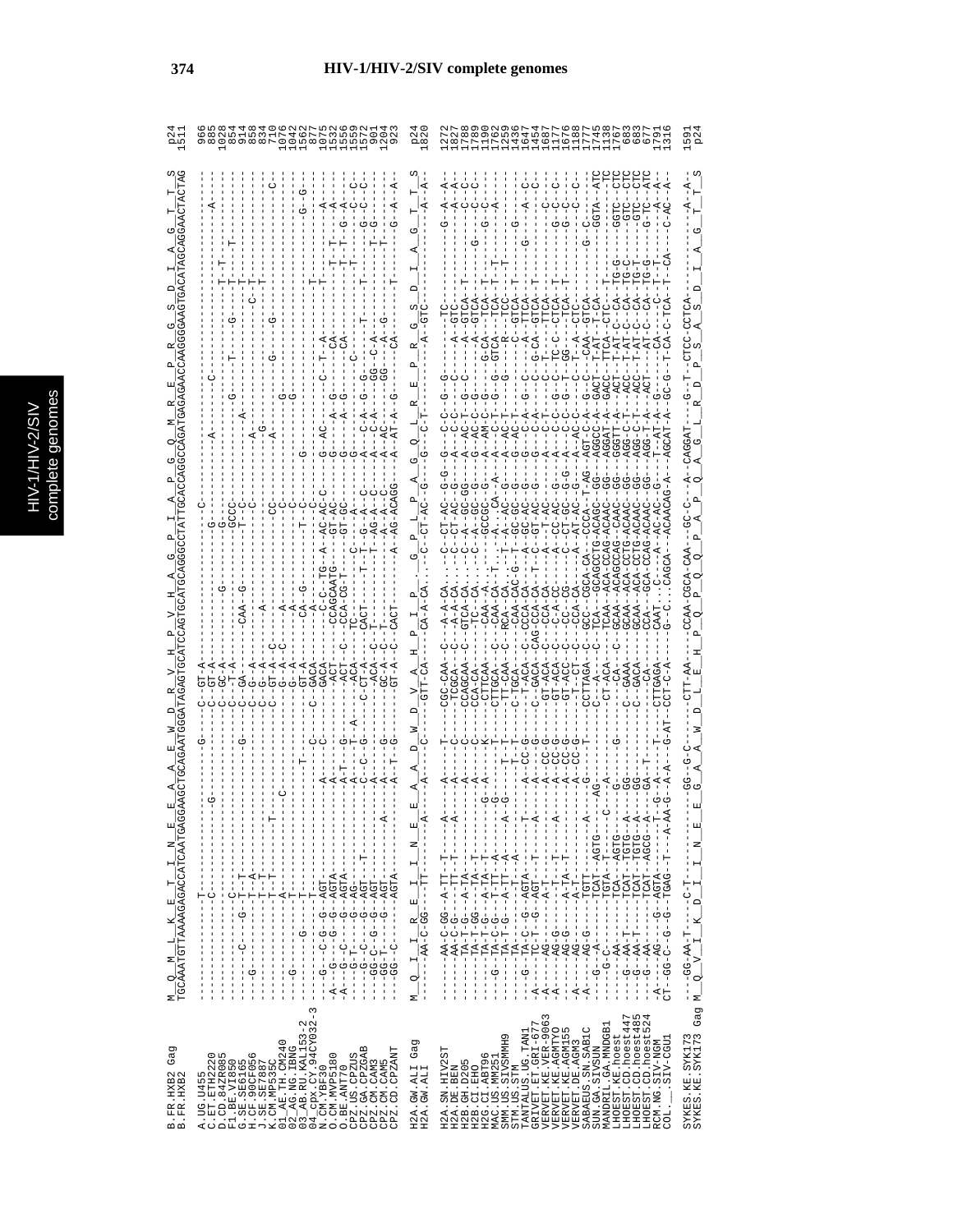# HIV-1/HIV-2/SIV complete genomes

```
B.FR.HXB2 Gag       M__Q__M__L__K__E__T__I__N__E__E__A__A__E__W__D__R__V__H__P__V__H__A__G__P__I__A__P__G__Q__M__R__E__P__R__G__S__D__I__A__G__T__T__S   p24
B.FR.HXB2           TGCAAATGTTAAAAGAGACCATCAATGAGGAAGCTGCAGAATGGGATAGAGTGCATCCAGTGCATGCAGGGCCTATTGCACCAGGCCAGATGAGAGAACCAAGGGGAAGTGACATAGCAGGAACTACTAG   1511
```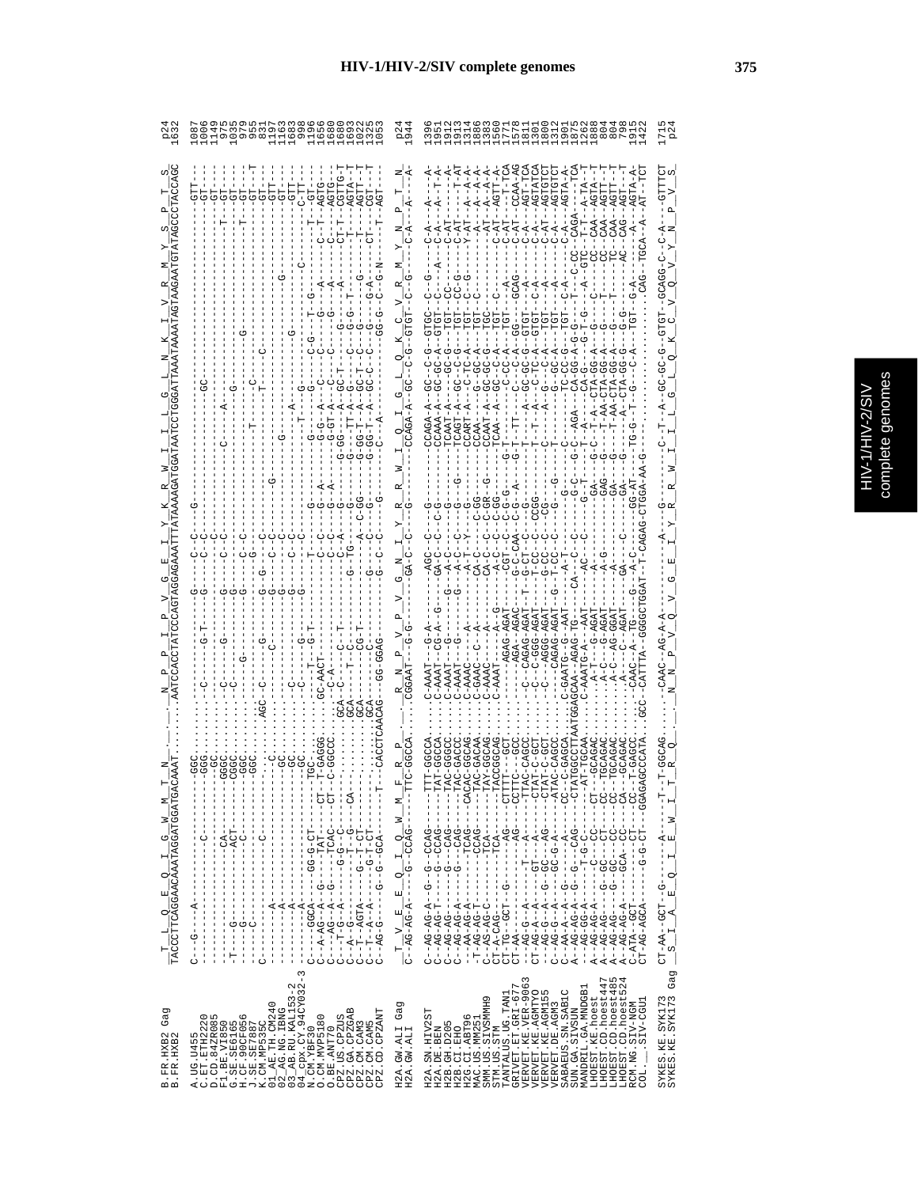# HIV-1/HIV-2/SIV complete genomes

```
B.FR.HXB2 Gag        T__L__Q__E__Q__I__G__W__M__T__N__.__.__.__N__P__P__I__P__V__G__E__I__Y__K__R__W__I__I__L__G__L__N__K__I__V__R__M__Y__S__P__T__S     p24
B.FR.HXB2            TACCCTTCAGGAACAAATAGGATGGATGACAAAT.........AATCCACCTATCCCAGTAGGAGAAATTTATAAAAGATGGATAATCCTGGGATTAAATAAAATAGTAAGAATGTATAGCCCTACCAGC   1632

A.UG.U455                                                                                                     1087
C.ET.ETH2220                                                                                                  1006
D.CD.84ZR085                                                                                                  1149
F1.BE.VI850                                                                                                    975
G.SE.SE6165                                                                                                   1035
H.CF.90CF056                                                                                                   979
J.SE.SE7887                                                                                                    955
K.CM.MP535C                                                                                                    831
01_AE.TH.CM240                                                                                                1197
02_AG.NG.IBNG                                                                                                 1163
03_AB.RU.KAL153-2                                                                                             1683
04_cpx.CY.94CY032-3                                                                                            998
N.CM.YBF30                                                                                                    1196
O.CM.MVP5180                                                                                                  1256
O.BE.ANT70                                                                                                    1680
CPZ.US.CPZUS                                                                                                  1680
CPZ.GA.CPZGAB                                                                                                 1693
CPZ.CM.CAM3                                                                                                   1022
CPZ.CM.CAM5                                                                                                   1325
CPZ.CD.CPZANT                                                                                                 1053

H2A.GW.ALI Gag       T__V__E__E__Q__I__Q__W__M__F__R__P__.__.__R__N__P__V__P__V__G__N__I__Y__R__R__W__I__Q__I__G__L__Q__K__C__V__R__M__Y__N__P__T__N     p24
H2A.GW.ALI                                                                                                    1944

H2A.SN.HIV2ST                                                                                                 1396
H2A.DE.BEN                                                                                                    1951
H2B.GH.D205                                                                                                   1912
H2B.CI.EHO                                                                                                    1913
H2G.CI.ABT96                                                                                                  1314
MAC.US.SIVMM251                                                                                               1886
SMM.US.SIVSMMH9                                                                                               1383
STM.US.STM                                                                                                    1560
TANTALUS.UG.TAN1                                                                                              1771
GRIVET.ET.GRI-677                                                                                             1578
VERVET.KE.VER-9063                                                                                            1811
VERVET.KE.AGMTYO                                                                                              1301
VERVET.KE.AGM155                                                                                              1800
VERVET.DE.AGM3                                                                                                1312
SABAEUS.SN.SAB1C                                                                                              1901
SUN.GA.SIVSUN                                                                                                 1875
MANDRIL.GA.MNDGB1                                                                                             1262
LHOEST.KE.hoest                                                                                               1888
LHOEST.CD.hoest447                                                                                             804
LHOEST.CD.hoest485                                                                                             804
LHOEST.CD.hoest524                                                                                             798
RCM.NG.SIV-NGM                                                                                                1915
COL.__.SIV-CGU1                                                                                               1422

SYKES.KE.SYK173                                                                                               1715
SYKES.KE.SYK173 Gag  S__I__A__E__Q__I__E__W__I__T__R__Q__.__.__N__N__P__V__Q__V__G__E__I__Y__R__R__W__I__I__L__G__L__Q__K__C__V__Y__N__P__V__S     p24
```

HIV-1/HIV-2/SIV complete genomes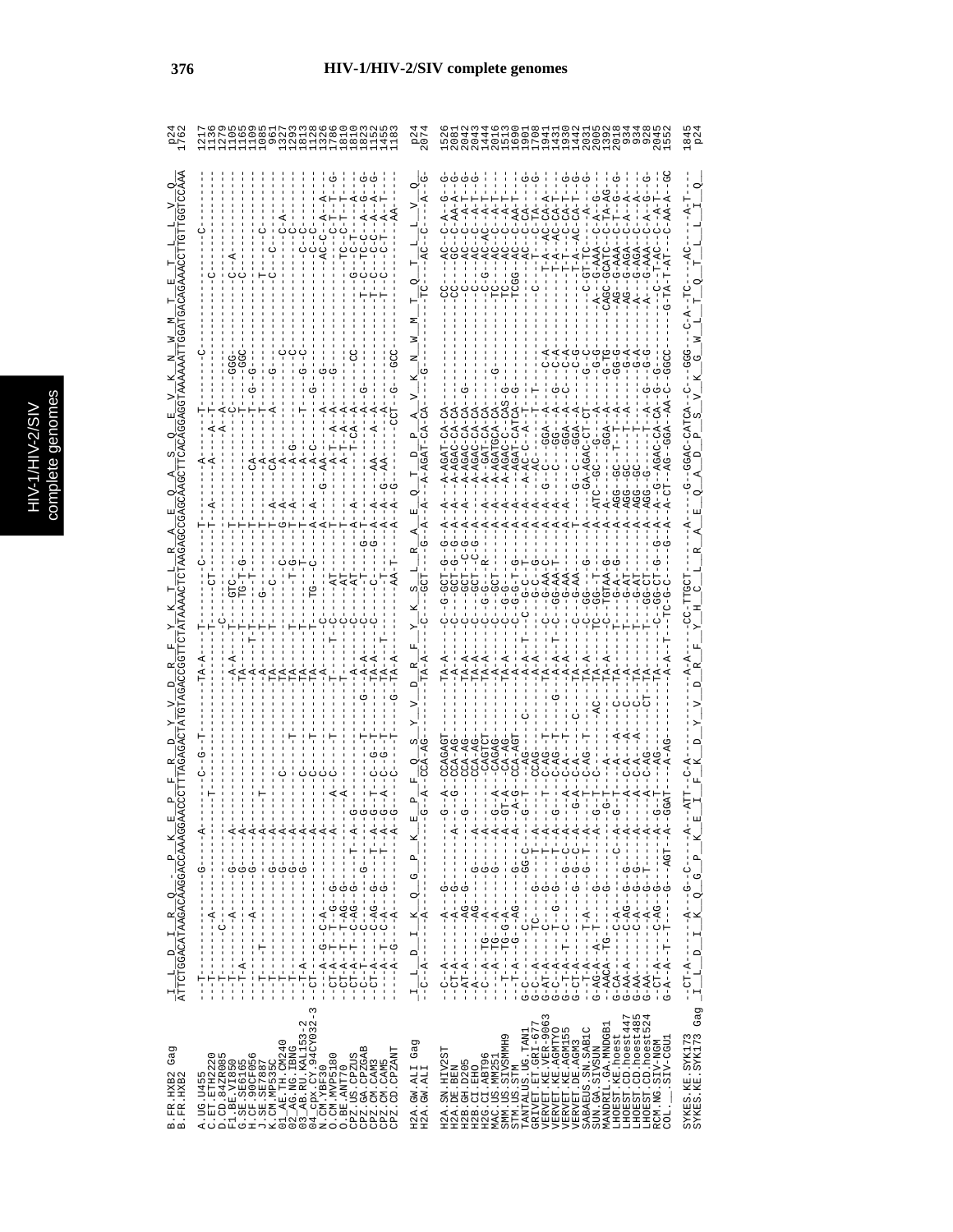```
                        I  L  D  I  R  Q  G  P  K  E  P  F  R  D  Y  V  D  R  F  Y  K  T  L  R  A  E  Q  A  S  Q  E  V  K  N  W  M  T  E  T  L  L  V  Q
B.FR.HXB2 Gag                                                                                                                                     p24
B.FR.HXB2              ATTCTGGACATAAGACAAGGACCAAAGGAACCCTTTAGAGACTATGTAGACCGGTTCTATAAAACTCTAAGAGCCGAGCAAGCTTCACAGGAGGTAAAAAATTGGATGACAGAAACCTTGTTGGTCCAAA   1762

A.UG.U455                                                                                                                                         1217
C.ET.ETH2220                                                                                                                                      1136
D.CD.84ZR085                                                                                                                                      1279
F1.BE.VI850                                                                                                                                       1105
G.SE.SE6165                                                                                                                                       1165
H.CF.90CF056                                                                                                                                      1109
J.SE.SE7887                                                                                                                                       1085
K.CM.MP535C                                                                                                                                       961
01_AE.TH.CM240                                                                                                                                    1327
02_AG.NG.IBNG                                                                                                                                     1293
03_AB.RU.KAL153-2                                                                                                                                 1813
04_cpx.CY.94CY032-3                                                                                                                               1128
N.CM.YBF30                                                                                                                                        1326
O.BE.ANT70                                                                                                                                        1736
O.CM.MVP5180                                                                                                                                      1810
CPZ.US.CPZUS                                                                                                                                      1810
CPZ.GA.CPZGAB                                                                                                                                     1823
CPZ.CM.CAM3                                                                                                                                       1152
CPZ.CM.CAM5                                                                                                                                       1455
CPZ.CD.CPZANT                                                                                                                                     1183

                        I  L  D  I  K  Q  G  P  K  E  P  F  Q  S  Y  V  D  R  F  Y  K  S  L  R  A  E  Q  T  D  P  A  V  K  N  W  M  T  Q  T  L  L  V  Q
H2A.GW.ALI Gag                                                                                                                                    p24
H2A.GW.ALI                                                                                                                                        2074

H2A.SN.HIV2ST                                                                                                                                     1526
H2A.DE.BEN                                                                                                                                        2081
H2B.GH.D205                                                                                                                                       2042
H2B.CI.EHO                                                                                                                                        2043
H2G.CI.ABT96                                                                                                                                      1444
MAC.US.MM251                                                                                                                                      2016
SMM.US.SIVSMMH9                                                                                                                                   1513
STM.US.STM                                                                                                                                        1690
TANTALUS.UG.TAN1                                                                                                                                  1901
GRIVET.ET.GRI-677                                                                                                                                 1708
VERVET.KE.VER-9063                                                                                                                                1941
VERVET.KE.AGMTYO                                                                                                                                  1431
VERVET.KE.AGM155                                                                                                                                  1930
VERVET.DE.AGM3                                                                                                                                    1442
SABAEUS.SN.SAB1C                                                                                                                                  2031
SUN.GA.SIVSUN                                                                                                                                     2005
MANDRIL.GA.MNDGB1                                                                                                                                 1392
LHOEST.KE.hoest                                                                                                                                   2018
LHOEST.CD.hoest447                                                                                                                                934
LHOEST.CD.hoest485                                                                                                                                934
LHOEST.CD.hoest524                                                                                                                                934
RCM.NG.SIV-NGM                                                                                                                                    928
COL.__.SIV-CGU1                                                                                                                                   2045
                                                                                                                                                  1552

SYKES.KE.SYK173                                                                                                                                   1845
SYKES.KE.SYK173 Gag     I  L  D  I  K  Q  G  P  K  E  I  F  K  D  Y  V  D  R  F  Y  H  C  L  R  A  E  Q  A  D  P  S  V  K  G  W  L  T  Q  T  L  L  I  Q    p24
```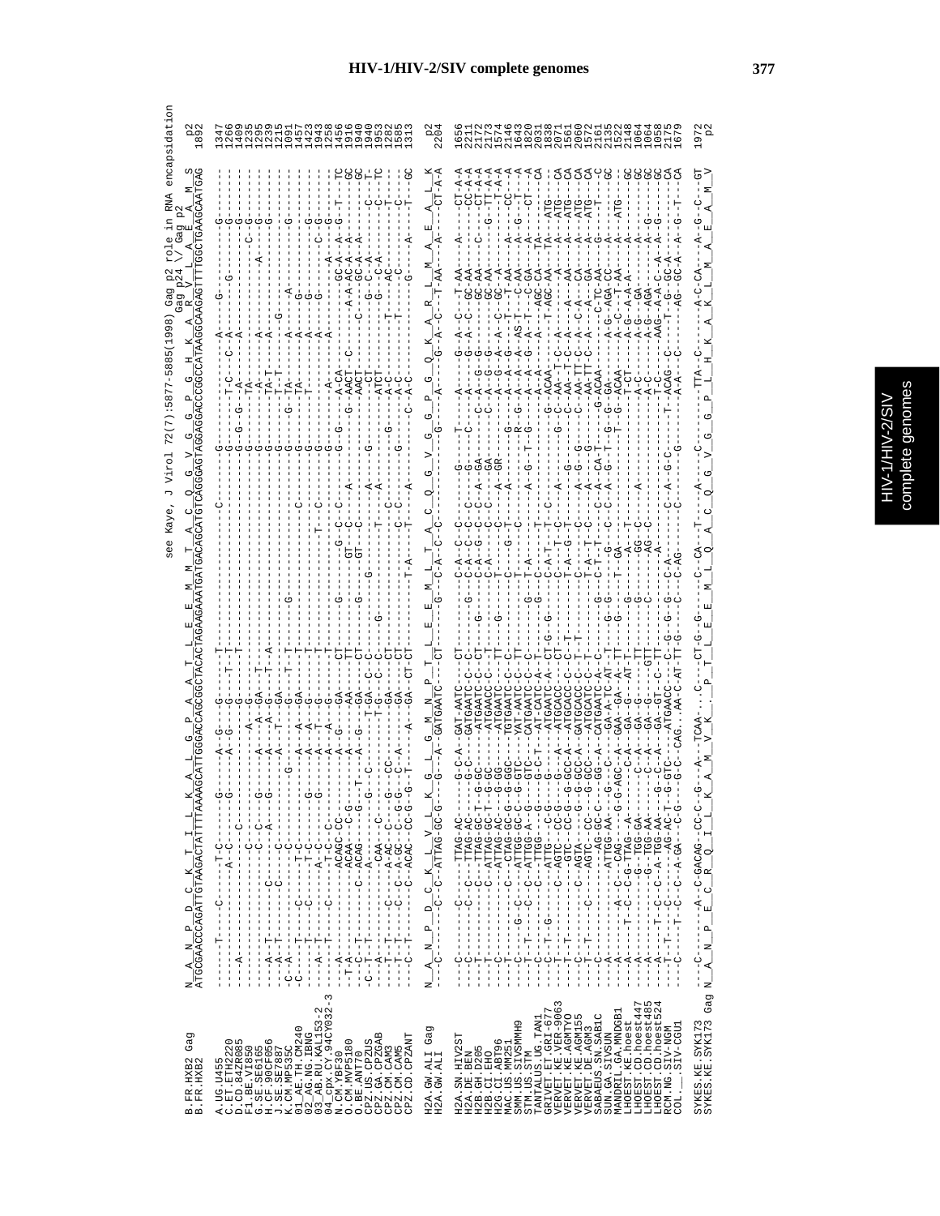see Kaye, J Virol 72(7):5877-5885(1998) Gag p2 role in RNA encapsidation

Gag p24 \/ Gag p2

```
B.FR.HXB2 Gag       N  A  N  P  D  C  K  T  I  L  K  A  L  G  P  A  A  T  L  E  E  M  M  T  A  C  Q  G  V  G  G  P  G  H  K  A  R  V  L  A  E  A  M  S     p2
B.FR.HXB2           ATGCGAACCCAGATTGTAAGACTATTTTAAAAGCATTGGGACCAGCGGCTACACTAGAAGAAATGATGACAGCATGTCAGGGAGTAGGAGGACCCGGCCATAAGGCAAGAGTTTTGGCTGAAGCAATGAG   1892
```

| Sequence | Position |
|---|---|
| A.UG.U455 | 1347 |
| C.ET.ETH2220 | 1266 |
| D.CD.84ZR085 | 1409 |
| F1.BE.VI850 | 1235 |
| G.SE.SE6165 | 1295 |
| H.CF.90CF056 | 1239 |
| J.SE.SE7887 | 1215 |
| K.CM.MP535C | 1091 |
| 01_AE.TH.CM240 | 1457 |
| 02_AG.NG.IBNG | 1423 |
| 03_AB.RU.KAL153-2 | 1943 |
| 04_cpx.CY.94CY032-3 | 1238 |
| N.CM.YBF30 | 1456 |
| O.CM.MVP5180 | 1916 |
| O.BE.ANT70 | 1940 |
| CPZ.US.CPZUS | 1940 |
| CPZ.GA.CPZGAB | 1953 |
| CPZ.CM.CAM3 | 1282 |
| CPZ.CM.CAM5 | 1585 |
| CPZ.CD.CPZANT | 1313 |
| H2A.GW.ALI Gag | p2 |
| H2A.GW.ALI | 2204 |
| H2A.SN.HIV2ST | 1656 |
| H2A.DE.BEN | 2211 |
| H2B.GH.D205 | 2172 |
| H2B.CI.EHO | 2173 |
| H2G.CI.ABT96 | 1574 |
| MAC.US.MM251 | 2146 |
| SMM.US.SIVSMMH9 | 1643 |
| STM.US.STM | 1820 |
| TANTALUS.UG.TAN1 | 2031 |
| GRIVET.ET.GRI-677 | 1838 |
| VERVET.KE.VER-9063 | 2071 |
| VERVET.KE.AGMTYO | 1561 |
| VERVET.KE.AGM155 | 2060 |
| VERVET.DE.AGM3 | 1572 |
| SABAEUS.SN.SAB1C | 2161 |
| SUN.GA.SIVSUN | 2135 |
| MANDRIL.GA.MNDGB1 | 1522 |
| LHOEST.KE.hoest | 2148 |
| LHOEST.CD.hoest447 | 1064 |
| LHOEST.CD.hoest485 | 1064 |
| LHOEST.CD.hoest524 | 1058 |
| RCM.NG.SIV-NGM | 2175 |
| COL.__.SIV-CGU1 | 1679 |
| SYKES.KE.SYK173 | 1972 |
| SYKES.KE.SYK173 Gag | p2 |

```
SYKES.KE.SYK173 Gag N  A  N  P  E  C  R  Q  I  L  K  A  M  V  K  .  P  T  L  E  E  M  L  Q  A  C  Q  G  V  G  G  P  L  H  K  A  K  L  M  A  E  A  M  V    p2
```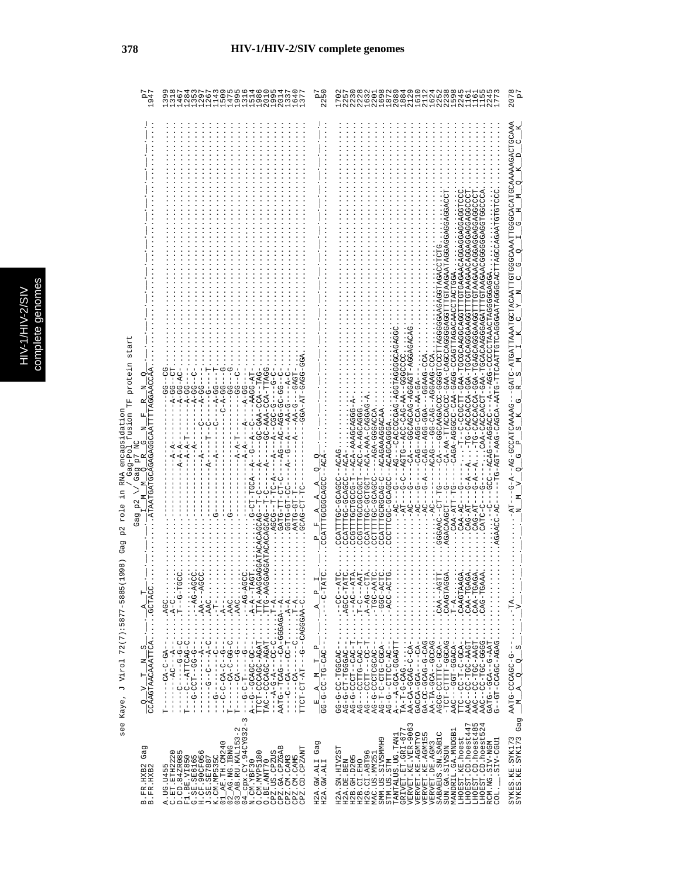see Kaye, J Virol 72(7):5877-5885(1998) Gag p2 role in RNA encapsidation

Gag-Pol fusion TF protein start

```
                          Gag p2 \/ Gag p7 NC
                   Q  V  T  N  S     A  T      I  M  M  Q  R  G  N  F  R  N  Q                                                  p7
B.FR.HXB2 Gag      CCAAGTAACAAATTCA....GCTACC.........ATAATGATGCAGAGAGGCAATTTTAGGAACCAA.                                        1947
B.FR.HXB2

A.UG.U455          T------CA-C-GA-.....AGC.....................................GG--CG.                                      1399
C.ET.ETH2220       ------AC---A-.......A-C............A-A-...........A-GG--CT.                                              1318
D.CD.84ZR085       -----C----G-G-C.....T--G-TGCC.......A-A-..........A-GG-AC-.                                              1467
F1.BE.VI850        T---C--ATTCAG-C.......................A-A-T.........A-GG--A-.                                            1284
G.SE.SE6165        --G-CCT--GG-G-......--AG-AGCC.........A-.........A-GG--C-.                                               1353
H.CF.90CF056       -------------A-.....AA---AGCC........A-..........A-GG-----.                                              1297
J.SE.SE7887        ----G---C---A-C.....AAC..........A------T--C-----A-GG---T.                                               1267
K.CM.MP535C        --G-------C--.......-T-.........G.........A--C-----A-GG---T.                                             1143
01_AE.TH.CM240     --C-C-CA-C-G-.......A-...........................C-A-GG---G.                                             1509
02_AG.NG.IBNG      T-----CA-C-GG-C.....AAC..........G............................GG---G.                                   1475
03_AB.RU.KAL153-2  T-----CA---A-.......AA-......................A-A-T.........A-GG-----.                                     1905
04_cpx.CY.94CY032-3 --G-C-T-----G-......AG-AGCC......................A-A-.........A-GG-----.                                  1316
N.CM.YBF30         A--G--GCAGC-GC-.....A-A--TAGT.........G-CT-TGCA--A--G---A---C-----AAGG-AT-.                              1514
O.CM.MVP5180       TTCT-CCCAGC-AGAT....TTA-AAGGAGGATACACAGCAG--T-C----A-----GC-GAA-CCA-TAG-.                               1986
O.BE.ANT70         TAC--CCCAGC-AGAT....TTG-AAGGAGGATACACAGCAG--T-C----A-----GC-AAA-CCA-TTAGG.                              2010
CPZ.US.CPZUS       ----A-G-A---CC-C....T-A............AGCG--T-TC-A---A---CGC-G----G-C-.                                    1995
CPZ.GA.CPZGAB      AATG--TCAG---CA-GGGAGA--A..........GATG-TT-CT-C---AG--AC-AGG-GC-GG--C-.                                 2014
CPZ.CM.CAM3        ----C--CA---CC-T....A-A............GATG-GT--CC-----A--G--A-----AA-G---A-C-.                             1337
CPZ.CM.CAM5        ----C--CA---C-......T-A............AATG-GT--C------A-------A---A--G---CAGT-.                            1640
CPZ.CD.CPZANT      TTCT-CT-AT---G--CAGGGAA-C..........GCAG-GT--TC--------------GGA-AT-GAGG-GGA.                            1377

                   E  A  M  T  P     A  P  I      P  F  A  A  A  Q                                                          p7
H2A.GW.ALI Gag     GG-G-CC-TG-CAC-.....-C-TATC....CCATTTGCGGCAGCC-ACA-.                                                     2250
H2A.GW.ALI

H2A.SN.HIV2ST      GG-G-CC-TGGCAC-.....CC--ATC....CCATTTGC-GCAGCC--ACAG.                                                    1702
H2A.DE.BEN         AG-G-CT-TGGGAC-.....AGCC-TATC..CCATTTGC-GCAGCC--ACA-.                                                    2257
H2B.GH.D205        AG-G-CCCT-CAC-T.....T--AC--ATA.CCGTTTGCTGCCGC-T-ACA-AAAGCAGGG-A.                                          2220
H2B.CI.EHO         AG-G-CCCT-CAC-T.....T--C---AAT.CCGTTTGCCGCCGCT--ACA--AAGCAGGG.                                           2228
H2G.CI.ABT96       AG---CCTT--CC-T.....A-AG--CTA..CCATTTGC-GCTGCT--ACA-AAA-CAGGAG-A.                                        1632
MAC.US.MM251       AG-G-CCCTCGCAC-.....-TGC-AATC..CCTTTTGC-GCAGCC---AGA-GGACCA.                                             2201
SMM.US.SIVSMMH9    AG-T-C-CTG-CGCA-....-GGC-ACTC..CCATTTGCRGCAG-C--ACAGAAAGGACAA.                                           1698
STM.US.STM         AG-G--CTTCC-AC-.....-ACC-ACTG..CCCTTCGC-GCAGCC--ACAGCAGGGA.                                              1872
TANTALUS.UG.TAN1   A---A-GCA-GGAGTT.............-AC---G---AG---CACCGCGAG-AGGTAGGGCAGAGGC.                                    2089
GRIVET.ET.GRI-677  TA-T-G-CAG.......................-AT---G-C--AGTG--ACC-CAG-AA--GGGCCC.                                     1884
VERVET.KE.VER-9063 AA-CA-GCAG-C-CA-.................-AC---G-----CA---GGCAGCAG-AGGAGT-AGGAGACAG.                              2129
VERVET.KE.AGM155   GACCA-GCA---CA-..................-AC---G-----AC---CAG--AGG-CCA-AA-GA-.                                   1610
VERVET.DE.AGM3     GA-CC-GCAG-G-CAG.................-AC---G--A--CAG--AGG-GGA--GGAAG-CCA.                                    2112
SABAEUS.SN.SAB1C   AA-TA-GCA--GCCAG.................-AC-------ACAG---GG-CAG---AGGAAG-CCA.                                   1624
SUN.GA.SIVSUN      AGCG-CCTTTC-GCA-....CAA--AGTT..GGGAAC--CT-TG------CA---GGCAAGACCC-GGGGTCCCTTAGGGGGAAGAGGTAGACCTCTG.       2252
MANDRIL.GA.MNDGB1  -TCT--CTTTT-GGCAG...CAAGTAGGA..AGACAAGCT---G-----CA-AA-TTACCACCC-GAA-CAGCCAGGGAGGTTTGTAAGAATAGGAGGAGGAGGACCT. 2238
LHOEST.KE.hoest    AAC---GGT-GGACA-....T-A............CAA-ATT-TG------CAGA-AGGCC-CAA-GAGG-CCAGTTAGACAACCTACTGGA.           1598
LHOEST.CD.hoest447 TTC---CC-T-C-GCA-...CAAGTAAGA......CAA-AC---G-----T---C-CCGCTT-GAA-TGCGCAAGGCAGGTTTGTGAGAACAGGAGGAGGAGGTCCC. 2245
LHOEST.CD.hoest485 AAC---CC-TGC-AAGT...CAA-TGAGA......CAG-AT---G-A--A...-TG-CACCACCA-GGA-TGCACAGGGAAGGTTTGTAAGAACAGGAGGAGGAGGCCCT. 1161
LHOEST.CD.hoest524 AAC---CC-TGC-AAGT...CAA-TGAGA......CAG-AT---G-A--A...-TG-CACCACCA-GGA-TGCACAGGGAAGGTTTGTAAGAACAGGAGGAGGAGGCCCT. 1161
RCM.NG.SIV-NGM     AAC---CC-TGC-GGGG...CAG-TGAAA......CATC-C----G-----...CAA-CACCACCT-GAA-TGCACAAGGGAGATTTGTAAGAACGGGGGGGAGGTGGCCCA. 1155
COL.__.SIV-CGU1    GATG--GCA-G-AAT.............-C-----GCC---ACAG--AGGACC---A---AGG-CCCCCTAAACTAGGGGGAGGA.                   2245
                   G--GT-CCAGC-AGAG.............AGAACC-AC---TG-AGT-AAG-CAGCA-AATG-TTCAATTGTCAGGGAATAGGGCACTTAGCCAGAATGTGTCCC. 1773

SYKES.KE.SYK173 Gag AATG-CCCAGC-G-......-TA.............AT--G-A--AG-GCCATCAAAAG--GATC-ATGATTAAATGCTACAATTGTGGCAAATTGGGCACATGCAAAAAGACTGCAAA 2078
SYKES.KE.SYK173     M  A  Q  Q  S       V             N  M  V  Q  G  P  S  K  G  R  S  M  I  K  C  Y  N  C  G  Q  I  G  H  M  Q  K  D  C  K   p7
```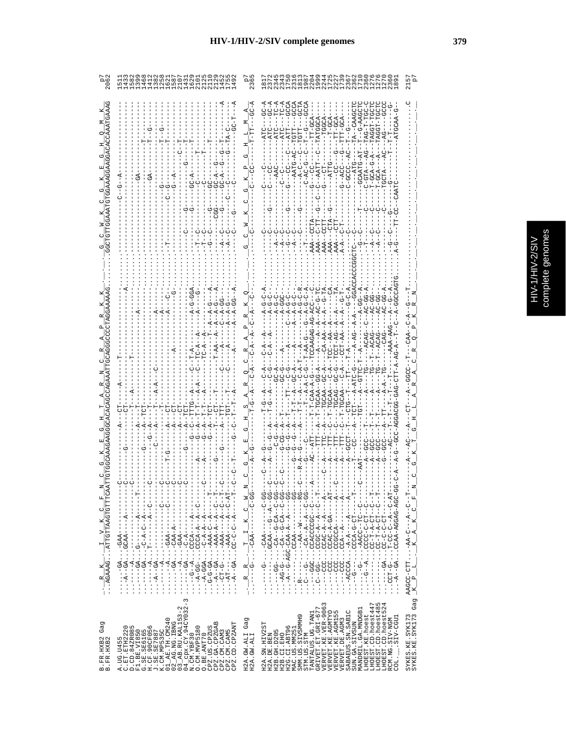# HIV-1/HIV-2/SIV complete genomes

```
                        R  K     I  V  K  C  F  N  C  G  K  E  G  H  T  A  R  N  C  R  A  P  R  K  K                 G  C  W  K  C  G  K  E  G  H  Q  M  K
B.FR.HXB2 Gag
B.FR.HXB2            ...AGAAAG...ATTGTTAAGTGTTTCAATTGTGGCAAAGAAGGGCACACAGCCAGAAATTGCAGGGCCCCTAGGAAAAAG.......GGCTGTTGGAAATGTGGAAAGGAAGGACACCAAATGAAAG   p7
                                                                                                                                                          2062

A.UG.U455                                                                                                                                                 1511
C.ET.ETH2220                                                                                                                                              1433
D.CD.84ZR085                                                                                                                                              1582
F1.BE.VI850                                                                                                                                               1399
G.SE.SE6165                                                                                                                                               1408
H.CF.90CF056                                                                                                                                              1412
J.SE.SE7887                                                                                                                                               1382
K.CM.MP535C                                                                                                                                               1258
01_AE.TH.CM240                                                                                                                                            1621
02_AG.NG.IBNG                                                                                                                                             1587
03_AB.RU.KAL153-2                                                                                                                                         2107
04_cpx.CY.94CY032-3                                                                                                                                       1431
N.CM.YBF30                                                                                                                                                1629
O.CM.MVP5180                                                                                                                                              2101
O.BE.ANT70                                                                                                                                                2125
CPZ.US.CPZUS                                                                                                                                              2110
CPZ.GA.CPZGAB                                                                                                                                             2129
CPZ.CM.CAM3                                                                                                                                               1452
CPZ.CM.CAM5                                                                                                                                               1755
CPZ.CD.CPZANT                                                                                                                                             1492

                        R  R     T  I  K  C  W  N  C  G  K  E  G  H  S  A  R  Q  C  R  A  P  R  K  Q                 G  C  W  K  C  G  K  P  G  H  L  M  A
H2A.GW.ALI Gag
H2A.GW.ALI                                                                                                                                                p7
                                                                                                                                                          2365

H2A.SN.HIV2ST                                                                                                                                             1817
H2A.DE.BEN                                                                                                                                                2372
H2B.GH.D205                                                                                                                                               2345
H2B.CI.EHO                                                                                                                                                2343
H2G.CI.ABT96                                                                                                                                              1750
MAC.US.MM251                                                                                                                                              2316
SMM.US.SIVSMMH9                                                                                                                                           1813
STM.US.STM                                                                                                                                                1987
TANTALUS.UG.TAN1                                                                                                                                          2204
GRIVET.ET.GRI-677                                                                                                                                         1999
VERVET.KE.VER-9063                                                                                                                                        2244
VERVET.KE.AGMTYO                                                                                                                                          1725
VERVET.KE.AGM155                                                                                                                                          2227
VERVET.DE.AGM3                                                                                                                                            1739
SABAEUS.SN.SAB1C                                                                                                                                          2367
SUN.GA.SIVSUN                                                                                                                                             2362
MANDRIL.GA.MNDGB1                                                                                                                                         1710
LHOEST.KE.hoest                                                                                                                                           2360
LHOEST.CD.hoest447                                                                                                                                        1276
LHOEST.CD.hoest485                                                                                                                                        1276
LHOEST.CD.hoest524                                                                                                                                        1276
RCM.NG.SIV-NGM                                                                                                                                            1270
COL.__.SIV-CGU1                                                                                                                                           2360
                                                                                                                                                          1891

SYKES.KE.SYK173      AAGCC-CTT...                                                                                                                         2157
SYKES.KE.SYK173 Gag   K  P  L                                                                                                                             p7
```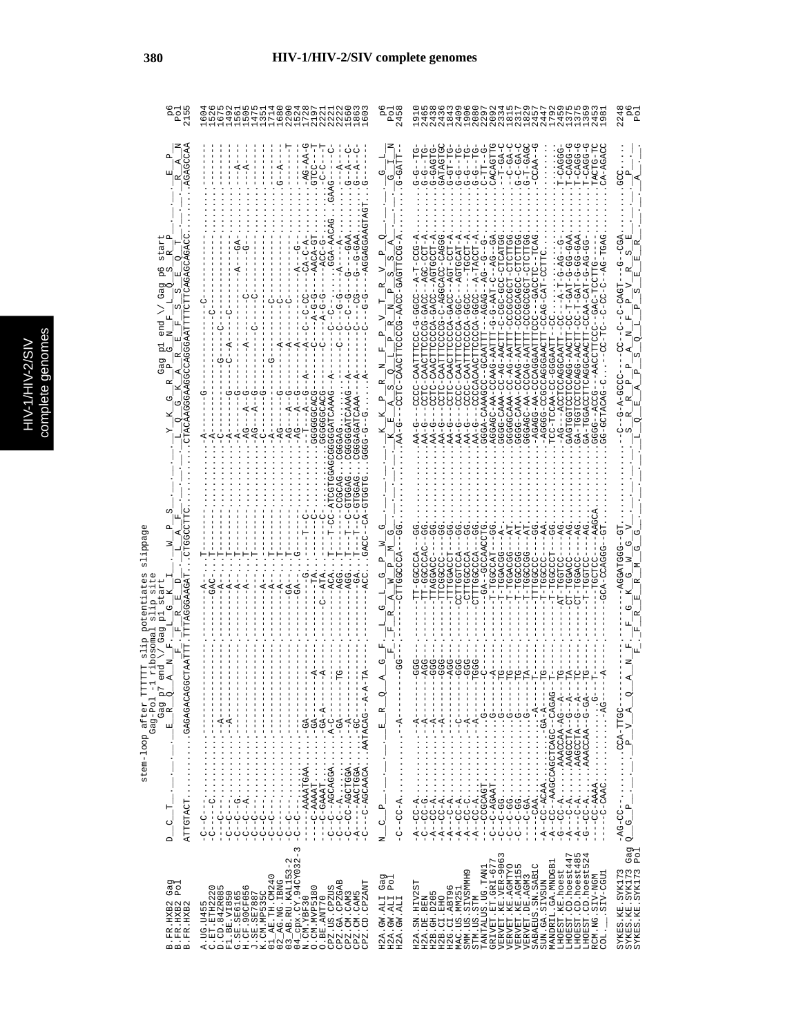# HIV-1/HIV-2/SIV complete genomes

```
stem-loop after TTTTTT slip potentiates slippage
Gag-Pol -1 ribosomal slip site
Gag p7 end \/ Gag p1 start                                    Gag p1 end \/ Gag p6 start

B.FR.HXB2 Gag       D__C__T_______E__R__Q__A__N__F__L__G__K__I__W__P__S_______Y__K__G__R__P__G__N__F__L__Q__S__R__P_______E__P_      p6
B.FR.HXB2 Pol                                    F__F__R__E__D__L__A__F_______L__Q__G__K__A__R__E__F__S__S__E__Q__T__R__A__N_      Pol
B.FR.HXB2           ATTGTACT..........GAGAGACAGGCTAATTT.TTTAGGGAAGAT..CTGGCCTTC.........CTACAAGGGAAGGCCAGGGAATTTTCTTCAGAGCAGACC.......AGAGCCAA   2155

A.UG.U455           -C--C--.............................-A-.......T-------.........-A------G---------------------------C-------.--------   1604
C.ET.ETH2220        -C----C..............................-GAC.......T-------.........-A-----------------------C-------------.--------   1526
D.CD.84ZR085        -C--C--...........A..................-A-.......T-------.........-C-------------------G--C----------.--------   1675
F1.BE.VI850         -C--C--.........A....................-A-.......T-------.........-A-------G-------C--A--C---------.--------   1492
G.SE.SE6165         -C--C--G.............................-A-.......T-------.........-A------G---------------A----GA-.--------   1561
H.CF.90CF056        -C--C--A.............................-A-.......T-------.........-AG----A--G----A-------C-------.--A-----   1505
J.SE.SE7887         -C--C--..............................-A-.......T-------.........-AG----A--G-------C--C---G-.--A-----   1475
K.CM.MP535C         -C--C--..............................-A-.......-------.........-C-------G-----------------.--------   1351
01_AE.TH.CM240      -C--C--..............................-A-.......T-------.........-C-------------------C-------.--------   1714
02_AG.NG.IBNG       -C--C--..............................-A-.......T-------.........-A-------------G--------C-------.--------   1680
03_AB.RU.KAL153-2   -C--C--..............................-GA-.......T-------.........-AG----A--G-----A------C-------.G--A----   2200
04_cpx.CY.94CY032-3 -C--C--..............................-GA-.......G-------.........-AG----A--G-----A------A--G----.-------T   1524
N.CM.YBF30          ----AAAATGAA.....GA...........-G....T--C.........--T---A--G---A------A----C--C-CC----CA-C-A-.-AG-AA-G   1728
O.CM.MVP5180        ----C-AAAAT......GA-.......A.......-TA.......--C..........GGGGGCACG---------C-----A-G-G----AACA-GT.GTCC---T   2197
O.BE.ANT70          ----C-GAAAT......GA-A.......A.....C-ATA.......--C..........GGGGGGCACG--------C-----A-G-G----ACC-G-.-C-C---T   2221
CPZ.US.CPZUS        -C--C--AGCAGGA...A-C......-.......ACA..T--T-CC-ATCGTGGAGCGGGGGATCAAAG--A-----C--C-C-.....GGA-AACAG.GAAG-----C   2221
CPZ.GA.CPZGAB       -C--C--A.........GA.......TG......AGG..T--T----.....CCGCAG.CGGGAG-----A--------C--G-G---A---A-.-----A---   2222
CPZ.CM.CAM3         -C--CC-AGCTGGA...GA..............-GA..T--T--C-GTGGAG.CGGGAGATCAAAG--A------C--C-CG---G--GAA.G--A----C   1560
CPZ.CM.CAM5         -C--C--AACTGGA...GC..............-GA...T--T--C-GTGGAG.CGGGAGATCAAAG--A------C--C-CG---G--G-GAA.G--A----C   1863
CPZ.CD.CPZANT       -C--C--AGCAACA...AATACAG--A-A-TA..........-ACC...GACC--CA-GTGGTG.GGGG-G--G.....A-------C--G-G----AGGAGGAAGTAGT.G--A-----   1603

H2A.GW.ALI Gag      N__C__P_______E__R__Q__A__G__F__L__G__L__G__P__W__G_______K__K__P__R__N__F__P__V__T__R__V__P__Q_______G__L_      p6
H2A.GW.ALI Pol                                    F__R__A__W__P__M__G_______K__E__A__S__Q__L__P__R__N__P__S__A_______G__I__N      Pol
H2A.GW.ALI          -C--CC-A.........-A--------GG-----CTTGGCCCA--GG.......AA-G----CCTC-CAACTTCCCCG-AACC-GAGTTCCG-A.......G-GATT-   2458

H2A.SN.HIV2ST       -A--CC-A.........-A-------GGG-------TT-GGCCCA--GG.......AA-G-----CCCC-CAATTTCCC-G-GGCC--A-T-CCG-A.......G-G--TG-   1910
H2A.DE.BEN          -C--CC-A.........-A-------AGG-------GGCCCAC--GG.......AA-G-----CCTC-CAACTTCCCCG-GACC--AGC-CCT-A.......G-G--TG-   2465
H2B.GH.D205         -A--CC-A.........-A-------GGG-------TTAGGACC--GG.......AA-G-----CCTC-CAACTTCCCCG-GACC--AGTGCCT-A.......G-GAGTG-   2438
H2B.CI.EHO          -A--CC-A.........-A-------GGG-------TTCGGCCC--GG.......AA-G-----CCTC-CAATTTCCCCG-C-AGGCACC-CAGGG.......GATAGTGC   2436
H2G.CI.ABT96        -A----C-A........-A-------AGG-------TTTGGACCT--GG.......AA-G-----CCTC-CAACTTCCCCA-GACC--AGT-CCT-A.......G-GT-TG-   1843
MAC.US.MM251        -A--CC-A.........-C-------GGG-------CCTTGGTCCA--GG.......AA-G-----CCCC-CAATTTCCCCA-GGC---AGTGCAT-A.......G-G--TG-   2409
SMM.US.SIVSMMH9     -A--CC-C.........-A-------GGG-------CTTGGCCCA--GG.......AA-G-----CCCC-CAATTTCCCCA-GGCC----TGCCT-A.......G-G--TG-   1906
STM.US.STM          -A--CC-A.........-A-------TGGG------CTTGGCCCA--GG.......AA-G-----CCCCACAACTTCCCCA-GGCA--A-TACCT-A.......G-G--TG-   2080
TANTALUS.UG.TAN1    ----CCGCAGT......G--------C---------GA--GCCAACCTG.......GGGA-CAAAGCC--GCAATTT---AGAG---AG--G--G-.......C-TT---G   2297
GRIVET.ET.GRI-677   -C--C-AGGAT......G--------A---------T-TGGCCAT--GG.......AGGAG-AA-CCAAG-AATTT--G-G-AAT---C--AG---GA.......CACAGTTG   2092
VERVET.KE.VER-9063  -C--C-GG.........G--------TG--------T-TGGACGG---A-.......GGGG-CAAA-CC-AG-AACTT--C-CGC-GCC-CTCATGG.......--T-GA-C   2334
VERVET.KE.AGMTYO    -C--C-GG.........G--------TG--------T-TGGACGG---AT.......GGGGGCAAA-CC-AG-AATTT--CCCGCCGCT-CTCTTGG.......--C-GA-C   1815
VERVET.KE.AGM155    -C--C-GG.........G--------TG--------T-TGGCCGG---AT.......GGGG-CAAA-CCAAG-AATTT--CCCGCAGCC-CTCTTGG.......G-C-GA-C   2317
VERVET.DE.AGM3      ----C-GA.........G--------TA--------T-TGGCCGG---AT.......GGGAGC-AA-CCCAG-AATTT--CCCGCGCT-CTCTTGG.......G-T-GAGC   1829
SABAEUS.SN.SAB1C    ----CAA..........A--------T---------T-TTGGCCC---GG.......-AGAGG-AA-CCCAGGAATTTCCC---GACCTC--TCAG.......-CCAA--G   2457
SUN.GA.SIVSUN       -A--CC-ACAA......GA-A-----TG--------T-TGGCCC---AA.......-AGGGG-CCGCCAGGGAACTT-CCAG-CAT-CCTTC..............   2447
MANDRIL.GA.MNDGB1   -A--CC-AAGCCAGCTCAGC--CAGAG-----TG--T-TGGCCC---GG.......TCC-TCCAA-CC-GGGAATT-----------.......   1792
LHOEST.KE.hoest     -A--CC-A.......AAACCAA--AG--A---TG--AT-TGGTC----AG.......-AG---ACCTCCAGGCAATT-CC---A-T-G-AG--G-.......T-CAGG-   2459
LHOEST.CD.hoest447  -A----C-A......AAGCCTA--G--A-----TA--CT-TGGACC---AG.......GAGTGGTCCTCCAGG-AACTT-CC-T-GAT-G-GG-GAA.......T-CAGG-G   1375
LHOEST.CD.hoest485  -A----C-A......AAGCCTA--G--A-----TC--CT-TGGACC---AG.......GA-TGGTCCTCCAGG-AACTT-CC-T-GAT-G-GG-GAA.......T-CAGG-G   1375
LHOEST.CD.hoest524  -G--CC-A.......AAACCAA--G-GA-----TG--T-TGGTCC---AG.......GA-TGGACCTTCAGGCAACTT-CCAA-CAT-G-AG-GG-.......T-CAGG-G   1369
RCM.NG.SIV-NGM      ----CC-AAAA.........G------T--------T-TGCTCC----AAGCA.......GGGG--ACCG---AACCTTCCC--GAC-TCCTTG-........TACTG-TC   2453
COL.__.SIV-CGU1     ----C-CAAC........AG--------A--------GCA-CCAGGG--GT.......GG-GCTACAG-C.---CC-TC--C-C--AG-TGAG.......CA-AGACC   1981

SYKES.KE.SYK173     -AG-CC-...........CCA-TTGC--------A--------AGGATGGG--GT.......--C---G-A-GCCC----CC--C--C-CAGT---G--CGA.......GCC....   2248
SYKES.KE.SYK173 Gag Q__G__P_________P__V__A__Q__A__N__F__G__K__G__W__G__V_______S__R__P__A__N__F__P__V__R__S__E_________P_      p6
SYKES.KE.SYK173 Pol                                    F__R__E__R__M__G__G_______L__Q__E__A__P__S__Q__L__P__S__E__R_________A_      Pol
```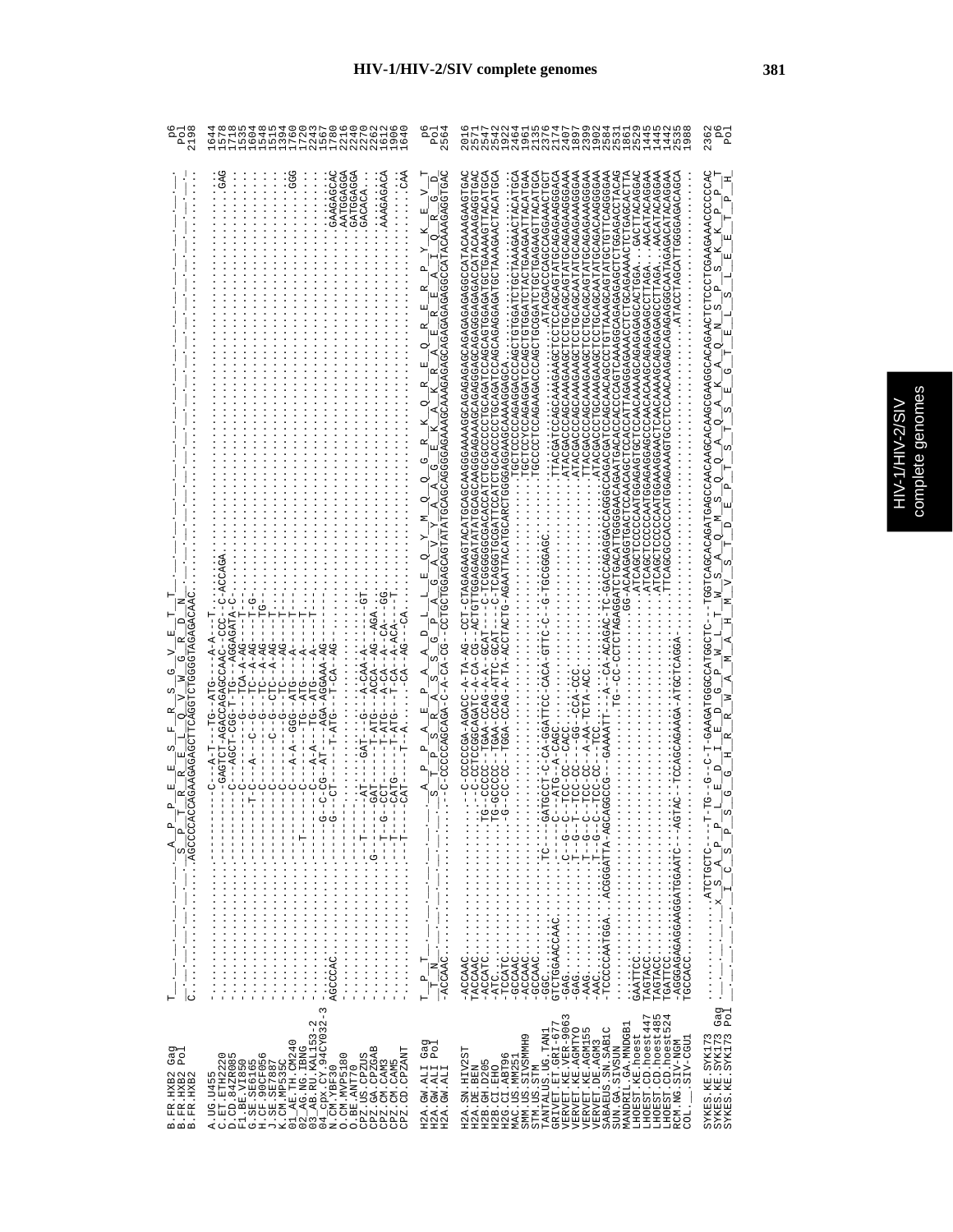```
B.FR.HXB2 Gag          T_._._._._._._._._._._._._._._._._._._._._._._._._._._._.A__P__P__E__E__S__F__R__S__G__V__E__T__T_       p6
B.FR.HXB2 Pol          _._._._._._._._._._._._._._._._._._._._._._._._._._._._._S__P__T__R__R__E__L__Q__V__W__G__R__D__N_       Pol
B.FR.HXB2              C.........................................AGCCCCACCAGAAGAGAGCTTCAGGTCTGGGGTAGAGACAAC                    2198

A.UG.U455              .........................-----------C--A-T---TG--ATG---A-A---T-......................                 1644
C.ET.ETH2220           .........................-----------GAGTCT-AGACCAGAGCCAAC-CCC--C-ACCAGA....................GAG       1578
D.CD.84ZR085           .........................----------C---AGCT-CGG-T-TG--AGGAGATA-C-...........................        1718
F1.BE.VI850            .........................------T-C-----C-----G---TCA-A-AG----T-.............................        1535
G.SE.SE6165            .........................------------A-----C--G---TC--A-AG----T-G-..........................       1604
H.CF.90CF056           .........................------------C-----G---TC--A-AG----TG-..............................       1548
J.SE.SE7887            .........................------------C--G--CTC--A-AG----T-...................................      1515
K.CM.MP535C            .........................------------C-----G---TC---AG----T-...................................    1396
01_AE.TH.CM240         .........................------------C--A-A-GGG-ATG----A-----T-.......................GGG         1760
02_AG.NG.IBNG          .........................-------T-----C-------TG--ATG---A----T-............................      1720
03_AB.RU.KAL153-2      .........................-----------C---A-A----TG--ATG---A-----T-..........................      2243
04_cpx.CY.94CY032-3    .........................----------G--C-CG--AT---AGA-AGGAAA-AG-............................      1567
N.CM.YBF30             AGCCCAC..................---------G----CT------T-ATG---T-CA-AG--.....................GAAGAGCAC    1780
O.CM.MVP5180           .........................--------T-----AT----GAT---G---A-CAA-A----GT.................AATGGAGGA     2216
O.BE.ANT70             .........................-------G-----GAT------T-ATG---ACCA--AG--AGA..................GATGGAGGA    2240
CPZ.US.CPZUS           .........................-------T--G---CCT-------T-ATG---A-CA--A--CA---GG............GACACA...     2270
CPZ.GA.CPZGAB          .........................-------T-----CATG------T-ATG---T-CA--A-ACA---T-.....................     2262
CPZ.CM.CAM3            .........................-------T-----CAT----T--A------CA--AG--CA-............AAAGAGACA            1612
CPZ.CM.CAM5            .........................................................................................        1906
CPZ.CD.CPZANT          .........................................................................................CAA      1640

H2A.GW.ALI Gag         T__P__T__._._._._._._._._._._.A__P__P__A__E__P__A__A__D__L__L__E__Q__Y__M__Q__Q__G__R__K__Q__R__E__Q__R__E__R__P__Y__K__E__V__T_   p6
H2A.GW.ALI Pol         _T__N__._._._._._._._._._._.S__T__P__S__R__R__A__S__S__G__P__A__G__A__V__Y__A__A__G__E__K__A__K__R__A__E__R__E__A__I__Q__R__G__D   Pol
H2A.GW.ALI             -ACCAAC.....................-C-CCCCCAGCAGA-C-A-CA-CG--CCTGCTGGAGCAGTATATGCAGCAGGGGAGAAAGCAAAGAGAGCAGAGAGAGAGGCCATACAAAGAGGTGAC   2564

H2A.SN.HIV2ST          -ACCAAC.....................-C-CCCCGA-AGACC-A-TA-AG--CCT-CTAGAGAAGTACATGCAGCAAGGGAAAAAGGCAGAGAGAGCAGAGAGAGAGGCCATACAAAGAAGTGAC   2016
H2A.DE.BEN             TACCAAC.....................-C-CCTCCGGCAGATC-A-CA-CG--ACTGTTGGAGAGATATATGCAGCAGGGAGAAAGCAGAGGGAGAGAGCAGAGAGGAGACCATACAAAGAGGTGAC  2571
H2B.GH.D205            -ACCATC.....................TG--CCCCC--TGAA-CCAG-A-A--GCAT----C--TCGGGGGCGACACCATCTGCGCCCCTGCAGATCCAGCAGTGGAGATGCTGAAAGTTACATGCA 2547
H2B.CI.EHO             -ATC........................TG-GCCCCC--TGAA-CCAG--ATTC-GCAT----C--TCAGGGTCGATTCCATCTGCAGCCCTGCAGATCCAGCAGAGGAGATGCTAAAGAACTACATGCA 2542
H2G.CI.ABT96           -TCCATC.....................G--CC-CC---TGGA-CCAG-A-TA-ACCTACTG-AGAATTACATGCAACTGGGGAGAAGCAAAAGGAGCA.................................
MAC.US.MM251           -GCCAAC...........................................................................TGCTCCCCCAGAGGACCCAGCTGCTGGATCTGCTAAAGAACTACATGCA   2464
SMM.US.SIVSMMH9        -ACCAAC...........................................................................TGCTCCYCCAGAGGATCCAGCTGTGGATCTACTGAAGAATTACATGAA   1961
STM.US.STM             -GCCAAC...........................................................................TGCCCCTCCAGAAGACCCAGCTGCGGATCTGCTGAGAAGTTACATGCA   2135
TANTALUS.UG.TAN1       -GGC.........TC---GATGCCT-C-CA-GGATTCC-CACA-GTTC-C-G-TGCGGGAGC......................................ATACGACCCAGCCAGGAAACTGCT   2376
GRIVET.ET.GRI-677      GTCTGGAACCAAC...........C---ATG--A-CAGC.........................TTACGATCCAGCAAAGAAGCTCCTCCAGCAGTATGCAGAGAAGGGACA                2174
VERVET.KE.VER-9063     -GAG.........C-G--C-TCC-CC-CACC.............................ATACGACCCAGCAAAGAAGCTCCTGCAGCAGTATGCAGAGAAGGAAA                     2407
VERVET.KE.AGM155       -GAG.........T--G--T-TCC-CC--GG-CCA-CCC.....................ATACGACCCAGCAAAGAAGCTCCTGCAGCAATATGCAGAGAAGGGAA                     1897
VERVET.DE.AGM3         -AAG.........T--G--C-TCC-CC-AA-TCTA-ACC.....................TTACGACCCAGCAAAGAAGCTCCTGCAGCAGTATGCAGAGAAGGGAA                     2399
SABAEUS.SN.SAB1C       -AAC.........T--G--C-TCC-CC--TCC............................ATACGACCCTGCAAAGAAGCTCCTGCAGCAATATGCAGACAAGGGAA                     1902
SUN.GA.SIVSUN          -TCCCCCAATGGA..ACGGGATTA-AGCAGGCG--GAAAATT--A--CA-ACAGAC-TC-GACCAGAGGACCAGGGCCAGACAGTATCCAGCAACAGCCCTGTTAAAGCAGTATGCTGTTCAGGGAA  2584
MANDRIL.GA.MNDGB1      ........................TG--CC-CCTCTAGAGGATCTGACATTGGGGAACAGAATGACACCACCCCAGTCAAAGGCAGAGAGAGCTCTGGAGACCTACAG                    2531
LHOEST.KE.hoest        GAATTCC.....................................GG-ACAAGAGGTGACTCCAACAGCTCCACCATTAGAGGAGAAACCTCTGCAGAAAACTCTTGAGCACTTA                1861
LHOEST.CD.hoest447     TAGTACC.....................................ATCAGCTCCCCAATGGAGAGTGCTCCAACAAAAGCAGAGAGAGCACTGGA..GACTTACAGGAC                      2529
LHOEST.CD.hoest485     TAGTACC.....................................ATCAGCTCCCCAATGGAGAGGAGCCCAACAAGCAGAGAGAGCCTTAGA..AACATACAGGAA                       1445
LHOEST.CD.hoest524     TGATTCC.....................................ATCAGCTCCCCAATGGAAAGGAACTCAACAAAAGCAGAGAGAGCCTTAGA..AACATACAGGAA                      1445
RCM.NG.SIV-NGM         -AGGGAGAGAGGAAGGATGGAATC--AGTAC--TCCAGCAGAAGA-ATGCTCAGGA-.......TTCAGCGCCACCCATGGAGAAAGTGCCTCCAACAAGAGCAGAGAGGGCAATAGACACATACAGGAA  1442
COL.__.SIV-CGU1        TGCCACC...........................................................................................ATACCTAGCATTGGGGAGACAGCA    2535
                                                                                                                                                               1988

SYKES.KE.SYK173 Gag    ..........ATCTGCTC---T-TG--G--C-T-GAAGATGGGCCATGGCTC--TGGTCAGCACAGATGAGCCAACAAGCAACAAGCGGAAGGCACAGAACTCTCCCTCGAAGAAACCCCCCAC   2362
SYKES.KE.SYK173 Gag    _._._._._._._._._.x__S__A__P__P__L__E__D__I__E__D__G__P__W__L__T__W__S__A__Q__M__S__Q__Q__A__Q__A__K__A__Q__N__S__P__S__K__P__P__T  p6
SYKES.KE.SYK173 Pol    _._._._._._._._._._._.I__C__S__P__S__G__G__H__R__W__A__M__A__H__M__V__S__T__D__E__P__T__S__T__S__G__T__E__L__S__L__E__E__T__P__H  Pol
```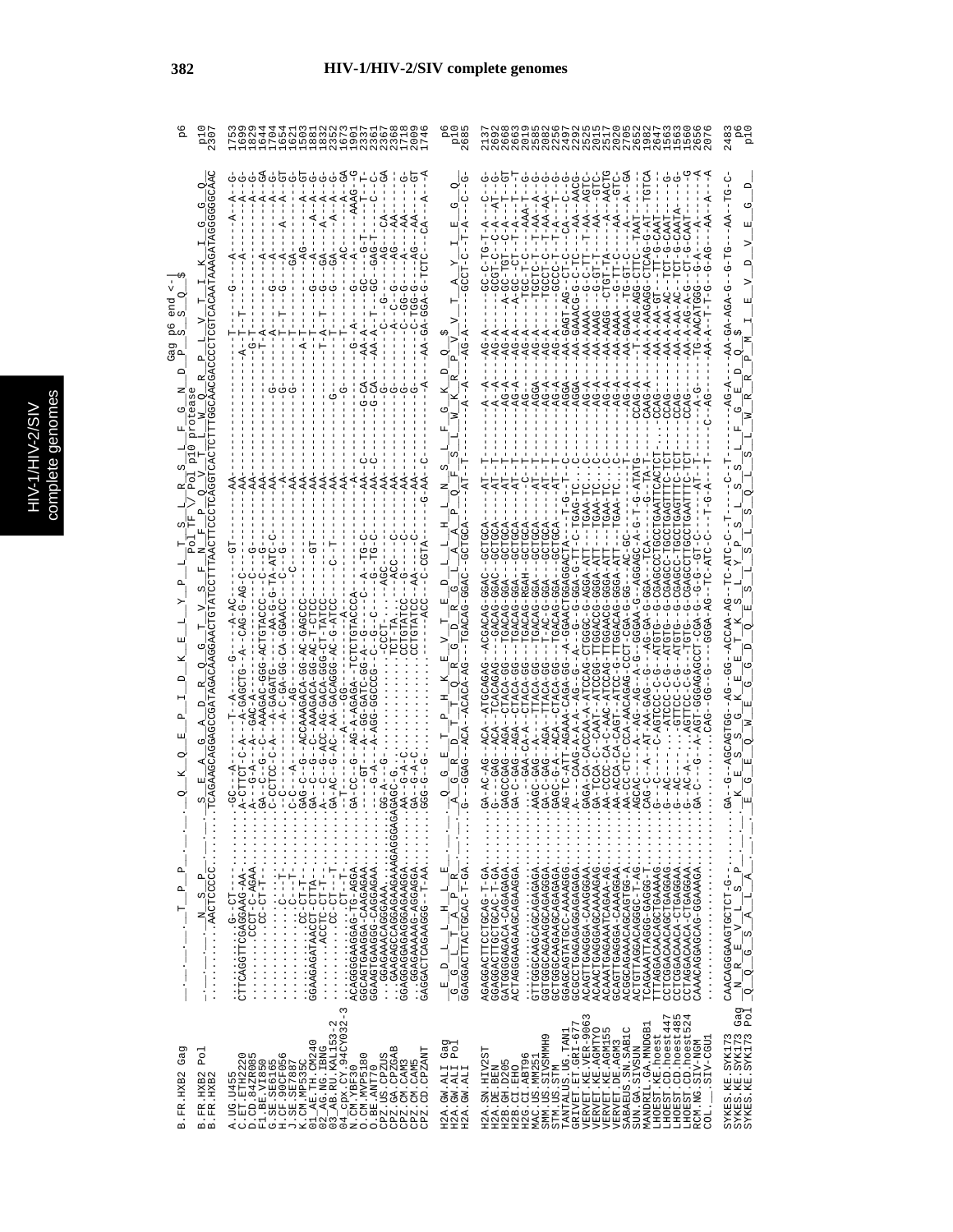## HIV-1/HIV-2/SIV complete genomes

```
B.FR.HXB2 Gag                                                          p6
B.FR.HXB2 Pol                                                          p10
B.FR.HXB2                                                              2307

A.UG.U455                                                              1753
C.ET.ETH2220                                                           1699
D.CD.84ZR085                                                           1829
F1.BE.VI850                                                            1644
G.SE.SE6165                                                            1704
H.CF.90CF056                                                           1654
J.SE.SE7887                                                            1621
K.CM.MP535C                                                            1503
01_AE.TH.CM240                                                         1881
02_AG.NG.IBNG                                                          1832
03_AB.RU.KAL153-2                                                      2332
04_cpx.CY.94CY032-3                                                    1673
N.CM.YBF30                                                             1901
O.CM.MVP5180                                                           2337
O.BE.ANT70                                                             2361
CPZ.US.CPZUS                                                           2367
CPZ.GA.CPZGAB                                                          2368
CPZ.CM.CAM3                                                            1718
CPZ.CM.CAM5                                                            2009
CPZ.CD.CPZANT                                                          1746

H2A.GW.ALI Gag                                                         p6
H2A.GW.ALI Pol                                                         p10
H2A.GW.ALI                                                             2685

H2A.SN.HIV2ST                                                          2137
H2A.DE.BEN                                                             2682
H2B.DE.D205                                                            2688
H2B.CI.EHO                                                             2663
H2G.CI.ABT96                                                           2019
MAC.US.MM251                                                           2585
SMM.US.SIVSMMH9                                                        2082
STM.US.STM                                                             2256
TANTALUS.UG.TAN1                                                       2497
GRIVET.ET.GRI-677                                                      2292
VERVET.KE.VER-9063                                                     2525
VERVET.KE.AGMTYO                                                       2015
VERVET.KE.AGM155                                                       2517
VERVET.DE.AGM3                                                         2020
SABAEUS.SN.SAB1C                                                       2705
SUN.GA.SIVSUN                                                          2652
MANDRIL.GA.MNDGB1                                                      1982
LHOEST.KE.hoest                                                        2647
LHOEST.CD.hoest447                                                     1563
LHOEST.CD.hoest485                                                     1563
LHOEST.CD.hoest524                                                     1560
RCM.NG.SIV-NGM                                                         2656
COL.__.SIV-CGU1                                                        2076

SYKES.KE.SYK173 Gag                                                    2483
SYKES.KE.SYK173 Pol                                                    p6
SYKES.KE.SYK173                                                        p10
```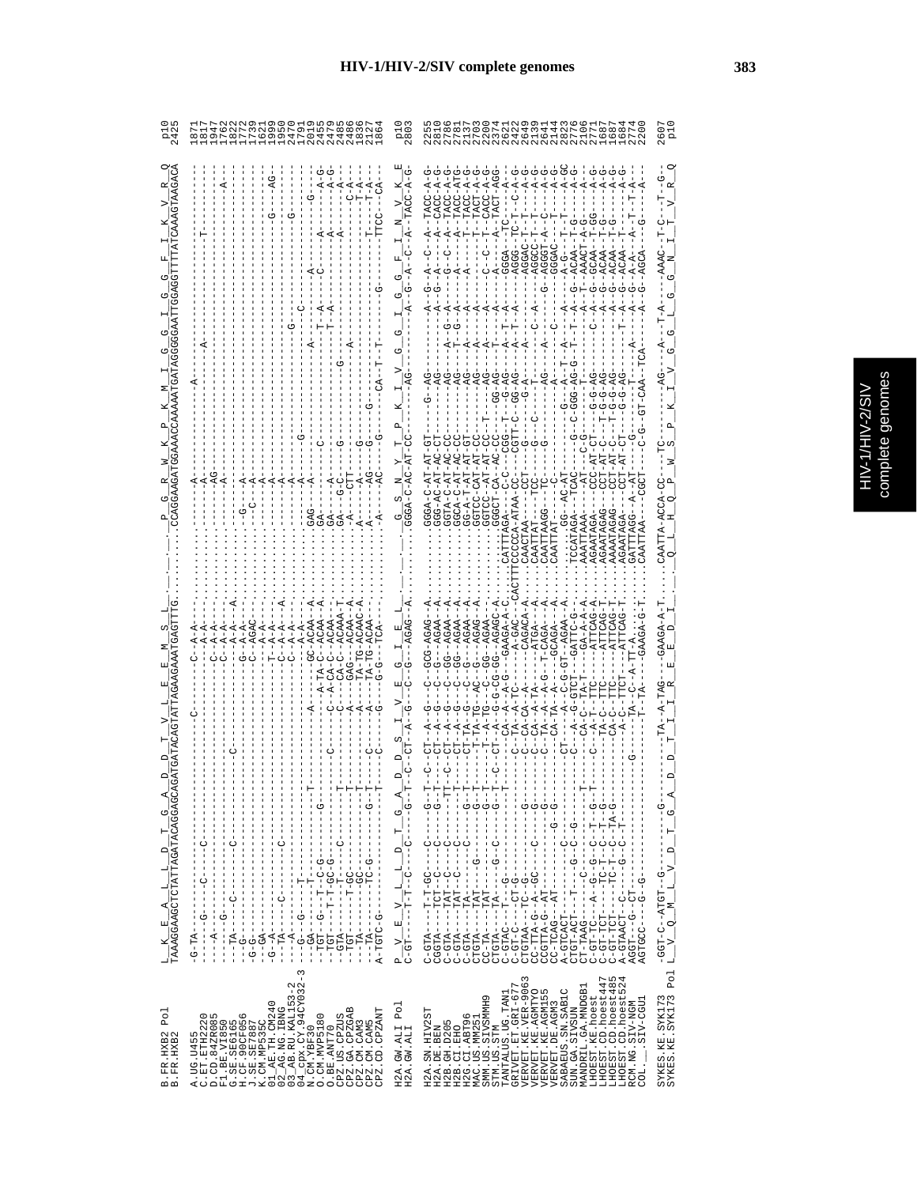HIV-1/HIV-2/SIV complete genomes

```
B.FR.HXB2 Pol        L__K__E__A__L__L__D__T__G__A__D__D__T__V__L__E__E__M__S__L_.__.__.__P__G__R__W__K__P__K__M__I__G__G__I__G__G__F__I__K__V__R__Q   p10
B.FR.HXB2            TAAAGGAAGCTCTATTAGATACAGGAGCAGATGATACAGTATTAGAAGAAATGAGTTTG.........CCAGGAAGATGGAAACCAAAAATGATAGGGGGAATTGGAGGTTTTATCAAAGTAAGACA   2425

A.UG.U455            -G-TA---------------------------------C----------C--A-A-.........-----A----------------A-------------------------------------   1871
C.ET.ETH2220         -----G-----C-------C---------------------------------A-A-.........-----A--------------------A---------T------------------------   1817
D.CD.84ZR085         -----A-----------------------------------------------C--A-A-.........-----AG--------------------------------------------------   1947
F1.BE.VI850          -------G---------------------------------------------C--A-A-.........-----A----------------------------------------A-----------   1762
G.SE.SE6165          ----TA-----C----------C-------------------------------C--A-A-.........-----------------------------------------------------------   1822
H.CF.90CF056         ----G------------------------------C-------------------G--A-A--A.........G-------A--------------------------------------------   1772
J.SE.SE7887          -G-G---------------------------------------------------C--AGAC-.........--C----A----------------------------------------------   1739
K.CM.MP535C          ----GA---------------------------------------------------C--A-A-.........-------A----------------------------------------------   1621
01_AE.TH.CM240       -G--A------------------------------------------------T--A-A-.........-------A-----------------------------------------G-----AG-   1999
02_AG.NG.IBNG        ----TA----C------C-------------------------------------C--A-A-.........-------A----------------------------------------------   1950
03_AB.RU.KAL153-2    ------A----------------------------------------------C--A-A-A.........-------A-----------------G-------------------G----------   2470
04_cpx.CY.94CY032-3  ---G--G-----T---------------------------------------------A-A-.........-------A-------G-------------C---------------------------   1791
N.CM.YBF30           --GA----------------T-------------------A-----GC-ACAA-A.........GAG----A-----------------A-------A-----------------------G-----   2019
N.CM.MVP5180         --TGT--G---T-T-C-G------G-------------A-TA-C-ACAA-A.........GA-----A------C----------------T--A------C------A---------A-G-      2415
O.BE.ANT70           --TGT-----T-T-GC-G-----------C----C-A-CA-C-ACAA-A.........GA------A---------------------T--A------------A---------A-G-         2479
CPZ.US.CPZUS         --GTA-----T---T-----C------T---------C---CA-C--ACAAA-T.........GA-----G-C--G------------G-----------------A-----------A--        2485
CPZ.GA.CPZGAB        --TGT-------T-GC--------T---------A-----GAG--ACAA-A.........-A-----CTT---------------A------------------------------C-A-        2486
CPZ.CM.CAM3          --TA-------GC-----------T---------A-----TA-TG-ACAAC-A.........A------A---G------------------------------------------T-A-        1836
CPZ.CM.CAM5          --TA-------TC-G-------C--G-T------A-----TA-TG-ACAA-.........A------AG---G-------G-------------------------T----------T-A-       2127
CPZ.CD.CPZANT        A-TGTC-G-----------------C-------G--G-G-----TCA-.........-A-----AC----G--------CA-T--T-------G---------------TTCC-----CA--    1864

H2A.GW.ALI Pol       P__V__E__V__L__L__D__T__G__A__D__D__S__I__V__E__G__I__E__L__.__.__.__G__S__N__Y__T__P__K__I__V__G__G__I__G__G__F__I__N__V__K__E   p10
H2A.GW.ALI           C-GT-----T-T--C---C---------G--T--C--CT--A--G--C--G---AGAG--A..........GGGA-C-AC-AT-CC------AG-------A-G--A--C--A--TACC-A-G-   2803

H2A.SN.HIV2ST        C-GTA----T-T-GC----C-------G--T----C---CT--A--G--C--GCG-AGAG--A..........GGGA-C-AT-AT-GT-----G--AG---------A--G--A--C--A--TACC-A-G-   2255
H2A.DE.BEN           CGGTA----TCT--C----C-------G--T-------CT--A--G--C--G---AGAA--A..........GGG-AC-AT-AC-CT-------AG---------A--G--A-----A--CACC-A-G-   2810
H2B.GH.D205          C-GTA----TAT--C----C-------TT--C------CT--A--G--C--GG--AGAA--A..........GGTA-C-AT-AC-CC-------AG-------A--G--A-----G--C--A--TACC-A-G-   2786
H2B.CI.EHO           C-GTA----TAT--C----C-------T---------CT--A--G--C--GG--AGAA--A..........GGCA-C-AT-AC-CC-------AG-------T--G--A-----A-----A--TACC-ATG-   2781
H2G.CI.ABT96         C-GTA----TA------G--------G--T-------CT-TA--G--C--G---AGAA--A..........GG-A-T-AT-AT-GT-------AG--------A-----A-----A--T--TACC-A-G-   2137
MAC.US.MM251         CC-TA----TAT-----G--------G--T--------T-TA-TG--AC--GG--AGAA--A..........GGTCC-CAT-AT-CC-------AG--------A-----A----------T--TACT-A-G-   2700
SMM.US.SIVSMMH9      CC-TA----TAT-----G--------G--T--------T-TA-TG--AC--GG--AGAA--A..........GGTCC-AT-AT-CC-T------AG--------A-----A----------T--CACT-A-G-   2374
STM.US.STM           CTGTA----TA------G--C-----G--T--C--CT--A--G-G-CG--GG-AGAGC--A..........GGGCT-CA--AC-CC--------GG-AG-------T-----A--C--C--T--CACC-A-G-   2621
TANTALUS.UG.TAN1     C-GTAC---T--G-------------T-----------CA--A-G--GAAGA-A-C..........CATTTAGA----C-C-CGG--T--GG-AG------A-T-A-----A--GGGA--A--TACT-AGG-   2422
GRIVET.ET.GRI-677    C-GT-C---CT-G----------------------------C--TA-A-TC-----A-GAC--CACTTCCCCCA-ATAA-CC----CGTT-C--GG-AG-----A-T--A------AGGG--TC-----A--   2649
VERVET.KE.VER-9063   CTGTAA---TC--G------------G---------C--CA-CA-A----CAGACA-A..........CAACTAA----CCT----G----G-A------A-----A----------AGGC--TC-T--C-A-G-   2139
VERVET.KE.AGMTYO     CC-TTA-G--A--GC----C------G--------C--CA--A-TA---ATGA--A..........CAATTAT----TCC----G----C------A-----A----C----A--AGGCC--T-T--A-G-   2641
VERVET.KE.AGM155     CCGTTA-G--A-T--------------G---------C--TA--A-G--T-CAGA--A..........CAATTAAGG---TC----G---------------A----------A--AGGAC--T-T----A-G-   2144
VERVET.DE.AGM3       CC-TCAG---AT--------G-G--G-----------------CA-TA--A-A--GCAGA--A..........CAATTAT----C-----------AG-----A---------C---G-AGGGT-A--C----A-G-   2823
SABAEUS.SN.SAB1C     A-GTCACT---T-----------------CT--A-G-GT--AGAA--A..........GG--AC-AT-----------G-----A-T-A----------A-----GGGAC---T-------A-GC   2776
SUN.GA.SIVSUN        CTGT-ACT--T--G--C-G-------C--A-G-GTCT--GATTC-G-..........TCCATAGA--TCAC-----G-C-GGG-AG-G--T--T--A--G--ACAA--T-G----A-G-        2106
MANDRIL.GA.MNDGB1    CT-TAAG----C-----------------CA-C-TA-T---GA-A-A-..........AAATTAAA---AT----C-G----T----------A--T--AAACT-A-G--------A--        1771
LHOEST.KE.hoest      C-GT-TC---A--G--G--C--T--G--T--C---C--A-T--TTC---ATTCAG-A..........AGAATAGA----CCC-AT-CT------G-G-AG-------C--A--G--GCAA--T-GG----A-G-   1687
LHOEST.CD.hoest447   C-GT-TCT---TC-T--C--T--G-------TA-C---TTC---ATTCAG-T..........AGAATAGAG---CCT-AT-C---T-G-G-AG------A--G--ACAA--T-G-----A-G-   1687
LHOEST.CD.hoest485   C-GT-TCT---TC-T--C--TA-G-------CA-C---TTC---ATTCAG-T..........AAAATAGAG---CCT-AT-C---T-G-G-AG------A--G--ACAA--T-G-----A-G-   1684
LHOEST.CD.hoest524   A-GTAACT--C-----G--C--T----------A-C---TTCT---ATTCAG-T..........AGAATAGA---CCT-AT-CT------G-G-AG----T--A--G--ACAA--T------A-G-   2774
RCM.NG.SIV-NGM       AGGT---G--CT------------------------G-----TA--C--A--TT-A-..........GATTTAGA--A--AT--------G---T---A----A-G--A-A----A--T--T-A--   2200
COL.__.SIV-CGU1      AGTGCC---G--G-------------------------T-TA-----GAAGA-G-T..........CAATTAA----CGCT-----C-G--GT-CAA--TCA-----A--G--AGCA-----G-----A--

SYKES.KE.SYK173      -GGT-C--ATGT--G-----------G-----------------------TA--A-TAG---GAAGA-A-T.....CAATTA-ACCA-CC-----TC------AG------A--T-A------AAAC--T-C--T-G-   2607
SYKES.KE.SYK173 Pol  L__V__Q__M__L__V__D__T__G__A__D__D__T__I__I__R__E__E__D__I__.__.__Q__L__H__Q__P__W__S__P__K__I__V__G__G__L__G__G__N__I__T__V__R__Q   p10
```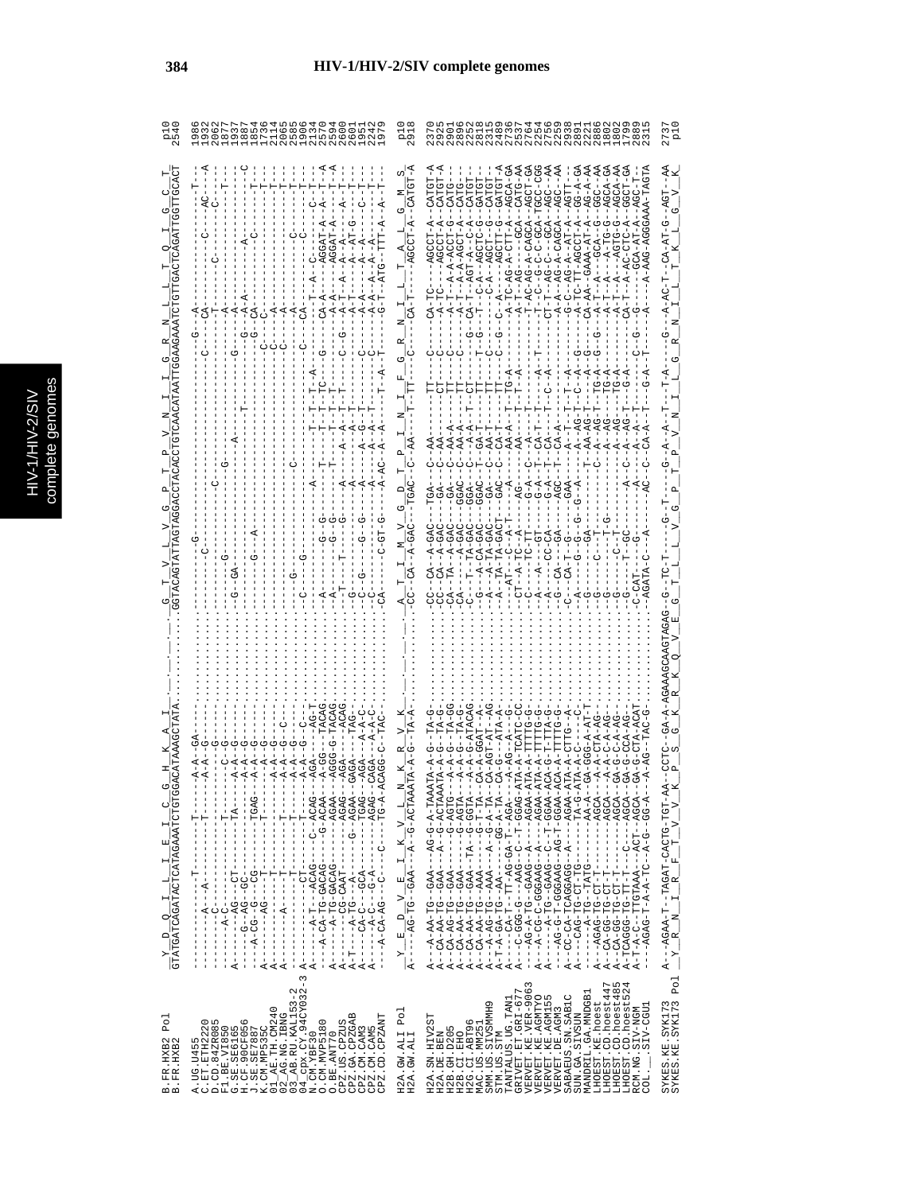```
B.FR.HXB2 Pol      Y__D__Q__I__L__I__E__I__C__G__H__K__A__I__._._._._._._._._._._G__T__V__L__V__G__P__T__P__V__N__I__I__G__R__N__L__L__T__Q__I__G__C__T_   p10
B.FR.HXB2          GTATGATCAGATACTCATAGAAATCTGTGGACATAAAGCTATA...........GGTACAGTATTAGTAGGACCTACACCTGTCAACATAATTGGAAGAAATCTGTTGACTCAGATTGGTTGCACT   2540

A.UG.U455          ---------------T-------------------A-A--GA--...........-G-------------------------------------------------G---A------------------------T---   1986
C.ET.ETH2220       ---------A--A-------T------------A-A--G---...........------C-----------------------------------C----CA-------------C-----------AC---A   1932
D.CD.84ZR085       ---------C------------------------------G----...........-----------G----------C---------------------------------------------T-----------C---   2062
F1.BE.VI850        ------A-C-----------------------------C-G----...........-----------------------------------------A------C-----------------T---   1877
G.SE.SE6165        A----G---AG----CT-----------TA------A-A--G----...........-G--GA---------G----------------------A----------------------------T---   1937
H.CF.90CF056       A----G---AG--GC-------------------A-A--G----...........-------------------------------------G---A-A------------A-------------------C   1887
J.SE.SE7887        ---A-CG--G---CG--------TGAG----A-A--G----...........---------G--A---------A------------------G---CA----------C---------------T---   1854
K.CM.MP535C        A----------AG----------T---------A----G----...........------------------------------------------C-C-------------------------T---   1736
01_AE.TH.CM240     A-----------T-----------------------A-A--G----...........------------------------------------------C-------A----------------T---   2114
02_AG.NG.IBNG      A--------A--------T----------T--------A-A--G--C-...........-------------------------------------------C-------A----------------T---   2065
03_AB.RU.KAL153-2  -----------T-----------T--------A-A--G----...........-------G------C--------------------------------A------------C---------T---   2585
04_cpx.CY.94CY032-3 A--------------CT--------T-----A-A--G--C-...........-C-----G--------------------------------C-------CA---------------------T---   1906
N.CM.YBF30         A----A-T---ACAG---C--ACAG---AGA---TAG-T...........-A-----------------A-----------T--T--T--A------------CA----T--A--C------C---T---   2134
O.CM.MVP5180       A---A-CA-TG-GACAG--G-CAAA---ATG---TACAG...........-A-----G--G----------T------T--T--TC-----G--------CA-A----AGGAT-A---A---T--A   2510
O.BE.ANT70         A----A-TG-GACAG----AGAA---AGGG-G-TACAG...........-A-----G--G-------------T--T---T-----------A--A-----AGGAT-A---A---T--A   2594
CPZ.US.CPZUS       A-------CG-CAAT------AGAG---AGA-----ACAG...........-T----T---G-------A---A--A-T--T---C--G---A-T--A--A--A--A---A---T---   2600
CPZ.GA.CPZGAB      A-T---A-TG---A------G--AGAA--GAGA----TAG-...........-G-----------------A-------A-----T-------------A-T---A--AT-G-----T---   2601
CPZ.CM.CAM3        A----CA-C---GCA------TGAG---AGA---A-A-C-...........-C--G----G--G---A----A-G---T------C-------A-A----A--A-----C--T---   1951
CPZ.CM.CAM5        A----A-C----G-A------AGAG---CAGA---A-A-C-...........-C-----------------A----A--A--T-----------A-A----A--A------T---   2242
CPZ.CD.CPZANT      ---A-CA-AG---C---C----TG-A-ACAGG-C-TAC-...........-CA-----C-GT-G-----A-AC--A--A------T--A--T-------G-T--ATG--TTT-A--A--T--   1979

H2A.GW.ALI Pol     Y__E__D__V__E__I__K__V__L__N__K__R__V__K_._._._._._._._._._._A__T__I__M__V__G__D__T__P__I__N__I__F__G__R__N__I__L__T__A__L__G__M__S_   p10
H2A.GW.ALI         A---AG-TG-GAA--A--G-ACTAAATA-A-G--TA-A...........CC--CA--A-GAC---TGAC--C--AA----T--TT----C-----CA-T---AGCCT-A--CATGT-A   2918

H2A.SN.HIV2ST      A--A-AA-TG--GAA----AG-G-A-TAAATA-A-G--TA-G...........-CC--CA--A-GAC---TGA--C--AA-------TT------C------CA-TC----AGCCT-A--CATGT-A   2370
H2A.DE.BEN         A--CA-AA-TG--GAA----A--G-ACTAAATA-A-G--TA-G...........-CC--CA--A-GAC---GA--C--AA-------CT------C------A-TC----AGCCT-A--CATGT-A   2925
H2B.GH.D205        A--CA-AG-TG--GAA-------G-AGTG---A-A-G--TA-GG...........-CA--TA--A-GAC---GA--C--AA-A-----TT------C------A-T---A-A-ACCT-G--CATG---   2901
H2B.CI.EHO         A--CA-AA-TG--GAA-------G-AGTA---A-A-G--TA-G-...........-CA-----A-GAC---GGAC--C--AA-A-----TT------C------A-T---A-A-AGCT-A--CATG---   2896
H2G.CI.ABT96       A--CA-AA-TG--GAA--TA--G-GGTA---A-A-G-ATACAG...........-C---T--TA-GAC---GGAC--C--A-A--T--CT------G--CA-T--AGT-A--C-A--CATGT--   2252
MAC.US.MM251       A--A-AG-TG--AAA-----G--A-TA---CA-A-GGAT--AG...........-G----A--CA-GAC---GGA--T--GA-T-----TT-----T--G---T--C-A---AGCTC-G--GATGT--   2818
SMM.US.SIVSMMH9    A--A-AG-TG--AAA-----G--A-TA---CA-AGT-AT--AG...........-A----A-TA-GAC---GA--C--AA-T-----TT------C--G---T--C-A---AGCT-G--CATGT--   2315
STM.US.STM         A-T-A-GA-TG---AA----GG-A-TA---CA-G---ATA-A-...........-A----TA-TA-GACT---GAC--C--CA-T-----TT------C--G---C--A---AGCTT-G--GATGT-A   2489
TANTALUS.UG.TAN1   A--C-CA-T--TT-AG-GA-T--AGA--A-A-AG--A-----G-...........---AT--C--A-T-----A--------AA-A----T--TG-A-----------A-TC-AG-A-CTT-A--AGCA-GA   2736
GRIVET.ET.GRI-677  A---C-GGG-G---AAG--C--T-GGAG-ATA-A-TCATC-CC...........---CT--A-TC--A-----AG-------AA------T--T--A--------------A--T-AG-----GCA---CATG-AA   2537
VERVET.KE.VER-9063 ---AG-A-TG--GAAG------AGAA-ATA-A-TTTTG-G...........--C-----TC-TT-----G-A--C---A-------T-----------------T-AC-AG-A-CAGCA--AGCT-GA   2764
VERVET.KE.AGMTYO   A---A-CG-C-GGAAG--A---AGAA-ATA-A-TTTTG-G...........--A-----A----GT-----G-A--T--CA-T--T-----------------T--C-G-C-GCA-TGCC-CGG   2254
VERVET.KE.AGM155   A-----A-TG--GAAG--C-T-GGAA-ACA-G-TTTTG-G...........--A-----A----GT-----G-A--T--CA-T----A--T-----------CT-T-AG-C--GCA--AGC--AA   2756
VERVET.DE.AGM3     ---AG-G-T-GGGAAG--AG-T-GGAA-ACA-A-TTTTG-G...........--G--CA-T---GA-----AGC--T--CA-A-----C--A---------A--A--AG-A-CAGCA--AGC--AA   2259
SABAEUS.SN.SAB1C   A--CC-CA-TCAGGAG--A---AGAA-ATA-A-CTTTG--A-...........-C---CA-T--G-----CC-CA----GAA-----A-T--T--A---------G--C--AG-A--AT-A---AGTT----   2938
SUN.GA.SIVSUN      A---CAG-TG-CT-TG-----TA-G-ATA-A-C----C-...........-A-----G--G--G--G--A--G--A----A-AG-T--C---A-----G------A-TC-TT-AGCCT-A--GG-A-GA   2891
MANDRIL.GA.MNDGB1  ------A-TG-TATG-------AA-A--GA-GGG-A-AT-T...........-G-----------GA----------T--AA-AG-T--A-----A-------G-CA-AA--GAAA-AT-A--AG-A-AA   2221
LHOEST.KE.hoest    A---AGAG-TG-CT-T------AGCA---A-A-CTA-AG-...........-G------C--T--------------C--A-AG-T--TG-A--G--G--A-T--A---GCA--G--GGC--AA   2886
LHOEST.CD.hoest447 A--CA-GG-TG-CT-T------AGCA---A-A-C-A-AG-...........-G-------T----------------A--AG-------TG-A---------A-T--A---A-TG-G--AGCA-GA   1802
LHOEST.CD.hoest485 A--CA-GG-TG-CT-T------AGCA--GA-G-C-A-AG-...........-G-------C-T---------------A--AG-------TG-A---------A-T--A---AGTG-G--AGCA-AA   1802
LHOEST.CD.hoest524 A-TCAGGG-TG-TT-T--C---AGCA--GA-G-CCA-AG-...........-G------T--GC--------A--C--A--AG-T--G-A---------CA-T--A-AC-CTC-A--GGCT-GA   1799
RCM.NG.SIV-NGM     A-T-A-C--TTGTAAA---ACT-AGCA--GA-G-CTA-ACAT...........-C-CAT----G---------A--C--A--A--T---G--C--G------G-----GCA-AT-A--AGC-T--   2889
COL.__.SIV-CGU1    ----AGAG-T-A-A-TC--A-G--GG-A---A-AG--TAC-G...........---AGATA-C---A------AC--C--CA-A--T------G-A--T-----A-----A-AAG-AGGGAAA-TAGTA   2315

SYKES.KE.SYK173    A---AGAA-T--TAGAT-CACTG-TGT-AA--CCTC--GA-A-AGAAAGCAAGTAGAG--G--TC-T------G--T------G--A--A--T---T-A-----G---A-AC-T--CA-AT-G---AGT--AA   2737
SYKES.KE.SYK173 Pol Y__R__N__I__R__F__T__V__K__P__S__G__K__R__K__Q__V__E__G__T__L__L__V__G__P__T__P__V__N__I__L__G__R__N__I__L__T__K__L__G__V__K_   p10
```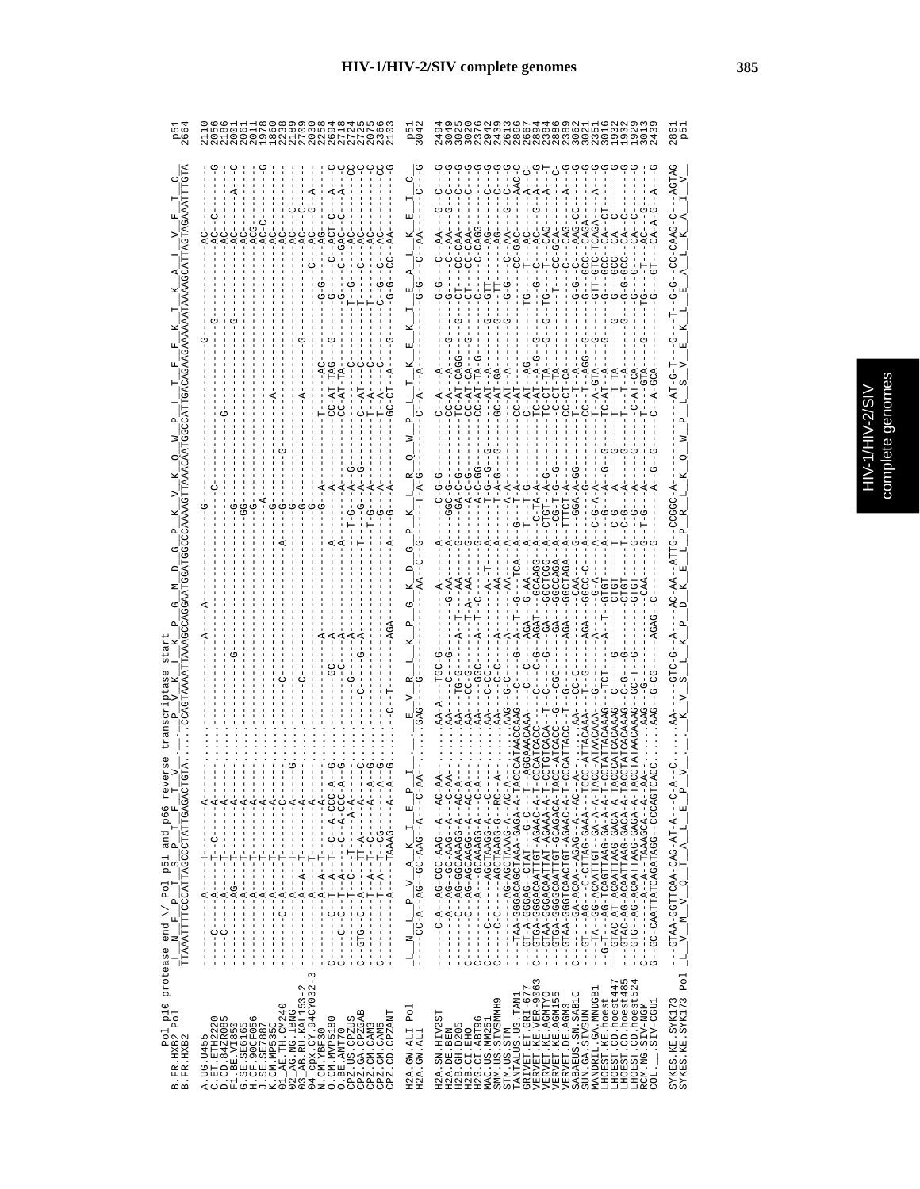```
Pol p10 protease end \/ Pol p51 and p66 reverse transcriptase start
B.FR.HXB2 Pol      L__N__F__P__I__S__P__I__E__T__V__.__.__P__V__K__L__K__P__G__M__D__G__P__K__V__K__Q__W__P__L__T__E__E__K__I__K__A__L__V__E__I__C_    p51
B.FR.HXB2          TTAAATTTTCCCATTAGCCCTATTGAGACTGTA......CCAGTAAAATTAAAGCCAGGAATGGATGGCCCAAAAGTTAAACAATGGCCATTGACAGAAGAAAAAATAAAAGCATTAGTAGAAATTTGTA   2664

A.UG.U455
C.ET.ETH2220
D.CD.84ZR085
F1.BE.VI850
G.SE.SE6165
H.CF.90CF056
J.SE.SE7887
K.CM.MP535C
01_AE.TH.CM240
02_AG.NG.IBNG
03_AB.RU.KAL153-2
04_cpx.CY.94CY032-3
N.CM.YBF30
O.CM.MVP5180
O.BE.ANT70
CPZ.US.CPZUS
CPZ.GA.CPZGAB
CPZ.CM.CAM3
CPZ.CM.CAM5
CPZ.CD.CPZANT

H2A.GW.ALI Pol     L__N__L__P__V__A__K__I__E__P__I__.__.__E__V__R__L__K__P__G__K__D__G__P__K__L__R__Q__W__P__L__T__K__E__K__I__E__A__L__K__E__I__C_    p51
H2A.GW.ALI                                                                                                                                   3042

H2A.SN.HIV2ST
H2A.DE.BEN
H2B.GH.D205
H2B.CI.EHO
H2G.CI.ABT96
MAC.US.MM251
SMM.US.SIVSMMH9
STM.US.STM
TANTALUS.UG.TAN1
GRIVET.ET.GRI-677
VERVET.KE.VER-9063
VERVET.KE.AGMTYO
VERVET.DE.AGM155
VERVET.DE.AGM3
SABAEUS.SN.SAB1C
SUN.GA.SIVSUN
MANDRIL.GA.MNDGB1
LHOEST.KE.hoest
LHOEST.CD.hoest447
LHOEST.CD.hoest485
LHOEST.CD.hoest524
RCM.NG.SIV-NGM
COL.__.SIV-CGU1

SYKES.KE.SYK173
SYKES.KE.SYK173 Pol  L__V__M__V__Q__T__A__L__E__P__V__.__.__K__V__S__L__K__P__D__K__E__L__P__R__L__K__Q__W__P__L__S__V__E__K__L__E__A__L__K__A__I__V_   p51
                                                                                                                                   2861
```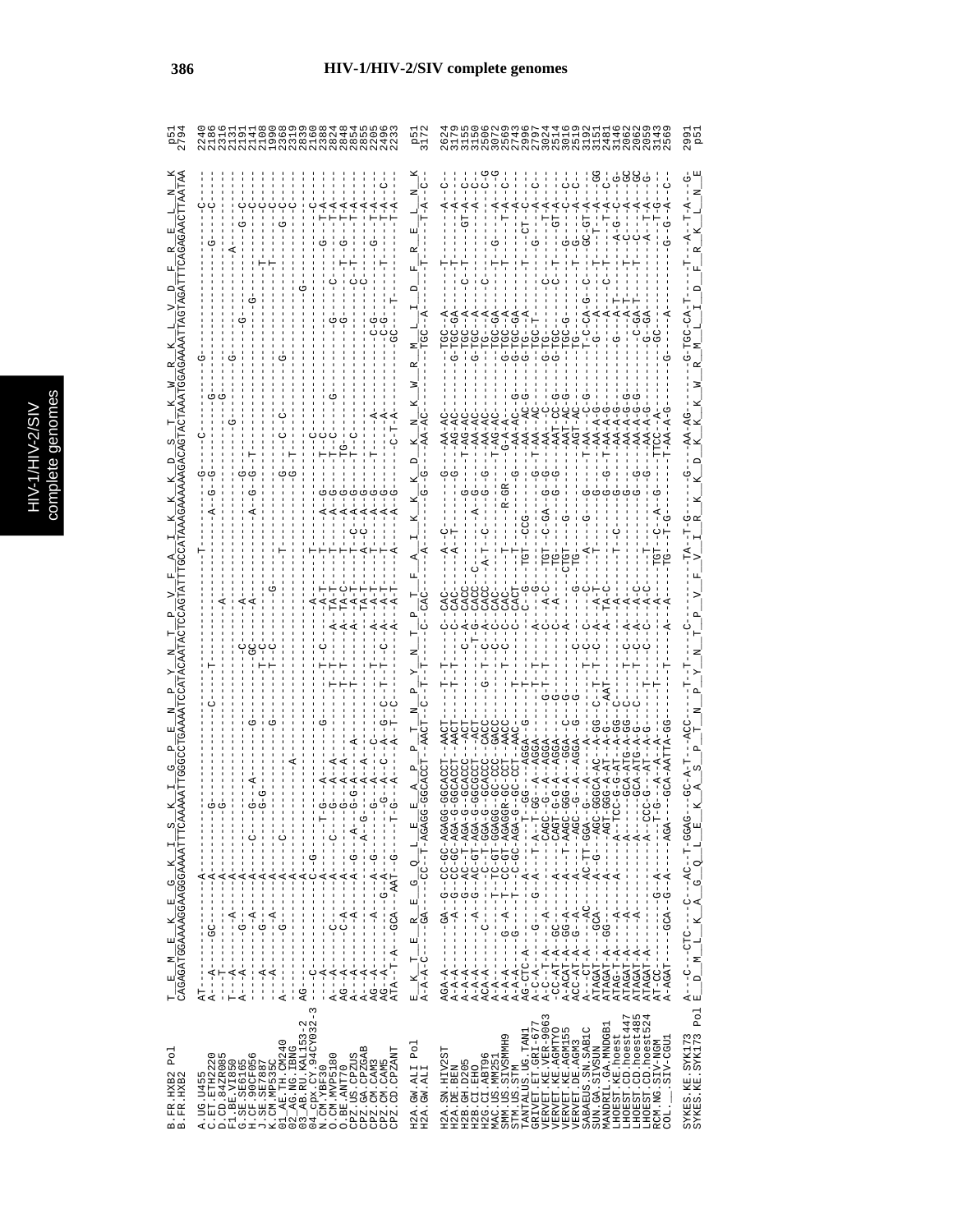```
B.FR.HXB2 Pol       T  E  M  E  K  E  G  K  I  S  K  I  G  P  E  N  P  Y  N  T  P  V  F  A  I  K  K  K  D  S  T  K  W  R  K  L  V  D  F  R  E  L  N  K     p51
B.FR.HXB2           CAGAGATGGAAAAGGAAGGGAAAATTTCAAAAATTGGGCCTGAAAATCCATACAATACTCCAGTATTTGCCATAAAGAAAAAAGACAGTACTAAATGGAGAAAATTAGTAGATTTCAGAGAACTTAATAA  2794

A.UG.U455                                                                                                                                          2240
C.ET.ETH2220                                                                                                                                       2186
D.CD.84ZR085                                                                                                                                       2316
F1.BE.VI850                                                                                                                                        2131
G.SE.SE6165                                                                                                                                        2131
H.CF.90CF056                                                                                                                                       2141
J.SE.SE7887                                                                                                                                        2108
K.CM.MP535C                                                                                                                                        1990
01_AE.TH.CM240                                                                                                                                     2368
02_AG.NG.IBNG                                                                                                                                      2319
03_AB.RU.KAL153-2                                                                                                                                  2839
04_cpx.CY.94CY032-3                                                                                                                                2160
N.CM.YBF30                                                                                                                                         2388
O.CM.MVP5180                                                                                                                                       2824
O.BE.ANT70                                                                                                                                         2848
CPZ.US.CPZUS                                                                                                                                       2854
CPZ.GA.CPZGAB                                                                                                                                      2855
CPZ.CM.CAM3                                                                                                                                        2205
CPZ.CM.CAM5                                                                                                                                        2496
CPZ.CD.CPZANT                                                                                                                                      2233

H2A.GW.ALI Pol      E  K  T  E  R  E  G  Q  L  E  E  A  P  P  T  N  P  Y  N  T  P  T  F  A  I  K  K  K  D  K  N  K  W  R  M  L  I  D  F  R  E  L  N  K     p51
H2A.GW.ALI          A-A-A-C---GA---CC--T-AGAGG-GGCACCT--AACT--C--T-T---C--CAC-----A-----G--G----AA-AC-----------TGC--A------T-------T-A--C--      3172

H2A.SN.HIV2ST                                                                                                                                      2624
H2A.DE.BEN                                                                                                                                         3179
H2B.GH.D205                                                                                                                                        3155
H2B.CI.EHO                                                                                                                                         3150
H2G.CI.ABT96                                                                                                                                       2506
MAC.US.MM251                                                                                                                                       2692
SMM.US.SIVSMMH9                                                                                                                                    2699
STM.US.STM                                                                                                                                         2743
TANTALUS.UG.TAN1                                                                                                                                   2996
GRIVET.ET.GRI-677                                                                                                                                  2797
VERVET.KE.VER-9063                                                                                                                                 3024
VERVET.KE.AGMTYO                                                                                                                                   2514
VERVET.KE.AGM155                                                                                                                                   3016
VERVET.DE.AGM3                                                                                                                                     2519
SABAEUS.SN.SAB1C                                                                                                                                   3192
SUN.GA.SIVSUN                                                                                                                                      3151
MANDRIL.GA.MNDGB1                                                                                                                                  2481
LHOEST.KE.hoest                                                                                                                                    3146
LHOEST.CD.hoest447                                                                                                                                 2062
LHOEST.CD.hoest485                                                                                                                                 2062
LHOEST.CD.hoest524                                                                                                                                 2059
RCM.NG.SIV-NGM                                                                                                                                     3143
COL.__.SIV-CGU1                                                                                                                                    2569

SYKES.KE.SYK173                                                                                                                                    2991
SYKES.KE.SYK173 Pol E  D  M  L  K  A  G  Q  L  E  K  A  S  P  T  N  P  Y  N  T  P  V  F  V  I  R  K  K  D  K  K  W  R  M  L  I  D  F  R  K  L  N  E     p51
```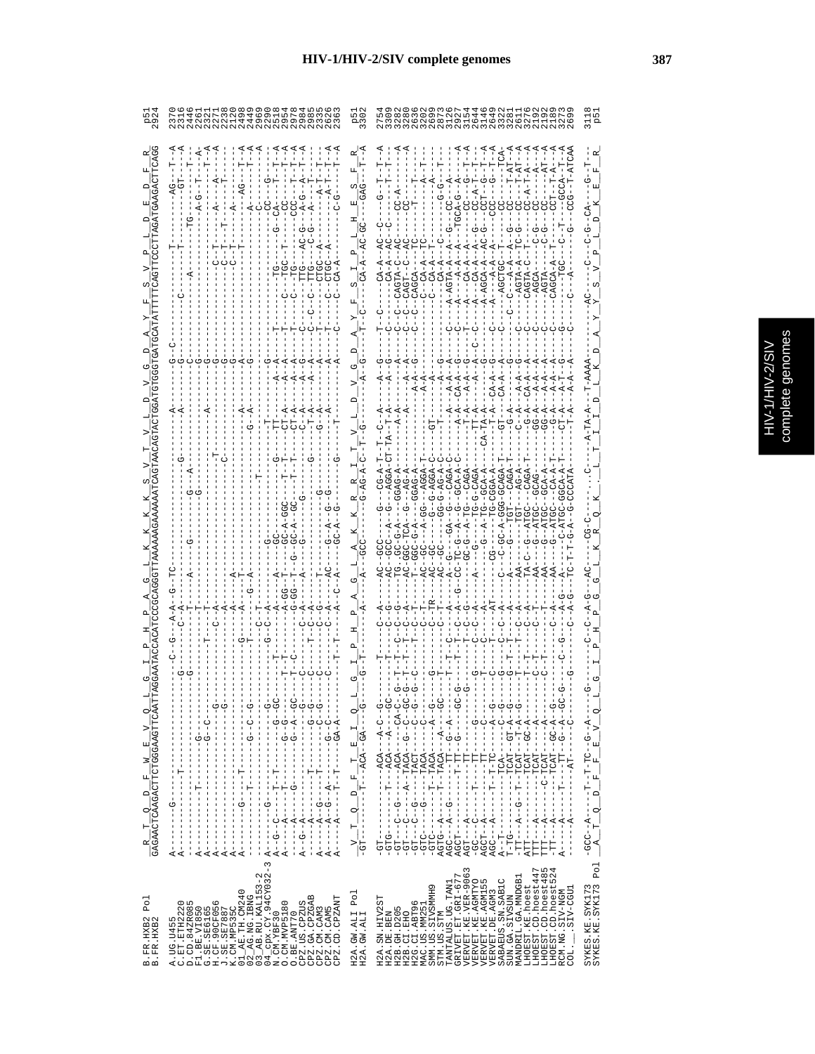```
                      R  T  Q  D  F  W  E  V  Q  L  G  I  P  H  P  A  G  L  K  K  K  K  S  V  T  V  L  D  V  G  D  A  Y  F  S  V  P  L  D  E  D  F  R
B.FR.HXB2 Pol         GAGAACTCAAGACTTCTGGGAAGTTCAATTAGGAATACCACATCCCGCAGGGTTAAAAAAGAAAAAATCAGTAACAGTACTGGATGTGGGTGATGCATATTTTTCAGTTCCCTTAGATGAAGACTTCAGG   p51
B.FR.HXB2                                                                                                                                              2924

A.UG.U455                                                                                                                                              2370
C.ET.ETH2220                                                                                                                                           2316
D.CD.84ZR085                                                                                                                                           2446
F1.BE.VI850                                                                                                                                            2261
G.SE.SE6165                                                                                                                                            2271
H.CF.90CF056                                                                                                                                           2238
J.SE.SE7887                                                                                                                                            2120
K.CM.MP535C                                                                                                                                            2498
01_AE.TH.CM240                                                                                                                                         2449
02_AG.NG.IBNG                                                                                                                                          2969
03_AB.RU.KAL153-2                                                                                                                                      2290
04_cpx.CY.94CY032-3                                                                                                                                    2518
N.CM.YBF30                                                                                                                                             2984
O.CM.MVP5180                                                                                                                                           2978
O.BE.ANT70                                                                                                                                             2984
CPZ.US.CPZUS                                                                                                                                           2985
CPZ.GA.CPZGAB                                                                                                                                          2335
CPZ.CM.CAM3                                                                                                                                            2626
CPZ.CM.CAM5                                                                                                                                            2363
CPZ.CD.CPZANT

                      V  T  Q  D  F  T  E  I  Q  L  G  I  P  H  P  A  G  L  A  K  R  R  R  I  T  V  L  D  V  G  D  A  Y  F  S  I  P  L  H  E  S  F  R
H2A.GW.ALI Pol                                                                                                                                         p51
H2A.GW.ALI                                                                                                                                             3302

H2A.SN.HIV2ST                                                                                                                                          2754
H2A.DE.BEN                                                                                                                                             3309
H2B.GH.D205                                                                                                                                            3282
H2B.CI.EHO                                                                                                                                             3280
H2G.CI.ABT96                                                                                                                                           2636
MAC.US.MM251                                                                                                                                           3202
SMM.US.SIVSMMH9                                                                                                                                        2899
STM.US.STM                                                                                                                                             2873
TANTALUS.UG.TAN1                                                                                                                                       3126
GRIVET.ET.GRI-677                                                                                                                                      2927
VERVET.KE.VER-9063                                                                                                                                     3154
VERVET.KE.AGMTYO                                                                                                                                       2644
VERVET.KE.AGM155                                                                                                                                       3146
VERVET.DE.AGM3                                                                                                                                         2649
SABAEUS.SN.SAB1C                                                                                                                                       3322
SUN.GA.SIVSUN                                                                                                                                          3281
MANDRIL.GA.MNDGB1                                                                                                                                      2611
LHOEST.KE.hoest                                                                                                                                        3276
LHOEST.CD.hoest447                                                                                                                                     2192
LHOEST.CD.hoest485                                                                                                                                     2192
LHOEST.CD.hoest524                                                                                                                                     2189
RCM.NG.SIV-NGM                                                                                                                                         3273
COL.__.SIV-CGU1                                                                                                                                        2699

SYKES.KE.SYK173                                                                                                                                        3118
                      A  T  Q  D  F  F  E  V  Q  L  G  I  P  H  P  G  G  L  K  R  Q  K  .  L  T  I  I  D  L  K  D  A  Y  Y  S  V  P  L  D  K  E  F  R
SYKES.KE.SYK173 Pol                                                                                                                                    p51
```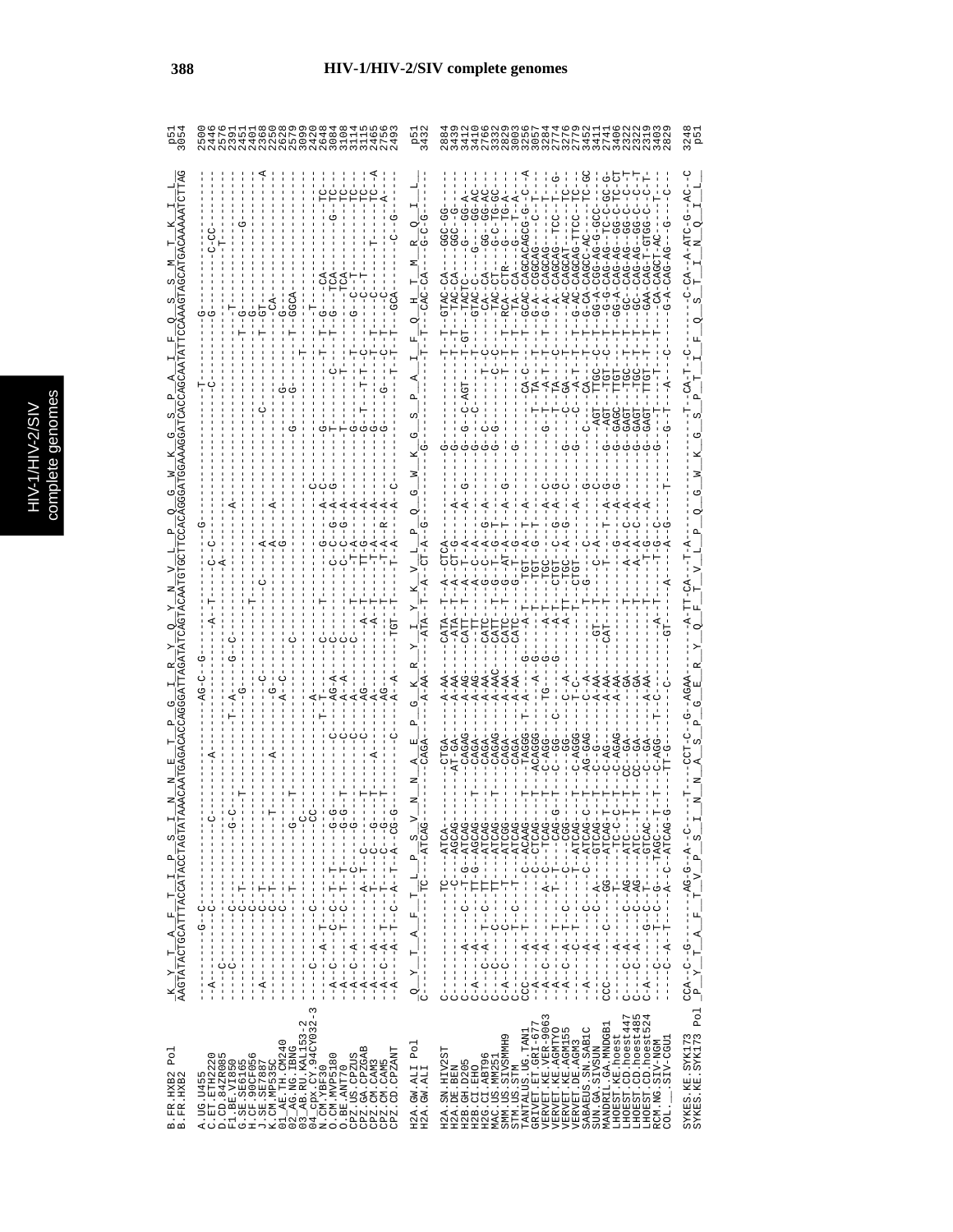# HIV-1/HIV-2/SIV complete genomes

```
                        K  Y  T  A  F  T  I  P  S  I  N  N  E  T  P  G  I  R  Y  Q  Y  N  V  L  P  Q  G  W  K  G  S  P  A  I  F  Q  S  S  M  T  K  I  L
B.FR.HXB2 Pol           AAGTATACTGCATTTACCATACCTAGTATAAACAATGAGACACCAGGGATTAGATATCAGTACAATGTGCTTCCACAGGGATGGAAAGGATCACCAGCAATATTCCAAAGTAGCATGACAAAAATCTTAG  p51
B.FR.HXB2                                                                                                                                                   3054

Q  Y  T  A  F  T  L  P  S  V  N  N  A  E  P  G  K  R  Y  I  Y  K  V  L  P  Q  G  W  K  G  S  P  A  I  F  Q  H  T  M  R  Q  I  L
H2A.GW.ALI Pol          p51
H2A.GW.ALI              3432

SYKES.KE.SYK173         3248
SYKES.KE.SYK173 Pol  P  Y  T  A  F  T  V  P  S  I  N  N  A  S  P  G  E  R  Y  Q  F  T  V  L  P  Q  G  W  K  G  S  P  T  I  F  Q  S  T  I  N  Q  I  L   p51
```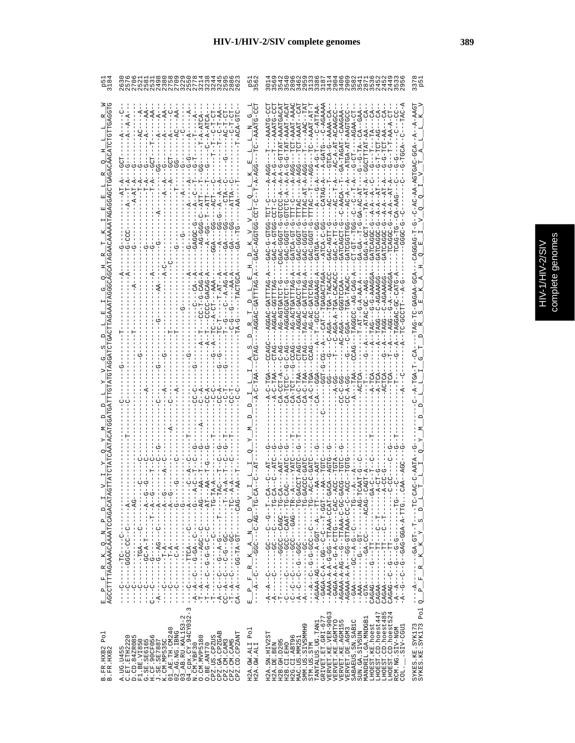# HIV-1/HIV-2/SIV complete genomes

```
B.FR.HXB2 Pol           E__P__F__R__K__Q__N__P__D__I__V__I__Y__Q__Y__M__D__D__L__Y__V__G__S__D__L__E__I__G__Q__H__R__T__K__I__E__E__L__R__Q__H__L__L__R__W    p51
B.FR.HXB2               AGCCTTTTAGAAAACAAAATCCAGACATAGTTATCTATCAATACATGGATGATTTGTATGTAGGATCTGACTTAGAAATAGGGCAGCATAGAACAAAAATAGAGGAGCTGAGACAACATCTGTTGAGGTG    3184

H2A.GW.ALI Pol          E__P__F__R__K__A__N__Q__D__V__I__L__I__Q__Y__M__D__D__I__L__I__A__S__D__R__T__D__L__E__H__D__K__V__V__L__Q__L__K__E__L__L__N__G__L    p51
H2A.GW.ALI                                                                                                                                                        3562

SYKES.KE.SYK173 Pol     Q__P__F__R__K__K__Y__S__D__L__T__L__I__Q__Y__M__D__D__L__L__I__G__T__D__R__S__E__K__A__H__Q__E__I__V__Q__Q__I__V__T__A__L__L__K__V    p51
SYKES.KE.SYK173                                                                                                                                                   3378
```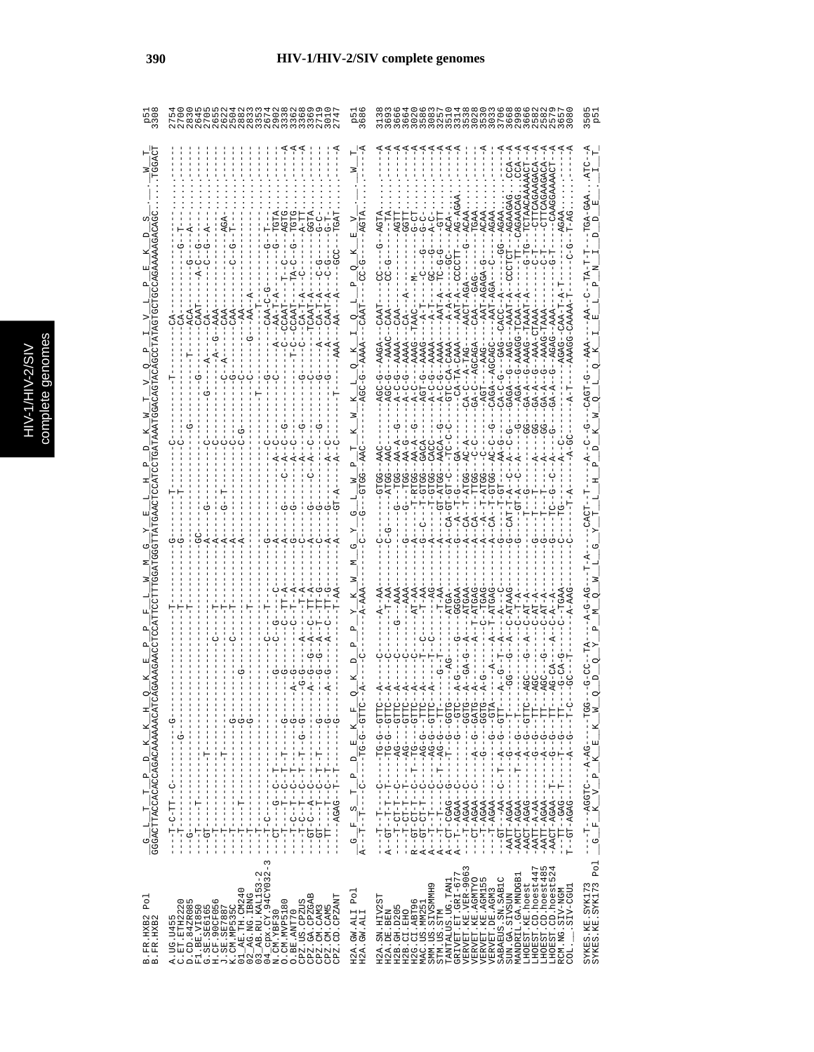```
B.FR.HXB2 Pol         G__L__T__T__P__D__K__K__H__Q__K__E__P__P__F__L__W__M__G__Y__E__L__H__P__D__K__W__T__V__Q__P__I__V__L__P__E__K__D__S_______W__T_   p51
B.FR.HXB2             GGGACTTACCACACCAGACAAAAAACATCAGAAAGAACCTCCATTCCTTTGGATGGGTTATGAACTCCATCCTGATAAATGGACAGTACAGCCTATAGTGCTGCCAGAAAAAGACAGC......TGGACT   3308

A.UG.U455             ---T-C-TT--C-----------G--------------------------------G--------T--------C----------T-----------------CA-------------------------   2754
C.ET.ETH2220          ---T-------------G----------------------------------------G--------T--------C-------------------------CA------------G--T---------   2700
D.CD.84ZR085          --G----T------------------------------------T-------------------------------------G----------------T---ACA-------G----A---------   2830
F1.BE.VI850           ---T---------------------------------------------GC---------------------------------------------------CA------G--C--G---------   2645
G.SE.SE6165           ---GT-------------T----------------------------------A---G---------------------------G-------------CAAT---A-C--C--G---------   2705
H.CF.90CF056          ---T---------------------------------------------------A-------------C----------G-------A--------CA-----------C--G--A------   2655
J.SE.SE7887           ---T---------------T--------------C------T-------A---G--T-------------C-------------A--G--AAA------------------AGA------   2622
K.CM.MP535C           ---T---------------------------G----------------------A--------------C------------C--A----CAA-------C--G--T---------   2504
01_AE.TH.CM240        ---T---------------------------G--------C------T------A--------------C------------------CAA----------------------   2882
02_AG.NG.IBNG         ---T---------------------------G----------------------------------------C-G---------C---------AA---------------------   2833
03_AB.RU.KAL153-2     ---T-----T-----------------------------T-----------------------------------------G-------AA-A----------------------   3353
04_cpx.CY.94CY032-3   ---T-C------------------------------------------------------------------T--------------------------------   2674
N.CM.YBF30            ---CT----G--C--T---------------------C--------T-------G---------C---------------CAA-C-G----------------G--T-------   2992
N.CM.DJO0131          ---T-C-----C-----T---T------------G------C--G-----C--A---------A--C-------C-------A---AA-T--A----G--T---GTA------   3338
O.BE.ANT70            ---T-C---T--C--T---T--G---------G-------C---TT-A------G---------C--A--C--G-----T-C--CCAAT----T--C--G--AGTG-----A   3362
CPZ.US.CPZUS          ---T-C---T--C--T---T--G----A-G-G--------C---T--A------G---------A--C--C--G-----C--CCAAT----TA-C--G--TGTG-----A   3368
CPZ.GA.CPZGAB         ---T-C---T--C--T---T--G--G----G-G-----A------T-A------C-----------------G------C--CA-T-A--C-----------A-TT-----A   3369
CPZ.CM.CAM3           ---GT-C--A--C--T--------G-----A--G--G-G-A--C--TT-A------G-------C--A--C-----------TCAAT-A----------GGTA------   2719
CPZ.CM.CAM5           ---GT----T--C--T--T--------G--------G-G-A--T--TT-G------C-------------G------------CA-T-A--C-G--G-C------   3010
CPZ.CD.CPZANT         ---TT-----T--C--T-----G-------A--G------A--C--TT-G------A-------A--C----------A--CAAT-A--C-G--G-T------   2747
                      ---------AGAG--T-T---------------------------T-AA------A------GT-A----A--C----T-----AAA---AA--A---------GCC----TGAT-----A

H2A.GW.ALI Pol        G__F__S__T__P__D__E__K__F__Q__K__D__P__P__Y__K__W__M__G__Y__G__L__W__P__T__K__W__K__L__Q__L__P__Q__K__E__V_______W__T_   p51
H2A.GW.ALI            A--T-T---C----TG-G--GTTC--A----C-------A-AAA------C-----G--GTGG--AAC------AGC-G--AAAA---CAAT-----CC-G------AGTA------A   3686

H2A.SN.HIV2ST         ---T---T---C-----TG-G--GTTC--A----C-------A--AA------C------------GTGG--AAC------AGC-G--AAGA---CAAT-----CC----G--AGTA------A   3138
H2A.DE.BEN            A--GT--T-T-T-----TG-G--GTTC--A----C--------T-AA------C-G---------ATGG--AAC------AGC-G--AAAC---CAA------CC-G------TA------A   3693
H2B.GH.D205           ---T-CT-T-C------AG----GTTC--A----C--------G---AAA----------G----TGG--AA-A--G--A-C-G--AAAA---CAA------------AGTT------A   3666
H2B.CI.EHO            ---T-CT-T-T------AG----GTTC--A----C--------AAA------G--------G---TGG--AA-G------A-C-G--AAAA---CA----A--------GGTT------A   3664
H2G.CI.ABT96          R--GT-CT-T-C-T--TG-----GTTC--A----C-------AT-AA------A-------T-RTGG--AA-A--G--A-C--AAAG---TAAC----M------G-CT------A   3020
MAC.US.SIVMM251       A--GT-CT-T-C----AG-G-G-GTTC--A----T-C-----T-AA------A--C----T-GTGG--GACA------AGT-G--AAAG---A-T----C---G---A-C------A   3506
SMM.US.SIVSMMH9       A--T-T---C---T--AG-G---GTTC--A-----T-C----T--AG------A--------GTGG--CACA------A-C-G--AAAA---A-T----GC--G---A-C------A   3083
STM.US.STM            A--T-T-----C-T--AG-G---TT----G-----T-------T-AA------A---------GT-ATGG--AACA--G--A-C-G--AAAA---AAT-A--TC-G-G--GTT------A   3257
TANTALUS.UG.TAN1      A--CT-CGAG--G-----T--G--GGTG------AG------ATGA-------A---CA-GT-GT-C--TC-C-C--GTC-CA-CAAA---A-A-A-----GC----ACA------A   3510
GRIVET.ET.GRI-677     A--T--AGAA--C--------G----GTC--A-G------G----GGGAA------G---A-T-G--GA-------CA-TA-CAAA---AAT-A--CCCCTT---AG-AGAA------A   3314
VERVET.KE.VER-9063    ---T-AGAA--C---------GGTG--A--GA-G--A-----ATGAA------A---CA-T-ATGG--AC-A--------CA-C--A-TAG---AACT-AGA----G-ACAA--------   3538
VERVET.KE.AGMTYO      ---CT-AGAA--C-------A--G-GATG--A-------A--T-ATGAG------A----CA---TTGG---C-C-------GA-C--AGCAGA---CAA--GAG----------TGAA------   3028
VERVET.KE.AGM155      ---T-AGAA---------G--GGTG--A-G-----C-T-TGAG------A--A-T-ATGG--AC-C-G-----CAGT-----AAG----AAT-AGA-G----------ACAA------A   3530
VERVET.KE.AGM3        ---T-AGAA--C-T--A--G--G-GTA---A-G---A--T-ATGAG------A-CA--T-GTGG--AC-C--G--CAGA--AGCAGC---AAT-AGA---C-------AGAA--------   3093
SABAEUS.SN.SAB1C      --GT---AA-----A--G--GTT--A-G-T-A-T--A---C-------G------T--GT---AA-G-----CA-C-G--GAG---CACC--A--------GG--AGAA------A   3706
SUN.GA.SIVSUN         -AATT-AGAA--------G--T----GG--G-A--C-ATAAG------G---CAT-T-A-C--A-C-G--GAGA-G--AAG---AAAT-A---CCCTCT--AGAAGAG...CCA-A   3668
MANDRIL.GA.MNDGB1     -AACT-AGAA-----T--A--G--T------------C-T-A-------G--------GT-A-C--A-----G--AGA-G--AAAGG-TCAA-A----TT--CAGAACAG...CCA-A   2998
LHOEST.KE.hoest       -AACT-AGAG-----A--G--GTTC--AGC--G--A--C-AT-A----------T--G-------GG--GA-A-G--AAAG-TAAAT-A-----G-TG--TCTAACAAAACT--A   3666
LHOEST.CD.hoest447    -AATT-A-AA-----A--G-G--TT--AGC----------C-AT-A------G------T--------A---GG--GA-A-G--AAA-CTAAA--------C-T----CTTCAGAAGACA--A   2582
LHOEST.CD.hoest485    -AATT-AGAA--------A--G-G--TT--AGC--G-----C-AT-A------G--------T--T------A---GG--GA-A-G--AAAG-TAAA---------C-T-----CTTCAGAAGACA--A   2582
LHOEST.CD.hoest524    -AACT-AGAA--T-----G--G---TT--AG-CA--A---C-A-A------G--------TC--G--C--A-----G--GA-A-G--AGAG-AAA----------G-T-----CAAGGAAAACT--A   2579
RCM.NG.SIV-NGM        ---TT-GAG--T------T--G---TT----G-CA-G-----C-TGAA------G-------TG-------A-C-------------AGAG-CAA-T-A-T--------------AGAA---------A   3657
COL.__.SIV-CGU1       T--GT-AGAG--------A--G---T-C----GC--T------A-AAG------C-------T-A------A-GC------A-T-----AAAGG-CAAAA-T-------C-G---T-AG----------A   3080

SYKES.KE.SYK173       ---T---AGGTC---A-AG-----TGG---G-CC-TA----A-G-AG---T-A-----CACT--T-----A-C--G---CAGT-G---AAA---AA-C--TA-T-T---TGA-GAA...ATC--A   3505
SYKES.KE.SYK173 Pol   _G__F__K__V__P__K__E__K__W__Q__D__Q__Y__P__M__Q__W__L__G__Y__T__L__H__P__D__K__W__Q__L__Q__K__I__E__L__P__N__I__D__D__E__._I__T_   p51
```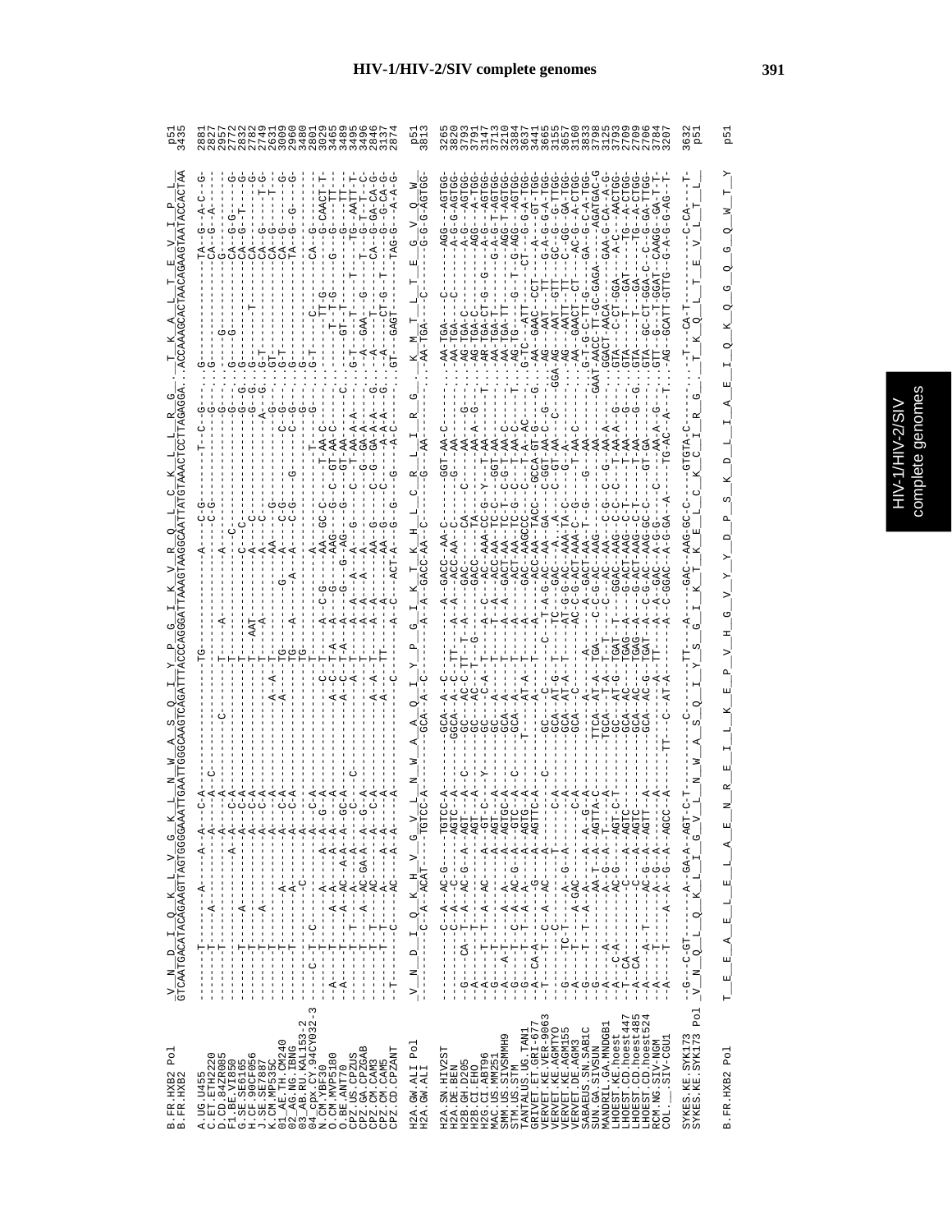```
B.FR.HXB2 Pol        V__N__D__I__Q__K__L__V__G__K__L__N__W__A__S__Q__I__Y__P__G__I__K__V__R__Q__L__C__K__L__L__R__G_._T__K__A__L__T__E__V__I__P__L_   p51
B.FR.HXB2            GTCAATGACATACAGAAGTTAGTGGGGAAATTGAATTGGGCAAGTCAGATTTACCCAGGGATTAAAGTAAGGCAATTATGTAAACTCCTTAGAGGA..ACCAAAGCACTAACAGAAGTAATACCACTAA  3435

A.UG.U455                                                                                                                                   2881
C.ET.ETH2220                                                                                                                                2827
D.CD.84ZR085                                                                                                                                2957
F1.BE.VI850                                                                                                                                 2772
G.SE.SE6165                                                                                                                                 2832
H.CF.90CF056                                                                                                                                2778
J.SE.SE7887                                                                                                                                 2749
K.CM.MP535C                                                                                                                                 2631
01_AE.TH.CM240                                                                                                                              3009
02_AG.NG.IBNG                                                                                                                               2960
03_AB.RU.KAL153-2                                                                                                                           3480
04_cpx.CY.94CY032-3                                                                                                                         2801
N.CM.YBF30                                                                                                                                  3029
O.CM.MVP5180                                                                                                                                3465
O.BE.ANT70                                                                                                                                  3489
CPZ.US.CPZUS                                                                                                                                3495
CPZ.GA.CPZGAB                                                                                                                               3496
CPZ.CM.CAM3                                                                                                                                 2846
CPZ.CM.CAM5                                                                                                                                 3137
CPZ.CD.CPZANT                                                                                                                               2874

H2A.GW.ALI Pol       V__N__D__I__Q__K__H__V__G__V__L__N__W__A__A__Q__I__Y__P__G__I__K__T__K__H__L__C__R__L__I__R__G_._K__M__T__L__T__E__G__Q__W_   p51
H2A.GW.ALI                                                                                                                                  3813

H2A.SN.HIV2ST                                                                                                                               3265
H2A.DE.BEN                                                                                                                                  3820
H2B.GH.D205                                                                                                                                 3793
H2B.CI.EHO                                                                                                                                  3791
H2G.CI.ABT96                                                                                                                                3147
MAC.US.MM251                                                                                                                                3713
SMM.US.SIVSMMH9                                                                                                                             3219
STM.US.STM                                                                                                                                  3384
TANTALUS.UG.TAN1                                                                                                                            3637
GRIVET.ET.GRI-677                                                                                                                           3441
VERVET.KE.VER-9063                                                                                                                          3665
VERVET.KE.AGMTYO                                                                                                                            3155
VERVET.KE.AGM155                                                                                                                            3657
VERVET.DE.AGM3                                                                                                                              3160
SABAEUS.SN.SAB1C                                                                                                                            3833
SUN.GA.SIVSUN                                                                                                                               3798
MANDRIL.GA.MNDGB1                                                                                                                           3125
LHOEST.KE.hoest                                                                                                                             3793
LHOEST.CD.hoest447                                                                                                                          2709
LHOEST.CD.hoest485                                                                                                                          2709
LHOEST.CD.hoest524                                                                                                                          2706
RCM.NG.SIV-NGM                                                                                                                              3784
COL.__.SIV-CGU1                                                                                                                             3207

SYKES.KE.SYK173                                                                                                                             3632
SYKES.KE.SYK173 Pol  V__N__Q__L__Q__K__L__I__G__V__L__N__W__A__S__Q__I__Y__S__G__I__K__T__K__E__L__C__K__C__I__R__G_._T__K__Q__L__T__E__V__L__T__L_   p51

B.FR.HXB2 Pol        T__E__E__A__E__L__E__L__A__E__N__R__E__I__L__K__E__P__V__H__G__V__Y__Y__D__P__S__K__D__L__I__A__E__I__Q__K__Q__G__Q__G__Q__W__T__Y   p51
```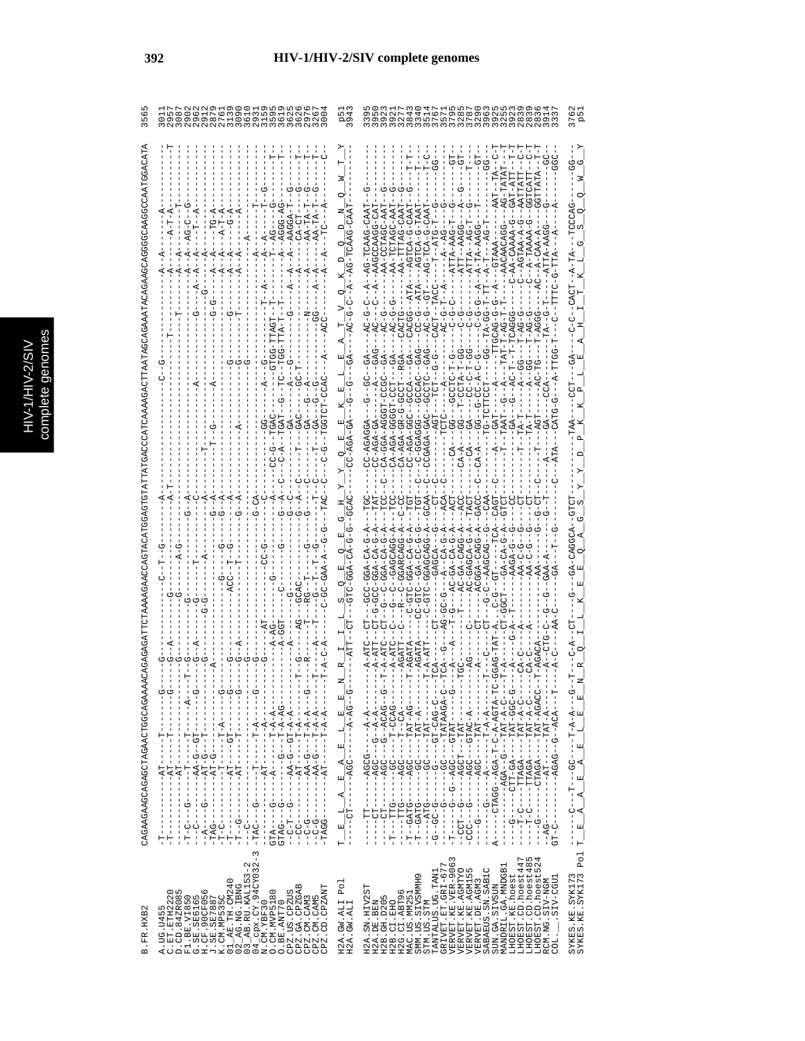# HIV-1/HIV-2/SIV complete genomes

The alignment below is only partly transcribed. The page is a rotated, very small-print nucleotide alignment. For most sequences, only the name and end position are given, because the per-position characters could not be read reliably. Where a residue or alignment line could not be read, it is marked `[illegible]`. The translation lines are best readings.

```
B.FR.HXB2                 CAGAAGAGCAGAGCTAGAACTGGCAGAAAACAGAGAGATTCTAAAAGAACCAGTACATGGAGTGTATTATGACCCATCAAAAGACTTAATAGCAGAAATACAGAAGCAGGGGCAAGGCCAATGGACATA   3565

A.UG.U455                 [illegible]   3011
C.ET.ETH2220              [illegible]   2957
D.CD.84ZR085              [illegible]   3087
F1.BE.VI850               [illegible]   2902
G.SE.SE6165               [illegible]   2962
H.CF.90CF056              [illegible]   2912
J.SE.SE7887               [illegible]   2879
K.CM.MP535C               [illegible]   2761
01_AE.TH.CM240            [illegible]   3139
02_AG.NG.IBNG             [illegible]   3090
03_AB.RU.KAL153-2         [illegible]   3610
04_cpx.CY.94CY032-3       [illegible]   2931
N.CM.YBF30                [illegible]   3159
O.CM.MVP5180              [illegible]   3595
O.BE.ANT70                [illegible]   3619
CPZ.US.CPZUS              [illegible]   3625
CPZ.GA.CPZGAB             [illegible]   3626
CPZ.CM.CAM3               [illegible]   2976
CPZ.CM.CAM5               [illegible]   3267
CPZ.CD.CPZANT             [illegible]   3004

H2A.GW.ALI Pol            T__E__L__A__E__A__E__L__E__E__N__R__I__I__L__S__Q__E__G__H__Y__Q__E__E__K__E__L__E__A__T__V__Q__K__D__Q__D__N__Q__W__T__Y   p51
H2A.GW.ALI                [illegible]   3943

H2A.SN.HIV2ST             [illegible]   3395
H2A.DE.BEN                [illegible]   3950
H2B.GH.D205               [illegible]   3923
H2B.CI.EHO                [illegible]   3921
H2G.CI.ABT96              [illegible]   3277
MAC.US.MM251              [illegible]   3843
SMM.US.SIVSMMH9           [illegible]   3340
STM.US.STM                [illegible]   3514
TANTALUS.UG.TAN1          [illegible]   3767
GRIVET.ET.GRI-677         [illegible]   3571
VERVET.KE.VER-9063        [illegible]   3795
VERVET.KE.AGMTYO          [illegible]   3285
VERVET.KE.AGM155          [illegible]   3787
VERVET.DE.AGM3            [illegible]   3290
SABAEUS.SN.SAB1C          [illegible]   3963
SUN.GA.SIVSUN             [illegible]   3925
MANDRIL.GA.MNDGB1         [illegible]   3255
LHOEST.KE.hoest           [illegible]   3923
LHOEST.CD.hoest447        [illegible]   2839
LHOEST.CD.hoest485        [illegible]   2839
LHOEST.CD.hoest524        [illegible]   2836
RCM.NG.SIV-NGM            [illegible]   3914
COL.__.SIV-CGU1           [illegible]   3337

SYKES.KE.SYK173           [illegible]   3762
SYKES.KE.SYK173 Pol       T__E__A__A__E__L__E__E__N__R__Q__I__L__K__E__E__Q__A__G__S__Y__Y__D__P__K__K__P__L__E__A__H__I__T__K__L__G__S__Q__Q__W__G__Y   p51
```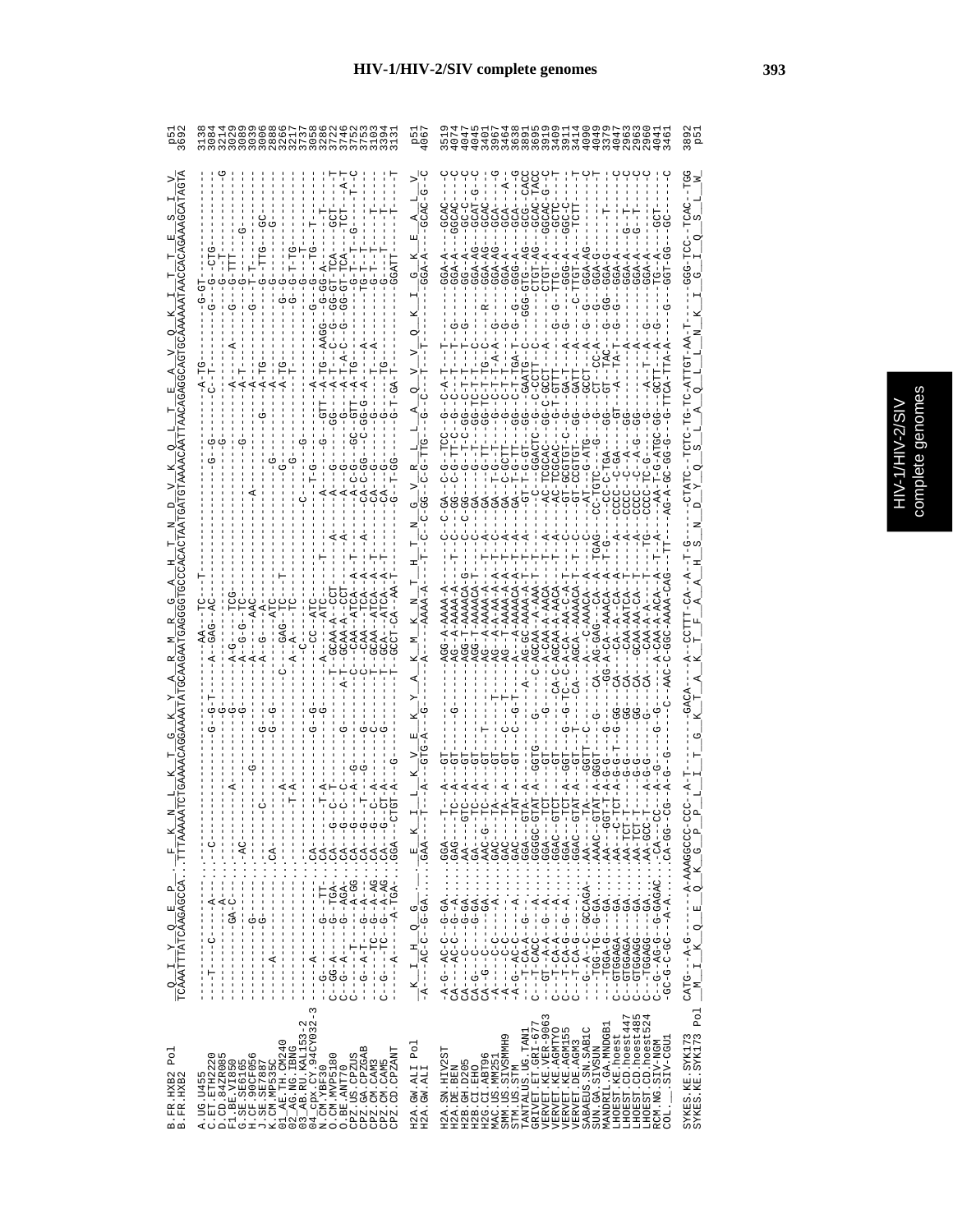```
                         Q  I  Y  Q  E  P     F  K  N  L  K  T  G  K  Y  A  R  M  R  G  A  H  T  N  D  V  K  Q  L  T  E  A  V  Q  K  I  T  T  E  S  I  V
B.FR.HXB2 Pol           TCAAATTTATCAAGAGCCA...TTTAAAAATCTGAAAACAGGAAAATATGCAAGAATGAGGGGTGCCCACACTAATGATGTAAAACAATTAACAGAGGCAGTGCAAAAAATAACCACAGAAAGCATAGTA   p51
B.FR.HXB2                                                                                                                                                    3692

A.UG.U455                                                                                                                                                    3138
C.ET.ETH2220                                                                                                                                                 3084
D.CD.84ZR085                                                                                                                                                 3214
F1.BE.VI850                                                                                                                                                  3029
G.SE.SE6165                                                                                                                                                  3089
H.CF.90CF056                                                                                                                                                 3039
J.SE.SE7887                                                                                                                                                  3006
K.CM.MP535C                                                                                                                                                  2888
01_AE.TH.CM240                                                                                                                                               3266
02_AG.NG.IBNG                                                                                                                                                3217
03_AB.RU.KAL153-2                                                                                                                                            3737
04_cpx.CY.94CY032-3                                                                                                                                          3058
N.CM.YBF30                                                                                                                                                   3286
O.CM.MVP5180                                                                                                                                                 3272
O.BE.ANT70                                                                                                                                                   3746
CPZ.US.CPZUS                                                                                                                                                 3752
CPZ.GA.CPZGAB                                                                                                                                                3753
CPZ.CM.CAM3                                                                                                                                                  3103
CPZ.CM.CAM5                                                                                                                                                  3394
CPZ.CD.CPZANT                                                                                                                                                3131

                         K  I  H  Q  G        E  K  I  L  K  V  E  K  Y  A  K  M  K  N  T  H  T  N  G  V  R  L  L  A  Q  V  V  Q  K  I  G  K  E  A  L  V
H2A.GW.ALI Pol                                                                                                                                              p51
H2A.GW.ALI                                                                                                                                                   4067

H2A.SN.HIV2ST                                                                                                                                                3519
H2A.DE.BEN                                                                                                                                                   4074
H2B.GH.D205                                                                                                                                                  4047
H2B.CI.EHO                                                                                                                                                   4045
H2G.CI.ABT96                                                                                                                                                 3401
MAC.US.MM251                                                                                                                                                 3967
SMM.US.SIVSMMH9                                                                                                                                              3464
STM.US.STM                                                                                                                                                   3638
TANTALUS.UG.TAN1                                                                                                                                             3891
GRIVET.ET.GRI-677                                                                                                                                            3695
VERVET.KE.VER-9063                                                                                                                                           3919
VERVET.KE.AGMTYO                                                                                                                                             3409
VERVET.KE.AGM155                                                                                                                                             3911
VERVET.DE.AGM3                                                                                                                                               3414
SABAEUS.SN.SAB1C                                                                                                                                             4090
SUN.GA.SIVSUN                                                                                                                                                4049
MANDRIL.GA.MNDGB1                                                                                                                                            3379
LHOEST.KE.hoest                                                                                                                                              4047
LHOEST.CD.hoest447                                                                                                                                           2963
LHOEST.CD.hoest485                                                                                                                                           2963
LHOEST.CD.hoest524                                                                                                                                           2960
RCM.NG.SIV-NGM                                                                                                                                               4041
COL.__.SIV-CGU1                                                                                                                                              3461

SYKES.KE.SYK173         CATG---A-G--------A-AAAGGCCC-CCC-A-T-----GACA----A--CCTTT-CA--A--T-G----CTATC--TCTC-TG-TC-ATTGT-AA-T------GGG-TCC--TCAC--TGG   3892
SYKES.KE.SYK173 Pol      M  I  K  Q  E  Q  K  G  P  I  T  G  K  T  A  K  T  F  A  A  H  S  N  D  Y  Q  S  L  A  Q  L  L  N  K  I  G  I  Q  S  L  W   p51
```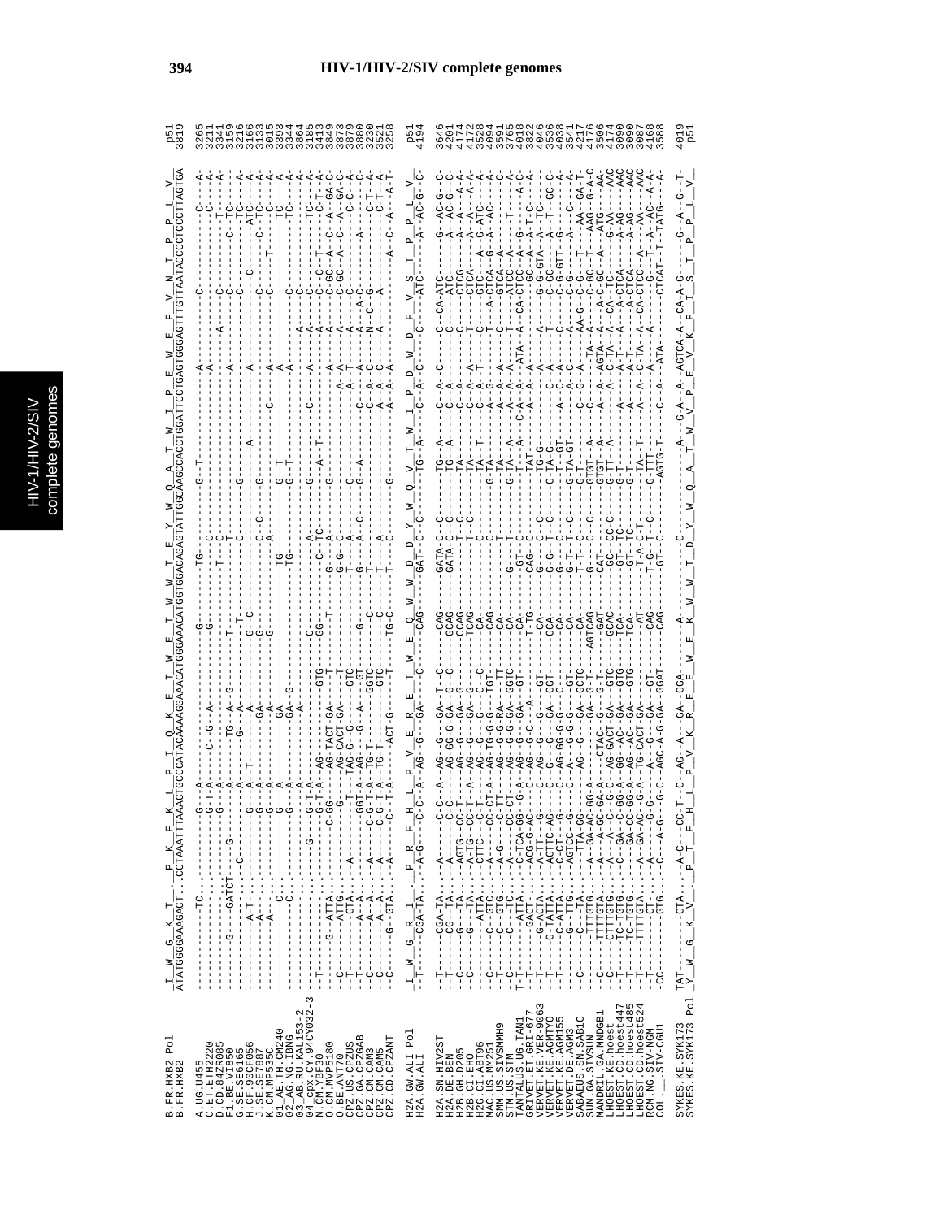```
B.FR.HXB2 Pol          I  W  G  K  T  ..P  K  F  K  L  P  I  Q  K  E  T  W  E  T  W  W  T  E  Y  W  Q  A  T  W  I  P  E  W  E  F  V  N  T  P  P  L  V     p51
B.FR.HXB2              ATATGGGGAAAAGACT..CCTAAATTTAAACTGCCCATACAAAAGGAAACATGGGAAACATGGTGGACAGAGTATTGGCAAGCCACCTGGATTCCTGAGTGGGAGTTTGTTAATACCCCTCCCTTAGTGA  3819

A.UG.U455                                                                                                                                          3265
C.ET.ETH2220                                                                                                                                       3211
D.CD.84ZR085                                                                                                                                       3341
F1.BE.VI850                                                                                                                                        3159
G.SE.SE6165                                                                                                                                        3216
H.CF.90CF056                                                                                                                                       3166
J.SE.SE7887                                                                                                                                        3133
K.CM.MP535C                                                                                                                                        3015
01_AE.TH.CM240                                                                                                                                     3393
02_AG.NG.IBNG                                                                                                                                      3344
03_AB.RU.KAL153-2                                                                                                                                  3864
04_cpx.CY.94CY032-3                                                                                                                                3185
N.CM.YBF30                                                                                                                                         3413
O.CM.MVP5180                                                                                                                                       3819
O.BE.ANT70                                                                                                                                         3873
CPZ.US.CPZUS                                                                                                                                       3879
CPZ.GA.CPZGAB                                                                                                                                      3880
CPZ.CM.CAM3                                                                                                                                        3230
CPZ.CM.CAM5                                                                                                                                        3521
CPZ.CD.CPZANT                                                                                                                                      3258

H2A.GW.ALI Pol         I  W  G  R  I  ..P  R  F  H  L  P  V  E  R  E  T  W  E  Q  W  W  D  D  Y  W  Q  V  T  W  I  P  D  W  D  F  V  S  T  P  P  L  V     p51
H2A.GW.ALI                                                                                                                                         4194

H2A.SN.HIV2ST                                                                                                                                      3646
H2A.DE.BEN                                                                                                                                         4201
H2B.GH.D205                                                                                                                                        4174
H2B.CI.EHO                                                                                                                                         4172
H2G.CI.ABT96                                                                                                                                       3528
MAC.US.MM251                                                                                                                                       4094
SMM.US.SIVSMMH9                                                                                                                                    3591
STM.US.STM                                                                                                                                         3765
TANTALUS.UG.TAN1                                                                                                                                   4018
GRIVET.ET.GRI-677                                                                                                                                  3822
VERVET.KE.VER-9063                                                                                                                                 4046
VERVET.KE.AGMTYO                                                                                                                                   3536
VERVET.KE.AGM155                                                                                                                                   4038
VERVET.DE.AGM3                                                                                                                                     3541
SABAEUS.SN.SAB1C                                                                                                                                   4217
SUN.GA.SIVSUN                                                                                                                                      4176
MANDRIL.GA.MNDGB1                                                                                                                                  3506
LHOEST.KE.hoest                                                                                                                                    4174
LHOEST.CD.hoest447                                                                                                                                 3090
LHOEST.CD.hoest485                                                                                                                                 3090
LHOEST.CD.hoest524                                                                                                                                 3087
RCM.NG.SIV-NGM                                                                                                                                     4168
COL.__.SIV-CGU1                                                                                                                                    3588

SYKES.KE.SYK173                                                                                                                                    4019
SYKES.KE.SYK173 Pol    Y  W  G  K  V  ..P  T  F  H  L  P  V  K  R  E  E  W  E  K  W  W  T  D  Y  W  Q  A  T  W  V  P  E  V  K  F  I  S  T  P  P  L  V     p51
```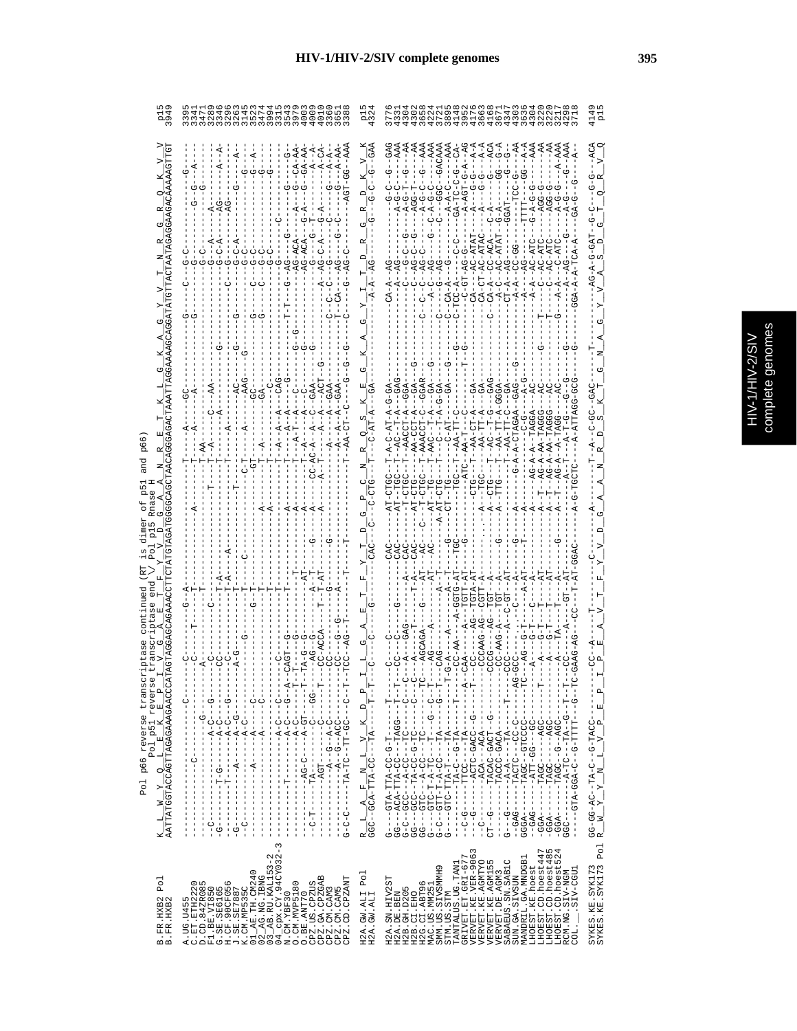Pol p66 reverse transcriptase continued (RT is dimer of p51 and p66)
Pol p51 reverse transcriptase end \/ Pol p15 Rnase H

```
B.FR.HXB2 Pol          K__L__W__Y__Q__L__E__K__E__P__I__V__G__A__E__T__F__Y__V__D__G__A__A__N__R__E__T__K__L__G__K__A__G__Y__V__T__N__R__G__R__Q__K__V__V   p15
B.FR.HXB2              AATTATGGTACCAGTTAGAGAAAGAACCCATAGTAGGAGCAGAAACCTTCTATGTAGATGGGGCAGCTAACAGGGAGACTAAATTAGGAAAAGCAGGATATGTTACTAATAGAGGAAGACAAAAAGTTGT   3949

A.UG.U455                                                                                                                                      3395
C.ET.ETH2220                                                                                                                                   3341
D.CD.84ZR085                                                                                                                                   3471
F1.BE.VI850                                                                                                                                    3289
G.SE.SE6165                                                                                                                                    3346
H.CF.90CF056                                                                                                                                   3296
J.SE.SE7887                                                                                                                                    3263
K.CM.MP535C                                                                                                                                    3145
01_AE.TH.CM240                                                                                                                                 3523
02_AG.NG.IBNG                                                                                                                                  3474
03_AB.RU.KAL153-2                                                                                                                              3994
04_cpx.CY.94CY032-3                                                                                                                            3315
N.CM.YBF30                                                                                                                                     3543
O.CM.MVP5180                                                                                                                                   3979
O.BE.ANT70                                                                                                                                     4003
CPZ.US.CPZUS                                                                                                                                   4009
CPZ.GA.CPZGAB                                                                                                                                  4010
CPZ.CM.CAM3                                                                                                                                    3360
CPZ.CM.CAM5                                                                                                                                    3651
CPZ.CD.CPZANT                                                                                                                                  3388

H2A.GW.ALI Pol         R__L__A__F__N__L__V__K__D__P__I__L__G__A__E__T__F__Y__T__D__G__P__C__N__R__Q__S__K__E__G__K__A__G__Y__I__T__D__R__G__R__D__K__V__K   p15
H2A.GW.ALI                                                                                                                                     4324

H2A.SN.HIV2ST                                                                                                                                  3776
H2A.DE.BEN                                                                                                                                     4331
H2B.GH.D205                                                                                                                                    4304
H2B.CI.EHO                                                                                                                                     4302
H2G.CI.ABT96                                                                                                                                   3698
MAC.US.MM251                                                                                                                                   4224
SMM.US.SIVSMMH9                                                                                                                                3721
STM.US.STM                                                                                                                                     3895
TANTALUS.UG.TAN1                                                                                                                               4148
GRIVET.ET.GRI-677                                                                                                                              3952
VERVET.KE.VER-9063                                                                                                                             4176
VERVET.KE.AGM155                                                                                                                               3663
VERVET.DE.AGM3                                                                                                                                 4168
SABAEUS.SN.SAB1C                                                                                                                               3671
SUN.GA.SIVSUN                                                                                                                                  4347
MANDRIL.GA.MNDGB1                                                                                                                              4303
LHOEST.KE.hoest                                                                                                                                3636
LHOEST.CD.hoest447                                                                                                                             4304
LHOEST.CD.hoest485                                                                                                                             3220
LHOEST.CD.hoest524                                                                                                                             3220
RCM.NG.SIV-NGM                                                                                                                                 4298
COL.__.SIV-CGU1                                                                                                                                3718

SYKES.KE.SYK173                                                                                                                                4149
SYKES.KE.SYK173 Pol    R__W__Y__Y__N__L__V__P__E__P__I__P__E__A__V__T__F__Y__V__D__G__A__A__N__R__D__S__K__T__G__N__A__G__Y__V__A__S__D__G__T__Q__R__V__Q   p15
```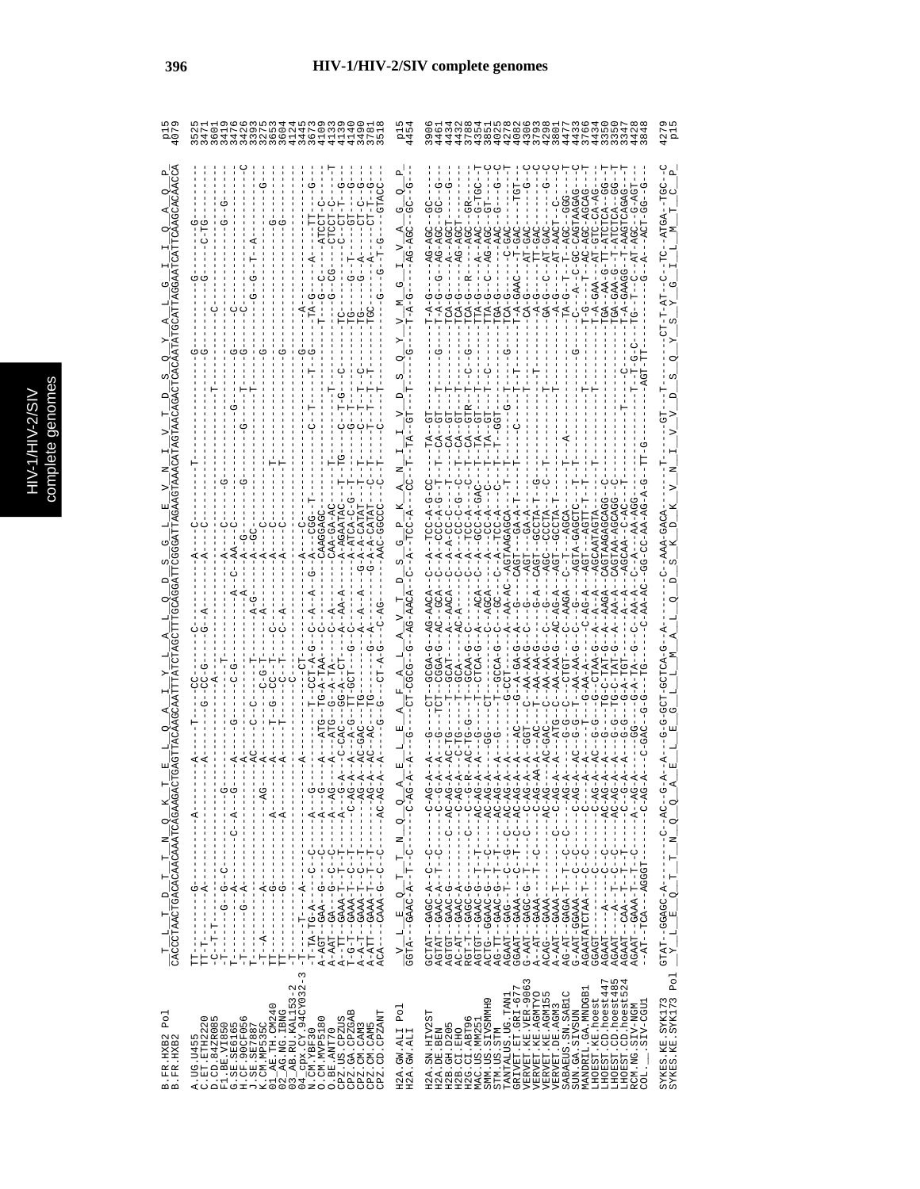```
B.FR.HXB2 Pol     T__L__T__D__T__T__N__Q__K__T__E__L__Q__A__I__Y__L__A__L__Q__D__S__G__L__E__V__N__I__V__T__D__S__Q__Y__A__L__G__I__I__Q__A__Q__P_    p15
B.FR.HXB2         CACCCTAACTGACACAACAAATCAGAAGACTGAGTTACAAGCAATTTATCTAGCTTTGCAGGATTCGGGATTAGAAGTAAACATAGTAACAGACTCACAATATGCATTAGGAATCATTCAAGCACAACCA    4079

A.UG.U455         TT---------G--------------A---------A-----T-----CC------------C-----------A-----C-----------T-----------------------------G-----------G-    3525
C.ET.ETH2220      TT-T-------A-------------------------A-----------G--CC-G------G--A---------A----C----------------------------------------G----------C-TG-    3471
...
SYKES.KE.SYK173   GTAT-GGAGC-A-------C--AC--G-A--A--G-G-GCT-GCTCA-G-A--------C--AAA-GACA------T-----GT--T-------CT-T-AT--C--TC--ATGA--TGC--C    4279
SYKES.KE.SYK173 Pol _Y__L__E__Q__T__T__N__Q__Q__A__E__L__E__G__L__L__M__A__L__Q__D__S__K__D__K__V__N__I__V__V__D__S__Q__Y__S__Y__G__I__L__M__T__C__P_    p15
```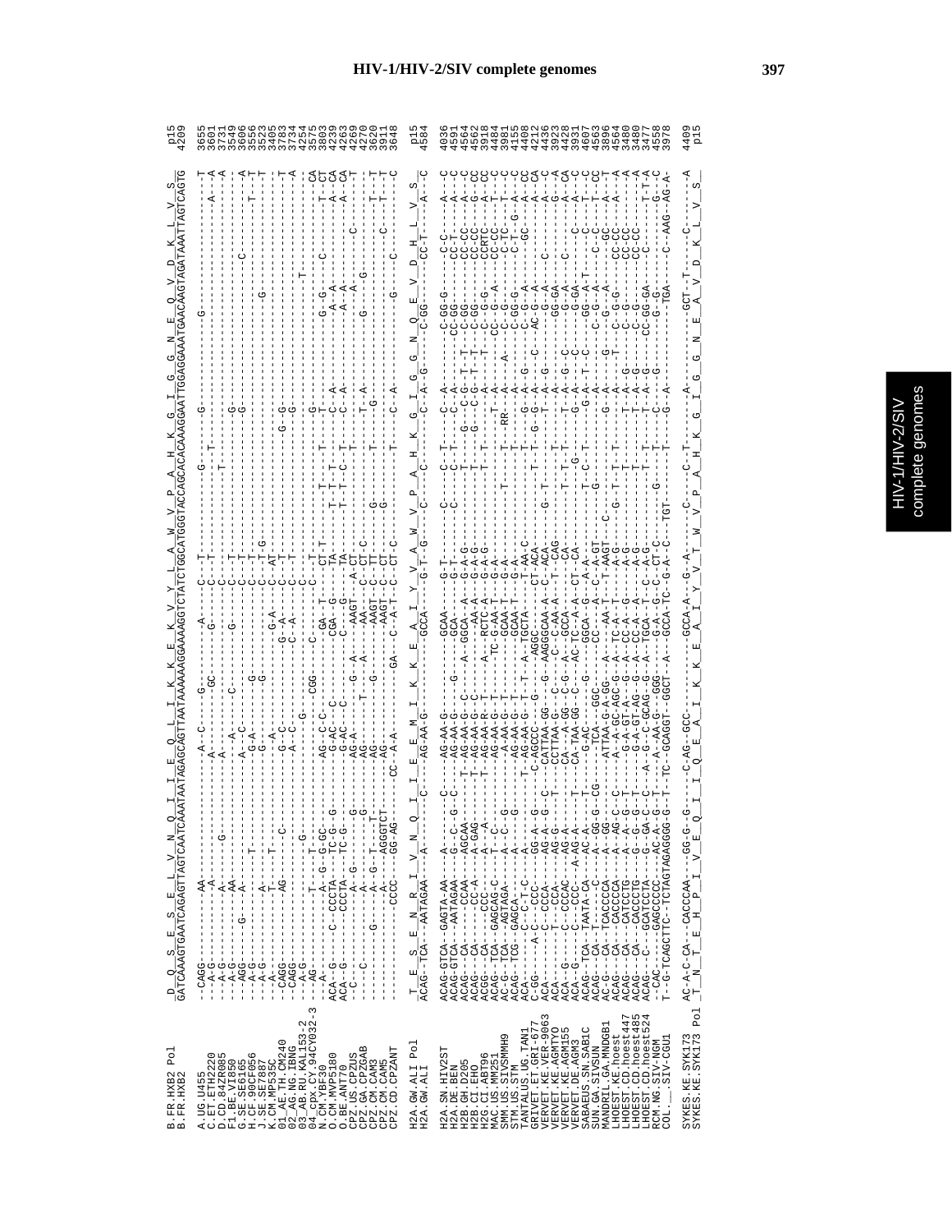```
B.FR.HXB2 Pol          D__Q__S__E__S__E__L__V__N__Q__I__I__E__Q__L__I__K__K__E__K__V__Y__L__A__W__V__P__A__H__K__G__I__G__G__N__E__Q__V__D__K__L__V__S_    p15
B.FR.HXB2              GATCAAAGTGAATCAGAGTTAGTCAATCAAATAATAGAGCAGTTAATAAAAAAGGAAAAGGTCTATCTGGCATGGGTACCAGCACACAAAGGAATTGGAGGAAATGAACAAGTAGATAAATTAGTCAGTG    4209

A.UG.U455              --CAGG-----------AA----------------------A--C-----G---------A------C--T-------------G---T---------G-------------G-------------------T    3655
C.ET.ETH2220           --A-G-------------A----------------------A--------------GC--G------C--T-------------------------------------------------------A---A    3601
D.CD.84ZR085           --A-G-------------A-----------G----------A---------------------------------T----------------------------------------------------------    3731
F1.BE.VI850            --A-G-------------AA----------------------A---------C-------G------C--T-----------------------------G-----------------------------    3549
G.SE.SE6165            --AGG--------G---A-----------------------A--C--------------------C--T------------------------G-----------------C----------------A    3606
H.CF.90CF056           --A-G--------------------T---------------G-A---------G-----------C--T------------------------G----------------------------------T    3556
J.SE.SE7887            --A-G-------------A---------------------G-----------G-------------C--T-G----------------------------------G----------T-------T    3523
K.CM.MP535C            --A-----------------T----T----------------A-------------------G-A---C--AT------------------------------------------------------    3405
01_AE.TH.CM240         --CAGG-------------AG---------C---------G--C-------------G--A-----C--T--------------------------G--G--------------------------T    3783
02_AG.NG.IBNG          --CAGG--------------------------------------A--C--------------C--A-----C--T-------------------------G---------------------------A    3734
03_AB.RU.KAL153-2      --A-G-----------------G---------------------------------------------C---------------------------------------------T--------------    4254
04_cpx.CY.94CY032-3    --AG----------------------------------G------------CGG-----C------C---------------------G--------------------------------------CA    3575
N.CM.YBF30             --A-------------T--G--T-G-GC---------AG--C--C-------------GA--T-----CT-T---------T-------T---------------------G--G------C--------T-CT    3893
O.BE.ANT70             ACA--G-----C---CCCTA--G-GC----G------G-AC--C----------CGA--G------TA-------T--T--T---------T----A--------A--A-----------------A-CA    4239
CPZ.US.CPZUS           ACA--G-----------CCCTA---TC-G----G---G-AC---C----------C--A------TA-------T--T--C--T------C--A---------A--A-------------------A-CA    4263
CPZ.GA.CPZGAB          -C-----------------A---G---------G---AG-A------G--A-----AAGT---A-CT---------------------------------------A------------C---T    4269
CPZ.CM.CAM3            ---C---------------------------------AG--------T---A----AA---C--CT-C----------------T--A-------G-------G--------------------    4270
CPZ.CM.CAM5            ----------G--------A--G-T---T--------AG--------G-------AAGT--C--CT-----G-----T-----------G------------------------C-------T--T    3620
CPZ.CD.CPZANT          -----------------A---AGGGTCT---------AG----------------AAGT--C--CT-----G-----T----------------------------------------T--T    3911
                       -----------------CCCC---GG-AG------CC--A-A-----GA---C--A-T--C--CT-C--------T-----C--A-----------G----C------------------C    3648

H2A.GW.ALI Pol         T__E__S__E__N__R__I__V__N__Q__I__I__E__E__M__I__K__K__E__A__I__Y__V__A__W__V__P__A__H__K__G__I__G__G__N__Q__E__V__D__H__L__V__S_    p15
H2A.GW.ALI             ACAG--TCA--AATAGAA---A-------C------AG-AA-G--------GCCA------G-T--G------C--C------C--A--G-------C-GG--------CC-T-----A--G    4584

H2A.SN.HIV2ST          ACAG-GTCA--GAGTA-AA----A--------C------AG-AA-G--------GCAA-------G-T------C-------C--T----C--A-----------C-GG-G-------C-C-------A---C    4036
H2A.DE.BEN             ACAG-GTCA--AATAGAA----A--G--C--G--C------AG-AA-G--------GCA--------G-T------C-------C--T-----C--A-----------CC-GG--------CC-T------A---C    4591
H2B.GH.D205            ACAG---CA------CCAA----AGCAA-----T--AG-AA-G--C----A--GGCA--A---G-A-G-----------T-----G--C-G--T-T--C-GG-------CC-CC------A---C    4564
H2B.CI.EHO             ACAG---CA------CC-A----A-GAG-----T--AG-AA-G--C-------AA-A-----G-A-G----------T-----G--C-G--T-T---C-GG-------CC-CC------G---CC    4562
H2G.CI.ABT96           ACGG---CA-----CCC------A--A-------T--AG-AA-R-T------A---RCTC-A-----G-A-G----------T-T-----T--A----------C--G-G--------CCRTC------A---CC    3918
MAC.US.MM251           ACAG--TCA--GAGCAG-C----A--------------AG-AA-G-T-----TC--AA-T------G-A-------------T---T--A-----A----CC---G--A-----CC-CC------C---C    4484
SMM.US.SIVSMMH9        ACAG--TCA--AGTAGA------T--C--G-------AG-AA-G-T-------GCAA-T-----G-A-------T-------T---RR--A----------C--G-A-----C-TC------T---C    3981
STM.US.STM             ACAG--TCG--GAGCA-------A-------G-----AG-AA-G-T-------GCAA-------G-A-------------T-----A-----------C-GG-G----C-T--G--A---C    4155
TANTALUS.UG.TAN1       ACA-------C---C-T-C----A--------T-AG-AA-G-T--T-A--TGCTA-----T-AA-C------------T--T-G--A---G------C--G--A------GC------A---CA    4408
GRIVET.ET.GRI-677      C-GG-----A-C----CCC----GG-A--G-----C-AGCCC---G---AGGC-------CT-ACA-----------T--T--G--A---------AC-G--A-------------A---CA    4212
VERVET.KE.VER-9063     ACA------C----CCCA----AG-A--G--C----CATTAA-GG---G--AAGGCAA-A--C-ACA-----G--T-------------T--A-----------G---A-----C-------A---C    4436
VERVET.KE.AGMTYO       ACA--------C----CCA----AG-G----T---CCTTAA-G---C--C--C-AA-A---T-CAG--------------T--A--G-----------GG-GA-------------G---A    3923
VERVET.KE.AGM155       ACA--G-----C---CCCAC---AG-A----------CA--A-GG-C-G-A--GCCA-----CA----------T--T-----T-A--G-C--------G-A----C--------A---C    4428
VERVET.DE.AGM3         ACA--G-----C---CCC-----A-AG-A----T---CA-TAA-GG-C-AC-TC--A-A--CT--CA-------------G---G-A--C---------G-GA--------------C----A---C    3931
SABAEUS.SN.SAB1C       ACAG-TCA---TAATA-CA----A-AC-A----T-----G-AC-----GGC--GGCA-G---C-A-A--C--C---T-----G-A-T--C--------GG-A-T------C---T---CC    4607
SUN.GA.SIVSUN          ACAG---CA-----T----C---A-GG-G--CG----TCA----GGC-G---CC---A---C-A-GT-----G--C--T------------------C--G--A-------C--C------C    4563
MANDRIL.GA.MNDGB1      AC-G---CA----TCACCCA---A-GG-------ATTAA-G-A-GG--A----AA-T-----T-AAGT---C--------------G-A---G------G-A-------G-C------T    3896
LHOEST.KE.hoest        ACAG---CA----CACCCA----A-AG-C--C---A--A-GC-AGC-G-A--TC-A-T-----A-G-------G--T--T--T---G-A---T-----C-G-G---CC-CC------A---A    4564
LHOEST.CD.hoest447     ACAG---CA----CATCCTG---A-A-G-T-----G-A-GT-A-G--A--CC-A---G-----A-G---------T---------T--A--G--------C-G---CC-CC------A---A    3480
LHOEST.CD.hoest485     ACAG---CA----CACCCTG---G-G-G-T-----G-A-GT-AG-G--A--CC-A-A-----A-G------------T---------T--A--G-------C-G---CC-CC------A---A    3480
LHOEST.CD.hoest524     ACAG---C-----GCATCCTA--G-GA-C-C-A--G--C-GCAG-G-A--TGCA--T--C--A-G-------------T-------T--A-G------CC-GG-GA----C-------T-T-A    3477
RCM.NG.SIV-NGM         --CAC----GAGCCCCC-----AC-A--G--T----A--AA-G--GGG--G-A--G--C--CT-C------G----------T-------C-C---------G-G--------G---C    4558
COL.__.SIV-CGU1        T--G-TCAGCTTC-TCTAGTAGAGGG-G-T-TC--GCAGGT--GGCT-A--GCCA-TC-G-A-C--TGT------T----------G--A-----TGA------C--AAG--AG-A-    3978

SYKES.KE.SYK173        AC-A-C-CA---CACCAA---GG-G--G---------C-AG-GCC-----------GCCA-A--G--A------C--C--T-------A-------GCT--T-----C---------A    4409
SYKES.KE.SYK173 Pol    _T__N__T__E__H__P__I__V__E__Q__I__I__Q__E__A__I__K__K__E__A__I__Y__V__T__W__V__P__A__H__K__G__I__G__G__N__E__A__V__D__K__L__V__S_    p15
```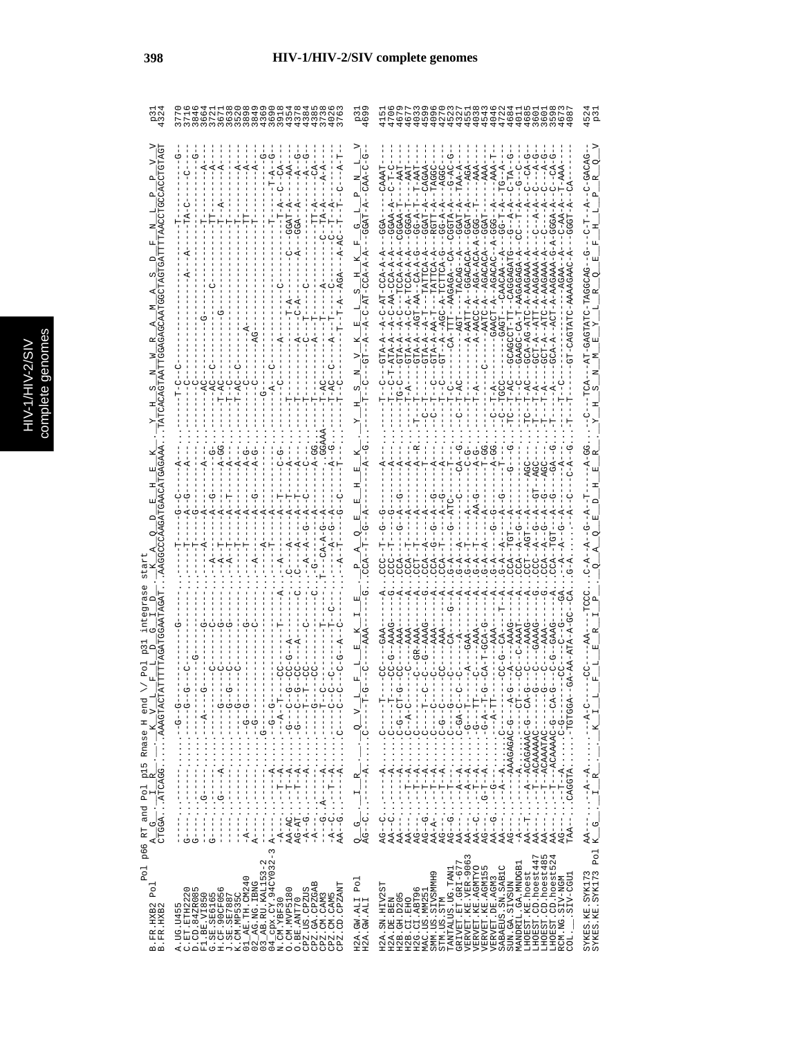Pol p66 RT and Pol p15 Rnase H end \/ Pol p31 integrase start

```
B.FR.HXB2 Pol          A  G  I  R  K  V  L  F  L  D  G  I  D  K  A  Q  D  E  H  E  K  Y  H  S  N  W  R  A  M  A  S  D  F  N  L  P  P  V  V    p31
B.FR.HXB2              CTGGA..ATCAGG.....AAAGTACTATTTTTAGATGGAATAGAT..AAGGCCCAAGATGAACATGAGAAA..TATCACAGTAATTGGAGAGCAATGGCTAGTGATTTTAACCTGCCACCTGTAGT    4324

A.UG.U455                                3770
C.ET.ETH2220                             3716
D.CD.84ZR085                             3846
F1.BE.VI850                              3664
G.SE.SE6165                              3721
H.CF.90CF056                             3671
J.SE.SE7887                              3638
K.CM.MP535C                              3520
01_AE.TH.CM240                           3898
02_AG.NG.IBNG                            3849
03_AB.RU.KAL153-2                        4369
04_cpx.CY.94CY032-3                      3690
N.CM.YBF30                               3918
O.CM.MVP5180                             4354
O.BE.ANT70                               4378
CPZ.US.CPZUS                             4384
CPZ.GA.CPZGAB                            4385
CPZ.CM.CAM3                              3738
CPZ.CM.CAM5                              4026
CPZ.CD.CPZANT                            3763

H2A.GW.ALI Pol         Q  G  I  R  Q  V  L  F  L  E  K  I  E  P  A  Q  E  E  H  E  K  Y  H  S  N  V  K  E  L  S  H  K  F  G  L  P  N  L  V    p31
H2A.GW.ALI                               4699

H2A.SN.HIV2ST                            4151
H2A.DE.BEN                               4706
H2B.GH.D205                              4679
H2B.CI.EHO                               4677
H2G.CI.ABT96                             4093
MAC.US.MM251                             4599
SMM.US.SIVSMMH9                          4096
STM.US.STM                               4270
TANTALUS.UG.TAN1                         4523
GRIVET.ET.GRI-677                        4327
VERVET.KE.VER-9063                       4551
VERVET.KE.AGMTYO                         4038
VERVET.DE.AGM155                         4554
VERVET.DE.AGM3                           4046
SABAEUS.SN.SAB1C                         4722
SUN.GA.SIVSUN                            4684
MANDRIL.GA.MNDGB1                        4011
LHOEST.KE.hoest                          4685
LHOEST.CD.hoest447                       3601
LHOEST.CD.hoest485                       3601
LHOEST.CD.hoest524                       3598
RCM.NG.SIV-NGM                           4673
COL.__.SIV-CGU1                          4087

SYKES.KE.SYK173                          4524
SYKES.KE.SYK173 Pol    K  G  I  R  K  I  L  F  L  E  R  I  P  Q  A  Q  E  E  D  H  E  R  Y  H  S  N  M  E  Y  L  R  Q  E  F  H  L  P  R  Q  V    p31
```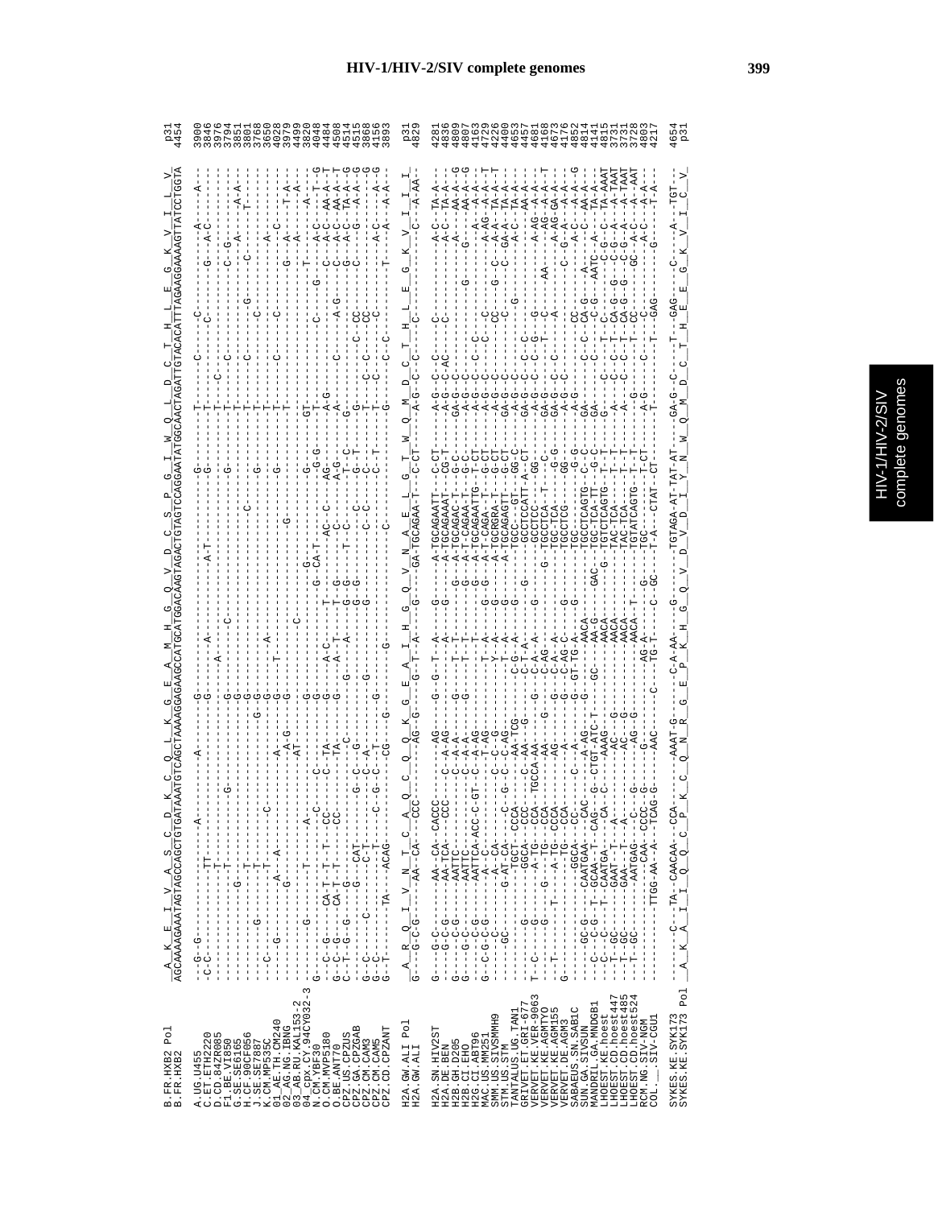# HIV-1/HIV-2/SIV complete genomes

```
B.FR.HXB2 Pol          A  K  E  I  V  A  S  C  D  K  C  Q  L  K  G  E  A  M  H  G  Q  V  D  C  S  P  G  I  W  Q  L  D  C  T  H  L  E  G  K  V  I  L  V    p31
B.FR.HXB2              AGCAAAAGAAATAGTAGCCAGCTGTGATAAATGTCAGCTAAAAGGAGAAGCCATGCATGGACAAGTAGACTGTAGTCCAGGAATATGGCAACTAGATTGTACACATTTAGAAGGAAAAGTTATCCTGGTA    4454

A.UG.U455                                                                                                                                   3900
C.ET.ETH2220                                                                                                                                3846
D.CD.84ZR085                                                                                                                                3976
F1.BE.VI850                                                                                                                                 3794
G.SE.SE6165                                                                                                                                 3851
H.CF.90CF056                                                                                                                                3801
J.SE.SE7887                                                                                                                                 3768
K.CM.MP535C                                                                                                                                 3650
01_AE.TH.CM240                                                                                                                              4028
02_AG.NG.IBNG                                                                                                                               3979
03_AB.RU.KAL153-2                                                                                                                           4499
04_cpx.CY.94CY032-3                                                                                                                         3820
N.CM.YBF30                                                                                                                                  4048
O.CM.MVP5180                                                                                                                                4484
O.BE.ANT70                                                                                                                                  4508
CPZ.US.CPZUS                                                                                                                                4514
CPZ.GA.CPZGAB                                                                                                                               4515
CPZ.CM.CAM3                                                                                                                                 3868
CPZ.CM.CAM5                                                                                                                                 4156
CPZ.CD.CPZANT                                                                                                                               3893

H2A.GW.ALI Pol         A  R  Q  I  V  N  T  C  A  Q  C  Q  Q  K  G  E  A  I  H  G  Q  V  N  A  E  L  G  T  W  Q  M  D  C  T  H  L  E  G  K  V  I  I  I    p31
H2A.GW.ALI                                                                                                                                  4829

H2A.SN.HIV2ST                                                                                                                               4281
H2A.DE.BEN                                                                                                                                  4836
H2B.GH.D205                                                                                                                                 4809
H2B.CI.EHO                                                                                                                                  4807
H2G.CI.ABT96                                                                                                                                4163
MAC.US.MM251                                                                                                                                4729
SMM.US.SIVSMMH9                                                                                                                             4226
STM.US.STM                                                                                                                                  4400
TANTALUS.UG.TAN1                                                                                                                            4653
GRIVET.ET.GRI-677                                                                                                                           4457
VERVET.KE.VER-9063                                                                                                                          4681
VERVET.KE.AGMTYO                                                                                                                            4168
VERVET.KE.AGM155                                                                                                                            4673
VERVET.DE.AGM3                                                                                                                              4116
SABAEUS.SN.SAB1C                                                                                                                            4852
SUN.GA.SIVSUN                                                                                                                               4814
MANDRIL.GA.MNDGB1                                                                                                                           4141
LHOEST.KE.hoest                                                                                                                             4815
LHOEST.CD.hoest447                                                                                                                          3731
LHOEST.CD.hoest485                                                                                                                          3731
LHOEST.CD.hoest524                                                                                                                          3728
RCM.NG.SIV-NGM                                                                                                                              4803
COL.__.SIV-CGU1                                                                                                                             4217

SYKES.KE.SYK173                                                                                                                             4654
SYKES.KE.SYK173 Pol    A  K  A  I  I  Q  Q  C  P  K  C  Q  N  R  G  E  P  K  H  G  Q  V  D  V  D  I  Y  N  W  Q  M  D  C  T  H  E  E  G  K  V  I  C  V    p31
```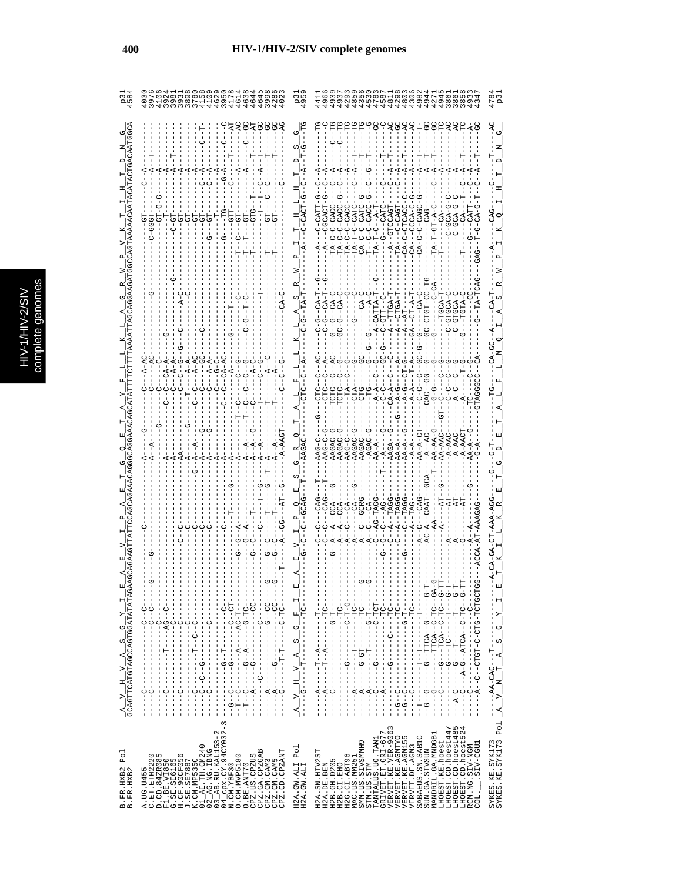# HIV-1/HIV-2/SIV complete genomes

```
                          A  V  H  V  A  S  G  Y  I  E  A  E  V  I  P  A  E  T  G  Q  E  T  A  Y  F  L  L  K  L  A  G  R  W  P  V  K  T  I  H  T  D  N  G
B.FR.HXB2 Pol                                                                                                                                                        p31
B.FR.HXB2                 GCAGTTCATGTAGCCAGTGGATATATAGAAGCAGAAGTTATTCCAGCAGAAACAGGGCAGGAAACAGCATATTTTCTTTTAAAATTAGCAGGAAGATGGCCAGTAAAAACAATACATACTGACAATGGCA     4584

A.UG.U455                                                                                                                                                            4030
C.ET.ETH2220                                                                                                                                                         3976
D.CD.84ZR085                                                                                                                                                         4106
F1.BE.VI850                                                                                                                                                          3924
G.SE.SE6165                                                                                                                                                          3981
H.CF.90CF056                                                                                                                                                         3931
J.SE.SE7887                                                                                                                                                          3898
K.CM.MP535C                                                                                                                                                          3780
01_AE.TH.CM240                                                                                                                                                       4158
02_AG.NG.IBNG                                                                                                                                                        4109
03_AB.RU.KAL153-2                                                                                                                                                    4629
04_cpx.CY.94CY032-3                                                                                                                                                  3950
N.CM.YBF30                                                                                                                                                           4118
O.CM.MVP5180                                                                                                                                                         4314
O.BE.ANT70                                                                                                                                                           4638
CPZ.US.CPZUS                                                                                                                                                         4644
CPZ.GA.CPZGAB                                                                                                                                                        4645
CPZ.CM.CAM3                                                                                                                                                          3998
CPZ.CM.CAM5                                                                                                                                                          4286
CPZ.CD.CPZANT                                                                                                                                                        4023

                          A  V  H  V  A  S  G  F  I  E  A  E  V  I  P  Q  E  S  G  R  Q  T  A  L  F  L  L  K  L  A  S  R  W  P  I  T  H  L  H  T  D  S  G
H2A.GW.ALI Pol                                                                                                                                                       p31
H2A.GW.ALI                ---G-----T--------TC-----------------G--C--C--GCAG--T---AAGAC-----CTC--C--A-----C-G--TA-T-------A---C-CACT-G--C--A--T-G---TG        4959

H2A.SN.HIV2ST                                                                                                                                                        4411
H2A.DE.BEN                                                                                                                                                           4966
H2B.GH.D205                                                                                                                                                          4939
H2B.CI.EHO                                                                                                                                                           4937
H2G.CI.ABT96                                                                                                                                                         4293
MAC.US.SIVMM251                                                                                                                                                      4859
SMM.US.SIVSMMH9                                                                                                                                                      4356
STM.US.STM                                                                                                                                                           4530
TANTALUS.UG.TAN1                                                                                                                                                     4783
GRIVET.ET.GRI-677                                                                                                                                                    4587
VERVET.KE.VER-9063                                                                                                                                                   4811
VERVET.KE.AGMTYO                                                                                                                                                     4298
VERVET.KE.AGM155                                                                                                                                                     4803
VERVET.DE.AGM3                                                                                                                                                       4306
SABAEUS.SN.SAB1C                                                                                                                                                     4982
SUN.GA.SIVSUN                                                                                                                                                        4944
MANDRIL.GA.MNDGB1                                                                                                                                                    4271
LHOEST.KE.hoest                                                                                                                                                      4945
LHOEST.CD.hoest447                                                                                                                                                   3861
LHOEST.CD.hoest485                                                                                                                                                   3861
LHOEST.CD.hoest524                                                                                                                                                   3858
RCM.NG.SIV-NGM                                                                                                                                                       4933
COL.__.SIV-CGU1                                                                                                                                                      4347

SYKES.KE.SYK173                                                                                                                                                      4784
SYKES.KE.SYK173 Pol        A  V  N  T  A  S  G  Y  I  E  T  K  I  L  K  R  E  T  G  D  E  T  A  L  F  L  M  Q  I  A  S  R  W  P  I  K  Q  I  H  T  D  N  G    p31
```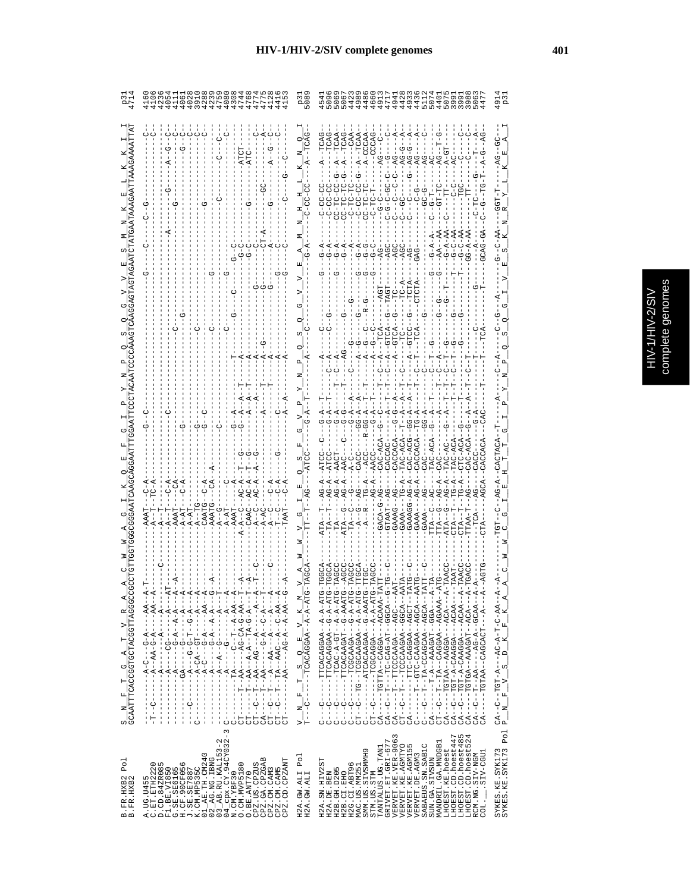```
B.FR.HXB2 Pol        S__N__F__T__G__A__T__V__R__A__A__C__W__W__A__G__I__K__Q__E__F__G__I__P__Y__N__P__Q__S__Q__G__V__V__E__S__M__N__K__E__L__K__K__I__I    p31
B.FR.HXB2            GCAATTTCACCGGTGCTACGGTTAGGGCCGCCTGTTGGTGGGCGGGAATCAAGCAGGAATTTGGAATTCCCTACAATCCCCAAAGTCAAGGAGTAGTAGAATCTATGAATAAAGAATTAAAGAAAATTAT    4714

A.UG.U455            -----------A-C---G-A-----AA--A-T-----------------AAAT---C-A------------G-C----------------------------------G------C------C--G-----------------------C-    4160
C.ET.ETH2220         -T--C------A--AA-G-A-----AA--A-------------------A--T---TC-A--------------------------------------------------------------------------------------------C-    4106
D.CD.84ZR085         -----------A-------A----------A-------C----------A--T-------------------------------------------------------------------------------------------------------    4236
F1.BE.VI850          -----------A-----CG--A---A---AT------------------A--T---C-A------------C--------------------------------------------A-----------G-----------A---G---C-    4054
G.SE.SE6165          -----------A-----G---A-A--A--A-------------------AAAT---CA----------------------------------------------------------------------------------------------C-    4111
H.CF.90CF056         -----------GA----G---A---A---A-------------------A-AT---C-A-------------G----------C--G------------------------------------G-----------------G---C-    4061
J.SE.SE7887          --C--------A---G-G-T--G-A---A--------------------A--AT--------------------------------------------------------------------------------------------------C-    4028
K.CM.MP535C          C----------A-CA--GT----A---A---------------------A--TG---------------G------------------C--------------------------------------------------------------C-    3910
01_AE.TH.CM240       -----------A-C---G-A---AA--A---------------------CAATG---C-A-----------G-C-------------------------------------------------G---------------------------C-    4288
02_AG.NG.IBNG        -----------A-----G-A-A--A--G-A-------------------AAATG---CA--A-----------------------------------------C---------------------------------------------------    4239
03_AB.RU.KAL153-2    ---------A-----A-G--A--------T-------------------A-G------------------C----------------------------------------------------------------------------------------    4759
04_cpx.CY.94CY032-3  C----------A-----G-------A-----------------------A-AT-----C----------------------C-------------------G-----------------------------------C-----------C-    4080
N.CM.YBF30           CT---------T---AA-G-T---A-AA--A------------------A-AAT----A------G-A-----T-----------G----------G---------C-------G-C------------------------------C-    4308
N.CM.MVP5180         C-----T----AA--C--G-AA---T---A-------------------A-CAAC--AC--A--A---T--G---A--T---A----------------------------G-C-------------------------ATCT-----    4744
O.BE.ANT70           CT---------T---AA--A-A--TA-G--A---A--------------A-CAAC--AC-A--A---T--G---A--A-A-T-----------------------------G-C-----G----------------ATC------    4768
CPZ.US.CPZUS         CT--C------T---AA---AG----A---A--T--C------------A--C---AC-A--A-G-----A-----A-G----------------G--------------G-C-------------------------------C-    4774
CPZ.GA.CPZGAB        CA---------T---AA---G-C-A--C--A--T---------------A-AC------------------A-----A-G--------------------------------CT-A-------------GC--------A-    4775
CPZ.CM.CAM3          CT--C------T---AA---A---A------------------------A--C---C-A----------------------T--------------------------------A--------------------------------    4128
CPZ.CM.CAM5          CT--C------T--AA--A---C-AA--A--------------------T--C---C-A---G----C-------A-----------------------------G--------C------G------------A--G--C-    4416
CPZ.CD.CPZANT        CT---------AA--AG-A--AA-G--A---------------------TAAT---C-A--------------A--A----A-A------------------G--------C-----C-------G----C---------    4153

H2A.GW.ALI Pol       V__N__F__T__S__Q__E__V__K__M__V__A__W__W__V__G__I__E__Q__S__F__G__V__P__Y__N__P__Q__S__Q__G__V__V__E__A__M__N__H__H__L__K__N__Q__I    p31
H2A.GW.ALI           T--C-----TCACAGGAA--A-A-ATG-TAGCA--------TT--T-AG---ATCC------G-A--T----A-----C----------------G-A-----C-CC-CC-------A--TCAG-    5089

H2A.SN.HIV2ST        C--C-----TTCACAGGAA--A-A-ATG-TGGCA------ATA--T--AG-A--ATCC---C---G-A--T--------C-------------------G-A-----C-CC-CC-------A--TCAG-    4541
H2A.DE.BEN           C--C-----TTCACAGGAA--G-A-ATG-TGGCA------TA--T---AG-A--ATCC-------G-A--T------C-A------C--G---------G-A-----C-CC-CC----------TCAG-    5096
H2B.GH.D205          C--C-----TCAC-A-GT--A-A-ATG-TAGCC------TA------AG-A--AACT-------G-A--T--C-A----------------------G-A-----CC-TC-CC-G--A--TCAA-    5069
H2B.CI.EHO           C--C-----TTCACAAGAT--G-AAATG--AGCC------ATA--G--AG-A--AAC----C---G-G----------AG--------G----------G-A-----CC-TC-TC-G--A--TCAG-    5067
H2G.CI.ABT96         C--C--TG--TCGCAAGA---G-A-ATG-TAGCC------TA--C--G---A-C------G-A--A----C-----G-----G-G--G----------A-----C-TC-TC------CAA-    4423
MAC.US.MM251         CT--C----ATCACAAGAA--A-A-ATG-TTGCA------A--R---TG-A--AACC-----R-GG-A--T------A--G--C---R-G---------G-A-----CC-TC-CC-G--A-TCAA-    4999
SMM.US.SIVSMMH9      CT--C-----TCGCAAGAA--A-A-AAATG-TTGC------A--------A------GG-A-A--T------A--G--C---------G---------G-G-----C-TC-T------CCCAG-    4886
STM.US.STM           CT--C-----TCGCAGGA---A-A-ATG-TAGCC------------AG-A--AACC-----G-A--T------A--G--C---------G---------G-C-----C-TC-T------CCCAG-    4660
TANTALUS.UG.TAN1     CA---TGTTA--CAGGA----ACAAA-TATT-------GACA-G-AG---CAC-ACA--G-C---T-----C-A--TCA-----AGT------AG-------G-C-----AG--C--    4913
GRIVET.ET.GRI-677    CA--C--T---TC-CAG-AT--GGCA--G-TG--C------GTAAT--AG---CACCAC------A--T-T-C-A--GTCA---G--TAGT-----AGC------C-G--C-GC-C---G-----C-    4717
VERVET.KE.VER-9063   CA---T--TTCCCAAGA----AGC---AAT-------GAAAG--AG---CACCACA--G-G-A--T-----A--A--GTCA---G--TC--G-------AGC------C--C--C--AG----A-    4941
VERVET.KE.AGMTYO     CT--C--T---TCCCAAGAA--GGCA---AATA------GAAA---TG-A--TAC-ACA--T-A--A-T-C------TC-----TC-A-------AGC------GC-------AG-G--A-    4428
VERVET.KE.AGM155     CA---T---TTC-CAGGAA--AGCT--TATG--C----GAAAGG-AG-A--CACCACG--GG-A--A--T-C-A--A-GTCC---G--TCTA------AGC------C-------G--AG-G--A-    4933
VERVET.DE.AGM3       C----T--T-GTC-CAAGAA--AGCA--AATG--C----GAAA---AG-A--CACCACA--TG-A--T------T--TCA-----CTCTA-----GAG-------C-G-------AG-----A-    4436
SABAEUS.SN.SAB1C     C--C--T--T-A--CCAGGAA--AGCA--TATT--C----GAAA---AG-A--CAC------G-A--T------------------G----------G-C-----GC-G----------A-    5112
SUN.GA.SIVSUN        CA---T-A---AAAGAT--GGA---A-TA------TTA-C---AC---TAC-ACA--G-A--T-----C--T-G------------G----------G-A-A---C-G-T-------AC----C-    5074
MANDRIL.GA.MNDGB1    CT--C--T--TA--CAGGAA--AGAAA--ATG-------TTA--G--AG-A--CAC------A--A--T-C-A-----------G--G-------G--AA--AA----GT-TC----AG--T-G-    4401
LHOEST.KE.hoest      CA---TGTAA--AAGGA----ACA---A-TAACC------ATA-G--AG-A--TAC-AC--G-A-A--T-T-C-T-G-------G--G--T------G-A-AA--C----TT-------A-GT---    5075
LHOEST.CD.hoest447   CA--C--TGT-A-CAAGGA--ACAA---TAAT------CTA--T--TG-A--TAC-ACA-----A--T--C-T-G--------G-----------T-G-C-AA-------C-C------AC----    3991
LHOEST.CD.hoest485   CA--C--TGT-A-CAAGGA--ACAA--A-TAACC------CTA--T--TG-A--CTC-ACA--G---------T-T-----G----------G----G-C-AA-------TGC-------C----C-    3991
LHOEST.CD.hoest524   CA--C--TGTGA--AAAGAT--ACA---A-TGACC------TTAA-T--AG---CAC-ACA--G-A--A--T--C-T-----------------------GG-A-AA-------TT-------C---C-    3988
RCM.NG.SIV-NGM       CA--C--T-AA--AG-A--GCAA--A-A---------TCA----AG----CACC---G-A------------------------------G-------A-------C-TC--G---T--A-    5063
COL.__.SIV-CGU1      CA--C-TGTAA--CAGCACT--A--A--AGTG------CTA-----AGCA--CACCACA--CAC-----T---T---TCA----------------GCAG-GA--C-G--TG-T--A-G--AG-    4477

SYKES.KE.SYK173 Pol  CA--C--TGT-A---AC-A-T-C-AA--A-A---------TGT--C--AG-A--CACTACA--T-----A----C--A-------C--G---A-----G---C--AA---GGT-T-----AG--GC--    4914
SYKES.KE.SYK173 Pol  P__N__F__V__S__D__K__F__K__A__A__C__W__W__C__G__I__E__H__T__T__G__I__P__Y__N__P__Q__S__Q__G__I__V__E__S__K__N__R__Y__L__K__E__A__I    p31
```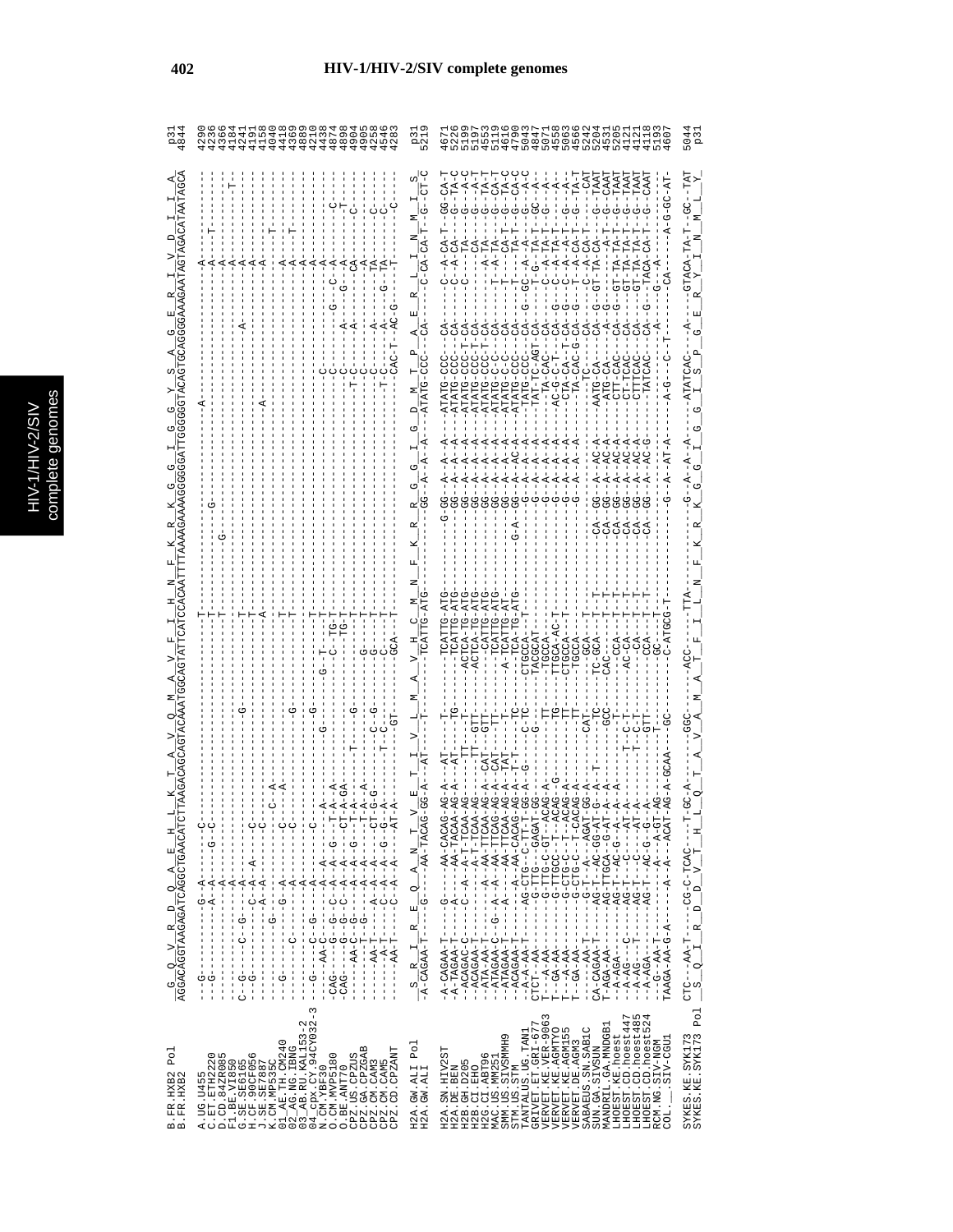```
B.FR.HXB2 Pol        G  Q  V  R  D  Q  A  E  H  L  K  T  A  V  Q  M  A  V  F  I  H  N  F  K  R  K  G  G  I  G  G  Y  S  A  G  E  R  I  V  D  I  I  A      p31
B.FR.HXB2            AGGACAGGTAAGAGATCAGGCTGAACATCTTAAGACAGCAGTACAAATGGCAGTATTCATCCACAATTTTAAAAGAAAAGGGGGGATTGGGGGGTACAGTGCAGGGGAAAGAATAGTAGACATAATAGCA   4844

A.UG.U455            --G---------G-A------C---------------------------------T--------------------------------A---------------------------A-----------   4290
C.ET.ETH2220         --G---------A-A----G-C---------------------------------T---------------------G-------------------------------------A---T-------   4236
D.CD.84ZR085         -----------A----------------------------------------T-------------G-----------------------------------------------A-----------   4366
F1.BE.VI850          -----------A--------------------------------------T--------------------------------------------------------------A-------T---   4184
G.SE.SE6165          C--G------C--G------A------------------------------------------------------------------------------------------A-----------   4241
H.CF.90CF056         C--G-------C-A---A------C-------------G-------------T------------------------------------------A---------------A-----------   4191
J.SE.SE7887          -----------A-A------C-------------------------------T------------------------------------------------------------A-----------   4158
K.CM.MP535C          ---------G--------------C--------------------------A------------------A--------------------------------------------T--------   4040
01_AE.TH.CM240       --G---------G-A--------C--A-------------------------T--------------------------------------------------------A-----------   4418
02_AG.NG.IBNG        ----------C-----A------C--------------G---------------T------------------------------------------------------A---T-------   4369
03_AB.RU.KAL153-2    ------------A------------------------------------------------------------------------------------------------A-----------   4889
04_cpx.CY.94CY032-3  --G------C--G-----A-----C-------------G------------T-----------------------------------------------------------A-----------   4210
N.CM.YBF30           -CAG----AA-C-----A---A--------A-------G-----G---T------------------------------C------------------------A-----------   4438
N.CM.MVP5180         -CAG----G--C--A---A--G----T--A-------------C--TG-T---------------------------C----------G---C--A-----------C-------   4874
O.BE.ANT70           -CAG----G--C--A---A--G----CT-A-GA-------------C--TG-T---------------------------C------------A---G--A-----------T-------   4898
CPZ.US.CPZUS         --------AA-C--G---A---A-G----T-A-----T----G--------T---------------------------C--------A------------CA-------C-------   4904
CPZ.GA.CPZGAB        ---------T--G-----A-A--G----T-A-A---------G------G------T-----------------------T-C-----A--------------A---------------   4905
CPZ.CM.CAM3          -------AA-T-----A---A--A--CT-G-G------C--G-------T-----------------------------------A--------------TA-------C-------   4258
CPZ.CM.CAM5          --------A-T-----C--A--A--G--G-A------T--C-------C-----T------------------------T-C-----A---------G--TA-------C-------   4546
CPZ.CD.CPZANT        --------AA-T-----C--A--A----AT-A------GT-------GCA---T------------------------CAC-T--AC-G------T----------C-------   4283

H2A.GW.ALI Pol       S  R  I  R  E  Q  A  N  T  V  E  T  I  V  L  M  A  V  H  C  M  N  F  K  R  R  G  G  I  G  D  M  T  P  A  E  R  L  I  N  M  I  S      p31
H2A.GW.ALI           -A-CAGAA-T----G----AA-TACAG-GG-A--AT--T--------TCATTG-ATG--------------GG--A--A----ATATG-CCC---CA------C-CA-CA-T--G--CT-C   5219

H2A.SN.HIV2ST        -A-CAGAA-T------G------AA-CACAG-AG-A---AT-----T------TCATTG-ATG-----------G-GG--A--A--A---ATATG-CCC---CA------C--A-CA-T--GG-CA-T   4671
H2A.DE.BEN           -A-TAGAA-T------A------AA-TACAA-AG-A---AT-----TG-----TCATTG-ATG------------GG--A--A--A---ATATG-CCC---CA------C--A-CA---G--TA-C   5226
H2B.GH.D205          --ACAGAC-C------C--A--A-T-TCAA-AG-----TT--T---------ACTCA-TG-ATG------------GG--A--A--A---ATATG-CCC-T-CA------C-----TA----G---A-C   5199
H2B.CI.EHO           --ACAGAA-T------------A-T-TCAA-AG-----TT-GTT--------ACTCA-TG-ATG------------GG--A--A--A---ATATG-CCC-T-CA------------CA----G---A-T   5197
H2G.CI.ABT96         --ATA-AA-T------A--AA-TTCAA-AG-A-CAT--GTT---------CATTG-ATG------------GG--A--A--A---ATATG-CCC-T-CA------A-TA----G--TA-T   4553
MAC.US.SIVMM251      --ATAGAA-C-G--A---AA-TTCAA-AG-A-CAT--T-----------TCATTG-ATG------------GG--A--A--A---ATATG-C-C---CA-------T--A-TA---G--TA-T   5119
SMM.US.SIVSMMH9      --ATAGAA-T------A--AA-TTCAA-AG-A-TAT--T-----------A-TCATTG-ATG------------GG--A--A--A---ATATG-C-C---CA--------T---CA-T---G--CA-T   4796
STM.US.STM           --ACAGAA-T------A--AA-CACAG-AG-A-T-T---TC---------TCA-TG-ATG------------G-A--GG--A--AC-A---ATATG-CCC---CA---------T---TA-T---G--TA-C   4790
TANTALUS.UG.TAN1     -A-A-AA-T----AG-CTG--C-TT-T-GG-A--G---C-TC--------CTGCCA---T------------------G--A--A--A---TATG-CCC---CA---G--GC--A-----G--CA-C   5043
GRIVET.ET.GRI-677    CTCT--AA-------G-TTG---GAGAT-GG-------G-----------TACGCAT------------------G--A--A--A---TAT-TC-AGT-CA------T-G--TA-T---GC--A-C   4847
VERVET.KE.VER-9063   T---A-AA-------G-TTG-C-GT--ACAG-A-----TT---------TGCCA---------------------G--A--A--A-----TA-CAC---CA------C--A-TA-T---G--A-   5071
VERVET.KE.AGMTYO     T--GA-AA-------G-TTGCC--T--ACAG--G----TG---------TTGCA-AC-T---------------G--A--A--A----AC-G-C-T--CA---G---C--A-TA-T-------A-   4558
VERVET.KE.AGM155     T---A-AA-------G-CTG-C--T--ACAG-A------T-----------CTGCCA---T---------------G--A--A--A----CTA-CA-T-CA---G---C--A-TA-T------A-   5063
VERVET.DE.AGM3       T--GA-AA-------G-CTG-C--T-CACAG-A------TT-----------TGCCA----------------G--A--A--A--------TA-CAC-G-CA---G---A-CA-T---G--A-   4556
SABAEUS.SN.SAB1C     ---------AA-T------G-T--A---AGAT-GG-A---CAT-----------GCA---T---------------------------TC---CA------C---A-CA-T-------TA-T   5242
SUN.GA.SIVSUN        CA-CAGAA-T------AG-T--AC-GG-AT-G--A---T----TC-------TC-GCA---T---------CA--GG--A--AC-A----AATG-CA---CA---G--GT-TA-CA---G--CAT   5204
MANDRIL.GA.MNDGB1    T-AGA-AA----------AG-TTGCA--G-AT-A--A------GCC--------CAC-------T---T---------CA--GG--A--AC-A---ATG-CA----A---G------T--G-TAAT   4531
LHOEST.KE.hoest      --A-AGA------------AG-T--AC-G--A--A---T-----T-------CCA---T---T---------CA--GG--A--AC-A---CTT-CAC---CA---G--GT-TA---A-T--G--CAAT   5205
LHOEST.CD.hoest447   --A-AG---C-------AG-T---C-----AT-A------T-C-T--------AC-CA---T---T---------CA--GG--A--AC-A---CT-TCAC---CA-----GT-TA-TA-T--G--TAAT   4121
LHOEST.CD.hoest485   --A-AG---T-------AG-T---C-----AT-A-------T-C-T---------CA---T---T---------CA--GG--A--AC-A---CTTTCAC---CA-----GT-TA-TA-T--G--TAAT   4121
LHOEST.CD.hoest524   --A-AGA-----------AG-T--AC-G--G--A-------GTT--------CCA---T---T---------CA--GG--A--AC-G----TATCAC---CA---G--TACA-CA-T--G--CAAT   4118
RCM.NG.SIV-NGM       --G--AA-T-------------A--A-GT-AG-------T----------GC----T-T----------------------------------GC----A----------------A-   5193
COL.__.SIV-CGU1      TAAGA-AA-G-A------A--A---ACAT-AG-A-GCAA---GC--------C-ATGCG-T---------------G--A--AT-A---A-G-----C--T-----CA---------A-G-GC-AT-   4607

SYKES.KE.SYK173      CTC---AA-T----CG-C-TCAC---T-GC-A-------GGC--------ACC--------TTA----------G--A--A--A----ATATCAC---A-----GTACA-TA-T--GC--TAT   5044
SYKES.KE.SYK173 Pol  S  Q  I  R  D  V  T  H  L  Q  T  A  V  A  M  A  T  F  I  L  N  F  K  R  K  G  G  I  G  I  S  P  G  E  R  Y  I  N  M  L  Y      p31
```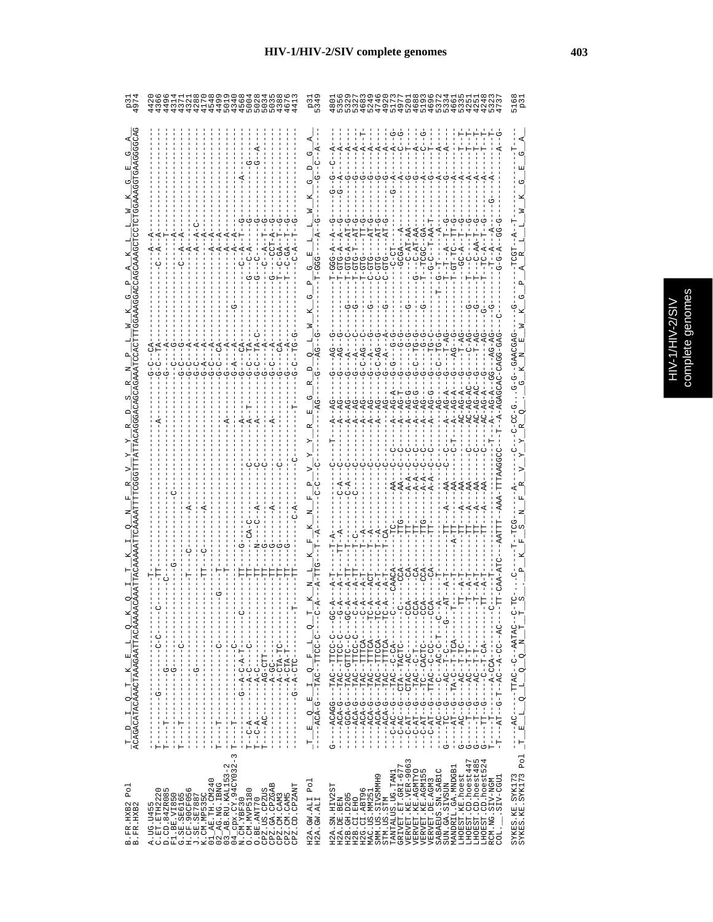## HIV-1/HIV-2/SIV complete genomes

```
B.FR.HXB2 Pol      T__D__I__Q__T__K__E__L__Q__K__Q__I__T__K__I__Q__N__F__R__V__Y__Y__R__D__S__R__N__P__L__W__K__G__P__A__K__L__L__W__K__G__E__G__A_    p31
B.FR.HXB2          ACAGACATACAAACTAAAGAATTACAAAAACAAATTACAAAAATTCAAAATTTTCGGGTTTATTACAGGGACAGCAGAAATCCACTTTGGAAAGGACCAGCAAAGCTCCTCTGGAAAGGTGAAGGGGCAG  4974
```

HIV-1/HIV-2/SIV
complete genomes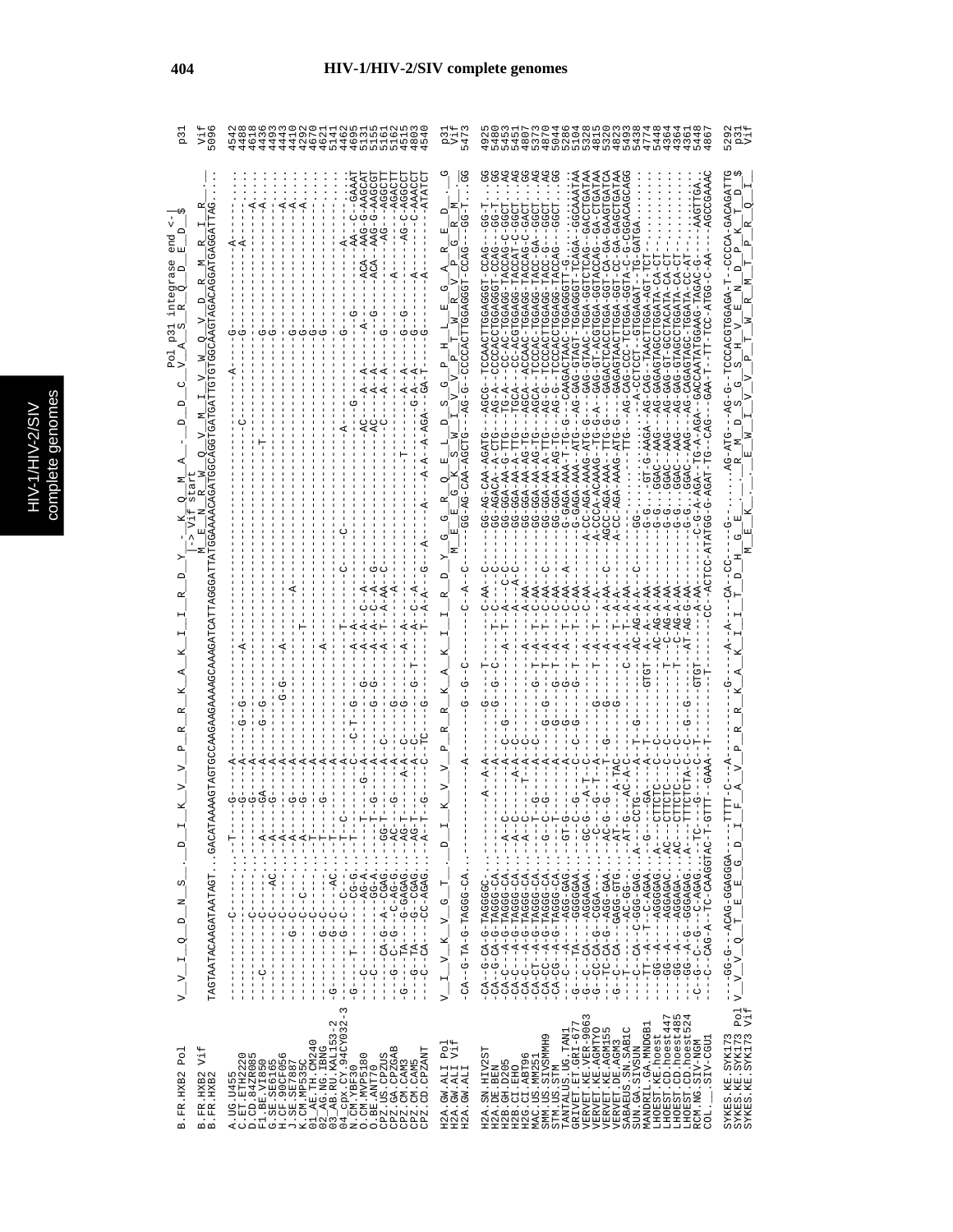```
                                                                                                                                              Pol p31 integrase end <-|
B.FR.HXB2 Pol          V__V__I__Q__D__N__S__._D__I__K__V__V__P__R__R__K__A__K__I__I__R__D__Y_-_K__Q__M__A__-__D__D__C__V__A__S__R__Q__D__E__D__$       p31
                                                                                            |-> Vif start
B.FR.HXB2 Vif                                                                                M__E__N__R__W__Q__V__M__I__V__W__Q__V__D__R__M__R__I__R_        Vif
B.FR.HXB2              TAGTAATACAAGATAATAGT...GACATAAAAGTAGTGCCAAGAAGAAAAGCAAAGATCATTAGGGATTATGGAAAACAGATGGCAGGTGATGATTGTGTGGCAAGTAGACAGGATGAGGATTAG....  5096

A.UG.U455              ----------C--------....T----G-----A----------------------------------------------------------A-----G-------------A----------:....  4542
C.ET.ETH2220           ----------C--------....-----G-----A------G--G-----A-------------------------C--------------------------------A------------:....  4488
D.CD.84ZR085           ----C-----C--------....-----G-----A----------------------------------------------------------------G-------------A---------:....  4436
F1.BE.VI850            ----------C-----AC-....A----GA----A------G--G------------------------------------T------------------G-------------------A--:....  4493
G.SE.SE6165            ----------C--------....A----G-----A-----------------------------------------------------------------------G------------A--:....  4443
H.CF.90CF056           ----------C--------....-----------A-------------G-G----A--------------------------------------------------------------A--:....  4410
J.SE.SE7887            ---------G--C------....A----G-----A--------------------------A----------------------------------------------G---------A---:....  4292
K.CM.MP535C            ---------C--C------....A----G-----A------------------------------------------------------------------G---------------A---:....  4670
01_AE.TH.CM240         ------------C------....T----------A-------------------T----------------------------------------------G-------------------:....  4621
02_AG.NG.IBNG          -------G----C------....T----G-----A------------------------------------------------------------------G-------------------:....  5141
03_AB.RU.KAL153-2      G-------G---C----AC....T----------A-------------A-------------------------------------------------------------------------:....  4462
04_cpx.CY.94CY032-3    ---------G--C--C---....T--C-------A-----------------------------T------C---------------------A-----------G------------A---:....  4695
N.CM.YBF30             G-----T-------CG-G.....T----------C----C-T-G------A-A--------------G---------------G-------G--------------------AA--C--GAAAT  5131
O.CM.MVP5180           ----C--------AG-A......---T----G--A-----------G---A-A--C--A-------------------AC---A---A------A-----------ACA--AAG-G-AAGCAT  5155
O.BE.ANT70             ----C--------GG-A......---T--G----A-----------G-G-A-A--C--A--G----------------AC---A---A------G-------G---ACA--AAG-G-AAGCGT  5161
CPZ.US.CPZUS           --------CA-G--A--CGAG...GG-T------A--C--------------A-T--A-AA-C-------------------C-----A------G--------------------AG--AGGCTT  5162
CPZ.GA.CPZGAB          ---G---C--G---C-AG-G...AC----G----A----------G------A----------A-------------------------------------------A-------------AGACTT  4515
CPZ.CM.CAM3            G------TA----G-GAGAG...AG-T-------A-A--C---------G--A-A-------------------T-----------A-A----G-G----------------AG--C-AGGCCT  4803
CPZ.CM.CAM5            G------TA-----C--CGAG...AG-T-------A-A--C---------G--T-----A--C--A-----------------------G-A------G------------A----------C-AAACCT  4540
CPZ.CD.CPZANT          ---C---CA-----CC-AGAG...A--T--G---C-----TC---G-----A----A-A---G--A------A-----A--A-AGA---GA-T----------------A-----------ATATCT

H2A.GW.ALI Pol         V__I__V__K__V__G__T__._D__I__K__V__V__P__R__R__K__A__K__I__I__R__D__Y__G__G__R__Q__E__L__D__S__G__P__H__L__E__G__A__R__E__D__ _G   p31
H2A.GW.ALI Vif                                                                                 M__E__E__G__K__S__W__I__V__V__P__T__W__R__V__P__G__R__M_       Vif
H2A.GW.ALI             -CA--G-TA-G-TAGGG-CA..------------A---------G--G--C----------C--A--C-----GG-AG-CAA-AGCTG---AG-G--CCCCACTTGGAGGGT-CCAG---GG-T...GG  5473

H2A.SN.HIV2ST          -CA--G-CA-G-TAGGGGC....------A-A-A-------G-----T----------C-AA--C-----GG-AG-CAA-AGATG---AGCG--TCCAACTTGGAGGGT-CCAG---GG-T...GG  4925
H2A.DE.BEN             -CA--G-CA-G-TAGGG-CA..---A-----A---------G--G--C---------C----C-----GG-AGACA--A-CTG---AG-A--CCCACCTGGAGG--CCAG---GG-T...GG  5460
H2B.GH.D205            -CA-C---A-G-TAGGG-CA..---A-C-----C--G--------T--A---C--C-----GG-GGA-AA-G-TTG---TG-A---CC-AAC-TGGAGG-TACCAG-C-GGCT...AG  5463
H2B.CI.EHO             -CA-C---A-G-TAGGG-CA..---A-C-----A-A--C------------A---A--C-----GG-GGA-AA-A-TTG---TGCA---CC-ACGTGGAGG-TACCAT-C-GGCT...AG  5451
H2G.CI.ABT96           -CA-C---A-G-TAGGG-CA..---A-C-----T--A--C-------------A----A-AA------GG-GGA-AA-AG-TG---TGGA---ACCAAC-TGGAGG-TACCAG-C-GACT...GG  4807
MAC.US.MM251           -CA-CT--A-G-TAGGG-CA..----T--G-------A--C------G--T--A--T--C-AA------GG-GGA-AA-AG-TG---AGCA---TCCCAC-TGGAGG-TACC-GA-GGCT...AG  5373
SMM.US.SIVSMMH9        -CA-CC--A-G-TAGGG-CA..----G--C-G-----A-------G-G--T--A--T--C-AA--C---GG-GGA-AA-A-TTG---AG-G---TCCCACTTGGAGG-TACC-G---GGCT...AG  4870
STM.US.STM             -CA-CG--A-G-TAGGG-CA..-----T--------A---------G--T--A--T--C-AA------GG-GGA-AA-AG-TG---AG-G---TCCCACCTGGAGG-TACCAG----GGCT...GG  5044
TANTALUS.UG.TAN1       ----C---A----AGG-GAG...-GT-G--------A---------G--T--A--T--C-AA-A----G-GAGA-AAA-T-TG-G---CAAGACTAAC-TGGAGGTT-G......GG  5286
GRIVET.ET.GRI-677      -G----TA----GGGGAA....-G--G---------A---------G--T--T--C-AA-------G-GAGA-AAA-ATG----AG-GAG-GTAGT-TGGAGGGT-TCAGA---GGCAAATAA  5194
VERVET.KE.VER-9063     -G--C---CA--AGGAGAA....GC-G--A-T----C--C----------A--T--C-AA------A-CCA-AGA-AAG-ATG-G---GAG-GTAAC-TGGA-GGTCTCAG--GACCTGATAA  5328
VERVET.KE.AGMTYO       -G--CC-CA-G-CGGA-.....-C--G--T--A--------------T--A--T--A-----A-CCCA-ACAAAG-TG-G-A-GAG-GT-ACGTGGA-GGTACCAG---GA-CTGATAA  4815
VERVET.KE.AGM155       ----TC-CA-G-AGG-GAA....AC-G--G----T--G-----G------T--A-AA--C---AGCC-AGA-AAA--TTG-G---GAGACTCACCTGGA-GGT-CA-GA-GAAGTGATCA  5320
VERVET.DE.AGM3         -G--C---CA--GAGG-GTG...AT-----A-TAC------G--------A--T--A-------A-CC-AGA-AAAG-ATG-G---GAGAGTAACTTGGA-GGT-CC-GA-GAGCTGATAA  4823
SABAEUS.SN.SAB1C       ----T----AC-GG-......-AT-G---AC-A-C----------C--A--T--A-AA----------TTG---AG-CAG-CCC-TCTGGA-GGTA-C-G-CGGACAGCAGG  5493
SUN.GA.SIVSUN          ----C--CA--C-GGG-GAG...A---CCTG----A--T--G----------AC-AG-A-A---C---GG......A-CCTCT--GTGGAGAT--TG-GATGA.........  5438
MANDRIL.GA.MNDGB1      ----TT-A--T--C-AGAA....G---GA------A--T-----GTGT---A--A-AA---------G-G......GT-G-AAGA---AG-CAG--TAACTTGGA-AGT-TCT..........  4774
LHOEST.KE.hoest        ----GG-A----AGGGAG....A---CTTCTC----C-C--------------AC-AG-A-AA------G-G...GGAC--AAG---AG-GAGAGTAGCCTGGATA-CA-CT..........  5448
LHOEST.CD.hoest447     ----GG-A----AGGAGAC....AC---CTTCTC----C--C--------------C-AG-A-AA------G-G...GGAC--AAG---AG-GAG-GT-GCCTACATA-CA-CT.........  4364
LHOEST.CD.hoest485     ----GG-A----AGGAGA....AC---CTTCTC----C--C------------T---C-AG-A-AA------G-G...GGAC--AAG---AG-GAG-GTAGCCTGGATA-CA-CT.........  4364
LHOEST.CD.hoest524     ----GG-A-G--GGGAGAG...A----TTTCTCTA-C--C--G--G------AT-AG-G-AA------G-G...GGAC--AAG---AG-CAGAGTAGC-TGGATA-CC-AT.........  4361
RCM.NG.SIV-NGM         -C--G--C-G---C-AGAG...-TC---G-----C--T-----GTGT--------A-AA------C-G-A-AGA--TG-A-AGA--GACCAATATGGAAG-TAGAC-G---AAGTTGA..  5448
COL.__.SIV-CGU1        ----C--CAG-A--TC-CAAGGTAC-T-GTTT--GAAA-T-------T--------CC--ACTCC-ATATGG-G-AGAT-TG--CAG---GAA-T--TT-TCC-ATGG-C-AA----AGCCGAAAC  4867

SYKES.KE.SYK173        ---GG-G--ACAG-GGAGGGA--TTTT-C--A-----------G-----A-A-----CA--CC-------G-......AG-ATG--AG-G--TCCCACGTGGAGA-T--CCCCA-GACAGATTG  5292
SYKES.KE.SYK173 Pol    V__V__Q__T__E__E__G__D__I__F__A__V__P__R__R__K__A__K__I__I__T__D__H__G__E__K__._.__R__M__D__G__S__H__V__E__N__D__P__K__T__D__$   p31
SYKES.KE.SYK173 Vif                                                                       M__E__K__._.__E__W__I__V__V__P__T__W__R__M__T__P__R__Q__I_         Vif
```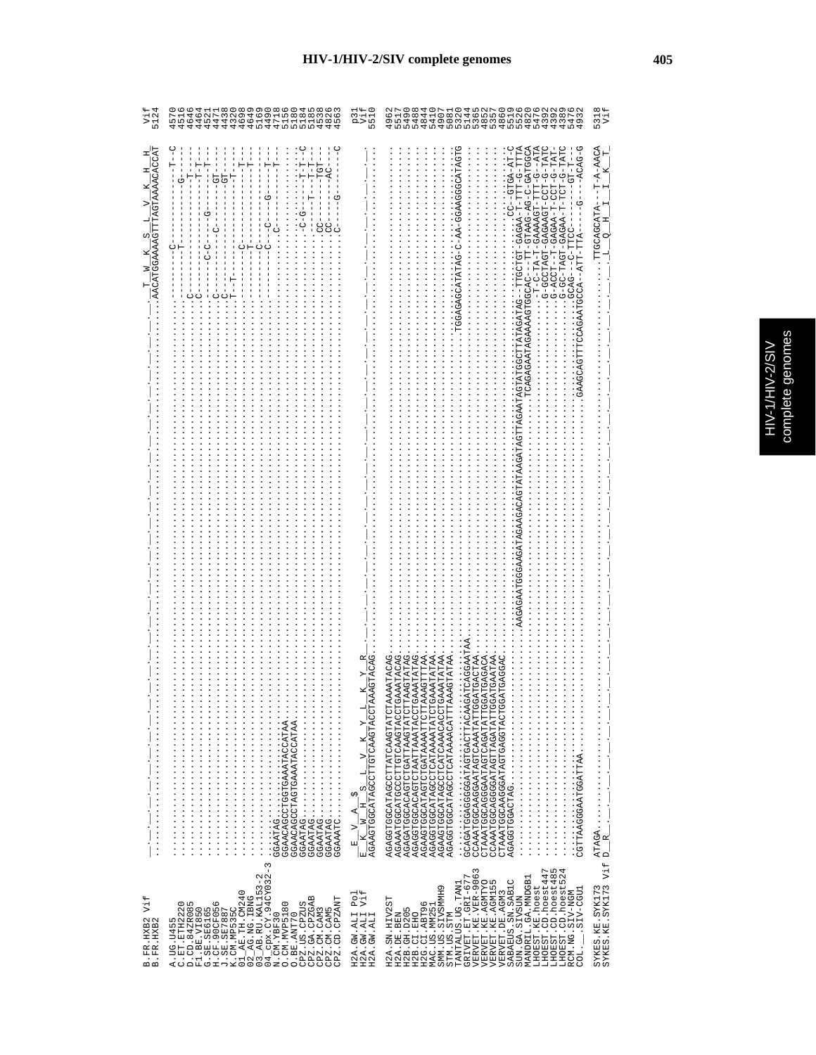# HIV-1/HIV-2/SIV complete genomes

```
B.FR.HXB2 Vif       _T__W__K__S__L__V__K__H__H_                                                                          Vif
B.FR.HXB2           ....AACATGGAAAAGTTTAGTAAAACACCAT                                                                     5124

A.UG.U455           ....-----C-----------------T--C                                                                      4570
C.ET.ETH2220        ....-----T-----------G--------                                                                       4516
D.CD.84ZR085        C...---------------------T----                                                                       4646
F1.BE.VI850         C...---------------------T----                                                                       4464
G.SE.SE6165         ....-----C-C------G------T-T--                                                                       4521
H.CF.90CF056        C...---------C-----------T----                                                                       4471
J.SE.SE7887         C...---------------------GT---                                                                       4438
K.CM.MP535C         T-T...-------------------GT---                                                                       4320
01_AE.TH.CM240      ....---------------------T----                                                                       4698
02_AG.NG.IBNG       ....-----C---------------T----                                                                       4649
03_AB.RU.KAL153-2   ....-----T---------------T----                                                                       5169
04_cpx.CY.94CY032-3 ....-----C---------------T----                                                                       4490
N.CM.YBF30          GGAATAG....-----C--C----G-----T----                                                                  4718
O.CM.MVP5180        GGAACAGCCTGGTGAAATACCATAA....--C----------T----                                                      5156
O.BE.ANT70          GGAACAGCCTAGTGAAATACCATAA.......                                                                     5180
CPZ.US.CPZUS        GGAATAG....-C-G------T-T--C                                                                          5184
CPZ.GA.CPZGAB       GGAATAG....---T-----T-T---                                                                           5185
CPZ.CM.CAM3         GGAATAG....CC-------TGT---                                                                           4538
CPZ.CM.CAM5         GGAATAG....CC-------AC----                                                                           4826
CPZ.CD.CPZANT       GGAAATC....C------G-------C                                                                          4563

H2A.GW.ALI Pol      _E__V__A__$                                                                                          p31
H2A.GW.ALI Vif      E_K__W__H__S__L__V__K__Y__L__K__Y__R                                                                 Vif
H2A.GW.ALI          AGAAGTGGCATAGCCTTGTCAAGTACCTAAAGTACAG                                                                5510

H2A.SN.HIV2ST       AGAGGTGGCATAGCCTTATCAAGTATCTAAAATACAG                                                                4962
H2A.DE.BEN          AGAAATGGCATGCCCTTGTCAAGTACCTGAAATACAG                                                                5517
H2B.GH.D205         AGAGATGGCACAGTCTGATTAAGTATCTTAAGTATAG                                                                5490
H2B.CI.EHO          AGAGGTGGCACAGTCTAATTAAATACCTGAAATATAG                                                                5488
H2G.CI.ABT96        AGAAGTGGCATAGTCTGATAAAATTCCTTAAGTTTAA                                                                4844
MAC.US.MM251        AGAGGTGGCATAGCCTCATAAAATATCTGAAATATAA                                                                5410
SMM.US.SIVSMMH9     AGAAGTGGCATAGCCTCATCAAACACCTGAAATATAA                                                                4907
STM.US.STM          AGAGGTGGCATAGCCTCATAAAACATTTAAAGTATAA                                                                5081
TANTALUS.UG.TAN1    ....TGGAGAGCATATAG-C-AA-GGAAGGGCATAGTG                                                               5320
GRIVET.ET.GRI-677   GCAGATGGAGGGGATAGTGACTTACAAGATCAGGAATAA                                                              5144
VERVET.KE.VER-9063  CCAAATGGCAAGGAATAGTCAAATATTGGATGACTAA....AAGAATGGGAAGATAGAAGACAGTATAAGATAGTTAGAATAGTATGGCTTATAGATAG--TTGCTGT-GAGAA-T-TTT-G-TTTA   5365
VERVET.KE.AGMTYO    CTAAATGGCAGGGAATAGTCAGATATTGGATGAGACA....TCAGAGAATAGAAAAGTGGCAC--TT-GTAAG-AG-C-GATGGCA              4852
VERVET.KE.AGM155    CCAAATGGCAGGGGATAGTTAGATATTGGATGAATAA....-T-C-TA-T-GAAAAGT-TTT-G-ATA                                 5357
VERVET.DE.AGM3      CTAAATGGCAAGGGATAGTAGTGAGGTACTGGATGAGGAC....G-GCCTAGT-GAGAAGT-CCT-G-TATC                             4860
SABAEUS.SN.SAB1C    AGAGGTGGACTAG....CC--GTGA-AT-C                                                                       5519
SUN.GA.SIVSUN       ....G-ACCT--T-GAGAA-T-CCT-G-TAT-                                                                     5526
MANDRIL.GA.MNDGB1   ....G-GC-TAGT-GAGAA-T-TCT-G-TATC                                                                     4820
LHOEST.KE.hoest     ....GCAG--C-TTC-----GT-T--                                                                           5476
LHOEST.CD.hoest447  CGTTAAGGGAATGGATTAA....GAAGCAGTTTCCAGAATGCCA-ATT-TTA----G---ACAG-G                                   4392
LHOEST.CD.hoest485                                                                                                       4392
LHOEST.CD.hoest524                                                                                                       4389
RCM.NG.SIV-NGM                                                                                                           5476
COL.__.SIV-CGU1                                                                                                          4932

SYKES.KE.SYK173     ATAGA....TTGCAGCATA--T-A-AACA                                                                        5318
SYKES.KE.SYK173 Vif D__R__ ... _L__Q__H__I__I__K__T_                                                                     Vif
```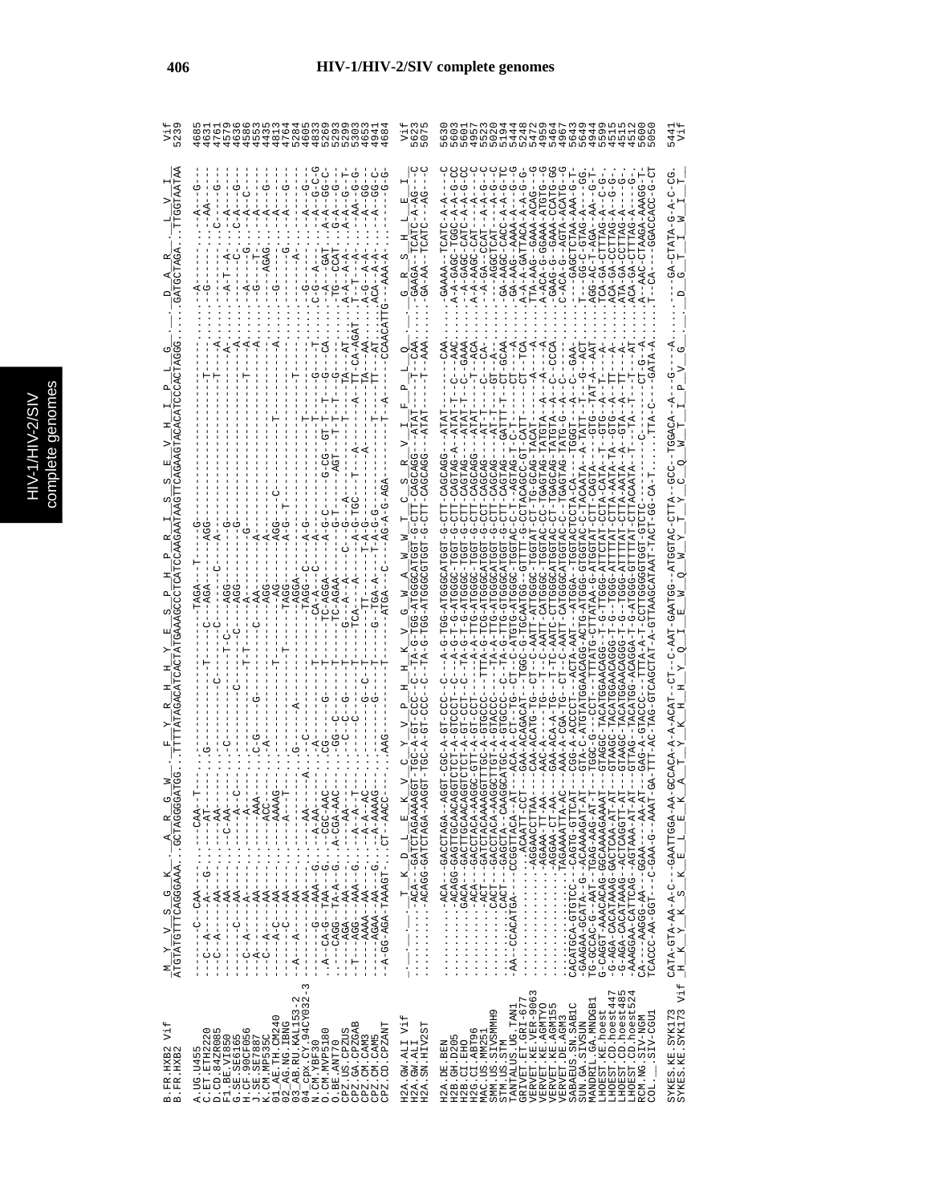# HIV-1/HIV-2/SIV complete genomes

```
                      _M__Y__V__S__G__K___A__R__G__W___F__Y__R__H__H__Y__E__S__P__H__P__R__I__S__S__E__V__H__I__P__L__G____D__A__R___L__V__I_
B.FR.HXB2 Vif         ATGTATGTTTCAGGGAAA..GCTAGGGGATGG..TTTTATAGACATCACTATGAAAGCCCTCATCCAAGAATAAGTTCAGAAGTACACATCCCACTAGGG....GATGCTAGA..TTGGTAATAA  Vif
B.FR.HXB2                                                                                                                                              5239
```

(Sequence alignment of Vif region for HIV-1, HIV-2 and SIV strains including A.UG.U455, C.ET.ETH2220, D.CD.84ZR085, F1.BE.VI850, G.SE.SE6165, H.CF.90CF056, J.SE.SE7887, K.CM.MP535C, 01_AE.TH.CM240, 02_AG.NG.IBNG, 03_AB.RU.KAL153-2, 04_cpx.CY.94CY032-3, N.CM.YBF30, O.BE.ANT70, O.CM.MVP5180, CPZ.US.CPZUS, CPZ.GA.CPZGAB, CPZ.CM.CAM3, CPZ.CM.CAM5, CPZ.CD.CPZANT, H2A.GW.ALI Vif, H2A.GW.ALI, H2A.SN.HIV2ST, H2A.DE.BEN, H2B.GH.D205, H2B.CI.EHO, H2G.CI.ABT96, MAC.US.MM251, SMM.US.SIVSMMH9, STM.US.STM, TANTALUS.UG.TAN1, GRIVET.ET.GRI-677, VERVET.KE.VER-9063, VERVET.KE.AGMTYO, VERVET.KE.AGM155, VERVET.DE.AGM3, SABAEUS.SN.SAB1C, SUN.GA.SIVSUN, MANDRIL.GA.MNDGB1, LHOEST.KE.hoest, LHOEST.CD.hoest447, LHOEST.CD.hoest485, LHOEST.CD.hoest524, RCM.NG.SIV-NGM, COL.__.SIV-CGU1, SYKES.KE.SYK173, SYKES.KE.SYK173 Vif; end positions: 4685, 4631, 4761, 4579, 4636, 4586, 4553, 4435, 4813, 4764, 5284, 4605, 4833, 5299, 5293, 5299, 5303, 4653, 4941, 4684, Vif, 5623, 5075, 5630, 5603, 5601, 4957, 5553, 5020, 5194, 5444, 5248, 5472, 4959, 5464, 4967, 5643, 5649, 4944, 5599, 4515, 4515, 4512, 5600, 5050, 5441, Vif)

```
H2A.GW.ALI Vif        _-__-__-__-__T__K__D__L__E__K__V__C__Y__V__P__H__H__K__V__G__W__A__W__W__T__C__S__R__V__I__F__P__L__Q____G__R__S__H__L__E__I_
SYKES.KE.SYK173 Vif   _H__K__Y__K__S__K__E__L__E__K__A__T__Y__K__H__H__Y__Q__I__E__W__Q__W__Y__T__Y__C__Q__W__T__I__P__V__G____D__G__T__I__W__I__T_
```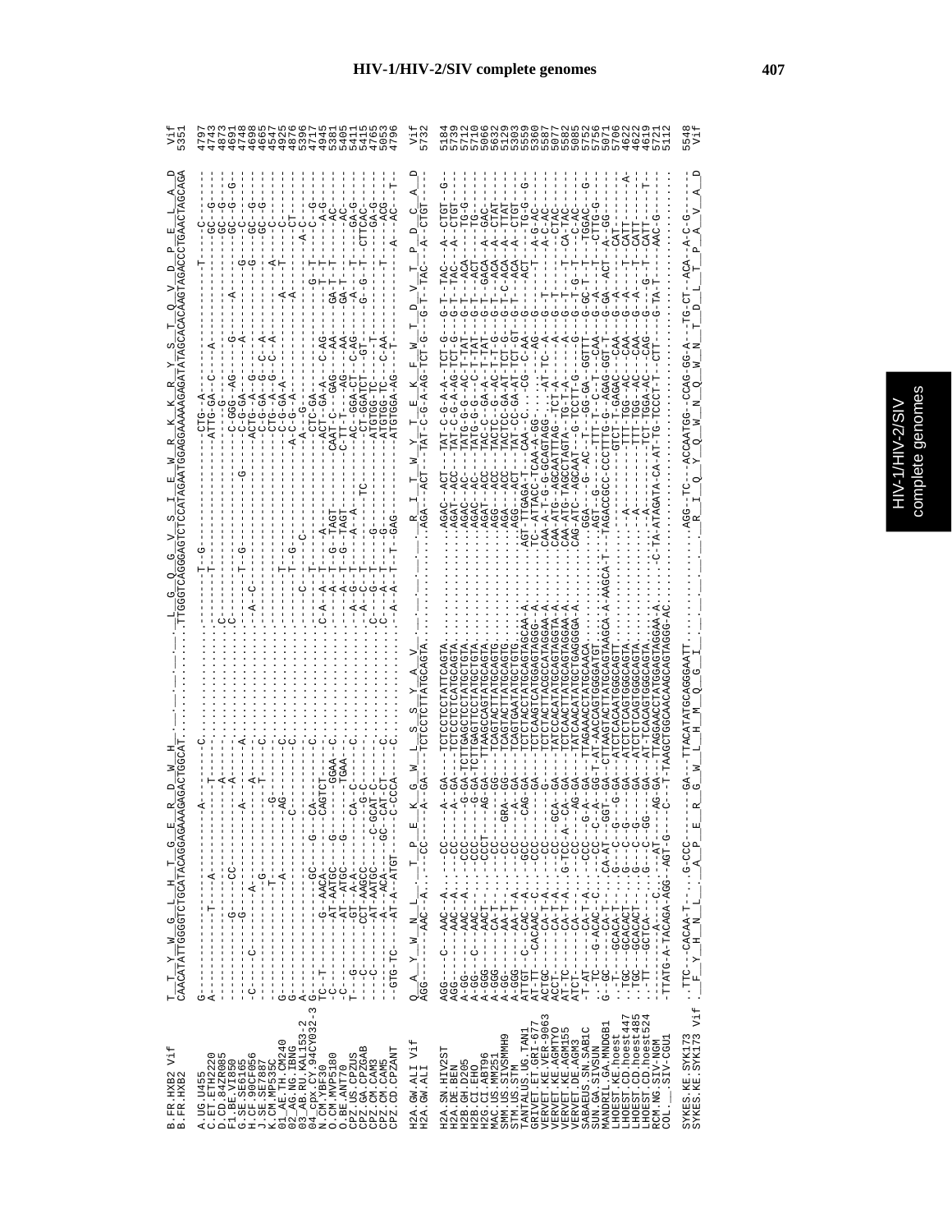```
B.FR.HXB2 Vif        T__T__Y__W__G__L__H__T__G__E__R__D__W__H_______________________________________L__G__Q__G__V__S__I__E__W__R__K__K__R__Y__S__T__Q__V__D__P__E__L__A__D   Vif
B.FR.HXB2            CAACATATTGGGGTCTGCATACAGGAGAAAGAGACTGGCAT......................................TTGGGTCAGGGAGTCTCCATAGAATGGAGGAAAAAGAGATATAGCACACAAGTAGACCCTGAACTAGCAGA   5351

A.UG.U455                                                                                                                                                     4797
C.ET.ETH2220                                                                                                                                                  4743
D.CD.84ZR085                                                                                                                                                  4873
F1.BE.VI850                                                                                                                                                   4691
G.SE.SE6165                                                                                                                                                   4698
H.CF.90CF056                                                                                                                                                  4665
J.SE.SE7887                                                                                                                                                   4547
K.CM.MP535C                                                                                                                                                   4925
01_AE.TH.CM240                                                                                                                                                4876
02_AG.NG.IBNG                                                                                                                                                 5396
03_AB.RU.KAL153-2                                                                                                                                             4717
04_cpx.CY.94CY032-3                                                                                                                                           4945
N.CM.YBF30                                                                                                                                                    5381
O.CM.MVP5180                                                                                                                                                  5405
O.BE.ANT70                                                                                                                                                    5411
CPZ.US.CPZUS                                                                                                                                                  5415
CPZ.GA.CPZGAB                                                                                                                                                 4765
CPZ.CM.CAM3                                                                                                                                                   5053
CPZ.CM.CAM5                                                                                                                                                   4796
CPZ.CD.CPZANT

H2A.GW.ALI Vif       Q__A__Y__W__N__L__T__P__E__K__G__W__L__S__S__Y__A__V_________________________R__I__T__W__Y__T__E__K__F__W__T__D__V__T__P__D__C__A__D   Vif
H2A.GW.ALI           AGG---AAC-A.----CC----A--GA---TCTCTCTTATGCAGTA..............AGA--ACT---TAT-C-G-A-AG-TCT-G---G-T-TAC---A--CTGT-------               5732

H2A.SN.HIV2ST                                                                                                                                                 5184
H2A.DE.BEN                                                                                                                                                    5739
H2B.GH.D205                                                                                                                                                   5712
H2B.CI.EHO                                                                                                                                                    5710
H2G.CI.ABT96                                                                                                                                                  5066
MAC.US.MM251                                                                                                                                                  5632
SMM.US.SIVSMMH9                                                                                                                                               5129
STM.US.STM                                                                                                                                                    5303
TANTALUS.UG.TAN1                                                                                                                                              5559
GRIVET.ET.GRI-677                                                                                                                                             5360
VERVET.KE.VER-9063                                                                                                                                            5587
VERVET.KE.AGMTYO                                                                                                                                              5077
VERVET.KE.AGM155                                                                                                                                              5582
VERVET.KE.AGM3                                                                                                                                                5085
SABAEUS.SN.SAB1C                                                                                                                                              5752
SUN.GA.SIVSUN                                                                                                                                                 5756
MANDRIL.GA.MNDGB1                                                                                                                                             5071
LHOEST.KE.hoest                                                                                                                                               5706
LHOEST.CD.hoest447                                                                                                                                            4622
LHOEST.CD.hoest485                                                                                                                                            4622
LHOEST.CD.hoest524                                                                                                                                            4619
RCM.NG.SIV-NGM                                                                                                                                                5721
COL.__.SIV-CGU1                                                                                                                                               5112

SYKES.KE.SYK173      ..TTC---CACAA-T--.----G-CCC------GA---TTACATATGCAGGGAATT.............AGG--TC---ACCAATGG--CCAG-GG-A---TG-CT--ACA--A-C-G---          5548
SYKES.KE.SYK173 Vif  ._F__Y__H__N__L__.__A__P__E__R__G__W__L__H__M__Q__G__I_.____________R__I__Q__Y__Q__W__N__Q__W__N__T__D__L__T__P__A__V__A__D    Vif
```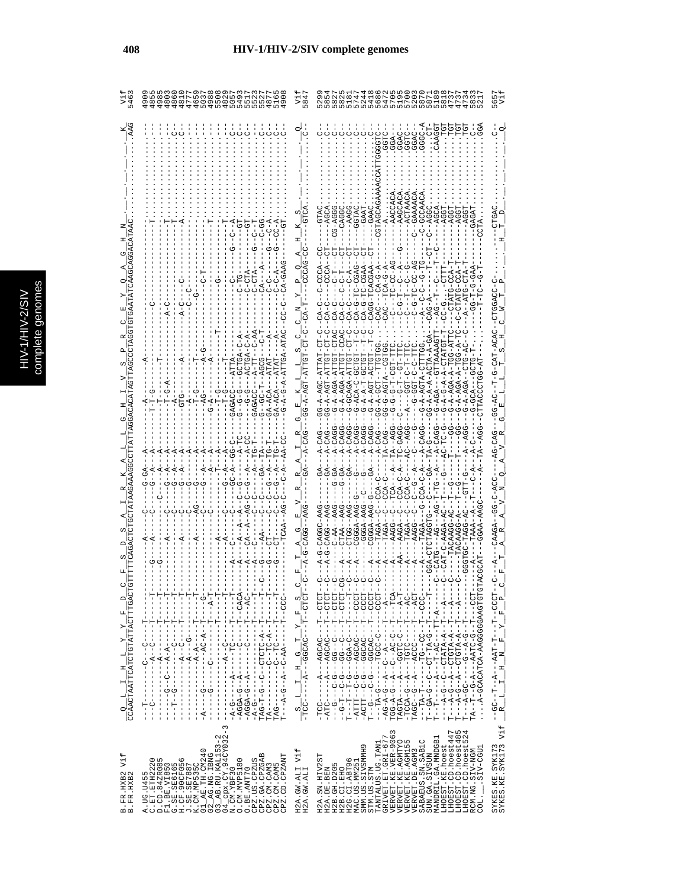# HIV-1/HIV-2/SIV complete genomes

```
B.FR.HXB2 Vif      _Q__L__I__H__L__Y__Y__F__D__C__F__S__D__S__A__I__R__K__A__L__L__G__H__I__V__S__P__R__C__E__Y__Q__A__G__H__N_______________K_   Vif
B.FR.HXB2          CCAACTAATTCATCTGTATTACTTTGACTGTTTTTCAGACTCTGCTATAAGAAAGGCCTTATTAGGACACATAGTTAGCCCTAGGTGTGAATATCAAGCAGGACATAAC...........AAG   5463

A.UG.U455          --T-------C--C----T------------A----C----G-GA--A----------A-------A------------------------------------------------------   4909
C.ET.ETH2220       --C-------A--C----T-------G----A----G----G-A---A----------T-T-G----------------C----------------T-------------------------   4855
D.CD.84ZR085       ----------A-------T-------G--------------C----A---A-------T-------T----------------------------------------------------------   4985
F1.BE.VI850        ----G--C--A-A-----T------------A----C----G-A---A----------T-G-A-----------------------------------T----------------------   4803
G.SE.SE6165        ----T-G-------C---T------------------C----G-A---A----------------------A-C-----------------------T-----------------------   4800
H.CF.90CF056       ----------A-------T------------------C----G-A---A----------GTG----------A----------------------A---------------------C----   4810
J.SE.SE7887        ----------A--G----T------------------C----G-A---A----------A------------A-C--C-C------------------------------------------   4777
K.CM.MP535C        ----------A-A-----T-------T---A----AG---G-------A----------T-G------T------G-------------------------------------------   4659
01_AE.TH.CM240     -A---G-------AC-A-T---G------------C---G----A---A----------AG------A-G-------C-T---------------------------------------   5037
02_AG.NG.IBNG      -------------------------------------------------A------G-A-----A---------------------------------------------------------   4988
03_AB.RU.KAL153-2  ----G-----C---T-----T----A-T-----------------------------------------------------------T----------------------------------   5508
04_cpx.CY.94CY032-3 ------------------T----------------------------------------------------G------------------------------------------------   4829
N.CM.YBF30         ------------A--C--T------------A-----C------G-A-A---------T-G-------T-------------------------------T------------C-------   5057
O.CM.MVP5180       -A-G-----A-----TC-----T-----A----C-----GC-A--GG-C---GAGACC---ATTA---------------------------G--C--A----------------C-------   5419
O.BE.ANT70         -AGGA-G-A-----C----T--CACA--A--A--A-TC---A-TC--G---GCTGA-C-A-----------------C-TG-----------GT-------------------C-------   5517
CPZ.US.CPZUS       -AGGA-G-A-----C----T--AC------CA--A-AG-C-G-A-CC--G-G-ACTGA-C-A---------------C-CTA--------------------------------C-------   5523
CPZ.GA.CPZGAB      -A-G------------------T------A--AG-C-G---A-TG-T-GAGACC---A-TT--C-AA----------C-CTA----G--C--T--------------------------   5527
CPZ.CM.CAM3        TAG-T-G--C--CTCTC-A-T--T---C-G---AA----C---C---GA-TA---G--GC-T-AGCG---C-T---------CA---A---------C-GG-------------C-------   4877
CPZ.CM.CAM5        TA-------C-TC-A---T----T--G----CT----C--G--A-TG-T--GA-ACA---ATAT---A--------------C-C----G---C-A----------------C-------   5165
CPZ.CD.CPZANT      TAG-------C-TC----T--T--G----CT---C--G-A---A-TG-T--GA-ACA---ATAT---A--------------C-C-A---G---CC-A-------------C-------   4908
                   T--A-G--A--C-AA---T--CCC-------TCAA-AG-C---C-A--AA-CC---G-A-G-A-ATTGA-ATAC-CC-C--CA-GAAG--------GT------------C-------   

H2A.GW.ALI Vif     _S__L__I__H__G__T__Y__F__S__C__F__T__A__G__E__V__R__R__A__I__R__G__E__K__L__L__S__C__C__N__Y__P__Q__A__H__K__S____________Q_   Vif
H2A.GW.ALI         -TCC----A--GGCAC---T--CTCT-C---A-G-CAGG--AAG-----GA---A-CAG---GG-A-AGT-ATTGT-CT-C--CA-T---CCCAG-CC----GTCA............C--   5847

H2A.SN.HIV2ST      -TCC----A--AGCAC---T--CTCT--C----A-G-CAGGC-AAG-----GA---A-CAG---GG-A-AGC-ATTAT-CT-C--CA-C--C-CCCA--CC-------GTAC.........C--   5299
H2A.DE.BEN         -ATC----A--AGCAC---T--CTCT--C----A-G-CAGG--AAG-----GA---A-CAG---GG-A-AGT-ATTGT-CT-C--CA-----CCCA--CT-------AGCA.........C--   5854
H2B.GH.D205        --G-----C-G---GG--C---T--CTCT--C-----C-AA--AAG-----G-GA--A-CAGG---G-A-AGA-ATTGT-CTAC--CA-C----C-T----CT---CG-AGGG.........C--   5827
H2B.CI.EHO         --G-T---C-G----GG--C--T--CTCT-CG---A---CTAA--AAG-----G-GA--A-CAGG---G-A-AGA-ATTGT-CCAC--CA-C---C-C-T----CT----CAGGC........C--   5825
H2G.CI.ABT96       T--T----T-G---GGA-C---T--CTCT-C----A---CTGG--AAG-----GA---A-CAGG---G-GCAGA-ATTGT-CT-C--CA-C----C-A----CT-----AAGG.........C--   5181
MAC.US.MM251       -ACTT--C-G---AGCAC---T--CCCT-C----A---CGGGA-AAG-G-----G---A-CAGG---G-ACA-C-GCTGT-T-C--CA-G-TC-CGAG--CT-----GGTAC........C--   5727
SMM.US.SIVSMMH9    -ACTT--C-G---GGCAC---T--CCCT-C----A---CGGGA-AAG-C----G----A-CAGG---G-A-T-GCTGT-T-C--CA-G-TC-CGAA--CT--------GAAT.......C--   5244
STM.US.STM         T--G---C-G---GGCAC---T--CCCT-C----A---CGGGA-AAG-G-----GA---A-CAGG---G-A-AGT-ACTGT-T-C--CAGG-TCACGAA--CT-------GAAC.......C--   5418
TANTALUS.UG.TAN1   ---TA-G----TGCC-C----CCCT-C----A---TAGA--C--CCA-C----A-CAG---GG-A-GCT--TTGTG.--CAC---CA-G-A-----CGTAGCAGAAAACCATTGGGGTC--   5686
GRIVET.ET.GRI-677  -AG-A-G----C--A------T---A-----A----TAGA-C-CCA-C----TA-CAG---GG-G-AGTA--CGTGG.--CAC--TCA-G-A-----A...............GGTC--   5472
VERVET.KE.VER-9063 TGG-A-G----C-AC-C---T--TCA-----A---AAGG--C--TCA--A--TA-AGG---G-G-G-T-CGT-TTC.----C---TC-CC-AG-------AACCACA........GGA---   5705
VERVET.KE.AGMTYO   TAGTA----A--GGTC-C---T--A-T------AA---AAGA-C-CCA-C-A--TC-GAGG--C---G-T--GT-TTC.----C-G-T---C-A---G-------AAGCACA......GGAC--   5195
VERVET.KE.AGM155   -TCCA-G--A--TGTC-----T--AC------A---TAGA-C--CCA-C-A--TC-GAG---C-A-GGT-C-T-TTC.----C---T---C-A-------AAGCACA.......GGTC--   5700
VERVET.DE.AGM3     TAGC--G--A--ACCC-C---T--ACT-----A---AAGG--C--CCA-G--AC-AGG---A--GGT-C-T-TTC.----C-G-TC-CC-AG-------ACTAACA.......GGAC--   5203
SABAEUS.SN.SAB1C   ---TA-T----TG--CC---T---CCC-----A---TAGA--G-CCA-C----C--AGG---G-A-AGTA-C-TTTGG.---C-G-TC-G-TG--C-GCAAACA.......GGGC-A   5870
SUN.GA.SIVSUN      T--GA-G--C--CT-TA-G--T----T--GGA-CTCTAGGTG-C---GA-TA-G---GG-A-A-ACTA-A-GA-----CAG-A----T-C---C--AGGC........CT-   5871
MANDRIL.GA.MNDGB1  T--T-----A--T-AC--TT-A-----C-CATG--AG---AG-T-TG-A--A-CAGG---G-AGA--GTTAAAGTT--AG-T---C---T--CT--C--AGCA.......CAAGGT   5189
LHOEST.KE.hoest    ----A-G--C--CTATA-A--T--A----C--CAT-C-AAGA-AC-T--G---AC-TC-G---G-A-G-A-A-CTATGT-T--CC-G.----CTTT---------AGGT........TGT   5818
LHOEST.CD.hoest447 T---A-G--A--CTGTA-A--T--A--------TACAAGG-AC--T--G------T---GG---G-A-AGA-A-TGG-ATTC---CTATG-CCA-T----------AGGT........TGT   4737
LHOEST.CD.hoest485 T---A-G--A--CTGTA-A--T--A---C----TACAAGG-A---T--G---T----GG---G-A-AGA-A-TGG-A-TC--C-CTATG-CCA-T----------AGGT........TGT   4737
LHOEST.CD.hoest524 T---A-GC----G--A-G---T-----GGTGC-TAGG-AC--GTT-G----A---AGG---G-A-AGA--CTG-AC-C---A--ATG-CTA-T-----------AGGT........TGT   4734
RCM.NG.SIV-NGM     TA--T--G-A---AATC-G--T--CCT-----A---TAAA--A--T--C-A---A-C----G-GCA---GCTG-T-.--GG-T-G-GAA-------------GAGAT........C--   5833
COL.__.SIV-CGU1    ...A-GCACATCA-AAGGGGAAGTGTGTACGCAT---GGAA-AAGC-----A---TA--AGG--CTTACCCTGG-AT--.----T-TC--G-T-------------CCTA.......GGA   5217

SYKES.KE.SYK173    --GC-T--A---AAT-T---T--CCCT--C---A---CAAGA--GG-C-ACC---AG-CAG---GG-AC--T-G-CAT-ACAC--CTGGACC-C-..........CTGAC.........C--   5657
SYKES.KE.SYK173 Vif _R__L__I__H__N__F__Y__F__P__C__F__T__A__R__A__V__N__Q__A__V__R__G__E__L__L__T__S__H__C__W__T__P__.__.__.__H__T__D____________Q_   Vif
```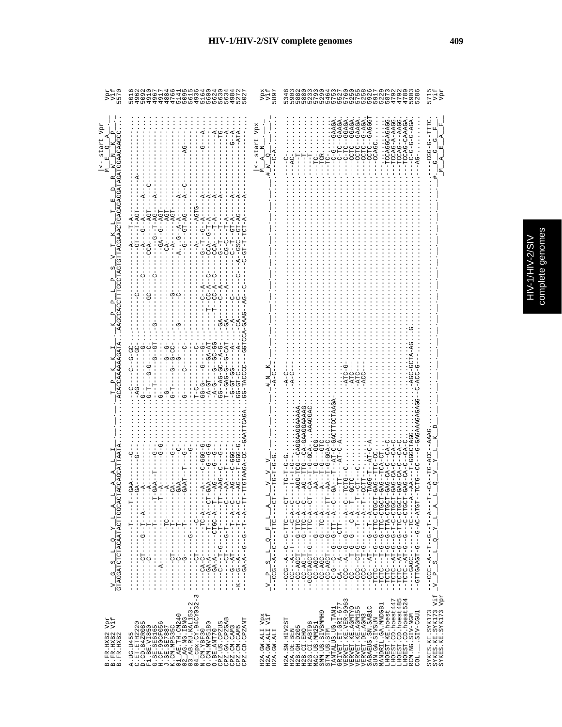```
B.FR.HXB2 Vpr     V  G  S  L  Q  Y  L  A  L  A  A  L  I  .  .  .  .  .  T  P  K  K  I  .  .  K  P  P  L  P  S  V  T  K  L  T  E  D  R  W  N  K  P          Vpr
B.FR.HXB2 Vif                                                                                                                    M  E  Q  A                  Vif
B.FR.HXB2         GTAGGATCTCTACAATACTTGGCACTAGCAGCATTAATA..........ACACCAAAAAAGATA...AAGCCACCTTTGCCTAGTGTTACGAAACTGACAGAGGATAGATGGAACAAGCC....   5570
                                                                                                                             |<- start Vpr
```

```
A.UG.U455              5016
C.ET.ETH2220           4962
D.CD.84ZR085           5092
F1.BE.VI850            4910
G.SE.SE6165            4967
H.CF.90CF056           4917
J.SE.SE7887            4884
K.CM.MP535C            4766
01_AE.TH.CM240         5141
02_AG.NG.IBNG          5095
03_AB.RU.KAL153-2      3615
04_cpx.CY.94CY032-3    4936
N.CM.YBF30             5164
O.CM.MVP5180           5600
O.BE.ANT70             5624
CPZ.US.CPZUS           5630
CPZ.GA.CPZGAB          5634
CPZ.CM.CAM3            4984
CPZ.CM.CAM5            5272
CPZ.CD.CPZANT          5027
```

```
H2A.GW.ALI Vpx    V  P  S  L  Q  F  L  A  L  V  V  V  .  .  .  .  .  .  .  .  #  N  K                                                          M  A  N       Vpx
H2A.GW.ALI Vif                                                                                                                          #  W  Q          Vif
H2A.GW.ALI        --CCG--A--C---TTC---CT--TG-T-G-G..........-A-C-..........................................................-C-A........   5897
                                                                                                                             |<- start Vpx
```

```
H2A.SN.HIV2ST          5348
H2A.DE.BEN             5903
H2B.GH.D205            5882
H2B.CI.EHO             5880
H2G.CI.ABT96           5233
MAC.US.MM251           5793
SMM.US.SIVSMMH9        5290
STM.US.STM             5464
TANTALUS.UG.TAN1       5753
GRIVET.ET.GRI-677      5527
VERVET.KE.VER-9063     5760
VERVET.KE.AGMTYO       5250
VERVET.KE.AGM155       5755
VERVET.DE.AGM3         5258
SABAEUS.SN.SAB1C       5926
SUN.GA.SIVSUN          5917
MANDRIL.GA.MNDGB1      5229
LHOEST.KE.hoest        5873
LHOEST.CD.hoest447     4792
LHOEST.CD.hoest485     4792
LHOEST.CD.hoest524     4789
RCM.NG.SIV-NGM         5903
COL.__.SIV-CGU1        5286
```

```
SYKES.KE.SYK173 Vif   --CCC--A--T--G--T--A---T--CA--TG-ACC--AAAG......................................................#...CGG-G--TTTC.   5715
SYKES.KE.SYK173 Vif   V  P  S  L  Q  Y  L  A  L  Q  V  Y  L  K  D                                                            G  G  F          Vif
SYKES.KE.SYK173 Vpr                                                                                                             M  A  E  A  F    Vpr
```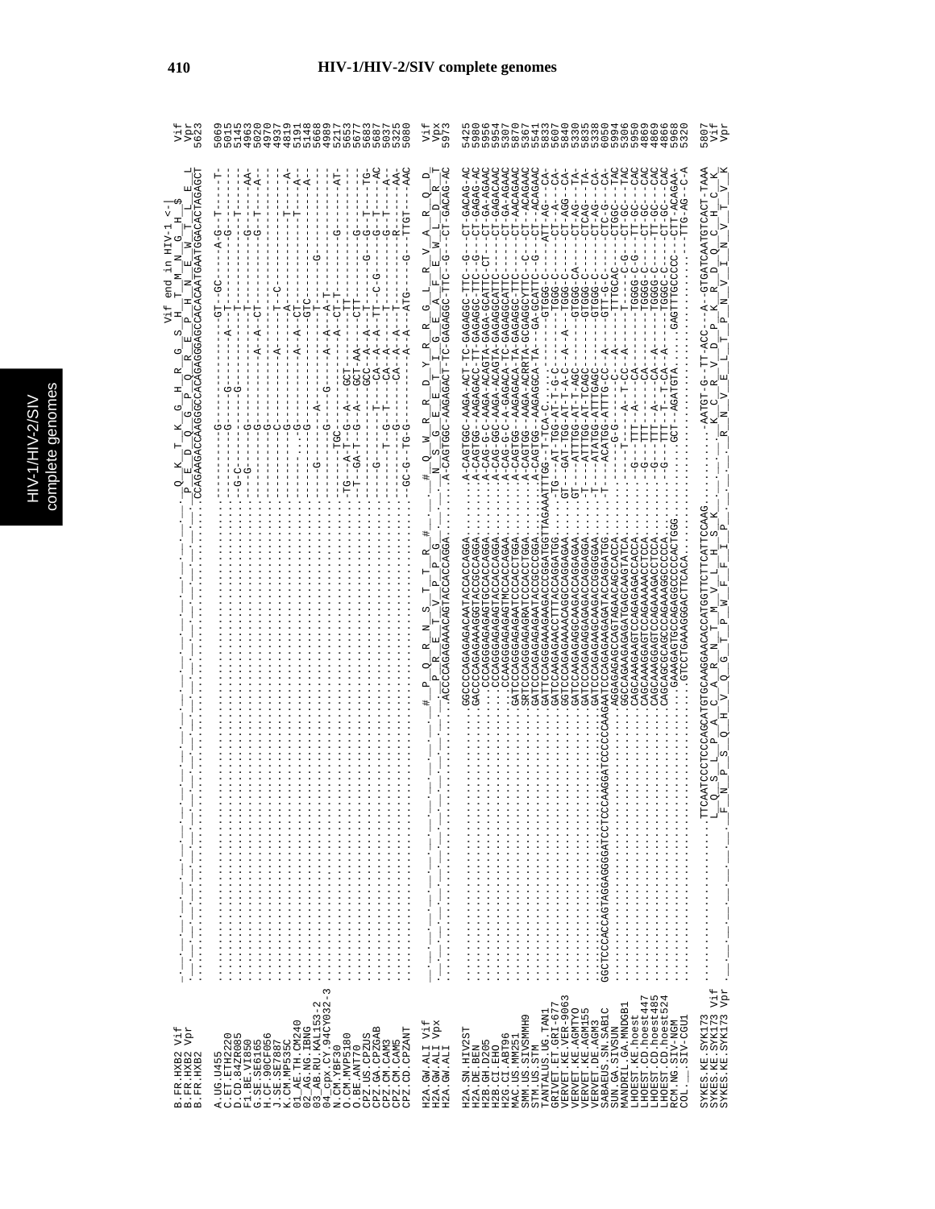```
                                                                                 Vif end in HIV-1 <-|
B.FR.HXB2 Vif                                                            .Q__K__T__K__G__H__R__G__S__H__T__M__N__G__H__$
B.FR.HXB2 Vpr                                                            P__E__D__Q__G__P__Q__R__E__P__H__N__E__W__T__L__E__L   Vif
B.FR.HXB2                                                                CCAGAAGACCAAGGGCCACAGAGGGAGCCACACAATGAATGGACACTAGAGCTT   Vpr
                                                                                                                                   5623

A.UG.U455             ..........G---------------GT-GC------A-G--T-----T-        5069
C.ET.ETH2220          --------G----------A--------T----------G-------           5015
D.CD.84ZR085          -G-C--------G---------------T-----------T----             5145
F1.BE.VI850           --G---------G-----------------T---------------            4963
G.SE.SE6165           -------------G----------A--A--CT-------G--T------AA-      5020
H.CF.90CF056          -------------G----------------------------A-              4970
J.SE.SE7887           ----------C------A-------T-C-----                          4937
K.CM.MP535C           ---------G-------------A---------T-----A                  4819
01_AE.TH.CM240        ---------G---------A--A--CT-------T----A-                 5191
02_AG.NG.IBNG         ---------G-----------GTC-------A-                          5148
03_AB.RU.KAL153-2     -----G----------------G-----------------                  5668
04_cpx.CY.94CY032-3   --------G------A----A--A-T-----                            4999
N.CM.YBF30            --------TGC--------A--CT-T---------G---------AT-          5217
O.CM.MVP5180          TG---A-T--G--A---GCT-------TT-------                       5653
O.BE.ANT70            -T--GA-T--G--A---GCT-AA-----CTT-------                     5677
CPZ.US.CPZUS          -------G---------GCC--A--A--T-------G---G--T--TG-         5683
CPZ.GA.CPZGAB         --------T-------CA--A--A--TT--C-G-------G--T----AC        5687
CPZ.CM.CAM3           ------T--G-T----CA--A-------T---------G--T----A-          5037
CPZ.CM.CAM5           --------G--------CA--A--A----T--------G--T----AA-         5325
CPZ.CD.CPZANT         GC-G--TG-G-------CA--A--A----ATG-----G--TTGT---AAC        5080

H2A.GW.ALI Vif        #__P__Q__R__N__S__T__T__R__#     #__Q__W__R__R__D__Y__R__R__G__L__R__V__A__R__Q__D     Vif
H2A.GW.ALI Vpx           P__R__E__T__V__P__P__G           N__S__G__E__E__T__I__G__E__A__F__E__W__L__D__R__T  Vpx
H2A.GW.ALI            ACCCCAGAGAAACAGTACCACCAGGA....A-CAGTGGC-AAGAGACT-TC-GAGAGGC-TTC-G--CT-GACAG-AC       5973

H2A.SN.HIV2ST         GGCCCCAGAGAGACAATACCACCAGGA....A-CAGTGGC-AAGA-ACT-TC-GAGAGGC-TTC--G---CT-GACAG-AC          5425
H2A.DE.BEN            GACCCCAGAGAAAGGTACCGCCAGGA....A-CAGTGG--AAGAGACC-TT-GAGAGGC-TTC--G---CT-GAGAG-AC           5980
H2B.GH.D205           CCCAGGGAGAGAGTACCACCAGGA....A-CAG-G-C-AAGA-ACAGTA-GAGA-GCATTC--CT---GA-AGAAC               5956
H2B.CI.EHO            CCCAGGGAGAGAGTACCACCAGGA....A-CAG-GG--AAGA-ACAGTA-GAGAGGCATTC------CT-GAGACAAC             5954
H2G.CI.ABT96          CCAAGGGAGAGAGTMCCACCAGAA....A-CAG-G-C-A-GAGACA-TA-GAGAGGCATTC------CT-GA-AGAAC             5307
MAC.US.MM251          GATCCCAGGGAGAGAATCCCACCTGGA....A-CAGTGG--AAGAGACA-TC-GAGAGGC-TTC------CT-AACAGAAC          5870
SMM.US.SIVSMMH9       SRTCCCAGGGAGAGRATCCCACCTGGA....A-CAGTGG--AAGA-ACRRTA-GCGAGGCYTTC--C---CT-ACAGAAC           5367
STM.US.STM            GATCCCAGAGAGAGAAATACCGCCCGGA....A-CAGTGG--AAGAGGCA-TA---GA-GCATTC--G---CT-ACAGAAC          5541
TANTALUS.UG.TAN1      GATTCCAGGGAAAGAAGACCCGGATGGTTAGAAATTTGG--T-TCA-C-------------GTGGG-C-----ATT-AG---CA-      5833
GRIVET.ET.GRI-677     GATCCAAGAGAACCTTTACCAGGATGG....GT---AT-TGG-AT-T-G-C-------TGGG-C------CT-A----CA-          5607
VERVET.KE.VER-9063    GGTCCCAGAGAAAACAGGCCAGGAGAA....GT---GAT-TGG-AT-T-A-C---A--A------TGGG-C------CT-AGG---CA-  5840
VERVET.KE.AGMTYO      GATCCCAGAGAAGCAAGACCAGGAGGA....GT---ATTTGG-AT-T-TCAGC---------GTGGG-CA-------CT-AG---TA-   5330
VERVET.KE.AGM155      GATCCCAGAGAGGAGAGACCAGGAGGA....T----ATTTGG-AT-T-TCAGC---------GTGGG-C------CTCAG---TA-     5835
VERVET.DE.AGM3        GATCCCAGAGAAGCAAGACCGGGGGAA....T----ATATGG-ATTTGAGC-----------GTGGG-C------CT-AG---CA-      5338
SABAEUS.SN.SAB1C      GGCTCCCACCAGTAGGAGGGGATCCTCCCAAGGATCCCCCCAAGAATCCCAGAGAAGAGATACCAGGATGG....T----ACATGG-ATTTG-CC---A-----GTT-G-C-----CTC-G---CA-   6050
SUN.GA.SIVSUN         AGGAGAGAGCCAGTAGAACAGCCACCA....-----G-G------C---A------TTTGCAC------CTGGC---TAC           5994
MANDRIL.GA.MNDGB1     GGCCAGAAAGAGAGTGAGCAAGTATCA....----T-----A--T-CC--A-----------C-G------CT-GC---TAC         5306
LHOEST.KE.hoest       CAGCAAAGAAGTCCAGAGAGACCACCA....-G---TTT--A----CA-----------TGGGG-C-G-----TT-GC---CAC       5950
LHOEST.CD.hoest447    CAGCAAAGGAGTCCAGAAAAACCTCCA....-G---TTT--------CA-----------TGGGG-C-------CT-GC---CAC      4869
LHOEST.CD.hoest485    CAGCAAAGGAGTCCAGAAAAGACCTCCA....-G---TTT--A----CA--A---------TGGGG-C-------CT-GC---CAC    4809
LHOEST.CD.hoest524    CAGCAGCGCAGCCCAGAAAGGCCCCCA....-G---TTT--T--T-CA--A---------TGGGC-C-------TT-GC---CAC     4866
RCM.NG.SIV-NGM        GAAAGAGTGCCAGAGGCCCCCACTGGG....GCT--AGATGTA....GAGTTTGCCCCC----CTT-ACAGAA-                 5968
COL.__.SIV-CGU1       GTCCTGAAAGGGACTTCACA.............................TTG-AG--C-A                               5320

SYKES.KE.SYK173       TTCAATCCCTCCCAGCATGTGCAAGGAACACCATGGTTCTTCATTCCAAG.......AATGT-G--TT-ACC---A--GTGATCAATGTCACT-TAAA   5807
SYKES.KE.SYK173 Vif    L__Q__S__L__P__A__C__A__R__N__T__M__V__L__H__S__K          K__C__R__V__D__P__K__R__D__Q__C__H__C__K   Vif
SYKES.KE.SYK173 Vpr   F__N__P__S__Q__H__V__Q__G__T__P__W__F__F__I__P             R__N__V__E__L__T__P__N__V__I__N__V__T__V__K  Vpr
```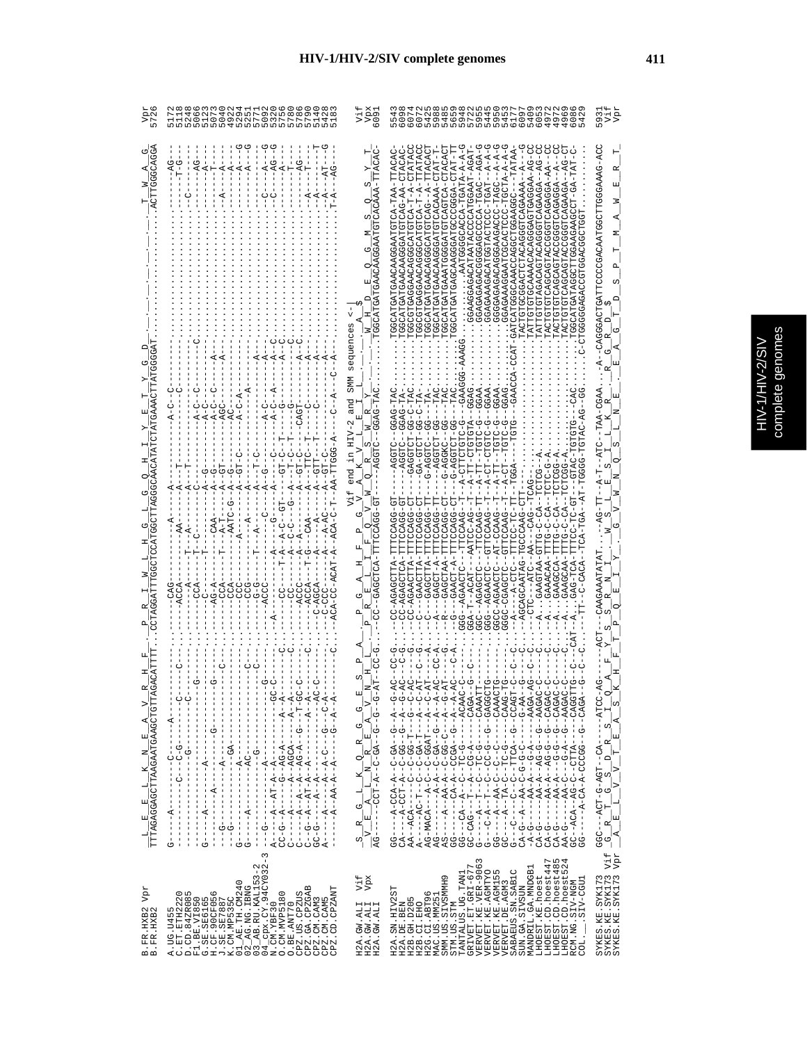```
                        L  E  L  K  N  E  A  V  R  H  F   P  R  I  W  L  H  G  L  G  Q  H  I  Y  E  T  Y  G  D  .  .  .  .  .  .  .  .  .  T  W  A  G
B.FR.HXB2 Vpr
B.FR.HXB2               TTTAGAGGAGCTTAAGAATGAAGCTGTTAGACATTTTCCTAGGATTTGGCTCCATGGCTTAGGGCAACATATCTATGAAACTTATGGGGAT..........................ACTTGGGCAGGA  Vpr
                                                                                                                                                   5726

A.UG.U455               G----A-------C-------A--------------------CAG-----------A------A-----------A-C-C----------------------------------------AG--   5172
C.ET.ETH2220            ----------C--C-G------------C----------ACCA-------AA----A--T--------------C---------------------------------------T-G--   5118
D.CD.84ZR085            ----------------C---------------------------A------A----A--T------------------------------------------------C---------   5248
F1.BE.VI850             -----------------------G--------------CCA---T---A------C-----------A-C--C------C-------------------------------AG---   5066
G.SE.SE6165             G----A-----A------------------------------C---T--C------A--G----------A-C--C----------------------------------A----   5123
H.CF.90CF056            --G------A-----A-------G--------G-----AG-A------CAA----A--G----------A-C--C------A------------------------------T---   5073
J.SE.SE7887             --G------------A------------------C---CCA-----T--A-T---A--GT---------AGC---------A-----------------------A---A----   5040
K.CM.MP535C             --G-------------GA-------------------CCA--------AATC-G--A--G---------AC------------------------------------A----   4922
01_AE.TH.CM240          G--------A------------------------C--CCC--------A------A--GT-C-------A-C-A------------------------------------A----   5294
02_AG.NG.IBNG           G--------A------A-C---------------C--CCG--------A------A------------------A------------------------------------A---G   5251
03_AB.RU.KAL153-2       -----------------G--------------C----G-G-----T--A------A--T-C----------------------------------------------------A---G   5771
04_cpx.CY.94CY032-3     --G----A---A------------G--------A---ACCC-------C------A--G----------------------A-------------------------------A---G   5092
N.CM.YBF30              A-C---A--AT-A--A-------GC-C-----------CC-------G-----A--C-----------A-C------A-C-------------------------------C---A---G   5326
O.CM.MVP5180            C-G---A----G--AG-A---A----A-------C----CC------T-A--A-C-GT-C-GT-C-------A-C--A--A-C------------------------------C----AG--G   5780
O.BE.ANT70              C-G----A--AGCA---A--A-----------------CC------A--C-C----G--A-GT-C--T-----G-------A-C-------------------------------T----   5786
CPZ.US.CPZUS            C----A--A--AG-A--G--T-GC-C-------C---ACCC------A-A------A--GT-C--T------CAGT------A-C--------------------------------   5780
CPZ.GA.CPZGAB           C-G--A--AT-A-A----------A--A-----------ACCA-----T-G--CAA----A--TTC--T---C---------A-C-----------------------------AG---   5790
CPZ.CM.CAM3             GC-G-----A--A--------A--A--AC-C-------C-AGCA------A------A--GTT--T-----C--------A-------------------------------A-----   5140
CPZ.CM.CAM5             A-----A--A--A-C----G--C-A---------C-CCC------A--A-AC----A--GT-C---------C---------A-------------------------------T--A---AT--G   5428
CPZ.CD.CPZANT           -----A--AA-A-A---G--A---------C---ACA-CC-ACAT-A--ACA-C-T--AA-TTGGG-A-----C--A----C-A-----------------------------T-A----AG---   5183

                                                                                               Vif end in HIV-2 and SMM sequences <-|
                        S  R  G  L  K  Q  R  E  G  G  E  S  P  A  .  P  G  A  H  F  P  G  V  A  K  V  L  E  I  Y  .  .  .  .  .  A  $
H2A.GW.ALI Vif
                        V  E  A  L  N  R  E  A  V  N  H  L   P  R  E  L  I  F  Q  V  W  Q  R  S  W  R  Y  .  .  .  W  H  D  E  Q  G  M  S  Q  S  Y  T
H2A.GW.ALI Vpx
H2A.GW.ALI              AG---CCT-A--C-GA--G--G--G-AT--CC-G...CC--GAGCTCA-TTTCCAGG-GT---AGGTC--GGAG-TAC.......TGGCATGATGAACAAGGAATGTCACAAA-TTACAC-  Vif
                                                                                                                                                   Vpx
                                                                                                                                                   6091

H2A.SN.HIV2ST           GG---A-CCA-A--C-GA--G--A--G-AC--CC-G...CC-AGAGCTTA-TTTCCAGG-GT---AGGTC--GGAG-TAC.......TGGCATGATGAACAAGGAATGTCA-TAA-TTACAC-   5543
H2A.DE.BEN              CA---A-CCT-A--C-GG--G--A--G-AC--C-G...CC-AGAGCTCA-TTTCCAGG-GT---AGGTC--GGAG-TA-.......TGGCATGATGAACAAGGATGTCAG-AA-CTACAC-   6098
H2B.GH.D205             AA--ACA--T--C--C-GG-T---G--C-AC--C-G...CC-AGAACTTA-TTTCCAGG-CT---GAGGTCT-GG-C-TAC.......TGGCGTGAGGAACAGGCATGTCA-T-A-CTATACC   6074
H2B.CI.EHO              A---AC-T--C--C-GAT---A--C-AT--C-G...C---GAACTTA-TTTCCAGG-CT---GA-GTCT-GG-C-TA-.......TGGCATGAGGAACAGGCATGTCA-T-A-TTATACC   6072
H2B.CI.ABT96            AG-MACA--A--C--C-GGAT---A--C-AT--C-A...C---GAGCTTA-TTTCCAGG-GT---G-AGGT-C-GG-C-TA-.......TGGCATGATGAACAGGCATGTCAG--A-TTACACT   5425
MAC.US.MM251            AG---A--A-A--C-GA--G--A--A-AC--CC-A...A---GAGCT-A-TTTCCAGG-TT---AGGTCT-GG---TAC.......TGGCATGATGAACAAGGGATGTCACAAA-CTAT-T-   5988
SMM.US.SIVSMMH9         AS---A--AA-A--C-GG-C--A--G-AT--G...R---GAGCTAA-TTTCCAGG-CT---G-AGGKC--GG---TAC.......TGGCATGATGAAATGGGGATGTCAGTCA-CTACACT   5485
STM.US.STM              GG-------CA-A--CCGA--G--A--A-AC--C-A...G---GAACT-A-TTTCCAGG-CT---G-AGGTCT-GG---TAC.......TGGCATGATGAGCAAGGATGCCGGGA-CTAT-TT   5659
TANTALUS.UG.TAN1        GG--CA-A--C--TC-G---ACAAC-C-----GGG-AGAACTC---TTCCAAG--T---A-CTTCTGTC-G---GAAGGG-AAAGG......AATGGGGCACCA-TGATA-A-A-G   5948
GRIVET.ET.GRI-677       GC-CAG--T--A--CG-A---CAGA--G--C----GGA-T--ACAT---AATCC-AG--T---A-TT-CTGTGTA--GGAG.......GGAAGGAGACATAATACCCCATGGAAT-AGAT-   5722
VERVET.KE.VER-9063      G---A--T--C--TC-G---CAAAT---------GGC--AGAGCTC---TTCCAAG--TT---A-TT--TGTC-G--GGAA.......GGAGGAGACGGGAGCCCCA-TGAC--AGA-G   5955
VERVET.KE.AGMTYO        G---C-A--T--C--CC-G--G--GAGGCTG-------GGC--AGAACTC---GTTCCAAG--T---A-CT--CTGTC-G--GGAA.......GGAGAAAGACATGTACTCCC-TGAT--A-A-G   5445
VERVET.KE.AGM155        GC---A--AA-C--C-C---C-CAAACTG-------GGCC-AGAACTC---ATTCCAAG--T---A-TT--TGTC-G--GGAA.......GGGGAGAGACAGGAAAGACCC-TAGC--A-A-G   5950
VERVET.DE.AGM3          GC---A--TA-C--TC-G---CAAG-TG-------GGGC-CGAGCTC---GTTCCAAG--T---A-CT--TGTC-G--GGAG.......GGAGAAAGGAATCGCACTCCC-TGCTA-A-A-G   5453
SABAEUS.SN.SAB1C        G--C--C--C--TTCA--G--CCAGT-C--C-C...A---A-CTC---TTTCC-TC--TT---TGGA----TGTG---GAACCA-CCAT-GATCATGGCAAACCAGGCTGGAAGGC--TATAA-   6177
SUN.GA.SIVSUN           CA-G--A--AA-C-G-G-C---G-AA-G------AGCAGCAATAG-TGCCCAAG-CTT-.................TACTGTGCGGACTCTACAGGGTCAGAAAA--A--G   6097
MANDRIL.GA.MNDGB1       -A-G------AA-A--G-A----AAGA-AG--C-C...--CTC---ATC--AA---CAG--TCAG......................TATTGTTGTGCAAAACACAGGGAGTGAGGAA-AG-CC   5409
LHOEST.KE.hoest         CA-G----AA-A--AG-G--G--AAGAC-C-----C...A...GAAGTAA-GTTG-C-CA--TCTCG---A............TATTGTGTAGACAGTACAGGGTCAGAAGA--AG-CC   6053
LHOEST.CD.hoest447      CA-G----AA-A--AG-G--G--CAGAC-C-----C...A...GAAACAA--TTTG-C-CA--TCTC-G-A............TACTGTGTCAGCAGTACCGGGTCAGAGGA-AA--CC   4972
LHOEST.CD.hoest485      CA-G----AA-A--AG-G--G--CAGAC-C-----C...A...GAAGCCA--TTTG-C-CA--TCTCGG-A............TACTGTGTCAGCAGTACCGGGTCAGAGGA-AA--CC   4972
LHOEST.CD.hoest524      AA-G----AA-A--G-A--G--AAGAC-C-----C...A...GAAGCAA--TTTG-C-CA--TCTCGG..............TACTGTGTCAGCAGTACCGGGTCAGAGGA--AG-CT   4969
RCM.NG.SIV-NGM          GG-ACA--AG-C--CTTA---CAGGTTG-C--CAT-A...GAG-TCA---TTTCC-TC-GT---GTAC-TGTGTG---CAC........TGGCATGATAGGCTTGGAAGCCT-GA-TAT-C-   6086
COL.__.SIV-CGU1         GG---A-CA-A-CCCGG--G--CAGA-G--C-C...-TT--C-CACA--TCA-TGA--AT-TGGGG-TGTAC-AG-GG..........C-CTGGGGAGACCGTGGACGGCTGGT.........   5429

                        G  R  T  G  S  D  R  S  I  Q  A  F  Y  S  S  R  N  I  .  .  W  S  L  E  S  I  L  K  R  .  R  G  R  D  $
SYKES.KE.SYK173 Vif
SYKES.KE.SYK173         GGC--ACT-G-AGT--CA----ATCC-AG---ACT--CAAGAAATATAT...-AG-TT--A-T--ATC--TAA-CGAA...A--CAGGGACTGATTCCCCGACAATGGCTTGGGAAAG-ACC  5931
                        A  E  L  V  V  T  E  A  S  K  H  F  T  P  Q  E  I  Y  .  G  V  W  N  Q  S  L  N  E  .  E  A  G  T  D  S  P  T  M  A  W  E  R  T
SYKES.KE.SYK173 Vpr                                                                                                                                  Vif
                                                                                                                                                    Vpr
```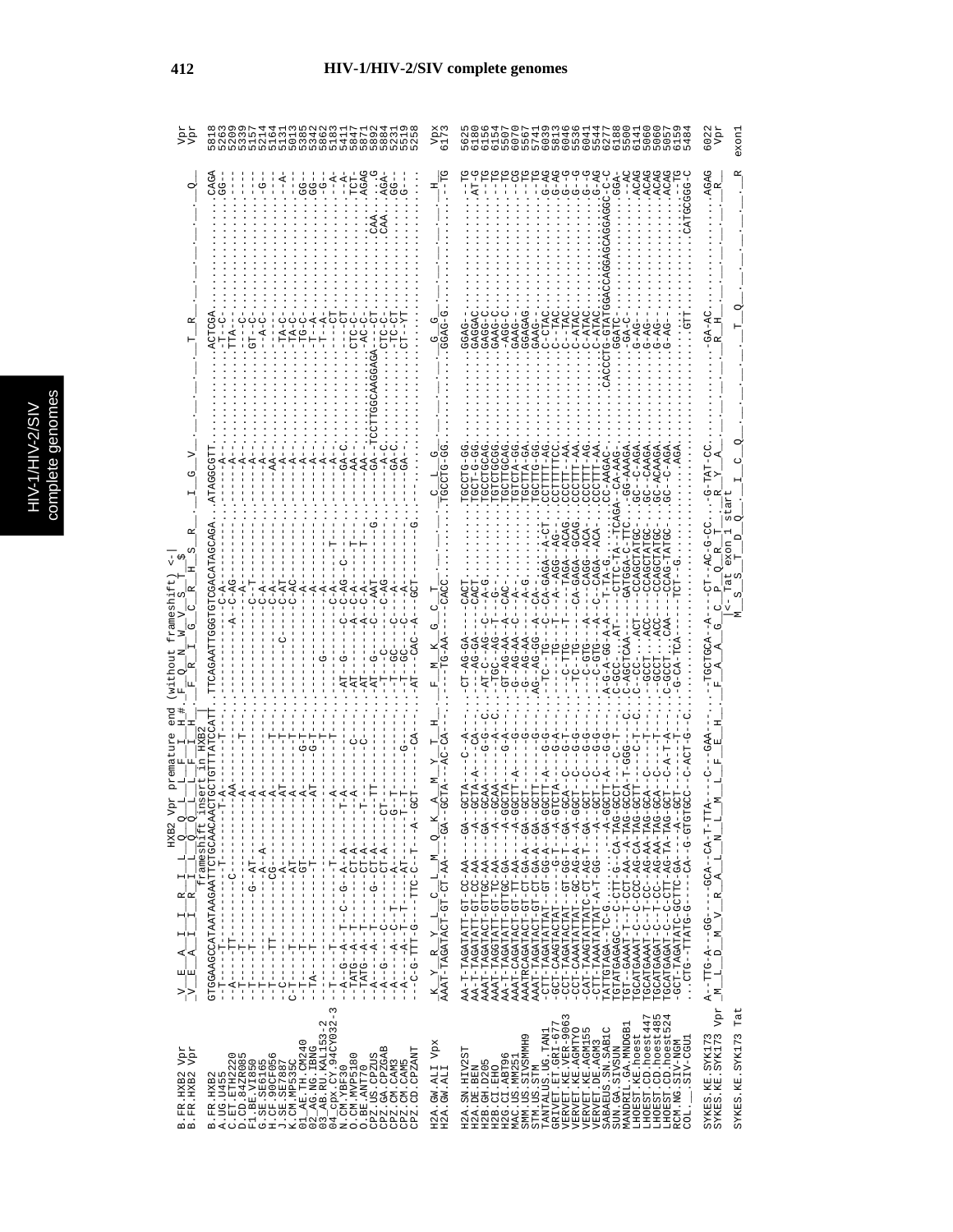# HIV-1/HIV-2/SIV complete genomes

```
                                  HXB2 Vpr premature end (without frameshift) <-|
B.FR.HXB2 Vpr     V  E  A  I  I  R  I  L  Q  Q  L  L  F  I  H #. F  Q  N  W  V  S  T  $                                               Vpr
B.FR.HXB2 Vpr     V  E  A  I  I  R  I  L  Q  Q  L  L  F  I  H    F  R  I  G  C  R  H  S  R   I  G  V                T  R                  Q   Vpr
                               frameshift insert in HXB2
B.FR.HXB2         GTGGAAGCCATAATAAGAATTCTGCAACAACTGCTGTTTATCCATT..TTCAGAATTGGGTGTCGACATAGCAGA..ATAGGCGTT...........ACTCGA.........CAGA 5818
A.UG.U455         --T-----T----------T----------T-A-------......--------------------C-A-....---------.....--------.T--C-.........GG-- 5263
C.ET.ETH2220      --A-----TT--------C--------AA---------....---------------A--C-AG-.....-----A-.....---------.TTA--........---- 5209
D.CD.84ZR085      --T-----T--------------------A-------T---......------------------A-.....-----A-.....---------..........---- 5339
F1.BE.VI850       --T-----T--------G---AT------A-------......-----------------C---T.....-----A-.....---------.GT--C-........---- 5157
G.SE.SE6165       --T-----T----------A---A------A-------......-----------------C-A-.....-----A-.....---------..--A-C-........-G-- 5214
H.CF.90CF056      --T-----TT----------CG-------A-------T---......------------------C-A-.....----AA-.....---------..........---- 5164
J.SE.SE7887       --C-------------------A--------AT-------......--------------C------C-AT-.....-----A-.....---------..........--A- 5131
K.CM.MP535C       C-T-----T---------AT--------A-------T----......-----------------C-AC-.....-----A-.....---------..TA-C-........---- 5013
01_AE.TH.CM240    --T-----T---------GT--------A------G-T---......------------------A-.....-----A-.....---------..TA-C-........GG-- 5385
02_AG.NG.IBNG     --TA----T-----------------AT------G-T---......------------------A-.....-----A-.....---------..TG-C-........GG-- 5342
03_AB.RU.KAL153-2 --T-----T------------T----------T---......--G---------------A-.....-----A-.....---------..T--A-........-G-- 5862
04_cpx.CY.94CY032-3 --T-----T---------T----------A-------......----------------C-A-.....-----A-.....---------..T--A-........--A- 5133
N.CM.YBF30        --A--G--A--T--C--G--A--A------T-A-------......-AT--G-----C--C-AG--C--T--.....---GA-C.....----------CT........--A- 5411
O.CM.MVP5180      --TATG--A--T--------CT-A------A-------C-......-AT---------A--C-A--T-.....---AA-.....---------.CTC-C-........TCT- 5847
O.BE.ANT70        --TATG--A--T--------CT-A------T-------C-......-AT---------A--C-A--T-.....---AA-.....---------.-AC-C-........AGAG 5871
CPZ.US.CPZUS      --A-----A--T-----G--CT-A--------TT-------......-AT--G-----C--AAT-----G..-----GA-TCCTTGGCAAGGAGA---CT.....CAA....G 5892
CPZ.GA.CPZGAB     --A--G-----C--------CT-A-------CT--------......-T--C------C-AG------.....-----A-C.....---------.CTC-C-..CAA..AGA- 5884
CPZ.CM.CAM3       --A-----A--C--T-------A--------G--T--------......-T--GC---C------A-.....-----GA-C.....---------.-TC-CT........GG-- 5231
CPZ.CM.CAM5       --A-----A--T--T-------AT-----T-------G--......-T--GC---C------A-.....-----GA-.....---------.-CT--YT........G--- 5519
CPZ.CD.CPZANT     --C-G-TTT-G---TTC-C--T---A--GCT-----CA--......-AT---CAC--A--GCT-----G.....-----------.........................-- 5258

                  K  Y  R  Y  L  C  L  M  Q  K  A  M  Y  T  H    F  M  K  G  C  T      C  L  G                G  G                  H    Vpx
H2A.GW.ALI Vpx    AAAT-TAGATACT-GT-CT-AA---GA--GCTA---AC-CA-...---TG-AA---.CACC......TGCCTG-GG.........GGAG-G..........--TG 6173
H2A.GW.ALI

H2A.SN.HIV2ST     AA-T-TAGATATT-GT-CC-AA----GA--GCTA----C--A----......-CT-AG-GA----CACT.......TGCCTG-GG.........GGAG...........--TG 5625
H2A.DE.BEN        AA-T-TAGATATT-GT-CC-AA----A--GCTA-A---CA----......---AG-GA----CACT.......TGCT-G-GG.........GGAGAC..........AT-G 6180
H2B.GH.D205       AAAT-TAGATACT-GTTGC-AA----GA--GCAA----G-G--C......-AT-C--AG---C--A-G.......TGCCTGCAG.........GAGG-C..........--TG 6156
H2B.CI.EHO        AAAT-TAGGTATT-GT-TC-AA----A--GCAA-----A--C......-TGC--AG--T-CAC.......TGTCTGCGG.........GAAG-C..........--TG 6104
H2G.CI.ABT96      AAAT-TAGATATT-GTTGC-AA----A--GGCTA----A-------......-GT-AG-AA--C---A-........TGTCTTCAG.........-AGG-C..........--TG 5597
MAC.US.MM251      AAAT-CAGATACT-GT-TT-AA----A-GGCTT-A---G----......G--AG-AA---C--A-G........TGCTTA-GG.........GAAG............--CG 6070
SMM.US.SIVSMMH9   AAATRCAGATACT-GT-CT-GA-A--GA--GCT-------G----......G--AG-AA---A-G........TGCTTA-GA.........GGAGAG..........--TG 5567
STM.US.STM        AAAT-TAGATACT-GT-CT-GA-A--GA--GCTT------G----......AG--AG-GG---A--CA-.......TGCTTG-GG.........GAAG............--TG 5741
TANTALUS.UG.TAN1  -CTT-TAGATATTAT--GT-GG-A--GA-GGCTT-A---G-G----......-TC--TG----C--CA-GAGA--A-CT...CCTTTT-AG.......C-CTAC..........G-AG 6039
GRIVET.ET.GRI-677 -GCT-CAAGTACTAT------G-T--A-GTCTA-----G-A----......----TG-----T---A--AGG--AG-....CCTTTTTCC.......C--TAC..........G-AG 5813
VERVET.KE.VER-9063 -CCT-TAGATACTAT--GT-GG-T--GA--GCA----C---G-T---......--C--TG----T-----TAGA--ACAG....CCCTT--AA.......C--TAC..........G--G 6046
VERVET.KE.AGMTYO  -CCT-CAAATATTATC--GC-AG-A---A-GGCT---C---G-G--......-TC--TG-----CA-GAGA--GCAG....CCCTTT-AA.......C-ATAC..........G--G 5536
VERVET.KE.AGM155  -CAT-TAAGTATTATC-CT-AG-T--GA--GCT----C---G-G--......---C-GTG----A--C--CAGG--ACA-....CCCTTT-AG.......C-ATAC..........G--G 6041
VERVET.DE.AGM3    -CTT-TAAATATTAT-A-T-GG----A--GCT----C---G-G--......---C-GTG----A--C--CAGA--ACA-....CCCTTT-AA.......C-ATAC..........G-AG 5544
SABAEUS.SN.SAB1C  TATTGTAGA--TC-G..........-A-GGCTT-A---G-G--......A-G-A-GG-A-A---T-TA-G........CC-AAGAC-.......CACCCTG-GTATGGACCAGGAGCAGGAGGC-C-C 6277
SUN.GA.SIVSUN     TGTATGAGAGC--C-CTT-G--CA-TAG-GCCT-----C--T-......C-GCC.....AT-----CTTC-TA--TCAGA-...GG-AAAGA.......GGATC-........GGA- 6188
MANDRIL.GA.MNDGB1 TGT--GAAAT-T--T-CCT-AA--A-TAG-GCCA-T-GGG-----C......C-AGCTCAA-------GATGGA-C-TTC-...GG-AAAGA.......-GA-C-.........--AC 5500
LHOEST.KE.hoest   TGCATGAAAT-C---C-CCC-AG-CA-TAG-GCTT-----C-T-C-......C--CC-----ACT-----CCAGCTATGC-...GC--C-AGA.......G-AG-..........ACAG 6141
LHOEST.CD.hoest447 TGCATGAAAT-C---T--CC--AG-AA-TAG-GCA--C----T-......--GCCT.....ACC-----CCAGCTATGC-...GC--CAAGA.......G-AG-..........ACAG 5060
LHOEST.CD.hoest485 TGCATGAGAT-C---T--CC--AG-AA-TAG-GCA--C----T-......--GCCT.....ACC-----CCAGCTATGC-...GC-ACAAGA.......G-AG-..........ACAG 5057
LHOEST.CD.hoest524 TGCATGAGAT-C---C-CTT-AG-TA-TAG-GCT--C--A-T-A--......C-GCCT.....CAA-----CCAG-TATGC-...GC--C-AGA.......G-AG-..........ACAG 5067
RCM.NG.SIV-NGM    -GCT-TAGATATC-GCTTC-GA---A---GCT---C--A-T-T--......G-GA-TCA---------TCT--G.......AGA.........-GTT...........--TG 6159
COL.__.SIV-CGU1   ...CTG--TTATG-G-----CA--G-GTGTGCC--C-ACT-G--C......G-GA-TCA----------------------...........................CATGCGGG-C 5484

SYKES.KE.SYK173   A--TTG-A---GG----GCA--CA-T-TTA---C----GAA-......-TGCTGCA--A----CT--AC-G-CC...-G-TAT-CC........GA-AC..........AGAG 6022
SYKES.KE.SYK173 Vpr M  L  D  M  V  R  A  L  N  L  M  L  F  E  H    F  A  A  G  C  P  Q  R  T   R  Y  A                R  H                  R    Vpr
                                                                               |<- Tat exon 1 start
SYKES.KE.SYK173 Tat                                                           M  S  S  T  D  Q   I  C  Q                T  Q                  R    exon1
```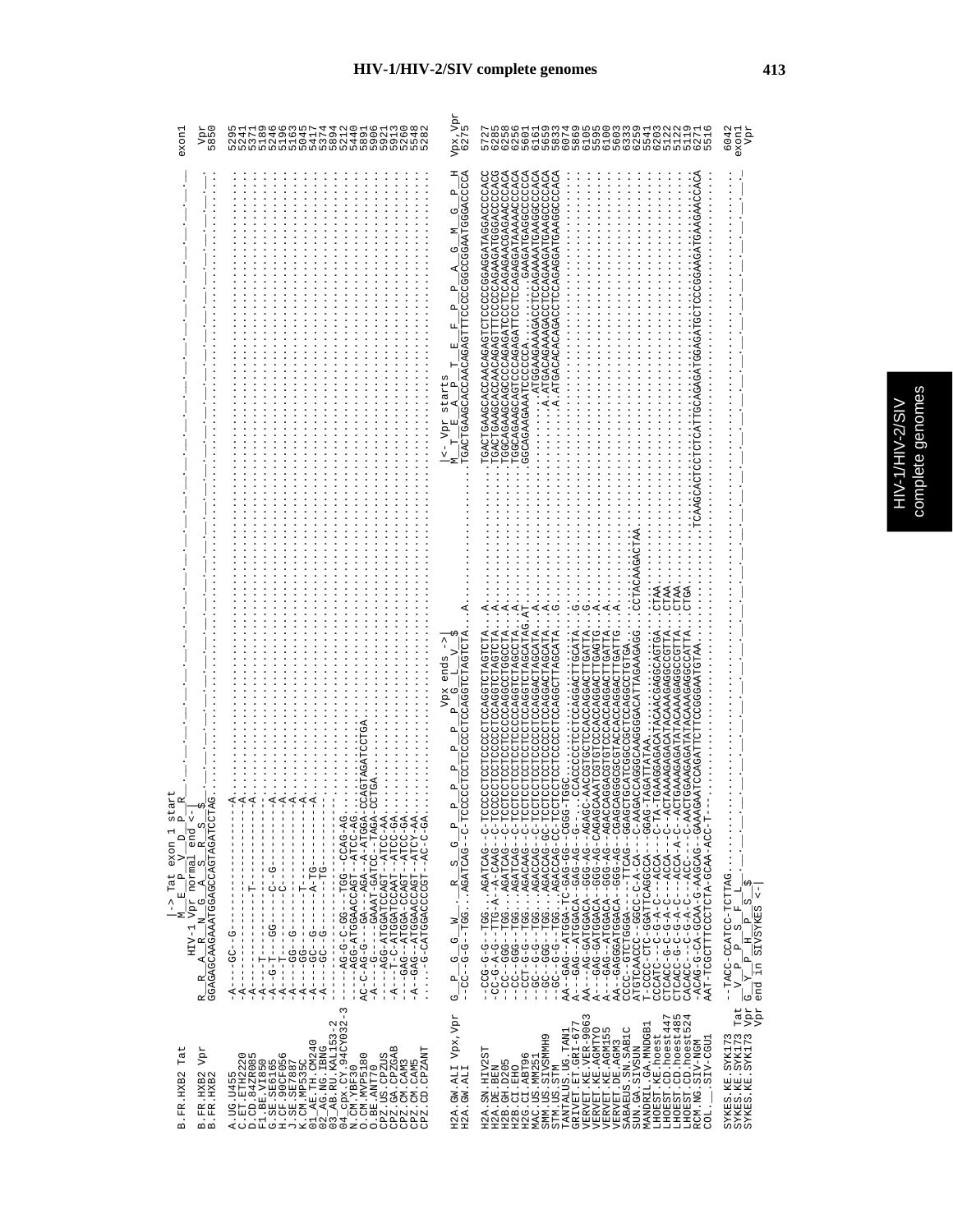# HIV-1/HIV-2/SIV complete genomes

```
                    |-> Tat exon 1 start
                    M  E  P  V  D  P  R
              HIV-1 Vpr normal end <-|
B.FR.HXB2 Tat  R  R  A  R  N  G  A  S  R  S  $                                                                                                                                      exon1
B.FR.HXB2 Vpr                                                                                                                                                                        Vpr
B.FR.HXB2     GGAGAGCAAGAAATGGAGCCAGTAGATCCTAG....................................................................................................................................   5850

A.UG.U455      -A----GC--G-------------A.........................................................................................................................................   5295
C.ET.ETH2220   -A----------------------A.........................................................................................................................................   5241
D.CD.84ZR085   -A----------T-----------A.........................................................................................................................................   5371
F1.BE.VI850    -A---T------------------A.........................................................................................................................................   5189
G.SE.SE6165    -A-G-T---GG-----C--G----A.........................................................................................................................................   5246
H.CF.90CF056   -A---T-----------C------A.........................................................................................................................................   5196
J.SE.SE7887    -A----GG--G-------------A.........................................................................................................................................   5163
K.CM.MP535C    -A----GG----------T-----A.........................................................................................................................................   5045
01_AE.TH.CM240 -A----G---------A-TG----A.........................................................................................................................................   5417
02_AG.NG.IBNG  -A----GC--G--------TG----..........................................................................................................................................   5374
03_AB.RU.KAL153-2 -A-------------------.............................................................................................................................................   5094
04_cpx.CY.94CY032-3 -----AG-G-C-GG--TGG--CCAG-AG......................................................................................................................   5212
N.CM.YBF30     -----AGG-ATGGAACCAGT--ATCC-AG.....................................................................................................................................   5440
O.CM.MVP5180   AC-C-AG-G---GA--AGA--A-ATGGA-CCAGTAGATCCTGA.......................................................................................................................   5891
O.BE.ANT70     -A---G----GAAAT-GATCC--TAGA-CCTGA.................................................................................................................................   5906
CPZ.US.CPZUS   -----AGG-ATGGATCCAGT--ATCC-AA.....................................................................................................................................   5921
CPZ.GA.CPZGAB  -A---T-C-ATGGATCCAAT--ATCC-GA.....................................................................................................................................   5913
CPZ.CM.CAM3    -A---GAG--ATGGA-CCAGT--ATCC-GA....................................................................................................................................   5260
CPZ.CM.CAM5    -A---GAG--ATGGACCAGT--ATCC-AA.....................................................................................................................................   5548
CPZ.CD.CPZANT  -A---G-CATGGACCCGT--AC-C-GA.......................................................................................................................................   5282

                                                                Vpx ends ->|         |<- Vpr starts
H2A.GW.ALI Vpx,Vpr  G  P  G  G  W  .  R  S  G  P  P  P  P  P  G  L  V  $           M  T  E  A  P  T  E  F  P  P  A  G  M  G  P  H   Vpx,Vpr
H2A.GW.ALI     --CC-G-G--TGG..AGATCAG--C-TCCCCCTCTCCCCCTCCAGGTCTAGTCTA..A.........TGACTGAAGCACCAACAGAGTTTCCCCGGCCGGAATGGGACCCA   6275

H2A.SN.HIV2ST  --CCG-G-G--TGG...AGATCAG--C-TCCCCCTCTCCCCCTCCAGGTCTAGTCTA..A.........TGACTGAAGCACCAACAGAGTCTCCCCGGAGGATAGGACCCCACC   5727
H2A.DE.BEN     --CC-G--G--TTG-A--A-CAAG--C-TCCCCCTCTCCCCCTCCAGGTCTAGTCTA..A.........TGACTGAAGCACCAACAGAGTTTCCCCAGAAGATGGGACCCACG   6265
H2B.CI.D205    --CC--GGG--TGG...AGATCAG--C-TCCCCTCCTCCCCCTCCAGGCTCTAGCCTA..A........TGGCAGAAGCAGCCCCAGAGATTCCTCCAGAGGATAGGAACCCACA   6258
H2G.CI.EHO     --CC--GGG--TGG...AGATCAG--C-TCCTCCTCTCCCCCAGGTCTAGCCTA..A............TGGCAGAAGCAGTCCCAGAGATTCCTCCAGAGGATAAAAACCCACA   6256
H2G.CI.ABT96   --CCT-G-G--TGG...AGACAAG--C-TCCTCCTCTCCTCCAGGTCTAGCATAG.AT...........GGCAGAAGAAATCCCCCA...........GAAGATGAGGCCCCCA   5601
MAC.US.MM251   --GC--G-G--TGG...AGACCAG--C-TCCTCCTCTCCCCCTCCAGGACTAGCATA..A............................ATGGAAGAAAGACCTCCAGAAAATGAAGGCCCACA   6161
SMM.US.SIVSMMH9 --GC--GGG--TGG...AGACCAG--GC-TCCTCCTCTCCCCCTCCAGGACTAGCATA..A.........................A.ATGACAGAAAGACCTCCAGAAGATGAAGGCCCACA   5659
STM.US.STM     --GC--G-G--TGG...AGACCAG--CC-TCCTCCTCTCCCCCTCCAGGCTTAGCATA..G..........................A.ATGACACAGACCTCCAGAGGATGAAGGCCCACA   5833
TANTALUS.UG.TAN1 AA--GAG--ATGGA-TC-GAG-GG--CGGG-TGGC................................................................................   6074
GRIVET.ET.GRI-677 A---GAG--ATGGACA--GAG-AG--G...CCACCCCTCCTCCCACCAGGACTTGCATA..G....................................................   5869
VERVET.KE.VER-9063 A---AG-GATGGACA--GGG-AG--AGAGC-AACCGTCCCTCCCACCAGGACTTGATTA..G..................................................   6105
VERVET.KE.AGMTYO A---GAG-GATGGACA--GGG-AG-CAGAGCAAATCGTGTCCCACCAGGACTTGAGTG..A....................................................   5595
VERVET.KE.AGM155 A---GAG--ATGGACA--GGG-AG--AGACCAGGACGTGTCCCACCAGGACTTGATTA..A.....................................................   6100
VERVET.DE.AGM3 AA--GAGGGATGGACA--GGG-AG--CGAGCAGGGCGCGTACCACCAGGACTTGATTG..A.....................................................   5603
SABAEUS.SN.SAB1C CCCC--GTCTGGGA----TTCAG--GGAGCTGCATCGGCCGCTCCAGGCCTGTGA.........................................................   6333
SUN.GA.SIVSUN  ATGTCAACCC--GGCC-C-A-CA--C-AAGACCAGGGCAAGGGGACATTAGAAGAGG..CCTACAAGACTAA..........................................   6259
MANDRIL.GA.MNDGB1 T-CCCC-CTC-GGATTCAGGCCA--GGAG-TAGATTATAA.........................................................................   5541
LHOEST.KE.hoest CCCATC---C-G-A-C---ACCA---C-TA-TGAAGGAGACATACAACGAGGCAGTGA..CTAA....................................................   6203
LHOEST.CD.hoest447 CTCACC-G-C-G-A-C---ACCA---C-ACTAAAAGAGACATACAAAGAGGCGTTA..CTAA.................................................   5122
LHOEST.CD.hoest485 CTCACC-G-C-G-A-C---ACCA-A-C--ACTGAAAGAGATATACAAAGAGGCGTTA..CTAA................................................   5122
LHOEST.CD.hoest524 CACACC---C-G-A-C---ACC---C-AACTGGAAGAGATATACAAAGAGGCCATTA..CTGA................................................   5119
RCM.NG.SIV-NGM -ACAG-G-CA-GCAA-G-AAGCAG--GAAAGAATCCAGATTCTTCCGGGAATGTAA..........................TCAAGCACTCCTCATTGCAGAAGATGGAGATGCTCCCGGAAGATGAAGAACCACA   6271
COL.__.SIV-CGU1 AAT-TCGCTTTCCCTCTA-GCAA-ACC-T--......................................................................................   5516

SYKES.KE.SYK173 Tat  --TACC-CCATCC-TCTTAG.......................................................................................................   6042
SYKES.KE.SYK173 Vpr  G  V  P  H  P  S  F  L                                                                                                       exon1
SYKES.KE.SYK173 Vpr  end in SIVSYKES <-|  S  $                                                                                                    Vpr
```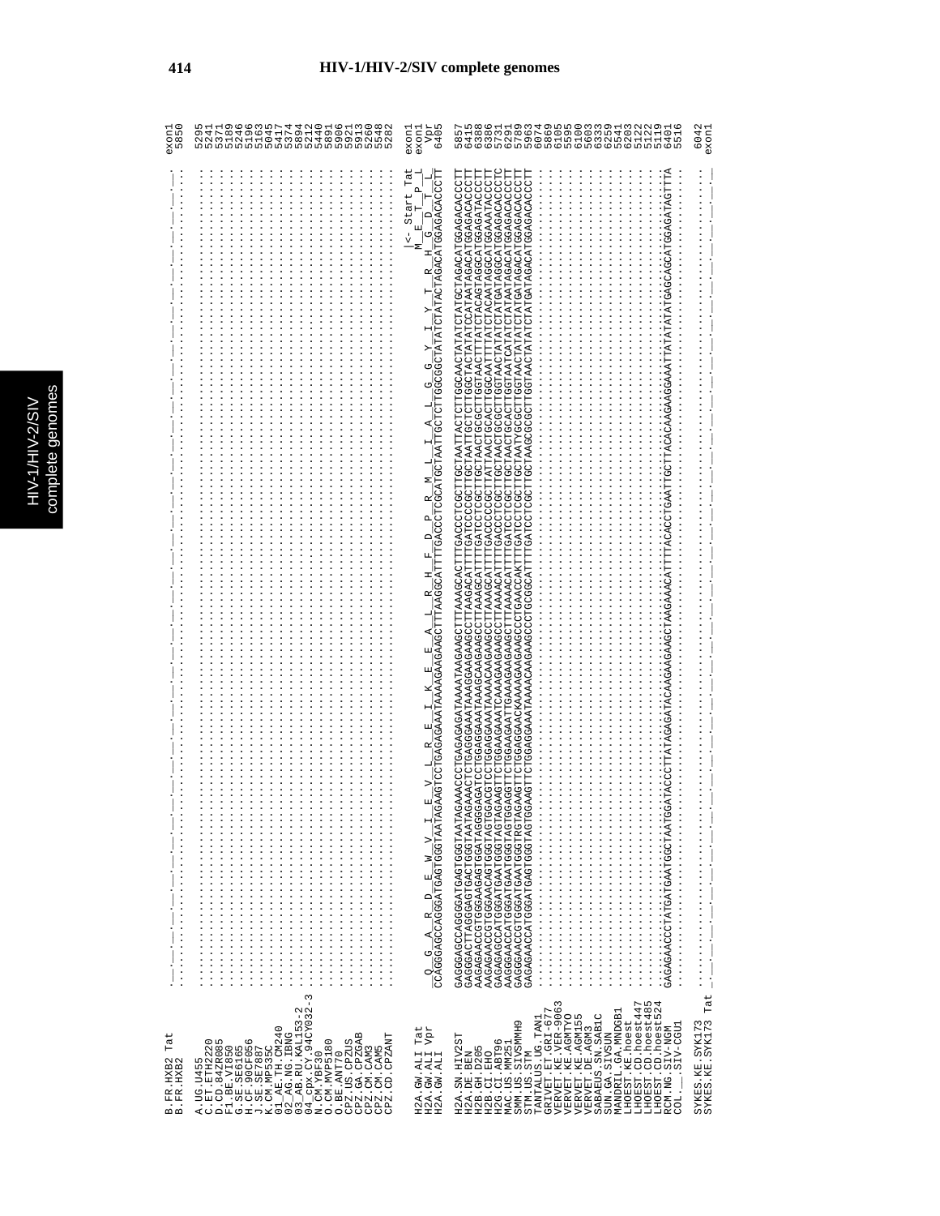# HIV-1/HIV-2/SIV complete genomes

```
B.FR.HXB2 Tat        -_-_-_-_-_-_-_-_-_-_-_-_-_-_-_-_-_-_-_-_-_-_-_-_-_-_-_-_-_-_-_-_-_-_-_-_-_-_-_-_-_-_-_-_-_-_-_-_-_-_-_-_-_-_-_-_-_-_-_-_-_-_-_-_-_   exon1
B.FR.HXB2            .....................................................................................................................................   5850

A.UG.U455            .....................................................................................................................................   5295
C.ET.ETH2220         .....................................................................................................................................   5241
D.CD.84ZR085         .....................................................................................................................................   5371
F1.BE.VI850          .....................................................................................................................................   5189
G.SE.SE6165          .....................................................................................................................................   5246
H.CF.90CF056         .....................................................................................................................................   5196
J.SE.SE7887          .....................................................................................................................................   5163
K.CM.MP535C          .....................................................................................................................................   5045
01_AE.TH.CM240       .....................................................................................................................................   5417
02_AG.NG.IBNG        .....................................................................................................................................   5374
03_AB.RU.KAL153-2    .....................................................................................................................................   5894
04_cpx.CY.94CY032-3  .....................................................................................................................................   5212
N.CM.YBF30           .....................................................................................................................................   5440
O.CM.MVP5180         .....................................................................................................................................   5841
O.BE.ANT70           .....................................................................................................................................   5906
CPZ.US.CPZUS         .....................................................................................................................................   5921
CPZ.GA.CPZGAB        .....................................................................................................................................   5913
CPZ.CM.CAM3          .....................................................................................................................................   5260
CPZ.CM.CAM5          .....................................................................................................................................   5548
CPZ.CD.CPZANT        .....................................................................................................................................   5282

                                                                                                                               |<- Start Tat
H2A.GW.ALI Tat        Q  G  A  R  D  E  W  V  I  E  V  L  R  E  I  K  E  E  A  L  R  H  F  D  P  R  M  L  I  A  L  G  G  Y  I  Y  T  R  H  G  D  T  L   exon1
H2A.GW.ALI Vpr                                                                                                                 M  E  T  P  L   exon1
H2A.GW.ALI           CCAGGGAGCCAGGGATGAGTGGGTAATAGAAGTCCTGAGAGAAATAAAAGAAGAAGCTTTAAGGCATTTTGACCCTCGCATGCTAATTGCTCTTGGCGGCTATATCTATACTAGACATGGAGACACCCTT   Vpr
                                                                                                                                         6405

H2A.SN.HIV2ST        GAGGGAGCCAGGGGATGAGTGGGTAATAGAAACCCTGAGAGAGATAAAATAAGAAGCTTTAAAGCACTTTGACCCTCGCTTGCTAATTACTCTTGGCAACTATATCTATGCTAGACATGGAGACACCCTT   5857
H2A.DE.BEN           GAGGGACTTAGGGAGTGACTGGGTAATAGAAACTCTGAGGGAAATAAAGGAAGAAGCCTTAAGACATTTTGATCCCCGCTTGCTAATTGCTCTTGGCTACTATATCCATAATAGACATGGAGACACCCTT   6415
H2B.GH.D205          AAGAGAACCGTGGGAAGAGTGGATAGGGGAGATCCTGGAGGAAATAAAGCAAGAAGCCTTAAAGCATTTTGATCCTCGCTTGCTAACTGCGCTTGGTAACTTTATCTACAGTAGGCATGGAGATACCCTT   6388
H2B.CI.EHO           AAGAGAACCGTGGGAACAGTGGGTAGTGGACGTCCTGGAGGAAATAAAACAAGAAGCTTTAAAACATTTTGACCCTCGCTTGCTAACTGCACTTGGCAATTTTATCTACAATAGGCATGGAGAAATACCCTT   6386
H2U.CI.ABT96         GAGAGAGCCATGGGATGAATGGGTAGTAGAAGTTCTGGAAGAAATCAAAGAAGAAGCTTTAAAACATTTTGACCCTCGCTTATTAACTGCACTTGGTAACTATATCTATGATAGGCATGGAGACACCCTC   6331
MAC.US.MM251         AAGGGAACCATGGGATGAATGGGTAGTGGAGGTTCTGGAAGAATTGAAAGAAGAAGCTTTAAAACATTTTGATCCTCGCTTGCTAACTGCACTTGGTAATCATATCTATAATAGACATGGAGACACCCTT   6291
SMM.US.SIVSMMH9      GAGGGAACCGTGGGATGAATGGGTRGTAGAAGTTCTGGAGGAACKAAAAGAAGAAGCCCTGAACCAKTTTGATCCTCGCTTGCTAATYGCGCTTGGTAACTATATCTATGATAGACATGGAGACACCCTT   5789
STM.US.STM           GAGAGAACCATGGGATGAGTGGGTAGTGGAAGTTCTGGAGGAAATAAAACAAGAAGCCCTGCGGCATTTTGATCCTCGCTTGCTAAGCGCGCTTGGTAACTATATCTATGATAGACATGGAGACACCCTT   5963
TANTALUS.UG.TAN1     .....................................................................................................................................   6074
GRIVET.ET.GRI-677    .....................................................................................................................................   5869
VERVET.KE.VER-9063   .....................................................................................................................................   6105
VERVET.KE.AGM155     .....................................................................................................................................   5595
VERVET.KE.AGMTYO     .....................................................................................................................................   6100
VERVET.DE.AGM3       .....................................................................................................................................   5603
SABAEUS.SN.SAB1C     .....................................................................................................................................   6333
SUN.GA.SIVSUN        .....................................................................................................................................   6259
MANDRIL.GA.MNDGB1    .....................................................................................................................................   5541
LHOEST.KE.hoest      .....................................................................................................................................   6203
LHOEST.CD.hoest447   .....................................................................................................................................   5122
LHOEST.CD.hoest485   .....................................................................................................................................   5122
LHOEST.CD.hoest524   .....................................................................................................................................   5119
RCM.NG.SIV-NGM       GAGAGAACCCTATGATGAATGGCTAATGGATACCCTTATAGAGATACAAGAAGAAGCTAAGAAACATTTTACACCTGAATTGCTTACACAAGAAGGAAATTATATATATGAGCAGCATGGAGATAGTTTA   6401
COL.__.SIV-CGU1      .....................................................................................................................................   5516

SYKES.KE.SYK173      .....................................................................................................................................   6042
SYKES.KE.SYK173 Tat  -_-_-_-_-_-_-_-_-_-_-_-_-_-_-_-_-_-_-_-_-_-_-_-_-_-_-_-_-_-_-_-_-_-_-_-_-_-_-_-_-_-_-_-_-_-_-_-_-_-_-_-_-_-_-_-_-_-_-_-_-_-_-_-_-_   exon1
```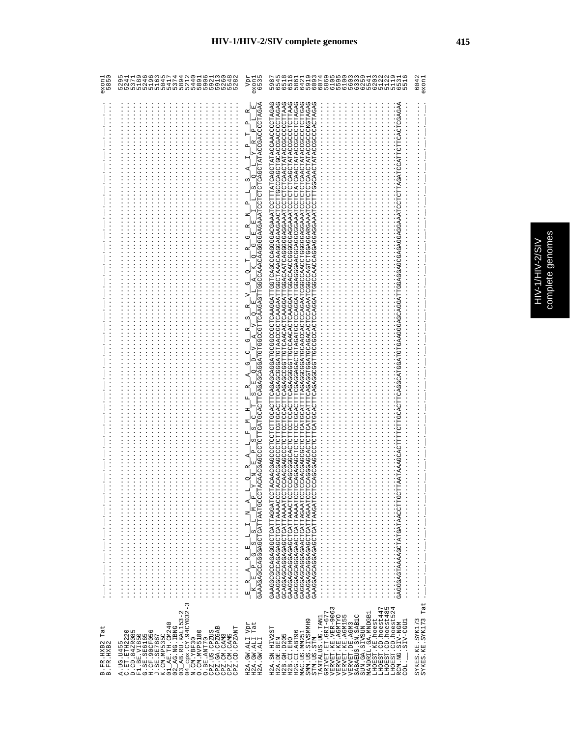# HIV-1/HIV-2/SIV complete genomes

```
B.FR.HXB2 Tat        |____|____|____|____|____|____|____|____|____|____|____|____|____|____|____|____|____|____|  exon1
B.FR.HXB2            ..................................................................................................  5850

A.UG.U455            ..................................................................................................  5295
C.ET.ETH2220         ..................................................................................................  5241
D.CD.84ZR085         ..................................................................................................  5371
F1.BE.VI850          ..................................................................................................  5189
G.SE.SE6165          ..................................................................................................  5246
H.CF.90CF056         ..................................................................................................  5196
J.SE.SE7887          ..................................................................................................  5163
K.CM.MP535C          ..................................................................................................  5045
01_AE.TH.CM240       ..................................................................................................  5417
02_AG.NG.IBNG        ..................................................................................................  5374
03_AB.RU.KAL153-2    ..................................................................................................  5894
04_cpx.CY.94CY032-3  ..................................................................................................  5212
N.CM.YBF30           ..................................................................................................  5440
O.CM.MVP5180         ..................................................................................................  5491
O.BE.ANT70           ..................................................................................................  5906
CPZ.US.CPZUS         ..................................................................................................  5921
CPZ.GA.CPZGAB        ..................................................................................................  5913
CPZ.CM.CAM3          ..................................................................................................  5260
CPZ.CM.CAM5          ..................................................................................................  5548
CPZ.CD.CPZANT        ..................................................................................................  5282

H2A.GW.ALI Vpr        E  R  A  R  E  L  I  N  A  L  Q  R  A  L  F  M  H  F  R  A  G  C  G  R  S  R  V  G  Q  T  R  G  R  N  P  L  S  A  I  P  T  P  R   Vpr
H2A.GW.ALI Tat       _K__E__P__G__S__S__L__M__P__Y__N__E__P__S__C__T__S__E__Q__D__V__A__V__Q__E__L__A__K__Q__G__E__E__I__L__S__Q__L__Y__R__P__L__E_  exon1
H2A.GW.ALI           GAAAGAGCCAGGGAGCTCATTAATGCCCTACAACGAGCCCTCTTCATGCACTTCAGAGCAGGATGTGGCCGTTCAAGAGTTGGCCAAACAAGGGGAAGAAATCCTCTCTCAGCTATACCGACCCCTAGAA  6535

H2A.SN.HIV2ST        GAAGGCGCCAGAGAGGCTCATTAGGATCCTACAACGAGCCCTCCTCTTGCACTTCAGAGCAGGATGCGGCCGCTCAAGGATTGGTCAGCCCAGGGGACGAAATCCTTTATCAGCTATACCAACCCCTAGAG  5987
H2A.DE.BEN           GAAGGCGCCAGAGAGCTCATTAAAACCCTACAACGAGCCCTCTTGTGCACTTCAGAGCGGGATGTAACCGCTCAAGAATTGGCTAAACAAGGAGAAGAACTCCTTGCCCAGCTGCACCGACCCCTAGAG  6545
H2B.GH.D205          GCAGGAGCAGGAGAGCTCATTAAAATCCTCCAACGAGCCCTCTTCCTCCACTTCAGAGCCGCGGTTGTCAACACTCAAGGATTGGACAATCAGGGGAGGAAATCCTCTCTCAACTATACCGCCCCTTAAG  6518
H2B.CI.EHO           GAAGGAGCAGGAGAGCTCATTAAACTCCTCCAGCGGGCACTCTTCCTCCACTTCAGAGGGGGTTGCCAACACTCAAGGATTGGACAACCGGGGGAGGAAATCCTCTCTCAGCTATACCGCCCCTCTTAAG  6516
MAC.US.MM142         GAGGGAGCAGGAGAACTCATTAGAATCCTGCAGAGAGCTCTCTTCCTGCACTTTCGAGGAGGATGTAGATACTCCAGGATTGGAGGGACCGAGGCGGAAATCCTCTCTATCAACTATACCGCCCCTAGAG  5861
MNE.US.MNE027        GAGGGAGCAGGAGAACTCATTAGAATCCTCCAACGAGCGCTCTTCATGCATTTAAGAGGCGGATGCAAACACTCCAGAATCGGCCAACCTGGGGGAGGAAATCCTCTCTCAACTATACCGCCCCTCTTAGAG  6411
SMM.US.SIVSMMH9      GAAGGAGCAGGAGAGCTCATTAGAATCCTCCAGGGAGCACTCTTCATCCATTTCAGAGGTGGATGCAGACACTCCAGAATCGGCCAGTCTGGAGGARGAAATCCTCTCTCAACTATACCGCCCKGTAGAG  5919
STM.US.STM           GAAGGAGCAGGAGAGCTCATTAAGATCCTCCAGCGAGCCCTCTTCATGCACTTCAGAGGCGGTTGCCGCCACTCCAGGATTGGCCAACCAGGAGGAGGAAATCCTTTGGCAACTATACCGCCCCACTAGAG  6093
TANTALUS.UG.TAN1     ..................................................................................................  6074
GRIVET.ET.GRI-677    ..................................................................................................  5869
VERVET.KE.VER-9063   ..................................................................................................  6105
VERVET.KE.AGMTYO     ..................................................................................................  5595
VERVET.KE.AGM155     ..................................................................................................  6100
VERVET.DE.AGM3       ..................................................................................................  5603
SABAEUS.SN.SAB1C     ..................................................................................................  6333
SUN.GA.SIVSUN        ..................................................................................................  6259
MANDRIL.GA.MNDGB1    ..................................................................................................  5541
LHOEST.KE.hoest      ..................................................................................................  6203
LHOEST.CD.hoest447   ..................................................................................................  5122
LHOEST.CD.hoest485   ..................................................................................................  5122
LHOEST.CD.hoest524   ..................................................................................................  5119
RCM.NG.SIV-NGM       GAGGGAGTAAAAGCTATGATAACCTTGCTTAATAAAGCACTTTTCTTGCACTTCAGGCATGGATGTGAAGGGAGCAGGATTGGAGGAGCGAGGAGGAGAAATCCTCTTAGATCCATTCTTCACTCGAGAA  6531
COL.__.SIV-CGU1      ..................................................................................................  5516

SYKES.KE.SYK173 Tat  |____|____|____|____|____|____|____|____|____|____|____|____|____|____|____|____|____|____|  6042
SYKES.KE.SYK173      ..................................................................................................  exon1
```

HIV-1/HIV-2/SIV complete genomes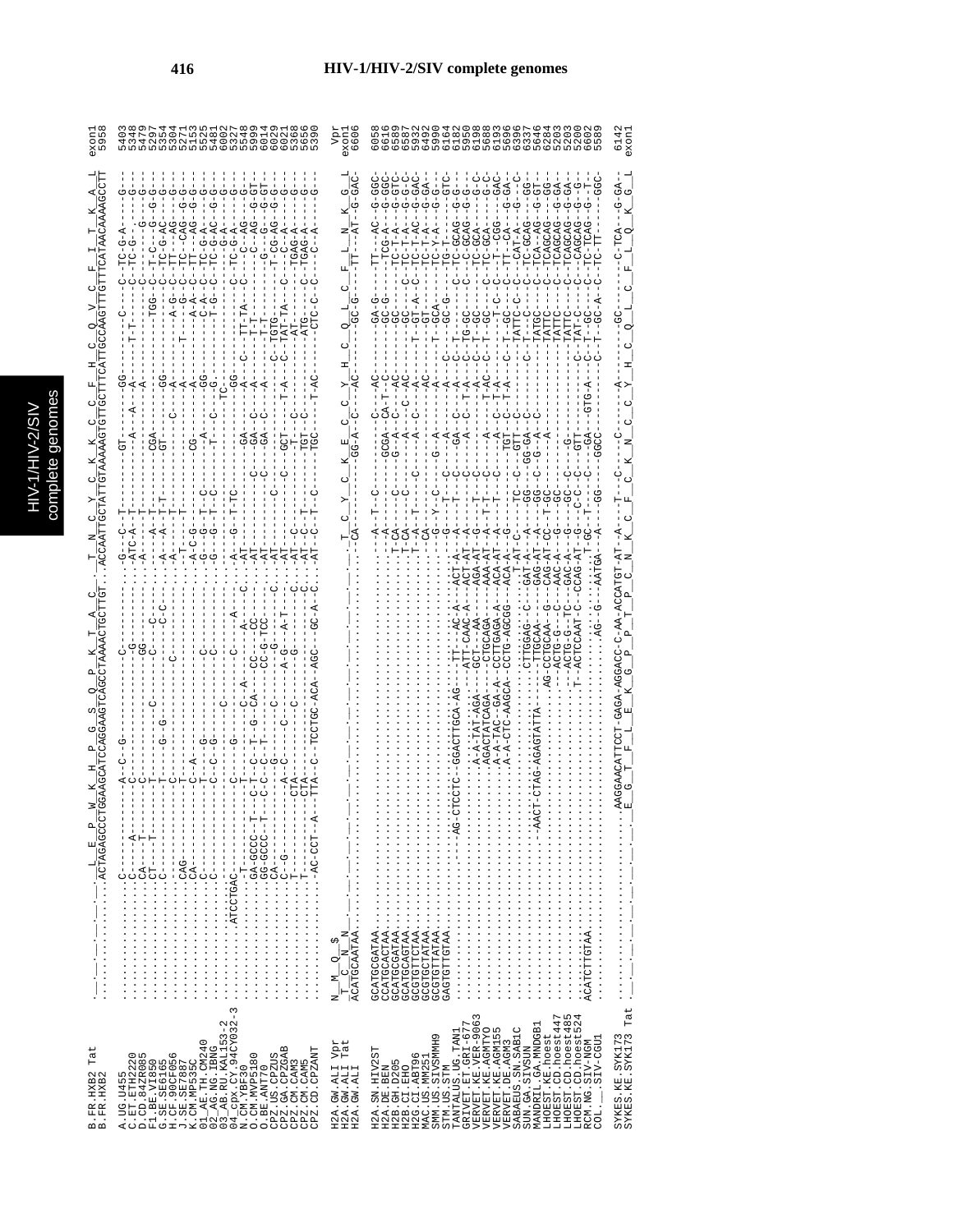# HIV-1/HIV-2/SIV complete genomes

```
B.FR.HXB2 Tat      ._._._._._._._._._.L__E__P__W__K__H__P__G__S__Q__P__K__T__A__C.._T__N__C__Y__C__K__K__C__C__F__H__C__Q__V__C__F__I__T__K__A__L   exon1
B.FR.HXB2          . . . . . . . . . .ACTAGAGCCCTGGAAGCATCCAGGAAGTCAGCCTAAAACTGCTTGT..ACCAATTGCTATTGTAAAAAGTGTTGCTTTCATTGCCAAGTTTGTTTCATAACAAAAGCCTT   5958
```

```
N__M__Q__S
T__C__N__N
ACATGCAATAA
```

```
H2A.GW.ALI Vpr     Vpr
H2A.GW.ALI Tat     exon1
H2A.GW.ALI         6606
```

```
SYKES.KE.SYK173        6142
SYKES.KE.SYK173 Tat    exon1
```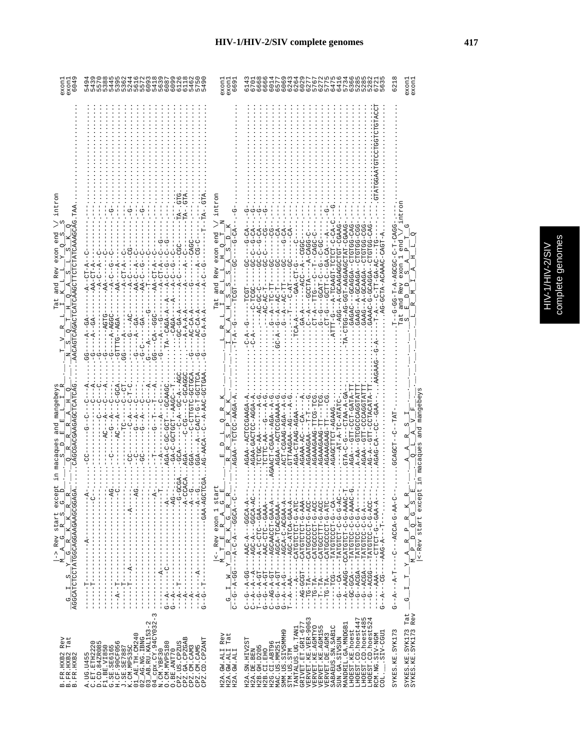# HIV-1/HIV-2/SIV complete genomes

```
                                   |-> Rev start except in macaques and mangebeys                        Tat and Rev exon end \/ intron
                                    M  A  G  R  S  G  D        S  D  E  E  L  I  R         T  V  R  L  I  K  L  L  Y  Q  S  S
B.FR.HXB2 Rev                   G  I  S  Y  G  R  K  K  R  R  Q  R  R  R  A  H  Q     N  S  Q  T  H  Q  A  S  L  S  K  Q
B.FR.HXB2 Tat
B.FR.HXB2          AGGCATCTCCTATGGCAGGAAGAAGCGGAGA.....CAGCGACGAAGAGCTCATCAG....AACAGTCAGACTCATCAAGCTTCTCTATCAAAGCAG.TAA.....    exon1
                                                                                                                                     exon1
                                                                                                                                     6049
```

(Sequence alignment continues for A.UG.U455, C.ET.ETH2220, D.CD.84ZR085, F1.BE.VI850, G.SE.SE6165, H.CF.90CF056, J.SE.SE7887, K.CM.MP535C, 01_AE.TH.CM240, 02_AG.NG.IBNG, 03_AB.RU.KAL153-2, 04_cpx.CY.94CY032-3, N.CM.YBF30, O.CM.MVP5180, O.BE.ANT70, CPZ.US.CPZUS, CPZ.GA.CPZGAB, CPZ.CM.CAM3, CPZ.CM.CAM5, CPZ.CD.CPZANT with positions 5494, 5439, 5570, 5388, 5445, 5395, 5362, 5244, 5616, 5572, 6093, 5418, 5639, 6087, 6099, 6126, 6118, 5462, 5750, 5490.)

```
                                    |<- Rev exon 1 start                                    Tat and Rev exon end \/ intron
                              Y  D  R  K  G  R  R     E  D  L  Q  R  K          L  R  L  I  R  L  L  H  Q  T  N
H2A.GW.ALI Rev               M  T  E  R  A  G  E       R  R  S  P  K  K        I  K  A  H  S  S  S  A  S  D  K    exon1
H2A.GW.ALI Tat            G  I  W                                                                                  exon1
H2A.GW.ALI         C-G-A-GG---A-C-A--GGCA-C-...AGAA-TCTCC-AAGA-A......-T-A-G---TCGT----GC---G-CA--.-G-...............  6691
```

(Sequence alignment continues for H2A.SN.HIV2ST, H2A.DE.BEN, H2B.GH.D205, H2B.CI.EHO, H2G.CI.ABT96, MAC.US.MM251, SMM.US.SIVSMMH9, STM.US.STM, TANTALUS.UG.TAN1, GRIVET.ET.GRI-677, VERVET.KE.VER-9063, VERVET.KE.AGMTYO, VERVET.KE.AGM155, VERVET.DE.AGM3, SABAEUS.SN.SAB1C, SUN.GA.SIVSUN, MANDRIL.GA.MNDGB1, LHOEST.KE.hoest, LHOEST.CD.hoest447, LHOEST.CD.hoest485, LHOEST.CD.hoest524, RCM.NG.SIV-NGM, COL.__.SIV-CGU1, SYKES.KE.SYK173 with positions 6143, 6701, 6686, 6666, 6014, 6577, 6069, 6243, 6264, 6029, 6227, 5767, 6272, 5775, 6475, 6416, 5734, 6366, 5285, 5285, 5282, 6721, 5635, 6218.)

```
                                                                                        Tat and Rev exon 1 end \/ intron
SYKES.KE.SYK173 Tat    G  I  T  Y  A  R  P  R  K  R     A  A  R  S  T        S  E  D  S  A  P  T  G    exon1
SYKES.KE.SYK173 Rev          M  P  D  Q  G  S  E     Q  L  A  V  F         L  R  M  I  A  H  L  Q      exon1
                        |<-Rev start except in macaques and mangebeys
```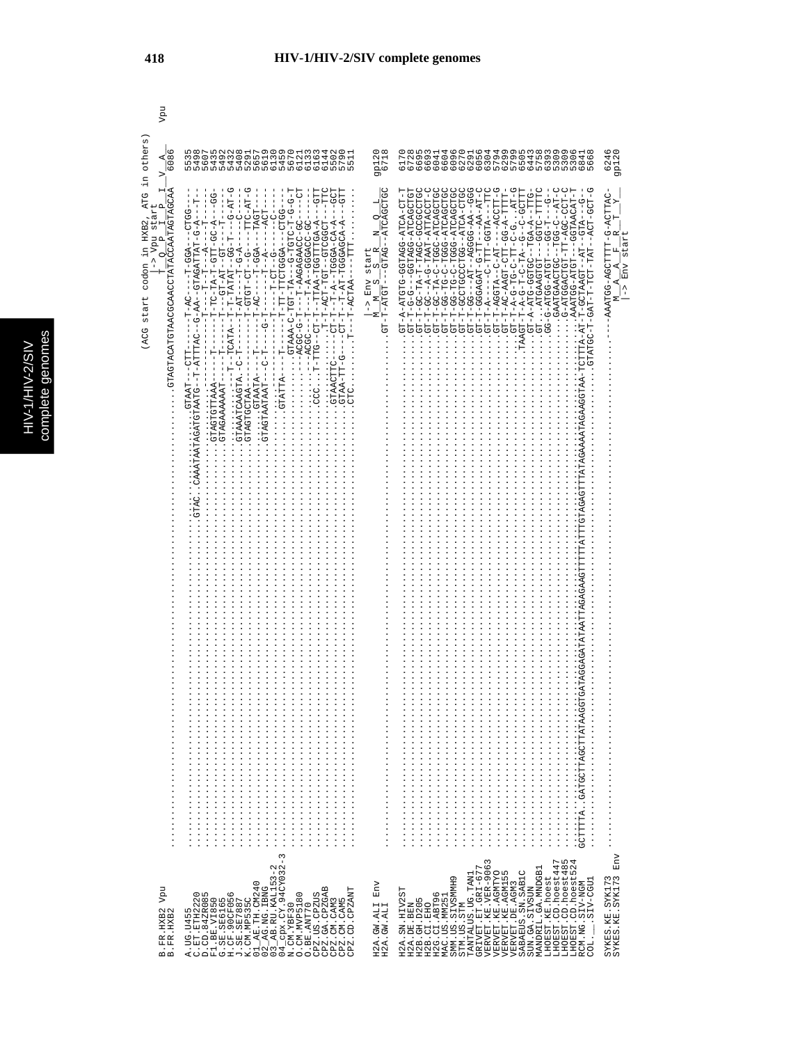```
                                                                       (ACG start codon in HXB2, ATG in others)
                                                                                      |-> Vpu start
                                                                                      T  Q  P  I  P  I  V  A        Vpu
B.FR.HXB2 Vpu
B.FR.HXB2          ..................................................GTAGTACATGTAACGCAACCTATACCAATAGTAGCAA  6086

A.UG.U455          ..............................................GTAAT--CTT-----T-AC---T-GGA--CTGG---   5535
C.ET.ETH2220       ........GTAC.CAAATAATAGATGTAATG-T-ATTTAC-G-AA-GTAGATTAT-G-A---T--             5498
D.CD.84ZR085       ..............................................---------T-TC-T--T----A----T----   5607
F1.BE.VI850        ..............................................GTAGTGTTAAA------T--GTT-GC-A---GG-  5435
G.SE.SE6165        ..............................................GTAGAAAAAAT----T---GT-AT--GT---T-----  5492
H.CF.90CF056       ..............................................-----------T--TCATA-T-T-TATAT--GG-T---G-AT-G  5432
J.SE.SE7887        ..............................................GTAAATCAAGTA.-C-T---T-AT---T-G-A---C----  5408
K.CM.MP535C        ..............................................GTAGTGCTAA---------T-GTGT-CT--G---TTC-AT-G  5291
01_AE.TH.CM240     ..............................................GTAATA----T-----T-AC---T-GGA--TAGT---  5657
02_AG.NG.IBNG      ..............................................GTAGTAATAAT---C-T----G-T---T--A----ACT---  5619
03_AB.RU.KAL153-2  ..............................................-------------T-----T--CT----T--A----T-----  6130
04_cpx.CY.94CY032-3 .............................................GTATTA-----T-----T-TT-TTCTGGGA---CTGG---  5670
N.CM.YBF30         ..............................................GTAAA-C-TGT-TA---G-TGTC-T-G-T  6121
O.CM.MVP5180       ..............................................ACGC-G-T---T-AAGAGAACC-GC---CT  6133
O.BE.ANT70         ..............................................ACGC---T---T-A--GGGACC-GC------  6163
CPZ.US.CPZUS       ..............................................CCC..T-TTG--CT-T--TTAA-TGGTTTGA-A--GTT  6144
CPZ.GA.CPZGAB      ..............................................-T-T-ACT-TGT--GTCGGCT---TTC  5502
CPZ.CM.CAM3        ..............................................GTAACTTC-----CT-T--T-A--TGGGA-CA-A---GCT  5790
CPZ.CM.CAM5        ..............................................GTAA-TT-G----CT-T--T-AT-TGGGAGCA-A---GTT  5511
CPZ.CD.CPZANT      ..............................................CTC........T---T-ACTAA---TTT.......

                                                                                   |-> Env start
                                                                                   M  M  S  R  N  Q  L   gp120
H2A.GW.ALI Env
H2A.GW.ALI         ..................................................GT-T-ATGT--GTAG-ATCAGCTGC  6718

H2A.SN.HIV2ST      ..................................................GT-A-ATGTG-GGTAGG-ATCA-CT-T  6170
H2A.DE.BEN         ..................................................GT-T-G-G--GGTAGG-ATCAGCTGT  6728
H2B.GH.D205        ..................................................GT-T-GC-TA-T-TAGC-GCCCCTGC  6693
H2B.CI.EHO         ..................................................GT-T-GC--G-TAAT-ATTACCT-C  6041
H2G.CI.ABT96       ..................................................GT-T-GC-TA-C-TGGC-ATCAGCTGC  6604
MAC.US.MM251       ..................................................GT-T-GG-TG-C-TGGG-ATCAGCTGC  6096
SMM.US.SIVSMMH9    ..................................................GT-T-GG-TG-C-TGGG-ATCAGCTGC  6270
STM.US.STM         ..................................................GT-T-GCCTGCCTGG--ATCA-CTGC  6291
TANTALUS.UG.TAN1   ..................................................GT-T-GG---AT--AGGG-AA-GGG  6056
GRIVET.ET.GRI-677  ..................................................GT-T-GGAGAT-G-TT--AA-AT-C  6304
VERVET.KE.VER-9063 ..................................................GT-T-A-----C-TTT-GGTA--TTC  5704
VERVET.KE.AGMTYO   ..................................................GT-T-AGGTA--C-AT---ACCTT-G  6299
VERVET.KE.AGM155   ..................................................GT-T-AC-AAGT-CTT-GG-A-TTTT-  5799
VERVET.DE.AGM3     ..................................................GT-T-A-G-TG-C-TT-C-G..-AT-G  6505
SABAEUS.SN.SAB1C   ..................................................TAAGT-T-A-G-T-C-TA--G--C-GCTT  6443
SUN.GA.SIVSUN      ..................................................GT-A-ATG-GGTGC--TGA-A--TTG-  5758
MANDRIL.GA.MNDGB1  ..................................................GT...ATGAAGTGT---GGTC-TTTTC  6393
LHOEST.KE.hoest    ..................................................GG-G-ATGG-ATGT---GG-T---G--  5309
LHOEST.CD.hoest447 ..................................................GAATGAACTGC--TGG-C--AT-C  5309
LHOEST.CD.hoest485 ..................................................G-ATGGACTGT--TT-AGC-CCT-C  5306
LHOEST.CD.hoest524 ..................................................AAATGG-ATGT---GGTAACAT-T  6841
RCM.NG.SIV-NGM     GCTTTTA.GATGCTTAGCTTATAAGGTGATAGGAGATATAATTAGAGAAGTTTTATTTGTAGAGTTTATAGAAAATAGAAGGTAA-TCTTTA-AT-T-GCTAAGT--AT--GTA---G--  5668
COL.__.SIV-CGU1    ..................................................GTATGC-T-GAT-T-TCT-TAT--ACT-GCT-G

SYKES.KE.SYK173 Env                                                                  M  A  F  R  T  Y
SYKES.KE.SYK173    ..................................................----AAATGG-AGCTTTT-G-ACTTAC-  6246
                                                                            |-> Env start          gp120
```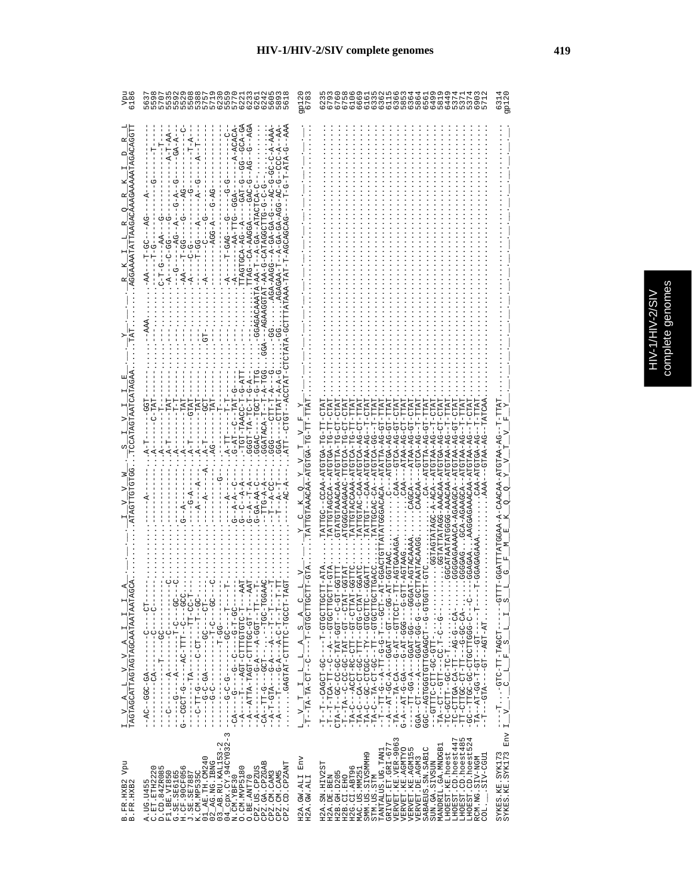```
                 I  V  A  L  V  V  A  I  I  I  A                 I  V  V  W     S  I  V  I  I  E     Y        R  K  I  L  R  Q  R  K  I  D  R  L
B.FR.HXB2 Vpu    TAGTAGCATTAGTAGTAGCAATAATAATAGCA...............ATAGTTGTGTGG...TCCATAGTAATCATAGAA....TAT........AGGAAAATATTAAGACAAAGAAAAATAGACAGGTT   Vpu
B.FR.HXB2                                                                                                                                          6186

A.UG.U455        --AC--GGC-GA--------C-----CT----...............-----A------...A-T------GGT.....-AAA.........-AA---T-GC---AG-----A-----------------   5637
C.ET.ETH2220     -----------CA-------C-----C-----...............-------------...A-------C-TAT......................-T-G--------------G------------T-   5598
D.CD.84ZR085     ------------T-----GC------------...............-------------...A-----------.......................C-T-G---AA---G-----------------T--  5707
F1.BE.VI850      ---C-----A-----------C--------C-...............-------------...A-T------TAT......................-A--C-GG---G-------------A-T-AA-   5535
G.SE.SE6165      ---------G----A------T-C---GC---C..............G--A---------...A-----------......................--G---AG--A---G-A---G--------GA-A--  5529
H.CF.90CF056     G---CGCT-G----AC-TTT-C---GCC---...............-------------...A-T------TAT......................-AA---T-GG---G----AG----------------C  5508
J.SE.SE7887      ---------TA------T----TT-CC-T---...............----G-A------...A-T------GTAT.....................-A---C-G----------G-------------T-A--  5388
K.CM.MP535C      ---C-TT-G------C-CT---T--GC-----...............----A---A----...A--------TAT......................-A---T-GG---A-----A--G-------A--T---  5757
01_AE.TH.CM240   -----G-C-GA-------GC----CT-----...............-----A-------A..A-T------GCT.....GT..............-------------C------G----------------  5719
02_AG.NG.IBNG    -----G-C-------------T-C---GC---C..............-------------...AG--------TAT.......................-------AGG-A---G-AG---------------  6230
03_AB.RU.KAL153-2 --------------T-GG--------------...............------G------...-----------------.............................................................  5559
04_cpx.CY.94CY032-3 -----G-C-G-----GC---T---T--...............-------------...A-TT-----T-T-......................-A----T-GAG---G----G-G-------C-  5720
N.CM.YBF30       -CA----G----AGT-CTTTGTGC-T-GC--...............G--A-A--C----...A-TT---C--TAT-G---................-----------AA-TTG--GGA------A-ACACA-  6721
O.CM.MVP5180     --A-----A------CTTTGC---T---AAT...............G--A-A--C----...TGT-TAACC-T-G-ATT.........TTAGTGCA-AG-A-----GAT-G--GG---GCA-GA  6233
O.BE.ANT70       --A--ATTA-TAGT-CTTTGC-GT-T---AAT..............G--A--T-A----...GGGT-TA-TC-T-G-A--...........TTAG--CA-AAGGA----GAC-G--AG---G--AGA  6261
CPZ.US.CPZUS     -A------------G-A---A-GGT--TT--T-.............G-GA-AA-C----...GGAC----TGCT-G-TTG...GGAGACAAATA-AA-T--A-GA-ATACTCA-C-............  6242
CPZ.GA.CPZGAB    -CA--TT-G---GCT---.-..---TGC-TGGAAC...........--TTG-A-A----...GGATACA-T--T-A-TGG...GGA---AGAAGGTAT-AA-G-CATAGGCTTG-G-C-G.......  5605
CPZ.CM.CAM3      -A-T-GTA----G-A-----A---T---T----T............--T-A-CC-----...GGG----CTT-T-A---G.....-GG..........AGA-AAGG--A-GA-GA-G---AC-G-GC-C-A-AAA-  5893
CPZ.CM.CAM5      -A------T---G-A--A-C-T---T-TT....-----------..--T--A--T----...GGA----CTTAT-A-A-G.....-GG.........AGAGAA-T--A-GA-GA-AGG-AC-G---CCC-A--AA-  5618
CPZ.CD.CPZANT    -.......GAGTAT-CTTTTC-TGCCT-TAGT..............--C--AC-A----...ATT--CTG--ACCTAT-CTCTATA-GCTTTATAAA-TAT-T-AGCAGCAG---T-G-T-ATA-G--AAA

                 L  V  T  I  L  L  A  S  A  C  L  V           Y  C  K  Q  Y  V  T  V  F  Y
H2A.GW.ALI Env   -T--TA-TA-CT--C---T-GTGCTTGCTT-GTA......TATTGTAAACAA-ATGTGA-TG-TT-TTAT..............................................................   gp120
H2A.GW.ALI                                                                                                                                         6783

H2A.SN.HIV2ST    -T--T--CAGCT-GC----T-GTGCTTGCTT-ATA.......TATTGC...CCAA-ATGTGA-TG-TT-CTAT........................................................   6235
H2A.DE.BEN       -T--T-TCA-TT--C--A--GTGCTTGCTT-GTA........TATTGTAGCCA-ATGTGA-TG-TT-CTAT.......................................................   6793
H2B.GH.D205      CTA-T--GC-CC-GC-TAT-GGT--C-GT-GGTTT.......GTATGTAAACAA-ATGTTA-TG-CT-CTAT.....................................................   6760
H2B.CI.EHO       -T--TA--C-CC-GC-TAT--GT--CTAT-GGTAT........ATGGCAAGAAC-TTGTCA-TG-CT-CTAT.....................................................   6758
H2G.CI.ABT96     -TA-C---ACCT-RC-CTT--GT-CTTAT-GGTTC.......TATTGTACCAAA-ATGTCA-TG-TT-TTAT.....................................................   6106
MAC.US.SIVMM251  -TA-C---CA-CT-GC--TT--GT-CTAT-GGATC........TATTGTAC-CAA-ATGTCA-AG-CT-CTAT....................................................   6669
SMM.US.SIVSMMH9  -TA-C--GC-CTGC--TY--GTGCTTC-GGATT..........TATTGT---CAA-ATGTAA-AG-CT-CTAT...................................................   6161
STM.US.STM       -TA-C--TA-CT-GC--TT--GTGCTTGCTTGACC.......TATTGCAC-CA--ATGTCA-GG--T-TTAT.....................................................   6335
TANTALUS.UG.TAN1 --T--T-G--A-TT-G-G-T---GCT--AT-GGACTGTTATATGGACACA--ATATTA-AG-GT-TTAT.....................................................   6362
GRIVET.ET.GRI-677 --A--AT-GC-A---GGAT--GT---GG-AT-GGTAAC........C----ATGTGA-AG-GT-TTAT....................................................   6115
VERVET.KE.VER-9063 -TA----TA-CA--G-AT--GTTCCT--TT-AGTGAAAGA.......CAA--GTCA-AG-GT-CTAT..................................................   6366
VERVET.KE.AGMTYO G-A--AT-G-GA---G-AT-GGG--G-GTT-AGTAAG.........CAA----ATAA-AG-CT-TTAT..................................................   5853
VERVET.KE.AGM155 -----TT-GG-A---GGAT-GG---GGGAT-AGTACAAAA.....CAGCA---ATAA-AG-GT-CTAT..................................................   5364
VERVET.DE.AGM3   GGA--CT---A---GGAT-GG-G-G-GCTTAATACAAGG.....CAACAA---GTCA-AG-GT-TTAT..................................................   5864
SABAEUS.SN.SAB1C GGC--AGTGGGTGTTGGAGCT-G-GTGGTT-GTC............CA--ATGTAA-AG-GT-TTAT...................................................   6561
SUN.GA.SIVSUN    --GTTTC-CTT-GC-GTT--..........GGTAGTATAGC-A-ACA--ATGTAA-AG--T-CTAT...............................................   6499
MANDRIL.GA.MNDGB1 -TA--CT--GTT---CC-T--C--G-........GGTATTATAGG-AAACAA-ATGTGA-AG-CT-CTAT.............................................   5819
LHOEST.KE.hoest  -TC-GCTT--GC-TC-T.............GGCATAATATGGGG-AAACAA-ATGTAA-AG--T-TTAT.............................................   6449
LHOEST.CD.hoest447 -TC-CTTGA-CA-TT--AG-G--CA-.......GGGGAGAAAACA-AGAAGCA--ATGTAA-AG-GT-CTAT........................................   5374
LHOEST.CD.hoest485 -TC-CTTGC-CT-TT--G-GC-CA-........GGGGAG...GCA-AGAAGCA--ATGTAA-AG--T-TTAT.........................................   5371
LHOEST.CD.hoest524 -GC--CTTGC-GC-CTGCTTGGG-C--C---.GGAGAA...AAGGAGAAACAA-ATGTAA-AG--T-CTAT.........................................   5374
RCM.NG.SIV-NGM   -TA--AT-GG-T-GT---T---T---T-GGAGAGAAA........CAA-ATGTGA-AG--T-TTAT.............................................   6903
COL.__.SIV-CGU1  -T---GTA----GT--AGT-AT.............................AAA---GTAA-AG---TATCAA..........................................   5712

SYKES.KE.SYK173  ---T...-GTC-TT-TAGCT------GTTT-GGATTTATGGAA-A-CAACAA-ATGTAA-AG--T-TTAT.............................................   6314
SYKES.KE.SYK173 Env I  V     C  L  F  S  L  I  S  L  G  F  M  E  K  Q  Q  Y  V  T  V  F  Y                                              gp120
```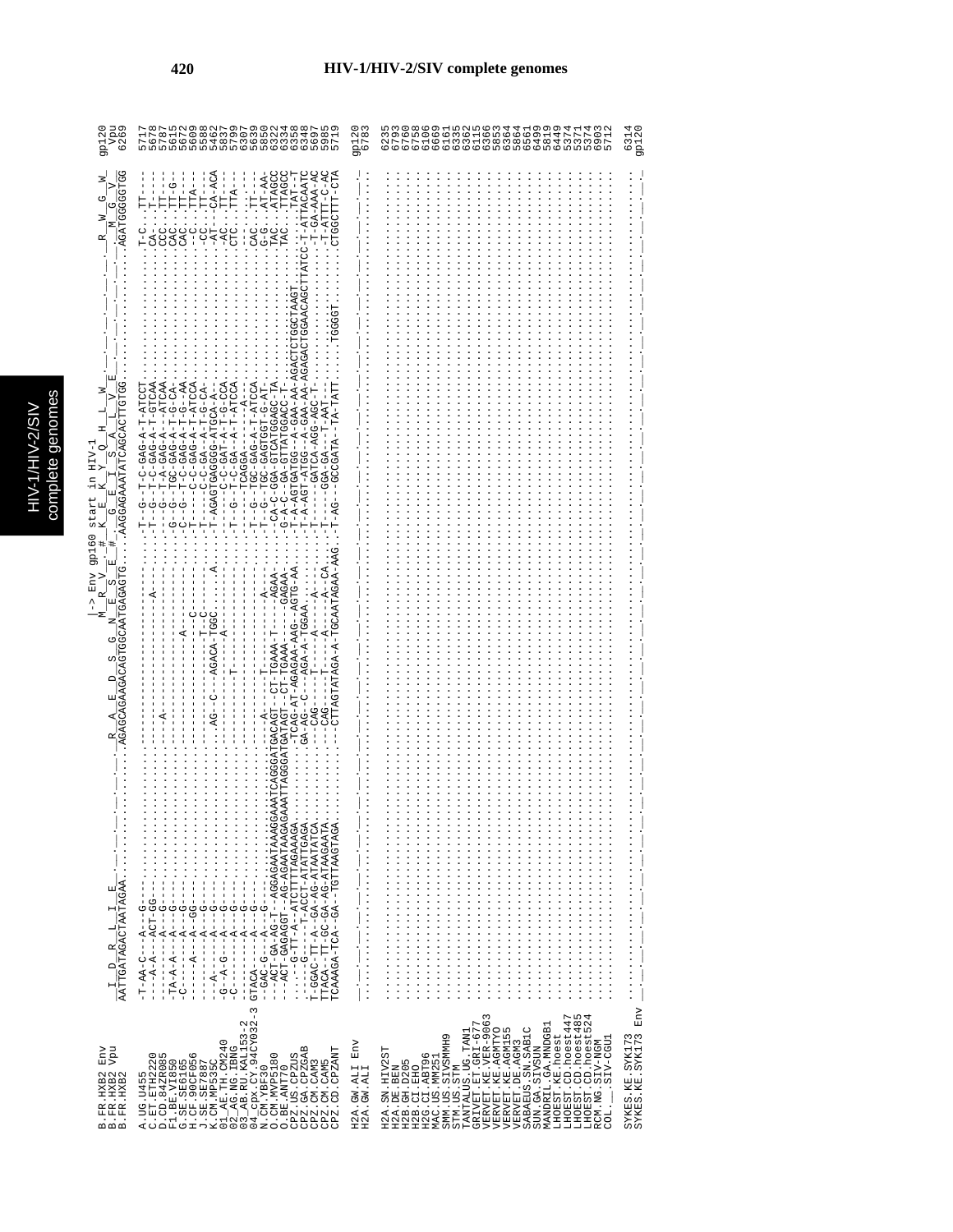```
                                                                    |-> Env gp160 start in HIV-1
B.FR.HXB2 Env                                                       M  R  V  #  K  E  K  Y  Q  H  L  W              R  W  G  W       gp120
B.FR.HXB2 Vpu           I  D  R  L  I  E  .  .  .  .  .  R  A  E  D  S  G  N  E  S  E  #  G  E  I  S  A  L  V  E          M  G  V       Vpu
B.FR.HXB2               AATTGATAGACTAATAGAA.............AGAGCAGAAGACAGTGGCAATGAGAGTG...AAGGAGAAATATCAGCACTTGTGG.............AGATGGGGGTGG    6269

A.UG.U455               -T-AA-C---A---G---..............-----------------------------...-T--G--T-C-GAG-A-T-ATCCT............T-C..TT----    5717
C.ET.ETH2220            ----A-A---ACT-GG--..............-----------------------A-----...-T--G--T-C-GAG-A-T-GTCAA............CA-..T-----    5678
D.CD.84ZR085            ----------A---G---..............----A------------------------...-T--G--T-A-GAG-A---ATCAA............CCC..TT-G--    5787
F1.BE.VI850             -TA-A-A---A---G---..............-----------------------------...-G--G--T-C-GAG-A-T-G-CA-............CAC..TT-G--    5615
G.SE.SE6165             -C--------A---G---..............---------------A--------------...-G--G--T-C-GAG-A-T-G--AA............CAC..TTA---    5672
H.CF.90CF056            -------A---A---GG--..............-----------------C-----------...-T-----C-C-GAG-A-T-ATCCA............--C..TT----    5609
J.SE.SE7887             ----------A---G---..............-----------------T--C---------...-T-----C-C-GA--A-T-G-CA-............-CC..TT----    5588
K.CM.MP535C             ---A------A---G---..............AG--C---AGACA-TGGC.....A......-T-AGAGTGAGGGG-ATGCA-A--............-AT-..CA-ACA    5462
01_AE.TH.CM240          -G--A-G---A---G---..............-----------------A-----------...---------C-C-GAT-A-T-G-CCA............-AC..TT----    5837
02_AG.NG.IBNG           -C--------A---G---..............--------T--------------------...-T--G--T-C-GA---A-T-ATCCA............CTC..TTA---    5799
03_AB.RU.KAL153-2       ----------A---G---..............-----------------------------...----------TCAGGA-----A--............---..T-----    6307
04_cpx.CY.94CY032-3     GTACA-----A---G---..............-----------------------------...-T--G--TGC-GAG-A-T-ATCCA............CAC..TT----    5639
N.CM.YBF30              --GAC-G---A---G---..............-----T-----------A-----------...-T--G--TGC-GAGTGGT-AT-AT-............G-G..AT-AA-    5850
O.CM.MVP5180            ---ACT-GA-AG-T--AGGAGAATAAAGGAAATCAGGGATGACAGT--CT-TGAAA-T----AGAA-...-CA-C--GGA-GTCATGGAGC-TA............TAC..ATAGCC    6322
O.BE.ANT70              ---ACT-GAGAGGT---AG-AGAATAAGAGAAATTAGGGATGATAGT--CT-TGAAA-----GAGAA-...-G-A-C--GA-GTTATGGACC-T-............TAC..TTAGCC    6334
CPZ.US.CPZUS            ------G-TT-A--ATCTTTTAGAAAGA.........-TCAG-AT-AGAGAA-AAG--AGTG-AA...-T-A-AGTGATGG--A-GAA-AA-AGACTCTGGCTAAGT.....TAT--T    6358
CPZ.GA.CPZGAB           ----G----T-ACCT-ATATTGAGA.........GA-AG--C---AGA-A-TGGAA.......-T-A-AGT-ATGG--A-GAA-AA-AGAGACTGGAACAGCTTATCC-T-ATTACAATC    6348
CPZ.CM.CAM3             T-GGAC-TT-A--GA-AG-ATAATATCA.........---CAG-----T-----A-----A-----...-T------GATCA-AGG-AGC-T-.............-T-GA-AAA-AC    5697
CPZ.CM.CAM5             TTACA--TT-GC-GA-AG-ATAAGAATA.........---CAG-----T-----A------A--CA-...-T-----GGA-GA---T-AAT--.............-T-ATTT-C-AC    5985
CPZ.CD.CPZANT           TCAAAGA-TCA--GA--TGTTAAGTAGA.........---CTTAGTATAGA-A-TGCAATAGAA-AAG.-T-AG--GCCGATA--TA-TATT......TGGGGT.....CTGGCTTT-CTA    5719

H2A.GW.ALI Env          ...................................................................................................................        gp120
H2A.GW.ALI              ...................................................................................................................        6783

H2A.SN.HIV2ST           ...................................................................................................................        6235
H2A.DE.BEN              ...................................................................................................................        6793
H2B.GH.D205             ...................................................................................................................        6760
H2B.CI.EHO              ...................................................................................................................        6758
H2G.CI.ABT96            ...................................................................................................................        6186
MAC.US.MM251            ...................................................................................................................        6669
SMM.US.SIVSMMH9         ...................................................................................................................        6161
STM.US.STM              ...................................................................................................................        6335
TANTALUS.UG.TAN1        ...................................................................................................................        6362
GRIVET.ET.GRI-677       ...................................................................................................................        6115
VERVET.KE.VER-9063      ...................................................................................................................        6366
VERVET.KE.AGMTYO        ...................................................................................................................        5853
VERVET.KE.AGM155        ...................................................................................................................        6364
VERVET.DE.AGM3          ...................................................................................................................        5864
SABAEUS.SN.SAB1C        ...................................................................................................................        6561
SUN.GA.SIVSUN           ...................................................................................................................        6499
MANDRIL.GA.MNDGB1       ...................................................................................................................        5819
LHOEST.KE.hoest         ...................................................................................................................        6449
LHOEST.CD.hoest447      ...................................................................................................................        5374
LHOEST.CD.hoest485      ...................................................................................................................        5371
LHOEST.CD.hoest524      ...................................................................................................................        5374
RCM.NG.SIV-NGM          ...................................................................................................................        6903
COL.__.SIV-CGU1         ...................................................................................................................        5712

SYKES.KE.SYK173         ...................................................................................................................        6314
SYKES.KE.SYK173 Env     ...................................................................................................................        gp120
```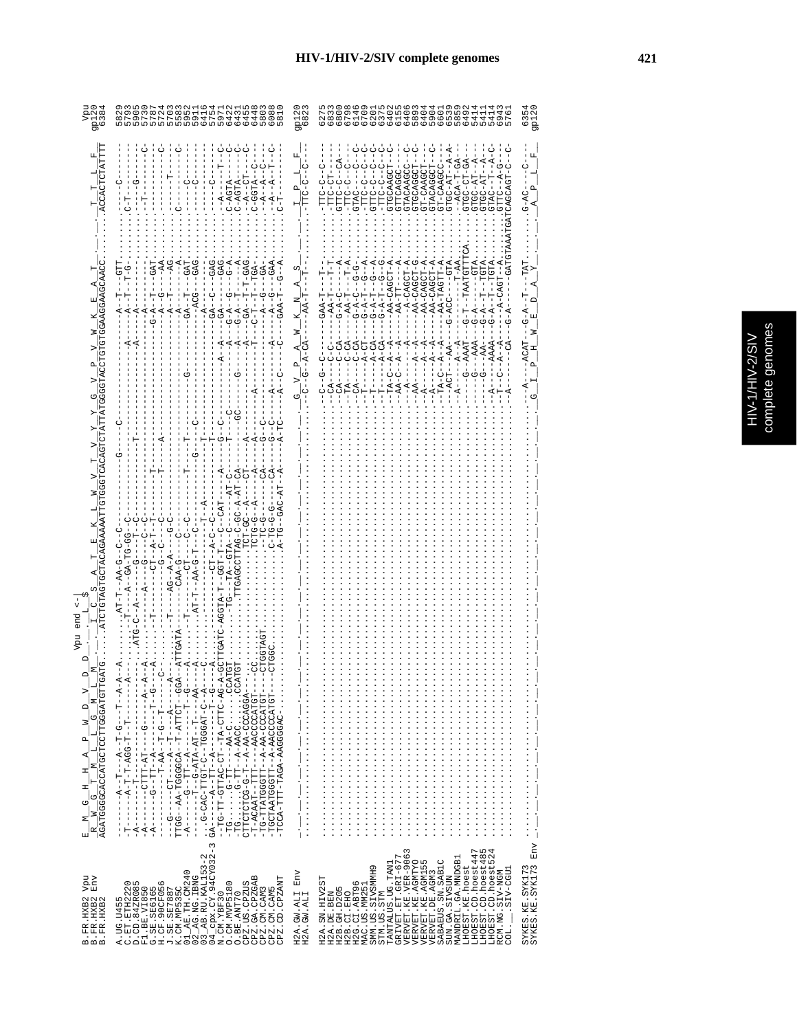# HIV-1/HIV-2/SIV complete genomes

```
                                                         Vpu end <-|
B.FR.HXB2 Vpu         E__M__G__H__H__A__P__W__D__V__D__D__.___I__C__S______________________________________________________________________________ Vpu
B.FR.HXB2 Env         R__W__G__T__M__L__L__G__M__L__M__.___L__L__$__A__T__E__K__L__W__V__T__V__Y__Y__G__V__P__V__W__K__E__A__T__.__.__T__T__L__F_ gp120
B.FR.HXB2             AGATGGGGCACCATGCTCCTTGGGATGTTGATG.....ATCTGTAGTGCTACAGAAAAATTGTGGGTCACAGTCTATTATGGGGTACCTGTGTGGAAGGAAGCAACC......ACCACTCTATTTT 6384

A.UG.U455             ...
SYKES.KE.SYK173 Env   ...
```

| Sequence | Position |
|---|---|
| A.UG.U455 | 5829 |
| C.ET.ETH2220 | 5793 |
| D.CD.84ZR085 | 5905 |
| F1.BE.VI850 | 5720 |
| G.SE.SE6165 | 5787 |
| H.CF.90CF056 | 5724 |
| J.SE.SE7887 | 5703 |
| K.CM.MP535C | 5583 |
| 01_AE.TH.CM240 | 5952 |
| 02_AG.NG.IBNG | 5911 |
| 03_AB.RU.KAL153-2 | 6416 |
| 04_cpx.CY.94CY032-3 | 5754 |
| N.CM.YBF30 | 5771 |
| O.CM.MVP5180 | 6422 |
| O.BE.ANT70 | 6431 |
| CPZ.US.CPZUS | 6455 |
| CPZ.GA.CPZGAB | 6448 |
| CPZ.CM.CAM3 | 5803 |
| CPZ.CM.CAM5 | 6088 |
| CPZ.CD.CPZANT | 5810 |
| H2A.GW.ALI Env | gp120 |
| H2A.GW.ALI | 6823 |
| H2A.SN.HIV2ST | 6275 |
| H2A.DE.BEN | 6833 |
| H2B.GH.D205 | 6800 |
| H2B.CI.EHO | 6798 |
| H2G.CI.ABT96 | 6146 |
| MAC.US.MM251 | 6709 |
| SMM.US.SIVSMMH9 | 6201 |
| STM.US.STM | 6375 |
| TANTALUS.UG.TAN1 | 6402 |
| GRIVET.ET.GRI-677 | 6155 |
| VERVET.KE.VER-9063 | 6406 |
| VERVET.KE.AGMTYO | 5893 |
| VERVET.KE.AGM155 | 6404 |
| VERVET.DE.AGM3 | 5904 |
| SABAEUS.SN.SAB1C | 6601 |
| SUN.GA.SIVSUN | 6539 |
| MANDRIL.GA.MNDGB1 | 5859 |
| LHOEST.KE.hoest | 6492 |
| LHOEST.CD.hoest447 | 5414 |
| LHOEST.CD.hoest485 | 5411 |
| LHOEST.CD.hoest524 | 5414 |
| RCM.NG.SIV-NGM | 6943 |
| COL.__.SIV-CGU1 | 5761 |
| SYKES.KE.SYK173 | 6354 |
| SYKES.KE.SYK173 Env | gp120 |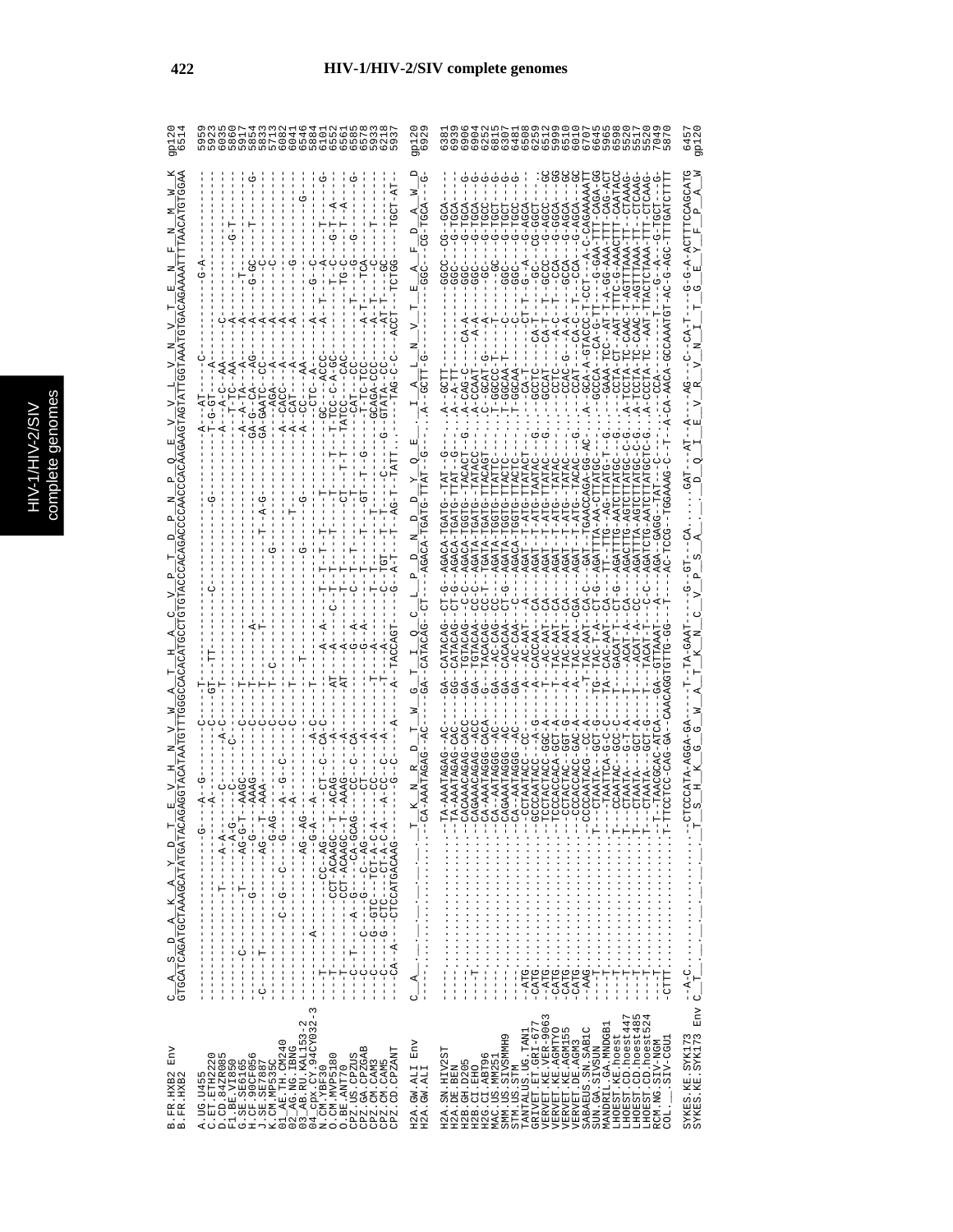```
B.FR.HXB2 Env        C__A__S__D__A__K__A__Y__D__T__E__V__H__N__V__W__A__T__H__A__C__V__P__T__D__P__N__P__Q__E__V__V__L__V__N__V__T__E__N__F__N__M__W__K    gp120
B.FR.HXB2            GTGCATCAGATGCTAAAGCATATGATACAGAGGTACATAATGTTTGGGCCACACATGCCTGTGTACCCACAGACCCCAACCCACAAGAAGTAGTATTGGTAAATGTGACAGAAAATTTTAACATGTGGAA    6514

A.UG.U455                                                                                                                                   5959
C.ET.ETH2220                                                                                                                                5923
D.CD.84ZR085                                                                                                                                6035
F1.BE.VI850                                                                                                                                 5860
G.SE.SE6165                                                                                                                                 5917
H.CF.90CF056                                                                                                                                5854
J.SE.SE7887                                                                                                                                 5833
K.CM.MP535C                                                                                                                                 5713
01_AE.TH.CM240                                                                                                                              6082
02_AG.NG.IBNG                                                                                                                               6041
03_AB.RU.KAL153-2                                                                                                                           6546
04_cpx.CY.94CY032-3                                                                                                                         5884
N.CM.YBF30                                                                                                                                  6101
O.CM.MVP5180                                                                                                                                6632
O.BE.ANT70                                                                                                                                  6561
CPZ.US.CPZUS                                                                                                                                6585
CPZ.GA.CPZGAB                                                                                                                               6578
CPZ.CM.CAM3                                                                                                                                 5933
CPZ.CM.CAM5                                                                                                                                 6218
CPZ.CD.CPZANT                                                                                                                               5937

H2A.GW.ALI Env       C__A__...T__K__N__R__D__T__W__G__T__I__Q__C__L__P__D__N__D__D__Y__Q__E__I__A__L__N__V__T__E__A__F__D__A__W__D    gp120
H2A.GW.ALI           ...CA-AAATAGAG--AC---GA--CATACAG--CT---AGACA-TGATG-TTAT--G--.A--GCTT-G------GGC--CG-TGCA---G-                   6929

H2A.SN.HIV2ST                                                                                                                               6381
H2A.DE.BEN                                                                                                                                  6939
H2B.GH.D205                                                                                                                                 6906
H2B.CI.EHO                                                                                                                                  6904
H2G.CI.ABT96                                                                                                                                6252
MAC.US.MM251                                                                                                                                6815
SMM.US.SIVSMMH9                                                                                                                             6307
STM.US.STM                                                                                                                                  6481
TANTALUS.UG.TAN1                                                                                                                            6508
GRIVET.ET.GRI-677                                                                                                                           6259
VERVET.KE.VER-9063                                                                                                                          6512
VERVET.KE.AGMTYO                                                                                                                            5999
VERVET.KE.AGM155                                                                                                                            6510
VERVET.DE.AGM3                                                                                                                              6010
SABAEUS.SN.SAB1C                                                                                                                            6707
SUN.GA.SIVSUN                                                                                                                               6645
MANDRIL.GA.MNDGB1                                                                                                                           5965
LHOEST.KE.hoest                                                                                                                             6598
LHOEST.CD.hoest447                                                                                                                          5520
LHOEST.CD.hoest485                                                                                                                          5517
LHOEST.CD.hoest524                                                                                                                          5520
RCM.NG.SIV-NGM                                                                                                                              7049
COL.__.SIV-CGU1                                                                                                                             5870

SYKES.KE.SYK173      --A-C.........CTCCCATA-AGGA-GA----T--TA-GAAT----G--GT---CA.....GAT---AT--A---AG---C---CA-T----G-G-A-ACTTCCAGCATG    6457
SYKES.KE.SYK173 Env  C__T__...T__S__H__K__G__G__W__A__T__K__N__C__V__P__S__A__.__.__D__Q__I__E__V__R__V__N__I__T__G__E__Y__F__P__A__W    gp120
```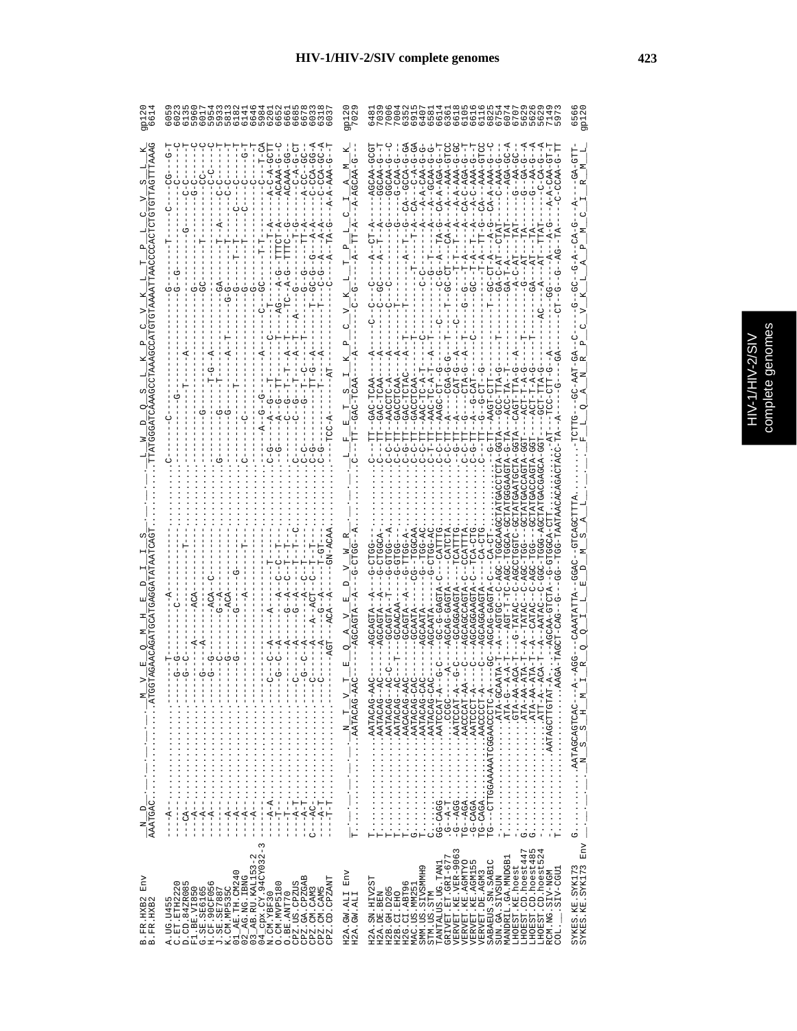# HIV-1/HIV-2/SIV complete genomes

```
B.FR.HXB2 Env          N  D                    M  V  E  Q  M  H  E  D  I  I  S                    L  W  D  Q  S  L  K  P  C  V  K  L  T  P  L  C  V  S  L  K    gp120
B.FR.HXB2              AAATGAC..............ATGGTAGAACAGATGCATGAGGATATAATCAGT..........TTATGGGATCAAAGCCTAAAGCCATGTGTAAAATTAACCCCACTCTGTGTTAGTTTAAAG  6614

H2A.GW.ALI Env         ...........N  T  V  T  E  Q  A  V  E  D  V  W  R                  L  F  E  T  S  I  K  P  C  V  K  L  T  P  L  C  I  A  M  K    gp120
H2A.GW.ALI             T..........AATACAG-AAC----AGCAGTA--A--G-CTGG--A.........C--TT--GAC-TCAA---A----C-G----A--TT-A---A-AGCAA-G--  7029

SYKES.KE.SYK173 Env    ...........N  S  S  H  M  I  R  Q  Q  I  L  E  D  M  S  A  L          F  L  Q  A  N  R  P  C  V  K  L  A  P  M  C  I  R  M  L    gp120
SYKES.KE.SYK173        G..........AATAGCAGTCAC---A--AGG---CAAATATTA--GGAC--GTCAGCTTTA.......TCTTG--GC-AAT-GA--C----G--GC--G-A--CA-G---A----GA-GTT-  6566
```

HIV-1/HIV-2/SIV complete genomes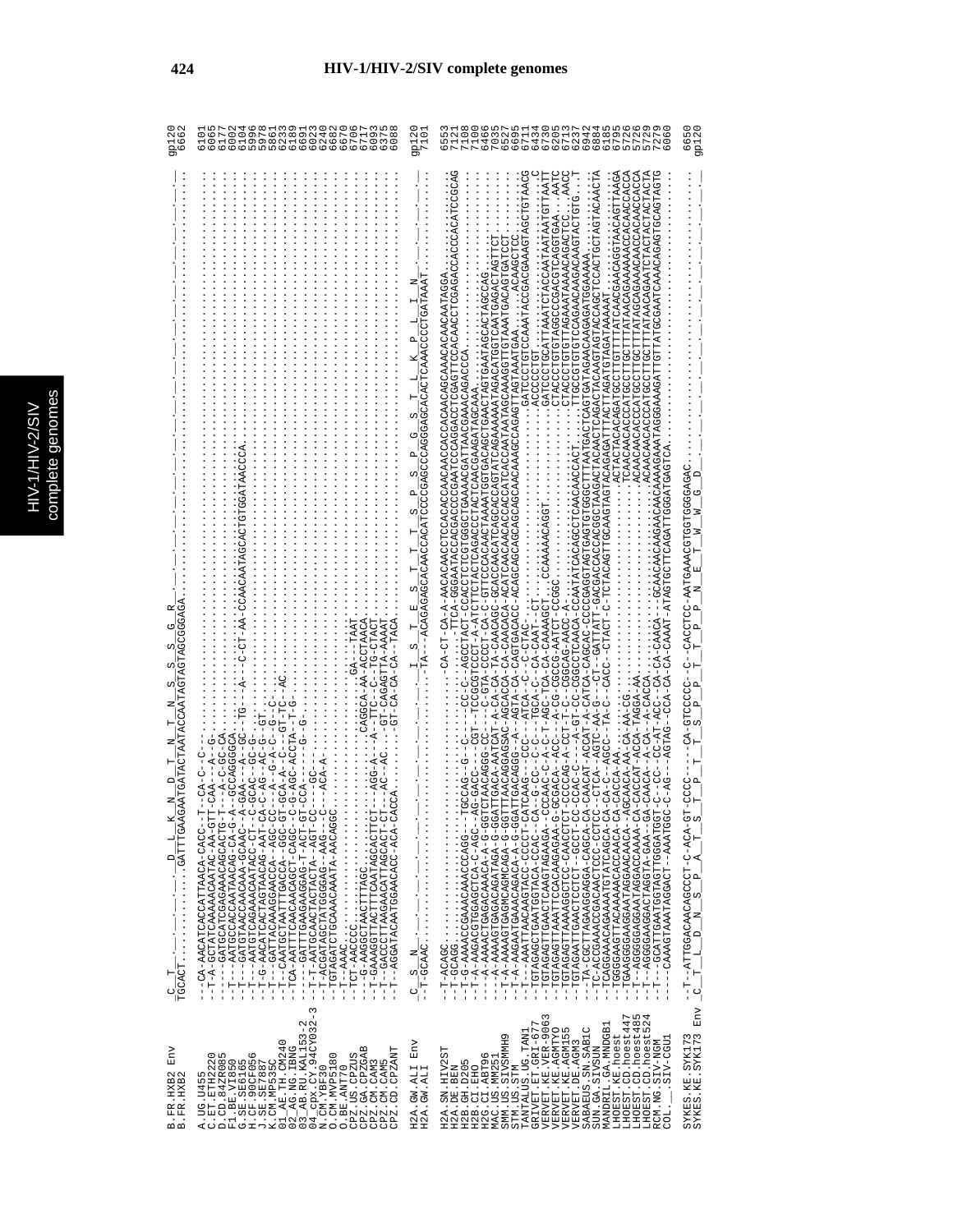# HIV-1/HIV-2/SIV complete genomes

```
B.FR.HXB2 Env       C  T  .  .  .  .  .  .  D  L  K  N  D  T  N  T  N  S  S  S  G  R                                           gp120
B.FR.HXB2           TGCACT..........GATTTGAAGAATGATACTAATACCAATAGTAGTAGCGGGAGA.                                                 6662

A.UG.U455           --CA-AACATCACCATTAACA-CACC--T--CA-C--C--                                                                   6101
C.ET.ETH2220        --T-A-GCTATCAAAAACAATAC-AA-GTT-CAA---A--G-                                                                  6065
D.CD.84ZR085        -----GATGCATCGAGAAACAGCACTG-T---A-C-GC-CA                                                                   6177
F1.BE.VI850         --T---AATGCCACCAATAAACAG-CA-G-A--GCCAGGGGCA                                                                 6002
G.SE.SE6165         --T---GATGTAACCAACAAA-GCAAC--A-GAA---A--GC--TG---A---C-CT-AA-CCAACAATAGCACTGTGGATAACCCA                     6104
H.CF.90CF056        --T---AATGTCAGAAACAATACC-CT--C-GCAC---GC-G-                                                                 5996
J.SE.SE7887         --T-G-AACATCACTAGTAACAG-AAT-CA-C-AG--AC-G--GT                                                               5978
K.CM.MP535C         --T---GATTACAAAGGAACCA--AGC-CC---A--G-A-C--G--C-                                                            5861
01_AE.TH.CM240      --T---CAATGCTAATTTGACCA--GGC-GT-GCA-A--C---GT-TC--AC                                                        6233
02_AG.NG.IBNG       --TCA-AATTTCAACAACAGCT-CAGC--C-G-AGC-ACCTA--T-G                                                             6189
03_AB.RU.KAL153-2   --T---GATTTGAAGAAGGAG-T-ACT-GT-CCA---------G--G-                                                            6691
04_cpx.CY.94CY032-3 --T-T-AATGCAACTACTACTA-AGT-CC-----GC-                                                                       6023
N.CM.YBF30          ---ACGATAGCTATGGGGAG--AAG--C-----ACA-A-                                                                     6240
O.CM.MVP5180        --TGTAGATCTGCAAACAAATA-AACAGGC                                                                              6622
O.BE.ANT70          --T---AAAC                                                                                                  6670
CPZ.US.CPZUS        --TCT-AACCCC...............................GA---TAAT                                                       6706
CPZ.GA.CPZGAB       --G-AAGGCTAACTTTAGC.......................CAGGCA-AA-ACCTAACA                                                6717
CPZ.CM.CAM3         --T-GAAAGGTTACTTTCAATAGCACTTCT---AGG-A---A--TTC--C--TG-CTACT                                                6093
CPZ.CM.CAM5         --T---GACCCTTAAGAACATTAGCACT-CT---AC--AC......GT-CAGAGTTA-AAAAT                                             6375
CPZ.CD.CPZANT       --T--AGGATACAATGGAACACC-ACA-CACCA..........GT-CA-CA-CA--TACA                                                6088

H2A.GW.ALI Env      C  S  N  .  .  .  .  .  .  .  .  .  .  .  .  .  I  S  T  E  S  T  T  S  P  S  P  G  S  T  L  K  P  L  I  N    gp120
H2A.GW.ALI          -T-GCAAC.................................TA---ACAGAGAGCACAACCACATCCCCGAGCCCAGGGAGCACACTCAAACCCCTGATAAAT.     7101

H2A.SN.HIV2ST       --T-ACAGC..........................-CA-CT-CA-A-AACACAACCTCCACACCAACAACCACCAACAACAGCAAACACAACAATAGGA.        6553
H2A.DE.BEN          --T-GCAGG...............................TTCA-GGGAATACCACGACCCGAATCCCAGGACCTCGAGTTCCACAACCTGAGACCCACCCATCCGCAG 7121
H2B.GH.D205         --T-G-AAAACCGAAACAAACCCAGG--TGCCAG--G--C--------CC-C--AGCCTACT-CCACCTCTCTGTGGGCTGAAAACGATTAACGAAACAGACCCA  7108
H2B.CI.EHO          --T-A-AAGACGTGGAGCTCA-C-AGC--AG-GACC-----CGT--TCCGCGTCCT-A-ATCTTCTACTCAGACCTCACTCAACGAAGATAGCAAA.         7100
H2G.CI.ABT96        ----A-AAAACTGAGACAAACA-A-G-GGTCTAACAGGG-CC---C-GTA-CCCT-CA-C-GTTCCCACAACTAAAATGGTGACAGCTGAACTAGTGAATAGCACTAGCCAG  6466
MAC.US.MM251        --T-A-AAAGTGAGACAGATAGA-G-GGATTCAACA-AACA--TTCA-CAACAGC-GCACCAACATCAGCACCAGTATCAGAAAAAAAAGACATGTCAATGAGACTAGTTCT  7605
SMM.US.SIVSMMH9     --T-A-AAAAGTGAGACAGACAGA-G-GGTTTAAACAGGAGSAC-AGCACCA-CA-CAACACA-ACATCAACAACACCACCATCACCAATAATAGCAAAGGTTGTAAATGACAGTGATCCT 6527
STM.US.STM          --T-A-AAGAATGAAACAGACA-A-G-GGATTGACAGGG--A--AGTA-CA-CAGTGACACC-ACAGCAGCAGCAGCAGCAACAAAGCCAGAGTTAGTAAATGAA....ACAAGCTCC.  6695
TANTALUS.UG.TAN1    --T---AAATTAACAAGTACC-CCCCT-CATCAAG---CCC---ATCA--C--C-CTAC-.............................GATCCCTGTCCAAATACCGACGAAAGTAGCTGTAACG 6711
GRIVET.ET.GRI-677   --TGTAGAGCTGAATGGTACA-CCAC--CA--G-CC--C-C---TGCA-C--CA-CAAT--CT......................ACCCCCTGT.  6434
VERVET.KE.VER-9063  --TGTAGAGTTGAACTCAAGTAGAAGA-CCCAAC-C-A-C-T-AGC-TCA-CA-CAAAAGCT...CCAAAAACAGGT.............GATCCCTGCATTAAATCTACCAATAATATGTTAATT 6730
VERVET.KE.AGMTYO    --TGTAGAGTTAAATTCCACAAGAGAA-G-GCGACA--ACC---A-CG-CGCCG-AATCT-CCGGC......................CTACCCTGTGTAGGCCGACGTCAGGTGAA...AATC  6205
VERVET.KE.AGM155    --TGTAGAGTTAAAAGCTCC-CAACCTCT-CCCCAG-A-CCT-T-CC--CGGCAG-AACC-A-..........................CTACCCTGTGTTAGAAATAAAACAGACTCC...AACC  6713
VERVET.DE.AGM3      --TGTAGAATTGAACTCTCCT--GCCT-CC-CCAC-C----A-GT-CC-CGGCCTCAACA-CCAATATCACAGCCTCAACAACCAACT...TTCCCCTGTCCAGAACAACAGACAAGTACTGTG...T  6237
SABAEUS.SN.SAB1C    --TA-CGCTTAGAAGGAGGA-CAGCA-CA-CAACAT-ACCAT-A-CATCA-CAGCAC-CCCGAGGTAGTGAGTGTGGCTTTAATGACTCAGTGATGATGAACAAGGAGGAAAAA..  6942
SUN.GA.SIVSUN       --TC-ACCGAAACCGACAACTCCC-CCTCC--CTCA--AGTC-AA-G---CT--GATTATT-GACGACCACCACGGCTAAGACTACAACTCAGACTACAAGTAGTACCAGCTCCACTGCTAGTAGCAACTA 6884
MANDRIL.GA.MNDGB1   --TCAGGAAACAGAAAATGTATCAGCA-CA-CA-C--AGCC--TA-C---CACC--CTACT-C-TCTACAGTTGCAAGTAGTACAGAGATTTACTTAGATGTAGATAAAAT.  6185
LHOEST.KE.hoest     --TGGGGAAGTTACAAAAACACCAACA-CA-CACCA-AA.................................ACTACTACACAGATGCCTTGTTTTATCAACGAACAGGTAACAGTTAAGA  6795
LHOEST.CD.hoest447  --TGAAGGGGAAGGAATAGGAACAACA--AGCAACA-AA-CA-AA-CG................................TCAACAACACCCATGCCTTGCTTTATACAGAAAAAACCACAACCACCA 5726
LHOEST.CD.hoest485  --T---AGGGGGAGGAATAGGACCAAAA-CA-CACCAT-ACCA-TAGGA-AA.......................ACAACAACACCCATGCCTTGCTTTATAGCAGAAACAACCAACAACCACCA 5726
LHOEST.CD.hoest524  --T---AGGGGAAGGACTAGGTA-GAA--GA-CAACA--A-CA--A-CACCA...................ACAACAACACCCATGCCTTGCTTTATACAGAATCTACTACTACTA 5729
RCM.NG.SIV-NGM      --T---GCATTGAATGTAGTTGGGATGGT-C--CC--CC-AT-ACC--CA-CA-CAACA---GCAACAACAAGAACAACAAAGAAATAGGGAAAGATTTGTATATGCGAATCAAACAGAGTGCAGTAGTG 7279
COL.__.SIV-CGU1     ----CAAAGTAAATAGGACT--AAATGGC-C-AG---AGTAG--CCA-CA-CA-CAAAT-ATAGTGCTTCAGATTGGGATGAGTCA.                    6060

SYKES.KE.SYK173     --T--ATTGGACAACAGCCCT-C-ACA-GT-CCCC-----CA-GTCCCC--C--CACCTCC-AATGAAACGTGGTGGGGAGAC.                      6650
SYKES.KE.SYK173 Env C  T  L  D  N  S  P  A  T  S  T  P  T  S  P  P  T  P  P  N  E  T  W  W  G  D                            gp120
```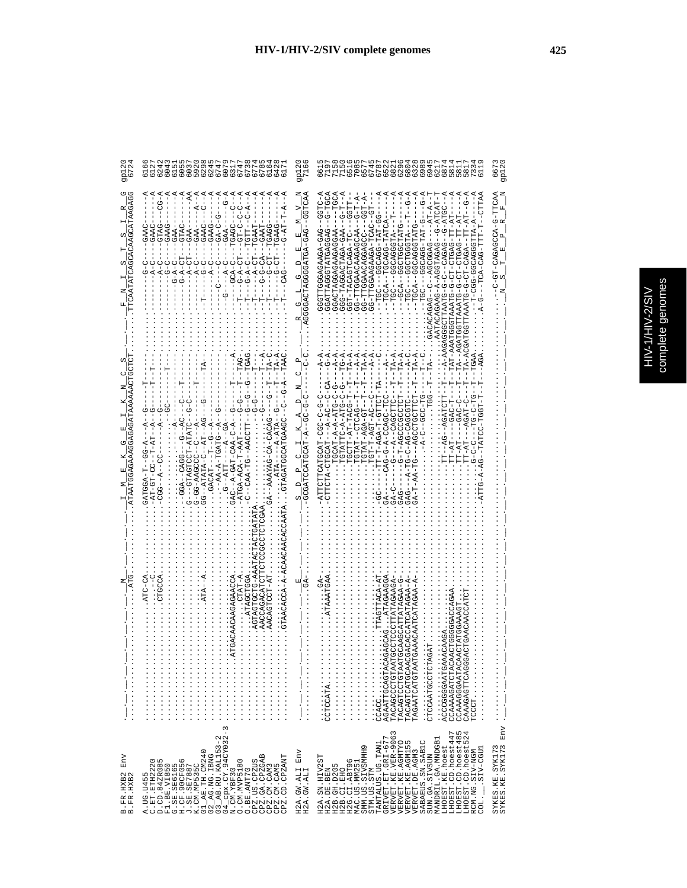```
B.FR.HXB2 Env        _|__|__|__|__|__|__|__|__|__|_M_ ............  _I__M__E__K__G__E__I__K__N__C__S_ ......... _F__N__I__S__T__S__I__R__G   gp120
B.FR.HXB2            ...........................ATG. ............  ATAATGGAGAAAGGAGAGATAAAAAACTGCTCT ......... TTCAATATCAGCACAAGCATAAGAGG   6724

A.UG.U455            ..........................ATC-CA. ..........  GATGGA-T--GG-A---A--G-----T----  ......... -G-C----GAAC-------A         6166
C.ET.ETH2220         ..............................-C. ..........  -AT-GT-CC--T-AT--A--G------T--T---  ......... -A-C----GAAC------A          6127
D.CD.84ZR085         ..........................CTGCCA. ..........  -CGG--A--CC------A--G--  ......... -A-C----GTAG----CG-A                   6242
F1.BE.VI850          ................................. ..........  ---------GC-----T---  ......... -G-C----GAAG------A                      6043
G.SE.SE6165          ................................. ..........  --GGA--CAGG----G--AC----C-------  ......... G-A-C----GAA--------A          6151
H.CF.90CF056         ................................. ..........  G--GTAGTCCT-ATATC--G-C--------T---  ......... G-A-CT----GTAC-------A       6005
J.SE.SE7887          ................................. ..........  G-GG-AAGCCC--C--A-------------  ......... -A-CT----GAA--------AA           6037
K.CM.MP535C          ..........................ATA--A. ..........  GG--ATATA-C--AT--AG---G------TA-  ......... -A-C----GAA----A--A          5920
01_AE.TH.CM240       ................................. ..........  GACAT---T--G--A--  ......... T----G-C----GAAC----C--A                    6298
02_AG.NG.IBNG        ................................. ..........  --AA-A-TGATG--A---G  ......... -A-C----GAAG-------A                     6245
03_AB.RU.KAL153-2    ..............ATGACAACAAGAGAACCA. ..........  G--ATT----A---GA--  ......... -C----C----GA-C-G---A                     6747
04_cpx.CY.94CY032-3  ................................. ..........  GATC-A-GAT-CAA-C-A--G----T--T---A  ......... -G----A-C----GAA-------G-A    6079
N.CM.YBF30           ...........................CTGTAT ..........  -GTGA-ACA-T-AAT-A-G---T---A  ......... -T----GCA-C----TGAGC----C-A       6317
O.BE.ANT70           ........................ATAGCTGGA ..........  -C--CAA-TG--AACCTT---G--G---G--TGAG  ......... -T----G-A-C----TGTT--C-A-A  6774
CPZ.US.CPZUS         ............AGTAGTGCTG-AAATACTACTGATATA.....  .........G-G------T---  ......... -T----A-CT----TGAAT------A            6738
CPZ.GA.CPZGAB        ............AACCAGACATCTTCTCCGCCTCTCGAA.....  .........G--------T--A  ......... -T----G-G-CA----GAAT-----A           6785
CPZ.CM.CAM3          ..................AACAGTCCT-AT. ..........  GA--AAAYAG-CA-CACAG----G--T--TA-C  ......... -T-----G-CT----TGAGG-----A      6164
CPZ.CM.CAM5          ..................................ATA-----A-ATA--G-----T--TA-A  ......... -T-----G-CT----TGAAG----A--A        6428
CPZ.CD.CPZANT        ............GTAACACCA-A-ACAACAACACCAATA.....  GTAGATGGCATGAAGC--C--G-A--TAAC  ......... -T----CAG-----G-AT-T-A--A     6171

H2A.GW.ALI Env       _|__|__|__|__|__|__|__|__|__|_E_ ...........  _S__D__P__C__I__K__A__D__N__C__P_ ......... _R__G__L__G__D__E__M__V__N   gp120
H2A.GW.ALI           ............................GA-. ..........  -GCGATCCATGCAT-A--GC-G-C----C-C-  ......... AGGGGACTAGGGGATGA-GAG--GGTCAA    7166

H2A.SN.HIV2ST        ............................GA- ...........  ATTCTTCATGCAT-CGC-C-G-C-------A-A  ......... GGGTTGGGAGAAGA-GAG--GGTC-A     6615
H2A.DE.BEN           CCTCCATA.................ATAAATGAA .........  -CTTCTA-CTGCAT---A-AC--C--CA---G-A  ......... GGATTAGGGTATGAGGAG--G-TGCA    7197
H2B.GH.D205          ................................ ..........  .TGCAT-A-A-ATG-C-G---A-A  ......... GGACTAGGAGAAGAGGAA----TGCA          7158
H2B.CI.EHO           ................................ ..........  .TGTATTC-A-ATG-C-G---TG-A  ......... GGG-TAGGACTAGA-GAA--G-T--A         7150
H2G.CI.ABT96         ................................ ..........  .TGCTT-AT-TACG-T--T--TA-A  ......... GGT-TACAGTCAGA-TC---GGTT-          6516
MAC.US.SIVMM251      ................................ ..........  .TGTAT----CTCAG---T--A-A  ......... GG-TTGGAACAAGAGCAA--C-T-A-          7085
SMM.US.SIVSMMH9      ................................ ..........  .TGTAT-AGA-GT--T--T--TA-A  ......... GG-TTGGAACAGAGAGC---GGT-A-         6577
STM.US.STM           ................................ ..........  .TGT-T-AGT-AC---C-------A-A  ......... GG-TTGGAAGAAGA-TCAC--GT--         6745
TANTALUS.UG.TAN1     CCACC..............TTAGTTACA-AT .........  -GC----TT-T-AGA-T-GTTCT-TA-----C  ......... --TGC---GGCAGG-TAT-GG---A      6787
GRIVET.ET.GRI-677    AGAATTGCAGTACAGAGCAG...ATAGAAGGA .........  GA-----CAG-G-A-CCAGC-TCC-------A-  ......... -TGCA---TGCAGG-TATCA---A        6522
VERVET.KE.VER-9063   TACAGCCCTGTAATGCCTCCCTTATAGAAGA- ........  GA-C------G---A--CAGCTTC---T----TA-A  ......... -TGC---GGCAGGGTA--T----A      6821
VERVET.KE.AGMTYO     TACAGTCCTGTAATGCAAGCATTATAGAA-G- ........  GAG------G-T-AGCCGCCTCT---T--TA-A  ......... -GCA---GGCTGGCTATG------A      6296
VERVET.KE.AGM155     TACAGTCATGCAACGACACCATCATAGAA-A- ........  GAG---A-TG-C-AG-CAGCGTC-----A-C  ......... -TGC---GGCTGGGTA--T--G-A       6804
VERVET.DE.AGM3       TAGAATCATGTAATGAAACAATCATAGAA-A- ........  GA-T-AA-TG---AGCCTGCTTCT--T--TA-A  ......... -TGCA---GGCAGGGTATG-----A     6328
SABAEUS.SN.SAB1C     ................................ ..........  ---A-C---GCC-TG-----T----C  ......... --TGC---GGCAGG-TAT-G----G-A     6999
SUN.GA.SIVSUN        CTCCAATGCCTCTAGAT............... ..........  ..............TGG--T---TA-  ......... GACACAGAG-C--AGCGGAG---AT-A-T  6945
MANDRIL.GA.MNDGB1    ................................ ..........  ..........................  ......... AATACAGAAG-A-AGGTAGAG--G-ATCAT-T  6217
LHOEST.KE.hoest      ACCCGGGGAATGAAACAAGA............ ..........  TT--AG--AGATCTT--T---A-AAGAGGGCTTAATG-G-C--CAGAG--G-ATGC--A  6874
LHOEST.CD.hoest447   CCAAAAGATCTACAACTGGGGACCAGAA.... ..........  TT-AT----GAC-T---T---TAT-AAATGGGTAAATG-G-CT-CTGAG-TT-AT---A  5814
LHOEST.CD.hoest485   CCAAAGGGAATACAACTATGGAAAGT...... ..........  TT-AT----GAC-C---T---TT-AGATGGTTAAATG-G-CT-CTGAG-TT-AT---A   5811
LHOEST.CD.hoest524   CAAAGAGTTCAGGGACTGAACAACCATCT... ..........  TT-AT----AGAT-C---T---TA-ACGATGGTTAAATG-G-CT-CAGA--TT-AT-G-A  5817
RCM.NG.SIV-NGM       TCCCT........................... ..........  G-C-C---TG-C-TG---T--TGAA  ......... -T-CGG-GGCAGGGTTA-A--A        7334
COL.__.SIV-CGU1      ................................ ..........  ATTG-A-AG--TATCC-TGGT-T---T--AGA  ......... A-G---TCA-CAG-TTT-T--CTTAA  6119

SYKES.KE.SYK173      ................................ ..........  ..............................  ......... -C-GT-CAGAGCCA-G-TTCAA      6673
SYKES.KE.SYK173 Env  _|__|__|__|__|__|__|__|__|__|__ ...........  _|__|__|__|__|__|__|__|__|__|__|_ ......... _N__S__T__E__P__R__F__N      gp120
```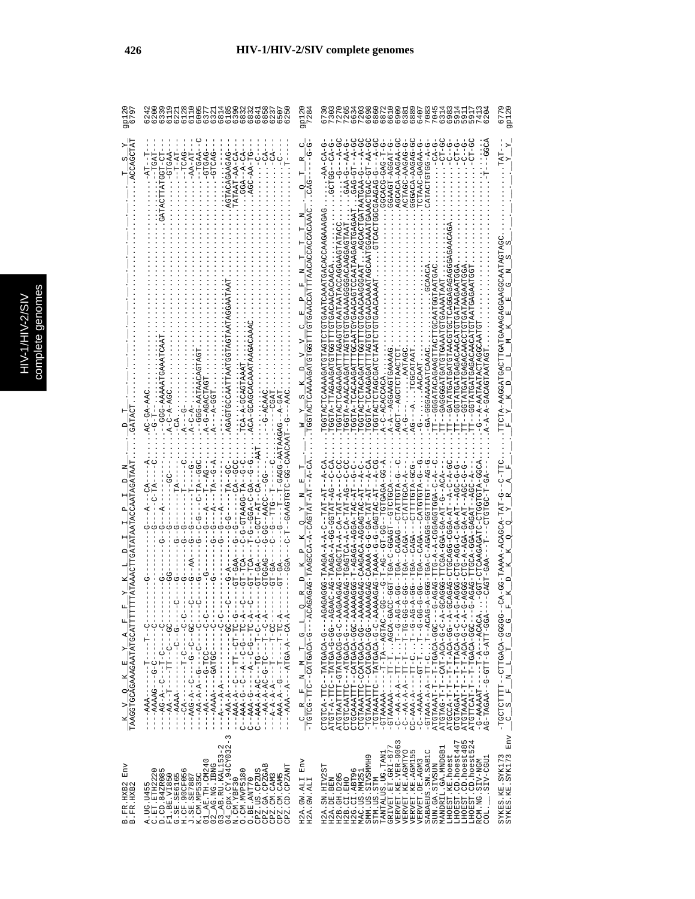```
B.FR.HXB2 Env        K  V  Q  K  E  Y  A  F  F  Y  K  L  D  I  I  P  I  D  N  .  .  .  D  T  .  .  .  .  .  .  .  .  .  .  .  .  .  .  .  .  .  .  .  T  S  Y     gp120
B.FR.HXB2            TAAGGTGCAGAAAGAATATGCATTTTTTTATAAACTTGATATAATACCAATAGATAAT.....GATACT.........ACCAGCTAT                   6797

A.UG.U455            ---AAA-----T-----T--C------------G--------G---A---CA---A.....AC-GA-AAC..........................-AT--T---   6242
C.ET.ETH2220         ---AAAAG---G-C---------------------------G------C-TA----C.....-G-T-..........................--TGAT--     6200
D.CD.84ZR085         ---AG-A--C---T-C-------C-------G---------G--G--A--------------.....-GGG-AAAAATGAAATCAAT......GATACTTATGGT-CT--   6339
F1.BE.VI850          ---AA--T----TT--C---GC---------GG--------G--------GC---......A-C-A-AGC.........................--GTGAA--   6119
G.SE.SE6165          ---AAAA--------C------C------------------G---------TA---C--....-CA.............................--T-AT--   6221
H.CF.90CF056         ---CA----T--C-----C-----C--------G-------G-------T-----------....A---G-...........................--T-CAG--   6128
J.SE.SE7887          ---AAG-A--C--G--C--GC---C--------G---AA--G--G------T----G--...A-C-A-.............................-AA-AT--   6110
K.CM.MP535C          ---AA-A-A--G----C---C------C------G------G--G---C--C-TA--GGC.....-GGG-AATAACAGTAGT................--TGAA--C   6005
01_AE.TH.CM240       ---AA------G-TCC--C-C------------G-------G--G---A--T---AG-.....A-G-AGACTAGT.......................--GTGAG--   6377
02_AG.NG.IBNG        ---AAAA---GATGC----C-----------G-------G--G---A---TA--G-A...A--A-GGT..............................-GTCAG--   6321
03_AB.RU.KAL153-2    ---A---A-A--------C--C--------------------G--G---A------------..........................................--   6814
04_cpx.CY.94CY032-3  ---AAA-A---C---TT-C--C----C--------G-A-------G--G----TA--GC-....AGAGTGCCAATTAATGGTAGTAATAGGAATAAT.....AGTACAGAAGAG--   6185
N.CM.YBF30           C--AAA-A---C---A--TT--CT-TC--G-----GT-GAA----G----TA--GCC.....TCA-A-GCAGTAAAT.........................TATAAT-AA-CA--   6390
O.BE.ANT70           C--AAA-G---C---A--T--CA-TC--A--C---GT-TCA----T-G-GTAAGG-TA--GC-...ACA-GCAGCACAAATAAAGACAAAC........GGA--A-CA--   6832
CPZ.US.CPZUS         C--AAA-A-AC---TG---T-C-A------GT-GA----C--GCT-AT--CA---AAT..........................................AGC-AA-TG--   6841
CPZ.GA.CPZGAB        ---AA-A-AC-G-TC---T--C-A-------GTGGAG----G-GG---AACC---GG--.....-G-ACAAC...........................----C----   6858
CPZ.CM.CAM3          ---A-A-A---G---T---CC----------GT-GA------C--G---TTG--T----C...----CGAT...........................----CA---   6237
CPZ.CM.CAM5          ---AAA-A-G---T---T-TC-A-------GT-GA-----G----T--T-GAGG-AATAAGAG--A-GAT............................----CA---   6507
CPZ.CD.CPZANT        ---AAA--A---ATGA-A--CA-A---------GGA---C-T--GAAGTGTC-GG-CAACAAT--G---AAC...........................----T----   6250

H2A.GW.ALI Env       C  R  F  N  M  T  G  L  Q  R  D  K  P  K  Q  Y  N  E  T  .  .  W  Y  S  K  D  V  V  C  E  P  F  N  T  T  T  N  .  .  .  Q  T  R  C    gp120
H2A.GW.ALI           -TGTCG-TTC-CATGACA-G---ACAGAGAG-TAAGCCA-A-CAGTAT-AT--A-CA....TGGTACTCAAAAGATGTGGTTTGTGAACCATTTAACACCACCACAAAC..CAG----G-G   7284

H2A.SN.HIV2ST        CTGTCA-TTC--TATGACA-G---AGAGAGGG-TAAAGA-A-C--TAT-AT--A-CA....TGGTACTCAAAAGATGTAGTCTGTGAATCAAATGACACCAAGAAAGAG.......-AA-CA-G   6730
H2A.DE.BEN           ATGT-A-TTC--TATGA-G-GG--AGAAC-AG-TAAGA-A-GG-GGTAT-AG--C-CA....TGGTA--TTAGAAGATGTGGTTTGTGACAACACAACA.........GCTGG--CA-G   7303
H2B.GH.D205          ATGTAATTTT-GTATGACG-G-C-AAGAAGAG-TGAGCTA-A-CA-TAT-A--C-CC....TGGTACTCAGAAGATTTAGAGTGTAATAATACCAGGAAGTATACC.......G---A-GC   7270
H2B.CI.EHO           CTGTCAATTC---ATGACA-G---AAAAAGAG-TGAGTCA-A-CA-TAT-AG--C-CC....TGGTA--AAACAAGATTTAGTGTGAAAAGGGGACAAGGAGTAAT.......GAA-G--AA-G   7265
H2G.CI.ABT96         CTGCAAATTT--CATGACA-GGC-AAAAAGGG--T-AGAGA-AGGA-TAC-AT--G-C...TGGTA--TCACAAGATTTGCAATGYGAACAGTCCAATAAGAGTGAGAAT...GAG-GT--A-GC   6634
MAC.US.239           CTGTAAATTT-CCATGACA-GG--AAAAAGAG-CAAGACA-AGGA-TAT-AT--A-CA...TGGTACTCTACAAGATTTGGTTTGTGAACAAAGGGAAT...AGCACTGATAATGAA--A-GC   7203
SMM.US.SIVSMMH9      -TGTAAATTC-CATGACA-GG---AAAAAGAG-CAAAA-G-G-GA-TAT-AT--A-CA...TGGTACTCTAAAGAGATTTAGTGTGTGAACAAAATAGCAATGGAAATGAAACTGAC-GT--AA-GC   6699
STM.US.STM           -TGTAAATTC--TATGACA-G-C-AAAAAGAG-TAAAA-G-G-GAGTAC-AT--A-CG...TGGTACTCTAGCGATCTAATCTGTGAACAAAAT...GTCACTGGCGAAGAG-G---A-GC   6860
TANTALUS.UG.TAN1     -GTAAAAA----T-TA--AGTAC--GG---G-T-AG--GT-GG--TGTGAGA-GG-A...A-C-ACACCACA...............GGCACG-GAG-T-G   6872
GRIVET.ET.GRI-677    -GTAAAAA---TT-T---AGCA-GACC-GGT-TGA-C-GGAGT--GTCTGCA--...A-A--AGGAAGTGAAAAG.......GGAAGT-AGGAT-G   6610
VERVET.KE.VER-9063   -C--AA-A-A--TT-T---T-G-AG-A-GGG-TGA--CAGAG--CTATTGTA-G--C...AGCT--AGCTCTAACTCT.......AGCACA-AAGAA-GC   6909
VERVET.KE.AGMTYO     -C--AA-A-A--TT-T---T-TG-GG-G-GG-TGA--CAGA---CTATTGCA-A--...A-G-......AATAGC.......ACTAGC-AAGAG-G   6381
VERVET.KE.AGM155     CC-AAA-A----TT-T---T-G-AG-A-GGG-TGA--CAGA---CTTTTGTA-GCG-...AG--A.....TCGCATAAT.......GGGACA-AAGAA-GC   6889
VERVET.DE.AGM3       -C--AAAA----GT-C---T-G-GG-G-GG--TGA--CAGA---CTTTTGGT--AG-G...-G-......AACAAT.......TCTAAC-GAGAA-G   6487
SABAEUS.SN.SAB1C     -GTAAA-A----TT-C---T-ACAG-A-GGG-TGA--AGAGG-GGTTTGT--AG-G...-GA-GGGAAAAATCAAAC.......GCAACA...CATACTGTGG-A-G   7003
SUN.GA.SIVSUN        ATGTAAAT-T-T-TGACA-GGC--G-AGAG-TTG-A--A-CGGAGGTGGA-C-A--C...TT-GGGATACAGAAGTTACTTGCAATGGTAATGAC.......--CA-G   7045
MANDRIL.GA.MNDGB1    ATGTAG-T-T---CAT-ACA-G-C-A-GCAGGG-TTCGA-GGA-GA-AT-G--ACA-...TT-GAGGGATGATGTGAAATGTGAAAATAAT..........CT-GC   6314
LHOEST.KE.hoest      ATGCCA-T-T---T-T-ACA-GG-A-GCAGAG-CTGCAGG-CGGA-AT--A-C-A-GC...TT-GATATGATGATGTAACGTGCTGCTCAGGAGAGGAGGAGAACAGA..........C--G   6983
LHOEST.CD.hoest447   GTGTAGAT-T--T-TTACA-G-C-A-G-AGGG-CTG-AGG-C-GA-AT--AGC-G-G...TT--GGTATGATGAGACAACATGTGATAAGAATGGA..........CT-G   5914
LHOEST.CD.hoest485   ATGTAAAT-T--T-T-ACA-G-C-A-G-AGGG-CTG-A-AGA-GA-AT--AGC-G-G...TT--GGTATGATGAGACAACCTGTGATAAGAATGGA..........C--G   5911
LHOEST.CD.hoest524   ATGTTCAT-T--T-TGACA-GGC---G-AGAG-TTGCA-GGA-GAGAT--AGC-A-...TT--GGTATGATGAGACAACATGTAATGAGAATGGT..........CT-GC   5917
RCM.NG.SIV-NGM       -G-AAAAAT-----T-A---ACACA---GGT-CTCAAGAGATC-CTGGTGTA-GGCA...-G--A-AATAATACTAGGCAATGT.......................-----   7413
COL.__.SIV-CGU1      AG-TAGAA--G-GTT-G-ATT-GGA---CAGT-GAA---T---CTGTGC-T-GA--...A-A-A-GACAGTAATAGT...........T---GGCA   6204

SYKES.KE.SYK173      -TGCTCTTTT--CTTGACA-GGGGG--CA-GG-TAAAA-ACAGCA-TAT-G--C-TTC...TTCTA-AAGGATGACTTGATGAAAGAGGAAGGCAATAGTAGC..........TAT--   6779
SYKES.KE.SYK173 Env  C  S  F  N  L  T  G  F  K  D  K  K  Q  Y  R  A  F  .  .  F  Y  K  D  D  L  M  K  E  E  G  N  S  S  .  .  .  .  .  .  .  .  Y  Y    gp120
```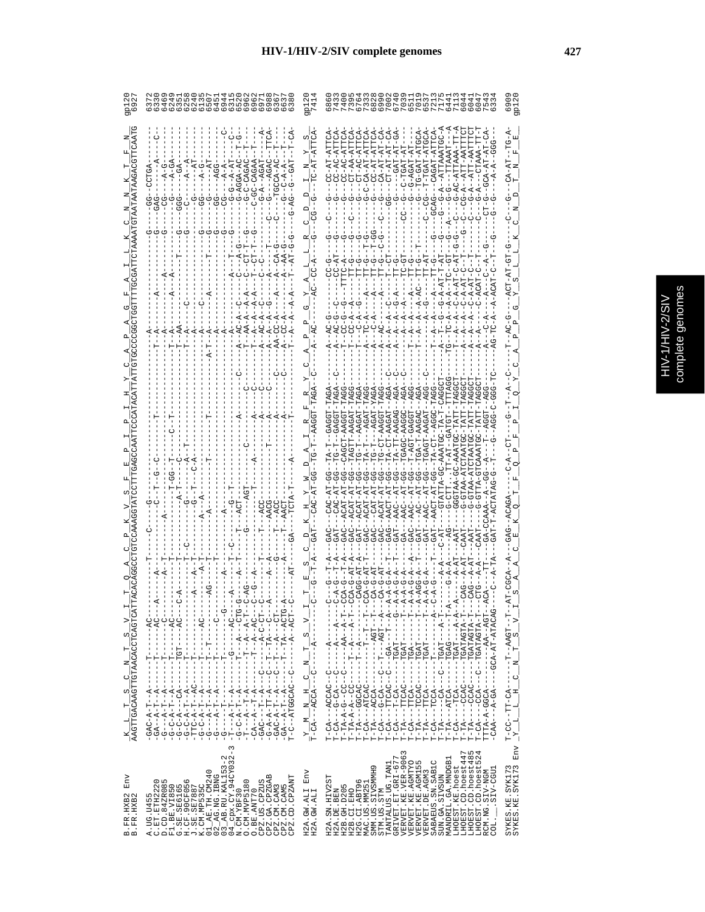# HIV-1/HIV-2/SIV complete genomes

```
B.FR.HXB2 Env       K__L__T__S__C__N__T__S__V__I__T__Q__A__C__P__K__V__S__F__E__P__I__P__I__H__Y__C__A__P__A__G__F__A__I__L__K__C__N__N__K__T__F__N_   gp120
B.FR.HXB2           AAGTTGACAAGTTGTAACACCTCAGTCATTACACAGGCCTGTCCAAAGGTATCCTTTGAGCCAATTCCCATACATTATTGTGCCCCGGCTGGTTTTGCGATTCTAAAATGTAATAATAAGACGTTCAATG   6927

A.UG.U455           -GAC-A-T--A-------T-------AC--------------T------C------G-------------------------------A----------------------------G------GG--CCTGA------   6372
C.ET.ETH2220        -GA--A-T--A-------T-------AC-----A-----A------------C--T--G--C-------T------------T-A---------A-----------------G------GAG-----A----C--   6330
D.CD.84ZR085        -G-C-A-T--A-------T-------C-------------A-T---------A--------------------------------T-A----------A---------------------CG------A-G-----   6469
F1.BE.VI850         -G-C-A-T--A-------T-------AC----------T--------------------T-GG--T------C--T----------T-A---------A-----------------------G------A-GA----   6249
G.SE.SE6165         -G-C-A-T--CA------TGT-----AC--C-A----T-----------------A-T-----C-----------------------T-AA-------------T-------------GGG------GA-----   6351
H.CF.90CF056        -G-C-A-T--A-------T-----------------------T-C----------G--T----A--T----------------------T-A-----C-------------------------C------A--A----   6258
J.SE.SE7887         -TTC-A-T--AC------T----------------A------A-T-----------G--T---C-A------------------------T-A-----------------------------G------AT----   6240
K.CM.MP535C         -G-C-A-T--A-------T-------AC--------------A-T--------A---A--------------------------------A-----C-----------------G------GG------A-G----   6135
01_AE.TH.CM240      -G---A-T--A-------T-T-------------AG--------T------------A-----------------------A-T---A----A---------------------G------G-------AT----   6507
02_AG.NG.IBNG       -G---A-T--A-------T-------C---------------------------------T------------------------A-----------------T-------G------GG-----AGG---   6451
03_AB.RU.KAL153-2   -G---------------T----------G----------A--------------------------------------------------------------------------G------GG------AT--   6944
04_cpx.CY.94CY032-3 -T-C--A-T--A------G-----AC-----A-----A-----A-------A-------------------------------------A------------------------G------CG----A-A------C-   6315
N.CM.YBF30          -G-C-A-T--A-------T---A--CTG-G---A--T------T--C---G--T-----------------------------A-----A-----------A---T--------------G-G-A-AT----C--   6520
O.CM.MVP5180        -G-C-A-T--A-------T--A--A-CT-CAAC--T-----T----ACT-------------A----------C------A---AC-A---C------C-A-G---------G-AGGA-AC--T-G-   6962
O.BE.ANT70          -CA--A-T--A-------T--A--AC----C-AG--A------G-------AGT---------------C--------------C-AA-A--A-A-A---T--CT-T--G------C-C-CAGAC-T----   6962
CPZ.US.CPZUS        -GAC--T--A------C-----A-C-CT-C-G---A------T----ACC----T------------A------C----AC-A-C-----C-C------------C-GC-CAGAA-T----   6971
CPZ.GA.CPZGAB       -G-A-A-TT-A-------C--T--TA--C-----A----A---A-----AACG-------------------A------C----A-A-A-G-----C-----------G-A--AGAT---A-   6988
CPZ.CM.CAM3         -GAC-A-T--A-------C--T--A--CT------------G---------ACC--------------------------C----AA-CC-A-----A----T-------C------G--AGAC--TTCA-   6367
CPZ.CM.CAM5         -GA--A-T--A-------T--TA--ACTG-A----------T----AACT-------------------------C--A-CC-A-----A--CA-G-------C---TGCCA-AC-T----   6637
CPZ.CD.CPZANT       T-C--ATGGCAC--C------A--ACT-C------AT----GA----TCTA-T--------A-----------T---T--A--A-A-A---A-AT-G-G----G-AG---G--GAT--T-CA-   6380

H2A.GW.ALI Env      Y__M__N__H__C__N__T__S__V__I__T__E__S__C__D__K__H__Y__W__D__A__I__R__F__R__Y__C__A__P__P__G__Y__A__L__L__R__C__N__D__T__N__Y__S_   gp120
H2A.GW.ALI          T-CA---ACCA--C-----A-------C---G--T-A--GAT--CAC-AT-GG--TG-T--AAGGT-TAGA--C----A--AC-----AC--CC-A---G--CG--G---TC-AT-ATTCA-   7414

H2A.SN.HIV2ST       T-CA---ACCAC--C------A-------C--G--T-A--GAC--CAC-AT-GG--TA-T--GAGGT-TAGA-------A--AC-G-------CC-G---G-----C-----G---CC-AT-ATTCA-   6860
H2A.DE.BEN          T-CA---G-CA--C------A--A----C-A-G--T-A--GAT--CAC-AT-GG--TG-T--GAGGT-TAGA--C----A--AC-G--C------CC-AT---G-----G---CC-AC-ATTCA-   7433
H2B.GH.D205         T-TA-A-G--CC--C------AA-A-T--CCA-G--T-A--GAC--ACAT-AT-GG--CAGCT-AAGGT-TAGG-------T--CC-G--G---TTTC-A---G-----G---CC-AC-ATTCA-   7400
H2B.CI.EHO          T-TA-A-A--CC------T-A---A-T--CCA-G-AT-A--GAC--ACAT-AT-GG--TAGTT-AAGAT-TAGG-------T--CC-A-A-----TT-G---G--C---G---CT-AA-ATTCA-   7395
H2G.CI.ABT96        T-TA---GGCAC------T-A----T----CAGG-AT-A--GAT--ACAT-AT-GG--TG-T--AAGAT-TAGA-------T--C-A-G-----TT-G---G-----G---CT-AC-ATTCA-   6764
MAC.US.MM251        T-CA---ATCAC------A---T--T---CA-G-AT-A--GAC--ACAT-AT-GG--TG-T--AAGAT-TAGG-------A--TC-A--A-----TT-G---T-GG--C-G---CC-AT-ATTCA-   7333
SMM.US.SIVSMMH9     T-TA---ACAC-------AGT-A---CA-G-AT-A--GAC--CAT-AT-GG--TG-T--AGAT-YAGA-------A--AC-----A-----TT-G---C-G--------G---CA-AT-ATTCA-   6828
STM.US.STM          T-CA---G-CA---C--T---AGT--A---CA-G--AT---GAC--ACAT-AT-GG--TG-CT-AAGGT-TAGG-------A--AC----A------TT-G---C-G--C---G---CA-AT-AT-CA-   6990
TANTALUS.UG.TAN1    T-CA---TTCAC--C--GA--T--A-A-G-A-A---GAG--AACT-AT-GG--TA-CT-AAGAT-AGA--C----A--A-A-C-----------TT-G---------G---CT-AT-AT-CA-   7002
GRIVET.ET.GRI-677   T-CA---T-CA-------TGAT------G-A-G-A-A--T--GAT--AAC--AT-GG--TA-TT-AAGAG-AGA--C----A--A-A---G-A-----TT-G--------GG--CT-AT-AT-CA-   6740
VERVET.KE.VER-9063  T-TA---TTCAC------TGAT------T-A-A-G-A---GA---AAC--AT-GG--TGAGC-AAGGC-AGA--C----A--A-A-------------TC-GT-------CC-G--C-TGAT-AT---   7039
VERVET.KE.AGMTYO    T-CA---TTCA-------TGA-------T-A-A-G-A-A--GAC--AAC--AT-GG--TGA-T-AGT-GAGGT-AGG---------A--A-A--A-----TT-G-------------G-G-AGAT-AT---   6511
VERVET.KE.AGM155    T-TA---TCCAC------TGAT------T-A-AGG-A-T--GAT--AC---AT-GG--TGA-T-AAGAC-AGA---------T--A--A-A-AC----TT-G--T--------G-TG-GAT-ATGCA-   7019
VERVET.DE.AGM3      T-TA---TTCA-------TGAT------T-A-A-G-A-T--GAT--AACT-AT-GG--TGAGT-AAGAT-AGG--C----A--A--A--A----TT-AT---------C-CG--T-GAT-ATGCA-   6537
SABAEUS.SN.SAB1C    T-TA---TCCA-------T---------A---C-A-G---T--GAT--AACT-AT-GG--TA-CT-AGGC-TAGG-------T--A--A----A---TT-T---G-------GCA---CAGAT-ATTCA-   7213
SUN.GA.SIVSUN       T-TA---CA---C--TGAT--A-T------A-A-A--C-AT--GTATTA-GC-AAATGC-TA-T-CAGGCT------A--T-G-G-A-AT-AT---G-G-G-A-ATTAAATGC-A   7175
MANDRIL.GA.MNDGB1   T-TA---ATCA-------TGAG------T-A-----G-A-A---AG----G-CTT-.TT-AT-GATGT-TTTAGG-----TG--TC-A--A-TC-GT---A---G-G---TTAAAT--A   6441
LHOEST.KE.hoest     T-CA---TCA-------TGAT-A-A---A-----A-AT---AAT-----GGGTAA-GC-AAATGC-TATT-TAGGCT------T--A-C-A-AT-C-AT-G-G--C---G-AC-ATTAAA-TT-A   7113
LHOEST.CD.hoest447  T-TA---CCAC-------TGATAGTA-T--CAG-A-AT--CAAT-----G-GTAA-ATCTAATGC-TATT-TAGGCT------A--A-C-A-AT-C-T---G-----CG-A-ATT-AATTCT   6044
LHOEST.CD.hoest485  T-TA---CCAC-------TGATAGTA-T--CAG-A-AT---AAT-----G-GTAA-ATCTAATGC-TATT-TAGGCT------A--A-C-A-AT-C-T---------C--G-A--ATT-AATTCT   6041
LHOEST.CD.hoest524  T-CA---CCA--C--TGATAGTA-T--CTG-A-A---CAAT-----G-GTTA-GTCAAATGC-TATT-TAGGCT------A--C-C-ACAT-C-T---------C--G-A--CTAAA-TT-T   6047
RCM.NG.SIV-NGM      TTTA-A-GGCA-------AA-AGT-ACA---TT---GA-CCAAA--A-GG--A---T--AGGT-AGG------A--C-A--A--C-A--G-----CT-G-GCA-AT-CA-   7543
COL.__.SIV-CGU1     -CAA--A-GA----GCA-AT-ATACAG----C--A-TA---GAT-T-ACTATAG-G-T--G--AGG-C-GGG-TC-----AG-TC-A--A-ACAT-C-T--G---------G-G---A-A--GGG--   6334

SYKES.KE.SYK173     T-CC--TT-CA-------T--AAGT-T--AT-CGCA-A--GAG-ACAGA-----C-A--CT---G-T--A--C-----T--AC-G------ACT-AT-GT-G----C----G----CA-AT--TG-A-   6909
SYKES.KE.SYK173 Env _Y__L__L__H__C__N__T__S__V__I__S__A__A__C__E__K__Q__T__F__Q__P__I__Q__Y__C__A__P__P__G__Y__S__L__L__K__C__N__D__T__N__F__E_   gp120
```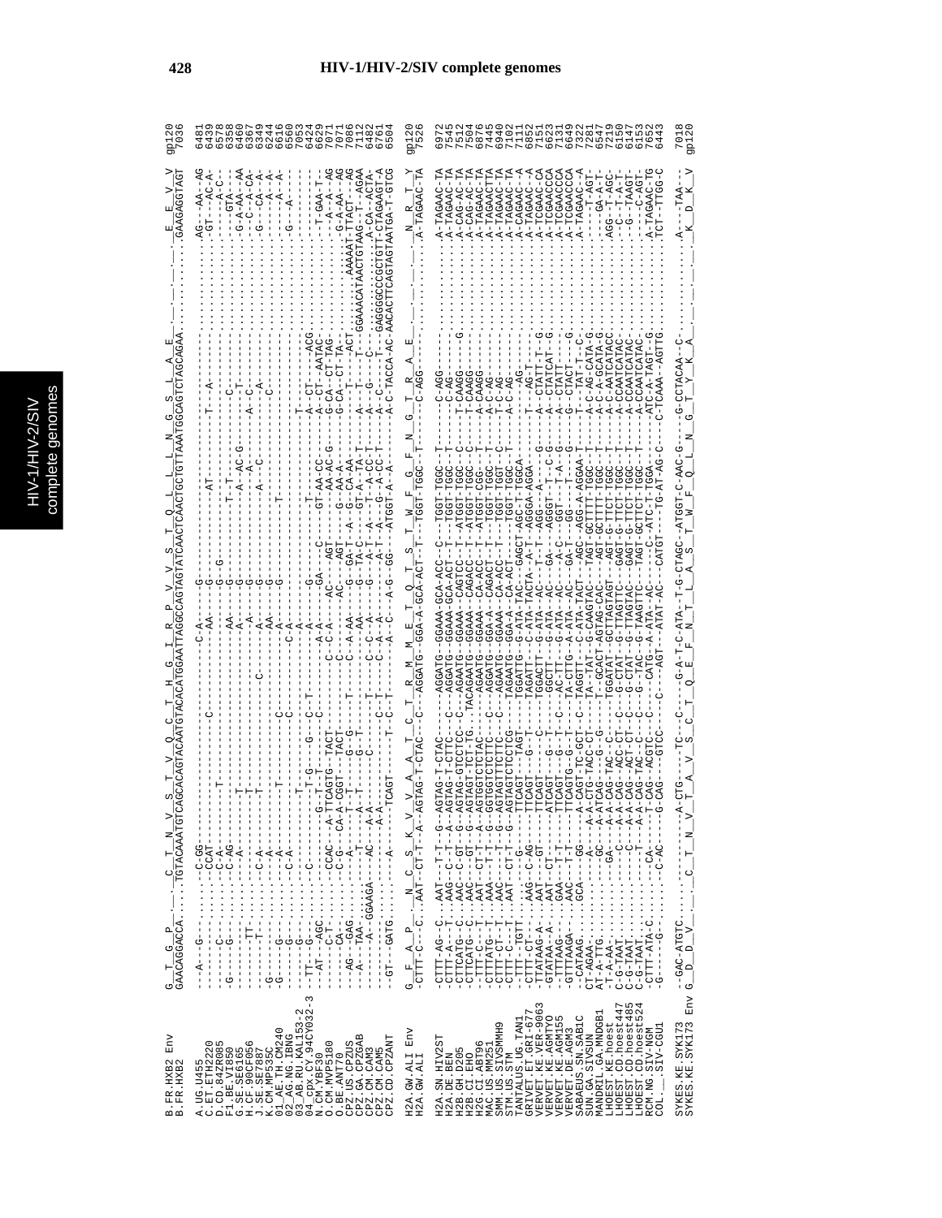# HIV-1/HIV-2/SIV complete genomes

```
B.FR.HXB2 Env        G__T__G__P_________C__T__N__V__S__T__V__Q__C__T__H__G__I__R__P__V__V__S__T__Q__L__L__L__N__G__S__L__A__E______________________E__E__V__V   gp120
B.FR.HXB2            GAACAGGACCA.......TGTACAAATGTCAGCACAGTACAATGTACACATGGAATTAGGCCAGTAGTATCAACTCAACTGCTGTTAAATGGCAGTCTAGCAGAA........................GAAGAGGTAGT   7036

A.UG.U455            --A---G-----------C-GG------------------------C--------------C-A------G---------------------------------T---A-------------------------AG---AA--AG   6481
C.ET.ETH2220         -----------------CCAT----------------------C--------------------AA-----G-------------AT-------------------------------------------------GT---AC-A-   6439
D.CD.84ZR085         -----C------------C-A---------T---------------------------------------G----G---------------------------------------------------------------A-C--   6578
F1.BE.VI850          -G-----G----------C-AG----------------------------------------AA------G-----------T--T-----------C------------------------------------------GTA---   6358
G.SE.SE6165          -----------------A------T------------------------------------A-------G-------------A--AC-G-------------------------------------------G--A-AA--AA   6400
H.CF.90CF056         -------TT-------------------T-------------------------------A--------G--------------A-----------T----------------------------------------C--A-CA-   6367
J.SE.SE7887          ---------T-------C-A-----T---------------C------------------A-------G------------A--C-------A---C----------------------------------------G---CA--A-   6349
K.CM.MP535C          -G-----------------A-------------------------------------------AA------G---------------------------A---------------------------------------------A-   6244
01_AE.TH.CM240       -G------G----------A-----------------------------------------------------------------------------C------------------------------------------------A-   6616
02_AG.NG.IBNG        -------G-----------A--------T---------------------------------A-------G-----------T-----------------------------------------------------G----A---   6560
03_AB.RU.KAL153-2    -------G-----------C-A-----------------------------------C-A-----------------------------------------------------------------------------------------   7053
04_cpx.CY.94CY032-3  -TT---G------------------T-----------C--T---------------------A--------G-------------------T----------------------------------------------------------   6424
N.CM.YBF30           --AT---AGC-------CCAC---A-TTCAGTG--TACT-------C------------A-A---GA---C--------GT-AA-CC-------A--CT----ACG--------------------------------T-GAA-T--   6629
N.CM.YBF106          ---------C-T------C-------G--T--------G-------------A-A--------AGT---G-------A-AA--AC-G--A--CAT---AATAC------------------------------------A-AA   7071
O.BE.ANT70           ------CA---------C-G---CA-A-CGGT--TACT-------C---C----A----AC-----AGT----G-------AA-A---G-CA--CT-TA----------------------------------G-A-AA---AG   7086
CPZ.US.CPZUS         --AG---GAG--------A---T--T----G--G-----T-------C--A-AA---G-----GA-T---A--G---CA-AA---G-CA---CT-TA-----AAAAAT-TTACT---AG   7112
CPZ.GA.CPZGAB        --A---TAA---------T---A--T-----G--T-------------AA---G-----TA-C----GT-A-TA-T----A---T---T----ACT---GGAAACATAACTGTAAG-T--AGAA   6482
CPZ.CM.CAM3          ---------A--GGAAGA---AC---A-A--------C--------T-------C--C--A-----G-----A-T---A-----T--A-CC-T----A---G---C-----------A-CA--ACTA-   6761
CPZ.CM.CAM5          ---------------------A-A--------------C-T----C-A---A---------A-T-----A---G-A-CC-T----A-C----T----GAGGGGCCCGCTGTT-CTAGAAGT-A   6504
CPZ.CD.CPZANT        --GT---GATG------A-----TCAGT-------T--C-T------A--C-----A-G---GG----ATGGT-A--A--------A-C-TACCA-AC-AACACTTCAGTAGTAATGA-T-GTCG

H2A.GW.ALI Env       G__F__A__P_________N__C__S__K__V__V__A__T__C__T__R__M__M__E__T__Q__T__S__T__W__F__G__F__N__G__T__R__A__E_______________________N__R__T__Y    gp120
H2A.GW.ALI           -CTTT-C--C..AAT--CT-T--A--AGTAG-T-CTAC---C--AGGATG--GGA-A-GCA-ACT--T---TGGT-TGGC--T--------C-AGG------------------------------A-TAGAAC-TA   7526

H2A.SN.HIV2ST        -CTTT-AG-C..AAT--T-T--G--AGTAG-T-CTAC--------AGGATG--GGAAA-GCA-ACC--C---TGGT-TGGC--T-------C-AGG------------------------------A-TAGAAC-TA   6972
H2A.DE.BEN           -CTTT-A--T..AAG--C--T--A--AGTAG-T-CTTC----C--AGGATG--GGAAA-GCA-ACT--T---TGGT-TGGC--C-------C-AG-------------------------------A-TAGAAC-TA   7545
H2B.GH.D205          -CTTCATG--C..AAC--C-GT--G--AGTAG-GTCCTCC--C--AGAATG--GGAAA--CAGTCC--T---ATGGT-TGGC--C-------T-CAAGG-----G--------------------------A-CAG-AC-TA   7512
H2B.CI.EHO           -CTTCATG--C..AAC---GT--G--AGTAGT-TCT-TG..TACAGAATG--GGAAA--CAGACC--T---ATGGT-TGGC--C-------T-CAAGG--------------------------------A-CAG-AC-TA   7504
H2G.CI.ABT96         -CTTT-C---T..AAT--CT-T--A--AGTGGTCTCTAC-------AGAATG--GGAAA--CA-ACC--T---ATGGT-CGG---T------A-CAAGG--------------------------------A-TAGAAC-TA   6876
MAC.US.MM251         -CTTTATG---T..AAA----T--G--AGTGGTCTTCTC---C--AGGATG--GGAAA--CAGACT--T---TGGT-TGGC--T-------A-C-AG---------------------------------A-TAGAACTTA   7445
SMM.US.SIVSMMH9      -CTTT-CT--T..AAC--------A--AGTGGTTTCTTC----C--AGAATG--GGAAA--CA-ACC---T---TGGT-TGGT--C-------T-C-AG---------------------------------A-TAGAAC-TA   6940
STM.US.STM           -CTTT-C---T..AAT---CT-T--G--AGTAGTCTCCTCG-----TAGAATG--GGA-A--CA-ACT-----TGGT-TGGC--T-------A-C-AG---------------------------------A-TAGAAC-TA   7102
TANTALUS.UG.TAN1     --TTT--TGTT......G----TTCAGT---TAGT----TGGATTG--G-ATA-TAC--GAGCT-AGC-T-TGGCA---------AG------------------------------------------A-CAGAAC--A   7111
GRIVET.ET.GRI-677    -CTTT-CT-......AAG--C-AG----TTCAGT---G--T-----TAGATT---C-ATA-TACTA--A-T--AGGGA-AGGA---------T---AG-T--------------------------------A-TAGAAC--A   6852
VERVET.KE.VER-9063   -TTATAAG-A--..AAT---GT------TTCAGT-----C------TGGACTT---G-ATA--AC-----T--T--AGG----A-----G--A--CTATT-T--G--------------------------A-TCGAAC-CA   7151
VERVET.KE.AGMTYO     -GTATAA--A--..AAT---CT------ATCAGT----G--T-----GGCTT---G-ATA--AC-----GA---AGGGT--T---C-G--A--CTATCAT-G---------------------------A-TCGAACCCA   6623
VERVET.KE.AGM155     -GTTTAAAG---..GAA---T-T------TTCAGT-----G--T---C--AC-TT---G-ATA--AC-----A-C----GGT---T--A-G--A--CTACT---G---------------------------A-TCGAACCCA   7131
VERVET.DE.AGM3       -GTTTAAAG---..AAC---T-T------TTCAGTG--G--T---C--TA-CTTG--A-ATA--AC-----GA-T----GG----T----G--A--CTACT------G-------------------------A-TCGAACCCA   6649
SABAEUS.SN.SAB1C     -CATAAG---..GCA-----GG-----A-CAGT-TC-GGT--C--TAGGTT--G-ATA--TACT----AGC--AGG-A-AGGAA-T--T--TAT-T--C-------------------------------A-TAGAAC--A   7322
SUN.GA.SIVSUN        CT-AGAA..........A----A--A-CTG-TACC-CT--C--TA--TAT--G-CAAGTAC----TAGT-GCTTTT-TGGC--T--A-C-AG-CATA-G-----------------------------------T-AGT-    7281
MANDRIL.GA.MNDGB1    AT-A-TTG........GC-----A-ATCAG----G--G----T--GCACT-AGTAG-CAC-----AGT-GCTTTT-TGGC--T--A-C-A-GCATA-G-----------------------------------GA-A-T-   6547
LHOEST.KE.hoest      -T-A-AA...........GA---A-A-CAG-TAC--C----TGGATAT-GCTTAGTAGT---AGT-G-TTCT-TGGC--T--A-C-AATCATACC------------------------------AGG--T-AGC-   7219
LHOEST.CD.hoest447   C-G-TAAT...........---C--A-A-CAG-ACC-CT-C--G-CTAT--G-TTAGTTC----GAGT-G-TTCT-TGGC--T--A-CCAATCATAC-------------------------------C--T-A-T-   6150
LHOEST.CD.hoest485   C-G-TAAT...........---C--A-A-CAG-ACT-CT-C--G-CTAT--G-TTAGTAC----GAGT-G-TTCT-TGGC--T--A-CCAATCATAC-------------------------------G--TAAGT-   6147
LHOEST.CD.hoest524   C-G-TAAT...........---T--A-A-CAG-TAC--C-C--G--TAC--G-TAAGTTC----TAGT-GCTTCT-TGGC--T--A-CCAATCATAC-------------------------------C-AGT-   6153
RCM.NG.SIV-NGM       -CTTT-ATA-C.......CA-----T-CAG--ACGTC--C--CATG--A-ATA--AC-----C---ATC-T-TGGA--------ATC-A-TAGT--G--------------------------A-TAGAAC-TG   7652
COL.__.SIV-CGU1      -G------G--........C-AC----G-CAG----GTCC--C-------AGT---ATAT-AC----CATGT----TG-AT-AG-C----C-TCAAA--AGTTG--------------------------TCT--TTGG-C   6443

SYKES.KE.SYK173      --GAC-ATGTC.........------A-CTG----TC---C----G-A-T-C-ATA--T-G-CTAGC--ATGGT-C-AAC-G---G-CCTACAA---C-------------------------------A-----TAA--   7018
SYKES.KE.SYK173 Env  G__D__D__V_________C__T__N__V__T__A__V__S__C__T__Q__E__F__N__T__L__A__S__T__W__F__Q__L__N__G__T__Y__K__A_______________________K__D__K__V   gp120
```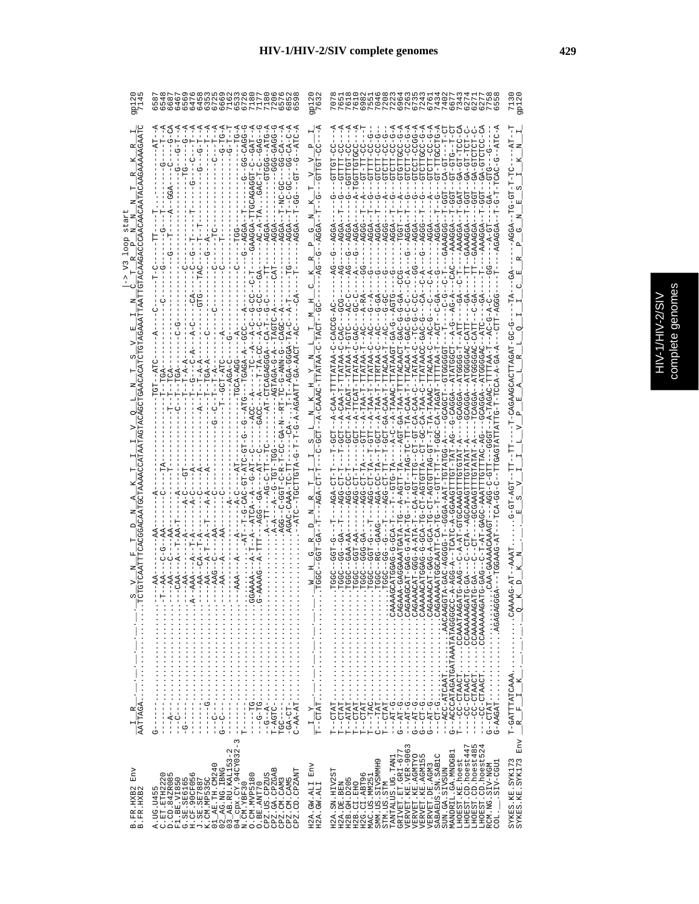```
                                                                                          |-> V3 loop start
B.FR.HXB2 Env         I  R  .  .  .  .  .  S  V  N  F  T  D  N  A  K  T  I  I  V  Q  L  N  T  S  V  E  I  N  C  T  R  P  N  N  N  T  R  K  R  I    gp120
B.FR.HXB2             AATTAGA.............TCTGTCAATTTCACGGACAATGCTAAAACCATAATAGTACAGCTGAACACATCTGTAGAAATTAATTGTACAAGACCCAACAACAATACAAGAAAAAGAATC  7145

A.UG.U455             G--------..............--AA-------AA-----A------------------TGT--ATC-----A-----C-----T-C-----TT---T-..........-----AT--A  6587
C.ET.ETH2220          ---------..............-T--AA---C-G--AA------C----TA-----------------T--TGA----------C--------------G---T-------G-----T--A  6548
D.CD.84ZR085          --A------..............--AA---C----AA-------------T-------------------T--TCA----------------G----T-----A--GGA---C-----G-CA  6687
F1.BE.VI850           --C------..............-CAA---A---T-AA-T----A---------------------C---T--TGA---------------------------------------T--A  6467
G.SE.SE6165           -G-------..............--AA--------A------A-C----GT------------------T--A-A-------C-G-----------------------TG-----G-T--A  6509
H.CF.90CF056          ---------..............A-AAA---A--T-A-----A-C----A------------------T--G---C--A----A-C---CA-----C---G--T-----T-----G---T--A  6476
J.SE.SE7887           ------G--..............--AA---A-T--A--T---A-A----A-------------------A---T--T-A-A-------C---GTG---TAC---T--T---------G-T--A  6458
K.CM.MP535C           ---------..............---AAG--C---AA-----C--------------------------T--TGA-A-----C-------------G--A-----------------A  6353
01_AE.TH.CM240        --C------..............--AA--A-----AA-----C------------G--C----T--T-A-------------C-----------------TC---------C---T--A  6725
02_AG.NG.IBNG         G--C-----..............------------------------------------------T--GCT-ATC-------A-------C-------------------G-TG-A  6669
03_AB.RU.KAL153-2     ---------..............------------------------------------------------AGA-C-----G------.....................G-T--T  7162
04_cpx.CY.94CY032-3   T--------..............AAA--A-----A-C----------------------------TGCA-AGG--------.....C--.....TGG.....................  6553
N.CM.YBF30            ---------..............--A-------T-G-AC-GT-ATC-GT-G---G--ATG--A-TGC-A--GC-------C----G--AGGA--T-G-------G--GG-CAGG-G  6726
O.CM.MVP5180          ----TG-..............GGAAAA---A-T--A--ATCA--A---G-AT--C------ACC--A---ATG--A--A-C--G-CC--C-T----GAAGGA-TTGCAGAGGT-C--GAT--A  7180
O.BE.ANT70            ---G-TG-.............G-AAAAG--A-TTT----AGG--GA---A-AT--C-----GACC--A---T-TA-CC--A-C--G-CC--GA-----AC-A-TA...GAC-T-C--GAG--G  7177
CPZ.US.CPZUS          --G--A-..............................A--TT---AG-C-TT--TC-------AT-CTCAGAGGGA--CA-T--G-C---TT-----AGGA---------GTGGG--ATG-A  7180
CPZ.GA.CPZGAB         T-AGTC-..............................A--A----A--G-TGT-TGG-------------AGTAGA-G-A--TAGTC-A-------CAT-----AGGA---------GGG-GAGG-G  7206
CPZ.CM.CAM3           TGC----.............................AGG---C-GGT-C-R-T-CC-GA-N--RT-TC-G-ANN-G--CAGC--A-----------AGGA---T-NC-GC---GG-CA---  6576
CPZ.CM.CAM5           -GA-CT-.............................AGAC-CAAA-TC-TT-----CA-..T-T--AGA-GGGA-TA-C--A-T-----TG-----AGGA---T--C-GC---GG-CA-C-A  6852
CPZ.CD.CPZANT         C-AA-AT.............................ATC--TGCTTGTA-G-T-T-G-A-AGAATT-GA-AACT--AC------CA--T-----AGGA---T-GG---GT--G--ATC-A  6598

H2A.GW.ALI Env        I  Y  .  .  .  .  .  W  H  G  R  R  D  N  R  T  I  I  S  L  N  K  H  Y  N  L  T  M  H  C  K  R  P  G  N  K  T  V  V  P  I    gp120
H2A.GW.ALI            T--CTAT.............TGGC--GGT-GA--T---AGA-CT-T---C-GCT--A-CAAAC-TTATAA-C-TACT--GC-----AG--G--AGGA--T--G---GTTGT-CC---A  7632

H2A.SN.HIV2ST         T--CTAT.............TGGC--GGT-G---T---AGA-CT-T---T-GCT--A-CAA-TTTATAA-C-CACCG-AC-----AG--G--AGGA--G---GTTGT-CC---A  7078
H2A.DE.BEN            T--CTAT.............TGGC--GG--GA--T---AGG-CT-T---T-GCT--A-CAA-T-TTATAA-C-CAC--GCG-----AG-----AGGA--T--G---GTTTT-CC---A  7651
H2B.GH.D205           T--ATAT.............TGGC--GAA-AA------AGG-CC-T-------GCT--A-TACAT--TATAA-T-GTC-----AG--G--AGGA--T--G---GGTTGT-CC---A  7618
H2B.CI.EHO            T--CTAT.............TGGC--GGT-AA------AGG-CT-TA------GCT--A-TTCAT-TTATAA-C-GAC-----GC-C-----A--G-AGGA--A-TGGTTGTGCC----A  7610
MAC.US.MM251          T--CTAT.............TGGC--GGT-GA-----AGG-CT-TA--T-GTT--A-TAA-T--TTATAA-T--AC-----GG-------AGGG--T--A---GTTTT-CC----G  6982
SMM.US.SIVSMMH9       T--TAC..............TGGC--GGT-G---T---AGG-CT-TA--T-GTT--A-TAA-T--TTATAA-T--AC-----A-----AGGG--T--G---GTTTT-CC-G-T  7551
STM.US.STM            C---TAT.............TGGC--RG--GAAG----AGA-CC-TA--T-GCT--A-TAA-T--TTRTAA-C--AC-----G-GA----AGGA--T--G---GTCTT-CC-G--  7046
TANTALUS.UG.TAN1      T--CTAT.............TGGC--GG--G---T---AGG-CT-TT--T-GCT-GA-CAA-T-TTACAA-T--AC-----G-GC-----AGGG--T--G---GTCTT-CC-G--  7208
GRIVET.ET.GRI-677     --AT-G...........CAAAAGCATGGAG-G-GCA-T---T--GTG-TA---A-C--A-TAAAC-TTATAAGT-GA-G--AGTG-----G-----AGGA--T--G---GTCTT-CC-G-A  7223
VERVET.KE.VER-9063    G--AT-G..........CAGAAA-GAGGAAATGATA-TG--A-AGTT-TA---AGT-GA-TAA-TTTACAACT-GAC-G-G-GA--CCG---TGGT--T--A---GTGTTGCC-G-A  6964
VERVET.KE.AGMTYO      --AT-G...........CAGAAGCAT-GAG-G-ATA-TG--T--GT--TAG-TC-TT-TA-CAA-T-TTACAA-T-GAC-G-C-C----C-A---G--AGGA--T--G---GTCTT-CC-G-A  7263
VERVET.DE.AGM155      G--AT-G..........CAGAAACATGGAG-A-ATA-T---CA-AGT-TTG--CT-GT-CA-CAA-C--TATAA-C--TC-G-C-CC---GG---AGGA--T--G---GTCCT-CCGG-A  6735
VERVET.DE.AGM3        G--AT-G..........CAAAAACATGGAG-G-GCA-TG-CT-AGTGTTA--GT-GC-TA-TAA-C-TTATAACC-GAC-G----CA----G--AGGG--T--G---GTCTTGCC-G-A  7243
SABAEUS.SN.SAB1C      --CT-G...........CAGAAAAAATGGCAATT-CA-TG--T--GTT-TT--GGC-TA-TAGAT--TTTTAA-T--ACT---C-GA---G---AGGA--A--G---GTCTTCC-G-A  6761
SUN.GA.SIVSUN         --ACC-ATCAAT.....AACAAGGTA-GAC-AGGG-T--GGGA-AAT-TGTATGG-A---GCAGCT--GTGGGGGT--T--C-G---C-T----GAAAGG--T-GGT--GT-TTGCCTG-A  7434
MANDRIL.GA.MNDGB1     G--ACCCATAGATGATAAATATAGGGCC-A-AGG-A--TCATC-A-GGAAGTTGT-TAT-AG--G-CAGGA--ATATGGCT--A-G--AG-A--CAC----AAAGGA-T-GGT-CA-GT---CT  7402
LHOEST.KE.hoest       T---CC-CTAACT.....CCAAATAAGATG-AAG--C-A-AT-GTGCAAAGTTTGTGTAT-A---GCAGGA--ATGGGG-T--ATT-----GA--C-T-----AAAGGA--T-GGT-GT-GTG---T-CT  6677
LHOEST.CD.hoest447    ---CC-CTAACT.....CCAAAAAAGATG-GA---C--CTA--AGCAAAGTTTGTATAT-A---GCAGGA--ATGGGGAC-TATT-----GA--C-T---GG---AAAGGA--T-GAT--GA-GT-TCC-CA  7343
LHOEST.CD.hoest485    ---CC-CTAACT.....CCAAAAAAGATG-GA---C--T--GCGAAGTTTGTATAT-A---TCAGGA--ATGGGGAC-CATT-----GA-----TT--GAAAGGA--T-GGT--GA-GT-TCT-C-  6274
LHOEST.CD.hoest524    ---CC-CTAACT.....CCAAAAAAGATG-GAG--T--AT-GAGC-AAATTTGTTAC-AG---GCAGGA--ATGGGAC-CATT-----GA-----C-GA--GGT--GA-GTCTT-C-  6271
RCM.NG.SIV-NGM        G--CTAT...........CAAA-GAAAACAAAT--AGG---GTT---GGT---A-TAGA-T-TTTAA--AC-G-A-GA--TT--GAAAGGA--T-GGT-GA-GTCTCC-CA  6277
COL._.SIV-CGU1        G-AAGAT...........AGAGAGGGA--TGGAAG-AT---TCA-GG-C--TTGAGTATTATTG-T-TCCA-GA-A--CTT-AGGG----GG---T-----AGAGGA--T-G-T-TCAC-G--ATC-A  7758
                                                                                                                                                      6558

SYKES.KE.SYK173       T-GATTTATCAAA.......CAAAAG-AT--AAAT.......G-GT-AGT--TT---TT----T-CAGAAGCACTTAGAT-GC-G-----TA--GA-----AGGA--TG-GT-T-TC----AT--T  7130
SYKES.KE.SYK173 Env   R  F  I  K  .  .  .  Q  K  D  K  N  .  .  .  E  S  V  I  I  L  V  P  E  A  L  R  L  Q  I  I  C  E  R  P  G  N  E  S  I  K  N  I    gp120
```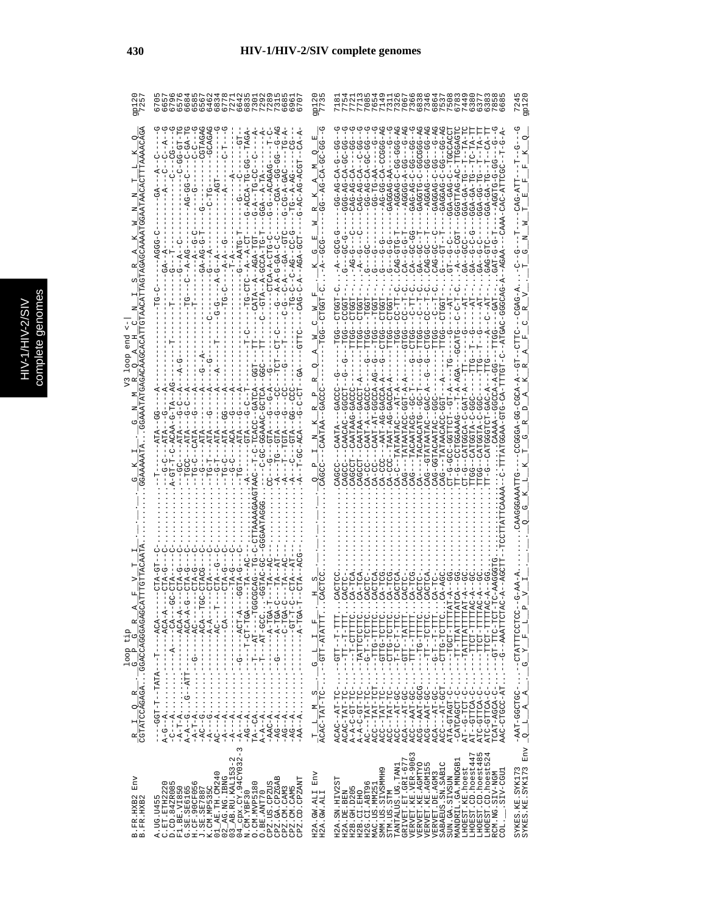# HIV-1/HIV-2/SIV complete genomes

```
                         loop tip                                                    V3 loop end <-|
B.FR.HXB2 Env       R  I  Q  R  .  G  P  G  R  A  F  V  T  I  .  .  .  .  G  K  I  .  G  N  M  R  Q  A  H  C  N  I  S  R  A  K  W  N  N  T  L  K  Q    gp120
B.FR.HXB2           CGTATCCAGAGA..GGACCAGGGAGAGCATTTGTTACAATA........GGAAAAATA..GGAAATATGAGACAAGCACATTGTAACATTAGTAGAGCAAAATGGAATAACACTTTAAAACAGA    7257

H2A.GW.ALI Env      T  L  M  S  .  G  L  I  F  .  H  S  .  .  .  .  .  .  .  .  Q  P  I  N  K  R  P  R  Q  A  W  C  W  F  K  G  E  W  R  K  A  M  Q  E    gp120
H2A.GW.ALI          ACAC-TAT-TC..-GTT-ATATTT..CACTCC.......................CAGCC--CAATAA--GACCC---TGG-CTGGT-C.-A-GGG---GG-AG-CA-GC-GG--G    7735

SYKES.KE.SYK173 Env Q  L  A  A  .  G  Y  F  L  P  V  I  .  .  .  .  .  Q  G  K  L  K  T  G  D  A  K  R  A  F  C  R  V  T  G  N  W  T  E  F  K  Q    gp120
SYKES.KE.SYK173     -AAT-GGCTGC...--CTATTTCCTCC--G-AA-A.........CAAGGGAAATTG---CCGGGA-GG-CGCA-A--GT--CTTC--CGAG-A..-C--G--T---CAG-ATT--T--G--G    7245
```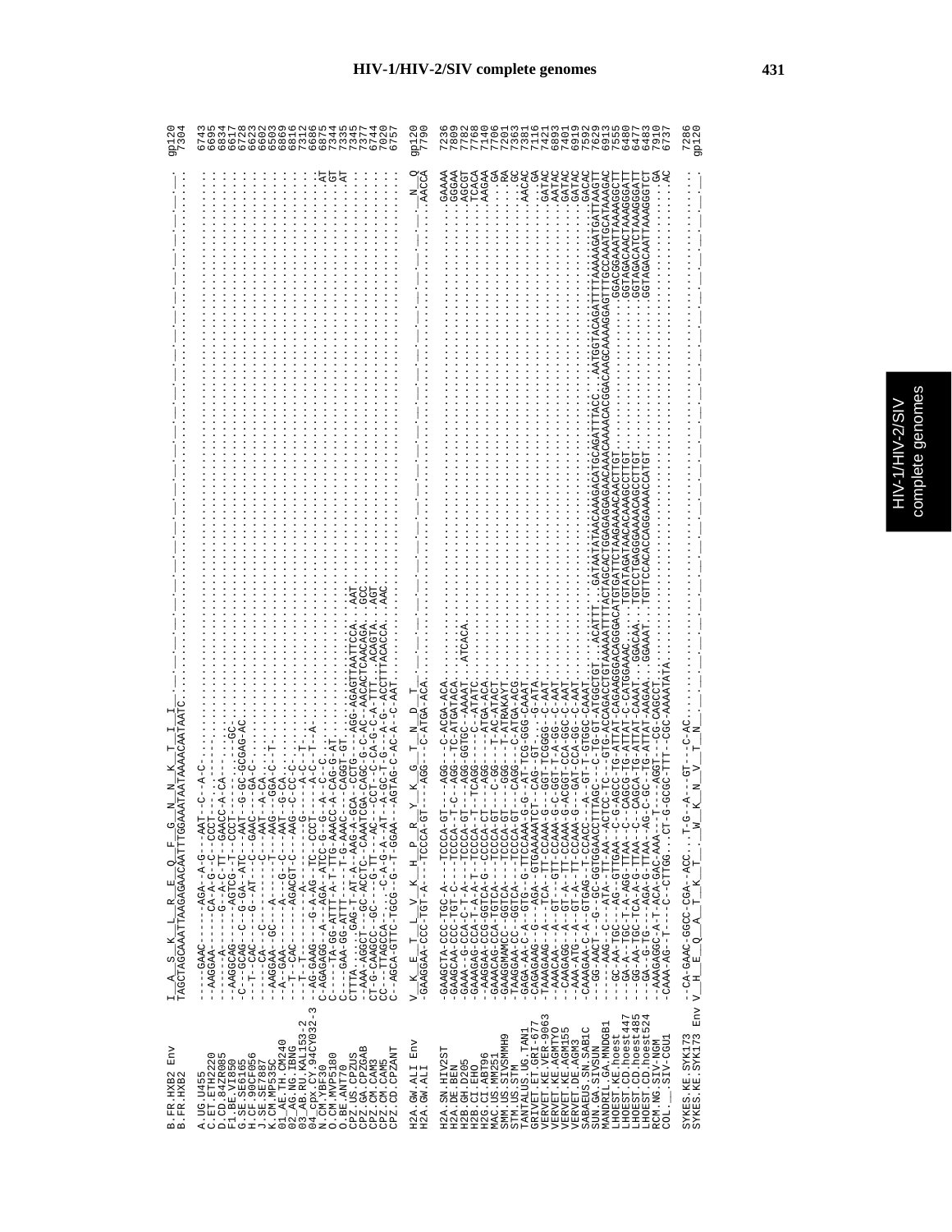# HIV-1/HIV-2/SIV complete genomes

```
B.FR.HXB2 Env         I__A__S__K__L__R__E__Q__F__G__N__N__K__T__I__I_                                                                         gp120
B.FR.HXB2             TAGCTAGCAAATTAAGAGAACAATTTGGAAATAATAAAACAATAATC                                                                         7304

A.UG.U455             ----GAAC------AGA-A-G---AAT--C--A-C-                                                                                    6743
C.ET.ETH2220          --AAGGAA------CA-A-G--C--CCT--                                                                                           6695
D.CD.84ZR085          -------A------G-A-C-TT--GAACC-A-CA----                                                                                   6834
F1.BE.VI850           --AAGGCAG-----AGTCG--T---CCT----------GC-                                                                                6617
G.SE.SE6165           -C--GCAG--C--G-GA--ATC----AAT---G-GC-GCGAG-AC                                                                            6728
H.CF.90CF056          --T--CAC---G---AT---C---GAAC--A--GA-C-                                                                                   6623
J.SE.SE7887           -----CA---C-------C---AAT--A-CA-                                                                                         6602
K.CM.MP535C           --AAGGAA--GC---A------T----AAG---GGA-C--T-                                                                               6503
01_AE.TH.CM240        -A--GAA------A---G--C---AAT--G-CA-                                                                                       6869
02_AG.NG.IBNG         --T--CAC------AGACGT-C----AAG--C-CC-C-                                                                                   6816
03_AB.RU.KAL153-2     --T--T-------A------------G-----A-C--T-                                                                                  7312
04_cpx.CY.94CY032-3   --AG-GAAG---G-A-AG--TC---CCCT-----A-C--T--A-                                                                            6686
N.CM.YBF30            C-AGAGAGG---A-AGA-ATCC-A----G----A--C-                                                                        AT          6815
N.CM.YBF306           CA----TA-GG-AGTTT-A-TT-G-AAAC--A--CAG--G-                                                                      AT          7874
O.BE.ANT70            C-----GAA-GG-ATT--T-T-G-AAAC----CAGGT-GT                                                                       AT          7344
CPZ.US.CPZUS          CTTTA......GAG-T-AT-A--AAG-A-GCA--CCTG----AGG-AGAGTTAATTCCA..AAT                                                          7335
CPZ.GA.CPZGAB         --AAA-AGGCT--GC-ACCTC--CAAATCGA-CAGC-G-C-AC--AACACTCAACAGA..GCC                                                          7345
CPZ.CM.CAM3           CT-G-CAAGCC--GC---G-TT---AC---CCT--C-CA-G-C-A-TTT..ACAGTA..AGT                                                          7377
CPZ.CM.CAM5           CC---TTAGCCA-.....-C-A-G-A--AT--A-GC-T-G---A-G--ACCTTTACACCA..AAC                                                       6744
CPZ.CD.CPZANT         C--AGCA-GTTC-TGCG--G--T-GGAA---AGTAG-C-AC-A--C-AAT.                                                                     7020
                                                                                                                                              6757

H2A.GW.ALI Env        V__K__E__T__L__V__K__H__P__R__Y__K__G__T__N__D__T_                                                              N__Q   gp120
H2A.GW.ALI            -GAAGGAA-CCC-TGT-A---TCCCA-GT---AGG---C-ATGA-ACA.                                                              AACCA   7790

H2A.SN.HIV2ST         -GAAGCTA-CCC-TGC-A---TCCCA-GT---AGG---C-ACGA-ACA                                                               GAAAA   7236
H2A.DE.BEN            -GAAGCAA-CCC-TGT-C---TCCCA--T-C--AGG--TC-ATGATACA.                                                             GGGAA   7809
H2B.GH.D205           -GAAA--G-CCA-C-T-A---TCCCA-GT---AGG-GGTGC--AAAAT..ATCACA.                                                      AGCGT   7782
H2B.CI.EHO            -GAAAGAG-CCA-T-A-A-T-TCCCA--T--TCAGG-----C--ATATC                                                             TCACA   7768
H2G.CI.ABT96          -CAAGGAA-CCG-GGTCA-G--CCCCA-CT---AGG----ATGA-ACA.                                                              AAGAA   7140
MAC.US.MM251          -GAAACAG-CA-TCTCA----TCCCA-GT---C-GG----AC-ATACT.                                                                 GA   7706
SMM.US.SIVSMMH9       -GAAGGAMACC--GGTCA----TCCCA-GT---GGG---T-ATRAKAYT.                                                                RA   7201
STM.US.STM            -TAAGGAA-CC--GGTCA---TCCCA-GT---CAGG---C-ATGA-ACG.                                                                GC   7363
TANTALUS.UG.TAN1      -GAGA-AA-C-A--GTG--G-TTCCAAA-G-G--AT-TCG-GGG-CAAAT.                                                             AACAC   7381
GRIVET.ET.GRI-677     -CAGAGAAG--G---AGA--GTGAAAATCT--CAG--GT-.....G-ATA.                                                                GA   7116
VERVET.KE.VER-9063    -TAAAGAAG--A---TCA--TT-CCAAA-G---GGT-TCGGGG--C-AAT.                                                             GATAC   7421
VERVET.KE.AGMTYO      --AAACAA---A--GTT--CCAAA-G-C-GGT-T-A-GG--C-AAT.                                                                 AATAC   6893
VERVET.KE.AGM155      -CAAAGAGG--A---GT-A--TT-CCAAA-G-ACGGT-CCA-GGC-C-AAT.                                                            GATAC   7401
VERVET.DE.AGM3        -AAA-ATG--A--GT-A--TT-CCAAA-G--GAT-CCA-GGC-C-AAT.                                                               GATAC   6919
SABAEUS.SN.SAB1C      -CAAAGAA-C-A---GTGAG--T-CCACC---A---GT-TGTGGC-CAAAT.                                                            GACAC   7592
SUN.GA.SIVSUN         --GG-AACT--G--GC-GGTGGAACCTTTAGC---C-TG-GT-ATGGCTGT..ACATTT..GATAATATAACAAAGACATGCAGATTTACC..AATGGTACAGATTTTAAAAAGATGATTAAGTT  7629
MANDRIL.GA.MNDGB1     -------AAG--C---ATA--TT-AA--ACTCC-TC---GTG-ACCAGACCTGTAAAAATTTACTAGCACTGGAGGAGAACAAACAAAACACGGACAAGCAAAAGGAGTTTGCCAAATGCATAAAGAC  6913
LHOEST.KE.hoest       ---GC-AA-TGC---AG--GTTGAA--C-G-AGCC-TG-ATTAT-CAGAAGGGACAGGGACATGTGATTCTAAGAAAAACAACTTGT.............GGACGGAATTAAAAGGCTT  7555
LHOEST.CD.hoest447    ---GA-A--TGC-T-A-AGG-TTAA--C--CAGCG-TG-ATTAT-C-CATGGAAC.......TGTATAGATAACACAAAGCCTTGT...............GGTAGACAACTAAAGGGATT  6480
LHOEST.CD.hoest485    ---GG-AA-TGC-TCA-A-G-TTAA--C--CAGCA-TG-ATTAT-CAAAT..GGACAA..TGTCCTGAGGGAAAACAGCCTTGT.............GGTAGACATCTAAAGGGATT  6477
LHOEST.CD.hoest524    ---GA--G-TG----AGA-G-TTAA--AG-C-GC--TG-ATTAT-AAGAA..GGAAAT..TGTTCCACACCAGGAAAACCATGT..............GGTAGACAATTAAAGGGTCT  6483
RCM.NG.SIV-NGM        --AAAGAGGC-A-T-ACA-GAC-AAA---T---AGGT--CG-CAGCCT.                                                                 GA   7910
COL.__.SIV-CGU1       -CAAA-AG--T----C--CTTGG...CT-G-GCGC-TTT--CGC-AAAATATA.                                                            AC   6737

SYKES.KE.SYK173       --CA-GAAC-GGCC-CGA-ACC...T-G--A---GT--C-AC.                                                                            7286
SYKES.KE.SYK173 Env   V__H__E__Q__A__T__K__T__...W__K__N__V__T__N_                                                                            gp120
```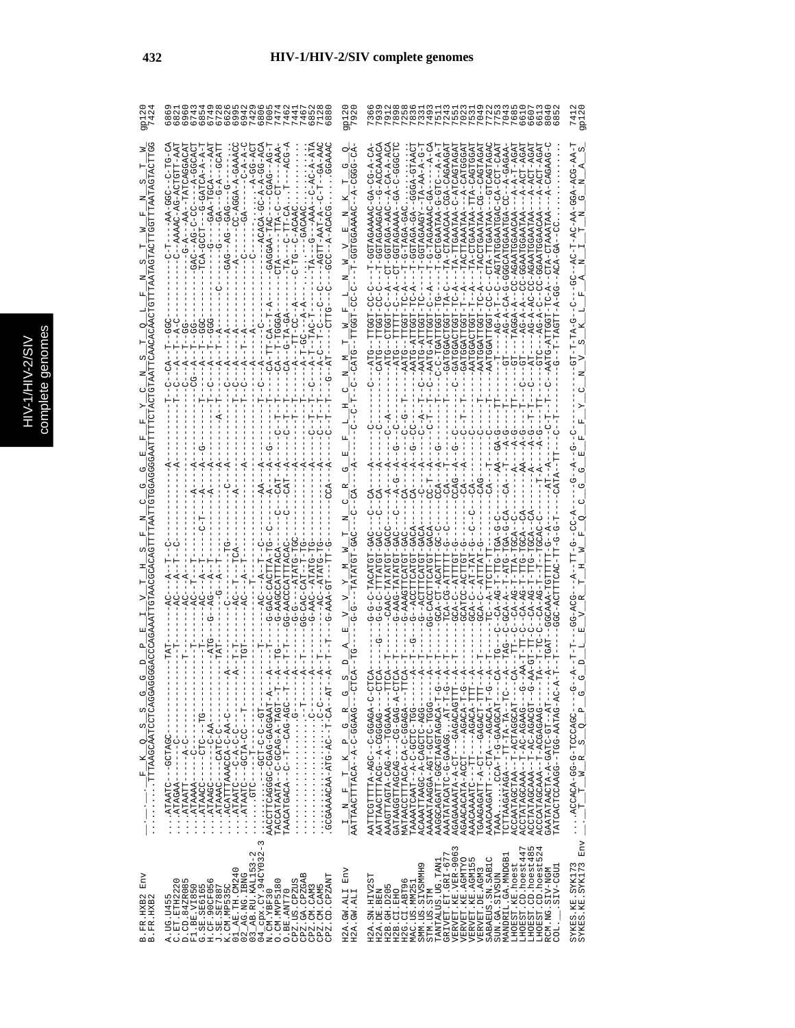# HIV-1/HIV-2/SIV complete genomes

```
                       F  K  Q  S  S  G  G  D  P  E  I  V  T  H  S  F  N  C  G  G  E  F  F  Y  C  N  S  T  Q  L  F  N  S  T  W  F  N  S  T  W
B.FR.HXB2 Env
B.FR.HXB2           ...TTTAAGCAATCCTCAGGAGGGGACCCAGAAATTGTAACGCACAGTTTTAATTGTGGAGGGGAATTTTTCTACTGTAATTCAACACAACTGTTTAATAGTACTTGGTTTAATAGTACTTGG   gp120 7424

A.UG.U455           ...ATAATC--GCTAGC-----------------TAT------AC---A--T--C-------------A-----------T--C--CA--T--GGC---------C-T---AA-GGC--C-TG-CA   6869
C.ET.ETH2220        ...ATAGAA-------C-----------------T--------AC---A--T--C-------------A-----------T--C--A---T-A-C-----------C--AAAAC-AG-ACTGTT-AAT   6821
D.CD.84ZR085        ...ATAATT------A-C----------------T--------AC---A-----------------------------------C--A---T--GG-------------G-A--AA-TATCAGGACAT   6960
F1.BE.VI850         ...ATAAAA-----C----------------------------AC---T--T--------------A-----A-------T--CG--A---T--GG-----------GAC--AG-C-CC--A-GGCACT   6743
G.SE.SE6165         ...ATAAAC-----CTC---TG---------T-----------AC---T--T------C-T-----A-----A--G----T--C--A---T--GGC----------TCA-GCCT---G-GATCA-A-T   6854
H.CF.90CF056        ...ATAAGC-----C--AA--------------ATG---G---AC---A--T--------------A-----A-------T--C--A---T--GGC--------------G----GAA-TGCA---AAT   6749
J.SE.SE7887         ...ATAAAC---CATC-C---------------TAT-------G---A--T-------------A------A---A-------A---T--A-----C------G------GA---G-A--GCATT   6728
K.CM.MP535C         ...ACATTTAAACCA-C-AA-C-------A-------------C--------TG-----------C-----A-------C--C--A-----------GAG--AG--GAG--G----------   6626
01_AE.TH.CM240      ...ATAATC---C-A-C-C---------A--T-------AC---T------TCA---------A-------------T--C--A-----------------A-------CC-AGGA-A-GAAACC   6995
02_AG.NG.IBNG       ...ATAATC---GCTA-CC---T--------TGT-----AC---A--T------------------------------T--C--A---T--A-----------C------GA------C-A-A-C   6942
03_AB.RU.KAL153-2   ......GTC---------T---------------------------------------------------------------------------------------C-------A-GG-ACT   7429
04_cpx.CY.94CY032-3 AACCTTCAGGGC-CGAG-GAGGAAT-A-----A---T---------AC---A--T--C-----------AA---A-----------T--C--A-----C------------ACACA-GC-A-A-GG-ACA   6806
N.CM.YBF30          TATCATCAAAT-C-GAAT-G-GAGG-A---TG---G-GACCCACTTACA-TG--C----------A--A-G-----T--CA-TT-CA-T-A------GAGGAA-TAC----CGAG--AG-T   7095
O.CM.MVP5180        TAACATGACA--C-T--CAG-AGC--T---A--T-T-GG-AACCCATTTACAC-------C---CAT--A-----------T--CA--C-TTA-T-------------CTA---A-A-----AGA-   7474
O.BE.ANT70          ...............G.......................G-G-----ATATG-TGC--------CAT--A-------C--T--CA--G-TA-GA--------TA---C-TT-CA---CT---ACG-A   7462
CPZ.US.CPZUS        ...................T-------A--T-------GG-CAC-CAT--T-TG----------------A--------------A---TT-CC--A----C-TG--C-ACAAC---------   7441
CPZ.GA.CPZGAB       ...............................A-------G-AAC--ATATG-TG------------A--------T---------A-T-GC---A-A--------GACAAC---------   7467
CPZ.CM.CAM3         ..................C-C-------A---------G-AAC--ATATG-TG------------A-------C-T---T--C---A-T-TAC-T-------TA---G---AAA--C-AC-A-ATA   6852
CPZ.CM.CAM5         .....................C-C-----A--T----------AC--ATATG-TG-----------A-------C-T---T-----A-C--T-C---C--C--AGTT-AAT-A--C-T--GA-AAC   7128
CPZ.CD.CPZANT       .GCGAAAACAA-ATG-AC--T-CA--AT--A--T--T-G-AAA-GT---TT-G-------CCA---A-------C-T----G--AT----CTTG---GCC--A-ACACG......GGAAAC   6880

                    I  N  F  T  K  P  G  R  G  S  D  A  E  V  V  Y  M  W  T  N  C  R  G  E  F  L  H  C  N  M  T  W  F  L  N  W  V  E  N  K  T  G  Q
H2A.GW.ALI Env
H2A.GW.ALI          AATTAACTTTACA--A-C-GGAAG---CTCA--TG----G-G---TATATGT-GAC---C--CA---A-----C--C-T--C--CATG--TTGGT-CC-C---T-GGTGGAAAAC--A-CGGG-CA-   gp120 7920

H2A.SN.HIV2ST       AATTCGTTTTA-AGC--C-GGAGA-C-CTCA-------G-G-C-TACATGT-GAC---C--CA---A-----C--------C-----ATG---TTGGT-CC-C---T-GGTAGAAAAC-GA-CG-A-CA-   7366
H2A.DE.BEN          AATTAACTTTACG--A-CGGGAG---CTCA---------G-G-C-TTTATGT-GAC---C--CA---A-----C-------------CATG--TTGGT-CC-C---T-GGTAGAAGAC--G-ACCAAACA   7939
H2B.GH.D205         AAAGTTAGTA-CAG-A--TGGAAA---TTCA-T-------CAAC-TATATGT-GACC---C--A----A----C--A-------------ATG--CTGGT-C--A--CT-GGTAGA-AAC--A-CA-ACA   7912
H2B.CI.EHO          GATAAGGTTAGCAG----CG-GAG-A-CTCA-T-------G-AAG-TATATGT-GAC----C--A-G-A-G--C-------------ATG---TTTTT-C--A--CT-GGTAGAAAA--GA-C-GGCTC   7898
H2G.CI.ABT96        MATAACCTTTACA-CA-C-GGAGA--TTCA-T-------G-AAGTTCATGT-GAC----CA---A---A----CC-G--T-----AATG--TTGGT-TC-A---T-G-TAGA-GAC..........   7258
MAC.US.MM251        ACAAATTAAGC-A-CAGCTC-TGG-------T--G---G-ACCTTCATGT-GACA---CA---A---G-----C---A-------AATG-ATTGGT-TC-A---T-GGTAGA-GA-.GGGA-GTAACT   7836
SMM.US.SIVSMMH9     AAAAATTAAGGA-AGT-GCTC-TGGG------A-T-------G-ACTTTCATGT-GACA----C--A---A--G--C-A--T--C-AATG-ATTGGT-TC-A---T-GGTAGAAGY--TA-AA-A-CT   7331
STM.US.STM          AAAAATTAAGGA-AGT-GCTC-TGGG------A-T-------GG-CACCTTCATGT-GACA---CC-T--A------C-T--T--C--AATG-ATTGGT-C--A---T-G-TAGAAAAC-GA---A-CA   7493
TANTALUS.UG.TAN1    AAGGCAGATT-GGCTAAGTAGACA-T-G--A-T-------GCA-CT-ACATTT-GC-C----CCA---A------G------------C-C-TGATTGGT-TG-----T-GCTGAATAA-G-GTC--A-T   7511
GRIVET.ET.GRI-677   AAATATACATC-G-GAAGG...AT-T-G--A-T-------TCA-CG-ATTTTT-G--C-----CA---T---------------------GATGGACTGGT-TA-C---TA-CTAAACAA-CGA-CAGAAGAT   7243
VERVET.KE.VER-9063  AGAGAAAATA-A-CT--GAGACAGTTT-A-T---------GCA-C--ATTTGT-G---------CCAG--A--G--C---------C-GATGGACTGGT-TC-A---TA-TTGAATAA-C-ATCAGTAGAT   7551
VERVET.KE.AGMTYO    AGAACACATA-ACCT---AGACA-T-G-A-----------GCATCC-ACTTGT-G---------CA---A------C-T--T-------GATGGATTGGT-T--A---TACTTAAATAA--A-CATGGGAT   7023
VERVET.KE.AGM155    AAACAAAATC--TT---AGACA-TTT--A-T---------GCA-C--AT-TAT-G--C--C---CA-----------C-----------AATGGACTGGT-T--A---TA-CTGAATAA-TTA-CAGTGGAT   7531
VERVET.DE.AGM3      TGAAGAGATT-A-CT---GAGACT-TTT-A-T--A-T---GCA-C--ATTTAT-G---------CAG------------C---------AATGGATTGGT-TC-A---TACTGAATAA-CG-CAGTGGAT   7049
SABAEUS.SN.SAB1C    AAACAAGATT--A-CTA--AGACA-T-G--A-T-------TC--A-TTCTT-TTG-G---------CA---T------------------AATGGATTGGT-TC-A---TA-TTGAATAA-GTCAGTAGAC   7722
SUN.GA.SIVSUN       TAAA.........CCA-T-G-GAAGCAT---CA--TG---C--CA-AG-T-TTG-TGA-G-C------AA---GA-G-----TT------T------AG-A-T--C--AGTATGGAATGAC-CA-CCT-CAAT   7753
MANDRIL.GA.MNDGB1   TCTTAAGATAGA---TT-TA-TA--TC---A-TAG-G-GCA-A---T-ATG-TGA-G-CA----CA---T---A-G----------GT---AG-A-CA-G-GGGCATGGAATGA-CC--A-GAGAA-   7043
LHOEST.KE.hoest     ACCAATAGCTAA--T-ACTAGGCAT---CA---TT--C--CA-AG-T-TTA-TGCA-C-------A---A-G---TT-----------GT----TAGGA-A---CC-AGAATGGAACAA---A-T-AGAT   7685
LHOEST.CD.hoest447  ACCTATAGCAAA--T-AC-AGAAG----G--AA-T-TT-C--CA-AG-T-TTG-TGCA-CA-------A---A-G--T---C--------AT----AG-A-AC-AC-AGAATGGAATAA---A-ACT-AGAT   6610
LHOEST.CD.hoest485  ACCTATAGCAAA--T-AC-AGACGT---G-AA-GT-TT-C--CA-AG-T-TTG-TGCA-CA-------A-G--T--T---C--------AT----AG-A-AC-CC-AGAATGGAATAA---A-ACT-AGAT   6607
LHOEST.CD.hoest524  ACCCATAGCAAA--T-ACGAGAAG----TA--T-TC-C--CA-AG-T---T-TGCAC-C-----A-G--T--TT--------GTC---AG-A-C--CC-GGAATGGAACAA---A-ACT-AGAT   6613
RCM.NG.SIV-NGM      GAATATAACTA-A-GATC-GT--AT---A-T-TGAT--GGCAAA-TGTTTT-G-A------AT-A-------C-T--------C--AATG-ATTGGT--TC-A--CTA-CTAAATAA---A-CAGAAG-C   8040
COL.__.SIV-CGU1     TATCACTCCAAGG--TGG-AATAG-AC-A-T-------GGC-ACTTCAC-TT-G-G-T----CATA---TT-----C--T-----------G--T-TAGTT-A-GG--ACA-GA-CC.........   6852

                       T  T  W  R  S  Q  P  G  G  D  L  E  V  R  T  H  W  F  Q  C  G  G  E  F  F  Y  C  N  V  S  K  L  F  A  N  I  T  N  G  N  A  S
SYKES.KE.SYK173     ...ACCACA-GG-G-TCCCAGC----G--A--T-T---GG-ACG---A--TT-G--CC-A-----G--A--G--C-----------GT-TA-G--C----GC--AC-T-AC-AA-GGA-ACG-AA-T   7412
SYKES.KE.SYK173 Env                                                                                                                                   gp120
```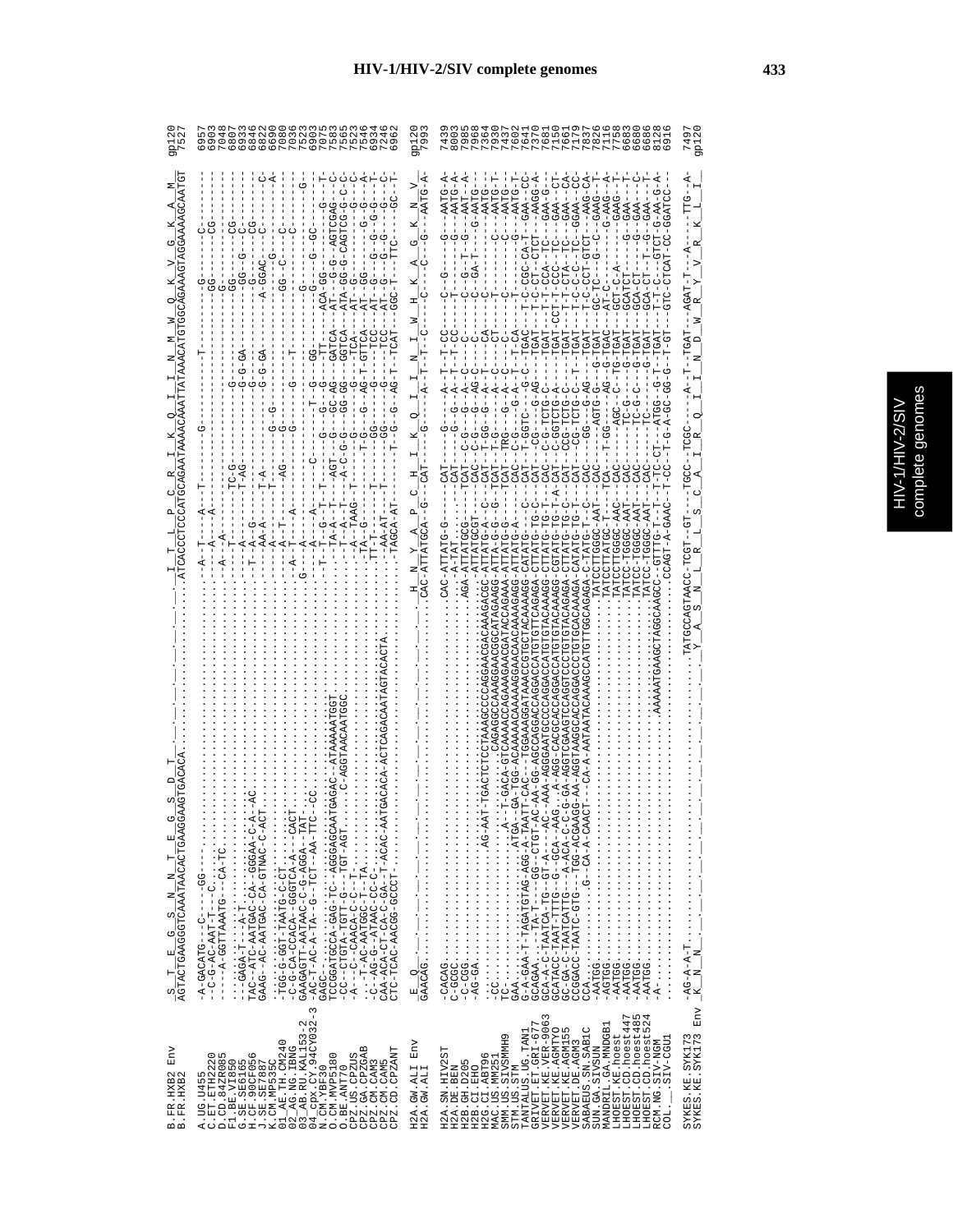# HIV-1/HIV-2/SIV complete genomes

```
B.FR.HXB2 Env       S  T  E  G  S  N  N  T  E  G  S  D  T                                                              I  T  L  P  C  R  I  K  Q  I  I  N  M  W  Q  K  V  G  K  A  M         gp120
B.FR.HXB2           AGTACTGAAGGGTCAAATAACACTGAAGGAAGTGACACA.............................................ATCACCCTCCCATGCAGAATAAAACAAATTATAAACATGTGGCAGAAAGTAGGAAAAGCAATGT  7527

A.UG.U455           -A-GACATG---C-----GG-----------------------------------------------------------------A--T----A---T-----------G-------------------T------------G----------C-                    6957
C.ET.ETH2220        --C-G-AC-AAT-T---C.--------------------------------------------------------------------------A----------------------------------------------GG--------CG                     6903
D.CD.84ZR085        -----A-GGTTAAATG---CA-TC.---------------------------------------------------------A---A-----------------------------------------------------G-------------                     7048
F1.BE.VI850         ---GAGA-T---A-T.....................................................................A-----------TC-G-------------------------------------GG-------CG-----                        6807
G.SE.SE6165         TAC--ATC-AATGAC-CA--GGGAA-C-A--AC.................................................A-----------T-AG--------------G--G--GA----------------GG--G-----CG----                        6933
H.CF.90CF056        GAAG--AC-AATGAC-CA-GTNAC-C-ACT....................................................T--A--G---------------------------G-------------------G-------C------                           6846
J.SE.SE7887         ...................................................................................-AA-A-----T-A----------------------G--G-GA-----------A-GGAC---C-------C-                  6822
K.CM.MP535C         ...................................................................................A-----------T-----------------G--G-----------------------------------A-                       6690
01_AE.TH.CM240      -TGG-G-GGT-TAATG-C-CT.............................................................A--T-----------AG---------------G----------------------GG--C----C-----                       7080
02_AG.NG.IBNG       -C-G-CA-CCACA-GGGTCA-A---CACT.....................................................A--T----A------------------G-------T---------------------------C------                       7036
03_AB.RU.KAL153-2   GAAGAGTT-AATAAC-C-G-AGGA--TAT.....................................................G---A----------------------------------------G-------------------G-                       7523
04_cpx.CY.94CY032-3 -AC-T-AC-A-TA--G--TCT--AA-TTC--CC.................................................A----A-----C-------T--G-----GG-------------------G--GC-------                                6903
N.CM.YBF30          GAGC.......................................................................T-T-A-G--T--T----G--AG------GT-------ACA-GG------G------T-                                          7075
O.BE.ANT70          TGC-ATTGCCA-GAG-TC--AGGGAGCAATGAGAC--ATAAAAATGGT.....................................TA-A--T--AGT----G---G--GTTCA---AT---G-G-AGTCGAC---T-                                  7783
CPZ.US.CPZUS        -TCC-CTGTA-TGTT-G---TGT-AGT......C-AGGTAACAATGGC.....................................A--A--T---A-C-G-GG-GG---GGTCA---ATA-GG-G-CAGTCG-G-C-C-                              7565
CPZ.GA.CPZGAB       -A---C--CAACA-C-C--T.................................................................A--TAAG---T-------G-------TCA-----AT--G------G----C-                                    7523
CPZ.CM.CAM3         ....-T-AC-AATGGC-T--TA...............................................................TA--G-------T-G------AG-T-GTTCA---AT--GG-------G---G-                                   7546
CPZ.CM.CAM5         -C--AG-G--ATAAC-CC-C.................................................................TT-T-----GG------G-------TCC-----AT--G---G-G--T-                                       6934
CPZ.CD.CPZANT       CAA-ACA-CT-CA-C-GA--T-ACAC-AATGACACA-ACTCAGACAATAGTACACTA............................AA-AT------GG----G------TCC------AT--G-----G--C-                                     7246
                    CTC-TCAC-AACGG-GCCCT....................................................TAGCA-AT------T--G---G--AG-T--TCAT---GGC-T---TTC-----GC--T-                                             6962

H2A.GW.ALI Env      E  Q                                                                    H  N  Y  A  P  C  H  I  K  Q  I  I  N  I  W  H  K  A  G  K  N  V         gp120
H2A.GW.ALI          GAACAG...........................................................CAC-ATTATGCA--G--CAT----G----A--T--T--C----C-----C--G---AATG-A-  7993

H2A.SN.HIV2ST       -CACAG...........................................................CAC-ATTATG-G-----CAT----G------A--T--T-CC---------C--G------G-----AATG-A-   7439
H2A.DE.BEN          C-GGGC...........................................................-A-TAT-----------CAT----G------A--T--T-CC---------T-----------G---AATG-A-   8003
H2B.GH.D205         -C-GGG...........................................................AGA-ATTATGCG-----TCAT--C-G----G--A--C----C--------C--G--T--G-----AAT--A-   7985
H2B.CI.EHO          -AG-GA...........................................................-ATTATGCGT------CAC---C-G----G--AG-C----C--------C--GA-T-------G-AATG-   7968
H2G.CI.ABT96        -CC.......................................................AG-AAT-TGACTCTCTAAAGCCCCAGGAAGCGACAAAGACGC-ATTATG-A--C--CAT--T-GG--G--A--T--CA-----C-------------AATG--  7364
MAC.US.MM251        TC............................................................CAGAGGCAAAAGGAAGCGGCATAGAGAG-ATTA-G-G--G--TCAT--TRG------------CT------T--------C---AATG-T-   7930
SMM.US.SIVSMMH9     GAA...........................A--T-GACA-GTCAAAAACCAGAAAAAAGAACAGATACCAGAAA-ATTATG-G--G--TCAT--TRG---G--A--C----C--------T--------C---AATG-T-  7437
STM.US.STM          G-A-GAA-T-TAGATGTAG-AGG-A-TAATT-CAC--TGGAAAGGATAAACCGTGCTACAAAAGG-CATATG--C---CAC---C-G---G-A--T--T-CA-----T--------G-----AATG-T-  7602
TANTALUS.UG.TAN1    GCAGAA...TA-T---GG--CTGT-AC-AA-GG-AGCCAGGACCAGGACCATGTGTTCAGAGA-CTTATG-TG-C--CAT--T-GGTC--G-C--TGAC------T-C-CGC-CA-T--GAA--CC-   7641
GRIVET.ET.GRI-677   GCA-A-C-TAATCA-TG--GT-A---AC--AAA-AGGGAATGCCCAGGACCATGTGTACAAAGG-CTTATG-TG-C--CAT---CG----G--AG---TGAT------T-C-CT--CTCT---AAGG-A-  7370
VERVET.KE.VER-9063  GCATACC-TAAT-TTTG--G--GCA--AAG..A-AGG-CACGCACCAGGACCATGTGTACAAAGG-CTTATG-TG-T--CAC--C-G-TCTG-C-----TGAT------T-T-CCA--TC-----GAA-G---  7681
VERVET.KE.AGMTYO    GC-GA-C-TAATCATTG--A-ACA-C-C-G-GA-AGGTCGAAGTCCAGGTCCCTGTGTACAGAGA-CGTATG-TG-T-A-CAT--C-GGTCTG-A------TGAT-CCT-T-CCC--TC-----GAA--CT-  7150
VERVET.KE.AGM155    CCGGACC-TAATC-GTG--TGG-ACGAAGG-AA-AGGTAAGGCACCAGGACCCTGTGTGCACAAAGA-CATATG-TG-T-T-CAT---CCG-TCTG-C----TGAT------T-C-CTA--TC-----GAA--CA-  7661
VERVET.DE.AGM3      CCA............................G--CA-A-CAACT---C-A--AATAATACAAAAGCCATGTTGGCAGAGA-C-TATG-T---C---CAT--CG-TCTG-C-T-TGAT------T-C-C---TC-----GGAA--CC-  7119
SABAEUS.SN.SAB1C    -AATGG.......................................................TATCCTTGGGC-AAT----CAC---GG---G--AG---TGAT------T-C-CCT-GTCT----AAG-CA-  7837
SUN.GA.SIVSUN       -AGTGG.......................................................TATCCTTATGC-T---TCA----T-GG---AG-G-TGAC------GC-TC--G--C---GAAG--T-  7826
MANDRIL.GA.MNDGB1   -AATGG.......................................................TATCCTTGGGC-AAC----CAC-----AGC--C--TG-TGAT-----AT-C----------G-AAG---A-  7116
LHOEST.KE.hoest     -AATGG.......................................................TATCC-TGGGC-AAT----CAC------TC-G--G--TGAT------GCATCT-----------GAAG---  7758
LHOEST.CD.hoest447  -AATGG.......................................................TATCC-TGGGC-AAT----CAC------TC-G--G--TGAT------GCA-CT----------GAA---T-  6683
LHOEST.CD.hoest485  -AATGG.......................................................TATCC-TGGGC-AAT----CAC------TC-G-C--G--TGAT------GCA-CT----------G---GAA---C-  6680
LHOEST.CD.hoest524  -AATGG.......................................................TATCC-TGGGC-AAT----CAC-------TC----G--TGAT------GCA-CT----G---GAA---T-  6686
RCM.NG.SIV-NGM      -A...........................................AAAAATGAAGCTAGGCAAGCC-GTTTG-T---T-TC-CT---ATGG--G-T--TGAT------T-T-C---GTCT-G-AA-G-A-  8128
COL.__.SIV-CGU1     ............................................................CCAGT-A-GAAC--T-CC--T-G-A-GC-GG-T-GT------GTC-CTCAT-CC-GGATCC--  6916

SYKES.KE.SYK173     -AG-A-A-T....................................................TATGCCAGTAACC-TCGT--GT----TGCC---TCGC-------A--T--TGAT------AGAT-T----A------TTG--A-  7497
SYKES.KE.SYK173 Env  K  N  N                                                     Y  A  S  N  L  R  L  S  C  A  I  R  Q  I  Q  I  N  D  W  R  Y  V  R  K  L  I          gp120
```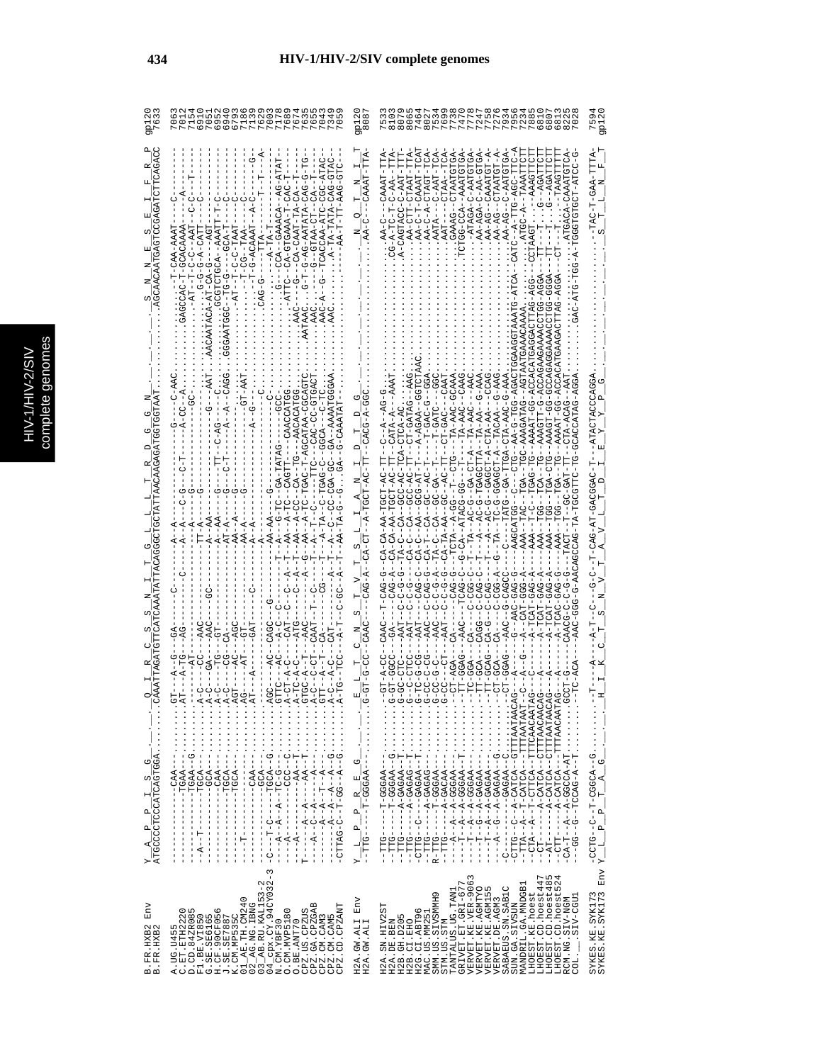```
B.FR.HXB2 Env                                                                gp120
B.FR.HXB2                                                                     7633

A.UG.U455                                                                     7063
C.ET.ETH2220                                                                  7012
D.CD.84ZR085                                                                  7154
F1.BE.VI850                                                                   6910
G.SE.SE6165                                                                   7051
H.CF.90CF056                                                                  6952
J.SE.SE7887                                                                   6940
K.CM.MP535C                                                                   6793
01_AE.TH.CM240                                                                7186
02_AG.NG.IBNG                                                                 7139
03_AB.RU.KAL153-2                                                             7629
04_cpx.CY.94CY032-3                                                           7003
N.CM.YBF30                                                                    7178
O.CM.MVP5180                                                                  7679
O.BE.ANT70                                                                    7674
CPZ.US.CPZUS                                                                  7635
CPZ.GA.CPZGAB                                                                 7655
CPZ.CM.CAM3                                                                   7043
CPZ.CM.CAM5                                                                   7349
CPZ.CD.CPZANT                                                                 7059

H2A.GW.ALI Env                                                                gp120
H2A.GW.ALI                                                                    8087

H2A.SN.HIV2ST                                                                 7533
H2A.DE.BEN                                                                    8103
H2B.GH.D205                                                                   8079
H2B.CI.EHO                                                                    8065
H2G.CI.ABT96                                                                  7464
MAC.US.MM251                                                                  8027
SMM.US.SIVSMMH9                                                               7534
STM.US.STM                                                                    7699
TANTALUS.UG.TAN1                                                              7738
GRIVET.ET.GRI-677                                                             7470
VERVET.KE.VER-9063                                                            7778
VERVET.KE.AGMTYO                                                              7247
VERVET.KE.AGM155                                                              7758
VERVET.DE.AGM3                                                                7226
SABAEUS.SN.SAB1C                                                              7934
SUN.GA.SIVSUN                                                                 7956
MANDRIL.GA.MNDGB1                                                             7234
LHOEST.KE.hoest                                                               7885
LHOEST.CD.hoest447                                                            6810
LHOEST.CD.hoest485                                                            6807
LHOEST.CD.hoest524                                                            6813
RCM.NG.SIV-NGM                                                                8225
COL.__.SIV-CGU1                                                               7028

SYKES.KE.SYK173                                                               7594
SYKES.KE.SYK173 Env                                                           gp120
```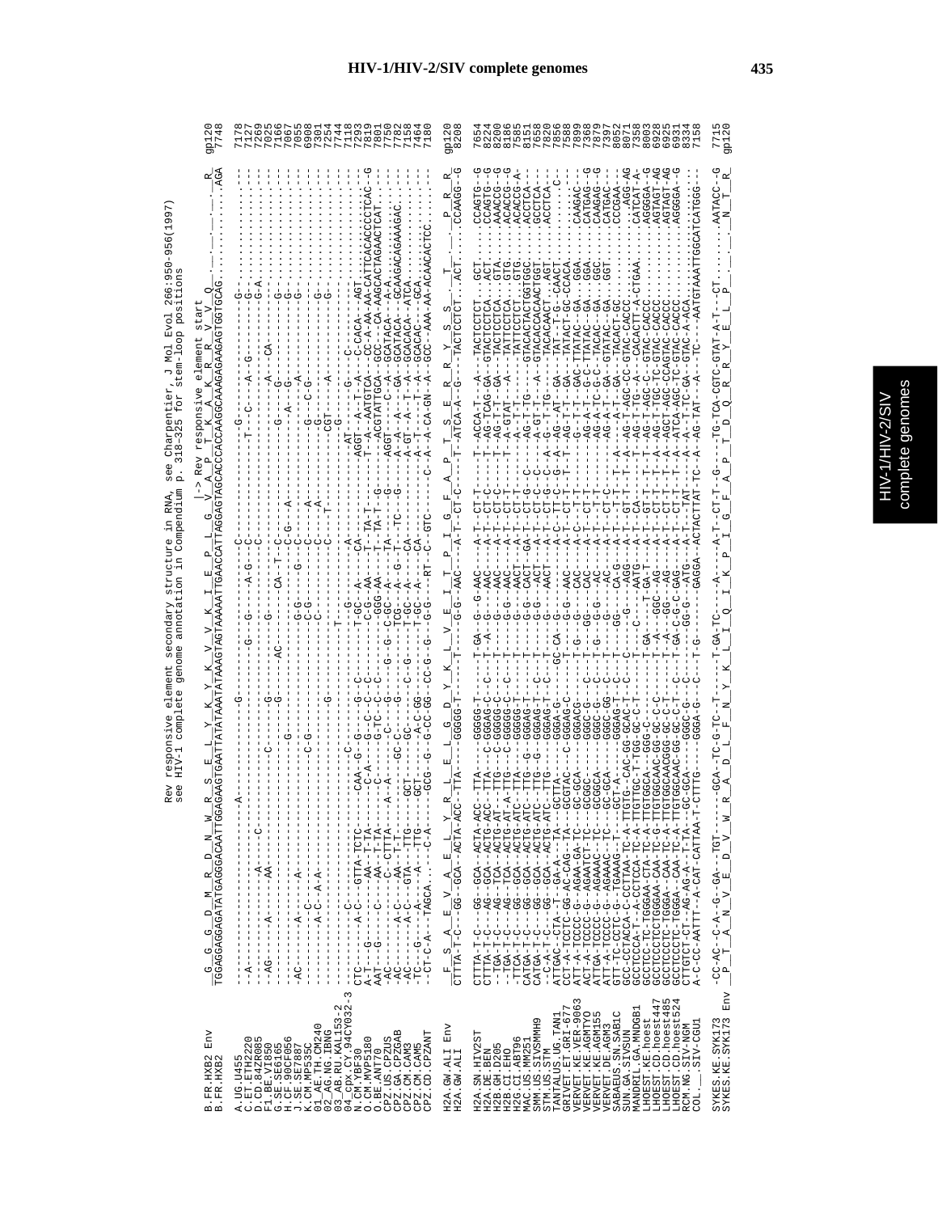Rev responsive element secondary structure in RNA, see Charpentier, J Mol Evol 266:950-956(1997)
see HIV-1 complete genome annotation in Compendium p. 318-325 for stem-loop positions

```
                                                                                                    |-> Rev responsive element start
B.FR.HXB2 Env      _G__G__G__D__M__R__D__N__W__R__S__E__L__Y__K__Y__K__V__V__K__I__E__P__L__G__V__A__P__T__K__A__K__R__R__V__V__Q_._._._._._R_   gp120
B.FR.HXB2          TGGAGGAGGAGATATGAGGGACAATTGGAGAAGTGAATTATATAAATATAAAGTAGTAAAAATTGAACCATTAGGAGTAGCACCCACCAAGGCAAAGAGAAGAGTGGTGCAG.........AGA   7748

A.UG.U455          --A-------------------------A---------------------G-------------------------C-------------T--C------A--G------------G-..........---   7178
C.ET.ETH2220       ----------------------C-------------------------------------G------A-G---C----------------------------------------G-A..........---   7127
D.CD.84ZR085       --AG-----A-------AA-------------C--------G-------------------G----------C----------------A-----CA---------...........---   7269
F1.BE.VI850        -------------------------------------------G-----------------------------------------G-----G-----------G-..........---   7025
G.SE.SE6165        -AC-------A-------A--------------------G------------AC------CA--T--C-G-----A---------A--G----------..........---   7166
H.CF.90CF056       ----------------------C-----------------------------G-G------C--G----------------------A---------G-..........---   7067
J.SE.SE7887        -----------C---------------------C-G----------------------C--------A-------------G--C-G------G-..........---   7055
K.CM.MP535C        ----------A-C--A-A-----------------------------------------C------A----------------------------..........---   6908
01_AE.TH.CM240     ------------------------------------------------------------C-----------------------G-..........---   7301
02_AG.NG.IBNG      -------------------------------------------------------------C-------T----CGT----A----..........---   7754
03_AB.RU.KAL153-2  ----------------------------G------------------------------------------G-..........---   7744
04_cpx.CY.94CY032-3 -------C------------------C-----------------T---------------------------G-----..........---   7118
N.CM.YBF30         CTC-------A-C----GTTA-TCTC--------CAA-G--G----G--C----T-GC--A----CA------AGGT--A--T--A---C-CACA---AGT..........---   7293
O.CM.MVP5180       A-T---G--------AA--T-TA------C-A----C--C--C-C-------C-G---AA----T--TA-T--------T--A--AATGTCA--CC-A-AA-CATTCACACCCCTCAC--G   7819
O.BE.ANT70         AAT---G-----C-----AA--T-TA------C------G-TC--C-C-------GGG-AA----T--TA-T--G-------ACGTATTGCA--GCC---CA-AAGCACTAGAACTCAT........   7801
CPZ.US.CPZUS       -AC-------A-C-----C-CTTTA----A--A----C------G----G--G--CG-GC--A----TA------G--AGGT-----C--A--GCATACA---A-A..........---   7750
CPZ.GA.CPZGAB      -AC-------A-C-----AA--T----GC-GC------G---G--------TCG--A--G-----TC----G------A--GT--A--T---A-GCATACA---GCAAGACAGAAAGAC......---   7782
CPZ.CM.CAM3        -TC---G----A-C----GTA---TTG----GCT------C--G-------T-GC--A-------CA---------A-GT--A--T---A-GCACACA---ATCA..........---   7158
CPZ.CM.CAM5        -AC---------------A------TTG----GCT---A-C-GG-----------T-GC--A-------CA-------------A--A-CA-GN--A--GCACAC---GCA..........---   7464
CPZ.CD.CPZANT      -TC-C-A---TAGCA----C-A----GCG--G-C-GG-CC-G---G--G-----RT--C-GTC-------C--A--A-CA-GN--A--GCC---AAA-AA-ACAACACTCC..........---   7180

H2A.GW.ALI Env     _F__S__A__E__V__A__E__L__Y__R__L__E__L__G__D__Y__K__L__V__E__I__T__P__I__G__F__A__P__T__S__E__R__R__Y__S__S_._._._T_._._._._P__R__R_   gp120
H2A.GW.ALI         CTTTA-T-C---GG--GCA--ACTA-ACC--TTA-----GGGG-T-----T----G-G--AAC-----A-T--CT-C-----T--ATCA-A--G---TACTCCTCT...ACT.....CCAAGG--G   8208

H2A.SN.HIV2ST      CTTTA-T-C---GG--GCA--ACTA-ACC--TTA-----GGGG-T-----T-GA--G--G-AAC----A-T--CT-T----T--ACCA-T---A--TACTCCTCT...GCT.....CCAGTG--G   7654
H2A.DE.BEN         CTTTA-T-C---AG--GCA--ACTG-ACC--TTA---C-GGGAG-C--C---T--A---G---AAC----A-T--CT-C----T--AG-TCAG-GA--GTACTCCTCA...ACT.....CCAGTG--G   8224
H2B.GH.D205        --TGA-T-C---AG--TCA--ACTG-AT--TTG--C-GGGG-C--C----T--------G-G--AAC-----A-T--CT-T----T--AG-T-T---A---TATTCCTCA...GTA.....AAACCG--G   8220
H2B.CI.EHO         --TGA-T-C---AG--TCA--ACTG-AT-A-TTG--C-GGGG-C--C---T--------G-G--AAC-----A-T--CT-T----T--A-GTAT---A---TATTCCTCA...GTG.....ACACCG--G   8186
H2G.CI.ABT96       -TTCA-T-C---GG--GCA--ACTG-ATC--TTA-----GGGG-T-----T---------G-G--AACT----A-T--CT-T----T--A--T-T-------TATTCCTCT...GTG.....ACACCG--A-   7585
MAC.US.MM251       CATGA-T-C---GG--GCA--ACTG-ATC--TTG--G-GGGAG-T-----T---------G-G--CACT----GA-T--CT-G---C----AG-T-TG----GTACACTACTGGTGGC.....ACCTCA---   8151
SMM.US.SIVSMMH9    CATGA-T-C---GG--GCA--ACTG-ATC--TTG--G-GGGAG-T--C---T---------G-G---ACT----A-T--CT-C---C----A-GT-T----A--GTACACCACAACTGGT.....GCCTCA---   7658
STM.US.STM         --C-A-T-C---GG--GCA--ACTG-ATC--TTG-----GGGAG-T--C---T-----------G----AACT----A-T--CT-G---C----A--G--T-TG-------TACACAACT...AGT.....ACCTCA---   7820
TANTALUS.UG.TAN1   ATTGAC--CTA--T--GA-A---GCTTA-----GGGA-G-------GC-CA--G--G----ACT----A-C--CT-C---C--A--AG---AT--GA----TAT--T-G--CAACT.......C---   7856
GRIVET.ET.GRI-677  CCT-A-TCCTC-GG-AC-CAG--TA----GCGTAC---C-GGGAG-C------T--G--G-G--AAC----A-T--CT-T----T-T--AG-T-T---GA----TATACT-GC-CCACA.........   7588
VERVET.KE.VER-9063 ATT-A-TCCCC-G--AGAA-GA--T----GC-GCA------GGGAC------T-G---G-----AAC----A-T--CT-T----T-------G-T-T---GAC-TTATAC--GA...GGA.....CAAGAC----   7899
VERVET.KE.AGMTYO   ACT-A-TCCCC-G--AGAATCT--TC----GCGGC-----GGGC-G----C----T-G---GG-----CAC----A-T--CT-T-------------AG-A-T--G-C-TTATAC--GA...GGA.....CATGAG--G   7368
VERVET.KE.AGM155   ATTGA-TCCCC-G--AGAAAC---TC----GCGGCA-----GGGC-G----C----T-G---G-G-----AC----A-T--CT-T--------------AG-A-TC-G-C--TACAC--GA...GGC.....CAAGAG--G   7879
VERVET.DE.AGM3     ATT-A-TCCCC-G--AGAAAC---TC----GC-GCA-----GGGC-GG---C----T-G-------G-----AC----A-T--CT-C--------------AG-A-T---GA--GTATAC--GA...GGT.....CATGAC----   7397
SABAEUS.SN.SAB1C   GTT-TC-CCTC-G--TGAAAG--T---GCT-A-----GGGAG-T--C---T-----GG-------CA-G----A-T--T-T--T--A--------A--T---GA----TACACT-GC.........CCCGAA---   8052
SUN.GA.SIVSUN      GCC-CCTACCA-C-CCTTAA-TC-A-TTGTTG--CAC-GG-GCAC-T---C------C----G--AGG----A-T--GT-T--T-A--AG-T-AGC-CC-GTAC-CACC........AGG-AG   8071
MANDRIL.GA.MNDGB1  GCCTCCCA-T--A-CCTCCA-TC-A-TTGTTGC-T-TGG-GC-C-T---C-------C----AATG---A-T--CA---T-A--AG-T-AGC-T-A---CACACTT-A-CTGAA......CATCAT-A-   7358
LHOEST.KE.hoest    GCCTCCC-TC-TGGGAA-CTA-TC-A-TTGTTGGCA-GGG-C-C-T----T-GA---T-GA-T----A-T--GT-T--T--T--AG-T-AGC-C-T---GTAC-CACC.........AGGGGA-G   8003
LHOEST.CD.hoest447 GCCTCCCTC-TGGGAA-CAA-TC-A-TTGTGGCAACC-GG-GC-C-T---T-GA-----GGC--AG----A-T--CT-T--T-A--AGCT-AGC-C-T---GTAC-CACC.........AGTAGT-AG   6928
LHOEST.CD.hoest485 GCCTCCCTC-TGGGA-CAA-TC-A-TTGTGGCAACGG-GC-C-T----T--A---GG---AG----A-T--CT-T--T-A--AGCT-AGC-CCAGTAC-CACC.........AGTAGT-AG   6925
LHOEST.CD.hoest524 GCCTCCCTC-TGGGA-CAA-TC-A-TTGTGGCAAC-GG-GC-C-T-----T-GA-C-G-C-GAG----A-T--CT-T--T-A--ATCA-AGC-TC-GTAC-CACC.........AGGGGA-G   6931
RCM.NG.SIV-NGM     CTTGTCT-CT--AG-AG-A-T-TA---GC-GCA------GGGC-G----C-------GG-G---ATG----A-T--TAT----A---A--T-TC-GA---GTAC-A-ACA..........   8334
COL.__.SIV-CGU1    A-C-CC-AATT--A-CAT-CATTAA-T-CTTTG---GGGA-G---C------T-G---GAGGA-ACTACTTAT-TC--A---AG-TAT--A---TC---AATGTAAATTGGCATCATGGG---   7158

SYKES.KE.SYK173 Env _P__T__A__N__V__E__D__V__W__R__A__D__L__F__N__Y__K__L__I__Q__I__K__P__I__G__F__A__P__T__D__Q__R__Y__E__L__P_._._._._._._._N__T__R_   gp120
SYKES.KE.SYK173    -CC-AC--C-A--G--GA--TGT-------GCA--TC-G-TC--T-----T-GA-TC-----A-----A-T--CT-T--G-----TG-TCA-CGTC-GTAT-A-T--CT.........AATACC--G   7715
```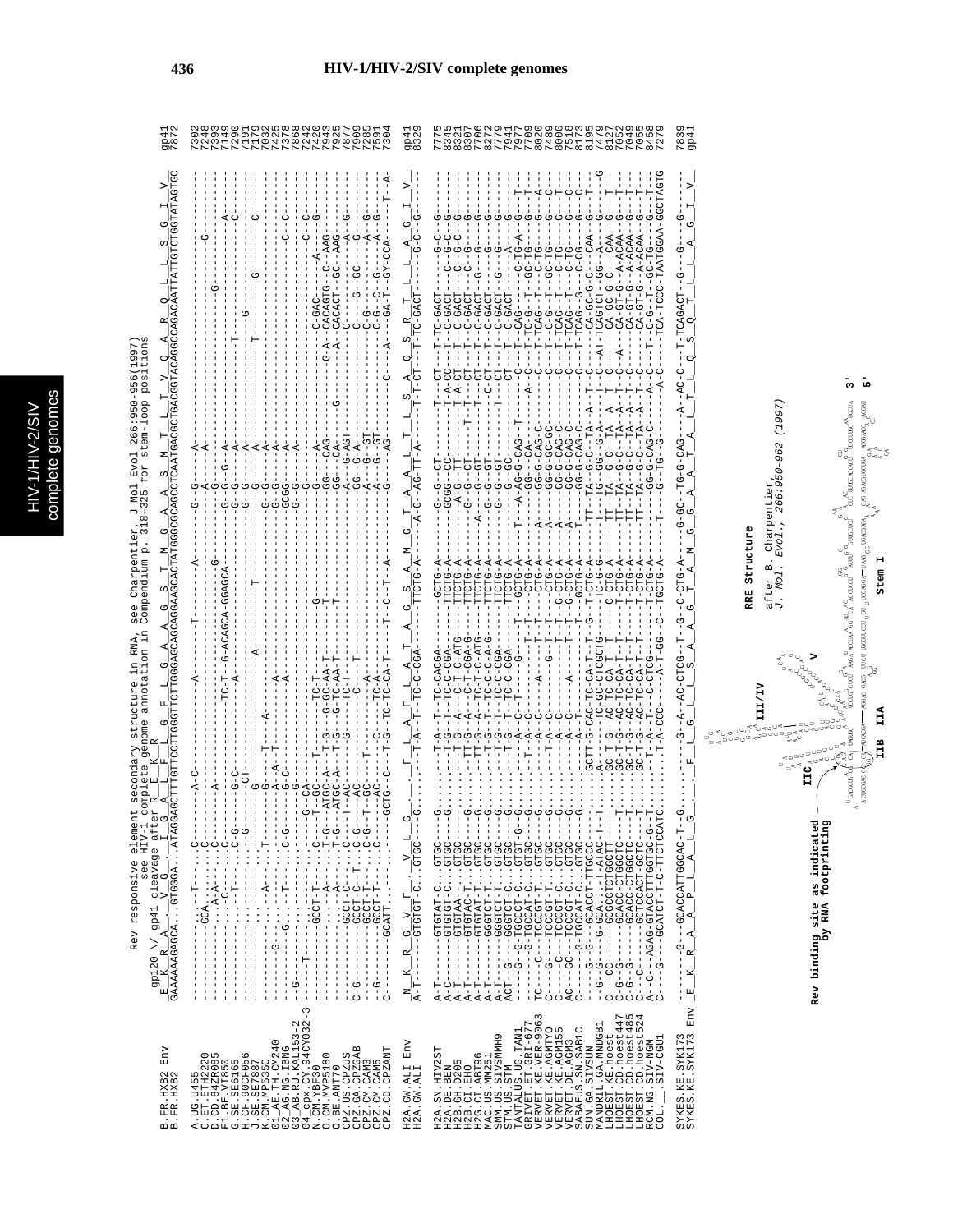# HIV-1/HIV-2/SIV complete genomes

Rev responsive element secondary structure in RNA, see Charpentier, J Mol Evol 266:950-956(1997)
see HIV-1 complete genome annotation in Compendium p. 318-325 for stem-loop positions
gp120 \/ gp41 cleavage after R

```
                       E  K  R  A  V  G  I  G  A  L  F  L  G  F  L  G  A  A  G  S  T  M  G  A  A  S  M  T  L  T  V  Q  A  R  Q  L  L  S  G  I  V
B.FR.HXB2 Env         GAAAAAAGAGCA...GTGGGA...ATAGGAGCTTTGTTCCTTGGGTTCTTGGGAGCAGCAGGAAGCACTATGGGCGCAGCCTCAATGACGCTGACGGTACAGGCCAGACAATTATTGTCTGGTATAGTGC   gp41
B.FR.HXB2                                                                                                                                                      7872
```

Sequences listed: A.UG.U455, C.ET.ETH2220, D.CD.84ZR085, F1.BE.VI850, G.SE.SE6165, H.CF.90CF056, J.SE.SE7887, K.CM.MP535C, 01_AE.TH.CM240, 02_AG.NG.IBNG, 03_AB.RU.KAL153-2, 04_cpx.CY.94CY032-3, N.CM.YBF30, O.CM.MVP5180, O.BE.ANT70, CPZ.US.CPZUS, CPZ.GA.CPZGAB, CPZ.CM.CAM3, CPZ.CM.CAM5, CPZ.CD.CPZANT

Positions: 7302, 7248, 7393, 7149, 7290, 7191, 7179, 7032, 7425, 7378, 7868, 7242, 7420, 7943, 7925, 7877, 7909, 7285, 7591, 7304

```
                       N  K  R  G  V  F  V  L  G  F  L  A  F  L  A  T  A  G  S  A  M  G  T  A  A  L  T  L  S  A  Q  S  R  T  L  L  A  G  I  V
H2A.GW.ALI Env        A-T----GTGTGT-C..GTGC---G......-T-A--T--TC-C-CGA-----TTCTG-A----A-G--AG-TT-A----T-T-CT--T-TC-GACT-----G-C--G---   gp41
H2A.GW.ALI                                                                                                                                     8329
```

Sequences listed: H2A.SN.HIV2ST, H2A.DE.BEN, H2B.GH.D205, H2B.CI.EHO, H2G.CI.ABT96, MAC.US.MM251, SMM.US.SIVSMMH9, STM.US.STM, TANTALUS.UG.TAN1, GRIVET.ET.GRI-677, VERVET.KE.VER-9063, VERVET.KE.AGMTYO, VERVET.KE.AGM155, VERVET.DE.AGM3, SABAEUS.SN.SAB1C, SUN.GA.SIVSUN, MANDRIL.GA.MNDGB1, LHOEST.KE.hoest, LHOEST.CD.hoest447, LHOEST.CD.hoest485, LHOEST.CD.hoest524, RCM.NG.SIV-NGM, COL.__.SIV-CGU1

Positions: 7775, 8345, 8321, 8307, 7706, 8272, 7779, 7941, 7997, 7709, 8020, 7489, 8000, 7518, 8173, 8195, 7479, 8127, 7052, 7049, 7055, 8458, 7279

```
                       E  K  R  A  A  P  L  A  L  G  F  L  G  L  L  S  A  A  G  T  A  M  G  A  A  T  A  L  T  L  Q  S  Q  T  L  L  A  G  I  V
SYKES.KE.SYK173 Env   ----G----GCACCATTGGCAC-T-G......--G-A--AC-CTCG--T--G-C-CTG-A----G-GC--TG-G-CAG----A--AC-C--T-TCAGACT--G----G----   gp41
SYKES.KE.SYK173                                                                                                                                 7839
```

Rev binding site as indicated by RNA footprinting

RRE Structure

after B. Charpentier, J. Mol. Evol., 266:950-962 (1997)

IIC, IIB, IIA, III/IV, V, Stem I, 3', 5'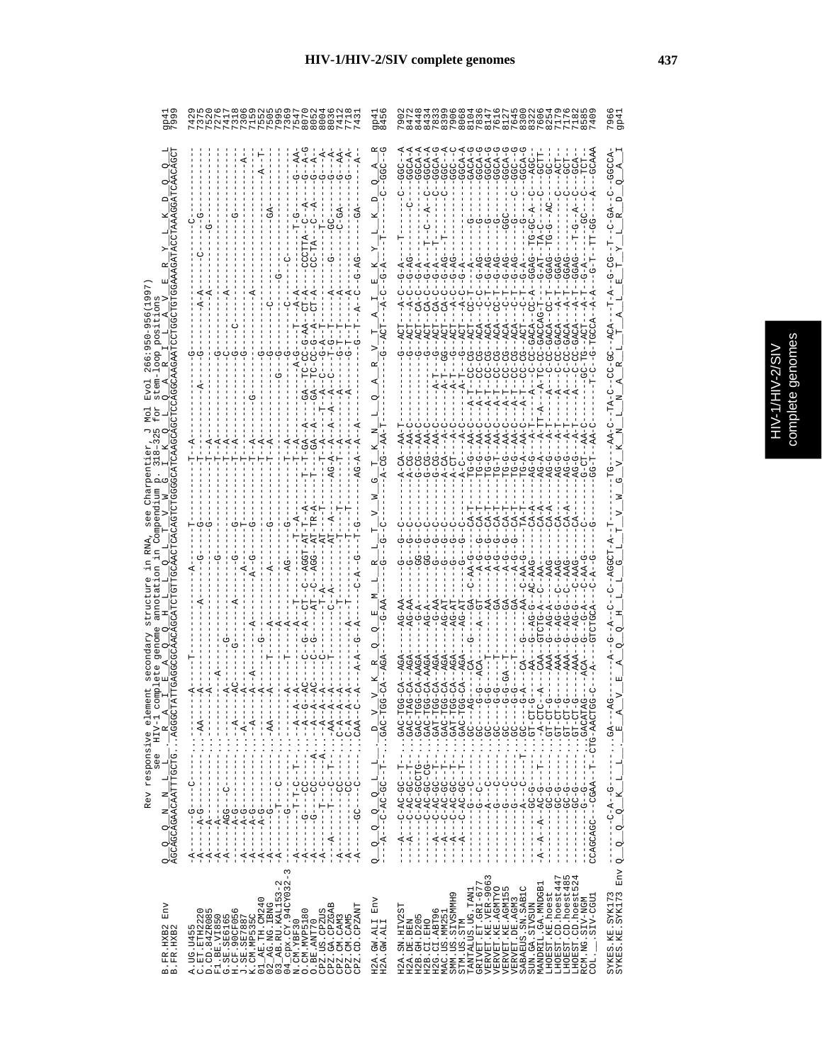Rev responsive element secondary structure in RNA, see Charpentier, J Mol Evol 266:950-956(1997)
see HIV-1 complete genome annotation in Compendium p. 318-325 for stem-loop positions

```
B.FR.HXB2 Env      Q__Q__Q__N__N__L__L__R__A__I__E__A__Q__Q__H__L__L__Q__L__T__V__W__G__I__K__Q__L__Q__A__R__I__L__A__V__E__R__Y__L__K__D__Q__Q__L   gp41
B.FR.HXB2          AGCAGCAGAACAATTTGCTG...AGGGCTATTGAGGCGCAACAGCATCTGTTGCAACTCACAGTCTGGGGCATCAAGCAGCTCCAGGCAAGAATCCTGGCTGTGGAAAGATACCTAAAGGATCAACAGCT   7999

A.UG.U455          7429
C.ET.ETH2220       7375
D.CD.84ZR085       7520
F1.BE.VI850        7276
G.SE.SE6165        7417
H.CF.90CF056       7318
J.SE.SE7887        7306
K.CM.MP535C        7159
01_AE.TH.CM240     7552
02_AG.NG.IBNG      7505
03_AB.RU.KAL153-2  7995
04_cpx.CY.94CY032-3 7369
N.CM.YBF30         7547
O.CM.MVP5180       8070
O.BE.ANT70         8052
CPZ.US.CPZUS       8004
CPZ.GA.CPZGAB      8036
CPZ.CM.CAM3        7412
CPZ.CM.CAM5        7718
CPZ.CD.CPZANT      7431

H2A.GW.ALI Env     gp41
H2A.GW.ALI         8456

H2A.SN.HIV2ST      7902
H2A.DE.BEN         8472
H2B.GH.D205        8448
H2B.CI.EHO         8434
H2G.CI.ABT96       7833
MAC.US.MM251       8399
SMM.US.SIVSMMH9    7906
STM.US.STM         8068
TANTALUS.UG.TAN1   8104
GRIVET.ET.GRI-677  7836
VERVET.KE.VER-9063 8147
VERVET.KE.AGMTYO   7616
VERVET.KE.AGM155   8127
VERVET.DE.AGM3     7645
SABAEUS.SN.SAB1C   8300
SUN.GA.SIVSUN      8322
MANDRIL.GA.MNDGB1  7606
LHOEST.KE.hoest    8254
LHOEST.CD.hoest447 7179
LHOEST.CD.hoest485 7176
LHOEST.CD.hoest524 7182
RCM.NG.SIV-NGM     8585
COL.__.SIV-CGU1    7409

SYKES.KE.SYK173    7966
SYKES.KE.SYK173 Env gp41
```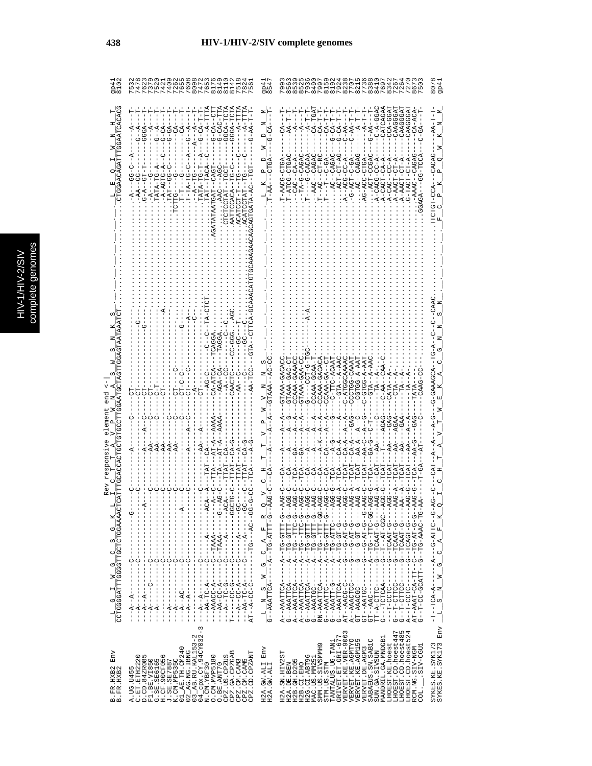# HIV-1/HIV-2/SIV complete genomes

```
                                                              Rev responsive element end <-|
                     _L__G__I__W__G__C__S__G__K__L__I__C__T__T__A__V__P__W__N__A__S__W__S__N__K__S_.__.__.__.__.__.__.__.__.__.__.__.__.__.__.__.__.__.__L__E__Q__I__W__N__H__T_
B.FR.HXB2 Env        CCTGGGGATTTGGGGTTGCTCTGGAAAACTCATTTGCACCACTGCTGTGCCTTGGAATGCTAGTTGGAGTAATAAATCT.......................................CTGGAACAGATTTGGAATCACACG   gp41
B.FR.HXB2                                                                                                                                                               8102
```

```
H2A.GW.ALI Env       _L__N__S__W__G__C__A__F__R__Q__V__C__H__T__T__V__P__W__V__N__N__S_.__.__.__.__.__.__.__.__.__.__.__.__.__.__.__.__.__.__.__L__K__P__D__W__D__N__M_   gp41
H2A.GW.ALI           G-AAATTCA---A-TG-ATTT-G--AAG-C--CA---A---A-A--GTAAA--AC-CC..........................................T-AA---CTGA----G-CA--T-  8547
```

```
SYKES.KE.SYK173      -T--TCA-A----A---G-ATTC--G-AG--C---CAT--A--A---A-G---G-GAAAGCA--TG-A---C--C-CAAC....................................TTCTGT-CCA---CACAG----AA-T-T-  8078
SYKES.KE.SYK173 Env  _L__S__N__W__G__C__A__F__K__Q__I__C__H__T__A__V__T__W__E__K__A__C__G__N__N__S__N_.__.__.__.__.__.__.__.__.__.__.__.__.__F__C__P__K__P__Q__W__K__N__M_   gp41
```

| Sequence | Ending position |
|---|---|
| A.UG.U455 | 7532 |
| C.ET.ETH2220 | 7478 |
| D.CD.84ZR085 | 7623 |
| F1.BE.VI850 | 7379 |
| G.SE.SE6165 | 7520 |
| H.CF.90CF056 | 7421 |
| J.SE.SE7887 | 7409 |
| K.CM.MP535C | 7262 |
| 01_AE.TH.CM240 | 7655 |
| 02_AG.NG.IBNG | 7608 |
| 03_AB.RU.KAL153-2 | 8098 |
| 04_cpx.CY.94CY032-3 | 7472 |
| N.CM.YBF30 | 7473 |
| O.CM.MVP5180 | 8176 |
| O.BE.ANT70 | 8149 |
| CPZ.US.CPZUS | 8110 |
| CPZ.GA.CPZGAB | 8142 |
| CPZ.CM.CAM3 | 7518 |
| CPZ.CM.CAM5 | 7824 |
| CPZ.CD.CPZANT | 7561 |
| H2A.SN.HIV2ST | 7993 |
| H2A.DE.BEN | 8563 |
| H2B.GH.D205 | 8539 |
| H2B.CI.EHO | 8525 |
| MAC.US.MM251 | 7936 |
| SMM.US.SIVSMMH9 | 8430 |
| STM.US.STM | 7997 |
| TANTALUS.UG.TAN1 | 8159 |
| GRIVET.ET.GRI-677 | 8192 |
| VERVET.KE.VER-9063 | 7924 |
| VERVET.KE.AGMTYO | 8238 |
| VERVET.DE.AGM155 | 7707 |
| VERVET.DE.AGM3 | 8215 |
| SABAEUS.SN.SAB1C | 7736 |
| SUN.GA.SIVSUN | 8388 |
| MANDRIL.GA.MNDGB1 | 8410 |
| LHOEST.KE.hoest | 7697 |
| LHOEST.CD.hoest447 | 8342 |
| LHOEST.CD.hoest485 | 7267 |
| LHOEST.CD.hoest524 | 7264 |
| RCM.NG.SIV-NGM | 7270 |
| COL.__.SIV-CGU1 | 8673 |
| | 7503 |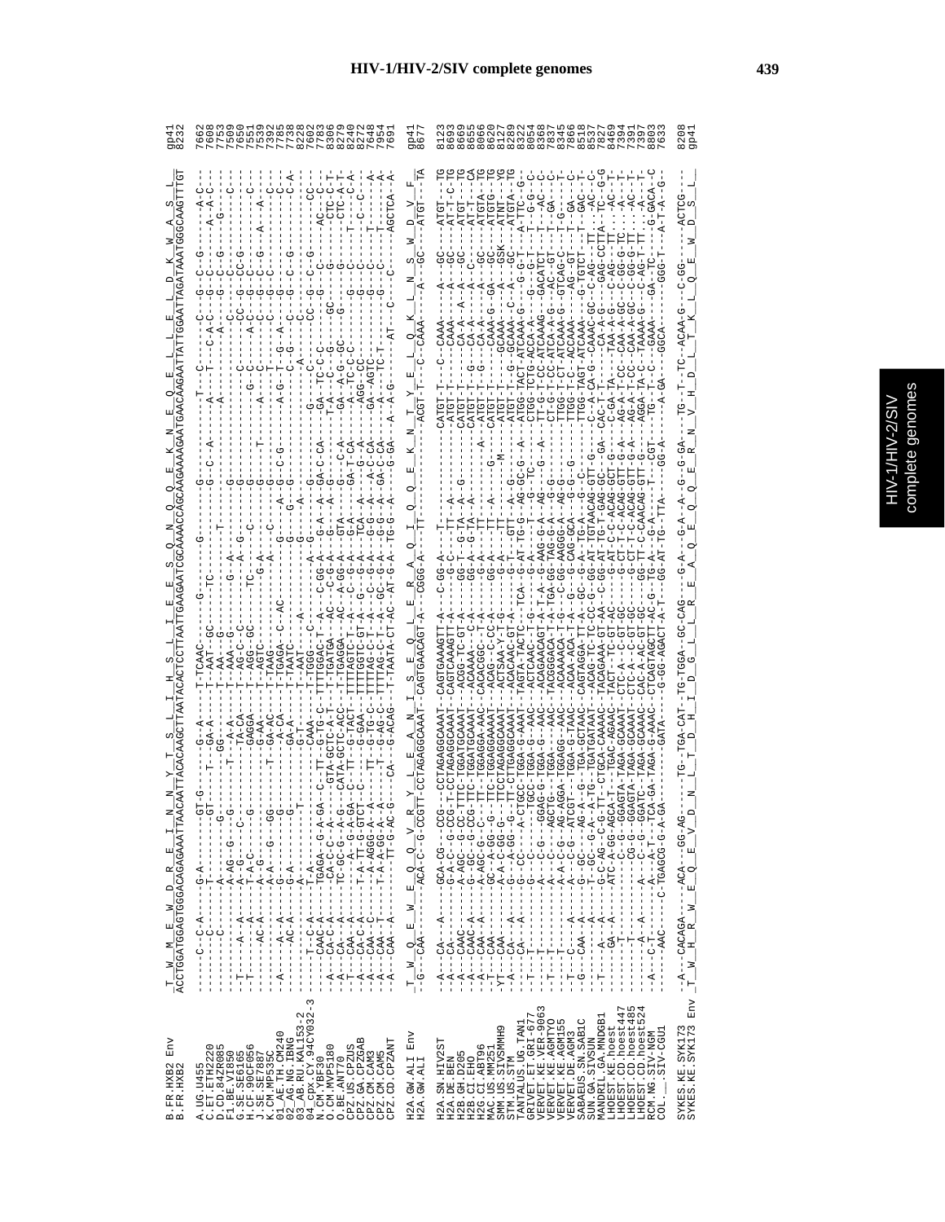```
B.FR.HXB2 Env           T  W  M  E  W  D  R  E  I  N  N  Y  T  S  L  I  H  S  L  I  E  E  S  Q  N  Q  Q  E  K  N  E  Q  E  L  L  E  L  D  K  W  A  S  L     gp41
B.FR.HXB2               ACCTGGATGGAGTGGGACAGAGAAATTAACAATTACACAAGCTTAATACACTCCTTAATTGAAGAATCGCAAAACCAGCAAGAAAAGAATGAACAAGAATTATTGGAATTAGATAAATGGGCAAGTTTGT  8232

A.UG.U455                                                                                                                                    7662
C.ET.ETH2220                                                                                                                                 7608
D.CD.84ZR085                                                                                                                                 7753
F1.BE.VI850                                                                                                                                  7509
G.SE.SE6165                                                                                                                                  7600
H.CF.90CF056                                                                                                                                 7551
J.SE.SE7887                                                                                                                                  7539
K.CM.MP535C                                                                                                                                  7392
01_AE.TH.CM240                                                                                                                               7785
02_AG.NG.IBNG                                                                                                                                7738
03_AB.RU.KAL153-2                                                                                                                            8228
04_cpx.CY.94CY032-3                                                                                                                          7602
N.CM.YBF30                                                                                                                                   7783
O.CM.MVP5180                                                                                                                                 8306
O.BE.ANT70                                                                                                                                   8279
CPZ.US.CPZUS                                                                                                                                 8240
CPZ.GA.CPZGAB                                                                                                                                8272
CPZ.CM.CAM3                                                                                                                                  7648
CPZ.CM.CAM5                                                                                                                                  7954
CPZ.CD.CPZANT                                                                                                                                7691

H2A.GW.ALI Env          T  W  Q  E  W  E  Q  Q  V  R  Y  L  E  A  N  I  S  E  Q  L  E  R  A  Q  I  Q  Q  E  K  N  T  Y  E  L  Q  K  L  N  S  W  D  V  F     gp41
H2A.GW.ALI                                                                                                                                   8677

H2A.SN.HIV2ST                                                                                                                                8123
H2A.DE.BEN                                                                                                                                   8693
H2B.GH.D205                                                                                                                                  8669
H2B.CI.EHO                                                                                                                                   8655
H2G.CI.ABT96                                                                                                                                 8066
MAC.US.MM251                                                                                                                                 8620
SMM.US.SIVSMMH9                                                                                                                              8127
STM.US.STM                                                                                                                                   8289
TANTALUS.UG.TAN1                                                                                                                             8322
GRIVET.ET.GRI-677                                                                                                                            8054
VERVET.KE.VER-9063                                                                                                                           8368
VERVET.KE.AGMTYO                                                                                                                             7837
VERVET.KE.AGM155                                                                                                                             8345
VERVET.DE.AGM3                                                                                                                               7866
SABAEUS.SN.SAB1C                                                                                                                             8518
SUN.GA.SIVSUN                                                                                                                                8537
MANDRIL.GA.MNDGB1                                                                                                                            7827
LHOEST.KE.hoest                                                                                                                              8469
LHOEST.CD.hoest447                                                                                                                           7394
LHOEST.CD.hoest485                                                                                                                           7391
LHOEST.CD.hoest524                                                                                                                           7397
RCM.NG.SIV-NGM                                                                                                                               8803
COL.__.SIV-CGU1                                                                                                                              7633

SYKES.KE.SYK173                                                                                                                              8208
SYKES.KE.SYK173 Env     T  W  H  R  W  E  Q  E  V  D  N  L  T  D  H  I  D  G  L  L  R  E  A  Q  E  Q  E  R  N  V  H  D  L  T  K  L  Q  E  W  D  S  L     gp41
```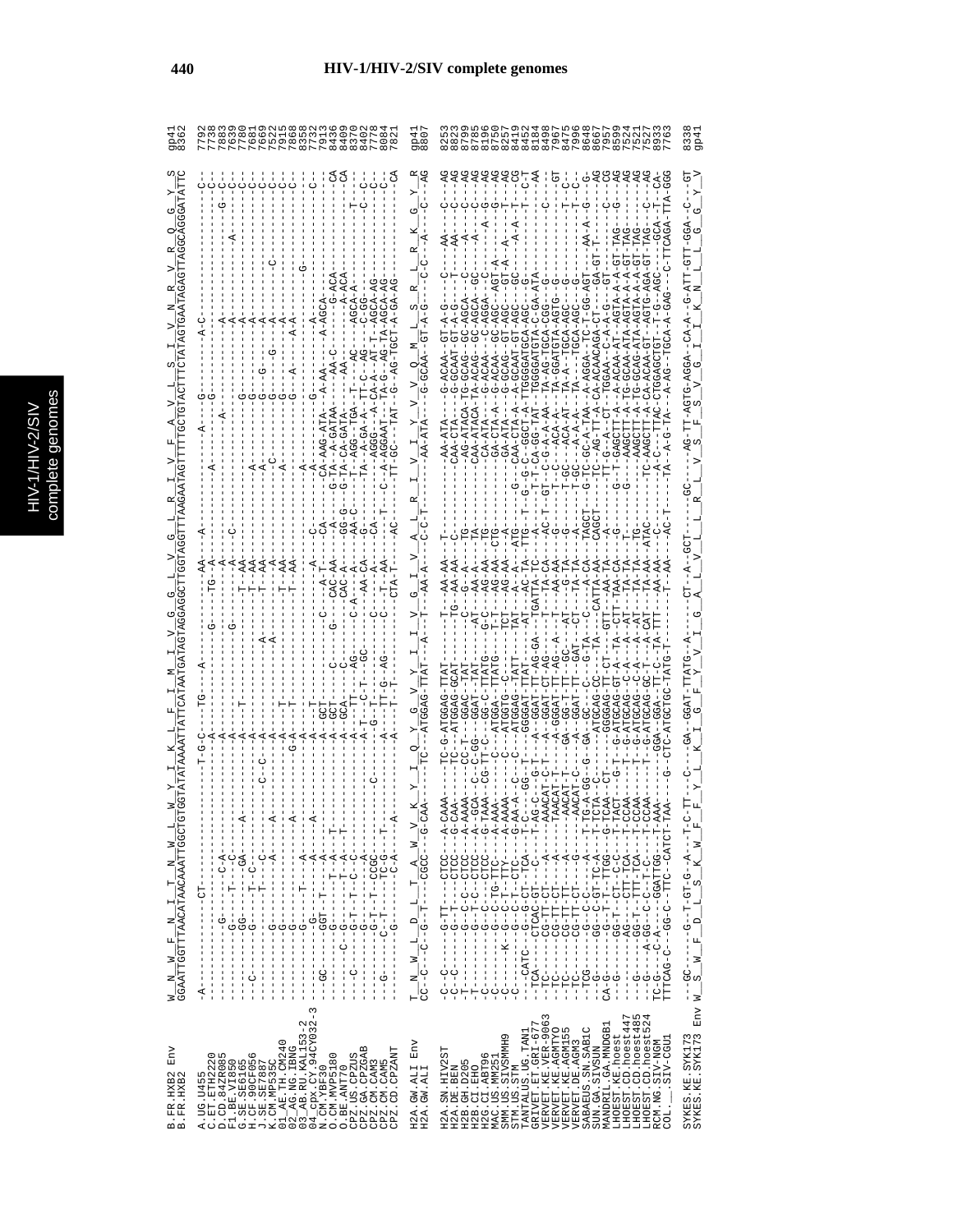# HIV-1/HIV-2/SIV complete genomes

```
B.FR.HXB2 Env      W__N__W__F__N__I__T__N__W__L__W__Y__I__K__L__F__I__M__I__V__G__G__L__V__G__L__R__I__V__F__A__V__L__S__I__V__N__R__V__R__Q__G__Y__S      gp41
B.FR.HXB2          GGAATTGGTTTAACATAACAAATTGGCTGTGGTATATAAAATTATTCATAATGATAGTAGGAGGCTTGGTAGGTTTAAGAATAGTTTTTGCTGTACTTTCTATAGTGAATAGAGTTAGGCAGGGATATTC      8362
```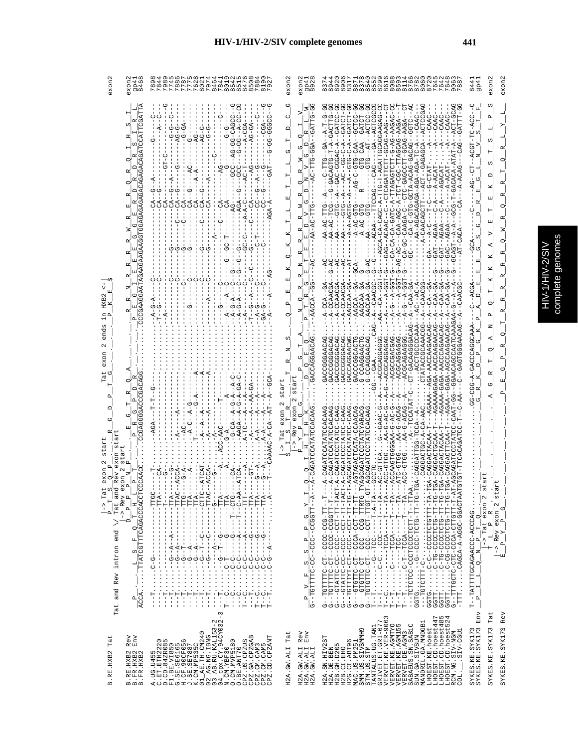```
                      Tat and Rev intron end \/ |-> Tat exon 2 start        Tat exon 2 ends in HXB2 <-|
                                                |-> Tat and Rev exon start
                                                |-> Rev exon 2 start

B.RE.HXB2 Tat                                                                                   exon2
B.RE.HXB2 Rev                                                                                   exon2
B.FR.HXB2 Env                                                                                   gp41
B.FR.HXB2          ACCA.....TTATCGTTTCAGACCCACCTCCCAACC.....CCGAGGGGACCCGACAGG.........CCCGAAGGAATAGAAGAAGAAGGTGGAGAGAGAGACAGAGACAGATCCATTCGATTA   8468

A.UG.U455                                                                                       7898
C.ET.ETH2220                                                                                    7844
D.CD.84ZR085                                                                                    7989
F1.BE.VI850                                                                                     7745
G.SE.SE6165                                                                                     7886
H.CF.90CF056                                                                                    7787
J.SE.SE7887                                                                                     7775
K.CM.MP535C                                                                                     7628
01_AE.TH.CM240                                                                                  8821
02_AG.NG.IBNG                                                                                   7974
03_AB.RU.KAL153-2                                                                               8464
04_cpx.CY.94CY032-3                                                                             7841
N.CM.YBF30                                                                                      8019
O.CM.MVP5180                                                                                    8542
O.BE.ANT70                                                                                      8515
CPZ.US.CPZUS                                                                                    8476
CPZ.GA.CPZGAB                                                                                   8508
CPZ.CM.CAM3                                                                                     7884
CPZ.CM.CAM5                                                                                     8190
CPZ.CD.CPZANT                                                                                   7927

                   |-> Tat exon 2 start
                   |-> Rev exon 2 start
H2A.GW.ALI Tat                                                                                  exon2
H2A.GW.ALI Rev                                                                                  exon2
H2A.GW.ALI Env                                                                                  gp41
H2A.GW.ALI         G-TGTTTTC-CC--CCC--CCGGTT--A---A-CAGATCCATATCCACAAG.....GACCAGGAACAG...-AACCA--GG---AC-----AA-AC-TTG------AC-TTG-GGA--GATTG-GG   8928

H2A.SN.HIV2ST                                                                                   8374
H2A.DE.BEN                                                                                      8944
H2B.GH.D205                                                                                     8920
H2B.CI.EHO                                                                                      8906
H2B.CI.ABT96                                                                                    8317
MAC.US.MM251                                                                                    8871
SMM.US.SIVSMMH9                                                                                 8378
STM.US.STM                                                                                      8540
TANTALUS.UG.TAN1                                                                                8552
GRIVET.ET.GRI-677                                                                               8299
VERVET.KE.VER-9063                                                                              8616
VERVET.KE.AGMTYO                                                                                8088
VERVET.KE.AGM155                                                                                8593
VERVET.KE.AGM3                                                                                  8314
SABAEUS.SN.SAB1C                                                                                8766
SUN.GA.SIVSUN                                                                                   8782
MANDRIL.GA.MNDGB1                                                                               8060
LHOEST.KE.hoest                                                                                 8720
LHOEST.CD.hoest447                                                                              7645
LHOEST.CD.hoest485                                                                              7642
LHOEST.CD.hoest524                                                                              7648
RCM.NG.SIV-NGM                                                                                  9693
COL.__.SIV-CGU1                                                                                 7887

SYKES.KE.SYK173 Env  T--TATTTTGCAGAACCC-ACCCAG.........GG-CGG-A-GACCCAGGCAAA---G-ACGA----C----AG--CT--ACGT-TC-ACC--C   8441 gp41
                     |-> Tat exon 2 start
SYKES.KE.SYK173 Tat                                                                             exon2
                     |-> Rev exon 2 start
SYKES.KE.SYK173 Rev                                                                             exon2
```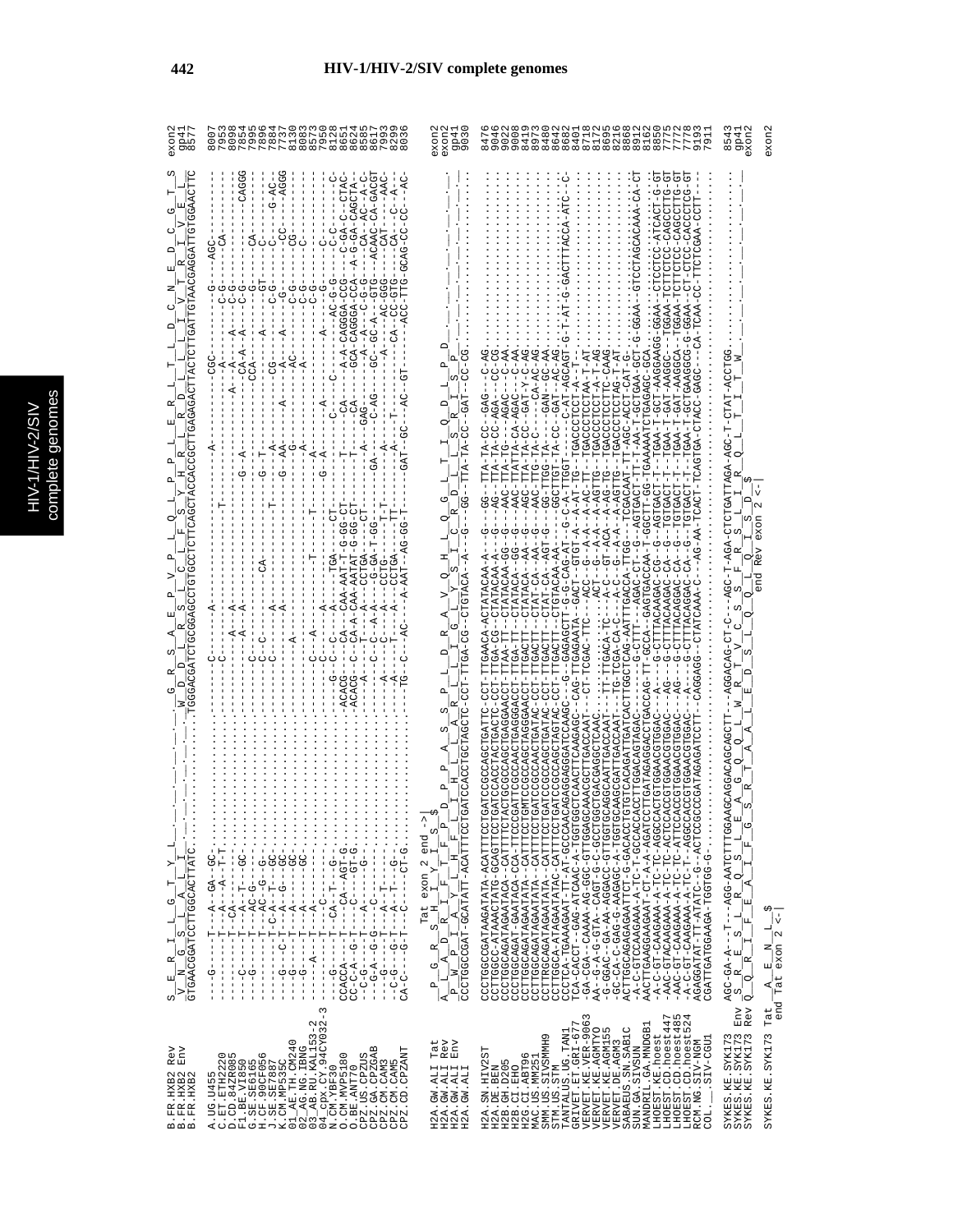# HIV-1/HIV-2/SIV complete genomes

```
B.FR.HXB2 Rev        S__E__R__I__L__G__T__Y__L_______________________________________G__R__S__A__E__P__V__P__L__Q__L__P__P__L__E__R__L__T__L__D__C__N__E__D__C__G__T__S  exon2
B.FR.HXB2 Env        V__N__G__S__L__A__L__I__________________________________________W__D__D__L__R__S__L__C__L__F__S__Y__H__R__L__R__D__L__L__L__I__V__T__R__I__V__E__L_   gp41
B.FR.HXB2            GTGAACGGATCCTTGGCACTTATC.................................................TGGGACGATCTGCGGAGCCTGTGCCTCTTCAGCTACCACCGCTTGAGAGACTTACTCTTGATTGTAACGAGGATTGTGGAACTTC 8577

A.UG.U455            ---G----T---A--GA--GC.......................................................C-----A------------------A---------------CGC---------G---AGC--------  8007
C.ET.ETH2220         -----------T---A---A--T-T...................................................-------------------T---------------------A-----------C-G---CA-------  7953
D.CD.84ZR085         -----------T---CA---------..................................................-----A--A--------------------------A---A--------A--C-G-----------  8098
F1.BE.VI850          ---C-------T---A--T----GC...................................................-----A--A--------------------------A---A--------A--C-G---------CAGGG  7854
G.SE.SE6165          ---G-------T---AC--G-----...................................................C--C-----------------G--A------------CA-A--A-----C-G--------------  7995
H.CF.90CF056         -----------T---AC--G--G---..................................................C--C--------CA---------------------CCA------------G----CA--------  7896
J.SE.SE7887          -----------T-C-A--T--GC.....................................................C-------------------G--T--------------A---------GT----C-----------  7884
K.CM.MP535C          ---G---C-T---A--G---GC......................................................C-------A--------T---------A-------CG----A-----C-G---C------G-AC-  7737
01_AE.TH.CM240       ---G-------T---A-----GC.....................................................C-------A--------------G--AA-----A----A---A-----G-----CC-------AGGG  8130
02_AG.NG.IBNG        ---G-------T---A-----GC.....................................................--------A----------------G-------------AC----------C-G---CG-------  8083
03_AB.RU.KAL153-2    ---G-------T---A-----GC.....................................................--------------------------A-----------A------------C-G---C--------  8573
04_cpx.CY.94CY032-3  ------A----T----------......................................................C--C--A--------T---------A------------------------C-G-------------  7950
N.CM.YBF30           ---G-------T-CA--T--G-......................................................C--C-----A-----TGA----CT-----G--A------A----A--------AC-G----C-C---  8178
O.CM.MVP5180         CCACCA----T----CA---AGT-G...............................................G--C---C------CA---CAA-AAT-T-G-GG-CT-----C--A----C--------A-A-CAGGGA-CCG-----C-GA-C--CTAC-  8651
O.BE.ANT70           CC-C-A---G-T----C---AGT-G...............................................ACACG--C---CA-A-CAA-AAT-T-G-GG-CT-----T---CA-----GCA-CAGGGA-CCA---A-G-GA-CAGCTA-  8624
CPZ.US.CPZUS         --C-G-----T---A-------G-....................................................ACACG--C---CA-A-CAA-AATAT-G-GG-CT------T---CA----A----A---C-G-G----CA--AC--A-C-  8585
CPZ.GA.CPZGAB        ---G-A--G-G----C-----.......................................................-A-----T---A----CCTGA----CT-----A-----GAG------GC-GC-A---GTG-----ACAAC-CA-GACGT  8617
CPZ.CM.CAM3          ---G-----T---A--T--.........................................................-C---C---A-A-----G-GA-T-GG-----GA-----C-AG---------A-----AC-GGG-----CAT-----AAC-  7993
CPZ.CM.CAM5          --C-G---G-T---A-T---G-......................................................-A---C---C-----CCTG-----T-T--------------A----------CA-CC-GTG---CA---C-A----  8299
CPZ.CD.CPZANT        CA-C----G-T--C------CT-G....................................................-A-----T---A----CCTGA---TT------A--T-----T------------------ACC-TTG-GCAG-CC-CC---AC-  8036
                                                                                                     TG-C---AC----A-AAT--AG-GG-T-----GAT-GC----AC-GT-----                   

                       P__G__R__S__H__I__Y__I__S__$
                     Tat exon 2 end ->|
H2A.GW.ALI Tat       A__L__A__D__R__I__F__T__F__P__D__P__P__A__S__S__P__L__D__R__A__V__Q__H__L__Q__G__L__T__I__Q__D__L__P__D_______________________________________  exon2
H2A.GW.ALI Rev       P__W__P__I__A__Y__L__H__F__L__I__H__L__L__A__R__L__L__I__G__L__Y__S__I__C__R__D__L__L__S__R__I__S__P______________________________________  exon2
H2A.GW.ALI Env       ......................................................................................................................................................  gp41
H2A.GW.ALI           CCCTGGCCGAT-GCATATT-ACATTTCTGATCCACCTGCTAGCTC-CCT-TTGA-CG--CTGTACA-A--G---GG-TTA-TA-CC--GAT--CC-CG...........................................  9030

H2A.SN.HIV2ST        CCCTGGCCGATAAGATATA-ACATTTCTGATCCGCCAGCTGATTC-CCT-TTGAACA-ACTATACAA-A---G---GG--TTA-TA-CC--GAG---C-AG..........................................  8476
H2A.DE.BEN           CCTTGGCC-ATAAACTATG-GCAGTTTCTGATCCACCTACTAGCCC-CCT-TTGA-CG--CTATACAA-A---G---AG--TTA-TA-CC--AGA---CG...........................................  9002
H2A.CI.EHO           CCCTGGCAGAT-GAATACA-CCA-TTCCCGATTCGCCAGCTGAGGACCT-TTGA-TT--CTATACA-GG--G---AAC-TTATTA-CA-AGAC---C-AA..........................................  9008
H2B.CI.ABT96         CCTTGGCAGATAGAATATA-CATTTCTGMTCCGCCAGCTGAGGAACCT-TTGACTT--CTATACA-AA--G---AGC-TTA-TA-CC--GAT-Y-C-AG..........................................  8419
H2G.CI.ABT96         CCTTGGCAGATAGAATATA-CATTTCTGATCCGCCAACTGATAC-CCT-TTGACTT--CTAT-CA-AA--G---AAC-TTG-TA-C-----CA-AC-AG..........................................  8973
MAC.US.MM251         CCTTRGCAGATAGAATATA-CATTTCTGATCCGCCAGCTGATAC-CCT-TTGACTT--CTAT-CA-AGT-G---GG-TTGG-TA-----GAN--GC-AA..........................................  8480
SMM.US.SIVSMMH9      CCTTGGCA-ATAGAATATAC-CATTTCTGATCCGCCAGCTAGTAC-CCT-TTGACTT--CTGTACAA-AA----GGCTTGT-TA-CC--GAT--AC-AG..........................................  8642
STM.US.STM           CCCTCA-TGAAAGAAT-TT-AT-GCCCAACAGAGAGGGATCCAAGC---G--GAGAGCTT-G-G-CAG-AT--G-C-A-TTGGT-------C-AT-AGCAGT-G-T-AT-G-GACTTTACCA-ATC---C-                  8682
TANTALUS.UG.TAN1     TGA-CACCT-GAG-ATCAAC-A-TGGTGGCTCAACTTCAAGAGC---CAG-TTGAGAATA--GACT--GTGT-A--A-AT-TG----TGACCCTCCT-A-T.............................................  8461
GRIVET.ET.GRI-677    -GA-CCGA---CAAAA-AG-GGC-GTTGGAGCAAACGCTTGACCAAT---CT-TCGAC-TTC---ACT--G--A--A-AC-TT----TGACCCTCCTAA-T-AT..........................................  8718
VERVET.KE.VER-9063   AA--G-A-G-GTA--CAGT-G-C-GCCTGGCTGACGAGGCTCAAC---------ACT--G--A--A-AGTTG----TGACCCTCCT-A-T-AG.........................................  8172
VERVET.KE.AGMTYO     -G-GGAC--GA-AA-AGGACC-GTTGGTGCAGGCAATTGACCAAT---TT-TTGACA-TC---A-C---GT-ACA--A-AG-TG----TGACCCTCTTC-CAAG........................................  8695
VERVET.KE.AGM155     -GC-CA-C-GAG-G-AAGAGC-A-TGGTGCAAGCGATTGACCAAT---TG-TCGA-CA-C---A-C---G--A--A-AGTTG----TGACCCTCCTAG-T-AT........................................  8216
VERVET.DE.AGM3       ACTTGGCAGAGAGAATTCT-G-CACCTGTGTCACAGATTGATCACTTGGCTCAG-AATTTGACCA-TTGG---TCGACAAT--TT-AGC-ACCT-CAT-G-..........................................  8868
SABAEUS.SN.SAB1C     -A-C-GTCCAAGAAA-A-TC-T-GCCACCACCTTGGACAGTAGAC---------G-CTTT---AGAC-CT--G--AGTGACT-G-T--AA-T-GCTGAA-GCT-G-GGAA--GTCCTAGCACAAA-CA-CT                 8912
SUN.GA.SIVSUN        AACTTGAAGGAAGAAT-CT-A-AGATCCTTGATAGAGGACCTGACCAG-TT-GCCA--GAGTGACCAA-T-GGCTT-GG-TGAAAAATCTGAGAGC-GCA..........................................  8162
MANDRIL.GA.MNDGB1    -A-C-GT-CAAGAAA-A-TC-TC-AGGCCACTGTGGAACGTGGAC----G-CTTTACAAGAC-CG--G--AGTGACT-T--TGAA-T-GCT-AAGGAAGG-GGAA--CTCCTCC-ATCACT-G-GT                    8850
LHOEST.KE.hoest      -AAC-GTACAAGAAA-A-TC-TC-ATTCCACCGTGGAACGTGGAC---AG---G-CTTTACAAGAC-CA--G--TGTGACT-T--TGAA-T-GAT-AAGGC---TGGAA-TCTTCTCC-CAGCTTG-GT                     7775
LHOEST.CD.hoest447   -AAC-GT-CAAGAAA-A-TC-TC-ATTCCACCGTGGAACGTGGAC---AG---G-CTTTACAGGAC-CA--G--TGTGACT-T--TGAA-T-GAT-AAGGCA--TGGAA-TCTTCTCC-CAGCCTTG-GT                    7772
LHOEST.CD.hoest485   -A-C-GT-CAAGAAA-A-TC-T--AGGCCACCGTGGAACGTGGAC---A---G-CTTTACAGGAC-CA--G--TGTGACT-T--TGAA-T-GCTGAAGGCG-G-GGAA--CT-CTCC-CACCCTCG-GT                    7778
LHOEST.CD.hoest524   AGAGGATAT-TT-ATATC--G--ACTCCGCCCGATAGAGATCCTT---CAGGAGG--CTATCAAA-C---AG-AA-TCACT-TCAGTGA-CTACC-GAGC---CA-TCAA-CC-TTCTCGAA-CCTT--                  9193
RCM.NG.SIV-NGM       CGATTGATGGAAGA-TGGTGG-G-.......................................................................................................  7911
COL.__.SIV-CGU1      

SYKES.KE.SYK173 Env  AGC-GA-A--T---AGG-AATCTTTGGAAGCAGGACAGCAGCTT--AGGACAG-CT-C---AGC-T-AGA-CTCTGATTAGA-AGC-T-CTAT-ACCTGG.........  8543
SYKES.KE.SYK173 Rev  S__R__E__S__L__R__Q__S__L__E__A__G__Q__Q__L__W__R__T__V__C__S__F__R__S__L__I__R__Q__L__I__T__I__T__W_  gp41
SYKES.KE.SYK173      Q__Q__R__I__F__E__A__I__F__G__S__R__T__A__A__L__E__D__S__L__Q__L__Q__I__S__D__$                        exon2
                                                                                       end Rev exon 2 <-|
SYKES.KE.SYK173 Tat    A__E__N__L__$                                                                                                  exon2
                     end Tat exon 2 <-|
```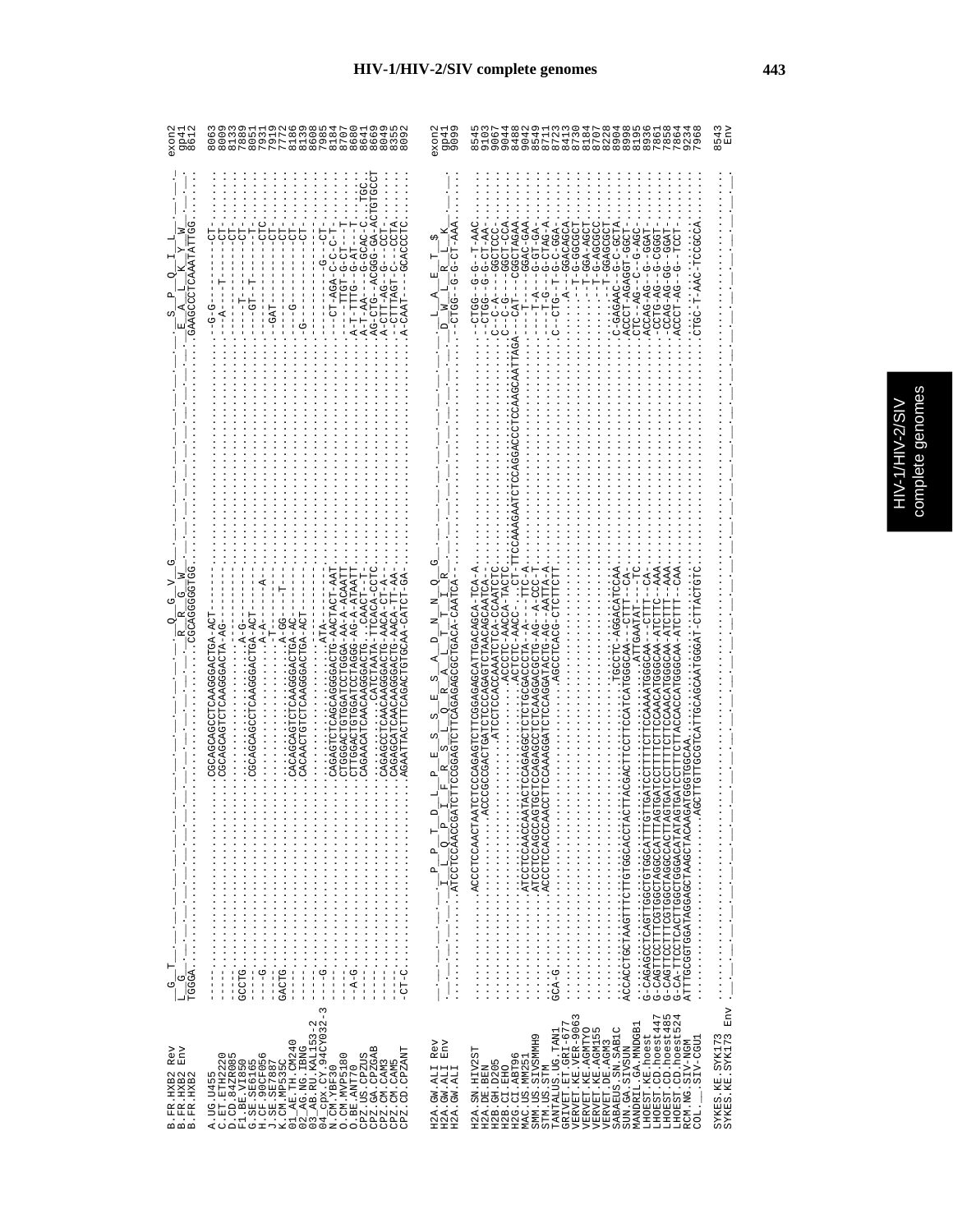# HIV-1/HIV-2/SIV complete genomes

```
B.FR.HXB2 Rev        G  T                                                                     Q  G  V  G                                                    S  P  Q  I  L       exon2
B.FR.HXB2 Env        L  G                                                                   R  R  G  W                                                    E  A  L  K  Y  W    gp41
B.FR.HXB2           TGGGA.....................................CGCAGGGGTGG.....................................GAAGCCCTCAAATATTGG   8612
```

| Sequence | Alignment (exon2/gp41 region, part 1) | Position |
|---|---|---|
| A.UG.U455 | CGCAGCAGCCTCAAGGGACTGA-ACT ... -G-G--- ...-CT- | 8063 |
| C.ET.ETH2220 | CGCAGCAGTCTCAAGGGACTA-AG ... --A---T---...-CT- | 8009 |
| D.CD.84ZR085 | ... -CT- | 8133 |
| F1.BE.VI850 | GCCTG ... CGCAGCAGCCTCAAGGGACTGA-ACT ... -A-G- ... -T- | 7889 |
| G.SE.SE6165 | ---G ... -A-A- ... -A- ... -GT-T- ... -CTC | 8051 |
| H.CF.90CF056 | ... -T- ... -CT- | 7931 |
| J.SE.SE7887 | GACTG ... CACAGCAGTCTCAAGGGACTGA-AC ... -A-GG---T- ... -GAT- ... -CT- | 7919 |
| K.CM.MP535C | CACAACTGTCTCAAGGGACTGA-ACT ... -CT- | 7772 |
| 01_AE.TH.CM240 | ... -G- ... -CT- | 8186 |
| 02_AG.NG.IBNG | ... -G- ... -CT- | 8139 |
| 03_AB.RU.KAL153-2 | ... | 8608 |
| 04_cpx.CY.94CY032-3 | ---G ... -ATA- ... -G---CT | 7985 |
| N.CM.YBF30 | CAGAGTCTCAGCAGGGGACTG-AACTACT-AAT ... -CT-AGA-C--C-T | 8134 |
| O.CM.MVP5180 | CTTGGACTGTGGATCCTGGGA-AA-A-ACAATT ... -TTGT-G-CT---T | 8707 |
| O.BE.ANT70 | --A-G ... CTTGGACTGTGGATCCTAGGG-AG-A-ATAATT ... A-T-TTTG--G-AT---T | 8680 |
| CPZ.US.CPZUS | CAGAACATCAACAAGGGACTG...CAACT-T- ... A-T-AA----G-GCAC-C...TGC | 8641 |
| CPZ.GA.CPZGAB | CATCTAATA-TTCACA-CCTC ... AG-CTG--ACGGG-GA-ACTGTGCCT | 8669 |
| CPZ.CM.CAM3 | CAGAGCCTCAACAAGGGACTG-AACA-CT-A- ... A-CTT-AG--G---CCT- | 8049 |
| CPZ.CM.CAM5 | CAGAGCATCAACAAGGGACTG-AACA-TT-AA- ... -CTTTAGT-C---CCTA | 8355 |
| CPZ.CD.CPZANT | -CT-C ... AGAATTACTTTCAGACTGTGCAA-CATCT-GA- ... A-CAAT----GCACCCTC | 8092 |

```
H2A.GW.ALI Rev       P  P  T  D  L  P  E  S  S  A  D  N  N  Q  G                         L  A  E  T  $     exon2
H2A.GW.ALI Env       I  L  Q  P  I  F  R  S  L  Q  R  A  L  T  T  I  R                   D  W  L  R  L  K   gp41
H2A.GW.ALI          ATCCTCCAACCGATCTTCCGGAGTCTTCAGAGAGCGCTGACA-CAATCA--...-CTGG-G-G-CT-AAA   9099
```

| Sequence | Alignment (part 2) | Position |
|---|---|---|
| H2A.SN.HIV2ST | ACCCTCCAACTAATCTCCCAGAGTCTTCGGAGAGCATTGACAGCA-TCA-A ... -CTGG-G-G--T-AAC | 8545 |
| H2A.DE.BEN | ACCCGCCGACTGATCTCCCAGAGTCTAACAGCAATCA-- ... -CTGG-G-G-CT-AA- | 9103 |
| H2B.GH.D205 | ATCCTCCACCAAATCTCA-CCAATCTC ... C--C-A---GGCTCCC- | 9047 |
| H2B.CI.EHO | ACTCCT--AACCA--TACTC ... C--C-CT---GGCT-CCA | 9044 |
| H2G.CI.ABT96 | ACTCTC-AACC-....CT-TTCCAAAGAATCTCCAGGACCCTCCAAGCAATTAGA--CAT---CGGCTAGAA | 8488 |
| MAC.US.MM251 | ATCCTCCAACCAATACTCCAGAGGCTCTCTGCGACCCTA--A---TTC-A ... -T---GGAC-GAA | 9042 |
| SMM.US.SIVSMMH9 | ATCCTCCAGCCAGTGCTCCAGAGCCTCTCAAGGACGCTG-AG--A-CCC-T ... -T-A---G-GT-GA- | 8549 |
| STM.US.STM | ACCCTCCACCAACCTCCAAAGGATCCTCCAGGATACTG-AG--AATTA-A ... ----T-G---G-CTAG-A | 8711 |
| TANTALUS.UG.TAN1 | GCA-G ... AGCCTCACG-CTCTTCTT ... C--CTG--T-G-C-GGA- | 8723 |
| GRIVET.ET.GRI-677 | ... -A---GGACAGCA | 8413 |
| VERVET.KE.VER-9063 | ... -T-GGCGCT | 8730 |
| VERVET.KE.AGMTYO | ... -T-GGA-AGCT | 8184 |
| VERVET.KE.AGM155 | ... -T-AGCGCC | 8707 |
| VERVET.DE.AGM3 | ... -T-GGAGCGCT | 8228 |
| SABAEUS.SN.SAB1C | ACCACCTGCTAAGTTTCTTGTGGCACCTACTTACGACTTCCTTCCATCATGGGCAA--CTTT---CA- ... TGCCTC-AGGACATCCAA ... C-GAGAAC--G-C-GCTA | 8904 |
| SUN.GA.SIVSUN | ... ACCCT-AGAGGT-GGCT- | 8998 |
| MANDRIL.GA.MNDGB1 | ... ATTGAATAT---TC ... CTC--AG--C--G-AGC | 8195 |
| LHOEST.KE.hoest | G-CAGAGCCTCAGTTGGCTGTGGCATTTGTTGATCCTTTTCTTCCAAAATGGGCAA--CTTT--CA- ... ACCAG-AG--G--GGAT | 8936 |
| LHOEST.CD.hoest447 | G-CAGTTCCTTTCGTGGCTAGGCCATTAGTGATCCTTTTCTTCCAACATGGGCAA-ATCTTC--AA- ... CCTG-AG--G--CGGT | 7861 |
| LHOEST.CD.hoest485 | G-CAGTTCCTTTCGTGGCTAGGCCACTTAGTGATCCTTTTTCTTCCAACATGGGCAA-ATCTTT--AAA ... CCAG-AG--G--GGAT | 7858 |
| LHOEST.CD.hoest524 | G-CA-TTCCTCACTTGGCTGGGACATATAGTGATCCTTCTTACCACCATGGGCAA-ATCTTT--CAA ... ACCCG-AG--G---TCCT | 7864 |
| RCM.NG.SIV-NGM | ATTTGCGGTGGATAGGAGCTAAGCTACAAGATGGGTGGCAA. | 9234 |
| COL.__.SIV-CGU1 | AGCTTGTTGCGTCATTGCAGCAATGGGAT-CTTACTGTC ... CTGC-T-AAC-TCCGCCA | 7968 |
| SYKES.KE.SYK173 | ... | 8543 |
| SYKES.KE.SYK173 Env | | Env |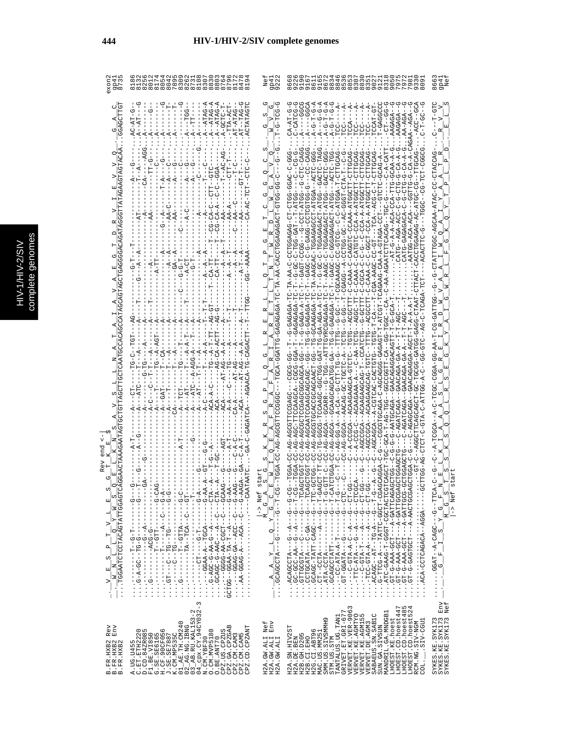```
                                    Rev end <-|
                         V  E  S  P  T  V  L  E  S  G  T  K  E  S
B.FR.HXB2 Rev            ...TGGAATCTCCTACAGTATTGGAGTCAGGAACTAAAGAATAGTGCTGTTAGCTTGCTCAATGCCACAGCCATAGCAGTAGCTGAGGGGACAGATAGGGTTATAGAAGTAGTACAA...GGAGCTTGT   exon2
B.FR.HXB2 Env                                                                                                                                                gp41
B.FR.HXB2                                                                                                                                                    8735

A.UG.U455                                                                                                                                                    8186
C.ET.ETH2220                                                                                                                                                 8132
D.CD.84ZR085                                                                                                                                                 8256
F1.BE.VI850                                                                                                                                                  8012
G.SE.SE6165                                                                                                                                                  8174
H.CF.90CF056                                                                                                                                                 8054
J.SE.SE7887                                                                                                                                                  8042
K.CM.MP535C                                                                                                                                                  7895
01_AE.TH.CM240                                                                                                                                               8309
02_AG.NG.IBNG                                                                                                                                                8262
03_AB.RU.KAL153-2                                                                                                                                            8731
04_cpx.CY.94CY032-3                                                                                                                                          8108
N.CM.YBF30                                                                                                                                                   8307
O.CM.MVP5180                                                                                                                                                 8830
O.BE.ANT70                                                                                                                                                   8803
CPZ.US.CPZUS                                                                                                                                                 8764
CPZ.GA.CPZGAB                                                                                                                                                8796
CPZ.CM.CAM3                                                                                                                                                  8172
CPZ.CM.CAM5                                                                                                                                                  8478
CPZ.CD.CPZANT                                                                                                                                                8194

                         |-> Nef start
H2A.GW.ALI Nef                                                                                                                                               Nef
H2A.GW.ALI Env                                                                                                                                               gp41
H2A.GW.ALI               ...GCAGCCTA--G-----G-T-CG-TGGA-CC-AG-AGCGTTCCGGCC--TGCA-GGATTG-GAGAGAGA-TC-TA-AA-CACCTGGAGAGACT-GTGG-GG-C---G-G...T-G-TCG-G   9222

H2A.SN.HIV2ST                                                                                                                                                8668
H2A.DE.BEN                                                                                                                                                   9226
H2B.CI.D205                                                                                                                                                  9120
H2B.CI.EHO                                                                                                                                                   9167
H2G.CI.ABT96                                                                                                                                                 8611
MAC.US.MM251                                                                                                                                                 9165
SMM.US.SIVSMMH9                                                                                                                                              9672
STM.US.STM                                                                                                                                                   8834
TANTALUS.UG.TAN1                                                                                                                                             8846
GRIVET.ET.GRI-677                                                                                                                                            8536
VERVET.KE.VER-9063                                                                                                                                           8853
VERVET.KE.AGMTYO                                                                                                                                             8307
VERVET.KE.AGM155                                                                                                                                             8830
VERVET.DE.AGM3                                                                                                                                               8351
SABAEUS.SN.SAB1C                                                                                                                                             9027
SUN.GA.SIVSUN                                                                                                                                                9121
MANDRIL.GA.MNDGB1                                                                                                                                            8318
LHOEST.KE.hoest                                                                                                                                              9050
LHOEST.CD.hoest447                                                                                                                                           7975
LHOEST.CD.hoest485                                                                                                                                           7972
LHOEST.CD.hoest524                                                                                                                                           7981
RCM.NG.SIV-NGM                                                                                                                                               9330
COL.__.SIV-CGU1                                                                                                                                              8091

SYKES.KE.SYK173 Env                                                                                                                                          8663
SYKES.KE.SYK173                                                                                                                                              gp41
SYKES.KE.SYK173 Nef                                                                                                                                          Nef
                         |-> Nef start
```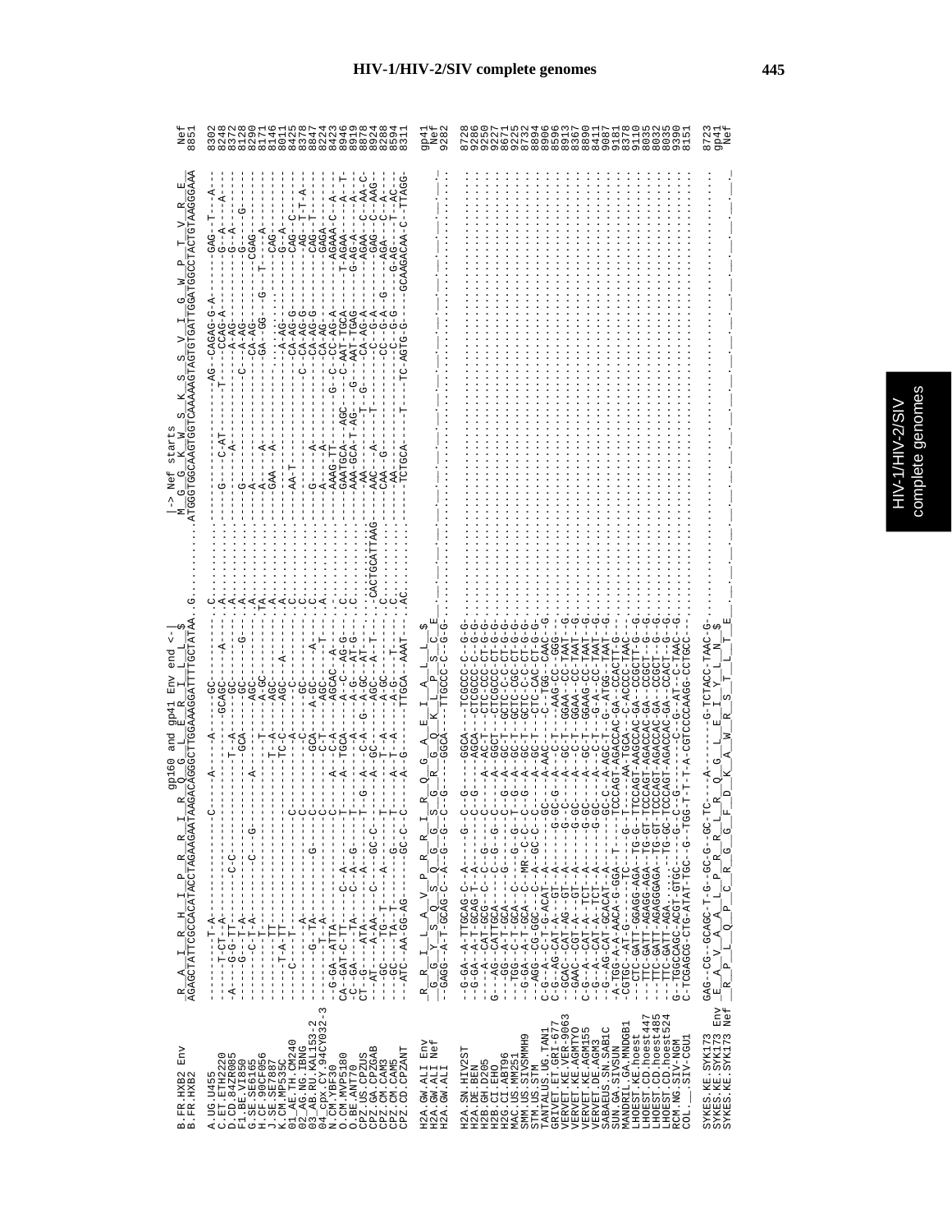```
                                                    gp160 and gp41 Env end <-|                |-> Nef starts
                    R  A  I  R  H  I  P  R  R  I  R  Q  G  L  E  R  I  L  L  $                M  G  G  K  W  S  K  S  S  V  I  G  W  P  T  V  R  E
B.FR.HXB2 Env       AGAGCTATTCGCCACATACCTAGAAGAATAAGACAGGGCTTGGAAAGGATTTTGCTATAA.G..........ATGGGTGGCAAGTGGTCAAAAAGTAGTGTGATTGGATGGCCTACTGTAAGGGAAA  8302
B.FR.HXB2                                                                                                                                            Nef 8851

A.UG.U455           ------T-A---------------C-----A-----GC-----------C.............................................AG--CAGAG-G-A-------GAG--T---A-  8302
C.ET.ETH2220        -------T-CT--A--------------------------GCAGC-------A-.A...........G-----C-AT------T-----CCAG-A---------G--A-----A-  8248
C.CD.84ZR085        -A----G-G-TT--------C-C----------T--A---GC----------.A..........----------A-------------A-AG---------G--A---------  8372
F1.BE.VI850         -------C--T--A-----------------------T--GC--------G--.A...........G-----------------C---A-AG-------G---G----------  8128
G.SE.SE6165         -------C--T-A-----------C----------GCA----AGC-------.A...........A-------------------CA-AG----------CGAG-----------  8290
H.CF.90CF056        ---------TT--------G-----------A----T----A-GC-------.TA...........A-----A---------------GA--GG--G--T-----A--------  8171
J.SE.SE7887         ---------TT---------------------T--A----AGC--------.A...........GAA---A------------------------------CAG----------  8146
K.CM.MP535C         ------T-A-TT----------------------TC-C-----AGC---A------.A.......................................A-AG-------G--A-----  8011
01_AE.TH.CM240      ------C---T----------C-----------------------C-------.C...........AA-T-------------------CA-AG-G-------CAG--C-----  8425
02_AG.NG.IBNG       -----------A----------C-------------C-------GC-------.C.......................................C--CA-AG-G-------AG--T-T-A--  8378
03_AB.RU.KAL153-2   --------G---TA--------C-----------GCA------A-GC------A-.C.......................................CA-AG-G-------CAG--T-----  8847
04_cpx.CY.94CY032-3 --------T--A--------------G-----------C-A-------AGCAC--A--.A...........G-----A--------------------CA-AG----------AGAGA-C---A-  8224
N.CM.YBF30          --G-GA--ATTA-----------C---------------C-A-------AGCAC--A--.C...........A-----A---------------G--C--CC-AG-A------AGAAA-C--A--T-  8423
O.CM.MVP5180        CA--GAT-C-TT---C--A---------T------A--TGCA-----A-GC-AG-G--.C...........AAAG-TT-----AGC----C-AAT-TGCA------T-AGAA-C--A--T-  8946
O.BE.ANT70          -C--GA----TA----C--A--G--------------A-----A-G--AT-G--.C...........GAATGCA-------G----AAT-TGAG------G-AG-A---------A-  8919
CPZ.US.CPZUS        CT--G----ATA-------A--------T--G--A---C--A--G--A-GC--AT---.C...........AAA-GCA-T-AG--G--------CA-AG-A------AGAA---C--AA-C  8878
CPZ.GA.CPZGAB       ---AT----A-AA---C-----GC-C---------A--GC-------AGC---A--T--.-CACTGCATTAAG----AA---------T----------C--G-A---------GAG--C--AAG  8924
CPZ.CM.CAM3         ---GC----TG--T-------A---------T-------T--A----A-GC-------.C...........AAC---A------------------CC--G-A--G-------AGA--C--A--  8288
CPZ.CM.CAM5         ---GC----TA--T-------G-------T---------A--T--A----A-G-----T---.C...........CAA--G-----------------C--G-G-------G-AG-----T-AC--  8594
CPZ.CD.CPZANT       --ATC--AA-GG-AG------GC-C--C-------A--G---A----TTGCA--AAAT-.AC...........AA-----------------------------------GCAAGACAA-C--TTAGG-  8311
                                                                                      -TCTGCA-----T-----TC-AGTG-G-----

                    R  R  I  L  A  V  P  R  R  I  R  Q  G  A  E  I  A  L  L  $
H2A.GW.ALI Env      G  G  Y  S  Q  S  Q  G  G  S  G  R  G  Q  K  L  P  S  C  E                                                                        gp41
H2A.GW.ALI Nef      --GAGG--A-T-GCAG-C--A--G--G--C--G--------GGCA-----TTGCCC-C--G-G--.............................................................  Nef
H2A.GW.ALI                                                                                                                                             9282

H2A.SN.HIV2ST       --G-GA--A-TTGCAG-C--A------G-----C--G-----GGCA-----TTCGCCC-C--G-G-.....................................................  8728
H2A.DE.BEN          --G-GA--A-T-GCAG-T--A-----------C--G--G-----AGCA-----CTCGCCC-C--G-G-.....................................................  9286
H2B.GH.D205         ---A--CAT-GCG--C--C--G--G--C----C----A--AC-T----CTC-CCC-CT-G-G-.....................................................  9250
H2B.CI.EHO          G----AG--CATTGCA-----G--G--G--C--G--A--GCT-----CTCGCCC-CT-G-G-.....................................................  9227
H2G.CI.ABT96        ----GG--A-T-GCA-----G--T--C--G--A--GC-T----GCTC-CGC-CT-G-G-.....................................................  8671
MAC.US.MM251        ---TGG--C-T-GCA--C-----G--G--T--G--A--GC-T----GCTC-CGC-CT-G-G-.....................................................  9225
SMM.US.SIVSMMH9     --G-GA--A-T-GCA-C--A-MR-C-C--C--G--A--GC-T----GCTC-C-C-CT-G-G-.....................................................  8732
STM.US.STM          ---AGG--CG-GGC---C--A--GC-C--C--------A--GC-T----CTC-CAC-CT-G-G-.....................................................  8894
TANTALUS.UG.TAN1    C-G--A--C-T-G-ACAT-A--------GC---------A-AAC-----C--TGG--CAAC--G...................................................  8906
GRIVET.ET.GRI-677   C-G--AG-CAT-A---GT-A--------G-GC-G--A---C-T----AAG-CC--GGG-......................................................  8596
VERVET.KE.VER-9063  --GCAC--CAT-AG--GT-A--------G-GC-G--A---C-T---GGAA--CC-TAAT--G.....................................................  8913
VERVET.KE.AGM155    --GAAC--CGT-A--GT--A---------G-GC-----A---GC-T---GGAA--CC-TAAT--G.....................................................  8367
VERVET.DE.AGM3      C-G--A--CAT-A--TCT-A---------G-GC------A----GC-T---GGAAG--CC-TAAT--G.....................................................  8890
SABAEUS.SN.SAB1C    C-G--A--CAT-A--TCT-A---------G-GC------A----C-T---G--A--CC-TAAT--G.....................................................  8411
SUN.GA.SIVSUN       --G--AG-CAT-GCACAT-A-------------GC-C--A-AGC-T--G--ATGG--TAAT--G.....................................................  9087
MANDRIL.GA.MNDGB1   -A-TGG-A-A-AACA-G-GGA--T----TCCCAGT-AGACCAC-GA--CCACTT-G--.....................................................  9181
LHOEST.KE.hoest     -CGTGC--AT-G------TC--------G--T-------AA-TGCA-----C-ACCCC-TAAC--.....................................................  8378
LHOEST.CD.hoest447  ---CTC-GATT-GGAGG-AGA--TG-G--TTCCAGT-AAGCCAC-GA--CCGCTT-G--G..................................................  9110
LHOEST.CD.hoest485  ---TTC-GATT-AGAGG-AGA--TG-GT-TCCCAGT-AGACCAC-GA--CCGCT--G--G..................................................  8035
LHOEST.CD.hoest524  ---TTC-GATT-AGAGGGAGA--TG-GT-TCCCAGT-AGACCAC-GA--CCGCT--G--G..................................................  8032
RCM.NG.SIV-NGM      ---TTC-GATT-AGA-TCT-A--TG-GC-TCCCAGT-AGACCAC-GA--CCACT--G--G..................................................  8035
COL.__.SIV-CGU1     G--TGGCAGC-ACGT-GTGC-------G------G-------C--G--AT--C-TAAC--G..................................................  9390
                    C-TCGACG-CTG-ATAT-TGC-G--TGG-T-T-A-CGTCCCAAGG-CCTGCC--.....................................................  8151

SYKES.KE.SYK173     GAG--CG--GCAGC-T-G--GC-G--GC-TC---A--------G-TCTACC-TAAC-G-.....................................................  8723
SYKES.KE.SYK173 Env  E  A  V  A  A  L  P  R  R  L  R  Q  G  L  E  I  Y  L  N  $                                                          gp41
SYKES.KE.SYK173 Nef  R  P  L  Q  P  C  R  G  F  D  K  A  W  R  S  T  L  T  E                                                             Nef
```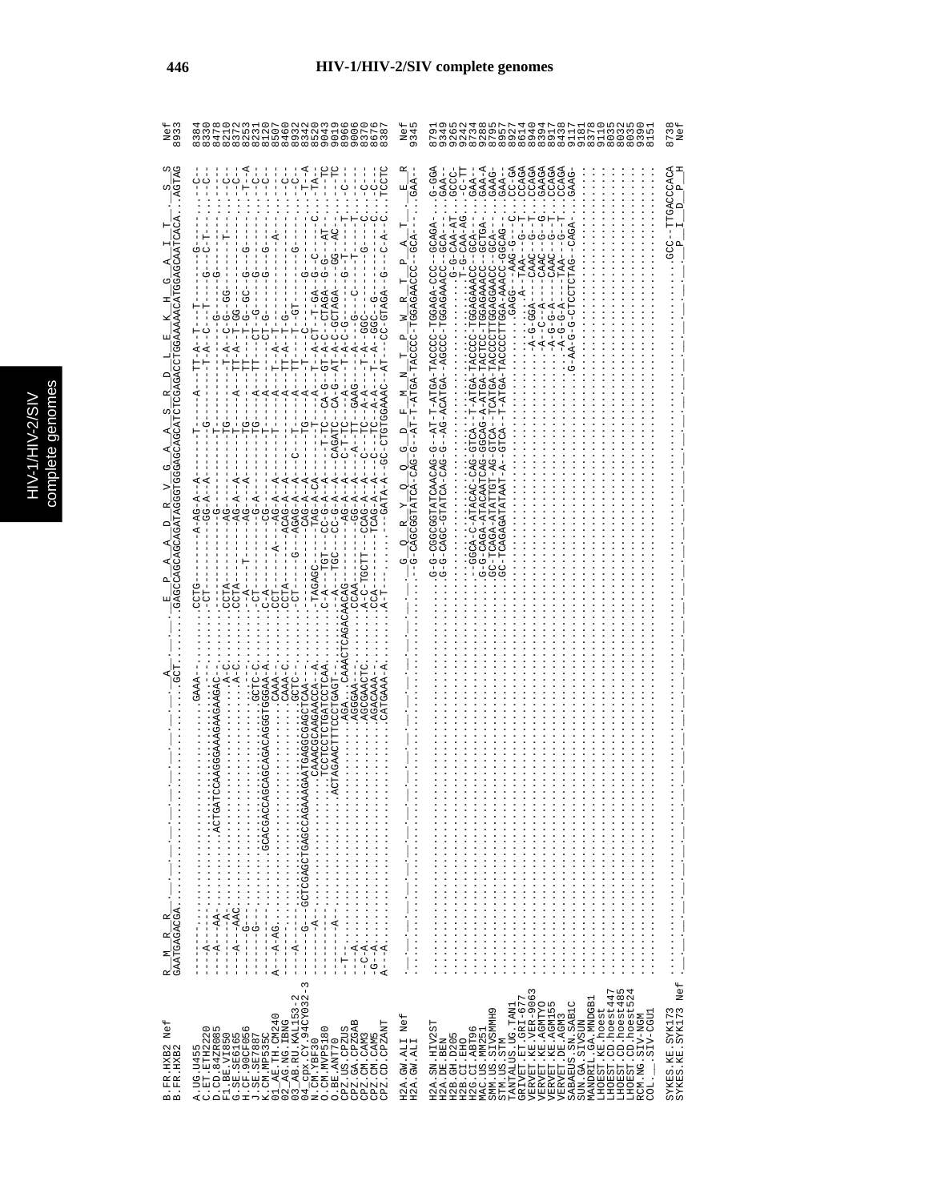# HIV-1/HIV-2/SIV complete genomes

```
B.FR.HXB2 Nef        R__M__R__R__________________________________________A______E__P__A__A__D__R__V__G__A__A__S__R__D__L__E__K__H__G__A__I__T_____S__S
B.FR.HXB2            GAATGAGACGA.........................................GCT....GAGCCAGCAGCAGATAGGGTGGGAGCAGCATCTCGAGACCTGGAAAAACATGGAGCAATCACA...AGTAG   Nef 8933
```

```
A.UG.U455                                                                                                        8384
C.ET.ETH2220                                                                                                     8330
D.CD.84ZR085                                                                                                     8478
F1.BE.VI850                                                                                                      8210
G.SE.SE6165                                                                                                      8372
H.CF.90CF056                                                                                                     8253
J.SE.SE7887                                                                                                      8231
K.CM.MP535C                                                                                                      8120
01_AE.TH.CM240                                                                                                   8507
02_AG.NG.IBNG                                                                                                    8460
03_AB.RU.KAL153-2                                                                                                8932
04_cpx.CY.94CY032-3                                                                                              8342
N.CM.YBF30                                                                                                       8520
O.CM.MVP5180                                                                                                     9043
O.BE.ANT70                                                                                                       9019
CPZ.US.CPZUS                                                                                                     8966
CPZ.GA.CPZGAB                                                                                                    9006
CPZ.CM.CAM3                                                                                                      8370
CPZ.CM.CAM5                                                                                                      8676
CPZ.CD.CPZANT                                                                                                    8387
```

```
H2A.GW.ALI Nef       G__Q__R__Y__Q__Q__G__D__F__M__N__T__P__W__R__T__P__A__T_____E__R                     Nef
H2A.GW.ALI           -G-CAGCGGTATCA-CAG-G--AT-T-ATGA-TACCCC-TGGAGAACCC-GCA-...GAA-                          9345
```

```
H2A.SN.HIV2ST                                                                                                    8791
H2A.DE.BEN                                                                                                       9349
H2B.GH.D205                                                                                                      9265
H2B.CI.EHO                                                                                                       9242
H2G.CI.ABT96                                                                                                     8734
MAC.US.SIVMM251                                                                                                  9288
SMM.US.SIVSMMH9                                                                                                  8795
STM.US.STM                                                                                                       8957
TANTALUS.UG.TAN1                                                                                                 8927
GRIVET.ET.GRI-677                                                                                                8614
VERVET.KE.VER-9063                                                                                               8940
VERVET.KE.AGMTYO                                                                                                 8394
VERVET.KE.AGM155                                                                                                 8917
VERVET.DE.AGM3                                                                                                   8438
SABAEUS.SN.SAB1C                                                                                                 9117
SUN.GA.SIVSUN                                                                                                    9181
MANDRIL.GA.MNDGB1                                                                                                8378
LHOEST.KE.hoest                                                                                                  9110
LHOEST.CD.hoest447                                                                                               8035
LHOEST.CD.hoest485                                                                                               8032
LHOEST.CD.hoest524                                                                                               8035
RCM.NG.SIV-NGM                                                                                                   9390
COL.__.SIV-CGU1                                                                                                  8151
```

```
SYKES.KE.SYK173      ..............................................GCC--TTGACCCACA   8738
SYKES.KE.SYK173 Nef  _______________________________________________P__I__D__P__H   Nef
```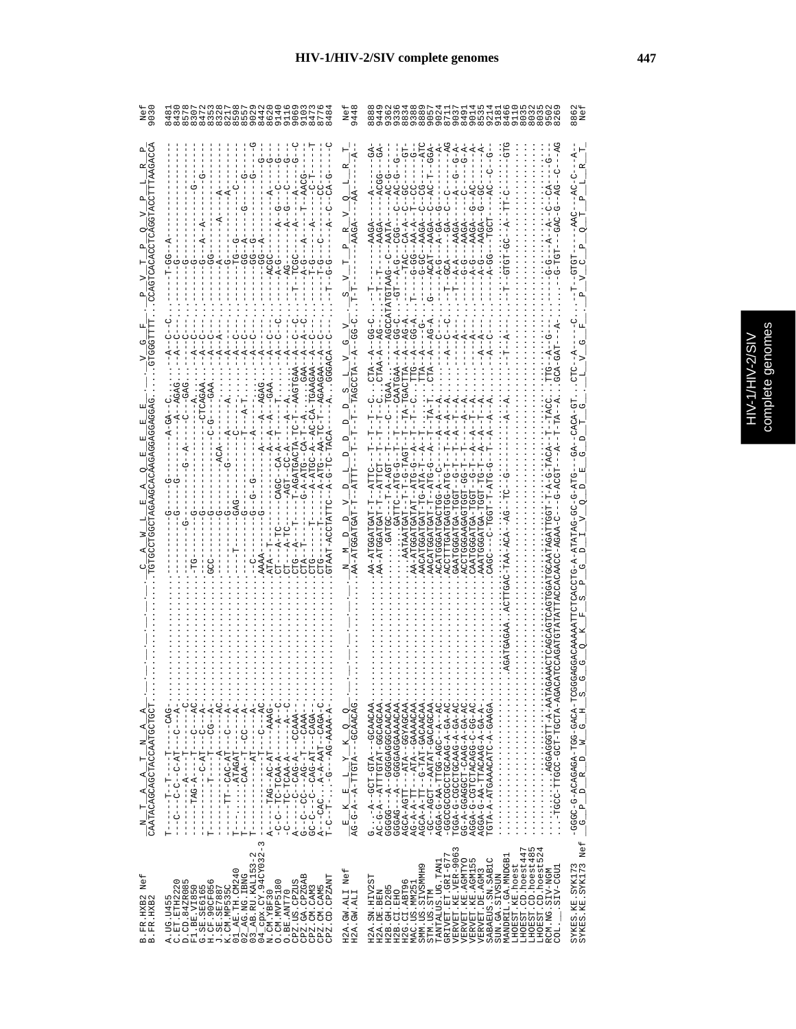# HIV-1/HIV-2/SIV complete genomes

```
B.FR.HXB2 Nef        _N__T__A__A__T__N__A__A_...................._C__A__W__L__E__A__Q__E__E__E__E_____V__G__F_____P__V__T__P__Q__V__P__L__R__P_    Nef
B.FR.HXB2            CAATACAGCAGCTACCAATGCTGCT.......................TGTGCCTGGCTAGAAGCACAAGAGGAGGAGGAG......GTGGGTTTT...CCAGTCACACCTCAGGTACCTTTAAGACCA  9030

A.UG.U455            T----T--T---T-----CAG-...........................------------G------G-----------A-GA-C........-A--C--C------T-GG--A------------  8481
C.ET.ETH2220         ---C---C-C--C-AT---C---A-........................------------G-------G----------A--AGAG.......-A---C-------G-----------------  8430
D.CD.84ZR085         -------A----T-------C............................-------G-----G-----A-----C--GAG.......-A----C------G---------------------  8578
F1.BE.VI850          ------TAG-A---T----C----AC.......................-TG------G-----------C--TGAA..........-A---C-------G---------G----------  8307
G.SE.SE6165          T------C-AT---CG--A-.............................G---------------------A........-A---C------G---A--A----------------  8422
H.CF.90CF056         T-----T---T----G---A---AC........................GCC------G-----------CTCAGAA.......-A---C------GG-------------------  8353
J.SE.SE7887          ------------A------A---AC........................------G------------C-G---GAA.......-A---A------G------A-----A-----  8328
K.CM.MP535C          -------TT--CAC-AT---C---A-.......................------G---ACA--A----------A.........-A---A-----A-------A------A---  8217
01_AE.TH.CM240       T-------ATAGAT-----A-............................---T---------G----------C--......-A---C------G-------------C-----  8598
02_AG.NG.IBNG        T-------CAA-T--CC---A-...........................---GAG-------C-----------......-A---C------GG--A------G-------G----  8557
03_AB.RU.KAL153-2    T--------AT----A-................................-G------------A-T........-A--C------GG--G------------G----  9029
04_cpx.CY.94CY032-3  -------------T-----C---AC........................C------G--G--G----A-------A.......-A---C-------GG--A-------------G--G  8442
N.CM.YBF30           A-----TAG---AC-AT---AAAG.........................AAAA----G--------A---A--AGAG.......-A-----------GG--A-------------G---  8620
N.CM.YBF106          A-C-T-TC-TCAA-A----A-C...........................ATA--T----CAGC--CA-A--A--A---GAA....-A---C--C----ACGC------A------A---G---  9140
O.BE.ANT70           -C---TC-TCAA-A----A-C............................CT--A-TC----AGT--CC-A--A--A--A....-A--A-C-----AG----A--G---C----G---  9116
CPZ.US.CPZUS         A-----C--CAG-A----CCAAA-.........................CTG--A-T-----T-AGATGACTA-TC-T-AAGTGAA---A--C--C--T--TCGC----A-----A-----G--C  9069
CPZ.GA.CPZGAB        G--C--CC---AG-T---CAAA-..........................CTA--T-----G-A-ATG-CA-T-A-.........GAA--A--A--C-----A-G---A----T--AACG-------  9103
CPZ.CM.CAM3          GC-C---C-CAG-AT---CAGA-..........................CTG----T----A-ATGC-A-AC-CA-TGAAGAA--A-C-----T-G----A---C-T----T  8473
CPZ.CM.CAM5          A--CAC--A-A-AAT-CAGA-C...........................CTG----T----A-ATG--AA-TC-T-AGAAGAA-A-C------T-G---C-----CC----  8776
CPZ.CD.CPZANT        T-C-T----G---AG-AAAA-A-..........................GTAAT-ACCTATTC-A-G-TC-TACA----A...GGGACA--C-------T-G-G-----A--C--CA-G---C  8484

H2A.GW.ALI Nef       _E__K__E__L__Y__K__Q__Q_........................_N__M__D__D__V__D__L__D__D__D__S__L__V__G__V__S__V__T__P__R__V__Q__L__R__T_    Nef
H2A.GW.ALI           AG-G-A--A-TTGTA--GCAACAG.........................AA-ATGGATGAT-T--ATTT--T--T--T--TAGCCTA--A--GG-C..T-T-----AAGA----AA----A-  9448

H2A.SN.HIV2ST        G...-A--GCT-GTA---GCAACAA........................AA-ATGGATGAT-T---ATTC---T--T-C...CTA--A--GG-C...-T------AAGA------A------GA-  8888
H2A.DE.BEN           AC-G-A--ATTTGTAT-GGCAGCAA........................AA-ATGGATGAT-T--ATTCT--T--T-C...CTAA-A--AG-...-T-T-----AAGA-----ACGG----GA-  9449
H2B.GH.D205          GGGGG---A--GGGGAGGCAACACA........................GATGC----T-A-AGT--T---C-TGAA..........AGCCATATGTAAG--C--AATA-----AC-G-----  9362
H2B.CI.EHO           GGGAG---A--GGGGAGGAAAACAA........................GATTC---ATG-G--T--T----CAATGAA--A--GG-C-GT-A-G--CGG-----C--AC-G--G---  9336
H2G.CI.ABT96         AGCA-AGTT---ATA--GGYAGCAA........................AATAATGAT-T-T-G-TAGT--T-TA-TGACTTA--A--AG-A...--TAC--CA-A---C--GC----GT-  8834
MAC.US.MM251         AG-A-A-TT---G-TAT-GAAAACAA.......................AA-ATGGATGATAT-ATG-G--A--T-T-C...TTG--A--GG-A...T---G-GG---AA-A---T--CC----  8889
SMM.US.SIVSMMH9      AGCA-A-TT---G-TAT-GACAACAA.......................AACATGGATGAT-TG-ATA-T--A--T-T-C...TTA--A---G-...-G-GC--AAGA--C--CG----ATC  9057
STM.US.STM           -GC--AGCT--AATAT-GACAGCAA........................AACATGGATGAT-T-ATG-G--A--T-TA-T..CTA--A---AG-A...G---ACAT---AAGA--C--AC--T--GGA-  9024
TANTALUS.UG.TAN1     AGGA-G-AA-TTGG-AGC--A--AC........................ACATGGATGACTGG-A--C---A--A--A.......-A--G-----A-G---A-GA--G-----A-  8711
GRIVET.ET.GRI-677    -GGCCGCCGCCTGCAAG-A-GA-AC........................ACCTTTGATGAGTGG-ATG-T--T--A--A.......-A--C--C-T-GCA---GA--C--C-----AG  9037
VERVET.KE.VER-9063   TGGA-G-CGCCTGCAAG-A-GA-AC........................GAATGGGATGA-TGGT-G-T--T--A--T--A..........-A------T--A-A---AAGA---A--G-G-A-  8491
VERVET.KE.AGMTYO     GG-A-GGAGGCT-CAAG-A-GA-AC........................ACCTGGGAAGAGTGGT-GG-T--T--A--A.........-A------G-G---AAGA----C-----G-A-  9014
VERVET.KE.AGM155     AGGA-G-CGTCTACAGG-C-GG-AC........................CAATGGGATGA-TGGT-G-T--A--A--T--A.........-A------A-G---AAGA--G--AC-----  8535
VERVET.DE.AGM3       AGGA-G-AA-TTACAAG-A-GA-A-........................AAATGGGATGA-TGGT-TG-T--A--A--T--A.........-A--A-----A-G---AAGA--G--GC-----A-  9214
SABAEUS.SN.SAB1C     TGTA-A-ATGAAACATC-A-GAAGA........................CAGC---C-TGGT-T-ATG-G--T--A--A--A.........-A--C------A-GG---TGCT----AC--C--G-  9181
SUN.GA.SIVSUN        .................................AGATGAGAA.ACTTGAC-TAA-ACA--AG--TC--G------A-A......-T--A-------T--GTGT-GC--A--TT-C------GTG  8466
MANDRIL.GA.MNDGB1    .................................................................................................................  9110
LHOEST.KE.hoest      .................................................................................................................  8035
LHOEST.CD.hoest447   .................................................................................................................  8032
LHOEST.CD.hoest485   .................................................................................................................  8035
LHOEST.CD.hoest524   .................................................................................................................  9502
RCM.NG.SIV-NGM       ...........AGGAGGGTT-A-AATAGAAACTCAGCAGTCAGTGGATGCAATAGATTGGT-T-A-G-TACA--T--TACC...TTG--A--G-.......-G-G---A--A--C--CA---G--  8269
COL._.SIV-CGU1       ....TGCC-TTGCC-GCT-TGCTA-AGACATCCAGATGTATATTACCACAACC-AGAA-C--G-ACGT--A--T-TA--A...GCA-GAT--A-......G-TGT---GAC-G--AG-C---AG

SYKES.KE.SYK173      -GGGC-G-ACAGAGA-TGG-GACA-TCGGGAGGACAAAAATTCTCACCTG-A-ATATAG-GC-G-ATG--GA--CACA-GT...CTC-A---C...-T--GTGT----AAC---AC-C--A--  8862
SYKES.KE.SYK173 Nef  _G__P__D__R__D__W__G__H__S__G__Q__K__F__S__P__G__D__I__V__Q__D__E__G__D__T__G__...L__V__G__F_..._P__V__C__P__Q__T__P__L__R__T_    Nef
```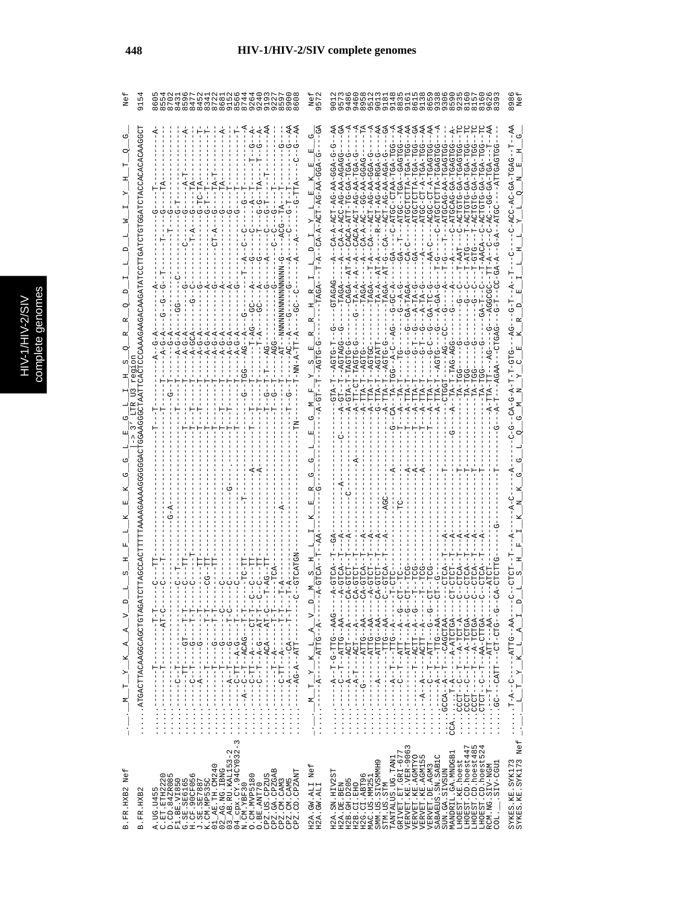```
B.FR.HXB2 Nef      -_______M__T__Y__K__A__A__V__D__L__S__H__F__L__K__E__K__G__G__L__E__G__L__I__H__S__Q__R__R__Q__D__I__L__D__L__W__I__Y__H__T__Q__G_     Nef
                                                                                  |-> 3' LTR U3 region
B.FR.HXB2          .....ATGACTTACAAGGCAGCTGTAGATCTTAGCCACTTTTTAAAAGAAAAGGGGGGACTGGAAGGGCTAATTCACTCCCAAAGAAGACAAGATATCCTTGATCTGTGGATCTACCACACACAAGGCT   9154

A.UG.U455          ........---------T--------T-T------C---TT-----------------------T--T---------A--G-A---------A-----------G------T---------A-   8605
C.ET.ETH2220       .........-------------------AT-C-------C---T----------------------------T-------G-G-A----G--G-G--T-------T----G-----TA-----   8554
D.CD.84ZR085       .........----------------------------------------G-A---------G--T---------G-A---------------------T----G---------------   8702
F1.BE.VI850        .........----C--T------------------C--T----------------T--T--------A-G-A-----GG-----C------------G-------------------   8431
G.SE.SE6165        .........----C--T-------GT---T-T-------C---TT-----------T--T--------A-G-A----------G------C------G-T----------A-   8595
H.CF.90CF056       .........----C--T-------------T-T-------C---TT-----------T--T--------A-G-A---G--G------------G------A-T---------A-   8477
J.SE.SE7887        .........----A---------G--------T-T----------TT-----------T--T--------A-GCA---G--G-----T-A------G--TC-TA-------T-   8452
K.CM.MP535C        .........-----------T---------T-T------CG--TT-----------T--T--------A-G-A---------A-----------G-T-T-------T-   8341
01_AE.TH.CM240     .........-----------T----G-----T-T---------TT-----------T-------------A-G-A---------G----CT-A------G-T---TA-T---------   8722
02_AG.NG.IBNG      .........-----------T----G--------C-------C--------------T--T--------A-G-A---------A-----------G------TA---------A-   8681
03_AB.RU.KAL153-2  .........-----------T----G-----T-C-------C--------------T--T--------A-G-A---------A-----------G--------------   9152
04_cpx.CY.94CY032-3 ........-----A--T----G---T-C-------C--------G-----------T--T--------A-G-A---------A-----------G------T--------T-   8556
N.CM.YBF30         .........-----C-TT---AC-G----T-T-----TC-TT---T----------T--G--TGG-----AG-A-----G----T-A-C-C-----G-T------A   8764
O.CM.MVP5180       ....-A-------C-TT---ACAG---T-T-----C--C-TT---------A-----T--T--------T-AG---GC---A-----G-------A-T---T-G--A-   9264
O.BE.ANT70         .........-----C-TT---A-G---AT-T-----C--C-TT---------A-----T--T--------T-A---GC---A-----G------T--G-G--TA-T--G--A-   9240
CPZ.US.CPZUS       .........-----C-TT---A-G---AT-C-----T-AG-TT-------------T--G--T-T---AG-----------G-----------A------G-T---T---AA   9193
CPZ.GA.CPZGAB      .........-----C-TT---ACA-----T-----C--C-TT---------------T--G--T-----AGG-------G-----------C--C--G--------   9227
CPZ.CM.CAM3        .........-----T-A-----T-T--------TCA-------------------T--T-----AT--NNNNNNNNNNNNNNN-G----ACG--TA--T-------   8597
CPZ.CM.CAM5        .........------C-TT--A-------T-T---T-A----A-------------T--G--T-----AC--A-----G--G-----C---G-T-------G-   8900
CPZ.CD.CPZANT      .........-----A-------CA------T--T---T-A---------------T--G--T-----AC--A----G-----G---A---C---G-T-----G--AA   8608
                   .........-----AG-A--ATT--------C--GTCATGN-----------TN-------T-NN-A-TT-A----GC-C-----A------A-----C-G--AA

H2A.GW.ALI Nef     -_______M__T__Y__K__L__A__V__D__M__S__H__L__I__K__E__R__G__G__L__E__G__M__F__Y__S__E__R__R__H__R__I__L__D__I__Y__L__E__K__E__E__G_     Nef
H2A.GW.ALI         .........-A----ATTG--A-----A-GTCA--T--AA------G----------A-GT--T--AGTG-G-------TAGA---T-A--CA-A-ACT-AG-AA-GGA-G---GA   9572

H2A.SN.HIV2ST      .........-A--T-G-TTG--AAG---A-GTCA--T--GA-----------------GTA-T--AGTG-T---G----GTAGAG----A--CA-A-ACT-AG-AA-GGA-G-G--AA   9012
H2A.DE.BEN         .........-C--T--ATTG--AA---A-GTCA--T---A------A-----C----A-GT--T--AGTAGG--G-----TAGA----A--CA-A-ACC-AG-AA-AGAGG----GA   9573
H2B.GH.D205        .........-A-----ACT---A-----CA-GTCT--T---A------C---------A-GTA-T-TAGTG-G---------CAGA--AT-A--CACA-ATT-TG-GA-TGA-G----GA   9486
H2B.CI.EHO         .........-A-T---ACT---A-----CA-GTCT--T---A------------------A-TT-CT-TAGTG-G---G--TA-A--A-A--CACA-ACT-AG-AA-TGA-G----A   9460
H2G.CI.ABT96       .........-G---T--ATTG--AA---CA-GTCA--T---A-----A-----------A-TTA-T--AGTGC-------TAGA---T-A--CA-A-AC--GG-AA-GGAG-----A   8998
MAC.US.MM251       .........-A----ATTG--AA---A-GTCA--T---A--------------------A-TTA-T--AGTG--------TAGA---T-A--CA-A-ACT-AA-AGA-A-----A   9552
SMM.US.SIVSMMH9    .........-A----ATTG--AA---CA-GTCT--T---A-------------------A-TTA-T--AGTATT--------TA-A--AT-A--R-ACT-AG-AA-RGA-G-----AA   9013
STM.US.STM         .........-A-----TTG--AA---C--GTCA--T---A--AGC--------------A-TTA-T--AGTG-G-------TAGA---AT-G--CA---ACT-AG-AA-AGA-G-----GA   9181
TANTALUS.UG.TAN1   .........-A--T--TTG--A----T-CTC---------------A---------G--CA--TA-TGG-A-C--AG---G-GC-A-----GA---C-ATGC-CTAA-TGA-TGG--A   9148
GRIVET.ET.GRI-677  .........-C--T--ATT---A-G---CT-TC--------TC---------------T--A-TA-T---TG---------G--A-G-----GA--T---ATGC--TGA-GAGTGG--AA   8835
VERVET.KE.VER-9063 ..........-----ATT---A-G---CT-TCG-----------A-------------T--A-TTA-T-----G-----G-GA-TAGA----CA-C----ATGCTCTTA-TGA-TGG--AA   9161
VERVET.KE.AGMTYO   ..........-T---ACTT---A-G---CT-TCG-----------A-------------T--A-TTA-T-----G-T---G--A-TA-G----GA-----ATGCTCTTA-TGA-TGG--GA   9615
VERVET.DE.AGM155   .........-A--A--ACTT--A-----T-TCG-----------A-------------T--A-TTA-T-----G-T---G--A-TC-G----A-------ACGC-CT-A-TGAGTGG--AA   9138
VERVET.DE.AGM3     .........-C--T--ATT---G-G---CT--G--------------------------T--A-TTA-T-----G-C---G--GA-TC-G----AA-C--ATGCTCTTA-TGAGTGG--AA   8659
SABAEUS.SN.SAB1C   .........-A--T--TTG--AA-------------------------------------T--A-TTA-T--AGTG-----G--A-GA-G----T-G--C-ATGCAG-AA-TGAGTGG---A   9338
SUN.GA.SIVSUN      ......GCCA--A-T--CAGCTAA-----CTCA--T--A------T-----------------CTGGT----AG---CC--G------A----T-G---T--ATGCAG-AA-TGAGTGG---   9306
MANDRIL.GA.MNDGB1  CCA.......-T-A----A-ATCTGA---CT-CTCT--T--A------------G--A---TA-T-TAG-AGG---G----G---A-------A---C-ATGCAG-GA-TGAGTGG--A-   8590
LHOEST.KE.hoest    ....CCCT--C--T--A-TCT-A----C--CTCA--T--A------T------------------TA-TGG-----G---------G--C----T-AAT---C-ACTGTG-GA-TGAGTGG--TC   9235
LHOEST.CD.hoest447 ....CCCT--C--T--A-TCTGA----C--CTCA--T--A------T------------------TA-TGG-----G---------G--C----T-ATG---T-ACTGTG-GA-TGA-TGG--TC   8160
LHOEST.CD.hoest485 ....CCCT--------A-TCTGA----C--CTCA--T--A------T------------------TA-TGG-----G---------G--C----T-GTG---T-ACTGTG-GA-TGA-TGG--TC   8157
LHOEST.CD.hoest524 ....CTCT--C--T--AA-CTTGA---C--CTCA--T--A------T------------------TA-TGG-----G------GA-T--C----T-AACA--C-ACTGTG-GA-TGA-TGG--TC   8160
RCM.NG.SIV-NGM     ......T-----ATT--AA-------A--ATCT--------------------------A-TTA-TT---AG-----G---AGGGGC-TT-A---C--AC--GG-TGA--T---AA   9626
COL.__.SIV-CGU1    .....GC--CATT--CTG--G---CA-CTCTTG-------G------T-------G-------A-T---AGAA--CTGAG-----G-T---CC-GA-A--G-A---ATGC---ATTGAGTGG---   8393

SYKES.KE.SYK173    .....T-A--C------ATTG--AA----C--CTCT--T--A-----A-C----A----C-G--CA-G-A-T-T-GTG--AG---G-T--A-T---C-----C-ACC-AC-GA-TGAG--T--AA   8986
SYKES.KE.SYK173 Nef -_______L__T__Y__K__L__A__I__D__L__S__H__F__I__K__N__K__G__G__L__Q__G__M__N__Y__C__E__K__R__D__E__I__L__H__L__Y__L__Q__N__E__H__G_     Nef
```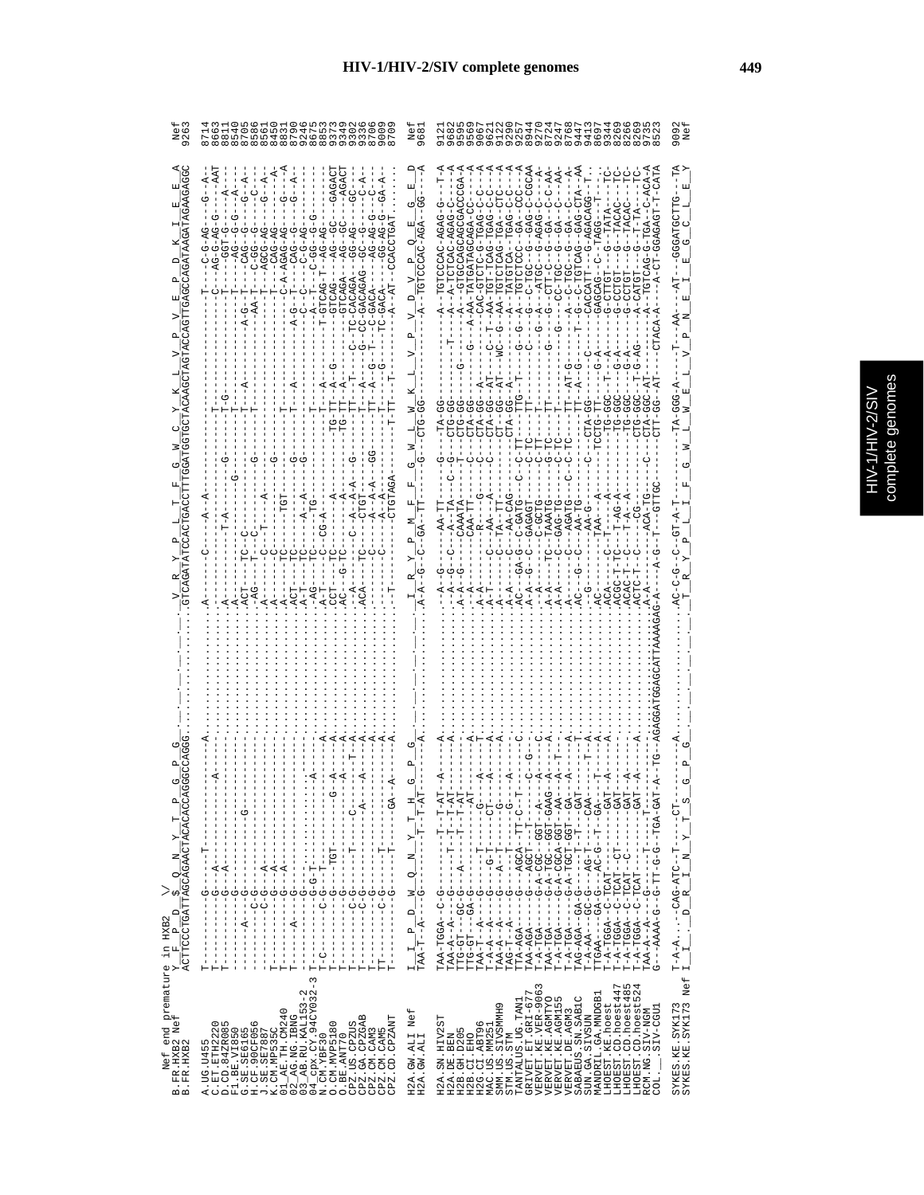```
Nef end premature in HXB2     \/
B.FR.HXB2 Nef       Y__F__P__D__$__Q__N__Y__T__P__G__P__G                                    V__R__Y__P__L__T__F__G__W__C__Y__K__L__V__P__V__E__P__D__K__I__E__E__A     Nef
B.FR.HXB2           ACTTCCCTGATTAGCAGAACTACACACCAGGGCCAGGG ...  .GTCAGATATCCACTGACCTTTGGATGGTGCTACAAGCTAGTACCAGTTGAGCCAGATAAGATAGAAGAGGC   9263

A.UG.U455                                                                                            8714
C.ET.ETH2220                                                                                         8663
D.CD.84ZR085                                                                                         8811
F1.BE.VI850                                                                                          8540
G.SE.SE6165                                                                                          8705
H.CF.90CF056                                                                                         8586
J.SE.SE7887                                                                                          8561
K.CM.MP535C                                                                                          8450
01_AE.TH.CM240                                                                                       8831
02_AG.NG.IBNG                                                                                        8790
03_AB.RU.KAL153-2                                                                                    9246
04_cpx.CY.94CY032-3                                                                                  8675
N.CM.YBF30                                                                                           8853
O.CM.MVP5180                                                                                         9373
O.BE.ANT70                                                                                           9349
CPZ.US.CPZUS                                                                                         9302
CPZ.GA.CPZGAB                                                                                        9336
CPZ.CM.CAM3                                                                                          8706
CPZ.CM.CAM5                                                                                          9009
CPZ.CD.CPZANT                                                                                        8709

H2A.GW.ALI Nef      I__I__P__D__W__Q__N__Y__T__H__G__P__G                                    I__R__Y__P__M__F__F__G__W__L__W__K__L__V__P__V__D__V__P__Q__E__G__E__D     Nef
H2A.GW.ALI                                                                                           9681

H2A.SN.HIV2ST                                                                                        9121
H2A.DE.BEN                                                                                           9682
H2B.GH.D205                                                                                          9595
H2B.CI.EHO                                                                                           9569
H2G.CI.ABT96                                                                                         9621
MAC.US.MM251                                                                                         9122
SMM.US.SIVSMMH9                                                                                      9290
STM.US.STM                                                                                           9257
TANTALUS.UG.TAN1                                                                                     8944
GRIVET.ET.GRI-677                                                                                    9270
VERVET.KE.VER-9063                                                                                   8724
VERVET.KE.AGMTYO                                                                                     9247
VERVET.KE.AGM155                                                                                     8768
VERVET.DE.AGM3                                                                                       9447
SABAEUS.SN.SAB1C                                                                                     9413
SUN.GA.SIVSUN                                                                                        8697
MANDRIL.GA.MNDGB1                                                                                    9344
LHOEST.KE.hoest                                                                                      8269
LHOEST.CD.hoest447                                                                                   8266
LHOEST.CD.hoest485                                                                                   8269
LHOEST.CD.hoest524                                                                                   9735
RCM.NG.SIV-NGM                                                                                       8523
COL.__.SIV-CGU1

SYKES.KE.SYK173                                                                                      9092
SYKES.KE.SYK173 Nef I__I__.__D__R__I__N__Y__T__S__G__P__G                                    T__R__Y__P__L__I__F__G__W__L__W__E__L__V__P__N__E__I__E__G__C__L__E__Y     Nef
```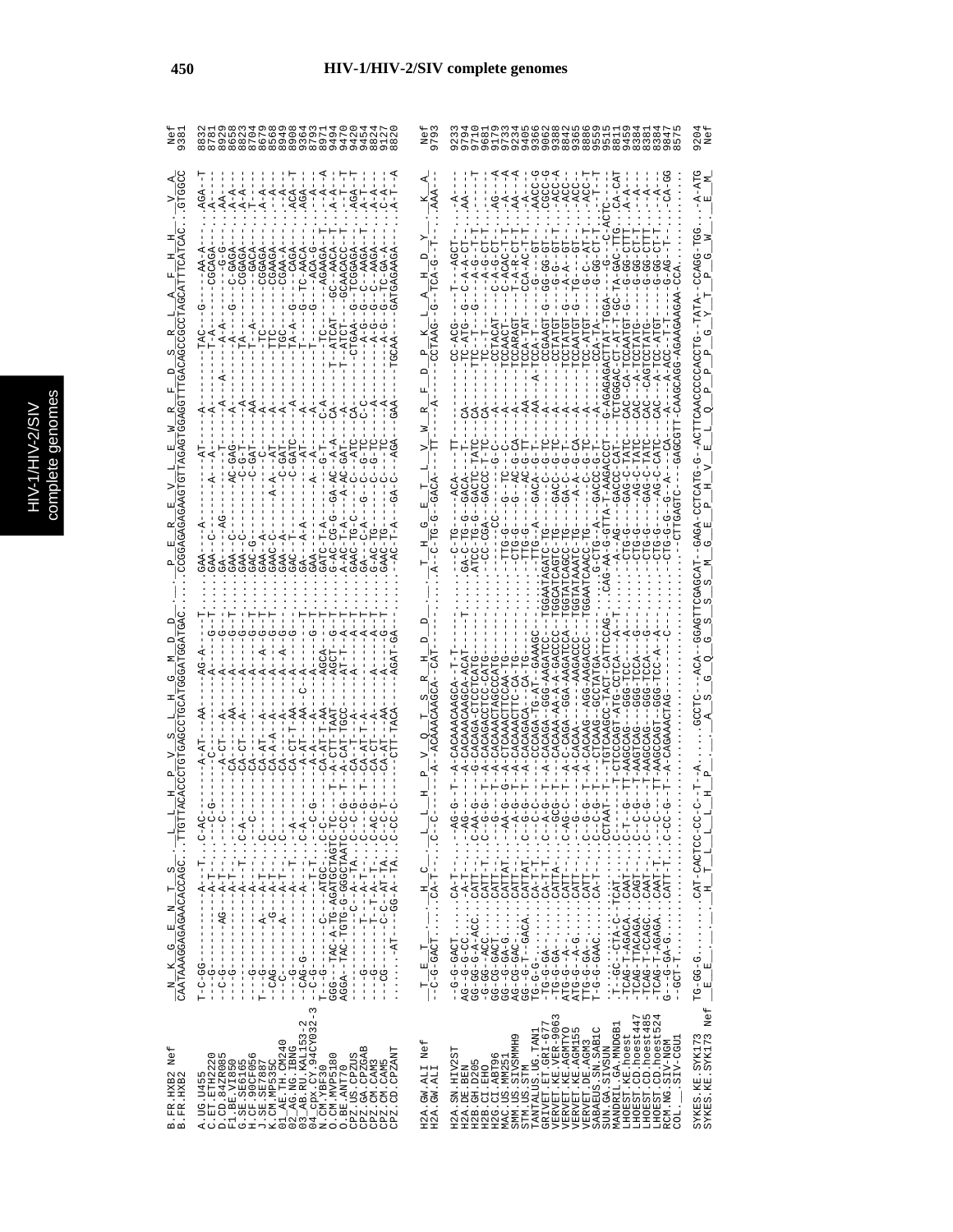# HIV-1/HIV-2/SIV complete genomes

```
                         N  K  G  E  N  T  S     L  L  H  P  V  S  L  H  G  M  D  D      P  E  R  E  V  L  E  W  R  F  D  S  R  L  A  F  H  H     V  A
B.FR.HXB2 Nef            CAATAAAGGAGAGAACACCAGC...TTGTTACACCCTGTGAGCCTGCATGGGATGGATGAC....CCGGAGAGAGAAGTGTTAGAGTGGAGGTTTGACAGCCGCCTAGCATTTCATCAC...GTGGCC   Nef
B.FR.HXB2                                                                                                                                                     9381

A.UG.U455                T-C-GG--------------A--T-...C-AC--------A-AT---AA-------AG-A-----...GAA---A-----------AT-----A---------TAC-----G----AA-A----.AGA--T   8832
C.ET.ETH2220             ---G----------------A-T-...-----C-G---------C----------A------G--T...GAA-C-----------A---A-----A---------T-A-----------CGCAGA---.A-----   8781
D.CD.84ZR085             --C-G------AG---A---A-T-...----C--------A-CT----A------A------G--...GA----AG------------T------A---A-----A-A------------G-G--.AA----   8929
F1.BE.VI850              ----G---------------A-T-...T.C-A-------CA-------AA-----A------G--T...GAA-C---------AC-GAG--A---------A-----G---C-GAGA---.A-A---   8658
G.SE.SE6165              ----G---------------A-T-...-----C-A--------CA-CT----A------A---G--T...GAA-C--------------C-GAT---A--------TA------------CGGAGA---.A-A---   8823
H.CF.90CF056             ----G------------A--A-T-...C--------------CA---------A------A----G--T...GAC-G-----------C---AA-----------------A----------GACA---.T-----   8704
J.SE.SE7887              T---G-------A---A-T-....C----------------CA-AT---A-----A---A--G--T...GAA-A--------C-------A--------TTC-------------CGGAGA---.A-A---   8679
K.CM.MP535C              --CAG------G---A-T-...C--------------CA-A-A-A---A---A----A--G--T...GAAC-C------A--A---AT-----A---------TTC-------------CGAAGA---.A-----   8568
01_AE.TH.CM240           --C------A-----A-T-...C--------------CA-----A-------A----A--G--T...GAA-A-----------C-GAT-----A---------TGC-------------CGAA-A---.A-----   8949
02_AG.NG.IBNG            ----G------------A--T-...--A-------CA-CT-T-AA----A------G--...GAC-T----------C-GATC----A---------TA-A---G-----CAGA---.ACA--T   8908
03_AB.RU.KAL153-2        --CAG-G---------A--T-...C-A------A-AT-----AA---C--A------T...GA----A-A-----------AT------A---------T-------G-----TC-AACA---.AGA---   9364
04_cpx.CY.94CY032-3      T-C-G---------T-T-...-C-G-------A-A---A---A------G--T...GAA-------A-------A------A---------T--------G-----ACA-G---.A-----   8793
N.CM.YBF30               ---G-------C---ATGC...C-T-------CA-AT-T-AA-----AGCA-----T...GATC--T-A---------G-A------C-A------TC-----------AGAAGA---.A--A--A   8971
O.CM.MVP5180             GGG--TAC-A-TG-AGGCTAGTC-CC-G---T--A-CAT-TGCC----AT-T--A--G--T...A-GC-CG-G--GA-AC-A-T---CA-------T-ATCAT--GC-AACA----T.A-T--T   9494
O.BE.ANT70               AGGA--TAC-TGTG-G-GGGCTAATC-CC-G---T--A-CAT-TGCC------A---A-T...A-AC-T-A---A-AC-GAT---A------T-ATCT--GCAACACC--T.A-T--T   9470
CPZ.US.CPZUS             ------C--A--TA...C--C-G---T--CA-AT-T-A--------A--A-T...GAAC-TG-C-----C--ATC----CA-------CTGAA-G-TCGGAGA---.AGA--T   9420
CPZ.GA.CPZGAB            ---G------T---A-T-...C--C-G---T--CA-AT-T-A------A--A-T...GA---C-A---G---G-TC----C-C-------A-G---G-C--AAGA-T---.A-T---   9454
CPZ.CM.CAM3              ---G------T-T-A-T-...C--AC-G-----CA-CT---A-------A--A-T...GA-AC-TG--------C-G-TC-----A--------A-G---G-C--AAGA-----.A-A---   8824
CPZ.CM.CAM5              ---CG------C-C-AT-TA...C--C-T----CA-AT---AA---A---G-T...GAAC-TG------C---------A--------A-G---G-TC-GA-A---.C-A---   9127
CPZ.CD.CPZANT            ......AT---GG-A--TA...C-CC-C-----CTT-TACA----AGAT-GA---...-AC-T-A---GA-C---AGA--GAA---TGCAA----GATGAGAAGA---.A-T--A   8820

                         T  E  T        H  C        L  L  H  P  V  Q  T  S  R  H  D  D      T  H  G  E  T  L  V  W  R  F  D  P  K  L  A  H  D  Y     K  A
H2A.GW.ALI Nef           --C-G-GACT.....CA-T-...C--C--...-A-ACAAACAAGCA--CAT-----...A-C-TG-G-GACA---TT----A----CCTAAG-G--TCA-G--T--.AAA--   Nef
H2A.GW.ALI                                                                                                                                          9793

H2A.SN.HIV2ST            --G-G-GACT.....CA-T-...-AG-G-T--A-CACAAACAAGCA--T-T-----....---C-TG----ACA----TT------------CC-ACG-----T---AGCT---.A-----   9233
H2A.DE.BEN               AG--G-G-CC.....-A-T-...--AG-----A-CACAAACAAGCA-ACAT-------T...GA-C-TG-G-GACA---CA-------TC-ATG--G---C-A-A-CT---.AA----   9794
H2B.GH.D205              GG-GG-G-A-ACC..CATT--...C-AA-G----G-CACAGA-CTCCTCATG-------...ATCC-TG-G-GACTC-TATC--CA-------TTC-T-----A-G--T-T---.------T   9710
H2B.CI.EHO               -G-GG--ACC.....CATT-T...C--G-G--T-A-CACAGACCTCC-CATG-------...--CC-CGA--GACCC-T-TC--CA-------TTC--T-----A-G-CT-T---.------   9681
H2G.CI.ABT96             GG-G-G-GACT....CATT-T...C--------A-CACAAACTAGCCCATG-------...------CC---C---G-----C---------CCTACT-----A-ACC-T-T---.AG---A   9119
MAC.US.MM251             GG-G-GA-G......CATTAT...-AA-G-T--A-CTCAAACTTCCAA-TG-------...-TTG-G-----TC--G----A-------TCCAACT-----C-ACAC-T-T---.A-----A   9723
SMM.US.SIVSMMH9          AG-CG-GAC......CATTAT...-A-G-G--A-CACAAACTTC-CA-TG-------...-CTG-G-----AC-G-CA---A-------TCCARAGT---T-A-R-CT-T---.AA----A   9234
STM.US.STM               GG-G-T--GACA...CATTAT...C-G-G-T--A-CACAGACA---CA-TG-------...-TTG-G-----AC-G-TT---AA-------TCCA-TAT-----CCA-AC-T-T---.A-----   9405
TANTALUS.UG.TAN1         TG-G-G-.........CA-T-T...--C-C-----CCCAGA-TG-AT--GAAAGC--...-TTG--A---GACA-G-T---AA--A-TCCA-T-----G--GT---.AACC-G   9366
GRIVET.ET.GRI-677        -TG-G-GA-.......CA-T-T...C--A-G-T--A-CACAGA--GGG-AAGATCC--TGGAATAGATC-TG-------C-G-TC---A-------CCGAAGT-G--GG-GG-GT---.CGCC-G   9062
VERVET.KE.VER-9063       -TG-G-GA-.......CATTA-...-GCG--T--CACAAA-AA-A-GACCCC-TGGCATCAGTC-TG-----GACC-G-TC---A-------CCTATGT----G-G--GT-T---.-ACC-A   9388
VERVET.KE.AGMTYO         ATG-G-A-........CATT--...C-AG-C-T--A-C-CAGA-CGA-GGA-AAGATCCA-TGGTATCAGCC-TG-----GA-C--G-T-----A-------CCTATGT-G--A-A---GT----.-ACC--   8842
VERVET.DE.AGM155         ATG-G--A-G......CATT--...--G-----A-CACAA---AGG-AAAGACCC-TGGTATAAATC-TG-----A-A---G-CA---A-------TCCAATGT-G--TG-C--GT----.-ACC--   9365
VERVET.DE.AGM3           TTG-G-GA-.......CATT--...C--G-G-T--A-CACAAG--GGCTATGA-----TGGAATCAACC-TG-----A-A---G-CA---A-------TCC-ATGT-----G-C---AT-T---.-ACC-T   8806
SABAEUS.SN.SAB1C         T-G-G-GAAC......CA-T--...C--C-G-T--CTCAAG--GCCTATGA-----...-G-CTG---A---GACCC-G-T---A-------CCA-CTA-----G-GG-CT-T---.--T--T   9559
SUN.GA.SIVSUN            ..................CCTAAT-T--TGTCAAGCC-TACT-CATTCCAG-...CAG-AA-G-GTTA-T-AAGACCCT--G-AGAGACTTAT-TGGA---G--C-ACTC---.-----   9515
MANDRIL.GA.MNDGB1        .T--GC--CTA-C--TCAT...C-------T-CTCCCAGT-ATG-CCTCA----A-T...--A--AG---GACCC-CAT---TCTGGGAC-CT-AT-T-GC-TA-GAC-TTG---.CA-CAT   8811
LHOEST.KE.hoest          -TCAG-T-AGACA...CAAT--...C-T--G-TT-AAGCCAG---GGG-TCC---A----...--CTG-G----GAG-C-TATC--CAC--CA-TCCAATGT-G--G-GG-CTTT---.A-A---   9459
LHOEST.CD.hoest447       -TCAG-TTACAGA...CAGT--...C--C-G--T-AAGTCAG---GGG-TCCA--G----...--CTG-G-----AG-C-TATC--CAC---A-TCCTATG-------G-GG-CT-T---.--A---   8384
LHOEST.CD.hoest485       -TCAG-T-CCAGC...CAAT--...C--C-G--T-AAGCCAG---GGG-TCCA--G----...--CTG-G----GAG-C-TATC--CAC--CAGTCCTATG-------G-GG-CTTT---.--A---   8381
LHOEST.CD.hoest524       -TCAG-T-AGAGA...CAAT-T...--C---TT-AAGCCAGT--GGG-TCC-A--A----...--CTG-G-----AG-C-CATC--CAC---A-TCC-ATGT-------G-GG-CT-T---.--A---   8384
RCM.NG.SIV-NGM           G---G-GA-G......CATT-T...C-CC-G-T--A-CAGAAACTAG------C----...--CTG-G--G--A---CA----A--A-ACC-T-T-------G-AG--T-----.-CA-GG   9847
COL.__.SIV-CGU1          --GCT-T-........................................................CTTGAGTC---GAGCGTT-CAAGCAGG-AGAAGAAGA-CCA.........   8575

                         E  E                 H  T  L  L  L  H  P        A  S  G  Q  G  G  S  S  M  G  E  P  H  V  E  L  Q  P  P  P  G  Y  T  P  G  W     E  M
SYKES.KE.SYK173          TG-GG-G........CAT-CACTCC-CC-C--T-A.......GCCTC---ACA--GGAGTTCGAGCAT-GAGA-CCTCATG-G--ACTTCAACCCCACCTG-TATA-CCAGG-TGG.....A-ATG   9204
SYKES.KE.SYK173 Nef                                                                                                                                      Nef
```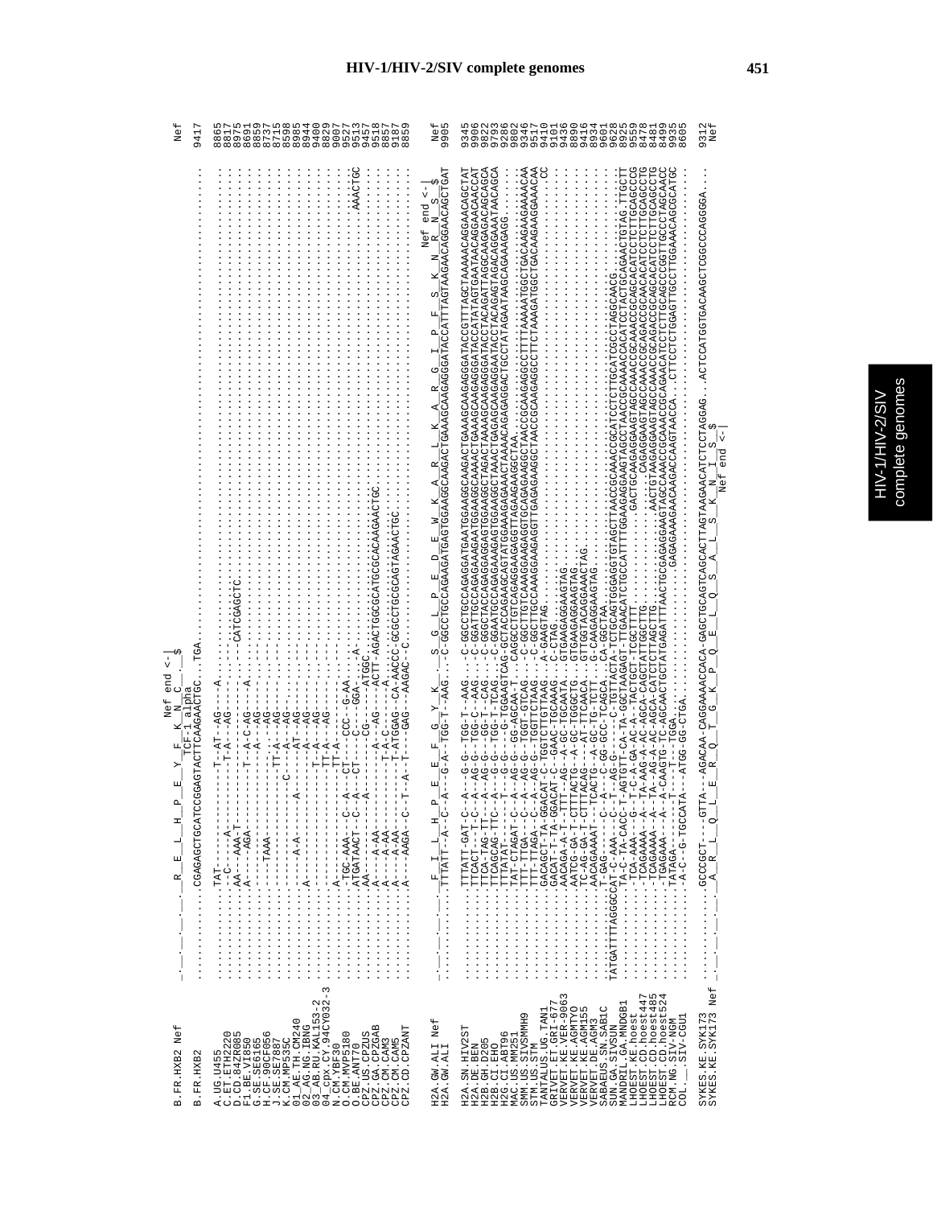# HIV-1/HIV-2/SIV complete genomes

```
                                         Nef end <-|
B.FR.HXB2 Nef      -_._._._._._._.R__E__L__H__P__E__Y__F__K__N__C___$                                                                                                Nef
                                                         TCF-1 alpha
B.FR.HXB2          .............CGGAGAGCTGCATCCGGAGTACTTCAAGAACTGC...TGA.................................................................................... 9417

A.UG.U455          .............TAT----------------T--AT--AG-----A..................................................................................... 8865
C.ET.ETH2220       ...............-C------A---------T--A---AG-----..................................................................................... 8817
D.CD.84ZR085       .............AA---AAA-T----------------------------CATCGAGCTC......................................................................... 8975
F1.BE.VI850        .............A-----AGA----------T--A-C-AG-----A..................................................................................... 8691
G.SE.SE6165        .........................---------A----AG-----..................................................................................... 8859
H.CF.90CF056       ..............----TAAA-----------------AG-----..................................................................................... 8737
J.SE.SE7887        ...............................TT-A----AG-----..................................................................................... 8715
K.CM.MP535C        ..............................C-----A--AG-----..................................................................................... 8598
01_AE.TH.CM240     .............-----A-A------A------AT---AG-----..................................................................................... 8985
02_AG.NG.IBNG      .............A-------------------A----AG-----..................................................................................... 8944
03_AB.RU.KAL153-2  ..............................T--A-----AG-----..................................................................................... 9400
04_cpx.CY.94CY032-3 ..............................T--A-----AG-----..................................................................................... 8829
N.CM.YBF30         .............A-------------------TT-A--------..................................................................................... 9007
O.CM.MVP5180       .............-TGC-AAA---C--A---CT----CCC--G-AA.......................................................................................... 9527
O.BE.ANT70         .............ATGATAACT--C--A---CT----GGA.........A-.............................................................................AAACTGC 9513
CPZ.US.CPZUS       .............AA-------------A---------CG-------ATGGC.................................................................................... 9457
CPZ.GA.CPZGAB      .............A----A-AA-------------A----AG-----ACTT-AGACTGGCGCATGCGCACAAGAACTGC...................................................... 9518
CPZ.CM.CAM3        .............A----A-AA-------------T-A-C-----A.......................................................................................... 8857
CPZ.CM.CAM5        .............A----A-AA-------------T-ATGGAG--CA-AACCC-GCGCCTGCGCAGTAGAACTGC............................................................ 9187
CPZ.CD.CPZANT      .............A----AAGA--C--T--A--T---GAG---AAGAC--C.......................................................................................... 8859

                                                                                                                        Nef end <-|
H2A.GW.ALI Nef     -_._._._._._._.F__I__L__H__P__E__F__G__Y__K__.S__G__L__P__E__D__E__W__K__A__R__L__K__A__R__G__I__P__F__S__K__N__R__N__S__$   Nef
H2A.GW.ALI         .............TTTATT--A--C--A--G-A--TGG-T--AAG...-C-GGCCTGCCAGAAGATGAGTGGAAGGCAAGACTGAAGGCAAGAGGGATACCATTTAGTAAGAACAGGAACAGCTGAT 9905

H2A.SN.HIV2ST      .............TTTATT-GAT-C--A---G-G--TGG-T--AAG...-C-GGCCTGCCAGAGGATGAATGGAAGGCAAGACTGAAAGCAAGAGGGATACCGTTTAGCTAAAAACAGGAACAGCTAT 9345
H2A.DE.BEN         .............TTCACT---T--C--A--AG-G--TGG-C--AAG...-C-GGATTGCCAGAGGAAGAATGGAAGGCAAAACTGAAAGCAAGAGGGATACCATATAGTGAATAACAGGAACAACCAT 9906
H2B.GH.D205        .............TTCA-TAG-TT-C--A--AG-G--TGG-T--CAG...-C-GGGCTACCAGAGGAGGAGTGGAAAGCTAGACTAAAAGCAAGAGGGATACCTTACAGATTAGGCAAGAGCAGCAGCA 9822
H2B.CI.EHO        .............TTCAGCAG-TTc--A--AG-G--TGG-T--TCAG...-C-GGAATGCCAGAAGAAGAATGGAAGGCTAAACTGAGAGCAAGAGGAATACCTTACAGAGTAGACAGGAAATAACAGCA 9723
H2G.CI.ABT96       .............TTTATAT-----T-----G-G---G-TGGAAGTCAG-GCTACCAGAAGCAGTATGGAAAGAGAAACTAAAACAGAGAGGACTGCCTATAGAATAAGCAGAAAGAGG.............. 9286
MAC.US.MM251       .............TAT-CTAGAT-C--A--AG-G--GG-AGCAA-T...CAGGCCTGTCAGAGGAAGAAGAGGTTAGAGAAGGCTAA.................................................. 9802
SMM.US.SIVSMMH9    .............TTT-TTGA---C--A--AG-G--TGGT-GTCAG...-C-GGCTTGTCAAAGGAAGAGGTGCAGAGAAGGCTAACCGCAAGAGGCCTTTTAAAAATGGCTGACAAGAAGAAAACAA 9346
STM.US.STM         .............TTT-TTAGA--C--A--AG-G--TGGTTCTAAG...-C-GGCTTGCCAAAGGAAGAGGTTGAGAGAAGGCTAACCGCAAGAGGCCTTTCTAAAGATGGCTGACAAGAAGGAAACAA 9517
TANTALUS.UG.TAN1   .............GACAGCT-TA-GGACAT-C-TGGTCTGTTAAG...A-GAAGTAG...................................................................CC 9410
GRIVET.ET.GRI-677  .............GACAT-T-TA-GGACAT-C--GAAC-TGCAAAG...C-CTAG.................................................................................. 9101
VERVET.KE.VER-9063 .............AACAGA-A-T--TTT--AG--A-GC-TGCAATA...GTGAAGAGGAAGTAG......................................................................... 9436
VERVET.KE.AGMTYO   .............AATCG-GA-T-CTTTACTG--A-GC-TGGGCTG...GTGAAGAGGAAGTAG......................................................................... 8890
VERVET.KE.AGM155   .............TC-AG-GA-T-CTTTACAG--AT-TTCAACA...GTTGGTACAGGAAACTAG........................................................................ 9416
VERVET.DE.AGM3     .............AACAGAAAAT--TCACTG--A-GC-TG-TCTT...G-CAAGAGGAAGTAG......................................................................... 8934
SABAEUS.SN.SAB1C   .............T-GAG-----C---A---C-GG-GCC-TCAGCA...CA-GGCTAA................................................................................. 9601
SUN.GA.SIVSUN      TATGATTTTAGGGCCAT-C-AAA---C--T--AG-G-----C-TGTTACTA-TCTGCAGTGGGAGGTGTAGCTTAACCGCAAACCGCATCCTCTTGCATCGCCTAGGCAACG................. 9628
MANDRIL.GA.MNDGB1  .............TA-C-TA-CACC-T-AGTGTT-CA-TA-GGCTAAGAGT-TTGAACATCTGCCATTTTGGAAGGAAGTAGCCTAACCGCAAAACCACATCTACTGCAGAACTGTAG.TTGCTT 8925
LHOEST.KE.hoest    .............-TCA-AAA---G--T-C-A-GA-AC-A--TACTGCT-TCGCTTTT...............GACTGCAAGAGGAAGTAGCCAAACCGCAAACCGCAGCACATCCTCTTGCAGCCCG 9559
LHOEST.CD.hoest447 .............-TCAGAAAA--A--TA-AAG-A-AC-AGCA-CAGCTCTATTGGCTTG..................CAGAGGAAGTAGCCAAACCGCAACACCGCAGCACATCCTCTTGCAGCCCG 8478
LHOEST.CD.hoest485 .............-TCAGAAAA--A--TA--AG-A-AC-AGCA-CATCTCTTAGCTTG.................AACTGTAAGAGGAAGTAGCCAAACCGCAGACCGCAGCACATCCTCTTGCAGCCTG 8481
LHOEST.CD.hoest524 .............-TGAGAAA--A--A-CAAGTG-TC-AGCAACTGCTATGAGATTTAACTGCGAGAGGAAGTAGCCAAACCGGAAACCGCAGCACATCCTCTTGCAGCCGGTTGCCCTAGCAACC 8499
RCM.NG.SIV-NGM     .............TATAGA---------T-----TGGA......................GAGAGAAAGAACAAGCAGCCAAGTAACCA...CTTCCTCTGGAGTTGCCTTGGAAACAGCAGCATGC 9935
COL.__.SIV-CGU1    .............-A-C--G-TGCCATA---ATGG-GG-CTGA............................................................................................ 8605

SYKES.KE.SYK173 Nef -_._._._._._._.A__R__L__Q__L__E__R__Q__T__G__K__P__Q__E__L__Q__S__A__L__S__K__N__I__S__$
SYKES.KE.SYK173    .............GCCCGCT---GTTA---AGACAA-CAGGAAAACCACA-GAGCTGCAGTCAGCACTTAGTAAGAACATCTCCTAGGAG...ACTCCATGGTGACAAGCTCGGCCCAGGGGA... 9312
                                                                                           Nef end <-|                                                     Nef
```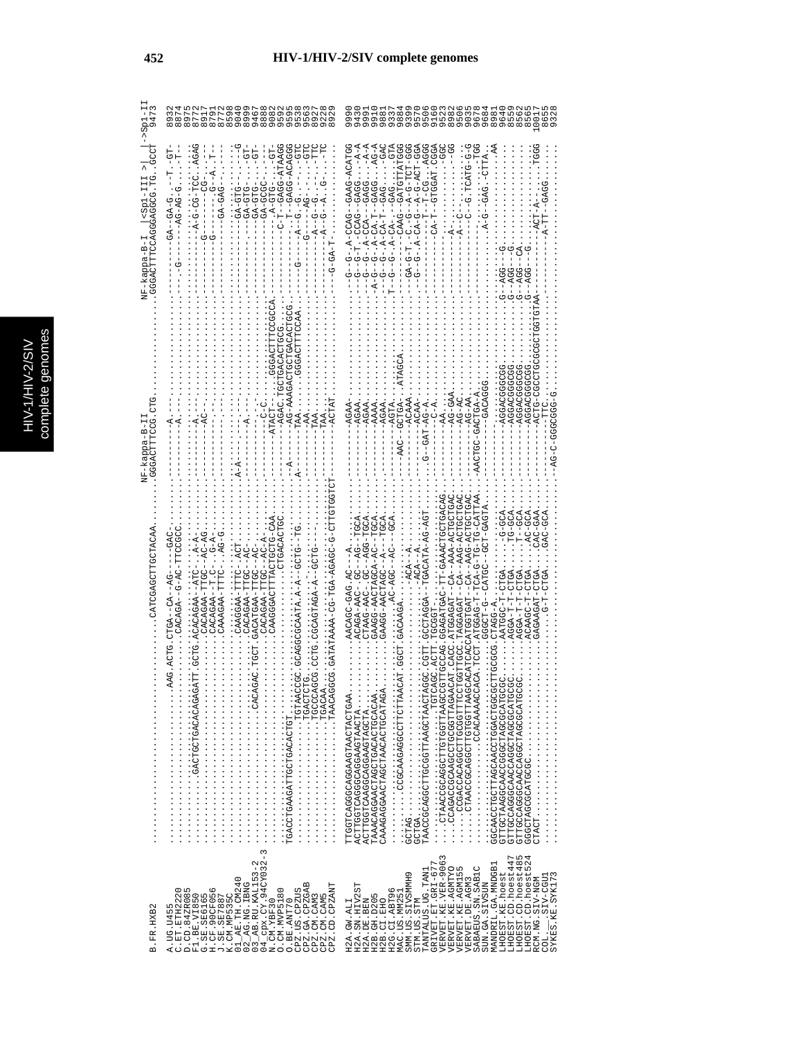# HIV-1/HIV-2/SIV complete genomes

```
                                                                              NF-kappa-B-II                   NF-kappa-B-I  |<Sp1-III >|  |->Sp1-II
B.FR.HXB2             ...........................CATCGAGCTTGCTACAA.........GGGACTTTCCG.CTG..................GGGACTTTCCAGGGAGGCG.TG..GCCT  9473

A.UG.U455             ..........................AAG.ACTG.CTGA--CA--AG----GAC..........--------A---.....................--------GA-GA-G....-T.-GT-  8932
C.ET.ETH2220          ...............................CACAGA--G-AC-TTCCGCC.........--------A---.....................-----G----AG-AG-G....-T-..   8874
D.CD.84ZR085          ....................................................................................................                      8975
F1.BE.VI850           ..........GACTGCTGACACAGAGATT.GCTG.ACACAGAA--ATC---A-A-.........--------A---.....................---------A-G-CG-TCC..AGAG  8772
G.SE.SE6165           .............................CACAGAA--TTGC--AC-AG..............--------AC-.....................--------G-------CG-...    8917
H.CF.90CF056          .............................CACAGAA-T-C---G-A-................--------.......................---------G-------G---A-..T-- 8791
J.SE.SE7887           .............................CAAAGAA--TTTC---AG-G..............-----------.....................---------GA-GAG---.-----  8772
K.CM.MP535C           ....................................................................................................                      8598
01_AE.TH.CM240        .............................CAAGGAA--TTTC--ACT..........A-A----------........................---------GA-GTG------..--G 9040
02_AG.NG.IBNG         .............................CACAGAA--TTGC--AC-................--------A---.....................---------GA-GTG-.....-GT- 8999
03_AB.RU.KAL153-2     ..............CACAGAC.TGCT.GACATGAA--TTGC--AC-................---------.......................---------GA-GTG......-GT- 9467
04_cpx.CY.94CY032-3   .............................CACAGAA--TTGC--AC-A-..............--------C-C.....................---------GA-GCGC........  8888
N.CM.YBF30            .............................CAAGGGACTTTACTGCTG-CAA...........ATACT.........GGGACTTTCCGCCA.....------A-GTG.......-GT- 9082
O.BE.ANT70            TGACCTGAAGATTGCTGACACTGT.................CTTGACACTGC.......------AGAC.TGCTGACACTGCG.........---C-T---GAGG-ATAAGG 9595
CPZ.US.CPZUS          .............TGTAACCGC.GCAGGCGCAATA.A-A--GCTG--TG......A-------AG-AAAGACTGCTGACACTGCG......G-------T--GAGG-ACAGGG  9538
CPZ.GA.CPZGAB         .............TGACTCTG.........................................--------TAA.............GGGACTTTCCAA....G----A--G.-G....-GTC 9563
CPZ.CM.CAM3           .............TGCCCAGCG.CCTG.CGCAGTAGA-A--GCTG---.............--------AA.............................-------AG-.-..-.-GTC 8927
CPZ.CM.CAM5           .............TGACAA...........................................--------TAA...........................-----A--G--G..-..-TTC 9228
CPZ.CD.CPZANT         .............TAACAGGCG.GATATAAAA-CG-TGA-AGAGC-G-CTTGTGGTCT-------ACTAT........................---G-GA-T---A--A..G....-TC 8929

H2A.GW.ALI            TTGGTCAGGGCAGGAAGTAACTACTGAA.........AACAGC-GAG.AC---A.........-------AGAA.........................-G--G--A-CCAG--GAAG-ACATGG 9990
H2A.SN.HIV2ST         ACTTGGTCAGGGCAGGAAGTAACTA...........ACAGA-AAC-.GC--AG-TGCA........-------AGAA.........................-G--G-T--CCAG---GAGG....A-A 9430
H2A.DE.BEN            ACTTGGTCAAGGCAGGAAGTAGCTA...........CTAAG-AAC-.GC--AGG-TGCA.......-------AGAA.........................-G--G--A--CCA---GAGG....A-A 9991
H2B.GH.D205           TAAACAGGAACTAGCTGACACTGCACAA........GAAGG-AACTAGCA-AC--TGCA......---------AAAA.........................A-G--G--A-CA-T--GAGG...AG-A 9910
H2B.CI.EHO            CAAAGAGGAACTAGCTAACACTGCATAGA.......GAAGG-AACTAGC--A---TGCA......---------AGAA.........................-G--G--A-CA-T--GAG......-GAC 9881
H2G.CI.ABT96          ..........................................AC-AGC--AC---GCA.......---------AGTA.........................T--G--G--A-CA-.--GAG.....GTA 9337
MAC.US.MM251          .........CCGCAAGAGGCCTTCTTAACAT.GGCT.GACAAGA.............AAC--GCTGA--.ATAGCA.................--------CAAG--GATGTTATGGG 9884
SMM.US.SIVSMMH9       GCTAG....................................ACA--A.........-------ACAAA.........................GA-G-T--C--G--A-G-TCT-GGG 9399
STM.US.STM            GCTGA....................................ACA--A.........-------ACAA..........................-G--G--A-CA-A---A-G-ACT-GGA 9570
TANTALUS.UG.TAN1      TAACCGCAGGCTTGCGGTTAAGCTAACTAGGC.CGTT.GCCTAGGA--TGACATA-AG-AGT.....G---GAT-AG-A.......................--------T--T-CG.AGGG 9506
GRIVET.ET.GRI-677     ..........................TGTCAGC.ACTT.TGCGGT-......................-------C-A.........................--------CA-T--GTGGAT.CGGA 9160
VERVET.KE.VER-9063    .....CTAACCGCAGGCTTGTGGTTAAGCCGTTGCCAG.GGAGATGAC-TT-GAAACTGCTGACAG......-------AA...........................----------------GGC 9523
VERVET.KE.AGMTYO      .....CCAGACCGCAAGCCTGCGGTTAGAACAT.CACC.ATGGAGAT--CA--AAA-ACTGCTGAC......-------AG-GAA.......................---A-----------GG 8982
VERVET.KE.AGM155      .........CCGACCACAGGCTTGCGGTTCCTGGTTGCC.TAGGAGAT--CA--AAG-ACTGCTGAC......-------AG-AC.........................---A--C--........ 9506
VERVET.DE.AGM3        .........CTAACCGCAGGCTTGTGGTTAAGCACATCACCATGGTGAT--CA--AAG-ACTGCTGAC......-------AG-AA.........................------C--G.TCATG-G-G 9035
SABAEUS.SN.SAB1C      ...............CCACAAAACCACA.TCCT.ATGGAG-T-TCA-G-TG-TG-CATTAA....AACTGC-GACTGA-A.......................------..........-TGG 9678
SUN.GA.SIVSUN         ...........................GGGCT-G--CATGC--GCT-GAGTA..........-------GACAGGG.......................-----A-G--GAG.-CTTA.... 9684
MANDRIL.GA.MNDGB1     GGCAACCTGCTTAGCAACCTGGACTGGCGCTTGCGCG.CTAGG-A.................................................................AA  8981
LHOEST.KE.hoest       GTTGCTAAGGCAACCGGGCTAGCGCATGCGC.........AATGGC-T-CTGA.......G-GCA.....-------AGGACGGGCGG...........G--AGG--G................  9640
LHOEST.CD.hoest447    GTTGCCAGGGCAACCAGGCTAGCGCATGCGC.........AGGA-T-T-CTGA.....TG-GCA.....-------AGGACGGGCGG...........G--AGG--G................  8559
LHOEST.CD.hoest485    GTTGCCAGGGCAACCAGGCTAGCGCATGCGC.........AGGA-T-T-CTGA.......T--GCA.....-------AGGACGGGCGG...........G--AGG--CA...............  8562
LHOEST.CD.hoest524    GGGCTAGCGCATGCGC.......................ACAAGC-T-CTGA.......AC-GCA.....-------AGGACGGGCGG...........G--AGG--G................  8565
RCM.NG.SIV-NGM        CTACT.................................GAGAAGAT-CTGA.......CAC-GAA.....-------ACTG-CGCCTGCGCGCTGGTGTAA....------ACT-A-.......TGGG 10017
COL.__.SIV-CGU1       ......................................................................-------TTC..........................--------A-TT-GAGG......  8655
SYKES.KE.SYK173       ..........................G-T-CTGA.......GAC-GCA........-AG-C-GGGCGGG-G..............................................  9328
```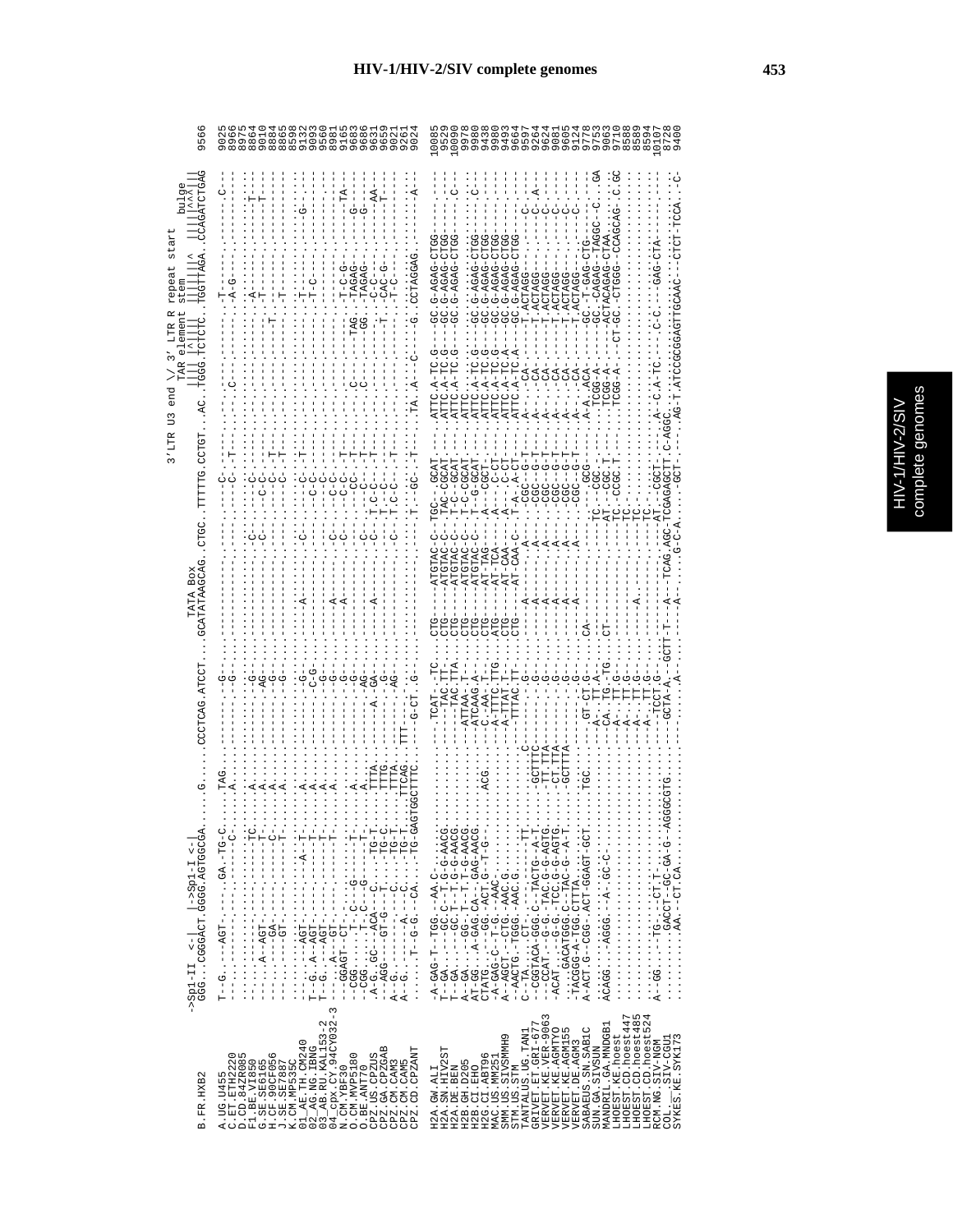# HIV-1/HIV-2/SIV complete genomes

```
                       ->Sp1-II <-|   |->Sp1-I <-|                                     TATA Box                     3'LTR U3 end \/ 3' LTR R repeat start
                                                                                                                         TAR element  stem          bulge
B.FR.HXB2              GGG...CGGGACT.GGGG.AGTGGCGA.....G.......CCCTCAG.ATCCT....GCATATAAGCAG..CTGC..TTTTTG.CCTGT...AC..TGGG.TCTCTC..TGGTTAGA..CCAGATCTGAG   9566

A.UG.U455                                                                                                                                                9025
C.ET.ETH2220                                                                                                                                             8966
D.CD.84ZR085                                                                                                                                             8975
F1.BE.VI850                                                                                                                                              8864
G.SE.SE6165                                                                                                                                              9010
H.CF.90CF056                                                                                                                                             8884
J.SE.SE7887                                                                                                                                              8865
K.CM.MP535C                                                                                                                                              8598
01_AE.TH.CM240                                                                                                                                           9132
02_AG.NG.IBNG                                                                                                                                            9093
03_AB.RU.KAL153-2                                                                                                                                        9580
04_cpx.CY.94CY032-3                                                                                                                                      8981
N.CM.YBF30                                                                                                                                               9165
O.CM.MVP5180                                                                                                                                             9683
O.BE.ANT70                                                                                                                                               9686
CPZ.US.CPZUS                                                                                                                                             9631
CPZ.GA.CPZGAB                                                                                                                                            9659
CPZ.CM.CAM3                                                                                                                                              9021
CPZ.CM.CAM5                                                                                                                                              9261
CPZ.CD.CPZANT                                                                                                                                            9024

H2A.GW.ALI                                                                                                                                              10085
H2A.SN.HIV2ST                                                                                                                                            9529
H2A.DE.BEN                                                                                                                                              10090
H2B.GH.D205                                                                                                                                              9978
H2B.CI.EHO                                                                                                                                               9980
H2G.CI.ABT96                                                                                                                                             9438
MAC.US.MM251                                                                                                                                             9990
SMM.US.SIVSMMH9                                                                                                                                          9493
STM.US.STM                                                                                                                                               9664
TANTALUS.UG.TAN1                                                                                                                                         9597
GRIVET.ET.GRI-677                                                                                                                                        9264
VERVET.KE.VER-9063                                                                                                                                       9624
VERVET.KE.AGMTYO                                                                                                                                         9081
VERVET.KE.AGM155                                                                                                                                         9605
VERVET.DE.AGM3                                                                                                                                           9124
SABAEUS.SN.SAB1C                                                                                                                                         9778
SUN.GA.SIVSUN                                                                                                                                            9753
MANDRIL.GA.MNDGB1                                                                                                                                        9063
LHOEST.KE.hoest                                                                                                                                          9710
LHOEST.CD.hoest447                                                                                                                                       8588
LHOEST.CD.hoest485                                                                                                                                       8589
LHOEST.CD.hoest524                                                                                                                                       8594
RCM.NG.SIV-NGM                                                                                                                                          10107
COL.--.SIV-CGU1                                                                                                                                          8728
SYKES.KE.SYK173                                                                                                                                          9400
```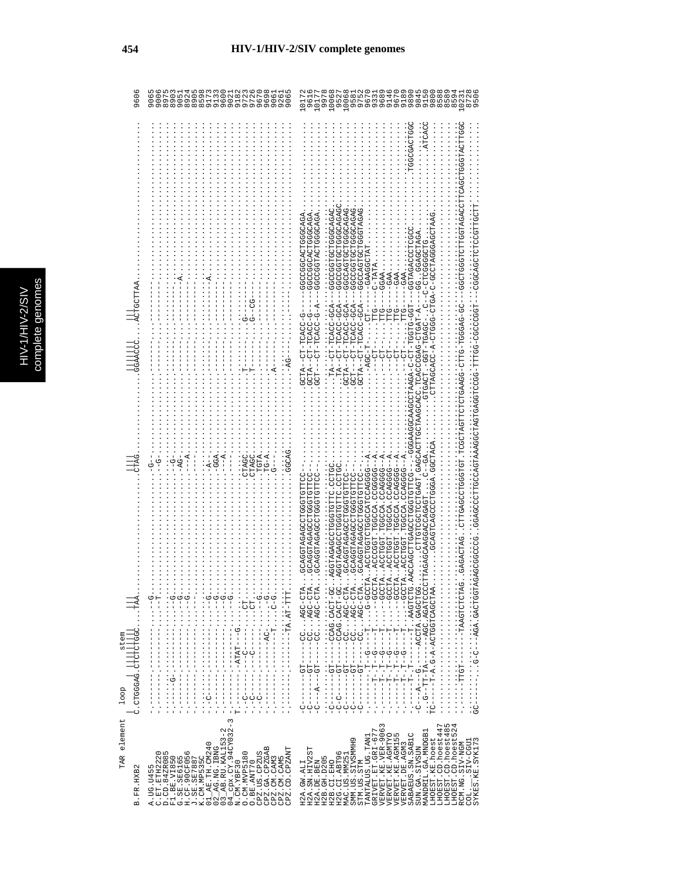# HIV-1/HIV-2/SIV complete genomes

```
                      TAR element  loop       stem
                                   |         |||||||   |||                                   ||||                    |||||||       |||
B.FR.HXB2               C.CTGGGAG.CTCTCTGGC....TAA.................................CTAG.....................GGAACCC.......ACTGCTTAA...........................................   9606

A.UG.U455               .........--------.......G..................................-G-......................-------.......---------...........................................   9065
C.ET.ETH2220            .........--------.......-T.................................-G.......................-------.......---------...........................................   9006
D.CD.84ZR085            .........--------.......G..................................-G.......................-------.......---------...........................................   8975
F1.BE.VI850             .......G.--------.......G..................................-G.......................-------.......---------...........................................   8993
G.SE.SE6165             .........--------.......G..................................-AG-.....................-------.......---------...........................................   9051
H.CF.90CF056            .........--------.......G..................................--A......................-------.......-------A-...........................................   8924
J.SE.SE7887             .........--------..........................................----.....................-------.......---------...........................................   8905
K.CM.MP535C             .........--------..........................................----.....................-------.......---------...........................................   8598
01_AE.TH.CM240          ..C......--------.......G..................................-A--.....................-------.......-------A-...........................................   9173
02_AG.NG.IBNG           .........--------.......G..................................GGA-.....................-------.......---------...........................................   9133
03_AB.RU.KAL153-2       .........--------.......G..................................--A-.....................-------.......---------...........................................   9600
04_cpx.CY.94CY032-3     .........--------.......G..................................----.....................-------.......---------...........................................   9021
N.CM.YBF30              T........-ATAT---G.........................................----.....................-------.......---------...........................................   9182
O.CM.MVP5180            ..C......--C----......CT...................................CTAGC.....................-T-----.......G--------...........................................   9723
O.BE.ANT70              ..C......--C----......CT...................................CTAGC.....................-T-----.......G--CG----...........................................   9726
CPZ.US.CPZUS            ..C......--------.......G..................................TGTA-.....................-------.......---------...........................................   9670
CPZ.GA.CPZGAB           .........--AC----.......G..................................TG-A-.....................-------.......---------...........................................   9698
CPZ.CM.CAM3             .........--------T....C-G..................................G---.....................--A----.......---------...........................................   9061
CPZ.CM.CAM5             .........--------..........................................----.....................-------.......---------...........................................   9261
CPZ.CD.CPZANT           .........--------TA.AT-TTT.................................GGCAG.....................-AG----.......---------...........................................   9065

H2A.GW.ALI              -C-------GT----CC..AGC-CTA...GCAGGTAGAGCCTGGGTGTTCC-......................GCTA--CT-TCACC-G-----GGCCGGCACTGGGCAGA........................................   10172
H2A.SN.HIV2ST           -C-------GT----CC..AGC-CTA...GCAGGTAGAGCCTGGGTGTTCC-......................GCTA--CT-TCACC-G-----GGCCGGCACTGGGCAGA........................................   9616
H2A.DE.BEN              -C---A---GT----CC..AGC-CTA...GCAGGTAGAGCCTGGGTGTTCC-......................GCT---CT-TCACC-G-A---GGCCGGTACTGGGCAGA........................................   10177
H2B.GH.D205             .........--------..........................................-----.....................-------.......---------...........................................   9978
H2B.CI.EHO              -C-------GT----CCAG.CACT-GC..AGGTAGAGCCTGGGTGTTC.CCTGC......................TA--CT-TCACC-GCA---GGCCGGTGCTGGGCAGAC.......................................   10068
H2G.CI.ABT96            -C-C-----GT----CCAG.CACT-GC..AGGTAGAGCCTGGGTGTTC.CCTGC......................TA--CT-TCACC-GCA---GGCCGGTGCTGGGCAGAGC......................................   9527
MAC.US.MM251            -C-------GT----CC..AGC-CTA...GCAGGTAGAGCCTGGGTGTTCC-......................GCTA--CT-TCACC-GCA---GGCCAGTGCTGGGCAGAG.......................................   10068
SMM.US.SIVSMMH9         -C-------GT----CC..AGC-CTA...GCAGGTAGAGCCTGGGTGTTCC-......................GCT---CT-TCACC-GCA---GGCCGGTGCTGGGCAGAG.......................................   9581
STM.US.STM              -C-------GT----CC..AGC-CTA...GCAGGTAGAGCCTGGGTGTTCC-......................GCTA--CT-TCACC-GCA---GGCCAGTGCTGGGTAGAG.......................................   9752
TANTALUS.UG.TAN1        .......T-G---T---G-GCCTA..ACCTGGTCTGGCCATCCAGGGG--A..............................-AGC-T-----CT----GAAGGCTAT...........................................   9670
GRIVET.ET.GRI-677       .......T-T-G-----T----GCCTA..ACCCGGT.TGGCCA.CCGGGGG--A...........................----CT-......TTG----C-TATA...........................................   9331
VERVET.KE.VER-9063      .......T-T-G-----T----GCCTA..ACCTGGT.TGGCCA.CCAGGGG--A...........................----CT-......TTG----GGAA............................................   9689
VERVET.KE.AGMTYO        .......T-T-G-----T----GCCTA..ACCTGGT.TGGCCA.CCAGGGG--A...........................----CT-......TTG----GAA.............................................   9146
VERVET.KE.AGM155        .......T-T-G-----T----GCCTA..ACCTGGT.TGGCCA.CCAGGGG--A...........................----CT-......TTG----GAA.............................................   9670
VERVET.DE.AGM3          .......T-T-G-----T----GCCTA..ACCTGGT.TGGCCA.CCAGGGG--A...........................----CT-......TTG----GAA.............................................   9189
SABAEUS.SN.SAB1C        .......T-T---T-AAGTCTG.AACCAGCTTGAGCCTGGGTGTTCG--GGGAAGGCAAGGCCTAAGA-C-CT-TGGTG-GGT---GGTAGACCCTCGCC....................TGGCGACTGGC...   9880
SUN.GA.SIVSUN           -C---A--G---ACCTA.GAGCTGG.........CTTGGTCCTCTGAGT-G-AGCACTTGCTAAGCACC.TCACCCGAG-CTGAT-A----GG..GGAGCTAGA......................................   9845
MANDRIL.GA.MNDGB1       ..G---TT-TA----AGC.AGATCCCTTAGAGCAAGGACCAGAGT.......C--GA..........GTGACT--GGT-TGAGC---C--CTCGGGCTG.........................ATCACC..   9150
LHOEST.KE.hoest         TC-----T-A-G-A-ACTGGTCAGCTAA..........GCAGTCAGCCCTGGGA.GGCTACA.........CTTAGCACC-A-CTGGG-CTGA-C-GCCTAGGGAGCTAAG.........................   9800
LHOEST.CD.hoest447      .........--------..........................................-----.....................-------.......---------...........................................   8588
LHOEST.CD.hoest485      .........--------..........................................-----.....................-------.......---------...........................................   8589
LHOEST.CD.hoest524      .........--------..........................................-----.....................-------.......---------...........................................   8594
RCM.NG.SIV-NGM          .....TTGT-----TAAGTCTCTAG..GAGACTAG..CTTGAGCCTGGGTGT.TCGCTAGTTCTCTGAAGG-CTTG-TGGGAG-GC---GGCTGGGTCTTGGTAGACCTTCAGCTGGGTACTTGGC   10231
COL.-.SIV-CGU1          .........--------..........................................-----.....................-------.......---------...........................................   8728
SYKES.KE.SYK173         GC-----G-C---AGA.GACTGGTAGAGCGGCCCG..GGAGCCCTTGCCAGTAAAGGCTAGTGAGGTCCGG-TTTGG-CGCCCGGT---CGGCAGCTCTCCGTTGCTT.............................   9506
```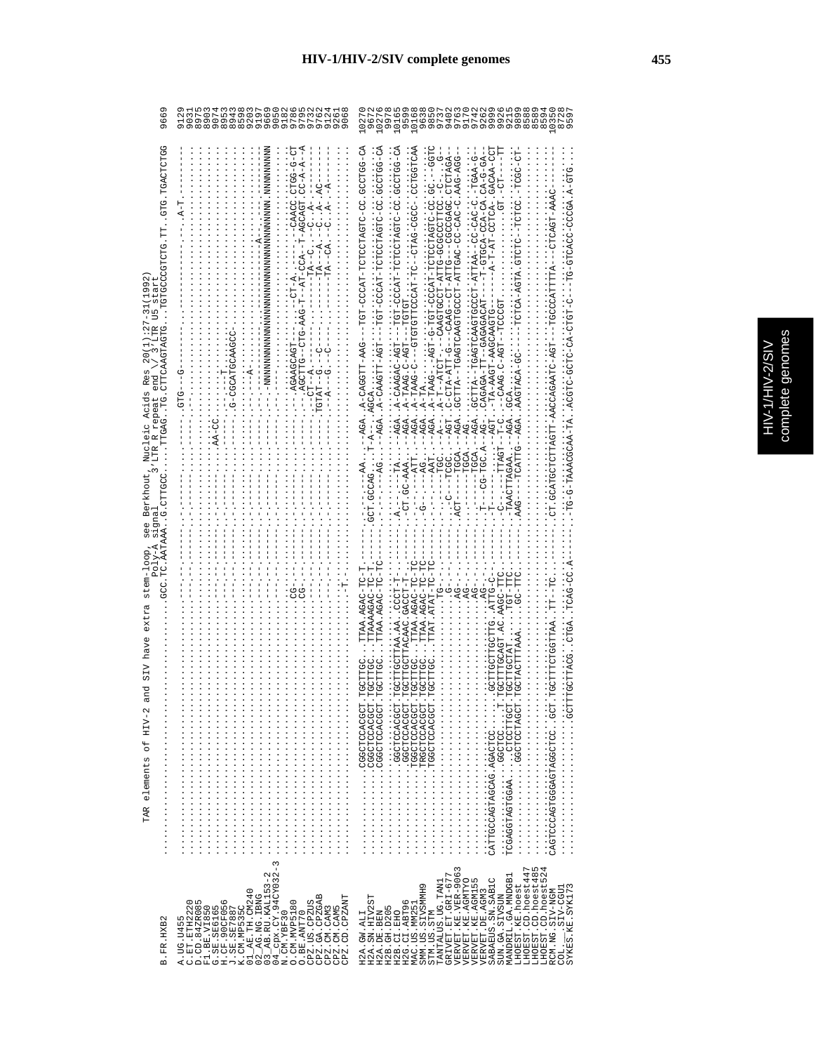# HIV-1/HIV-2/SIV complete genomes

TAR elements of HIV-2 and SIV have extra stem-loop, see Berkhout, Nucleic Acids Res 20(1):27-31(1992)

```
                                              PolyA signal    3'LTR R repeat end \/ 3'LTR U5 start
B.FR.HXB2          ............................GCC.TC.AATAAA.G.CTTGCC....TTGAG.TG.CTTCAAGTAGTG...TGTGCCCGTCTG.TT.GTG.TGACTCTGG   9669

A.UG.U455          .........................................................GTG---G------------------A-T--------   9129
C.ET.ETH2220       ......................................................................................................   9031
D.CD.84ZR085       ......................................................................................................   8975
F1.BE.VI850        ......................................................................................................   8903
G.SE.SE6165        ......................................................................................................   9074
H.CF.90CF056       ..........................................AA-CC..................................................   8953
J.SE.SE7887        ......................................................................................................   8943
K.CM.MP535C        ...............................................G-CGCATGCAAGCC.......................................   8598
01_AE.TH.CM240     ......................................................................................................   9203
02_AG.NG.IBNG      .............................................-A-..............................A.....................   9197
03_AB.RU.KAL153-2  ......................................................NNNNNNNNNNNNNNNNNNNNNNNNNNNNNNNNNN.NNNNNNNNN   9669
04_cpx.CY.94CY032-3 .....................................................................................................   9050
N.CM.YBF30         ......................................................................................................   9182
O.CM.MVP5180       ..................CG-...............................AGAAGCAGT.........CT-A......-CAACC.CTGG-G-CT   9786
O.BE.ANT70         ..................CG-...............................AGCTTG--CTG-AAG-T--AT-CCA--T-AGCAGT.CC-A-A--A   9795
CPZ.US.CPZUS       ...................................................CT-A.....................TA--C...-C..A-.......   9732
CPZ.GA.CPZGAB      ..................................................TGTAT--G.--C-.............TA--A...-C..A-.AC......   9762
CPZ.CM.CAM3        ..................................................-A--G.--C-.............TA--CA...-C..A-.-A.......   9124
CPZ.CM.CAM5        ......................................................................................................   9261
CPZ.CD.CPZANT      ...................T-.................................................................................   9068

H2A.GW.ALI         ........CGGCTCCACGCT.TGCTTGC...TTAA.AGAC-TC-T......AA..-AGA..A-CAGGTT-AAG--TGT-CCCAT-TCTCCTAGTC-CC.GCCTGG-CA  10270
H2A.SN.HIV2ST      ........CGGCTCCACGCT.TGCTTGC...TTAAAAGAC-TC-T...GCT.GCCAG...T-A--.AGCA...............................   9672
H2A.DE.BEN         ........CGGCTCCACGCT.TGCTTGC...TTAA.AGAC-TC-TC.........AG...-AGA..A-CAAGTT-AGT--TGT-CCCAT-TCTCCTAGTC-CC.GCCTGG-CA  10276
H2B.GH.D205        ......................................................................................................   9978
H2B.CI.EHO         ........GGCTCCACGCT.TGCTTGCTTAA.AA..CCCT-T.........A.--.TA...-AGA..A-CAAGAC-AGT--TGT-CCCAT-TCTCCTAGTC-CC.GCCTGG-CA  10165
H2G.CI.ABT96       ........GGCTCCACGCT.TGCTTGCTTACAAC.GACCT-T.........-CT.GC-AAA...-AGA..A-TAAG-C-AGT--TGTGT...........   9599
MAC.US.MM251       ........TGGCTCCACGCT.TGCTTGC...TTAA.AGAC-TC-TC.........-ATT..-AGA..A-TAAG-C---GTGTGTTCCCAT-TC--CTAG-CGCC-.CCTGGTCAA  10168
SMM.US.SIVSMMH9    ........TRGCTCCACGCT.TGCTTGC...TTAA.AGAC-TC-TC.....-G-...-AG...-AGA..A-TA.........................   9638
STM.US.STM         ........TGGCTCCACGCT.TGCTTGC...TTAT.ATAT-TC-TC.........AAT..-AGA..A-TAAG--AGT-G-TGT-CCCAT-TCTCCTAGTC-CC.GC--GGTC   9850
TANTALUS.UG.TAN1   ...................................TG-...........TGC..--A-..A-T-ATCT--CAAGTGCCT-ATTG-GCGCCCTTCC.-C...G--   9737
GRIVET.ET.GRI-677  ...................................G-............C--TCGC..-AGT..C-CTA-ATT-G---CAAG--CT-ATTG---CGCCGAGC.CTCTAGA-   9402
VERVET.KE.VER-9063 ...................................AG-..........ACT----TGCA..-AGA..GCTTA--TGAGTCAAGTGCCCT-ATTGAC-CC-CAC-C.AAG-AGG-   9763
VERVET.KE.AGMTYO   ...................................AG..............TGCA..-AG..............................   9170
VERVET.KE.AGM155   ...................................AG-.............-TGCA..-AGA..GCTTA--TGAGTCAAGTGCCCT-ATTAA--CC-CAC-C.-TGAA-G--   9742
VERVET.DE.AGM3     ...................................AG-...........T----CG-TGC.A--AGT..CAGAGA-TT--GAGAGACAT----T-GTGCA-CCA-CA.CA-G-GA-   9262
SABAEUS.SN.SAB1C   CATTGCCAGTAGCAG.AGACTCC........GCTTGCTTGCTTG...ATTG-C.....-C--.....-AGT..-TA-AAGT-AAGCAAGTG--------A-T-AT-CCTCA-.GACAA-CCT   9999
SUN.GA.SIVSUN      .......GGCTCC....T.TGCTTGCAGT.AC.AAGC-TTC...........-TTAGT--T-C..-CAAG.C-AGT--TCCCGT....................GT.-CT----TT   9926
MANDRIL.GA.MNDGB1  TCGAGGTAGTGGAA....CTCCTTGCT.TGCTTGCTAT...TGT-TTC..........TAACTTAGAA..-AGA..GCA.......................................   9215
LHOEST.KE.hoest    .......GGCTCCTAGCT.TGCTACTTAAA...GC-TTC.........AAG---TCATTG--AGA..AAGTACA-GC----TCTCA-AGTA.GTCTC-TCTCC.-TCGC-CT-   9899
LHOEST.CD.hoest447 ......................................................................................................   8588
LHOEST.CD.hoest485 ......................................................................................................   8589
LHOEST.CD.hoest524 ......................................................................................................   8594
RCM.NG.SIV-NGM     CAGTCCCAGTGGGAGTAGGCTCC..GCT.TGCTTTCTGGTTAA..TT--TC.......CT.GCATGCTCTTAGTT-AACCAGAATC-AGT--TGCCCATTTTA---CTCAGT-AAAC.......  10350
COL.__.SIV-CGU1    ......................................................................................................   8728
SYKES.KE.SYK173    ..........GCTTTGCTTACG..CTGA..TCAG-CC.A.......TG-G-TAAACGCAA-TA..ACGTC-GCTC-CA-CTGT-C---TG-GTCACC-CCCGA.A-GTG....   9597
```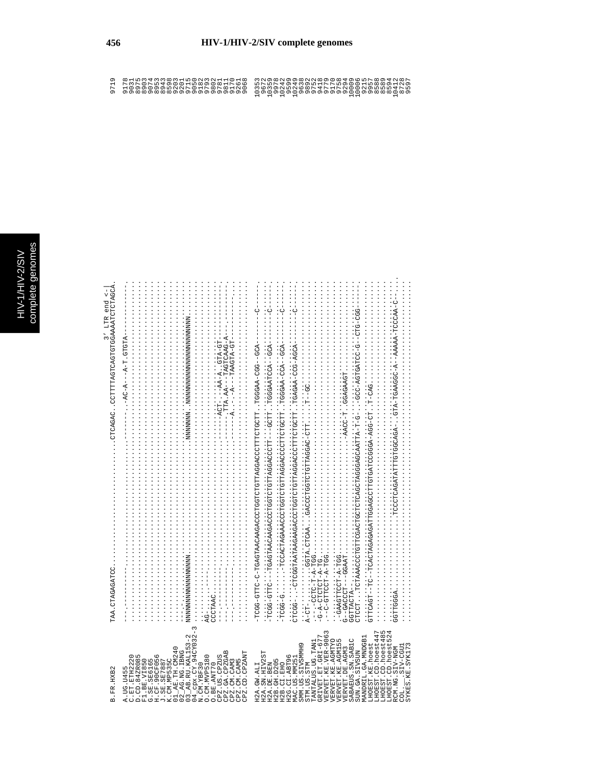```
                                                      3' LTR end <-|
B.FR.HXB2          TAA.CTAGAGATCC.........................CTCAGAC..CCTTTTAGTCAGTGTGGAAAATCTCTAGCA.     9719

A.UG.U455          ---------------.........................--------.-AC-A---A-T.GTGTA.............     9178
C.ET.ETH2220       ...............................................................................     9031
D.CD.84ZR085       ...............................................................................     8975
F1.BE.VI850        ...............................................................................     8903
G.SE.SE6165        ...............................................................................     9074
H.CF.90CF056       ...............................................................................     8953
J.SE.SE7887        ...............................................................................     8943
K.CM.MP535C        ...............................................................................     8598
01_AE.TH.CM240     ...............................................................................     9203
02_AG.NG.IBNG      ---.--.........................................................................     9201
03_AB.RU.KAL153-2  NNNNNNNNNNNNNNNNN.......................NNNNNNNN..NNNNNNNNNNNNNNNNNNNNNNNNN.....     9715
04_cpx.CY.94CY032-3 ...............................................................................     9050
N.CM.YBF30         ...............................................................................     9182
O.CM.MVP5180       AG-............................................................................     9793
O.BE.ANT70         CCCTAAC........................................................................     9802
CPZ.US.CPZUS       --.--------.....................--------ACT---AA-A..GTA-GT---------.............     9781
CPZ.GA.CPZGAB      --.--------.....................--------.--TTA.AA--TAGTCAAG-A----------.........     9811
CPZ.CM.CAM3        --.--------.....................--------A.--A---TAAGTA-GT-------...............     9170
CPZ.CM.CAM5        ...............................................................................     9261
CPZ.CD.CPZANT      ...............................................................................     9068

H2A.GW.ALI         -TCGG-GTTC-C-TGAGTAACAAGACCCTGGTCTGTTAGGACCCTTTCTGCTT..TGGGAA-CGG--GCA------C------.    10353
H2A.SN.HIV2ST      ...............................................................................     9672
H2A.DE.BEN         -TCGG-GTTC---TGAGTAACAAGACCCTGGTCTGTTAGGACCCTT---GCTT..TGGGAATCCA--GCA-------C-----.    10359
H2B.GH.D205        ...............................................................................     9978
H2B.CI.EHO         -TCGG-G......-TCCACTAGAAACCCTGGTCTGTTAGGACCCCTTCTGCTT..TGGGAA-CCA--GCA------C------.    10242
H2G.CI.ABT96       ...............................................................................     9599
MAC.US.MM251       CTCGG-.-CTCGGTAATAAGAAGACCCTGGTCTGTTAGGACCCTTTCTGCTT..TGAGAA-CCG-AGCA------C------.    10249
SMM.US.SIVSMMH9    ...............................................................................     9638
STM.US.STM         A-CT-........GGTA.CTCAA..GACCCTGGTCTGTTAGGAC-CTT......T--GC....................     9882
TANTALUS.UG.TAN1   ---CCTC-T-A-TGG................................................................     9752
GRIVET.ET.GRI-677  -G-A-CTCTCT-A-TG...............................................................     9418
VERVET.KE.VER-9063 --C-GTTCCT-A-TGG...............................................................     9779
VERVET.KE.AGMTYO   ...............................................................................     9170
VERVET.KE.AGM155   -GAAGTTCCT-A-TGG.....................................AACC-T..GGAGAAGT.............     9758
VERVET.DE.AGM3     G--GACCCT---GGAAT..............................................................     9294
SABAEUS.SN.SAB1C   GGTTACTA--.....................................................................    10009
SUN.GA.SIVSUN      CTCCT..TCTAAACCCTGTTGGACTGCTCTCAGCTAGGGAGCAATTA-T-G-..GCC-AGTGATCC-G--CTG-CGG--.    10006
MANDRIL.GA.MNDGB1  ...............................................................................     9215
LHOEST.KE.hoest    GTTCAGT--TC--TCACTAGAGAGATTGGAGCCTTGTGATCCGGGA-AGG-CT..T-CAG...................     9957
LHOEST.CD.hoest447 ...............................................................................     8588
LHOEST.CD.hoest485 ...............................................................................     8589
LHOEST.CD.hoest524 ...............................................................................     8594
RCM.NG.SIV-NGM     GGTTGGGA...........TCCCTCAGATATTTGTGGCAGA-..GTA-TGAAGGC-A--AAAAA-TCCCAA-C--.....    10412
COL.__.SIV-CGU1    ...............................................................................     8728
SYKES.KE.SYK173    ...............................................................................     9597
```